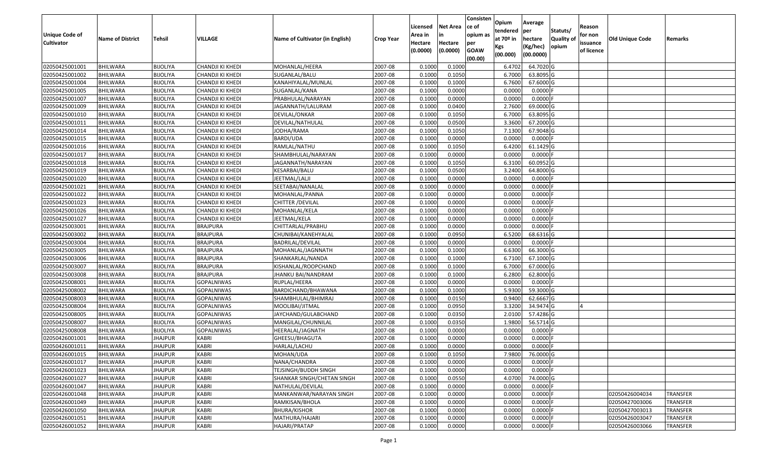| Unique Code of Cultivator | Name of District | Tehsil | VILLAGE | Name of Cultivator (in English) | Crop Year | Licensed Area in Hectare (0.0000) | Net Area in Hectare (0.0000) | Consistence of opium as per GOAW (00.00) | Opium tendered at 70º in Kgs (00.000) | Average per hectare (Kg/hec) (00.0000) | Statuts/ Quality of opium | Reason for non issuance of licence | Old Unique Code | Remarks |
|---|---|---|---|---|---|---|---|---|---|---|---|---|---|---|
| 02050425001001 | BHILWARA | BIJOLIYA | CHANDJI KI KHEDI | MOHANLAL/HEERA | 2007-08 | 0.1000 | 0.1000 | | 6.4702 | 64.7020 | G | | | |
| 02050425001002 | BHILWARA | BIJOLIYA | CHANDJI KI KHEDI | SUGANLAL/BALU | 2007-08 | 0.1000 | 0.1050 | | 6.7000 | 63.8095 | G | | | |
| 02050425001004 | BHILWARA | BIJOLIYA | CHANDJI KI KHEDI | KANAHIYALAL/MUNLAL | 2007-08 | 0.1000 | 0.1000 | | 6.7600 | 67.6000 | G | | | |
| 02050425001005 | BHILWARA | BIJOLIYA | CHANDJI KI KHEDI | SUGANLAL/KANA | 2007-08 | 0.1000 | 0.0000 | | 0.0000 | 0.0000 | F | | | |
| 02050425001007 | BHILWARA | BIJOLIYA | CHANDJI KI KHEDI | PRABHULAL/NARAYAN | 2007-08 | 0.1000 | 0.0000 | | 0.0000 | 0.0000 | F | | | |
| 02050425001009 | BHILWARA | BIJOLIYA | CHANDJI KI KHEDI | JAGANNATH/LALURAM | 2007-08 | 0.1000 | 0.0400 | | 2.7600 | 69.0000 | G | | | |
| 02050425001010 | BHILWARA | BIJOLIYA | CHANDJI KI KHEDI | DEVILAL/ONKAR | 2007-08 | 0.1000 | 0.1050 | | 6.7000 | 63.8095 | G | | | |
| 02050425001011 | BHILWARA | BIJOLIYA | CHANDJI KI KHEDI | DEVILAL/NATHULAL | 2007-08 | 0.1000 | 0.0500 | | 3.3600 | 67.2000 | G | | | |
| 02050425001014 | BHILWARA | BIJOLIYA | CHANDJI KI KHEDI | JODHA/RAMA | 2007-08 | 0.1000 | 0.1050 | | 7.1300 | 67.9048 | G | | | |
| 02050425001015 | BHILWARA | BIJOLIYA | CHANDJI KI KHEDI | BARDI/UDA | 2007-08 | 0.1000 | 0.0000 | | 0.0000 | 0.0000 | F | | | |
| 02050425001016 | BHILWARA | BIJOLIYA | CHANDJI KI KHEDI | RAMLAL/NATHU | 2007-08 | 0.1000 | 0.1050 | | 6.4200 | 61.1429 | G | | | |
| 02050425001017 | BHILWARA | BIJOLIYA | CHANDJI KI KHEDI | SHAMBHULAL/NARAYAN | 2007-08 | 0.1000 | 0.0000 | | 0.0000 | 0.0000 | F | | | |
| 02050425001018 | BHILWARA | BIJOLIYA | CHANDJI KI KHEDI | JAGANNATH/NARAYAN | 2007-08 | 0.1000 | 0.1050 | | 6.3100 | 60.0952 | G | | | |
| 02050425001019 | BHILWARA | BIJOLIYA | CHANDJI KI KHEDI | KESARBAI/BALU | 2007-08 | 0.1000 | 0.0500 | | 3.2400 | 64.8000 | G | | | |
| 02050425001020 | BHILWARA | BIJOLIYA | CHANDJI KI KHEDI | JEETMAL/LALJI | 2007-08 | 0.1000 | 0.0000 | | 0.0000 | 0.0000 | F | | | |
| 02050425001021 | BHILWARA | BIJOLIYA | CHANDJI KI KHEDI | SEETABAI/NANALAL | 2007-08 | 0.1000 | 0.0000 | | 0.0000 | 0.0000 | F | | | |
| 02050425001022 | BHILWARA | BIJOLIYA | CHANDJI KI KHEDI | MOHANLAL/PANNA | 2007-08 | 0.1000 | 0.0000 | | 0.0000 | 0.0000 | F | | | |
| 02050425001023 | BHILWARA | BIJOLIYA | CHANDJI KI KHEDI | CHITTER /DEVILAL | 2007-08 | 0.1000 | 0.0000 | | 0.0000 | 0.0000 | F | | | |
| 02050425001026 | BHILWARA | BIJOLIYA | CHANDJI KI KHEDI | MOHANLAL/KELA | 2007-08 | 0.1000 | 0.0000 | | 0.0000 | 0.0000 | F | | | |
| 02050425001027 | BHILWARA | BIJOLIYA | CHANDJI KI KHEDI | JEETMAL/KELA | 2007-08 | 0.1000 | 0.0000 | | 0.0000 | 0.0000 | F | | | |
| 02050425003001 | BHILWARA | BIJOLIYA | BRAJPURA | CHITTARLAL/PRABHU | 2007-08 | 0.1000 | 0.0000 | | 0.0000 | 0.0000 | F | | | |
| 02050425003002 | BHILWARA | BIJOLIYA | BRAJPURA | CHUNIBAI/KANEHYALAL | 2007-08 | 0.1000 | 0.0950 | | 6.5200 | 68.6316 | G | | | |
| 02050425003004 | BHILWARA | BIJOLIYA | BRAJPURA | BADRILAL/DEVILAL | 2007-08 | 0.1000 | 0.0000 | | 0.0000 | 0.0000 | F | | | |
| 02050425003005 | BHILWARA | BIJOLIYA | BRAJPURA | MOHANLAL/JAGNNATH | 2007-08 | 0.1000 | 0.1000 | | 6.6300 | 66.3000 | G | | | |
| 02050425003006 | BHILWARA | BIJOLIYA | BRAJPURA | SHANKARLAL/NANDA | 2007-08 | 0.1000 | 0.1000 | | 6.7100 | 67.1000 | G | | | |
| 02050425003007 | BHILWARA | BIJOLIYA | BRAJPURA | KISHANLAL/ROOPCHAND | 2007-08 | 0.1000 | 0.1000 | | 6.7000 | 67.0000 | G | | | |
| 02050425003008 | BHILWARA | BIJOLIYA | BRAJPURA | JHANKU BAI/NANDRAM | 2007-08 | 0.1000 | 0.1000 | | 6.2800 | 62.8000 | G | | | |
| 02050425008001 | BHILWARA | BIJOLIYA | GOPALNIWAS | RUPLAL/HEERA | 2007-08 | 0.1000 | 0.0000 | | 0.0000 | 0.0000 | F | | | |
| 02050425008002 | BHILWARA | BIJOLIYA | GOPALNIWAS | BARDICHAND/BHAWANA | 2007-08 | 0.1000 | 0.1000 | | 5.9300 | 59.3000 | G | | | |
| 02050425008003 | BHILWARA | BIJOLIYA | GOPALNIWAS | SHAMBHULAL/BHIMRAJ | 2007-08 | 0.1000 | 0.0150 | | 0.9400 | 62.6667 | G | | | |
| 02050425008004 | BHILWARA | BIJOLIYA | GOPALNIWAS | MOOLIBAI/JITMAL | 2007-08 | 0.1000 | 0.0950 | | 3.3200 | 34.9474 | G | 4 | | |
| 02050425008005 | BHILWARA | BIJOLIYA | GOPALNIWAS | JAYCHAND/GULABCHAND | 2007-08 | 0.1000 | 0.0350 | | 2.0100 | 57.4286 | G | | | |
| 02050425008007 | BHILWARA | BIJOLIYA | GOPALNIWAS | MANGILAL/CHUNNILAL | 2007-08 | 0.1000 | 0.0350 | | 1.9800 | 56.5714 | G | | | |
| 02050425008008 | BHILWARA | BIJOLIYA | GOPALNIWAS | HEERALAL/JAGNATH | 2007-08 | 0.1000 | 0.0000 | | 0.0000 | 0.0000 | F | | | |
| 02050426001001 | BHILWARA | JHAJPUR | KABRI | GHEESU/BHAGUTA | 2007-08 | 0.1000 | 0.0000 | | 0.0000 | 0.0000 | F | | | |
| 02050426001011 | BHILWARA | JHAJPUR | KABRI | HARLAL/LACHU | 2007-08 | 0.1000 | 0.0000 | | 0.0000 | 0.0000 | F | | | |
| 02050426001015 | BHILWARA | JHAJPUR | KABRI | MOHAN/UDA | 2007-08 | 0.1000 | 0.1050 | | 7.9800 | 76.0000 | G | | | |
| 02050426001017 | BHILWARA | JHAJPUR | KABRI | NANA/CHANDRA | 2007-08 | 0.1000 | 0.0000 | | 0.0000 | 0.0000 | F | | | |
| 02050426001023 | BHILWARA | JHAJPUR | KABRI | TEJSINGH/BUDDH SINGH | 2007-08 | 0.1000 | 0.0000 | | 0.0000 | 0.0000 | F | | | |
| 02050426001027 | BHILWARA | JHAJPUR | KABRI | SHANKAR SINGH/CHETAN SINGH | 2007-08 | 0.1000 | 0.0550 | | 4.0700 | 74.0000 | G | | | |
| 02050426001047 | BHILWARA | JHAJPUR | KABRI | NATHULAL/DEVILAL | 2007-08 | 0.1000 | 0.0000 | | 0.0000 | 0.0000 | F | | | |
| 02050426001048 | BHILWARA | JHAJPUR | KABRI | MANKANWAR/NARAYAN SINGH | 2007-08 | 0.1000 | 0.0000 | | 0.0000 | 0.0000 | F | | 02050426004034 | TRANSFER |
| 02050426001049 | BHILWARA | JHAJPUR | KABRI | RAMKISAN/BHOLA | 2007-08 | 0.1000 | 0.0000 | | 0.0000 | 0.0000 | F | | 02050427003006 | TRANSFER |
| 02050426001050 | BHILWARA | JHAJPUR | KABRI | BHURA/KISHOR | 2007-08 | 0.1000 | 0.0000 | | 0.0000 | 0.0000 | F | | 02050427003013 | TRANSFER |
| 02050426001051 | BHILWARA | JHAJPUR | KABRI | MATHURA/HAJARI | 2007-08 | 0.1000 | 0.0000 | | 0.0000 | 0.0000 | F | | 02050426003047 | TRANSFER |
| 02050426001052 | BHILWARA | JHAJPUR | KABRI | HAJARI/PRATAP | 2007-08 | 0.1000 | 0.0000 | | 0.0000 | 0.0000 | F | | 02050426003066 | TRANSFER |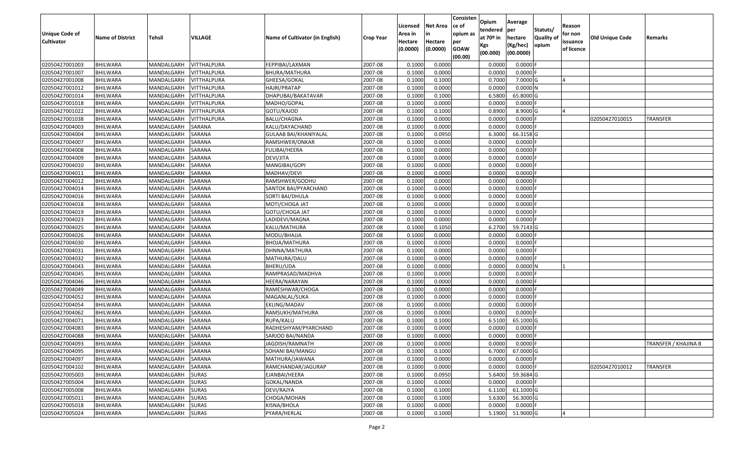| Unique Code of Cultivator | Name of District | Tehsil | VILLAGE | Name of Cultivator (in English) | Crop Year | Licensed Area in Hectare (0.0000) | Net Area in Hectare (0.0000) | Consistence of opium as per GOAW (00.00) | Opium tendered at 70º in Kgs (00.000) | Average per hectare (Kg/hec) (00.0000) | Statuts/ Quality of opium | Reason for non issuance of licence | Old Unique Code | Remarks |
|---|---|---|---|---|---|---|---|---|---|---|---|---|---|---|
| 02050427001003 | BHILWARA | MANDALGARH | VITTHALPURA | FEPPIBAI/LAXMAN | 2007-08 | 0.1000 | 0.0000 | | 0.0000 | 0.0000 | F | | | |
| 02050427001007 | BHILWARA | MANDALGARH | VITTHALPURA | BHURA/MATHURA | 2007-08 | 0.1000 | 0.0000 | | 0.0000 | 0.0000 | F | | | |
| 02050427001008 | BHILWARA | MANDALGARH | VITTHALPURA | GHEESA/GOKAL | 2007-08 | 0.1000 | 0.1000 | | 0.7000 | 7.0000 | G | 4 | | |
| 02050427001012 | BHILWARA | MANDALGARH | VITTHALPURA | HAJRI/PRATAP | 2007-08 | 0.1000 | 0.0000 | | 0.0000 | 0.0000 | N | | | |
| 02050427001014 | BHILWARA | MANDALGARH | VITTHALPURA | DHAPUBAI/BAKATAVAR | 2007-08 | 0.1000 | 0.1000 | | 6.5800 | 65.8000 | G | | | |
| 02050427001018 | BHILWARA | MANDALGARH | VITTHALPURA | MADHO/GOPAL | 2007-08 | 0.1000 | 0.0000 | | 0.0000 | 0.0000 | F | | | |
| 02050427001022 | BHILWARA | MANDALGARH | VITTHALPURA | GOTU/KAJOD | 2007-08 | 0.1000 | 0.1000 | | 0.8900 | 8.9000 | G | 4 | | |
| 02050427001038 | BHILWARA | MANDALGARH | VITTHALPURA | BALU/CHAGNA | 2007-08 | 0.1000 | 0.0000 | | 0.0000 | 0.0000 | F | | 02050427010015 | TRANSFER |
| 02050427004003 | BHILWARA | MANDALGARH | SARANA | KALU/DAYACHAND | 2007-08 | 0.1000 | 0.0000 | | 0.0000 | 0.0000 | F | | | |
| 02050427004004 | BHILWARA | MANDALGARH | SARANA | GULAAB BAI/KHANIYALAL | 2007-08 | 0.1000 | 0.0950 | | 6.3000 | 66.3158 | G | | | |
| 02050427004007 | BHILWARA | MANDALGARH | SARANA | RAMSHWER/ONKAR | 2007-08 | 0.1000 | 0.0000 | | 0.0000 | 0.0000 | F | | | |
| 02050427004008 | BHILWARA | MANDALGARH | SARANA | FULIBAI/HEERA | 2007-08 | 0.1000 | 0.0000 | | 0.0000 | 0.0000 | F | | | |
| 02050427004009 | BHILWARA | MANDALGARH | SARANA | DEVI/JITA | 2007-08 | 0.1000 | 0.0000 | | 0.0000 | 0.0000 | F | | | |
| 02050427004010 | BHILWARA | MANDALGARH | SARANA | MANGIBAI/GOPI | 2007-08 | 0.1000 | 0.0000 | | 0.0000 | 0.0000 | F | | | |
| 02050427004011 | BHILWARA | MANDALGARH | SARANA | MADHAV/DEVI | 2007-08 | 0.1000 | 0.0000 | | 0.0000 | 0.0000 | F | | | |
| 02050427004012 | BHILWARA | MANDALGARH | SARANA | RAMSHWER/GODHU | 2007-08 | 0.1000 | 0.0000 | | 0.0000 | 0.0000 | F | | | |
| 02050427004014 | BHILWARA | MANDALGARH | SARANA | SANTOK BAI/PYARCHAND | 2007-08 | 0.1000 | 0.0000 | | 0.0000 | 0.0000 | F | | | |
| 02050427004016 | BHILWARA | MANDALGARH | SARANA | SORTI BAI/DHULA | 2007-08 | 0.1000 | 0.0000 | | 0.0000 | 0.0000 | F | | | |
| 02050427004018 | BHILWARA | MANDALGARH | SARANA | MOTI/CHOGA JAT | 2007-08 | 0.1000 | 0.0000 | | 0.0000 | 0.0000 | F | | | |
| 02050427004019 | BHILWARA | MANDALGARH | SARANA | GOTU/CHOGA JAT | 2007-08 | 0.1000 | 0.0000 | | 0.0000 | 0.0000 | F | | | |
| 02050427004023 | BHILWARA | MANDALGARH | SARANA | LADIDEVI/MAGNA | 2007-08 | 0.1000 | 0.0000 | | 0.0000 | 0.0000 | F | | | |
| 02050427004025 | BHILWARA | MANDALGARH | SARANA | KALU/MATHURA | 2007-08 | 0.1000 | 0.1050 | | 6.2700 | 59.7143 | G | | | |
| 02050427004026 | BHILWARA | MANDALGARH | SARANA | MODU/BHAJJA | 2007-08 | 0.1000 | 0.0000 | | 0.0000 | 0.0000 | F | | | |
| 02050427004030 | BHILWARA | MANDALGARH | SARANA | BHOJA/MATHURA | 2007-08 | 0.1000 | 0.0000 | | 0.0000 | 0.0000 | F | | | |
| 02050427004031 | BHILWARA | MANDALGARH | SARANA | DHNNA/MATHURA | 2007-08 | 0.1000 | 0.0000 | | 0.0000 | 0.0000 | F | | | |
| 02050427004032 | BHILWARA | MANDALGARH | SARANA | MATHURA/DALU | 2007-08 | 0.1000 | 0.0000 | | 0.0000 | 0.0000 | F | | | |
| 02050427004043 | BHILWARA | MANDALGARH | SARANA | BHERU/UDA | 2007-08 | 0.1000 | 0.0000 | | 0.0000 | 0.0000 | N | 1 | | |
| 02050427004045 | BHILWARA | MANDALGARH | SARANA | RAMPRASAD/MADHVA | 2007-08 | 0.1000 | 0.0000 | | 0.0000 | 0.0000 | F | | | |
| 02050427004046 | BHILWARA | MANDALGARH | SARANA | HEERA/NARAYAN | 2007-08 | 0.1000 | 0.0000 | | 0.0000 | 0.0000 | F | | | |
| 02050427004049 | BHILWARA | MANDALGARH | SARANA | RAMESHWAR/CHOGA | 2007-08 | 0.1000 | 0.0000 | | 0.0000 | 0.0000 | F | | | |
| 02050427004052 | BHILWARA | MANDALGARH | SARANA | MAGANLAL/SUKA | 2007-08 | 0.1000 | 0.0000 | | 0.0000 | 0.0000 | F | | | |
| 02050427004054 | BHILWARA | MANDALGARH | SARANA | EKLING/MADAV | 2007-08 | 0.1000 | 0.0000 | | 0.0000 | 0.0000 | F | | | |
| 02050427004062 | BHILWARA | MANDALGARH | SARANA | RAMSUKH/MATHURA | 2007-08 | 0.1000 | 0.0000 | | 0.0000 | 0.0000 | F | | | |
| 02050427004071 | BHILWARA | MANDALGARH | SARANA | RUPA/KALU | 2007-08 | 0.1000 | 0.1000 | | 6.5100 | 65.1000 | G | | | |
| 02050427004083 | BHILWARA | MANDALGARH | SARANA | RADHESHYAM/PYARCHAND | 2007-08 | 0.1000 | 0.0000 | | 0.0000 | 0.0000 | F | | | |
| 02050427004088 | BHILWARA | MANDALGARH | SARANA | SARJOO BAI/NANDA | 2007-08 | 0.1000 | 0.0000 | | 0.0000 | 0.0000 | F | | | |
| 02050427004093 | BHILWARA | MANDALGARH | SARANA | JAGDISH/RAMNATH | 2007-08 | 0.1000 | 0.0000 | | 0.0000 | 0.0000 | F | | | TRANSFER / KHAJINA B |
| 02050427004095 | BHILWARA | MANDALGARH | SARANA | SOHANI BAI/MANGU | 2007-08 | 0.1000 | 0.1000 | | 6.7000 | 67.0000 | G | | | |
| 02050427004097 | BHILWARA | MANDALGARH | SARANA | MATHURA/JAWANA | 2007-08 | 0.1000 | 0.0000 | | 0.0000 | 0.0000 | F | | | |
| 02050427004102 | BHILWARA | MANDALGARH | SARANA | RAMCHANDAR/JAGURAP | 2007-08 | 0.1000 | 0.0000 | | 0.0000 | 0.0000 | F | | 02050427010012 | TRANSFER |
| 02050427005003 | BHILWARA | MANDALGARH | SURAS | EJANBAI/HEERA | 2007-08 | 0.1000 | 0.0950 | | 5.6400 | 59.3684 | G | | | |
| 02050427005004 | BHILWARA | MANDALGARH | SURAS | GOKAL/NANDA | 2007-08 | 0.1000 | 0.0000 | | 0.0000 | 0.0000 | F | | | |
| 02050427005008 | BHILWARA | MANDALGARH | SURAS | DEVI/RAJYA | 2007-08 | 0.1000 | 0.1000 | | 6.1100 | 61.1000 | G | | | |
| 02050427005011 | BHILWARA | MANDALGARH | SURAS | CHOGA/MOHAN | 2007-08 | 0.1000 | 0.1000 | | 5.6300 | 56.3000 | G | | | |
| 02050427005018 | BHILWARA | MANDALGARH | SURAS | KISNA/BHOLA | 2007-08 | 0.1000 | 0.0000 | | 0.0000 | 0.0000 | F | | | |
| 02050427005024 | BHILWARA | MANDALGARH | SURAS | PYARA/HERLAL | 2007-08 | 0.1000 | 0.1000 | | 5.1900 | 51.9000 | G | 4 | | |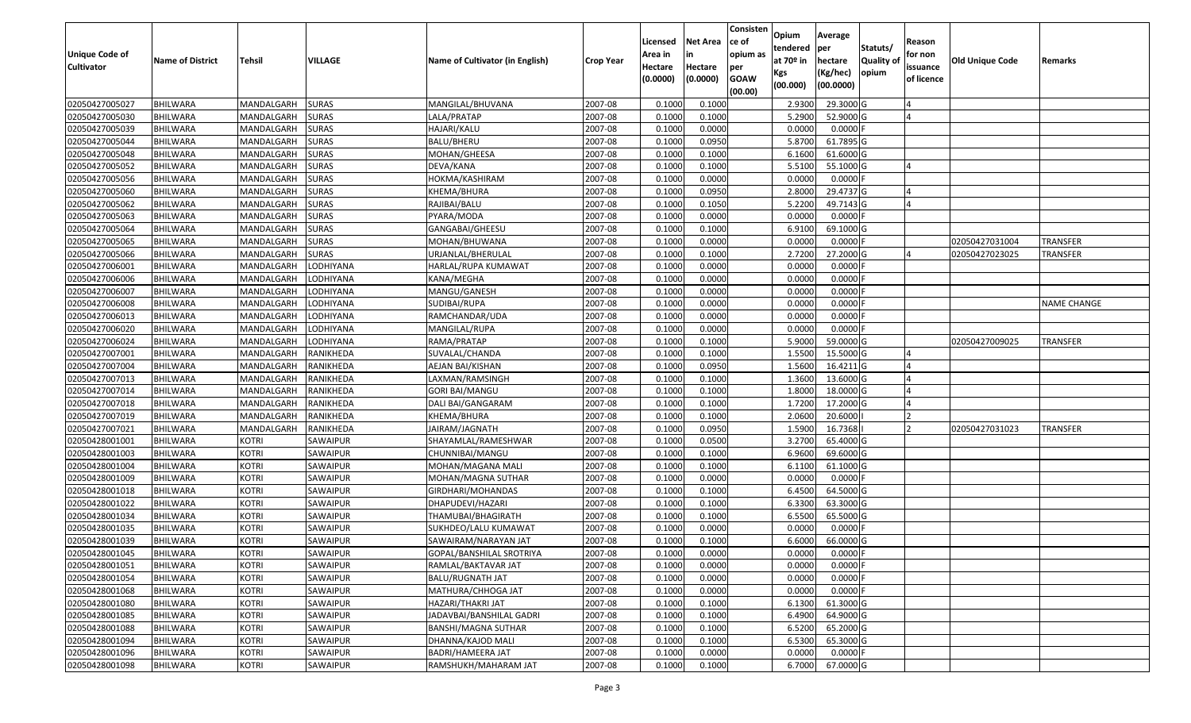| Unique Code of Cultivator | Name of District | Tehsil | VILLAGE | Name of Cultivator (in English) | Crop Year | Licensed Area in Hectare (0.0000) | Net Area in Hectare (0.0000) | Consistence of opium as per GOAW (00.00) | Opium tendered at 70º in Kgs (00.000) | Average per hectare (Kg/hec) (00.0000) | Statuts/ Quality of opium | Reason for non issuance of licence | Old Unique Code | Remarks |
|---|---|---|---|---|---|---|---|---|---|---|---|---|---|---|
| 02050427005027 | BHILWARA | MANDALGARH | SURAS | MANGILAL/BHUVANA | 2007-08 | 0.1000 | 0.1000 | | 2.9300 | 29.3000 | G | 4 | | |
| 02050427005030 | BHILWARA | MANDALGARH | SURAS | LALA/PRATAP | 2007-08 | 0.1000 | 0.1000 | | 5.2900 | 52.9000 | G | 4 | | |
| 02050427005039 | BHILWARA | MANDALGARH | SURAS | HAJARI/KALU | 2007-08 | 0.1000 | 0.0000 | | 0.0000 | 0.0000 | F | | | |
| 02050427005044 | BHILWARA | MANDALGARH | SURAS | BALU/BHERU | 2007-08 | 0.1000 | 0.0950 | | 5.8700 | 61.7895 | G | | | |
| 02050427005048 | BHILWARA | MANDALGARH | SURAS | MOHAN/GHEESA | 2007-08 | 0.1000 | 0.1000 | | 6.1600 | 61.6000 | G | | | |
| 02050427005052 | BHILWARA | MANDALGARH | SURAS | DEVA/KANA | 2007-08 | 0.1000 | 0.1000 | | 5.5100 | 55.1000 | G | 4 | | |
| 02050427005056 | BHILWARA | MANDALGARH | SURAS | HOKMA/KASHIRAM | 2007-08 | 0.1000 | 0.0000 | | 0.0000 | 0.0000 | F | | | |
| 02050427005060 | BHILWARA | MANDALGARH | SURAS | KHEMA/BHURA | 2007-08 | 0.1000 | 0.0950 | | 2.8000 | 29.4737 | G | 4 | | |
| 02050427005062 | BHILWARA | MANDALGARH | SURAS | RAJIBAI/BALU | 2007-08 | 0.1000 | 0.1050 | | 5.2200 | 49.7143 | G | 4 | | |
| 02050427005063 | BHILWARA | MANDALGARH | SURAS | PYARA/MODA | 2007-08 | 0.1000 | 0.0000 | | 0.0000 | 0.0000 | F | | | |
| 02050427005064 | BHILWARA | MANDALGARH | SURAS | GANGABAI/GHEESU | 2007-08 | 0.1000 | 0.1000 | | 6.9100 | 69.1000 | G | | | |
| 02050427005065 | BHILWARA | MANDALGARH | SURAS | MOHAN/BHUWANA | 2007-08 | 0.1000 | 0.0000 | | 0.0000 | 0.0000 | F | | 02050427031004 | TRANSFER |
| 02050427005066 | BHILWARA | MANDALGARH | SURAS | URJANLAL/BHERULAL | 2007-08 | 0.1000 | 0.1000 | | 2.7200 | 27.2000 | G | 4 | 02050427023025 | TRANSFER |
| 02050427006001 | BHILWARA | MANDALGARH | LODHIYANA | HARLAL/RUPA KUMAWAT | 2007-08 | 0.1000 | 0.0000 | | 0.0000 | 0.0000 | F | | | |
| 02050427006006 | BHILWARA | MANDALGARH | LODHIYANA | KANA/MEGHA | 2007-08 | 0.1000 | 0.0000 | | 0.0000 | 0.0000 | F | | | |
| 02050427006007 | BHILWARA | MANDALGARH | LODHIYANA | MANGU/GANESH | 2007-08 | 0.1000 | 0.0000 | | 0.0000 | 0.0000 | F | | | |
| 02050427006008 | BHILWARA | MANDALGARH | LODHIYANA | SUDIBAI/RUPA | 2007-08 | 0.1000 | 0.0000 | | 0.0000 | 0.0000 | F | | | NAME CHANGE |
| 02050427006013 | BHILWARA | MANDALGARH | LODHIYANA | RAMCHANDAR/UDA | 2007-08 | 0.1000 | 0.0000 | | 0.0000 | 0.0000 | F | | | |
| 02050427006020 | BHILWARA | MANDALGARH | LODHIYANA | MANGILAL/RUPA | 2007-08 | 0.1000 | 0.0000 | | 0.0000 | 0.0000 | F | | | |
| 02050427006024 | BHILWARA | MANDALGARH | LODHIYANA | RAMA/PRATAP | 2007-08 | 0.1000 | 0.1000 | | 5.9000 | 59.0000 | G | | 02050427009025 | TRANSFER |
| 02050427007001 | BHILWARA | MANDALGARH | RANIKHEDA | SUVALAL/CHANDA | 2007-08 | 0.1000 | 0.1000 | | 1.5500 | 15.5000 | G | 4 | | |
| 02050427007004 | BHILWARA | MANDALGARH | RANIKHEDA | AEJAN BAI/KISHAN | 2007-08 | 0.1000 | 0.0950 | | 1.5600 | 16.4211 | G | 4 | | |
| 02050427007013 | BHILWARA | MANDALGARH | RANIKHEDA | LAXMAN/RAMSINGH | 2007-08 | 0.1000 | 0.1000 | | 1.3600 | 13.6000 | G | 4 | | |
| 02050427007014 | BHILWARA | MANDALGARH | RANIKHEDA | GORI BAI/MANGU | 2007-08 | 0.1000 | 0.1000 | | 1.8000 | 18.0000 | G | 4 | | |
| 02050427007018 | BHILWARA | MANDALGARH | RANIKHEDA | DALI BAI/GANGARAM | 2007-08 | 0.1000 | 0.1000 | | 1.7200 | 17.2000 | G | 4 | | |
| 02050427007019 | BHILWARA | MANDALGARH | RANIKHEDA | KHEMA/BHURA | 2007-08 | 0.1000 | 0.1000 | | 2.0600 | 20.6000 | I | 2 | | |
| 02050427007021 | BHILWARA | MANDALGARH | RANIKHEDA | JAIRAM/JAGNATH | 2007-08 | 0.1000 | 0.0950 | | 1.5900 | 16.7368 | I | 2 | 02050427031023 | TRANSFER |
| 02050428001001 | BHILWARA | KOTRI | SAWAIPUR | SHAYAMLAL/RAMESHWAR | 2007-08 | 0.1000 | 0.0500 | | 3.2700 | 65.4000 | G | | | |
| 02050428001003 | BHILWARA | KOTRI | SAWAIPUR | CHUNNIBAI/MANGU | 2007-08 | 0.1000 | 0.1000 | | 6.9600 | 69.6000 | G | | | |
| 02050428001004 | BHILWARA | KOTRI | SAWAIPUR | MOHAN/MAGANA MALI | 2007-08 | 0.1000 | 0.1000 | | 6.1100 | 61.1000 | G | | | |
| 02050428001009 | BHILWARA | KOTRI | SAWAIPUR | MOHAN/MAGNA SUTHAR | 2007-08 | 0.1000 | 0.0000 | | 0.0000 | 0.0000 | F | | | |
| 02050428001018 | BHILWARA | KOTRI | SAWAIPUR | GIRDHARI/MOHANDAS | 2007-08 | 0.1000 | 0.1000 | | 6.4500 | 64.5000 | G | | | |
| 02050428001022 | BHILWARA | KOTRI | SAWAIPUR | DHAPUDEVI/HAZARI | 2007-08 | 0.1000 | 0.1000 | | 6.3300 | 63.3000 | G | | | |
| 02050428001034 | BHILWARA | KOTRI | SAWAIPUR | THAMUBAI/BHAGIRATH | 2007-08 | 0.1000 | 0.1000 | | 6.5500 | 65.5000 | G | | | |
| 02050428001035 | BHILWARA | KOTRI | SAWAIPUR | SUKHDEO/LALU KUMAWAT | 2007-08 | 0.1000 | 0.0000 | | 0.0000 | 0.0000 | F | | | |
| 02050428001039 | BHILWARA | KOTRI | SAWAIPUR | SAWAIRAM/NARAYAN JAT | 2007-08 | 0.1000 | 0.1000 | | 6.6000 | 66.0000 | G | | | |
| 02050428001045 | BHILWARA | KOTRI | SAWAIPUR | GOPAL/BANSHILAL SROTRIYA | 2007-08 | 0.1000 | 0.0000 | | 0.0000 | 0.0000 | F | | | |
| 02050428001051 | BHILWARA | KOTRI | SAWAIPUR | RAMLAL/BAKTAVAR JAT | 2007-08 | 0.1000 | 0.0000 | | 0.0000 | 0.0000 | F | | | |
| 02050428001054 | BHILWARA | KOTRI | SAWAIPUR | BALU/RUGNATH JAT | 2007-08 | 0.1000 | 0.0000 | | 0.0000 | 0.0000 | F | | | |
| 02050428001068 | BHILWARA | KOTRI | SAWAIPUR | MATHURA/CHHOGA JAT | 2007-08 | 0.1000 | 0.0000 | | 0.0000 | 0.0000 | F | | | |
| 02050428001080 | BHILWARA | KOTRI | SAWAIPUR | HAZARI/THAKRI JAT | 2007-08 | 0.1000 | 0.1000 | | 6.1300 | 61.3000 | G | | | |
| 02050428001085 | BHILWARA | KOTRI | SAWAIPUR | JADAVBAI/BANSHILAL GADRI | 2007-08 | 0.1000 | 0.1000 | | 6.4900 | 64.9000 | G | | | |
| 02050428001088 | BHILWARA | KOTRI | SAWAIPUR | BANSHI/MAGNA SUTHAR | 2007-08 | 0.1000 | 0.1000 | | 6.5200 | 65.2000 | G | | | |
| 02050428001094 | BHILWARA | KOTRI | SAWAIPUR | DHANNA/KAJOD MALI | 2007-08 | 0.1000 | 0.1000 | | 6.5300 | 65.3000 | G | | | |
| 02050428001096 | BHILWARA | KOTRI | SAWAIPUR | BADRI/HAMEERA JAT | 2007-08 | 0.1000 | 0.0000 | | 0.0000 | 0.0000 | F | | | |
| 02050428001098 | BHILWARA | KOTRI | SAWAIPUR | RAMSHUKH/MAHARAM JAT | 2007-08 | 0.1000 | 0.1000 | | 6.7000 | 67.0000 | G | | | |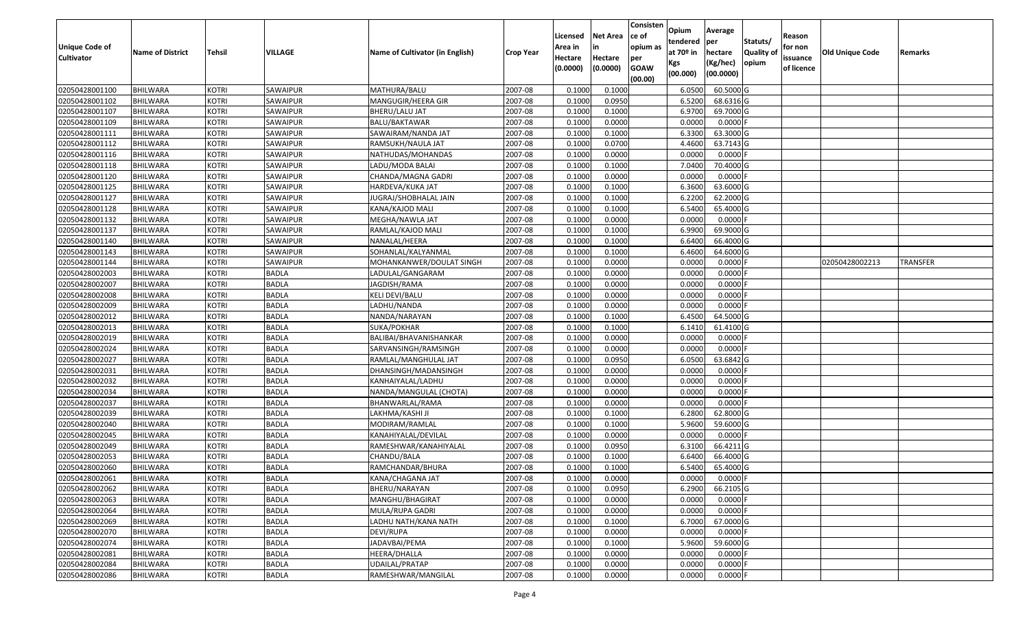| Unique Code of Cultivator | Name of District | Tehsil | VILLAGE | Name of Cultivator (in English) | Crop Year | Licensed Area in Hectare (0.0000) | Net Area in Hectare (0.0000) | Consistence of opium as per GOAW (00.00) | Opium tendered at 70º in Kgs (00.000) | Average per hectare (Kg/hec) (00.0000) | Statuts/ Quality of opium | Reason for non issuance of licence | Old Unique Code | Remarks |
|---|---|---|---|---|---|---|---|---|---|---|---|---|---|---|
| 02050428001100 | BHILWARA | KOTRI | SAWAIPUR | MATHURA/BALU | 2007-08 | 0.1000 | 0.1000 | | 6.0500 | 60.5000 | G | | | |
| 02050428001102 | BHILWARA | KOTRI | SAWAIPUR | MANGUGIR/HEERA GIR | 2007-08 | 0.1000 | 0.0950 | | 6.5200 | 68.6316 | G | | | |
| 02050428001107 | BHILWARA | KOTRI | SAWAIPUR | BHERU/LALU JAT | 2007-08 | 0.1000 | 0.1000 | | 6.9700 | 69.7000 | G | | | |
| 02050428001109 | BHILWARA | KOTRI | SAWAIPUR | BALU/BAKTAWAR | 2007-08 | 0.1000 | 0.0000 | | 0.0000 | 0.0000 | F | | | |
| 02050428001111 | BHILWARA | KOTRI | SAWAIPUR | SAWAIRAM/NANDA JAT | 2007-08 | 0.1000 | 0.1000 | | 6.3300 | 63.3000 | G | | | |
| 02050428001112 | BHILWARA | KOTRI | SAWAIPUR | RAMSUKH/NAULA JAT | 2007-08 | 0.1000 | 0.0700 | | 4.4600 | 63.7143 | G | | | |
| 02050428001116 | BHILWARA | KOTRI | SAWAIPUR | NATHUDAS/MOHANDAS | 2007-08 | 0.1000 | 0.0000 | | 0.0000 | 0.0000 | F | | | |
| 02050428001118 | BHILWARA | KOTRI | SAWAIPUR | LADU/MODA BALAI | 2007-08 | 0.1000 | 0.1000 | | 7.0400 | 70.4000 | G | | | |
| 02050428001120 | BHILWARA | KOTRI | SAWAIPUR | CHANDA/MAGNA GADRI | 2007-08 | 0.1000 | 0.0000 | | 0.0000 | 0.0000 | F | | | |
| 02050428001125 | BHILWARA | KOTRI | SAWAIPUR | HARDEVA/KUKA JAT | 2007-08 | 0.1000 | 0.1000 | | 6.3600 | 63.6000 | G | | | |
| 02050428001127 | BHILWARA | KOTRI | SAWAIPUR | JUGRAJ/SHOBHALAL JAIN | 2007-08 | 0.1000 | 0.1000 | | 6.2200 | 62.2000 | G | | | |
| 02050428001128 | BHILWARA | KOTRI | SAWAIPUR | KANA/KAJOD MALI | 2007-08 | 0.1000 | 0.1000 | | 6.5400 | 65.4000 | G | | | |
| 02050428001132 | BHILWARA | KOTRI | SAWAIPUR | MEGHA/NAWLA JAT | 2007-08 | 0.1000 | 0.0000 | | 0.0000 | 0.0000 | F | | | |
| 02050428001137 | BHILWARA | KOTRI | SAWAIPUR | RAMLAL/KAJOD MALI | 2007-08 | 0.1000 | 0.1000 | | 6.9900 | 69.9000 | G | | | |
| 02050428001140 | BHILWARA | KOTRI | SAWAIPUR | NANALAL/HEERA | 2007-08 | 0.1000 | 0.1000 | | 6.6400 | 66.4000 | G | | | |
| 02050428001143 | BHILWARA | KOTRI | SAWAIPUR | SOHANLAL/KALYANMAL | 2007-08 | 0.1000 | 0.1000 | | 6.4600 | 64.6000 | G | | | |
| 02050428001144 | BHILWARA | KOTRI | SAWAIPUR | MOHANKANWER/DOULAT SINGH | 2007-08 | 0.1000 | 0.0000 | | 0.0000 | 0.0000 | F | | 02050428002213 | TRANSFER |
| 02050428002003 | BHILWARA | KOTRI | BADLA | LADULAL/GANGARAM | 2007-08 | 0.1000 | 0.0000 | | 0.0000 | 0.0000 | F | | | |
| 02050428002007 | BHILWARA | KOTRI | BADLA | JAGDISH/RAMA | 2007-08 | 0.1000 | 0.0000 | | 0.0000 | 0.0000 | F | | | |
| 02050428002008 | BHILWARA | KOTRI | BADLA | KELI DEVI/BALU | 2007-08 | 0.1000 | 0.0000 | | 0.0000 | 0.0000 | F | | | |
| 02050428002009 | BHILWARA | KOTRI | BADLA | LADHU/NANDA | 2007-08 | 0.1000 | 0.0000 | | 0.0000 | 0.0000 | F | | | |
| 02050428002012 | BHILWARA | KOTRI | BADLA | NANDA/NARAYAN | 2007-08 | 0.1000 | 0.1000 | | 6.4500 | 64.5000 | G | | | |
| 02050428002013 | BHILWARA | KOTRI | BADLA | SUKA/POKHAR | 2007-08 | 0.1000 | 0.1000 | | 6.1410 | 61.4100 | G | | | |
| 02050428002019 | BHILWARA | KOTRI | BADLA | BALIBAI/BHAVANISHANKAR | 2007-08 | 0.1000 | 0.0000 | | 0.0000 | 0.0000 | F | | | |
| 02050428002024 | BHILWARA | KOTRI | BADLA | SARVANSINGH/RAMSINGH | 2007-08 | 0.1000 | 0.0000 | | 0.0000 | 0.0000 | F | | | |
| 02050428002027 | BHILWARA | KOTRI | BADLA | RAMLAL/MANGHULAL JAT | 2007-08 | 0.1000 | 0.0950 | | 6.0500 | 63.6842 | G | | | |
| 02050428002031 | BHILWARA | KOTRI | BADLA | DHANSINGH/MADANSINGH | 2007-08 | 0.1000 | 0.0000 | | 0.0000 | 0.0000 | F | | | |
| 02050428002032 | BHILWARA | KOTRI | BADLA | KANHAIYALAL/LADHU | 2007-08 | 0.1000 | 0.0000 | | 0.0000 | 0.0000 | F | | | |
| 02050428002034 | BHILWARA | KOTRI | BADLA | NANDA/MANGULAL (CHOTA) | 2007-08 | 0.1000 | 0.0000 | | 0.0000 | 0.0000 | F | | | |
| 02050428002037 | BHILWARA | KOTRI | BADLA | BHANWARLAL/RAMA | 2007-08 | 0.1000 | 0.0000 | | 0.0000 | 0.0000 | F | | | |
| 02050428002039 | BHILWARA | KOTRI | BADLA | LAKHMA/KASHI JI | 2007-08 | 0.1000 | 0.1000 | | 6.2800 | 62.8000 | G | | | |
| 02050428002040 | BHILWARA | KOTRI | BADLA | MODIRAM/RAMLAL | 2007-08 | 0.1000 | 0.1000 | | 5.9600 | 59.6000 | G | | | |
| 02050428002045 | BHILWARA | KOTRI | BADLA | KANAHIYALAL/DEVILAL | 2007-08 | 0.1000 | 0.0000 | | 0.0000 | 0.0000 | F | | | |
| 02050428002049 | BHILWARA | KOTRI | BADLA | RAMESHWAR/KANAHIYALAL | 2007-08 | 0.1000 | 0.0950 | | 6.3100 | 66.4211 | G | | | |
| 02050428002053 | BHILWARA | KOTRI | BADLA | CHANDU/BALA | 2007-08 | 0.1000 | 0.1000 | | 6.6400 | 66.4000 | G | | | |
| 02050428002060 | BHILWARA | KOTRI | BADLA | RAMCHANDAR/BHURA | 2007-08 | 0.1000 | 0.1000 | | 6.5400 | 65.4000 | G | | | |
| 02050428002061 | BHILWARA | KOTRI | BADLA | KANA/CHAGANA JAT | 2007-08 | 0.1000 | 0.0000 | | 0.0000 | 0.0000 | F | | | |
| 02050428002062 | BHILWARA | KOTRI | BADLA | BHERU/NARAYAN | 2007-08 | 0.1000 | 0.0950 | | 6.2900 | 66.2105 | G | | | |
| 02050428002063 | BHILWARA | KOTRI | BADLA | MANGHU/BHAGIRAT | 2007-08 | 0.1000 | 0.0000 | | 0.0000 | 0.0000 | F | | | |
| 02050428002064 | BHILWARA | KOTRI | BADLA | MULA/RUPA GADRI | 2007-08 | 0.1000 | 0.0000 | | 0.0000 | 0.0000 | F | | | |
| 02050428002069 | BHILWARA | KOTRI | BADLA | LADHU NATH/KANA NATH | 2007-08 | 0.1000 | 0.1000 | | 6.7000 | 67.0000 | G | | | |
| 02050428002070 | BHILWARA | KOTRI | BADLA | DEVI/RUPA | 2007-08 | 0.1000 | 0.0000 | | 0.0000 | 0.0000 | F | | | |
| 02050428002074 | BHILWARA | KOTRI | BADLA | JADAVBAI/PEMA | 2007-08 | 0.1000 | 0.1000 | | 5.9600 | 59.6000 | G | | | |
| 02050428002081 | BHILWARA | KOTRI | BADLA | HEERA/DHALLA | 2007-08 | 0.1000 | 0.0000 | | 0.0000 | 0.0000 | F | | | |
| 02050428002084 | BHILWARA | KOTRI | BADLA | UDAILAL/PRATAP | 2007-08 | 0.1000 | 0.0000 | | 0.0000 | 0.0000 | F | | | |
| 02050428002086 | BHILWARA | KOTRI | BADLA | RAMESHWAR/MANGILAL | 2007-08 | 0.1000 | 0.0000 | | 0.0000 | 0.0000 | F | | | |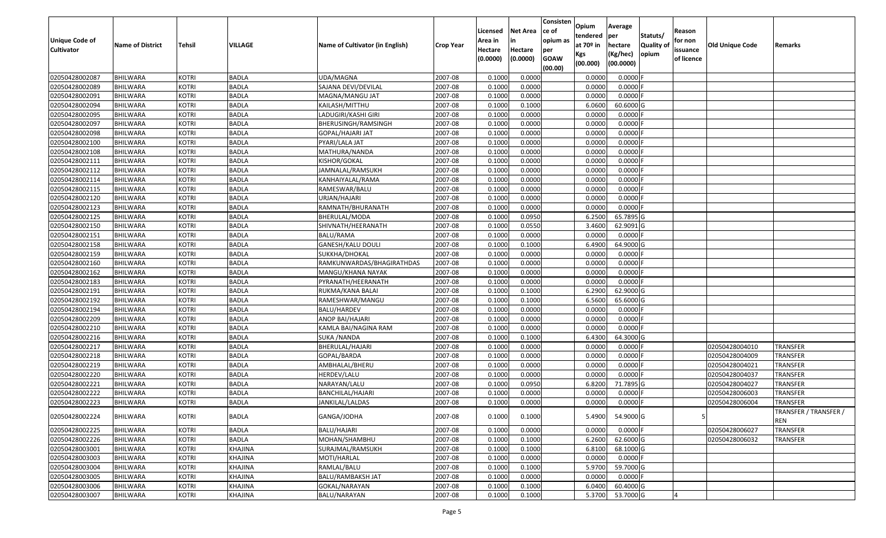| Unique Code of Cultivator | Name of District | Tehsil | VILLAGE | Name of Cultivator (in English) | Crop Year | Licensed Area in Hectare (0.0000) | Net Area in Hectare (0.0000) | Consistence of opium as per GOAW (00.00) | Opium tendered at 70º in Kgs (00.000) | Average per hectare (Kg/hec) (00.0000) | Statuts/ Quality of opium | Reason for non issuance of licence | Old Unique Code | Remarks |
|---|---|---|---|---|---|---|---|---|---|---|---|---|---|---|
| 02050428002087 | BHILWARA | KOTRI | BADLA | UDA/MAGNA | 2007-08 | 0.1000 | 0.0000 | | 0.0000 | 0.0000 | F | | | |
| 02050428002089 | BHILWARA | KOTRI | BADLA | SAJANA DEVI/DEVILAL | 2007-08 | 0.1000 | 0.0000 | | 0.0000 | 0.0000 | F | | | |
| 02050428002091 | BHILWARA | KOTRI | BADLA | MAGNA/MANGU JAT | 2007-08 | 0.1000 | 0.0000 | | 0.0000 | 0.0000 | F | | | |
| 02050428002094 | BHILWARA | KOTRI | BADLA | KAILASH/MITTHU | 2007-08 | 0.1000 | 0.1000 | | 6.0600 | 60.6000 | G | | | |
| 02050428002095 | BHILWARA | KOTRI | BADLA | LADUGIRI/KASHI GIRI | 2007-08 | 0.1000 | 0.0000 | | 0.0000 | 0.0000 | F | | | |
| 02050428002097 | BHILWARA | KOTRI | BADLA | BHERUSINGH/RAMSINGH | 2007-08 | 0.1000 | 0.0000 | | 0.0000 | 0.0000 | F | | | |
| 02050428002098 | BHILWARA | KOTRI | BADLA | GOPAL/HAJARI JAT | 2007-08 | 0.1000 | 0.0000 | | 0.0000 | 0.0000 | F | | | |
| 02050428002100 | BHILWARA | KOTRI | BADLA | PYARI/LALA JAT | 2007-08 | 0.1000 | 0.0000 | | 0.0000 | 0.0000 | F | | | |
| 02050428002108 | BHILWARA | KOTRI | BADLA | MATHURA/NANDA | 2007-08 | 0.1000 | 0.0000 | | 0.0000 | 0.0000 | F | | | |
| 02050428002111 | BHILWARA | KOTRI | BADLA | KISHOR/GOKAL | 2007-08 | 0.1000 | 0.0000 | | 0.0000 | 0.0000 | F | | | |
| 02050428002112 | BHILWARA | KOTRI | BADLA | JAMNALAL/RAMSUKH | 2007-08 | 0.1000 | 0.0000 | | 0.0000 | 0.0000 | F | | | |
| 02050428002114 | BHILWARA | KOTRI | BADLA | KANHAIYALAL/RAMA | 2007-08 | 0.1000 | 0.0000 | | 0.0000 | 0.0000 | F | | | |
| 02050428002115 | BHILWARA | KOTRI | BADLA | RAMESWAR/BALU | 2007-08 | 0.1000 | 0.0000 | | 0.0000 | 0.0000 | F | | | |
| 02050428002120 | BHILWARA | KOTRI | BADLA | URJAN/HAJARI | 2007-08 | 0.1000 | 0.0000 | | 0.0000 | 0.0000 | F | | | |
| 02050428002123 | BHILWARA | KOTRI | BADLA | RAMNATH/BHURANATH | 2007-08 | 0.1000 | 0.0000 | | 0.0000 | 0.0000 | F | | | |
| 02050428002125 | BHILWARA | KOTRI | BADLA | BHERULAL/MODA | 2007-08 | 0.1000 | 0.0950 | | 6.2500 | 65.7895 | G | | | |
| 02050428002150 | BHILWARA | KOTRI | BADLA | SHIVNATH/HEERANATH | 2007-08 | 0.1000 | 0.0550 | | 3.4600 | 62.9091 | G | | | |
| 02050428002151 | BHILWARA | KOTRI | BADLA | BALU/RAMA | 2007-08 | 0.1000 | 0.0000 | | 0.0000 | 0.0000 | F | | | |
| 02050428002158 | BHILWARA | KOTRI | BADLA | GANESH/KALU DOULI | 2007-08 | 0.1000 | 0.1000 | | 6.4900 | 64.9000 | G | | | |
| 02050428002159 | BHILWARA | KOTRI | BADLA | SUKKHA/DHOKAL | 2007-08 | 0.1000 | 0.0000 | | 0.0000 | 0.0000 | F | | | |
| 02050428002160 | BHILWARA | KOTRI | BADLA | RAMKUNWARDAS/BHAGIRATHDAS | 2007-08 | 0.1000 | 0.0000 | | 0.0000 | 0.0000 | F | | | |
| 02050428002162 | BHILWARA | KOTRI | BADLA | MANGU/KHANA NAYAK | 2007-08 | 0.1000 | 0.0000 | | 0.0000 | 0.0000 | F | | | |
| 02050428002183 | BHILWARA | KOTRI | BADLA | PYRANATH/HEERANATH | 2007-08 | 0.1000 | 0.0000 | | 0.0000 | 0.0000 | F | | | |
| 02050428002191 | BHILWARA | KOTRI | BADLA | RUKMA/KANA BALAI | 2007-08 | 0.1000 | 0.1000 | | 6.2900 | 62.9000 | G | | | |
| 02050428002192 | BHILWARA | KOTRI | BADLA | RAMESHWAR/MANGU | 2007-08 | 0.1000 | 0.1000 | | 6.5600 | 65.6000 | G | | | |
| 02050428002194 | BHILWARA | KOTRI | BADLA | BALU/HARDEV | 2007-08 | 0.1000 | 0.0000 | | 0.0000 | 0.0000 | F | | | |
| 02050428002209 | BHILWARA | KOTRI | BADLA | ANOP BAI/HAJARI | 2007-08 | 0.1000 | 0.0000 | | 0.0000 | 0.0000 | F | | | |
| 02050428002210 | BHILWARA | KOTRI | BADLA | KAMLA BAI/NAGINA RAM | 2007-08 | 0.1000 | 0.0000 | | 0.0000 | 0.0000 | F | | | |
| 02050428002216 | BHILWARA | KOTRI | BADLA | SUKA /NANDA | 2007-08 | 0.1000 | 0.1000 | | 6.4300 | 64.3000 | G | | | |
| 02050428002217 | BHILWARA | KOTRI | BADLA | BHERULAL/HAJARI | 2007-08 | 0.1000 | 0.0000 | | 0.0000 | 0.0000 | F | | 02050428004010 | TRANSFER |
| 02050428002218 | BHILWARA | KOTRI | BADLA | GOPAL/BARDA | 2007-08 | 0.1000 | 0.0000 | | 0.0000 | 0.0000 | F | | 02050428004009 | TRANSFER |
| 02050428002219 | BHILWARA | KOTRI | BADLA | AMBHALAL/BHERU | 2007-08 | 0.1000 | 0.0000 | | 0.0000 | 0.0000 | F | | 02050428004021 | TRANSFER |
| 02050428002220 | BHILWARA | KOTRI | BADLA | HERDEV/LALU | 2007-08 | 0.1000 | 0.0000 | | 0.0000 | 0.0000 | F | | 02050428004037 | TRANSFER |
| 02050428002221 | BHILWARA | KOTRI | BADLA | NARAYAN/LALU | 2007-08 | 0.1000 | 0.0950 | | 6.8200 | 71.7895 | G | | 02050428004027 | TRANSFER |
| 02050428002222 | BHILWARA | KOTRI | BADLA | BANCHILAL/HAJARI | 2007-08 | 0.1000 | 0.0000 | | 0.0000 | 0.0000 | F | | 02050428006003 | TRANSFER |
| 02050428002223 | BHILWARA | KOTRI | BADLA | JANKILAL/LALDAS | 2007-08 | 0.1000 | 0.0000 | | 0.0000 | 0.0000 | F | | 02050428006004 | TRANSFER |
| 02050428002224 | BHILWARA | KOTRI | BADLA | GANGA/JODHA | 2007-08 | 0.1000 | 0.1000 | | 5.4900 | 54.9000 | G | 5 | | TRANSFER / TRANSFER / REN |
| 02050428002225 | BHILWARA | KOTRI | BADLA | BALU/HAJARI | 2007-08 | 0.1000 | 0.0000 | | 0.0000 | 0.0000 | F | | 02050428006027 | TRANSFER |
| 02050428002226 | BHILWARA | KOTRI | BADLA | MOHAN/SHAMBHU | 2007-08 | 0.1000 | 0.1000 | | 6.2600 | 62.6000 | G | | 02050428006032 | TRANSFER |
| 02050428003001 | BHILWARA | KOTRI | KHAJINA | SURAJMAL/RAMSUKH | 2007-08 | 0.1000 | 0.1000 | | 6.8100 | 68.1000 | G | | | |
| 02050428003003 | BHILWARA | KOTRI | KHAJINA | MOTI/HARLAL | 2007-08 | 0.1000 | 0.0000 | | 0.0000 | 0.0000 | F | | | |
| 02050428003004 | BHILWARA | KOTRI | KHAJINA | RAMLAL/BALU | 2007-08 | 0.1000 | 0.1000 | | 5.9700 | 59.7000 | G | | | |
| 02050428003005 | BHILWARA | KOTRI | KHAJINA | BALU/RAMBAKSH JAT | 2007-08 | 0.1000 | 0.0000 | | 0.0000 | 0.0000 | F | | | |
| 02050428003006 | BHILWARA | KOTRI | KHAJINA | GOKAL/NARAYAN | 2007-08 | 0.1000 | 0.1000 | | 6.0400 | 60.4000 | G | | | |
| 02050428003007 | BHILWARA | KOTRI | KHAJINA | BALU/NARAYAN | 2007-08 | 0.1000 | 0.1000 | | 5.3700 | 53.7000 | G | 4 | | |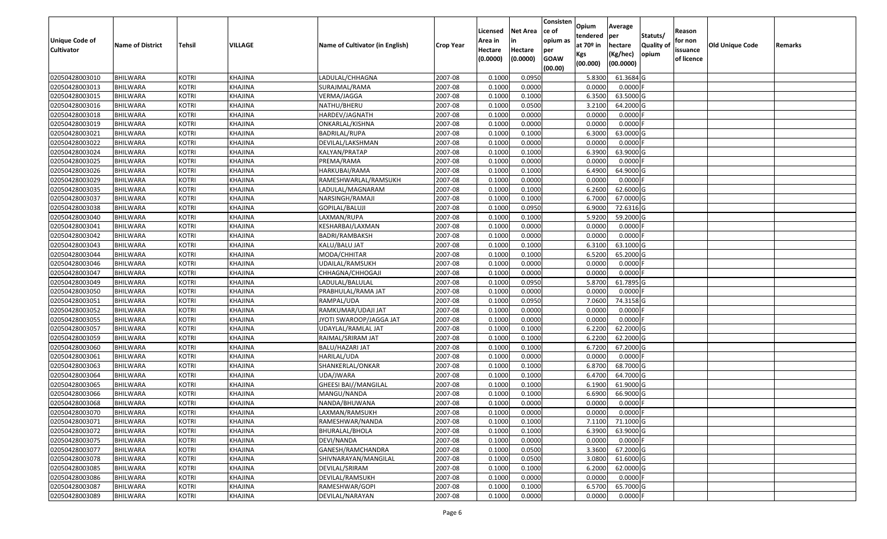| Unique Code of Cultivator | Name of District | Tehsil | VILLAGE | Name of Cultivator (in English) | Crop Year | Licensed Area in Hectare (0.0000) | Net Area in Hectare (0.0000) | Consistence of opium as per GOAW (00.00) | Opium tendered at 70º in Kgs (00.000) | Average per hectare (Kg/hec) (00.0000) | Statuts/ Quality of opium | Reason for non issuance of licence | Old Unique Code | Remarks |
|---|---|---|---|---|---|---|---|---|---|---|---|---|---|---|
| 02050428003010 | BHILWARA | KOTRI | KHAJINA | LADULAL/CHHAGNA | 2007-08 | 0.1000 | 0.0950 | | 5.8300 | 61.3684 | G | | | |
| 02050428003013 | BHILWARA | KOTRI | KHAJINA | SURAJMAL/RAMA | 2007-08 | 0.1000 | 0.0000 | | 0.0000 | 0.0000 | F | | | |
| 02050428003015 | BHILWARA | KOTRI | KHAJINA | VERMA/JAGGA | 2007-08 | 0.1000 | 0.1000 | | 6.3500 | 63.5000 | G | | | |
| 02050428003016 | BHILWARA | KOTRI | KHAJINA | NATHU/BHERU | 2007-08 | 0.1000 | 0.0500 | | 3.2100 | 64.2000 | G | | | |
| 02050428003018 | BHILWARA | KOTRI | KHAJINA | HARDEV/JAGNATH | 2007-08 | 0.1000 | 0.0000 | | 0.0000 | 0.0000 | F | | | |
| 02050428003019 | BHILWARA | KOTRI | KHAJINA | ONKARLAL/KISHNA | 2007-08 | 0.1000 | 0.0000 | | 0.0000 | 0.0000 | F | | | |
| 02050428003021 | BHILWARA | KOTRI | KHAJINA | BADRILAL/RUPA | 2007-08 | 0.1000 | 0.1000 | | 6.3000 | 63.0000 | G | | | |
| 02050428003022 | BHILWARA | KOTRI | KHAJINA | DEVILAL/LAKSHMAN | 2007-08 | 0.1000 | 0.0000 | | 0.0000 | 0.0000 | F | | | |
| 02050428003024 | BHILWARA | KOTRI | KHAJINA | KALYAN/PRATAP | 2007-08 | 0.1000 | 0.1000 | | 6.3900 | 63.9000 | G | | | |
| 02050428003025 | BHILWARA | KOTRI | KHAJINA | PREMA/RAMA | 2007-08 | 0.1000 | 0.0000 | | 0.0000 | 0.0000 | F | | | |
| 02050428003026 | BHILWARA | KOTRI | KHAJINA | HARKUBAI/RAMA | 2007-08 | 0.1000 | 0.1000 | | 6.4900 | 64.9000 | G | | | |
| 02050428003029 | BHILWARA | KOTRI | KHAJINA | RAMESHWARLAL/RAMSUKH | 2007-08 | 0.1000 | 0.0000 | | 0.0000 | 0.0000 | F | | | |
| 02050428003035 | BHILWARA | KOTRI | KHAJINA | LADULAL/MAGNARAM | 2007-08 | 0.1000 | 0.1000 | | 6.2600 | 62.6000 | G | | | |
| 02050428003037 | BHILWARA | KOTRI | KHAJINA | NARSINGH/RAMAJI | 2007-08 | 0.1000 | 0.1000 | | 6.7000 | 67.0000 | G | | | |
| 02050428003038 | BHILWARA | KOTRI | KHAJINA | GOPILAL/BALUJI | 2007-08 | 0.1000 | 0.0950 | | 6.9000 | 72.6316 | G | | | |
| 02050428003040 | BHILWARA | KOTRI | KHAJINA | LAXMAN/RUPA | 2007-08 | 0.1000 | 0.1000 | | 5.9200 | 59.2000 | G | | | |
| 02050428003041 | BHILWARA | KOTRI | KHAJINA | KESHARBAI/LAXMAN | 2007-08 | 0.1000 | 0.0000 | | 0.0000 | 0.0000 | F | | | |
| 02050428003042 | BHILWARA | KOTRI | KHAJINA | BADRI/RAMBAKSH | 2007-08 | 0.1000 | 0.0000 | | 0.0000 | 0.0000 | F | | | |
| 02050428003043 | BHILWARA | KOTRI | KHAJINA | KALU/BALU JAT | 2007-08 | 0.1000 | 0.1000 | | 6.3100 | 63.1000 | G | | | |
| 02050428003044 | BHILWARA | KOTRI | KHAJINA | MODA/CHHITAR | 2007-08 | 0.1000 | 0.1000 | | 6.5200 | 65.2000 | G | | | |
| 02050428003046 | BHILWARA | KOTRI | KHAJINA | UDAILAL/RAMSUKH | 2007-08 | 0.1000 | 0.0000 | | 0.0000 | 0.0000 | F | | | |
| 02050428003047 | BHILWARA | KOTRI | KHAJINA | CHHAGNA/CHHOGAJI | 2007-08 | 0.1000 | 0.0000 | | 0.0000 | 0.0000 | F | | | |
| 02050428003049 | BHILWARA | KOTRI | KHAJINA | LADULAL/BALULAL | 2007-08 | 0.1000 | 0.0950 | | 5.8700 | 61.7895 | G | | | |
| 02050428003050 | BHILWARA | KOTRI | KHAJINA | PRABHULAL/RAMA JAT | 2007-08 | 0.1000 | 0.0000 | | 0.0000 | 0.0000 | F | | | |
| 02050428003051 | BHILWARA | KOTRI | KHAJINA | RAMPAL/UDA | 2007-08 | 0.1000 | 0.0950 | | 7.0600 | 74.3158 | G | | | |
| 02050428003052 | BHILWARA | KOTRI | KHAJINA | RAMKUMAR/UDAJI JAT | 2007-08 | 0.1000 | 0.0000 | | 0.0000 | 0.0000 | F | | | |
| 02050428003055 | BHILWARA | KOTRI | KHAJINA | JYOTI SWAROOP/JAGGA JAT | 2007-08 | 0.1000 | 0.0000 | | 0.0000 | 0.0000 | F | | | |
| 02050428003057 | BHILWARA | KOTRI | KHAJINA | UDAYLAL/RAMLAL JAT | 2007-08 | 0.1000 | 0.1000 | | 6.2200 | 62.2000 | G | | | |
| 02050428003059 | BHILWARA | KOTRI | KHAJINA | RAIMAL/SRIRAM JAT | 2007-08 | 0.1000 | 0.1000 | | 6.2200 | 62.2000 | G | | | |
| 02050428003060 | BHILWARA | KOTRI | KHAJINA | BALU/HAZARI JAT | 2007-08 | 0.1000 | 0.1000 | | 6.7200 | 67.2000 | G | | | |
| 02050428003061 | BHILWARA | KOTRI | KHAJINA | HARILAL/UDA | 2007-08 | 0.1000 | 0.0000 | | 0.0000 | 0.0000 | F | | | |
| 02050428003063 | BHILWARA | KOTRI | KHAJINA | SHANKERLAL/ONKAR | 2007-08 | 0.1000 | 0.1000 | | 6.8700 | 68.7000 | G | | | |
| 02050428003064 | BHILWARA | KOTRI | KHAJINA | UDA/JWARA | 2007-08 | 0.1000 | 0.1000 | | 6.4700 | 64.7000 | G | | | |
| 02050428003065 | BHILWARA | KOTRI | KHAJINA | GHEESI BAI//MANGILAL | 2007-08 | 0.1000 | 0.1000 | | 6.1900 | 61.9000 | G | | | |
| 02050428003066 | BHILWARA | KOTRI | KHAJINA | MANGU/NANDA | 2007-08 | 0.1000 | 0.1000 | | 6.6900 | 66.9000 | G | | | |
| 02050428003068 | BHILWARA | KOTRI | KHAJINA | NANDA/BHUWANA | 2007-08 | 0.1000 | 0.0000 | | 0.0000 | 0.0000 | F | | | |
| 02050428003070 | BHILWARA | KOTRI | KHAJINA | LAXMAN/RAMSUKH | 2007-08 | 0.1000 | 0.0000 | | 0.0000 | 0.0000 | F | | | |
| 02050428003071 | BHILWARA | KOTRI | KHAJINA | RAMESHWAR/NANDA | 2007-08 | 0.1000 | 0.1000 | | 7.1100 | 71.1000 | G | | | |
| 02050428003072 | BHILWARA | KOTRI | KHAJINA | BHURALAL/BHOLA | 2007-08 | 0.1000 | 0.1000 | | 6.3900 | 63.9000 | G | | | |
| 02050428003075 | BHILWARA | KOTRI | KHAJINA | DEVI/NANDA | 2007-08 | 0.1000 | 0.0000 | | 0.0000 | 0.0000 | F | | | |
| 02050428003077 | BHILWARA | KOTRI | KHAJINA | GANESH/RAMCHANDRA | 2007-08 | 0.1000 | 0.0500 | | 3.3600 | 67.2000 | G | | | |
| 02050428003078 | BHILWARA | KOTRI | KHAJINA | SHIVNARAYAN/MANGILAL | 2007-08 | 0.1000 | 0.0500 | | 3.0800 | 61.6000 | G | | | |
| 02050428003085 | BHILWARA | KOTRI | KHAJINA | DEVILAL/SRIRAM | 2007-08 | 0.1000 | 0.1000 | | 6.2000 | 62.0000 | G | | | |
| 02050428003086 | BHILWARA | KOTRI | KHAJINA | DEVILAL/RAMSUKH | 2007-08 | 0.1000 | 0.0000 | | 0.0000 | 0.0000 | F | | | |
| 02050428003087 | BHILWARA | KOTRI | KHAJINA | RAMESHWAR/GOPI | 2007-08 | 0.1000 | 0.1000 | | 6.5700 | 65.7000 | G | | | |
| 02050428003089 | BHILWARA | KOTRI | KHAJINA | DEVILAL/NARAYAN | 2007-08 | 0.1000 | 0.0000 | | 0.0000 | 0.0000 | F | | | |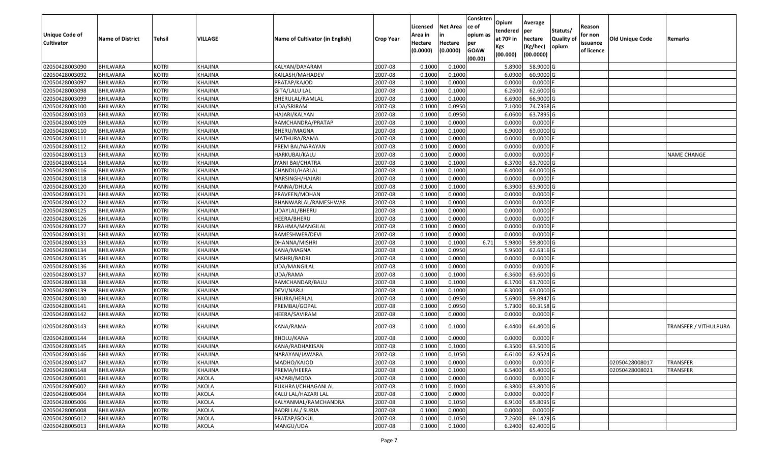| Unique Code of Cultivator | Name of District | Tehsil | VILLAGE | Name of Cultivator (in English) | Crop Year | Licensed Area in Hectare (0.0000) | Net Area in Hectare (0.0000) | Consistence of opium as per GOAW (00.00) | Opium tendered at 70º in Kgs (00.000) | Average per hectare (Kg/hec) (00.0000) | Statuts/ Quality of opium | Reason for non issuance of licence | Old Unique Code | Remarks |
|---|---|---|---|---|---|---|---|---|---|---|---|---|---|---|
| 02050428003090 | BHILWARA | KOTRI | KHAJINA | KALYAN/DAYARAM | 2007-08 | 0.1000 | 0.1000 | | 5.8900 | 58.9000 | G | | | |
| 02050428003092 | BHILWARA | KOTRI | KHAJINA | KAILASH/MAHADEV | 2007-08 | 0.1000 | 0.1000 | | 6.0900 | 60.9000 | G | | | |
| 02050428003097 | BHILWARA | KOTRI | KHAJINA | PRATAP/KAJOD | 2007-08 | 0.1000 | 0.0000 | | 0.0000 | 0.0000 | F | | | |
| 02050428003098 | BHILWARA | KOTRI | KHAJINA | GITA/LALU LAL | 2007-08 | 0.1000 | 0.1000 | | 6.2600 | 62.6000 | G | | | |
| 02050428003099 | BHILWARA | KOTRI | KHAJINA | BHERULAL/RAMLAL | 2007-08 | 0.1000 | 0.1000 | | 6.6900 | 66.9000 | G | | | |
| 02050428003100 | BHILWARA | KOTRI | KHAJINA | UDA/SRIRAM | 2007-08 | 0.1000 | 0.0950 | | 7.1000 | 74.7368 | G | | | |
| 02050428003103 | BHILWARA | KOTRI | KHAJINA | HAJARI/KALYAN | 2007-08 | 0.1000 | 0.0950 | | 6.0600 | 63.7895 | G | | | |
| 02050428003109 | BHILWARA | KOTRI | KHAJINA | RAMCHANDRA/PRATAP | 2007-08 | 0.1000 | 0.0000 | | 0.0000 | 0.0000 | F | | | |
| 02050428003110 | BHILWARA | KOTRI | KHAJINA | BHERU/MAGNA | 2007-08 | 0.1000 | 0.1000 | | 6.9000 | 69.0000 | G | | | |
| 02050428003111 | BHILWARA | KOTRI | KHAJINA | MATHURA/RAMA | 2007-08 | 0.1000 | 0.0000 | | 0.0000 | 0.0000 | F | | | |
| 02050428003112 | BHILWARA | KOTRI | KHAJINA | PREM BAI/NARAYAN | 2007-08 | 0.1000 | 0.0000 | | 0.0000 | 0.0000 | F | | | |
| 02050428003113 | BHILWARA | KOTRI | KHAJINA | HARKUBAI/KALU | 2007-08 | 0.1000 | 0.0000 | | 0.0000 | 0.0000 | F | | | NAME CHANGE |
| 02050428003114 | BHILWARA | KOTRI | KHAJINA | JYANI BAI/CHATRA | 2007-08 | 0.1000 | 0.1000 | | 6.3700 | 63.7000 | G | | | |
| 02050428003116 | BHILWARA | KOTRI | KHAJINA | CHANDU/HARLAL | 2007-08 | 0.1000 | 0.1000 | | 6.4000 | 64.0000 | G | | | |
| 02050428003118 | BHILWARA | KOTRI | KHAJINA | NARSINGH/HAJARI | 2007-08 | 0.1000 | 0.0000 | | 0.0000 | 0.0000 | F | | | |
| 02050428003120 | BHILWARA | KOTRI | KHAJINA | PANNA/DHULA | 2007-08 | 0.1000 | 0.1000 | | 6.3900 | 63.9000 | G | | | |
| 02050428003121 | BHILWARA | KOTRI | KHAJINA | PRAVEEN/MOHAN | 2007-08 | 0.1000 | 0.0000 | | 0.0000 | 0.0000 | F | | | |
| 02050428003122 | BHILWARA | KOTRI | KHAJINA | BHANWARLAL/RAMESHWAR | 2007-08 | 0.1000 | 0.0000 | | 0.0000 | 0.0000 | F | | | |
| 02050428003125 | BHILWARA | KOTRI | KHAJINA | UDAYLAL/BHERU | 2007-08 | 0.1000 | 0.0000 | | 0.0000 | 0.0000 | F | | | |
| 02050428003126 | BHILWARA | KOTRI | KHAJINA | HEERA/BHERU | 2007-08 | 0.1000 | 0.0000 | | 0.0000 | 0.0000 | F | | | |
| 02050428003127 | BHILWARA | KOTRI | KHAJINA | BRAHMA/MANGILAL | 2007-08 | 0.1000 | 0.0000 | | 0.0000 | 0.0000 | F | | | |
| 02050428003131 | BHILWARA | KOTRI | KHAJINA | RAMESHWER/DEVI | 2007-08 | 0.1000 | 0.0000 | | 0.0000 | 0.0000 | F | | | |
| 02050428003133 | BHILWARA | KOTRI | KHAJINA | DHANNA/MISHRI | 2007-08 | 0.1000 | 0.1000 | 6.71 | 5.9800 | 59.8000 | G | | | |
| 02050428003134 | BHILWARA | KOTRI | KHAJINA | KANA/MAGNA | 2007-08 | 0.1000 | 0.0950 | | 5.9500 | 62.6316 | G | | | |
| 02050428003135 | BHILWARA | KOTRI | KHAJINA | MISHRI/BADRI | 2007-08 | 0.1000 | 0.0000 | | 0.0000 | 0.0000 | F | | | |
| 02050428003136 | BHILWARA | KOTRI | KHAJINA | UDA/MANGILAL | 2007-08 | 0.1000 | 0.0000 | | 0.0000 | 0.0000 | F | | | |
| 02050428003137 | BHILWARA | KOTRI | KHAJINA | UDA/RAMA | 2007-08 | 0.1000 | 0.1000 | | 6.3600 | 63.6000 | G | | | |
| 02050428003138 | BHILWARA | KOTRI | KHAJINA | RAMCHANDAR/BALU | 2007-08 | 0.1000 | 0.1000 | | 6.1700 | 61.7000 | G | | | |
| 02050428003139 | BHILWARA | KOTRI | KHAJINA | DEVI/NARU | 2007-08 | 0.1000 | 0.1000 | | 6.3000 | 63.0000 | G | | | |
| 02050428003140 | BHILWARA | KOTRI | KHAJINA | BHURA/HERLAL | 2007-08 | 0.1000 | 0.0950 | | 5.6900 | 59.8947 | G | | | |
| 02050428003141 | BHILWARA | KOTRI | KHAJINA | PREMBAI/GOPAL | 2007-08 | 0.1000 | 0.0950 | | 5.7300 | 60.3158 | G | | | |
| 02050428003142 | BHILWARA | KOTRI | KHAJINA | HEERA/SAVIRAM | 2007-08 | 0.1000 | 0.0000 | | 0.0000 | 0.0000 | F | | | |
| 02050428003143 | BHILWARA | KOTRI | KHAJINA | KANA/RAMA | 2007-08 | 0.1000 | 0.1000 | | 6.4400 | 64.4000 | G | | | TRANSFER / VITHULPURA |
| 02050428003144 | BHILWARA | KOTRI | KHAJINA | BHOLU/KANA | 2007-08 | 0.1000 | 0.0000 | | 0.0000 | 0.0000 | F | | | |
| 02050428003145 | BHILWARA | KOTRI | KHAJINA | KANA/RADHAKISAN | 2007-08 | 0.1000 | 0.1000 | | 6.3500 | 63.5000 | G | | | |
| 02050428003146 | BHILWARA | KOTRI | KHAJINA | NARAYAN/JAWARA | 2007-08 | 0.1000 | 0.1050 | | 6.6100 | 62.9524 | G | | | |
| 02050428003147 | BHILWARA | KOTRI | KHAJINA | MADHO/KAJOD | 2007-08 | 0.1000 | 0.0000 | | 0.0000 | 0.0000 | F | | 02050428008017 | TRANSFER |
| 02050428003148 | BHILWARA | KOTRI | KHAJINA | PREMA/HEERA | 2007-08 | 0.1000 | 0.1000 | | 6.5400 | 65.4000 | G | | 02050428008021 | TRANSFER |
| 02050428005001 | BHILWARA | KOTRI | AKOLA | HAZARI/MODA | 2007-08 | 0.1000 | 0.0000 | | 0.0000 | 0.0000 | F | | | |
| 02050428005002 | BHILWARA | KOTRI | AKOLA | PUKHRAJ/CHHAGANLAL | 2007-08 | 0.1000 | 0.1000 | | 6.3800 | 63.8000 | G | | | |
| 02050428005004 | BHILWARA | KOTRI | AKOLA | KALU LAL/HAZARI LAL | 2007-08 | 0.1000 | 0.0000 | | 0.0000 | 0.0000 | F | | | |
| 02050428005006 | BHILWARA | KOTRI | AKOLA | KALYANMAL/RAMCHANDRA | 2007-08 | 0.1000 | 0.1050 | | 6.9100 | 65.8095 | G | | | |
| 02050428005008 | BHILWARA | KOTRI | AKOLA | BADRI LAL/ SURJA | 2007-08 | 0.1000 | 0.0000 | | 0.0000 | 0.0000 | F | | | |
| 02050428005012 | BHILWARA | KOTRI | AKOLA | PRATAP/GOKUL | 2007-08 | 0.1000 | 0.1050 | | 7.2600 | 69.1429 | G | | | |
| 02050428005013 | BHILWARA | KOTRI | AKOLA | MANGU/UDA | 2007-08 | 0.1000 | 0.1000 | | 6.2400 | 62.4000 | G | | | |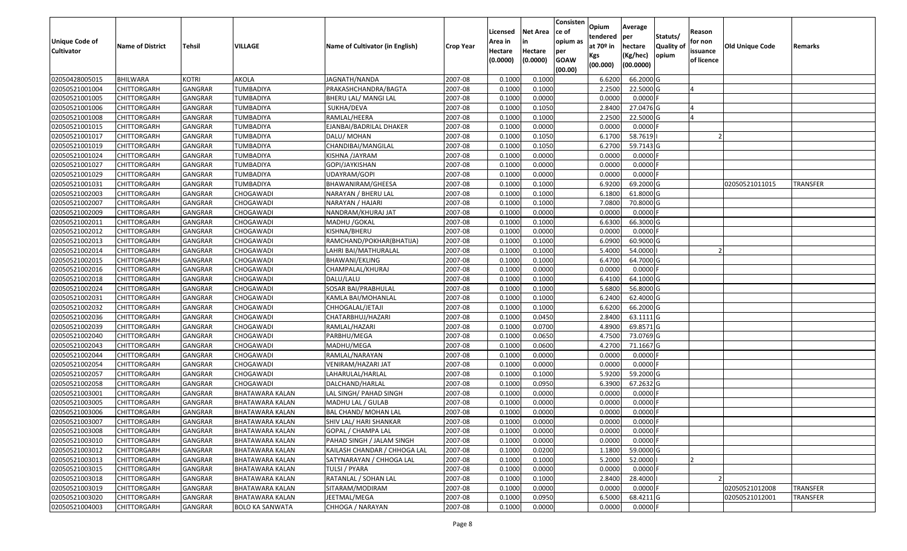| Unique Code of Cultivator | Name of District | Tehsil | VILLAGE | Name of Cultivator (in English) | Crop Year | Licensed Area in Hectare (0.0000) | Net Area in Hectare (0.0000) | Consistence of opium as per GOAW (00.00) | Opium tendered at 70º in Kgs (00.000) | Average per hectare (Kg/hec) (00.0000) | Statuts/ Quality of opium | Reason for non issuance of licence | Old Unique Code | Remarks |
|---|---|---|---|---|---|---|---|---|---|---|---|---|---|---|
| 02050428005015 | BHILWARA | KOTRI | AKOLA | JAGNATH/NANDA | 2007-08 | 0.1000 | 0.1000 | | 6.6200 | 66.2000 | G | | | |
| 02050521001004 | CHITTORGARH | GANGRAR | TUMBADIYA | PRAKASHCHANDRA/BAGTA | 2007-08 | 0.1000 | 0.1000 | | 2.2500 | 22.5000 | G | 4 | | |
| 02050521001005 | CHITTORGARH | GANGRAR | TUMBADIYA | BHERU LAL/ MANGI LAL | 2007-08 | 0.1000 | 0.0000 | | 0.0000 | 0.0000 | F | | | |
| 02050521001006 | CHITTORGARH | GANGRAR | TUMBADIYA | SUKHA/DEVA | 2007-08 | 0.1000 | 0.1050 | | 2.8400 | 27.0476 | G | 4 | | |
| 02050521001008 | CHITTORGARH | GANGRAR | TUMBADIYA | RAMLAL/HEERA | 2007-08 | 0.1000 | 0.1000 | | 2.2500 | 22.5000 | G | 4 | | |
| 02050521001015 | CHITTORGARH | GANGRAR | TUMBADIYA | EJANBAI/BADRILAL DHAKER | 2007-08 | 0.1000 | 0.0000 | | 0.0000 | 0.0000 | F | | | |
| 02050521001017 | CHITTORGARH | GANGRAR | TUMBADIYA | DALU/ MOHAN | 2007-08 | 0.1000 | 0.1050 | | 6.1700 | 58.7619 | I | 2 | | |
| 02050521001019 | CHITTORGARH | GANGRAR | TUMBADIYA | CHANDIBAI/MANGILAL | 2007-08 | 0.1000 | 0.1050 | | 6.2700 | 59.7143 | G | | | |
| 02050521001024 | CHITTORGARH | GANGRAR | TUMBADIYA | KISHNA /JAYRAM | 2007-08 | 0.1000 | 0.0000 | | 0.0000 | 0.0000 | F | | | |
| 02050521001027 | CHITTORGARH | GANGRAR | TUMBADIYA | GOPI/JAYKISHAN | 2007-08 | 0.1000 | 0.0000 | | 0.0000 | 0.0000 | F | | | |
| 02050521001029 | CHITTORGARH | GANGRAR | TUMBADIYA | UDAYRAM/GOPI | 2007-08 | 0.1000 | 0.0000 | | 0.0000 | 0.0000 | F | | | |
| 02050521001031 | CHITTORGARH | GANGRAR | TUMBADIYA | BHAWANIRAM/GHEESA | 2007-08 | 0.1000 | 0.1000 | | 6.9200 | 69.2000 | G | | 02050521011015 | TRANSFER |
| 02050521002003 | CHITTORGARH | GANGRAR | CHOGAWADI | NARAYAN / BHERU LAL | 2007-08 | 0.1000 | 0.1000 | | 6.1800 | 61.8000 | G | | | |
| 02050521002007 | CHITTORGARH | GANGRAR | CHOGAWADI | NARAYAN / HAJARI | 2007-08 | 0.1000 | 0.1000 | | 7.0800 | 70.8000 | G | | | |
| 02050521002009 | CHITTORGARH | GANGRAR | CHOGAWADI | NANDRAM/KHURAJ JAT | 2007-08 | 0.1000 | 0.0000 | | 0.0000 | 0.0000 | F | | | |
| 02050521002011 | CHITTORGARH | GANGRAR | CHOGAWADI | MADHU /GOKAL | 2007-08 | 0.1000 | 0.1000 | | 6.6300 | 66.3000 | G | | | |
| 02050521002012 | CHITTORGARH | GANGRAR | CHOGAWADI | KISHNA/BHERU | 2007-08 | 0.1000 | 0.0000 | | 0.0000 | 0.0000 | F | | | |
| 02050521002013 | CHITTORGARH | GANGRAR | CHOGAWADI | RAMCHAND/POKHAR(BHATIJA) | 2007-08 | 0.1000 | 0.1000 | | 6.0900 | 60.9000 | G | | | |
| 02050521002014 | CHITTORGARH | GANGRAR | CHOGAWADI | LAHRI BAI/MATHURALAL | 2007-08 | 0.1000 | 0.1000 | | 5.4000 | 54.0000 | I | 2 | | |
| 02050521002015 | CHITTORGARH | GANGRAR | CHOGAWADI | BHAWANI/EKLING | 2007-08 | 0.1000 | 0.1000 | | 6.4700 | 64.7000 | G | | | |
| 02050521002016 | CHITTORGARH | GANGRAR | CHOGAWADI | CHAMPALAL/KHURAJ | 2007-08 | 0.1000 | 0.0000 | | 0.0000 | 0.0000 | F | | | |
| 02050521002018 | CHITTORGARH | GANGRAR | CHOGAWADI | DALU/LALU | 2007-08 | 0.1000 | 0.1000 | | 6.4100 | 64.1000 | G | | | |
| 02050521002024 | CHITTORGARH | GANGRAR | CHOGAWADI | SOSAR BAI/PRABHULAL | 2007-08 | 0.1000 | 0.1000 | | 5.6800 | 56.8000 | G | | | |
| 02050521002031 | CHITTORGARH | GANGRAR | CHOGAWADI | KAMLA BAI/MOHANLAL | 2007-08 | 0.1000 | 0.1000 | | 6.2400 | 62.4000 | G | | | |
| 02050521002032 | CHITTORGARH | GANGRAR | CHOGAWADI | CHHOGALAL/JETAJI | 2007-08 | 0.1000 | 0.1000 | | 6.6200 | 66.2000 | G | | | |
| 02050521002036 | CHITTORGARH | GANGRAR | CHOGAWADI | CHATARBHUJ/HAZARI | 2007-08 | 0.1000 | 0.0450 | | 2.8400 | 63.1111 | G | | | |
| 02050521002039 | CHITTORGARH | GANGRAR | CHOGAWADI | RAMLAL/HAZARI | 2007-08 | 0.1000 | 0.0700 | | 4.8900 | 69.8571 | G | | | |
| 02050521002040 | CHITTORGARH | GANGRAR | CHOGAWADI | PARBHU/MEGA | 2007-08 | 0.1000 | 0.0650 | | 4.7500 | 73.0769 | G | | | |
| 02050521002043 | CHITTORGARH | GANGRAR | CHOGAWADI | MADHU/MEGA | 2007-08 | 0.1000 | 0.0600 | | 4.2700 | 71.1667 | G | | | |
| 02050521002044 | CHITTORGARH | GANGRAR | CHOGAWADI | RAMLAL/NARAYAN | 2007-08 | 0.1000 | 0.0000 | | 0.0000 | 0.0000 | F | | | |
| 02050521002054 | CHITTORGARH | GANGRAR | CHOGAWADI | VENIRAM/HAZARI JAT | 2007-08 | 0.1000 | 0.0000 | | 0.0000 | 0.0000 | F | | | |
| 02050521002057 | CHITTORGARH | GANGRAR | CHOGAWADI | LAHARULAL/HARLAL | 2007-08 | 0.1000 | 0.1000 | | 5.9200 | 59.2000 | G | | | |
| 02050521002058 | CHITTORGARH | GANGRAR | CHOGAWADI | DALCHAND/HARLAL | 2007-08 | 0.1000 | 0.0950 | | 6.3900 | 67.2632 | G | | | |
| 02050521003001 | CHITTORGARH | GANGRAR | BHATAWARA KALAN | LAL SINGH/ PAHAD SINGH | 2007-08 | 0.1000 | 0.0000 | | 0.0000 | 0.0000 | F | | | |
| 02050521003005 | CHITTORGARH | GANGRAR | BHATAWARA KALAN | MADHU LAL / GULAB | 2007-08 | 0.1000 | 0.0000 | | 0.0000 | 0.0000 | F | | | |
| 02050521003006 | CHITTORGARH | GANGRAR | BHATAWARA KALAN | BAL CHAND/ MOHAN LAL | 2007-08 | 0.1000 | 0.0000 | | 0.0000 | 0.0000 | F | | | |
| 02050521003007 | CHITTORGARH | GANGRAR | BHATAWARA KALAN | SHIV LAL/ HARI SHANKAR | 2007-08 | 0.1000 | 0.0000 | | 0.0000 | 0.0000 | F | | | |
| 02050521003008 | CHITTORGARH | GANGRAR | BHATAWARA KALAN | GOPAL / CHAMPA LAL | 2007-08 | 0.1000 | 0.0000 | | 0.0000 | 0.0000 | F | | | |
| 02050521003010 | CHITTORGARH | GANGRAR | BHATAWARA KALAN | PAHAD SINGH / JALAM SINGH | 2007-08 | 0.1000 | 0.0000 | | 0.0000 | 0.0000 | F | | | |
| 02050521003012 | CHITTORGARH | GANGRAR | BHATAWARA KALAN | KAILASH CHANDAR / CHHOGA LAL | 2007-08 | 0.1000 | 0.0200 | | 1.1800 | 59.0000 | G | | | |
| 02050521003013 | CHITTORGARH | GANGRAR | BHATAWARA KALAN | SATYNARAYAN / CHHOGA LAL | 2007-08 | 0.1000 | 0.1000 | | 5.2000 | 52.0000 | I | 2 | | |
| 02050521003015 | CHITTORGARH | GANGRAR | BHATAWARA KALAN | TULSI / PYARA | 2007-08 | 0.1000 | 0.0000 | | 0.0000 | 0.0000 | F | | | |
| 02050521003018 | CHITTORGARH | GANGRAR | BHATAWARA KALAN | RATANLAL / SOHAN LAL | 2007-08 | 0.1000 | 0.1000 | | 2.8400 | 28.4000 | I | 2 | | |
| 02050521003019 | CHITTORGARH | GANGRAR | BHATAWARA KALAN | SITARAM/MODIRAM | 2007-08 | 0.1000 | 0.0000 | | 0.0000 | 0.0000 | F | | 02050521012008 | TRANSFER |
| 02050521003020 | CHITTORGARH | GANGRAR | BHATAWARA KALAN | JEETMAL/MEGA | 2007-08 | 0.1000 | 0.0950 | | 6.5000 | 68.4211 | G | | 02050521012001 | TRANSFER |
| 02050521004003 | CHITTORGARH | GANGRAR | BOLO KA SANWATA | CHHOGA / NARAYAN | 2007-08 | 0.1000 | 0.0000 | | 0.0000 | 0.0000 | F | | | |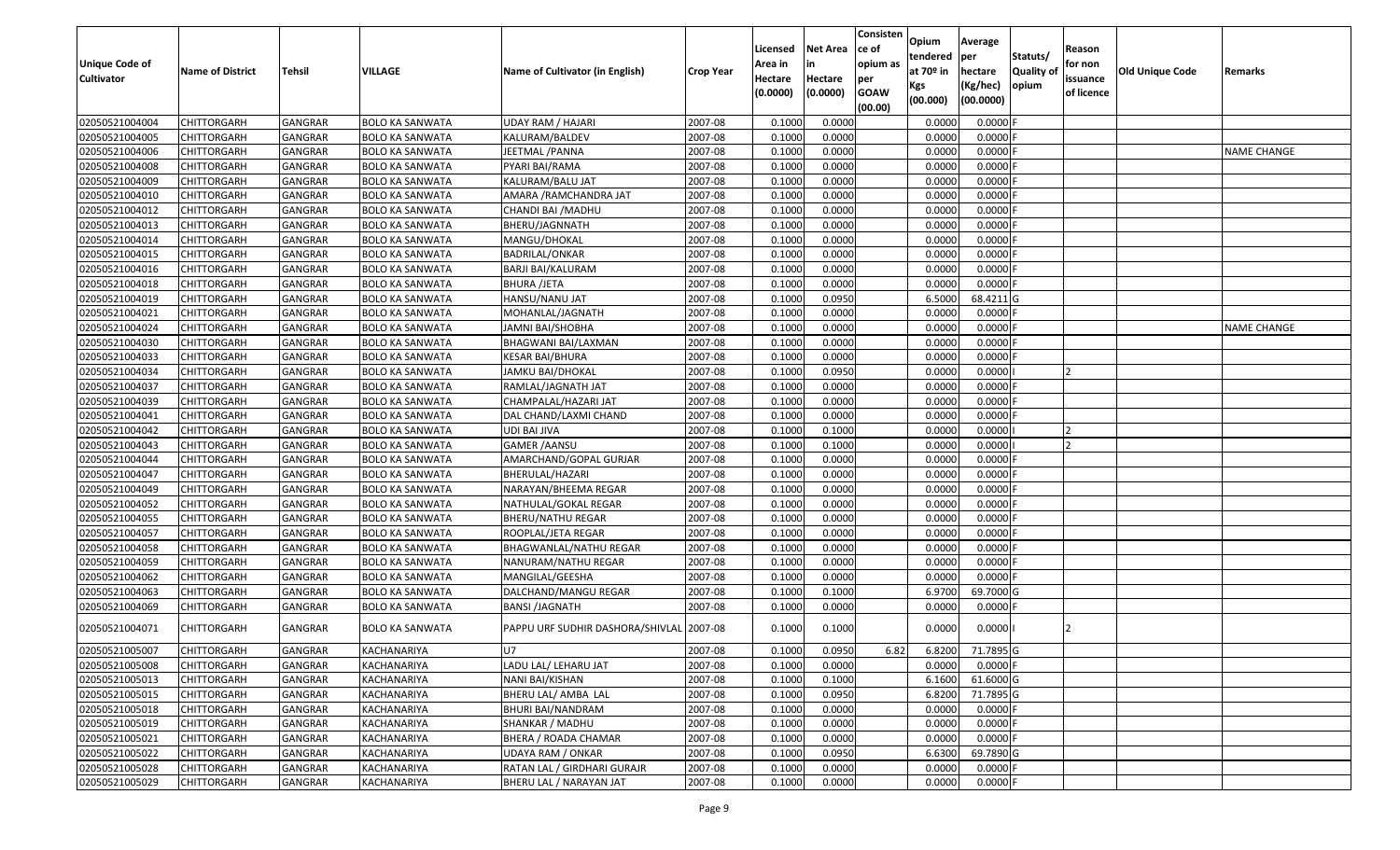| Unique Code of Cultivator | Name of District | Tehsil | VILLAGE | Name of Cultivator (in English) | Crop Year | Licensed Area in Hectare (0.0000) | Net Area in Hectare (0.0000) | Consistence of opium as per GOAW (00.00) | Opium tendered at 70º in Kgs (00.000) | Average per hectare (Kg/hec) (00.0000) | Statuts/ Quality of opium | Reason for non issuance of licence | Old Unique Code | Remarks |
|---|---|---|---|---|---|---|---|---|---|---|---|---|---|---|
| 02050521004004 | CHITTORGARH | GANGRAR | BOLO KA SANWATA | UDAY RAM / HAJARI | 2007-08 | 0.1000 | 0.0000 | | 0.0000 | 0.0000 | F | | | |
| 02050521004005 | CHITTORGARH | GANGRAR | BOLO KA SANWATA | KALURAM/BALDEV | 2007-08 | 0.1000 | 0.0000 | | 0.0000 | 0.0000 | F | | | |
| 02050521004006 | CHITTORGARH | GANGRAR | BOLO KA SANWATA | JEETMAL /PANNA | 2007-08 | 0.1000 | 0.0000 | | 0.0000 | 0.0000 | F | | | NAME CHANGE |
| 02050521004008 | CHITTORGARH | GANGRAR | BOLO KA SANWATA | PYARI BAI/RAMA | 2007-08 | 0.1000 | 0.0000 | | 0.0000 | 0.0000 | F | | | |
| 02050521004009 | CHITTORGARH | GANGRAR | BOLO KA SANWATA | KALURAM/BALU JAT | 2007-08 | 0.1000 | 0.0000 | | 0.0000 | 0.0000 | F | | | |
| 02050521004010 | CHITTORGARH | GANGRAR | BOLO KA SANWATA | AMARA /RAMCHANDRA JAT | 2007-08 | 0.1000 | 0.0000 | | 0.0000 | 0.0000 | F | | | |
| 02050521004012 | CHITTORGARH | GANGRAR | BOLO KA SANWATA | CHANDI BAI /MADHU | 2007-08 | 0.1000 | 0.0000 | | 0.0000 | 0.0000 | F | | | |
| 02050521004013 | CHITTORGARH | GANGRAR | BOLO KA SANWATA | BHERU/JAGNNATH | 2007-08 | 0.1000 | 0.0000 | | 0.0000 | 0.0000 | F | | | |
| 02050521004014 | CHITTORGARH | GANGRAR | BOLO KA SANWATA | MANGU/DHOKAL | 2007-08 | 0.1000 | 0.0000 | | 0.0000 | 0.0000 | F | | | |
| 02050521004015 | CHITTORGARH | GANGRAR | BOLO KA SANWATA | BADRILAL/ONKAR | 2007-08 | 0.1000 | 0.0000 | | 0.0000 | 0.0000 | F | | | |
| 02050521004016 | CHITTORGARH | GANGRAR | BOLO KA SANWATA | BARJI BAI/KALURAM | 2007-08 | 0.1000 | 0.0000 | | 0.0000 | 0.0000 | F | | | |
| 02050521004018 | CHITTORGARH | GANGRAR | BOLO KA SANWATA | BHURA /JETA | 2007-08 | 0.1000 | 0.0000 | | 0.0000 | 0.0000 | F | | | |
| 02050521004019 | CHITTORGARH | GANGRAR | BOLO KA SANWATA | HANSU/NANU JAT | 2007-08 | 0.1000 | 0.0950 | | 6.5000 | 68.4211 | G | | | |
| 02050521004021 | CHITTORGARH | GANGRAR | BOLO KA SANWATA | MOHANLAL/JAGNATH | 2007-08 | 0.1000 | 0.0000 | | 0.0000 | 0.0000 | F | | | |
| 02050521004024 | CHITTORGARH | GANGRAR | BOLO KA SANWATA | JAMNI BAI/SHOBHA | 2007-08 | 0.1000 | 0.0000 | | 0.0000 | 0.0000 | F | | | NAME CHANGE |
| 02050521004030 | CHITTORGARH | GANGRAR | BOLO KA SANWATA | BHAGWANI BAI/LAXMAN | 2007-08 | 0.1000 | 0.0000 | | 0.0000 | 0.0000 | F | | | |
| 02050521004033 | CHITTORGARH | GANGRAR | BOLO KA SANWATA | KESAR BAI/BHURA | 2007-08 | 0.1000 | 0.0000 | | 0.0000 | 0.0000 | F | | | |
| 02050521004034 | CHITTORGARH | GANGRAR | BOLO KA SANWATA | JAMKU BAI/DHOKAL | 2007-08 | 0.1000 | 0.0950 | | 0.0000 | 0.0000 | I | 2 | | |
| 02050521004037 | CHITTORGARH | GANGRAR | BOLO KA SANWATA | RAMLAL/JAGNATH JAT | 2007-08 | 0.1000 | 0.0000 | | 0.0000 | 0.0000 | F | | | |
| 02050521004039 | CHITTORGARH | GANGRAR | BOLO KA SANWATA | CHAMPALAL/HAZARI JAT | 2007-08 | 0.1000 | 0.0000 | | 0.0000 | 0.0000 | F | | | |
| 02050521004041 | CHITTORGARH | GANGRAR | BOLO KA SANWATA | DAL CHAND/LAXMI CHAND | 2007-08 | 0.1000 | 0.0000 | | 0.0000 | 0.0000 | F | | | |
| 02050521004042 | CHITTORGARH | GANGRAR | BOLO KA SANWATA | UDI BAI JIVA | 2007-08 | 0.1000 | 0.1000 | | 0.0000 | 0.0000 | I | 2 | | |
| 02050521004043 | CHITTORGARH | GANGRAR | BOLO KA SANWATA | GAMER /AANSU | 2007-08 | 0.1000 | 0.1000 | | 0.0000 | 0.0000 | I | 2 | | |
| 02050521004044 | CHITTORGARH | GANGRAR | BOLO KA SANWATA | AMARCHAND/GOPAL GURJAR | 2007-08 | 0.1000 | 0.0000 | | 0.0000 | 0.0000 | F | | | |
| 02050521004047 | CHITTORGARH | GANGRAR | BOLO KA SANWATA | BHERULAL/HAZARI | 2007-08 | 0.1000 | 0.0000 | | 0.0000 | 0.0000 | F | | | |
| 02050521004049 | CHITTORGARH | GANGRAR | BOLO KA SANWATA | NARAYAN/BHEEMA REGAR | 2007-08 | 0.1000 | 0.0000 | | 0.0000 | 0.0000 | F | | | |
| 02050521004052 | CHITTORGARH | GANGRAR | BOLO KA SANWATA | NATHULAL/GOKAL REGAR | 2007-08 | 0.1000 | 0.0000 | | 0.0000 | 0.0000 | F | | | |
| 02050521004055 | CHITTORGARH | GANGRAR | BOLO KA SANWATA | BHERU/NATHU REGAR | 2007-08 | 0.1000 | 0.0000 | | 0.0000 | 0.0000 | F | | | |
| 02050521004057 | CHITTORGARH | GANGRAR | BOLO KA SANWATA | ROOPLAL/JETA REGAR | 2007-08 | 0.1000 | 0.0000 | | 0.0000 | 0.0000 | F | | | |
| 02050521004058 | CHITTORGARH | GANGRAR | BOLO KA SANWATA | BHAGWANLAL/NATHU REGAR | 2007-08 | 0.1000 | 0.0000 | | 0.0000 | 0.0000 | F | | | |
| 02050521004059 | CHITTORGARH | GANGRAR | BOLO KA SANWATA | NANURAM/NATHU REGAR | 2007-08 | 0.1000 | 0.0000 | | 0.0000 | 0.0000 | F | | | |
| 02050521004062 | CHITTORGARH | GANGRAR | BOLO KA SANWATA | MANGILAL/GEESHA | 2007-08 | 0.1000 | 0.0000 | | 0.0000 | 0.0000 | F | | | |
| 02050521004063 | CHITTORGARH | GANGRAR | BOLO KA SANWATA | DALCHAND/MANGU REGAR | 2007-08 | 0.1000 | 0.1000 | | 6.9700 | 69.7000 | G | | | |
| 02050521004069 | CHITTORGARH | GANGRAR | BOLO KA SANWATA | BANSI /JAGNATH | 2007-08 | 0.1000 | 0.0000 | | 0.0000 | 0.0000 | F | | | |
| 02050521004071 | CHITTORGARH | GANGRAR | BOLO KA SANWATA | PAPPU URF SUDHIR DASHORA/SHIVLAL | 2007-08 | 0.1000 | 0.1000 | | 0.0000 | 0.0000 | I | 2 | | |
| 02050521005007 | CHITTORGARH | GANGRAR | KACHANARIYA | U7 | 2007-08 | 0.1000 | 0.0950 | 6.82 | 6.8200 | 71.7895 | G | | | |
| 02050521005008 | CHITTORGARH | GANGRAR | KACHANARIYA | LADU LAL/ LEHARU JAT | 2007-08 | 0.1000 | 0.0000 | | 0.0000 | 0.0000 | F | | | |
| 02050521005013 | CHITTORGARH | GANGRAR | KACHANARIYA | NANI BAI/KISHAN | 2007-08 | 0.1000 | 0.1000 | | 6.1600 | 61.6000 | G | | | |
| 02050521005015 | CHITTORGARH | GANGRAR | KACHANARIYA | BHERU LAL/ AMBA LAL | 2007-08 | 0.1000 | 0.0950 | | 6.8200 | 71.7895 | G | | | |
| 02050521005018 | CHITTORGARH | GANGRAR | KACHANARIYA | BHURI BAI/NANDRAM | 2007-08 | 0.1000 | 0.0000 | | 0.0000 | 0.0000 | F | | | |
| 02050521005019 | CHITTORGARH | GANGRAR | KACHANARIYA | SHANKAR / MADHU | 2007-08 | 0.1000 | 0.0000 | | 0.0000 | 0.0000 | F | | | |
| 02050521005021 | CHITTORGARH | GANGRAR | KACHANARIYA | BHERA / ROADA CHAMAR | 2007-08 | 0.1000 | 0.0000 | | 0.0000 | 0.0000 | F | | | |
| 02050521005022 | CHITTORGARH | GANGRAR | KACHANARIYA | UDAYA RAM / ONKAR | 2007-08 | 0.1000 | 0.0950 | | 6.6300 | 69.7890 | G | | | |
| 02050521005028 | CHITTORGARH | GANGRAR | KACHANARIYA | RATAN LAL / GIRDHARI GURAJR | 2007-08 | 0.1000 | 0.0000 | | 0.0000 | 0.0000 | F | | | |
| 02050521005029 | CHITTORGARH | GANGRAR | KACHANARIYA | BHERU LAL / NARAYAN JAT | 2007-08 | 0.1000 | 0.0000 | | 0.0000 | 0.0000 | F | | | |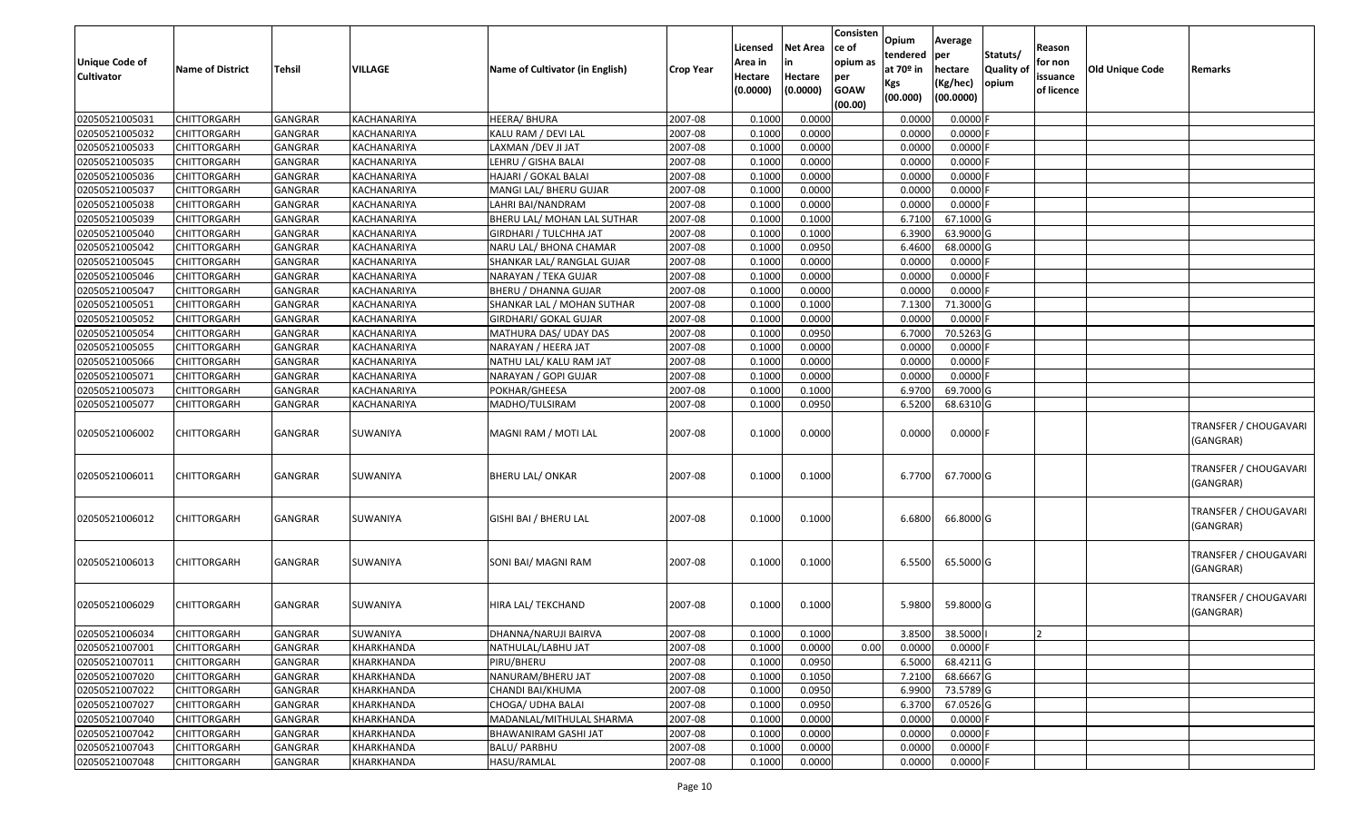| Unique Code of Cultivator | Name of District | Tehsil | VILLAGE | Name of Cultivator (in English) | Crop Year | Licensed Area in Hectare (0.0000) | Net Area in Hectare (0.0000) | Consistence of opium as per GOAW (00.00) | Opium tendered at 70º in Kgs (00.000) | Average per hectare (Kg/hec) (00.0000) | Statuts/ Quality of opium | Reason for non issuance of licence | Old Unique Code | Remarks |
|---|---|---|---|---|---|---|---|---|---|---|---|---|---|---|
| 02050521005031 | CHITTORGARH | GANGRAR | KACHANARIYA | HEERA/ BHURA | 2007-08 | 0.1000 | 0.0000 | | 0.0000 | 0.0000 | F | | | |
| 02050521005032 | CHITTORGARH | GANGRAR | KACHANARIYA | KALU RAM / DEVI LAL | 2007-08 | 0.1000 | 0.0000 | | 0.0000 | 0.0000 | F | | | |
| 02050521005033 | CHITTORGARH | GANGRAR | KACHANARIYA | LAXMAN /DEV JI JAT | 2007-08 | 0.1000 | 0.0000 | | 0.0000 | 0.0000 | F | | | |
| 02050521005035 | CHITTORGARH | GANGRAR | KACHANARIYA | LEHRU / GISHA BALAI | 2007-08 | 0.1000 | 0.0000 | | 0.0000 | 0.0000 | F | | | |
| 02050521005036 | CHITTORGARH | GANGRAR | KACHANARIYA | HAJARI / GOKAL BALAI | 2007-08 | 0.1000 | 0.0000 | | 0.0000 | 0.0000 | F | | | |
| 02050521005037 | CHITTORGARH | GANGRAR | KACHANARIYA | MANGI LAL/ BHERU GUJAR | 2007-08 | 0.1000 | 0.0000 | | 0.0000 | 0.0000 | F | | | |
| 02050521005038 | CHITTORGARH | GANGRAR | KACHANARIYA | LAHRI BAI/NANDRAM | 2007-08 | 0.1000 | 0.0000 | | 0.0000 | 0.0000 | F | | | |
| 02050521005039 | CHITTORGARH | GANGRAR | KACHANARIYA | BHERU LAL/ MOHAN LAL SUTHAR | 2007-08 | 0.1000 | 0.1000 | | 6.7100 | 67.1000 | G | | | |
| 02050521005040 | CHITTORGARH | GANGRAR | KACHANARIYA | GIRDHARI / TULCHHA JAT | 2007-08 | 0.1000 | 0.1000 | | 6.3900 | 63.9000 | G | | | |
| 02050521005042 | CHITTORGARH | GANGRAR | KACHANARIYA | NARU LAL/ BHONA CHAMAR | 2007-08 | 0.1000 | 0.0950 | | 6.4600 | 68.0000 | G | | | |
| 02050521005045 | CHITTORGARH | GANGRAR | KACHANARIYA | SHANKAR LAL/ RANGLAL GUJAR | 2007-08 | 0.1000 | 0.0000 | | 0.0000 | 0.0000 | F | | | |
| 02050521005046 | CHITTORGARH | GANGRAR | KACHANARIYA | NARAYAN / TEKA GUJAR | 2007-08 | 0.1000 | 0.0000 | | 0.0000 | 0.0000 | F | | | |
| 02050521005047 | CHITTORGARH | GANGRAR | KACHANARIYA | BHERU / DHANNA GUJAR | 2007-08 | 0.1000 | 0.0000 | | 0.0000 | 0.0000 | F | | | |
| 02050521005051 | CHITTORGARH | GANGRAR | KACHANARIYA | SHANKAR LAL / MOHAN SUTHAR | 2007-08 | 0.1000 | 0.1000 | | 7.1300 | 71.3000 | G | | | |
| 02050521005052 | CHITTORGARH | GANGRAR | KACHANARIYA | GIRDHARI/ GOKAL GUJAR | 2007-08 | 0.1000 | 0.0000 | | 0.0000 | 0.0000 | F | | | |
| 02050521005054 | CHITTORGARH | GANGRAR | KACHANARIYA | MATHURA DAS/ UDAY DAS | 2007-08 | 0.1000 | 0.0950 | | 6.7000 | 70.5263 | G | | | |
| 02050521005055 | CHITTORGARH | GANGRAR | KACHANARIYA | NARAYAN / HEERA JAT | 2007-08 | 0.1000 | 0.0000 | | 0.0000 | 0.0000 | F | | | |
| 02050521005066 | CHITTORGARH | GANGRAR | KACHANARIYA | NATHU LAL/ KALU RAM JAT | 2007-08 | 0.1000 | 0.0000 | | 0.0000 | 0.0000 | F | | | |
| 02050521005071 | CHITTORGARH | GANGRAR | KACHANARIYA | NARAYAN / GOPI GUJAR | 2007-08 | 0.1000 | 0.0000 | | 0.0000 | 0.0000 | F | | | |
| 02050521005073 | CHITTORGARH | GANGRAR | KACHANARIYA | POKHAR/GHEESA | 2007-08 | 0.1000 | 0.1000 | | 6.9700 | 69.7000 | G | | | |
| 02050521005077 | CHITTORGARH | GANGRAR | KACHANARIYA | MADHO/TULSIRAM | 2007-08 | 0.1000 | 0.0950 | | 6.5200 | 68.6310 | G | | | |
| 02050521006002 | CHITTORGARH | GANGRAR | SUWANIYA | MAGNI RAM / MOTI LAL | 2007-08 | 0.1000 | 0.0000 | | 0.0000 | 0.0000 | F | | | TRANSFER / CHOUGAVARI (GANGRAR) |
| 02050521006011 | CHITTORGARH | GANGRAR | SUWANIYA | BHERU LAL/ ONKAR | 2007-08 | 0.1000 | 0.1000 | | 6.7700 | 67.7000 | G | | | TRANSFER / CHOUGAVARI (GANGRAR) |
| 02050521006012 | CHITTORGARH | GANGRAR | SUWANIYA | GISHI BAI / BHERU LAL | 2007-08 | 0.1000 | 0.1000 | | 6.6800 | 66.8000 | G | | | TRANSFER / CHOUGAVARI (GANGRAR) |
| 02050521006013 | CHITTORGARH | GANGRAR | SUWANIYA | SONI BAI/ MAGNI RAM | 2007-08 | 0.1000 | 0.1000 | | 6.5500 | 65.5000 | G | | | TRANSFER / CHOUGAVARI (GANGRAR) |
| 02050521006029 | CHITTORGARH | GANGRAR | SUWANIYA | HIRA LAL/ TEKCHAND | 2007-08 | 0.1000 | 0.1000 | | 5.9800 | 59.8000 | G | | | TRANSFER / CHOUGAVARI (GANGRAR) |
| 02050521006034 | CHITTORGARH | GANGRAR | SUWANIYA | DHANNA/NARUJI BAIRVA | 2007-08 | 0.1000 | 0.1000 | | 3.8500 | 38.5000 | I | 2 | | |
| 02050521007001 | CHITTORGARH | GANGRAR | KHARKHANDA | NATHULAL/LABHU JAT | 2007-08 | 0.1000 | 0.0000 | 0.00 | 0.0000 | 0.0000 | F | | | |
| 02050521007011 | CHITTORGARH | GANGRAR | KHARKHANDA | PIRU/BHERU | 2007-08 | 0.1000 | 0.0950 | | 6.5000 | 68.4211 | G | | | |
| 02050521007020 | CHITTORGARH | GANGRAR | KHARKHANDA | NANURAM/BHERU JAT | 2007-08 | 0.1000 | 0.1050 | | 7.2100 | 68.6667 | G | | | |
| 02050521007022 | CHITTORGARH | GANGRAR | KHARKHANDA | CHANDI BAI/KHUMA | 2007-08 | 0.1000 | 0.0950 | | 6.9900 | 73.5789 | G | | | |
| 02050521007027 | CHITTORGARH | GANGRAR | KHARKHANDA | CHOGA/ UDHA BALAI | 2007-08 | 0.1000 | 0.0950 | | 6.3700 | 67.0526 | G | | | |
| 02050521007040 | CHITTORGARH | GANGRAR | KHARKHANDA | MADANLAL/MITHULAL SHARMA | 2007-08 | 0.1000 | 0.0000 | | 0.0000 | 0.0000 | F | | | |
| 02050521007042 | CHITTORGARH | GANGRAR | KHARKHANDA | BHAWANIRAM GASHI JAT | 2007-08 | 0.1000 | 0.0000 | | 0.0000 | 0.0000 | F | | | |
| 02050521007043 | CHITTORGARH | GANGRAR | KHARKHANDA | BALU/ PARBHU | 2007-08 | 0.1000 | 0.0000 | | 0.0000 | 0.0000 | F | | | |
| 02050521007048 | CHITTORGARH | GANGRAR | KHARKHANDA | HASU/RAMLAL | 2007-08 | 0.1000 | 0.0000 | | 0.0000 | 0.0000 | F | | | |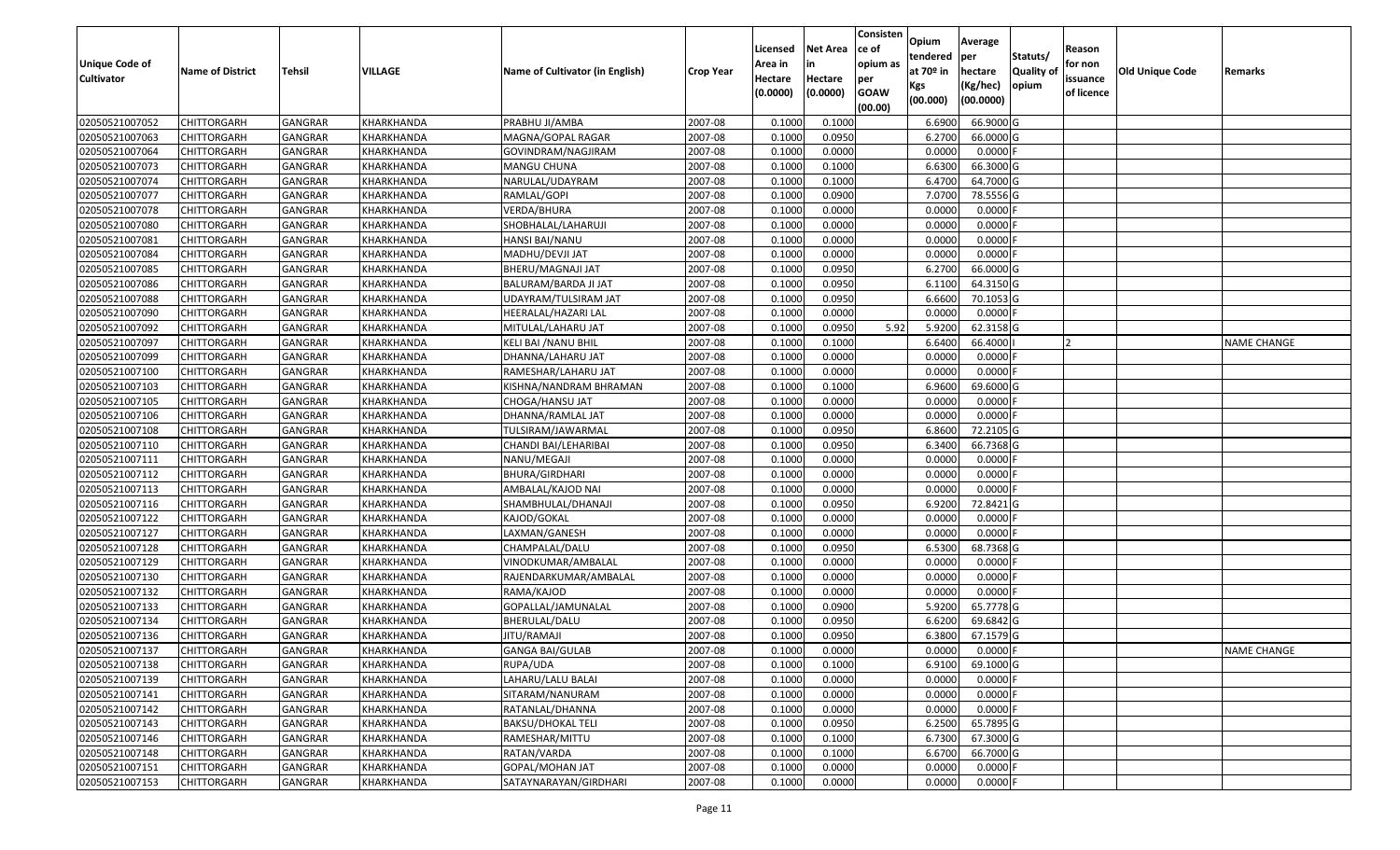| Unique Code of Cultivator | Name of District | Tehsil | VILLAGE | Name of Cultivator (in English) | Crop Year | Licensed Area in Hectare (0.0000) | Net Area in Hectare (0.0000) | Consistence of opium as per GOAW (00.00) | Opium tendered at 70º in Kgs (00.000) | Average per hectare (Kg/hec) (00.0000) | Statuts/ Quality of opium | Reason for non issuance of licence | Old Unique Code | Remarks |
|---|---|---|---|---|---|---|---|---|---|---|---|---|---|---|
| 02050521007052 | CHITTORGARH | GANGRAR | KHARKHANDA | PRABHU JI/AMBA | 2007-08 | 0.1000 | 0.1000 | | 6.6900 | 66.9000 | G | | | |
| 02050521007063 | CHITTORGARH | GANGRAR | KHARKHANDA | MAGNA/GOPAL RAGAR | 2007-08 | 0.1000 | 0.0950 | | 6.2700 | 66.0000 | G | | | |
| 02050521007064 | CHITTORGARH | GANGRAR | KHARKHANDA | GOVINDRAM/NAGJIRAM | 2007-08 | 0.1000 | 0.0000 | | 0.0000 | 0.0000 | F | | | |
| 02050521007073 | CHITTORGARH | GANGRAR | KHARKHANDA | MANGU CHUNA | 2007-08 | 0.1000 | 0.1000 | | 6.6300 | 66.3000 | G | | | |
| 02050521007074 | CHITTORGARH | GANGRAR | KHARKHANDA | NARULAL/UDAYRAM | 2007-08 | 0.1000 | 0.1000 | | 6.4700 | 64.7000 | G | | | |
| 02050521007077 | CHITTORGARH | GANGRAR | KHARKHANDA | RAMLAL/GOPI | 2007-08 | 0.1000 | 0.0900 | | 7.0700 | 78.5556 | G | | | |
| 02050521007078 | CHITTORGARH | GANGRAR | KHARKHANDA | VERDA/BHURA | 2007-08 | 0.1000 | 0.0000 | | 0.0000 | 0.0000 | F | | | |
| 02050521007080 | CHITTORGARH | GANGRAR | KHARKHANDA | SHOBHALAL/LAHARUJI | 2007-08 | 0.1000 | 0.0000 | | 0.0000 | 0.0000 | F | | | |
| 02050521007081 | CHITTORGARH | GANGRAR | KHARKHANDA | HANSI BAI/NANU | 2007-08 | 0.1000 | 0.0000 | | 0.0000 | 0.0000 | F | | | |
| 02050521007084 | CHITTORGARH | GANGRAR | KHARKHANDA | MADHU/DEVJI JAT | 2007-08 | 0.1000 | 0.0000 | | 0.0000 | 0.0000 | F | | | |
| 02050521007085 | CHITTORGARH | GANGRAR | KHARKHANDA | BHERU/MAGNAJI JAT | 2007-08 | 0.1000 | 0.0950 | | 6.2700 | 66.0000 | G | | | |
| 02050521007086 | CHITTORGARH | GANGRAR | KHARKHANDA | BALURAM/BARDA JI JAT | 2007-08 | 0.1000 | 0.0950 | | 6.1100 | 64.3150 | G | | | |
| 02050521007088 | CHITTORGARH | GANGRAR | KHARKHANDA | UDAYRAM/TULSIRAM JAT | 2007-08 | 0.1000 | 0.0950 | | 6.6600 | 70.1053 | G | | | |
| 02050521007090 | CHITTORGARH | GANGRAR | KHARKHANDA | HEERALAL/HAZARI LAL | 2007-08 | 0.1000 | 0.0000 | | 0.0000 | 0.0000 | F | | | |
| 02050521007092 | CHITTORGARH | GANGRAR | KHARKHANDA | MITULAL/LAHARU JAT | 2007-08 | 0.1000 | 0.0950 | 5.92 | 5.9200 | 62.3158 | G | | | |
| 02050521007097 | CHITTORGARH | GANGRAR | KHARKHANDA | KELI BAI /NANU BHIL | 2007-08 | 0.1000 | 0.1000 | | 6.6400 | 66.4000 | I | 2 | | NAME CHANGE |
| 02050521007099 | CHITTORGARH | GANGRAR | KHARKHANDA | DHANNA/LAHARU JAT | 2007-08 | 0.1000 | 0.0000 | | 0.0000 | 0.0000 | F | | | |
| 02050521007100 | CHITTORGARH | GANGRAR | KHARKHANDA | RAMESHAR/LAHARU JAT | 2007-08 | 0.1000 | 0.0000 | | 0.0000 | 0.0000 | F | | | |
| 02050521007103 | CHITTORGARH | GANGRAR | KHARKHANDA | KISHNA/NANDRAM BHRAMAN | 2007-08 | 0.1000 | 0.1000 | | 6.9600 | 69.6000 | G | | | |
| 02050521007105 | CHITTORGARH | GANGRAR | KHARKHANDA | CHOGA/HANSU JAT | 2007-08 | 0.1000 | 0.0000 | | 0.0000 | 0.0000 | F | | | |
| 02050521007106 | CHITTORGARH | GANGRAR | KHARKHANDA | DHANNA/RAMLAL JAT | 2007-08 | 0.1000 | 0.0000 | | 0.0000 | 0.0000 | F | | | |
| 02050521007108 | CHITTORGARH | GANGRAR | KHARKHANDA | TULSIRAM/JAWARMAL | 2007-08 | 0.1000 | 0.0950 | | 6.8600 | 72.2105 | G | | | |
| 02050521007110 | CHITTORGARH | GANGRAR | KHARKHANDA | CHANDI BAI/LEHARIBAI | 2007-08 | 0.1000 | 0.0950 | | 6.3400 | 66.7368 | G | | | |
| 02050521007111 | CHITTORGARH | GANGRAR | KHARKHANDA | NANU/MEGAJI | 2007-08 | 0.1000 | 0.0000 | | 0.0000 | 0.0000 | F | | | |
| 02050521007112 | CHITTORGARH | GANGRAR | KHARKHANDA | BHURA/GIRDHARI | 2007-08 | 0.1000 | 0.0000 | | 0.0000 | 0.0000 | F | | | |
| 02050521007113 | CHITTORGARH | GANGRAR | KHARKHANDA | AMBALAL/KAJOD NAI | 2007-08 | 0.1000 | 0.0000 | | 0.0000 | 0.0000 | F | | | |
| 02050521007116 | CHITTORGARH | GANGRAR | KHARKHANDA | SHAMBHULAL/DHANAJI | 2007-08 | 0.1000 | 0.0950 | | 6.9200 | 72.8421 | G | | | |
| 02050521007122 | CHITTORGARH | GANGRAR | KHARKHANDA | KAJOD/GOKAL | 2007-08 | 0.1000 | 0.0000 | | 0.0000 | 0.0000 | F | | | |
| 02050521007127 | CHITTORGARH | GANGRAR | KHARKHANDA | LAXMAN/GANESH | 2007-08 | 0.1000 | 0.0000 | | 0.0000 | 0.0000 | F | | | |
| 02050521007128 | CHITTORGARH | GANGRAR | KHARKHANDA | CHAMPALAL/DALU | 2007-08 | 0.1000 | 0.0950 | | 6.5300 | 68.7368 | G | | | |
| 02050521007129 | CHITTORGARH | GANGRAR | KHARKHANDA | VINODKUMAR/AMBALAL | 2007-08 | 0.1000 | 0.0000 | | 0.0000 | 0.0000 | F | | | |
| 02050521007130 | CHITTORGARH | GANGRAR | KHARKHANDA | RAJENDARKUMAR/AMBALAL | 2007-08 | 0.1000 | 0.0000 | | 0.0000 | 0.0000 | F | | | |
| 02050521007132 | CHITTORGARH | GANGRAR | KHARKHANDA | RAMA/KAJOD | 2007-08 | 0.1000 | 0.0000 | | 0.0000 | 0.0000 | F | | | |
| 02050521007133 | CHITTORGARH | GANGRAR | KHARKHANDA | GOPALLAL/JAMUNALAL | 2007-08 | 0.1000 | 0.0900 | | 5.9200 | 65.7778 | G | | | |
| 02050521007134 | CHITTORGARH | GANGRAR | KHARKHANDA | BHERULAL/DALU | 2007-08 | 0.1000 | 0.0950 | | 6.6200 | 69.6842 | G | | | |
| 02050521007136 | CHITTORGARH | GANGRAR | KHARKHANDA | JITU/RAMAJI | 2007-08 | 0.1000 | 0.0950 | | 6.3800 | 67.1579 | G | | | |
| 02050521007137 | CHITTORGARH | GANGRAR | KHARKHANDA | GANGA BAI/GULAB | 2007-08 | 0.1000 | 0.0000 | | 0.0000 | 0.0000 | F | | | NAME CHANGE |
| 02050521007138 | CHITTORGARH | GANGRAR | KHARKHANDA | RUPA/UDA | 2007-08 | 0.1000 | 0.1000 | | 6.9100 | 69.1000 | G | | | |
| 02050521007139 | CHITTORGARH | GANGRAR | KHARKHANDA | LAHARU/LALU BALAI | 2007-08 | 0.1000 | 0.0000 | | 0.0000 | 0.0000 | F | | | |
| 02050521007141 | CHITTORGARH | GANGRAR | KHARKHANDA | SITARAM/NANURAM | 2007-08 | 0.1000 | 0.0000 | | 0.0000 | 0.0000 | F | | | |
| 02050521007142 | CHITTORGARH | GANGRAR | KHARKHANDA | RATANLAL/DHANNA | 2007-08 | 0.1000 | 0.0000 | | 0.0000 | 0.0000 | F | | | |
| 02050521007143 | CHITTORGARH | GANGRAR | KHARKHANDA | BAKSU/DHOKAL TELI | 2007-08 | 0.1000 | 0.0950 | | 6.2500 | 65.7895 | G | | | |
| 02050521007146 | CHITTORGARH | GANGRAR | KHARKHANDA | RAMESHAR/MITTU | 2007-08 | 0.1000 | 0.1000 | | 6.7300 | 67.3000 | G | | | |
| 02050521007148 | CHITTORGARH | GANGRAR | KHARKHANDA | RATAN/VARDA | 2007-08 | 0.1000 | 0.1000 | | 6.6700 | 66.7000 | G | | | |
| 02050521007151 | CHITTORGARH | GANGRAR | KHARKHANDA | GOPAL/MOHAN JAT | 2007-08 | 0.1000 | 0.0000 | | 0.0000 | 0.0000 | F | | | |
| 02050521007153 | CHITTORGARH | GANGRAR | KHARKHANDA | SATAYNARAYAN/GIRDHARI | 2007-08 | 0.1000 | 0.0000 | | 0.0000 | 0.0000 | F | | | |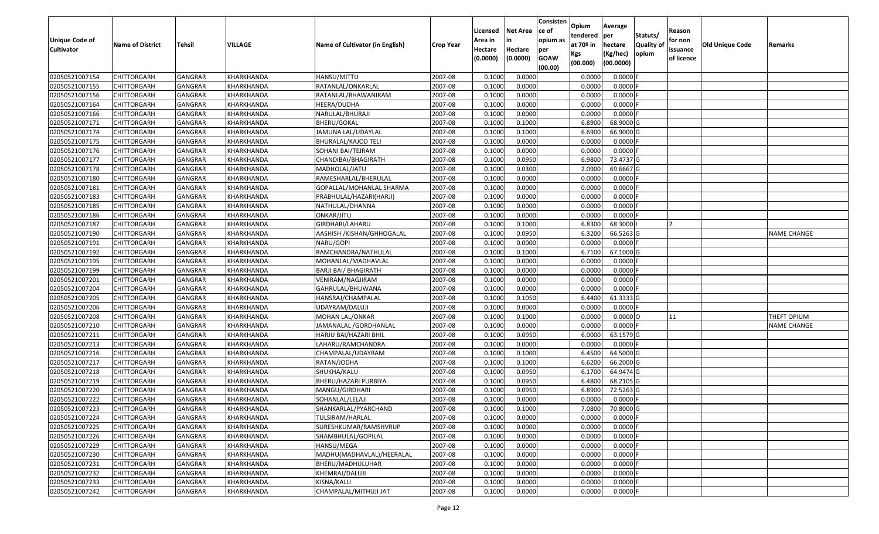| Unique Code of Cultivator | Name of District | Tehsil | VILLAGE | Name of Cultivator (in English) | Crop Year | Licensed Area in Hectare (0.0000) | Net Area in Hectare (0.0000) | Consistence of opium as per GOAW (00.00) | Opium tendered at 70º in Kgs (00.000) | Average per hectare (Kg/hec) (00.0000) | Statuts/ Quality of opium | Reason for non issuance of licence | Old Unique Code | Remarks |
|---|---|---|---|---|---|---|---|---|---|---|---|---|---|---|
| 02050521007154 | CHITTORGARH | GANGRAR | KHARKHANDA | HANSU/MITTU | 2007-08 | 0.1000 | 0.0000 | | 0.0000 | 0.0000 | F | | | |
| 02050521007155 | CHITTORGARH | GANGRAR | KHARKHANDA | RATANLAL/ONKARLAL | 2007-08 | 0.1000 | 0.0000 | | 0.0000 | 0.0000 | F | | | |
| 02050521007156 | CHITTORGARH | GANGRAR | KHARKHANDA | RATANLAL/BHAWANIRAM | 2007-08 | 0.1000 | 0.0000 | | 0.0000 | 0.0000 | F | | | |
| 02050521007164 | CHITTORGARH | GANGRAR | KHARKHANDA | HEERA/DUDHA | 2007-08 | 0.1000 | 0.0000 | | 0.0000 | 0.0000 | F | | | |
| 02050521007166 | CHITTORGARH | GANGRAR | KHARKHANDA | NARULAL/BHURAJI | 2007-08 | 0.1000 | 0.0000 | | 0.0000 | 0.0000 | F | | | |
| 02050521007171 | CHITTORGARH | GANGRAR | KHARKHANDA | BHERU/GOKAL | 2007-08 | 0.1000 | 0.1000 | | 6.8900 | 68.9000 | G | | | |
| 02050521007174 | CHITTORGARH | GANGRAR | KHARKHANDA | JAMUNA LAL/UDAYLAL | 2007-08 | 0.1000 | 0.1000 | | 6.6900 | 66.9000 | G | | | |
| 02050521007175 | CHITTORGARH | GANGRAR | KHARKHANDA | BHURALAL/KAJOD TELI | 2007-08 | 0.1000 | 0.0000 | | 0.0000 | 0.0000 | F | | | |
| 02050521007176 | CHITTORGARH | GANGRAR | KHARKHANDA | SOHANI BAI/TEJRAM | 2007-08 | 0.1000 | 0.0000 | | 0.0000 | 0.0000 | F | | | |
| 02050521007177 | CHITTORGARH | GANGRAR | KHARKHANDA | CHANDIBAI/BHAGIRATH | 2007-08 | 0.1000 | 0.0950 | | 6.9800 | 73.4737 | G | | | |
| 02050521007178 | CHITTORGARH | GANGRAR | KHARKHANDA | MADHOLAL/JATU | 2007-08 | 0.1000 | 0.0300 | | 2.0900 | 69.6667 | G | | | |
| 02050521007180 | CHITTORGARH | GANGRAR | KHARKHANDA | RAMESHARLAL/BHERULAL | 2007-08 | 0.1000 | 0.0000 | | 0.0000 | 0.0000 | F | | | |
| 02050521007181 | CHITTORGARH | GANGRAR | KHARKHANDA | GOPALLAL/MOHANLAL SHARMA | 2007-08 | 0.1000 | 0.0000 | | 0.0000 | 0.0000 | F | | | |
| 02050521007183 | CHITTORGARH | GANGRAR | KHARKHANDA | PRABHULAL/HAZARI(HARJI) | 2007-08 | 0.1000 | 0.0000 | | 0.0000 | 0.0000 | F | | | |
| 02050521007185 | CHITTORGARH | GANGRAR | KHARKHANDA | NATHULAL/DHANNA | 2007-08 | 0.1000 | 0.0000 | | 0.0000 | 0.0000 | F | | | |
| 02050521007186 | CHITTORGARH | GANGRAR | KHARKHANDA | ONKAR/JITU | 2007-08 | 0.1000 | 0.0000 | | 0.0000 | 0.0000 | F | | | |
| 02050521007187 | CHITTORGARH | GANGRAR | KHARKHANDA | GIRDHARI/LAHARU | 2007-08 | 0.1000 | 0.1000 | | 6.8300 | 68.3000 | I | 2 | | |
| 02050521007190 | CHITTORGARH | GANGRAR | KHARKHANDA | AASHISH /KISHAN/GHHOGALAL | 2007-08 | 0.1000 | 0.0950 | | 6.3200 | 66.5263 | G | | | NAME CHANGE |
| 02050521007191 | CHITTORGARH | GANGRAR | KHARKHANDA | NARU/GOPI | 2007-08 | 0.1000 | 0.0000 | | 0.0000 | 0.0000 | F | | | |
| 02050521007192 | CHITTORGARH | GANGRAR | KHARKHANDA | RAMCHANDRA/NATHULAL | 2007-08 | 0.1000 | 0.1000 | | 6.7100 | 67.1000 | G | | | |
| 02050521007195 | CHITTORGARH | GANGRAR | KHARKHANDA | MOHANLAL/MADHAVLAL | 2007-08 | 0.1000 | 0.0000 | | 0.0000 | 0.0000 | F | | | |
| 02050521007199 | CHITTORGARH | GANGRAR | KHARKHANDA | BARJI BAI/ BHAGIRATH | 2007-08 | 0.1000 | 0.0000 | | 0.0000 | 0.0000 | F | | | |
| 02050521007201 | CHITTORGARH | GANGRAR | KHARKHANDA | VENIRAM/NAGJIRAM | 2007-08 | 0.1000 | 0.0000 | | 0.0000 | 0.0000 | F | | | |
| 02050521007204 | CHITTORGARH | GANGRAR | KHARKHANDA | GAHRULAL/BHUWANA | 2007-08 | 0.1000 | 0.0000 | | 0.0000 | 0.0000 | F | | | |
| 02050521007205 | CHITTORGARH | GANGRAR | KHARKHANDA | HANSRAJ/CHAMPALAL | 2007-08 | 0.1000 | 0.1050 | | 6.4400 | 61.3333 | G | | | |
| 02050521007206 | CHITTORGARH | GANGRAR | KHARKHANDA | UDAYRAM/DALUJI | 2007-08 | 0.1000 | 0.0000 | | 0.0000 | 0.0000 | F | | | |
| 02050521007208 | CHITTORGARH | GANGRAR | KHARKHANDA | MOHAN LAL/ONKAR | 2007-08 | 0.1000 | 0.1000 | | 0.0000 | 0.0000 | O | 11 | | THEFT OPIUM |
| 02050521007210 | CHITTORGARH | GANGRAR | KHARKHANDA | JAMANALAL /GORDHANLAL | 2007-08 | 0.1000 | 0.0000 | | 0.0000 | 0.0000 | F | | | NAME CHANGE |
| 02050521007211 | CHITTORGARH | GANGRAR | KHARKHANDA | HARJU BAI/HAZARI BHIL | 2007-08 | 0.1000 | 0.0950 | | 6.0000 | 63.1579 | G | | | |
| 02050521007213 | CHITTORGARH | GANGRAR | KHARKHANDA | LAHARU/RAMCHANDRA | 2007-08 | 0.1000 | 0.0000 | | 0.0000 | 0.0000 | F | | | |
| 02050521007216 | CHITTORGARH | GANGRAR | KHARKHANDA | CHAMPALAL/UDAYRAM | 2007-08 | 0.1000 | 0.1000 | | 6.4500 | 64.5000 | G | | | |
| 02050521007217 | CHITTORGARH | GANGRAR | KHARKHANDA | RATAN/JODHA | 2007-08 | 0.1000 | 0.1000 | | 6.6200 | 66.2000 | G | | | |
| 02050521007218 | CHITTORGARH | GANGRAR | KHARKHANDA | SHUKHA/KALU | 2007-08 | 0.1000 | 0.0950 | | 6.1700 | 64.9474 | G | | | |
| 02050521007219 | CHITTORGARH | GANGRAR | KHARKHANDA | BHERU/HAZARI PURBIYA | 2007-08 | 0.1000 | 0.0950 | | 6.4800 | 68.2105 | G | | | |
| 02050521007220 | CHITTORGARH | GANGRAR | KHARKHANDA | MANGU/GIRDHARI | 2007-08 | 0.1000 | 0.0950 | | 6.8900 | 72.5263 | G | | | |
| 02050521007222 | CHITTORGARH | GANGRAR | KHARKHANDA | SOHANLAL/LELAJI | 2007-08 | 0.1000 | 0.0000 | | 0.0000 | 0.0000 | F | | | |
| 02050521007223 | CHITTORGARH | GANGRAR | KHARKHANDA | SHANKARLAL/PYARCHAND | 2007-08 | 0.1000 | 0.1000 | | 7.0800 | 70.8000 | G | | | |
| 02050521007224 | CHITTORGARH | GANGRAR | KHARKHANDA | TULSIRAM/HARLAL | 2007-08 | 0.1000 | 0.0000 | | 0.0000 | 0.0000 | F | | | |
| 02050521007225 | CHITTORGARH | GANGRAR | KHARKHANDA | SURESHKUMAR/RAMSHVRUP | 2007-08 | 0.1000 | 0.0000 | | 0.0000 | 0.0000 | F | | | |
| 02050521007226 | CHITTORGARH | GANGRAR | KHARKHANDA | SHAMBHULAL/GOPILAL | 2007-08 | 0.1000 | 0.0000 | | 0.0000 | 0.0000 | F | | | |
| 02050521007229 | CHITTORGARH | GANGRAR | KHARKHANDA | HANSU/MEGA | 2007-08 | 0.1000 | 0.0000 | | 0.0000 | 0.0000 | F | | | |
| 02050521007230 | CHITTORGARH | GANGRAR | KHARKHANDA | MADHU(MADHAVLAL)/HEERALAL | 2007-08 | 0.1000 | 0.0000 | | 0.0000 | 0.0000 | F | | | |
| 02050521007231 | CHITTORGARH | GANGRAR | KHARKHANDA | BHERU/MADHULUHAR | 2007-08 | 0.1000 | 0.0000 | | 0.0000 | 0.0000 | F | | | |
| 02050521007232 | CHITTORGARH | GANGRAR | KHARKHANDA | KHEMRAJ/DALUJI | 2007-08 | 0.1000 | 0.0000 | | 0.0000 | 0.0000 | F | | | |
| 02050521007233 | CHITTORGARH | GANGRAR | KHARKHANDA | KISNA/KALU | 2007-08 | 0.1000 | 0.0000 | | 0.0000 | 0.0000 | F | | | |
| 02050521007242 | CHITTORGARH | GANGRAR | KHARKHANDA | CHAMPALAL/MITHUJI JAT | 2007-08 | 0.1000 | 0.0000 | | 0.0000 | 0.0000 | F | | | |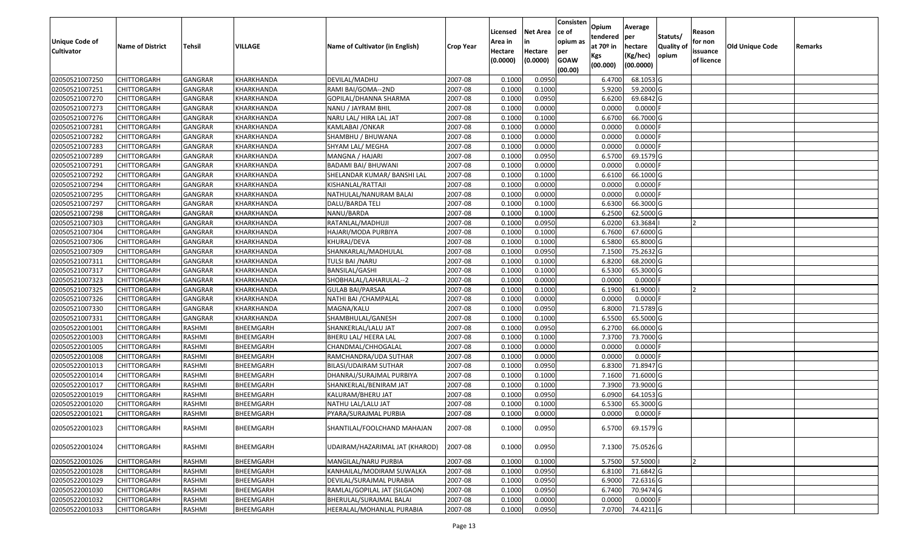| Unique Code of Cultivator | Name of District | Tehsil | VILLAGE | Name of Cultivator (in English) | Crop Year | Licensed Area in Hectare (0.0000) | Net Area in Hectare (0.0000) | Consistence of opium as per GOAW (00.00) | Opium tendered at 70º in Kgs (00.000) | Average per hectare (Kg/hec) (00.0000) | Statuts/ Quality of opium | Reason for non issuance of licence | Old Unique Code | Remarks |
|---|---|---|---|---|---|---|---|---|---|---|---|---|---|---|
| 02050521007250 | CHITTORGARH | GANGRAR | KHARKHANDA | DEVILAL/MADHU | 2007-08 | 0.1000 | 0.0950 | | 6.4700 | 68.1053 | G | | | |
| 02050521007251 | CHITTORGARH | GANGRAR | KHARKHANDA | RAMI BAI/GOMA--2ND | 2007-08 | 0.1000 | 0.1000 | | 5.9200 | 59.2000 | G | | | |
| 02050521007270 | CHITTORGARH | GANGRAR | KHARKHANDA | GOPILAL/DHANNA SHARMA | 2007-08 | 0.1000 | 0.0950 | | 6.6200 | 69.6842 | G | | | |
| 02050521007273 | CHITTORGARH | GANGRAR | KHARKHANDA | NANU / JAYRAM BHIL | 2007-08 | 0.1000 | 0.0000 | | 0.0000 | 0.0000 | F | | | |
| 02050521007276 | CHITTORGARH | GANGRAR | KHARKHANDA | NARU LAL/ HIRA LAL JAT | 2007-08 | 0.1000 | 0.1000 | | 6.6700 | 66.7000 | G | | | |
| 02050521007281 | CHITTORGARH | GANGRAR | KHARKHANDA | KAMLABAI /ONKAR | 2007-08 | 0.1000 | 0.0000 | | 0.0000 | 0.0000 | F | | | |
| 02050521007282 | CHITTORGARH | GANGRAR | KHARKHANDA | SHAMBHU / BHUWANA | 2007-08 | 0.1000 | 0.0000 | | 0.0000 | 0.0000 | F | | | |
| 02050521007283 | CHITTORGARH | GANGRAR | KHARKHANDA | SHYAM LAL/ MEGHA | 2007-08 | 0.1000 | 0.0000 | | 0.0000 | 0.0000 | F | | | |
| 02050521007289 | CHITTORGARH | GANGRAR | KHARKHANDA | MANGNA / HAJARI | 2007-08 | 0.1000 | 0.0950 | | 6.5700 | 69.1579 | G | | | |
| 02050521007291 | CHITTORGARH | GANGRAR | KHARKHANDA | BADAMI BAI/ BHUWANI | 2007-08 | 0.1000 | 0.0000 | | 0.0000 | 0.0000 | F | | | |
| 02050521007292 | CHITTORGARH | GANGRAR | KHARKHANDA | SHELANDAR KUMAR/ BANSHI LAL | 2007-08 | 0.1000 | 0.1000 | | 6.6100 | 66.1000 | G | | | |
| 02050521007294 | CHITTORGARH | GANGRAR | KHARKHANDA | KISHANLAL/RATTAJI | 2007-08 | 0.1000 | 0.0000 | | 0.0000 | 0.0000 | F | | | |
| 02050521007295 | CHITTORGARH | GANGRAR | KHARKHANDA | NATHULAL/NANURAM BALAI | 2007-08 | 0.1000 | 0.0000 | | 0.0000 | 0.0000 | F | | | |
| 02050521007297 | CHITTORGARH | GANGRAR | KHARKHANDA | DALU/BARDA TELI | 2007-08 | 0.1000 | 0.1000 | | 6.6300 | 66.3000 | G | | | |
| 02050521007298 | CHITTORGARH | GANGRAR | KHARKHANDA | NANU/BARDA | 2007-08 | 0.1000 | 0.1000 | | 6.2500 | 62.5000 | G | | | |
| 02050521007303 | CHITTORGARH | GANGRAR | KHARKHANDA | RATANLAL/MADHUJI | 2007-08 | 0.1000 | 0.0950 | | 6.0200 | 63.3684 | I | 2 | | |
| 02050521007304 | CHITTORGARH | GANGRAR | KHARKHANDA | HAJARI/MODA PURBIYA | 2007-08 | 0.1000 | 0.1000 | | 6.7600 | 67.6000 | G | | | |
| 02050521007306 | CHITTORGARH | GANGRAR | KHARKHANDA | KHURAJ/DEVA | 2007-08 | 0.1000 | 0.1000 | | 6.5800 | 65.8000 | G | | | |
| 02050521007309 | CHITTORGARH | GANGRAR | KHARKHANDA | SHANKARLAL/MADHULAL | 2007-08 | 0.1000 | 0.0950 | | 7.1500 | 75.2632 | G | | | |
| 02050521007311 | CHITTORGARH | GANGRAR | KHARKHANDA | TULSI BAI /NARU | 2007-08 | 0.1000 | 0.1000 | | 6.8200 | 68.2000 | G | | | |
| 02050521007317 | CHITTORGARH | GANGRAR | KHARKHANDA | BANSILAL/GASHI | 2007-08 | 0.1000 | 0.1000 | | 6.5300 | 65.3000 | G | | | |
| 02050521007323 | CHITTORGARH | GANGRAR | KHARKHANDA | SHOBHALAL/LAHARULAL--2 | 2007-08 | 0.1000 | 0.0000 | | 0.0000 | 0.0000 | F | | | |
| 02050521007325 | CHITTORGARH | GANGRAR | KHARKHANDA | GULAB BAI/PARSAA | 2007-08 | 0.1000 | 0.1000 | | 6.1900 | 61.9000 | I | 2 | | |
| 02050521007326 | CHITTORGARH | GANGRAR | KHARKHANDA | NATHI BAI /CHAMPALAL | 2007-08 | 0.1000 | 0.0000 | | 0.0000 | 0.0000 | F | | | |
| 02050521007330 | CHITTORGARH | GANGRAR | KHARKHANDA | MAGNA/KALU | 2007-08 | 0.1000 | 0.0950 | | 6.8000 | 71.5789 | G | | | |
| 02050521007331 | CHITTORGARH | GANGRAR | KHARKHANDA | SHAMBHULAL/GANESH | 2007-08 | 0.1000 | 0.1000 | | 6.5500 | 65.5000 | G | | | |
| 02050522001001 | CHITTORGARH | RASHMI | BHEEMGARH | SHANKERLAL/LALU JAT | 2007-08 | 0.1000 | 0.0950 | | 6.2700 | 66.0000 | G | | | |
| 02050522001003 | CHITTORGARH | RASHMI | BHEEMGARH | BHERU LAL/ HEERA LAL | 2007-08 | 0.1000 | 0.1000 | | 7.3700 | 73.7000 | G | | | |
| 02050522001005 | CHITTORGARH | RASHMI | BHEEMGARH | CHANDMAL/CHHOGALAL | 2007-08 | 0.1000 | 0.0000 | | 0.0000 | 0.0000 | F | | | |
| 02050522001008 | CHITTORGARH | RASHMI | BHEEMGARH | RAMCHANDRA/UDA SUTHAR | 2007-08 | 0.1000 | 0.0000 | | 0.0000 | 0.0000 | F | | | |
| 02050522001013 | CHITTORGARH | RASHMI | BHEEMGARH | BILASI/UDAIRAM SUTHAR | 2007-08 | 0.1000 | 0.0950 | | 6.8300 | 71.8947 | G | | | |
| 02050522001014 | CHITTORGARH | RASHMI | BHEEMGARH | DHANRAJ/SURAJMAL PURBIYA | 2007-08 | 0.1000 | 0.1000 | | 7.1600 | 71.6000 | G | | | |
| 02050522001017 | CHITTORGARH | RASHMI | BHEEMGARH | SHANKERLAL/BENIRAM JAT | 2007-08 | 0.1000 | 0.1000 | | 7.3900 | 73.9000 | G | | | |
| 02050522001019 | CHITTORGARH | RASHMI | BHEEMGARH | KALURAM/BHERU JAT | 2007-08 | 0.1000 | 0.0950 | | 6.0900 | 64.1053 | G | | | |
| 02050522001020 | CHITTORGARH | RASHMI | BHEEMGARH | NATHU LAL/LALU JAT | 2007-08 | 0.1000 | 0.1000 | | 6.5300 | 65.3000 | G | | | |
| 02050522001021 | CHITTORGARH | RASHMI | BHEEMGARH | PYARA/SURAJMAL PURBIA | 2007-08 | 0.1000 | 0.0000 | | 0.0000 | 0.0000 | F | | | |
| 02050522001023 | CHITTORGARH | RASHMI | BHEEMGARH | SHANTILAL/FOOLCHAND MAHAJAN | 2007-08 | 0.1000 | 0.0950 | | 6.5700 | 69.1579 | G | | | |
| 02050522001024 | CHITTORGARH | RASHMI | BHEEMGARH | UDAIRAM/HAZARIMAL JAT (KHAROD) | 2007-08 | 0.1000 | 0.0950 | | 7.1300 | 75.0526 | G | | | |
| 02050522001026 | CHITTORGARH | RASHMI | BHEEMGARH | MANGILAL/NARU PURBIA | 2007-08 | 0.1000 | 0.1000 | | 5.7500 | 57.5000 | I | 2 | | |
| 02050522001028 | CHITTORGARH | RASHMI | BHEEMGARH | KANHAILAL/MODIRAM SUWALKA | 2007-08 | 0.1000 | 0.0950 | | 6.8100 | 71.6842 | G | | | |
| 02050522001029 | CHITTORGARH | RASHMI | BHEEMGARH | DEVILAL/SURAJMAL PURABIA | 2007-08 | 0.1000 | 0.0950 | | 6.9000 | 72.6316 | G | | | |
| 02050522001030 | CHITTORGARH | RASHMI | BHEEMGARH | RAMLAL/GOPILAL JAT (SILGAON) | 2007-08 | 0.1000 | 0.0950 | | 6.7400 | 70.9474 | G | | | |
| 02050522001032 | CHITTORGARH | RASHMI | BHEEMGARH | BHERULAL/SURAJMAL BALAI | 2007-08 | 0.1000 | 0.0000 | | 0.0000 | 0.0000 | F | | | |
| 02050522001033 | CHITTORGARH | RASHMI | BHEEMGARH | HEERALAL/MOHANLAL PURABIA | 2007-08 | 0.1000 | 0.0950 | | 7.0700 | 74.4211 | G | | | |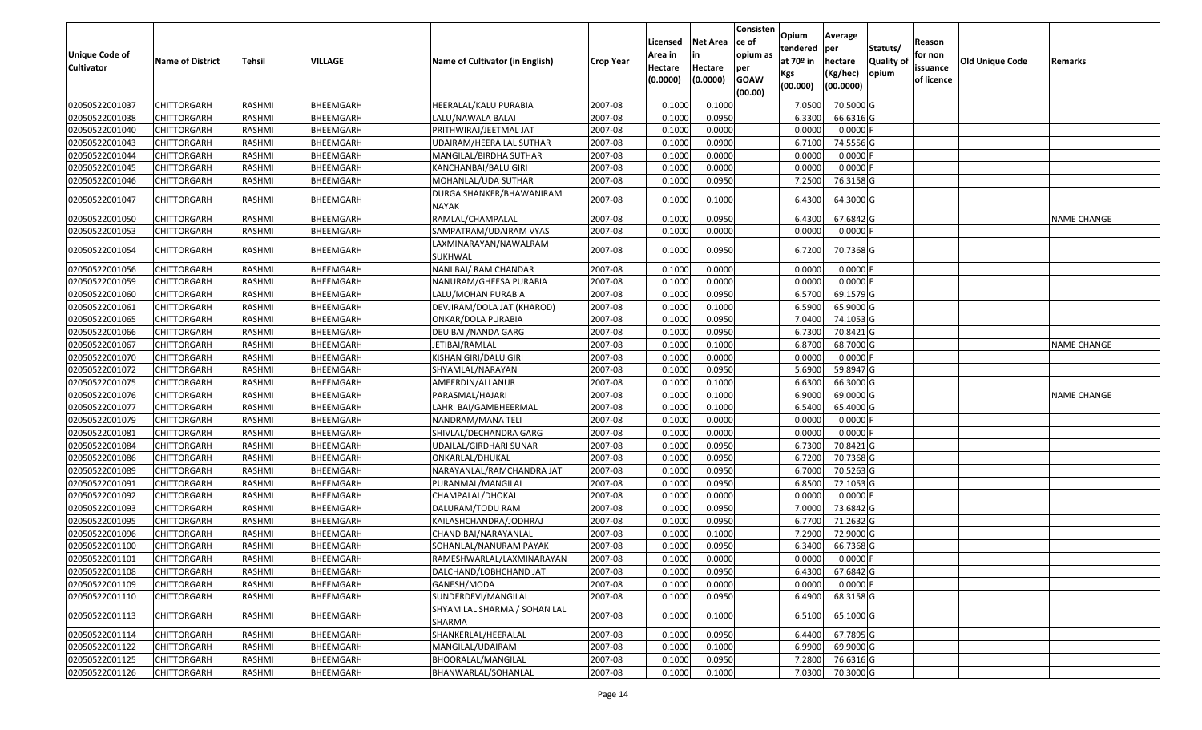| Unique Code of Cultivator | Name of District | Tehsil | VILLAGE | Name of Cultivator (in English) | Crop Year | Licensed Area in Hectare (0.0000) | Net Area in Hectare (0.0000) | Consistence of opium as per GOAW (00.00) | Opium tendered at 70º in Kgs (00.000) | Average per hectare (Kg/hec) (00.0000) | Statuts/ Quality of opium | Reason for non issuance of licence | Old Unique Code | Remarks |
|---|---|---|---|---|---|---|---|---|---|---|---|---|---|---|
| 02050522001037 | CHITTORGARH | RASHMI | BHEEMGARH | HEERALAL/KALU PURABIA | 2007-08 | 0.1000 | 0.1000 | | 7.0500 | 70.5000 | G | | | |
| 02050522001038 | CHITTORGARH | RASHMI | BHEEMGARH | LALU/NAWALA BALAI | 2007-08 | 0.1000 | 0.0950 | | 6.3300 | 66.6316 | G | | | |
| 02050522001040 | CHITTORGARH | RASHMI | BHEEMGARH | PRITHWIRAJ/JEETMAL JAT | 2007-08 | 0.1000 | 0.0000 | | 0.0000 | 0.0000 | F | | | |
| 02050522001043 | CHITTORGARH | RASHMI | BHEEMGARH | UDAIRAM/HEERA LAL SUTHAR | 2007-08 | 0.1000 | 0.0900 | | 6.7100 | 74.5556 | G | | | |
| 02050522001044 | CHITTORGARH | RASHMI | BHEEMGARH | MANGILAL/BIRDHA SUTHAR | 2007-08 | 0.1000 | 0.0000 | | 0.0000 | 0.0000 | F | | | |
| 02050522001045 | CHITTORGARH | RASHMI | BHEEMGARH | KANCHANBAI/BALU GIRI | 2007-08 | 0.1000 | 0.0000 | | 0.0000 | 0.0000 | F | | | |
| 02050522001046 | CHITTORGARH | RASHMI | BHEEMGARH | MOHANLAL/UDA SUTHAR | 2007-08 | 0.1000 | 0.0950 | | 7.2500 | 76.3158 | G | | | |
| 02050522001047 | CHITTORGARH | RASHMI | BHEEMGARH | DURGA SHANKER/BHAWANIRAM NAYAK | 2007-08 | 0.1000 | 0.1000 | | 6.4300 | 64.3000 | G | | | |
| 02050522001050 | CHITTORGARH | RASHMI | BHEEMGARH | RAMLAL/CHAMPALAL | 2007-08 | 0.1000 | 0.0950 | | 6.4300 | 67.6842 | G | | | NAME CHANGE |
| 02050522001053 | CHITTORGARH | RASHMI | BHEEMGARH | SAMPATRAM/UDAIRAM VYAS | 2007-08 | 0.1000 | 0.0000 | | 0.0000 | 0.0000 | F | | | |
| 02050522001054 | CHITTORGARH | RASHMI | BHEEMGARH | LAXMINARAYAN/NAWALRAM SUKHWAL | 2007-08 | 0.1000 | 0.0950 | | 6.7200 | 70.7368 | G | | | |
| 02050522001056 | CHITTORGARH | RASHMI | BHEEMGARH | NANI BAI/ RAM CHANDAR | 2007-08 | 0.1000 | 0.0000 | | 0.0000 | 0.0000 | F | | | |
| 02050522001059 | CHITTORGARH | RASHMI | BHEEMGARH | NANURAM/GHEESA PURABIA | 2007-08 | 0.1000 | 0.0000 | | 0.0000 | 0.0000 | F | | | |
| 02050522001060 | CHITTORGARH | RASHMI | BHEEMGARH | LALU/MOHAN PURABIA | 2007-08 | 0.1000 | 0.0950 | | 6.5700 | 69.1579 | G | | | |
| 02050522001061 | CHITTORGARH | RASHMI | BHEEMGARH | DEVJIRAM/DOLA JAT (KHAROD) | 2007-08 | 0.1000 | 0.1000 | | 6.5900 | 65.9000 | G | | | |
| 02050522001065 | CHITTORGARH | RASHMI | BHEEMGARH | ONKAR/DOLA PURABIA | 2007-08 | 0.1000 | 0.0950 | | 7.0400 | 74.1053 | G | | | |
| 02050522001066 | CHITTORGARH | RASHMI | BHEEMGARH | DEU BAI /NANDA GARG | 2007-08 | 0.1000 | 0.0950 | | 6.7300 | 70.8421 | G | | | |
| 02050522001067 | CHITTORGARH | RASHMI | BHEEMGARH | JETIBAI/RAMLAL | 2007-08 | 0.1000 | 0.1000 | | 6.8700 | 68.7000 | G | | | NAME CHANGE |
| 02050522001070 | CHITTORGARH | RASHMI | BHEEMGARH | KISHAN GIRI/DALU GIRI | 2007-08 | 0.1000 | 0.0000 | | 0.0000 | 0.0000 | F | | | |
| 02050522001072 | CHITTORGARH | RASHMI | BHEEMGARH | SHYAMLAL/NARAYAN | 2007-08 | 0.1000 | 0.0950 | | 5.6900 | 59.8947 | G | | | |
| 02050522001075 | CHITTORGARH | RASHMI | BHEEMGARH | AMEERDIN/ALLANUR | 2007-08 | 0.1000 | 0.1000 | | 6.6300 | 66.3000 | G | | | |
| 02050522001076 | CHITTORGARH | RASHMI | BHEEMGARH | PARASMAL/HAJARI | 2007-08 | 0.1000 | 0.1000 | | 6.9000 | 69.0000 | G | | | NAME CHANGE |
| 02050522001077 | CHITTORGARH | RASHMI | BHEEMGARH | LAHRI BAI/GAMBHEERMAL | 2007-08 | 0.1000 | 0.1000 | | 6.5400 | 65.4000 | G | | | |
| 02050522001079 | CHITTORGARH | RASHMI | BHEEMGARH | NANDRAM/MANA TELI | 2007-08 | 0.1000 | 0.0000 | | 0.0000 | 0.0000 | F | | | |
| 02050522001081 | CHITTORGARH | RASHMI | BHEEMGARH | SHIVLAL/DECHANDRA GARG | 2007-08 | 0.1000 | 0.0000 | | 0.0000 | 0.0000 | F | | | |
| 02050522001084 | CHITTORGARH | RASHMI | BHEEMGARH | UDAILAL/GIRDHARI SUNAR | 2007-08 | 0.1000 | 0.0950 | | 6.7300 | 70.8421 | G | | | |
| 02050522001086 | CHITTORGARH | RASHMI | BHEEMGARH | ONKARLAL/DHUKAL | 2007-08 | 0.1000 | 0.0950 | | 6.7200 | 70.7368 | G | | | |
| 02050522001089 | CHITTORGARH | RASHMI | BHEEMGARH | NARAYANLAL/RAMCHANDRA JAT | 2007-08 | 0.1000 | 0.0950 | | 6.7000 | 70.5263 | G | | | |
| 02050522001091 | CHITTORGARH | RASHMI | BHEEMGARH | PURANMAL/MANGILAL | 2007-08 | 0.1000 | 0.0950 | | 6.8500 | 72.1053 | G | | | |
| 02050522001092 | CHITTORGARH | RASHMI | BHEEMGARH | CHAMPALAL/DHOKAL | 2007-08 | 0.1000 | 0.0000 | | 0.0000 | 0.0000 | F | | | |
| 02050522001093 | CHITTORGARH | RASHMI | BHEEMGARH | DALURAM/TODU RAM | 2007-08 | 0.1000 | 0.0950 | | 7.0000 | 73.6842 | G | | | |
| 02050522001095 | CHITTORGARH | RASHMI | BHEEMGARH | KAILASHCHANDRA/JODHRAJ | 2007-08 | 0.1000 | 0.0950 | | 6.7700 | 71.2632 | G | | | |
| 02050522001096 | CHITTORGARH | RASHMI | BHEEMGARH | CHANDIBAI/NARAYANLAL | 2007-08 | 0.1000 | 0.1000 | | 7.2900 | 72.9000 | G | | | |
| 02050522001100 | CHITTORGARH | RASHMI | BHEEMGARH | SOHANLAL/NANURAM PAYAK | 2007-08 | 0.1000 | 0.0950 | | 6.3400 | 66.7368 | G | | | |
| 02050522001101 | CHITTORGARH | RASHMI | BHEEMGARH | RAMESHWARLAL/LAXMINARAYAN | 2007-08 | 0.1000 | 0.0000 | | 0.0000 | 0.0000 | F | | | |
| 02050522001108 | CHITTORGARH | RASHMI | BHEEMGARH | DALCHAND/LOBHCHAND JAT | 2007-08 | 0.1000 | 0.0950 | | 6.4300 | 67.6842 | G | | | |
| 02050522001109 | CHITTORGARH | RASHMI | BHEEMGARH | GANESH/MODA | 2007-08 | 0.1000 | 0.0000 | | 0.0000 | 0.0000 | F | | | |
| 02050522001110 | CHITTORGARH | RASHMI | BHEEMGARH | SUNDERDEVI/MANGILAL | 2007-08 | 0.1000 | 0.0950 | | 6.4900 | 68.3158 | G | | | |
| 02050522001113 | CHITTORGARH | RASHMI | BHEEMGARH | SHYAM LAL SHARMA / SOHAN LAL SHARMA | 2007-08 | 0.1000 | 0.1000 | | 6.5100 | 65.1000 | G | | | |
| 02050522001114 | CHITTORGARH | RASHMI | BHEEMGARH | SHANKERLAL/HEERALAL | 2007-08 | 0.1000 | 0.0950 | | 6.4400 | 67.7895 | G | | | |
| 02050522001122 | CHITTORGARH | RASHMI | BHEEMGARH | MANGILAL/UDAIRAM | 2007-08 | 0.1000 | 0.1000 | | 6.9900 | 69.9000 | G | | | |
| 02050522001125 | CHITTORGARH | RASHMI | BHEEMGARH | BHOORALAL/MANGILAL | 2007-08 | 0.1000 | 0.0950 | | 7.2800 | 76.6316 | G | | | |
| 02050522001126 | CHITTORGARH | RASHMI | BHEEMGARH | BHANWARLAL/SOHANLAL | 2007-08 | 0.1000 | 0.1000 | | 7.0300 | 70.3000 | G | | | |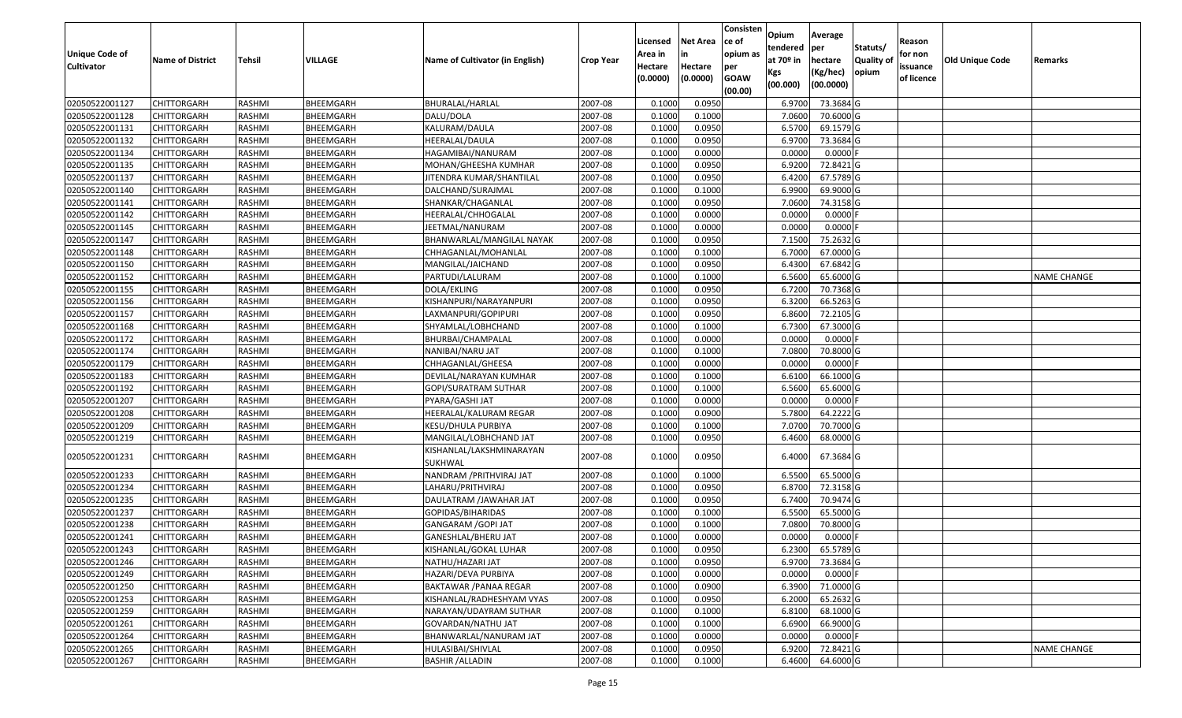| Unique Code of Cultivator | Name of District | Tehsil | VILLAGE | Name of Cultivator (in English) | Crop Year | Licensed Area in Hectare (0.0000) | Net Area in Hectare (0.0000) | Consistence of opium as per GOAW (00.00) | Opium tendered at 70º in Kgs (00.000) | Average per hectare (Kg/hec) (00.0000) | Statuts/ Quality of opium | Reason for non issuance of licence | Old Unique Code | Remarks |
|---|---|---|---|---|---|---|---|---|---|---|---|---|---|---|
| 02050522001127 | CHITTORGARH | RASHMI | BHEEMGARH | BHURALAL/HARLAL | 2007-08 | 0.1000 | 0.0950 | | 6.9700 | 73.3684 | G | | | |
| 02050522001128 | CHITTORGARH | RASHMI | BHEEMGARH | DALU/DOLA | 2007-08 | 0.1000 | 0.1000 | | 7.0600 | 70.6000 | G | | | |
| 02050522001131 | CHITTORGARH | RASHMI | BHEEMGARH | KALURAM/DAULA | 2007-08 | 0.1000 | 0.0950 | | 6.5700 | 69.1579 | G | | | |
| 02050522001132 | CHITTORGARH | RASHMI | BHEEMGARH | HEERALAL/DAULA | 2007-08 | 0.1000 | 0.0950 | | 6.9700 | 73.3684 | G | | | |
| 02050522001134 | CHITTORGARH | RASHMI | BHEEMGARH | HAGAMIBAI/NANURAM | 2007-08 | 0.1000 | 0.0000 | | 0.0000 | 0.0000 | F | | | |
| 02050522001135 | CHITTORGARH | RASHMI | BHEEMGARH | MOHAN/GHEESHA KUMHAR | 2007-08 | 0.1000 | 0.0950 | | 6.9200 | 72.8421 | G | | | |
| 02050522001137 | CHITTORGARH | RASHMI | BHEEMGARH | JITENDRA KUMAR/SHANTILAL | 2007-08 | 0.1000 | 0.0950 | | 6.4200 | 67.5789 | G | | | |
| 02050522001140 | CHITTORGARH | RASHMI | BHEEMGARH | DALCHAND/SURAJMAL | 2007-08 | 0.1000 | 0.1000 | | 6.9900 | 69.9000 | G | | | |
| 02050522001141 | CHITTORGARH | RASHMI | BHEEMGARH | SHANKAR/CHAGANLAL | 2007-08 | 0.1000 | 0.0950 | | 7.0600 | 74.3158 | G | | | |
| 02050522001142 | CHITTORGARH | RASHMI | BHEEMGARH | HEERALAL/CHHOGALAL | 2007-08 | 0.1000 | 0.0000 | | 0.0000 | 0.0000 | F | | | |
| 02050522001145 | CHITTORGARH | RASHMI | BHEEMGARH | JEETMAL/NANURAM | 2007-08 | 0.1000 | 0.0000 | | 0.0000 | 0.0000 | F | | | |
| 02050522001147 | CHITTORGARH | RASHMI | BHEEMGARH | BHANWARLAL/MANGILAL NAYAK | 2007-08 | 0.1000 | 0.0950 | | 7.1500 | 75.2632 | G | | | |
| 02050522001148 | CHITTORGARH | RASHMI | BHEEMGARH | CHHAGANLAL/MOHANLAL | 2007-08 | 0.1000 | 0.1000 | | 6.7000 | 67.0000 | G | | | |
| 02050522001150 | CHITTORGARH | RASHMI | BHEEMGARH | MANGILAL/JAICHAND | 2007-08 | 0.1000 | 0.0950 | | 6.4300 | 67.6842 | G | | | |
| 02050522001152 | CHITTORGARH | RASHMI | BHEEMGARH | PARTUDI/LALURAM | 2007-08 | 0.1000 | 0.1000 | | 6.5600 | 65.6000 | G | | | NAME CHANGE |
| 02050522001155 | CHITTORGARH | RASHMI | BHEEMGARH | DOLA/EKLING | 2007-08 | 0.1000 | 0.0950 | | 6.7200 | 70.7368 | G | | | |
| 02050522001156 | CHITTORGARH | RASHMI | BHEEMGARH | KISHANPURI/NARAYANPURI | 2007-08 | 0.1000 | 0.0950 | | 6.3200 | 66.5263 | G | | | |
| 02050522001157 | CHITTORGARH | RASHMI | BHEEMGARH | LAXMANPURI/GOPIPURI | 2007-08 | 0.1000 | 0.0950 | | 6.8600 | 72.2105 | G | | | |
| 02050522001168 | CHITTORGARH | RASHMI | BHEEMGARH | SHYAMLAL/LOBHCHAND | 2007-08 | 0.1000 | 0.1000 | | 6.7300 | 67.3000 | G | | | |
| 02050522001172 | CHITTORGARH | RASHMI | BHEEMGARH | BHURBAI/CHAMPALAL | 2007-08 | 0.1000 | 0.0000 | | 0.0000 | 0.0000 | F | | | |
| 02050522001174 | CHITTORGARH | RASHMI | BHEEMGARH | NANIBAI/NARU JAT | 2007-08 | 0.1000 | 0.1000 | | 7.0800 | 70.8000 | G | | | |
| 02050522001179 | CHITTORGARH | RASHMI | BHEEMGARH | CHHAGANLAL/GHEESA | 2007-08 | 0.1000 | 0.0000 | | 0.0000 | 0.0000 | F | | | |
| 02050522001183 | CHITTORGARH | RASHMI | BHEEMGARH | DEVILAL/NARAYAN KUMHAR | 2007-08 | 0.1000 | 0.1000 | | 6.6100 | 66.1000 | G | | | |
| 02050522001192 | CHITTORGARH | RASHMI | BHEEMGARH | GOPI/SURATRAM SUTHAR | 2007-08 | 0.1000 | 0.1000 | | 6.5600 | 65.6000 | G | | | |
| 02050522001207 | CHITTORGARH | RASHMI | BHEEMGARH | PYARA/GASHI JAT | 2007-08 | 0.1000 | 0.0000 | | 0.0000 | 0.0000 | F | | | |
| 02050522001208 | CHITTORGARH | RASHMI | BHEEMGARH | HEERALAL/KALURAM REGAR | 2007-08 | 0.1000 | 0.0900 | | 5.7800 | 64.2222 | G | | | |
| 02050522001209 | CHITTORGARH | RASHMI | BHEEMGARH | KESU/DHULA PURBIYA | 2007-08 | 0.1000 | 0.1000 | | 7.0700 | 70.7000 | G | | | |
| 02050522001219 | CHITTORGARH | RASHMI | BHEEMGARH | MANGILAL/LOBHCHAND JAT | 2007-08 | 0.1000 | 0.0950 | | 6.4600 | 68.0000 | G | | | |
| 02050522001231 | CHITTORGARH | RASHMI | BHEEMGARH | KISHANLAL/LAKSHMINARAYAN SUKHWAL | 2007-08 | 0.1000 | 0.0950 | | 6.4000 | 67.3684 | G | | | |
| 02050522001233 | CHITTORGARH | RASHMI | BHEEMGARH | NANDRAM /PRITHVIRAJ JAT | 2007-08 | 0.1000 | 0.1000 | | 6.5500 | 65.5000 | G | | | |
| 02050522001234 | CHITTORGARH | RASHMI | BHEEMGARH | LAHARU/PRITHVIRAJ | 2007-08 | 0.1000 | 0.0950 | | 6.8700 | 72.3158 | G | | | |
| 02050522001235 | CHITTORGARH | RASHMI | BHEEMGARH | DAULATRAM /JAWAHAR JAT | 2007-08 | 0.1000 | 0.0950 | | 6.7400 | 70.9474 | G | | | |
| 02050522001237 | CHITTORGARH | RASHMI | BHEEMGARH | GOPIDAS/BIHARIDAS | 2007-08 | 0.1000 | 0.1000 | | 6.5500 | 65.5000 | G | | | |
| 02050522001238 | CHITTORGARH | RASHMI | BHEEMGARH | GANGARAM /GOPI JAT | 2007-08 | 0.1000 | 0.1000 | | 7.0800 | 70.8000 | G | | | |
| 02050522001241 | CHITTORGARH | RASHMI | BHEEMGARH | GANESHLAL/BHERU JAT | 2007-08 | 0.1000 | 0.0000 | | 0.0000 | 0.0000 | F | | | |
| 02050522001243 | CHITTORGARH | RASHMI | BHEEMGARH | KISHANLAL/GOKAL LUHAR | 2007-08 | 0.1000 | 0.0950 | | 6.2300 | 65.5789 | G | | | |
| 02050522001246 | CHITTORGARH | RASHMI | BHEEMGARH | NATHU/HAZARI JAT | 2007-08 | 0.1000 | 0.0950 | | 6.9700 | 73.3684 | G | | | |
| 02050522001249 | CHITTORGARH | RASHMI | BHEEMGARH | HAZARI/DEVA PURBIYA | 2007-08 | 0.1000 | 0.0000 | | 0.0000 | 0.0000 | F | | | |
| 02050522001250 | CHITTORGARH | RASHMI | BHEEMGARH | BAKTAWAR /PANAA REGAR | 2007-08 | 0.1000 | 0.0900 | | 6.3900 | 71.0000 | G | | | |
| 02050522001253 | CHITTORGARH | RASHMI | BHEEMGARH | KISHANLAL/RADHESHYAM VYAS | 2007-08 | 0.1000 | 0.0950 | | 6.2000 | 65.2632 | G | | | |
| 02050522001259 | CHITTORGARH | RASHMI | BHEEMGARH | NARAYAN/UDAYRAM SUTHAR | 2007-08 | 0.1000 | 0.1000 | | 6.8100 | 68.1000 | G | | | |
| 02050522001261 | CHITTORGARH | RASHMI | BHEEMGARH | GOVARDAN/NATHU JAT | 2007-08 | 0.1000 | 0.1000 | | 6.6900 | 66.9000 | G | | | |
| 02050522001264 | CHITTORGARH | RASHMI | BHEEMGARH | BHANWARLAL/NANURAM JAT | 2007-08 | 0.1000 | 0.0000 | | 0.0000 | 0.0000 | F | | | |
| 02050522001265 | CHITTORGARH | RASHMI | BHEEMGARH | HULASIBAI/SHIVLAL | 2007-08 | 0.1000 | 0.0950 | | 6.9200 | 72.8421 | G | | | NAME CHANGE |
| 02050522001267 | CHITTORGARH | RASHMI | BHEEMGARH | BASHIR /ALLADIN | 2007-08 | 0.1000 | 0.1000 | | 6.4600 | 64.6000 | G | | | |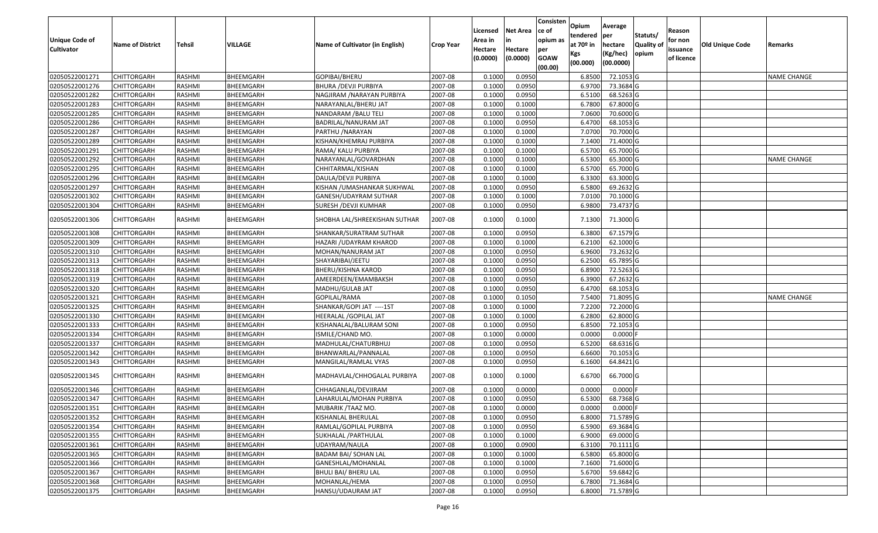| Unique Code of Cultivator | Name of District | Tehsil | VILLAGE | Name of Cultivator (in English) | Crop Year | Licensed Area in Hectare (0.0000) | Net Area in Hectare (0.0000) | Consistence of opium as per GOAW (00.00) | Opium tendered at 70º in Kgs (00.000) | Average per hectare (Kg/hec) (00.0000) | Statuts/ Quality of opium | Reason for non issuance of licence | Old Unique Code | Remarks |
|---|---|---|---|---|---|---|---|---|---|---|---|---|---|---|
| 02050522001271 | CHITTORGARH | RASHMI | BHEEMGARH | GOPIBAI/BHERU | 2007-08 | 0.1000 | 0.0950 | | 6.8500 | 72.1053 | G | | | NAME CHANGE |
| 02050522001276 | CHITTORGARH | RASHMI | BHEEMGARH | BHURA /DEVJI PURBIYA | 2007-08 | 0.1000 | 0.0950 | | 6.9700 | 73.3684 | G | | | |
| 02050522001282 | CHITTORGARH | RASHMI | BHEEMGARH | NAGJIRAM /NARAYAN PURBIYA | 2007-08 | 0.1000 | 0.0950 | | 6.5100 | 68.5263 | G | | | |
| 02050522001283 | CHITTORGARH | RASHMI | BHEEMGARH | NARAYANLAL/BHERU JAT | 2007-08 | 0.1000 | 0.1000 | | 6.7800 | 67.8000 | G | | | |
| 02050522001285 | CHITTORGARH | RASHMI | BHEEMGARH | NANDARAM /BALU TELI | 2007-08 | 0.1000 | 0.1000 | | 7.0600 | 70.6000 | G | | | |
| 02050522001286 | CHITTORGARH | RASHMI | BHEEMGARH | BADRILAL/NANURAM JAT | 2007-08 | 0.1000 | 0.0950 | | 6.4700 | 68.1053 | G | | | |
| 02050522001287 | CHITTORGARH | RASHMI | BHEEMGARH | PARTHU /NARAYAN | 2007-08 | 0.1000 | 0.1000 | | 7.0700 | 70.7000 | G | | | |
| 02050522001289 | CHITTORGARH | RASHMI | BHEEMGARH | KISHAN/KHEMRAJ PURBIYA | 2007-08 | 0.1000 | 0.1000 | | 7.1400 | 71.4000 | G | | | |
| 02050522001291 | CHITTORGARH | RASHMI | BHEEMGARH | RAMA/ KALU PURBIYA | 2007-08 | 0.1000 | 0.1000 | | 6.5700 | 65.7000 | G | | | |
| 02050522001292 | CHITTORGARH | RASHMI | BHEEMGARH | NARAYANLAL/GOVARDHAN | 2007-08 | 0.1000 | 0.1000 | | 6.5300 | 65.3000 | G | | | NAME CHANGE |
| 02050522001295 | CHITTORGARH | RASHMI | BHEEMGARH | CHHITARMAL/KISHAN | 2007-08 | 0.1000 | 0.1000 | | 6.5700 | 65.7000 | G | | | |
| 02050522001296 | CHITTORGARH | RASHMI | BHEEMGARH | DAULA/DEVJI PURBIYA | 2007-08 | 0.1000 | 0.1000 | | 6.3300 | 63.3000 | G | | | |
| 02050522001297 | CHITTORGARH | RASHMI | BHEEMGARH | KISHAN /UMASHANKAR SUKHWAL | 2007-08 | 0.1000 | 0.0950 | | 6.5800 | 69.2632 | G | | | |
| 02050522001302 | CHITTORGARH | RASHMI | BHEEMGARH | GANESH/UDAYRAM SUTHAR | 2007-08 | 0.1000 | 0.1000 | | 7.0100 | 70.1000 | G | | | |
| 02050522001304 | CHITTORGARH | RASHMI | BHEEMGARH | SURESH /DEVJI KUMHAR | 2007-08 | 0.1000 | 0.0950 | | 6.9800 | 73.4737 | G | | | |
| 02050522001306 | CHITTORGARH | RASHMI | BHEEMGARH | SHOBHA LAL/SHREEKISHAN SUTHAR | 2007-08 | 0.1000 | 0.1000 | | 7.1300 | 71.3000 | G | | | |
| 02050522001308 | CHITTORGARH | RASHMI | BHEEMGARH | SHANKAR/SURATRAM SUTHAR | 2007-08 | 0.1000 | 0.0950 | | 6.3800 | 67.1579 | G | | | |
| 02050522001309 | CHITTORGARH | RASHMI | BHEEMGARH | HAZARI /UDAYRAM KHAROD | 2007-08 | 0.1000 | 0.1000 | | 6.2100 | 62.1000 | G | | | |
| 02050522001310 | CHITTORGARH | RASHMI | BHEEMGARH | MOHAN/NANURAM JAT | 2007-08 | 0.1000 | 0.0950 | | 6.9600 | 73.2632 | G | | | |
| 02050522001313 | CHITTORGARH | RASHMI | BHEEMGARH | SHAYARIBAI/JEETU | 2007-08 | 0.1000 | 0.0950 | | 6.2500 | 65.7895 | G | | | |
| 02050522001318 | CHITTORGARH | RASHMI | BHEEMGARH | BHERU/KISHNA KAROD | 2007-08 | 0.1000 | 0.0950 | | 6.8900 | 72.5263 | G | | | |
| 02050522001319 | CHITTORGARH | RASHMI | BHEEMGARH | AMEERDEEN/EMAMBAKSH | 2007-08 | 0.1000 | 0.0950 | | 6.3900 | 67.2632 | G | | | |
| 02050522001320 | CHITTORGARH | RASHMI | BHEEMGARH | MADHU/GULAB JAT | 2007-08 | 0.1000 | 0.0950 | | 6.4700 | 68.1053 | G | | | |
| 02050522001321 | CHITTORGARH | RASHMI | BHEEMGARH | GOPILAL/RAMA | 2007-08 | 0.1000 | 0.1050 | | 7.5400 | 71.8095 | G | | | NAME CHANGE |
| 02050522001325 | CHITTORGARH | RASHMI | BHEEMGARH | SHANKAR/GOPI JAT ----1ST | 2007-08 | 0.1000 | 0.1000 | | 7.2200 | 72.2000 | G | | | |
| 02050522001330 | CHITTORGARH | RASHMI | BHEEMGARH | HEERALAL /GOPILAL JAT | 2007-08 | 0.1000 | 0.1000 | | 6.2800 | 62.8000 | G | | | |
| 02050522001333 | CHITTORGARH | RASHMI | BHEEMGARH | KISHANALAL/BALURAM SONI | 2007-08 | 0.1000 | 0.0950 | | 6.8500 | 72.1053 | G | | | |
| 02050522001334 | CHITTORGARH | RASHMI | BHEEMGARH | ISMILE/CHAND MO. | 2007-08 | 0.1000 | 0.0000 | | 0.0000 | 0.0000 | F | | | |
| 02050522001337 | CHITTORGARH | RASHMI | BHEEMGARH | MADHULAL/CHATURBHUJ | 2007-08 | 0.1000 | 0.0950 | | 6.5200 | 68.6316 | G | | | |
| 02050522001342 | CHITTORGARH | RASHMI | BHEEMGARH | BHANWARLAL/PANNALAL | 2007-08 | 0.1000 | 0.0950 | | 6.6600 | 70.1053 | G | | | |
| 02050522001343 | CHITTORGARH | RASHMI | BHEEMGARH | MANGILAL/RAMLAL VYAS | 2007-08 | 0.1000 | 0.0950 | | 6.1600 | 64.8421 | G | | | |
| 02050522001345 | CHITTORGARH | RASHMI | BHEEMGARH | MADHAVLAL/CHHOGALAL PURBIYA | 2007-08 | 0.1000 | 0.1000 | | 6.6700 | 66.7000 | G | | | |
| 02050522001346 | CHITTORGARH | RASHMI | BHEEMGARH | CHHAGANLAL/DEVJIRAM | 2007-08 | 0.1000 | 0.0000 | | 0.0000 | 0.0000 | F | | | |
| 02050522001347 | CHITTORGARH | RASHMI | BHEEMGARH | LAHARULAL/MOHAN PURBIYA | 2007-08 | 0.1000 | 0.0950 | | 6.5300 | 68.7368 | G | | | |
| 02050522001351 | CHITTORGARH | RASHMI | BHEEMGARH | MUBARIK /TAAZ MO. | 2007-08 | 0.1000 | 0.0000 | | 0.0000 | 0.0000 | F | | | |
| 02050522001352 | CHITTORGARH | RASHMI | BHEEMGARH | KISHANLAL BHERULAL | 2007-08 | 0.1000 | 0.0950 | | 6.8000 | 71.5789 | G | | | |
| 02050522001354 | CHITTORGARH | RASHMI | BHEEMGARH | RAMLAL/GOPILAL PURBIYA | 2007-08 | 0.1000 | 0.0950 | | 6.5900 | 69.3684 | G | | | |
| 02050522001355 | CHITTORGARH | RASHMI | BHEEMGARH | SUKHALAL /PARTHULAL | 2007-08 | 0.1000 | 0.1000 | | 6.9000 | 69.0000 | G | | | |
| 02050522001361 | CHITTORGARH | RASHMI | BHEEMGARH | UDAYRAM/NAULA | 2007-08 | 0.1000 | 0.0900 | | 6.3100 | 70.1111 | G | | | |
| 02050522001365 | CHITTORGARH | RASHMI | BHEEMGARH | BADAM BAI/ SOHAN LAL | 2007-08 | 0.1000 | 0.1000 | | 6.5800 | 65.8000 | G | | | |
| 02050522001366 | CHITTORGARH | RASHMI | BHEEMGARH | GANESHLAL/MOHANLAL | 2007-08 | 0.1000 | 0.1000 | | 7.1600 | 71.6000 | G | | | |
| 02050522001367 | CHITTORGARH | RASHMI | BHEEMGARH | BHULI BAI/ BHERU LAL | 2007-08 | 0.1000 | 0.0950 | | 5.6700 | 59.6842 | G | | | |
| 02050522001368 | CHITTORGARH | RASHMI | BHEEMGARH | MOHANLAL/HEMA | 2007-08 | 0.1000 | 0.0950 | | 6.7800 | 71.3684 | G | | | |
| 02050522001375 | CHITTORGARH | RASHMI | BHEEMGARH | HANSU/UDAURAM JAT | 2007-08 | 0.1000 | 0.0950 | | 6.8000 | 71.5789 | G | | | |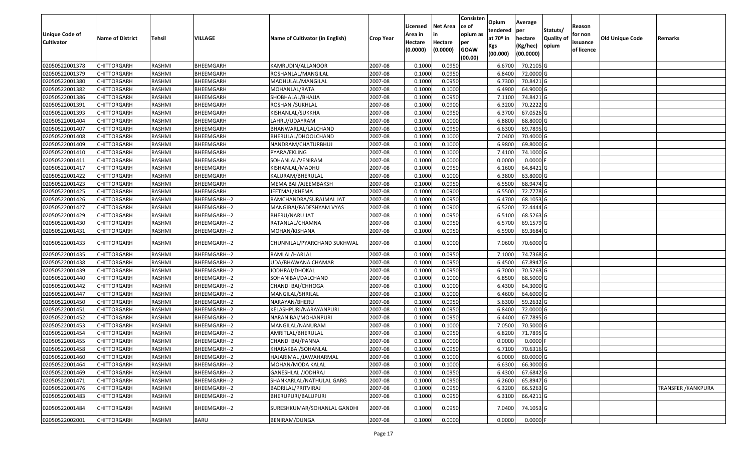| Unique Code of Cultivator | Name of District | Tehsil | VILLAGE | Name of Cultivator (in English) | Crop Year | Licensed Area in Hectare (0.0000) | Net Area in Hectare (0.0000) | Consistence of opium as per GOAW (00.00) | Opium tendered at 70º in Kgs (00.000) | Average per hectare (Kg/hec) (00.0000) | Statuts/ Quality of opium | Reason for non issuance of licence | Old Unique Code | Remarks |
|---|---|---|---|---|---|---|---|---|---|---|---|---|---|---|
| 02050522001378 | CHITTORGARH | RASHMI | BHEEMGARH | KAMRUDIN/ALLANOOR | 2007-08 | 0.1000 | 0.0950 | | 6.6700 | 70.2105 | G | | | |
| 02050522001379 | CHITTORGARH | RASHMI | BHEEMGARH | ROSHANLAL/MANGILAL | 2007-08 | 0.1000 | 0.0950 | | 6.8400 | 72.0000 | G | | | |
| 02050522001380 | CHITTORGARH | RASHMI | BHEEMGARH | MADHULAL/MANGILAL | 2007-08 | 0.1000 | 0.0950 | | 6.7300 | 70.8421 | G | | | |
| 02050522001382 | CHITTORGARH | RASHMI | BHEEMGARH | MOHANLAL/RATA | 2007-08 | 0.1000 | 0.1000 | | 6.4900 | 64.9000 | G | | | |
| 02050522001386 | CHITTORGARH | RASHMI | BHEEMGARH | SHOBHALAL/BHAJJA | 2007-08 | 0.1000 | 0.0950 | | 7.1100 | 74.8421 | G | | | |
| 02050522001391 | CHITTORGARH | RASHMI | BHEEMGARH | ROSHAN /SUKHLAL | 2007-08 | 0.1000 | 0.0900 | | 6.3200 | 70.2222 | G | | | |
| 02050522001393 | CHITTORGARH | RASHMI | BHEEMGARH | KISHANLAL/SUKKHA | 2007-08 | 0.1000 | 0.0950 | | 6.3700 | 67.0526 | G | | | |
| 02050522001404 | CHITTORGARH | RASHMI | BHEEMGARH | LAHRU/UDAYRAM | 2007-08 | 0.1000 | 0.1000 | | 6.8800 | 68.8000 | G | | | |
| 02050522001407 | CHITTORGARH | RASHMI | BHEEMGARH | BHANWARLAL/LALCHAND | 2007-08 | 0.1000 | 0.0950 | | 6.6300 | 69.7895 | G | | | |
| 02050522001408 | CHITTORGARH | RASHMI | BHEEMGARH | BHERULAL/DHOOLCHAND | 2007-08 | 0.1000 | 0.1000 | | 7.0400 | 70.4000 | G | | | |
| 02050522001409 | CHITTORGARH | RASHMI | BHEEMGARH | NANDRAM/CHATURBHUJ | 2007-08 | 0.1000 | 0.1000 | | 6.9800 | 69.8000 | G | | | |
| 02050522001410 | CHITTORGARH | RASHMI | BHEEMGARH | PYARA/EKLING | 2007-08 | 0.1000 | 0.1000 | | 7.4100 | 74.1000 | G | | | |
| 02050522001411 | CHITTORGARH | RASHMI | BHEEMGARH | SOHANLAL/VENIRAM | 2007-08 | 0.1000 | 0.0000 | | 0.0000 | 0.0000 | F | | | |
| 02050522001417 | CHITTORGARH | RASHMI | BHEEMGARH | KISHANLAL/MADHU | 2007-08 | 0.1000 | 0.0950 | | 6.1600 | 64.8421 | G | | | |
| 02050522001422 | CHITTORGARH | RASHMI | BHEEMGARH | KALURAM/BHERULAL | 2007-08 | 0.1000 | 0.1000 | | 6.3800 | 63.8000 | G | | | |
| 02050522001423 | CHITTORGARH | RASHMI | BHEEMGARH | MEMA BAI /AJEEMBAKSH | 2007-08 | 0.1000 | 0.0950 | | 6.5500 | 68.9474 | G | | | |
| 02050522001425 | CHITTORGARH | RASHMI | BHEEMGARH | JEETMAL/KHEMA | 2007-08 | 0.1000 | 0.0900 | | 6.5500 | 72.7778 | G | | | |
| 02050522001426 | CHITTORGARH | RASHMI | BHEEMGARH--2 | RAMCHANDRA/SURAJMAL JAT | 2007-08 | 0.1000 | 0.0950 | | 6.4700 | 68.1053 | G | | | |
| 02050522001427 | CHITTORGARH | RASHMI | BHEEMGARH--2 | MANGIBAI/RADESHYAM VYAS | 2007-08 | 0.1000 | 0.0900 | | 6.5200 | 72.4444 | G | | | |
| 02050522001429 | CHITTORGARH | RASHMI | BHEEMGARH--2 | BHERU/NARU JAT | 2007-08 | 0.1000 | 0.0950 | | 6.5100 | 68.5263 | G | | | |
| 02050522001430 | CHITTORGARH | RASHMI | BHEEMGARH--2 | RATANLAL/CHAMNA | 2007-08 | 0.1000 | 0.0950 | | 6.5700 | 69.1579 | G | | | |
| 02050522001431 | CHITTORGARH | RASHMI | BHEEMGARH--2 | MOHAN/KISHANA | 2007-08 | 0.1000 | 0.0950 | | 6.5900 | 69.3684 | G | | | |
| 02050522001433 | CHITTORGARH | RASHMI | BHEEMGARH--2 | CHUNNILAL/PYARCHAND SUKHWAL | 2007-08 | 0.1000 | 0.1000 | | 7.0600 | 70.6000 | G | | | |
| 02050522001435 | CHITTORGARH | RASHMI | BHEEMGARH--2 | RAMLAL/HARLAL | 2007-08 | 0.1000 | 0.0950 | | 7.1000 | 74.7368 | G | | | |
| 02050522001438 | CHITTORGARH | RASHMI | BHEEMGARH--2 | UDA/BHAWANA CHAMAR | 2007-08 | 0.1000 | 0.0950 | | 6.4500 | 67.8947 | G | | | |
| 02050522001439 | CHITTORGARH | RASHMI | BHEEMGARH--2 | JODHRAJ/DHOKAL | 2007-08 | 0.1000 | 0.0950 | | 6.7000 | 70.5263 | G | | | |
| 02050522001440 | CHITTORGARH | RASHMI | BHEEMGARH--2 | SOHANIBAI/DALCHAND | 2007-08 | 0.1000 | 0.1000 | | 6.8500 | 68.5000 | G | | | |
| 02050522001442 | CHITTORGARH | RASHMI | BHEEMGARH--2 | CHANDI BAI/CHHOGA | 2007-08 | 0.1000 | 0.1000 | | 6.4300 | 64.3000 | G | | | |
| 02050522001447 | CHITTORGARH | RASHMI | BHEEMGARH--2 | MANGILAL/SHRILAL | 2007-08 | 0.1000 | 0.1000 | | 6.4600 | 64.6000 | G | | | |
| 02050522001450 | CHITTORGARH | RASHMI | BHEEMGARH--2 | NARAYAN/BHERU | 2007-08 | 0.1000 | 0.0950 | | 5.6300 | 59.2632 | G | | | |
| 02050522001451 | CHITTORGARH | RASHMI | BHEEMGARH--2 | KELASHPURI/NARAYANPURI | 2007-08 | 0.1000 | 0.0950 | | 6.8400 | 72.0000 | G | | | |
| 02050522001452 | CHITTORGARH | RASHMI | BHEEMGARH--2 | NARANIBAI/MOHANPURI | 2007-08 | 0.1000 | 0.0950 | | 6.4400 | 67.7895 | G | | | |
| 02050522001453 | CHITTORGARH | RASHMI | BHEEMGARH--2 | MANGILAL/NANURAM | 2007-08 | 0.1000 | 0.1000 | | 7.0500 | 70.5000 | G | | | |
| 02050522001454 | CHITTORGARH | RASHMI | BHEEMGARH--2 | AMRITLAL/BHERULAL | 2007-08 | 0.1000 | 0.0950 | | 6.8200 | 71.7895 | G | | | |
| 02050522001455 | CHITTORGARH | RASHMI | BHEEMGARH--2 | CHANDI BAI/PANNA | 2007-08 | 0.1000 | 0.0000 | | 0.0000 | 0.0000 | F | | | |
| 02050522001458 | CHITTORGARH | RASHMI | BHEEMGARH--2 | KHARAKBAI/SOHANLAL | 2007-08 | 0.1000 | 0.0950 | | 6.7100 | 70.6316 | G | | | |
| 02050522001460 | CHITTORGARH | RASHMI | BHEEMGARH--2 | HAJARIMAL /JAWAHARMAL | 2007-08 | 0.1000 | 0.1000 | | 6.0000 | 60.0000 | G | | | |
| 02050522001464 | CHITTORGARH | RASHMI | BHEEMGARH--2 | MOHAN/MODA KALAL | 2007-08 | 0.1000 | 0.1000 | | 6.6300 | 66.3000 | G | | | |
| 02050522001469 | CHITTORGARH | RASHMI | BHEEMGARH--2 | GANESHLAL /JODHRAJ | 2007-08 | 0.1000 | 0.0950 | | 6.4300 | 67.6842 | G | | | |
| 02050522001471 | CHITTORGARH | RASHMI | BHEEMGARH--2 | SHANKARLAL/NATHULAL GARG | 2007-08 | 0.1000 | 0.0950 | | 6.2600 | 65.8947 | G | | | |
| 02050522001476 | CHITTORGARH | RASHMI | BHEEMGARH--2 | BADRILAL/PRITVIRAJ | 2007-08 | 0.1000 | 0.0950 | | 6.3200 | 66.5263 | G | | | TRANSFER /KANKPURA |
| 02050522001483 | CHITTORGARH | RASHMI | BHEEMGARH--2 | BHERUPURI/BALUPURI | 2007-08 | 0.1000 | 0.0950 | | 6.3100 | 66.4211 | G | | | |
| 02050522001484 | CHITTORGARH | RASHMI | BHEEMGARH--2 | SURESHKUMAR/SOHANLAL GANDHI | 2007-08 | 0.1000 | 0.0950 | | 7.0400 | 74.1053 | G | | | |
| 02050522002001 | CHITTORGARH | RASHMI | BARU | BENIRAM/DUNGA | 2007-08 | 0.1000 | 0.0000 | | 0.0000 | 0.0000 | F | | | |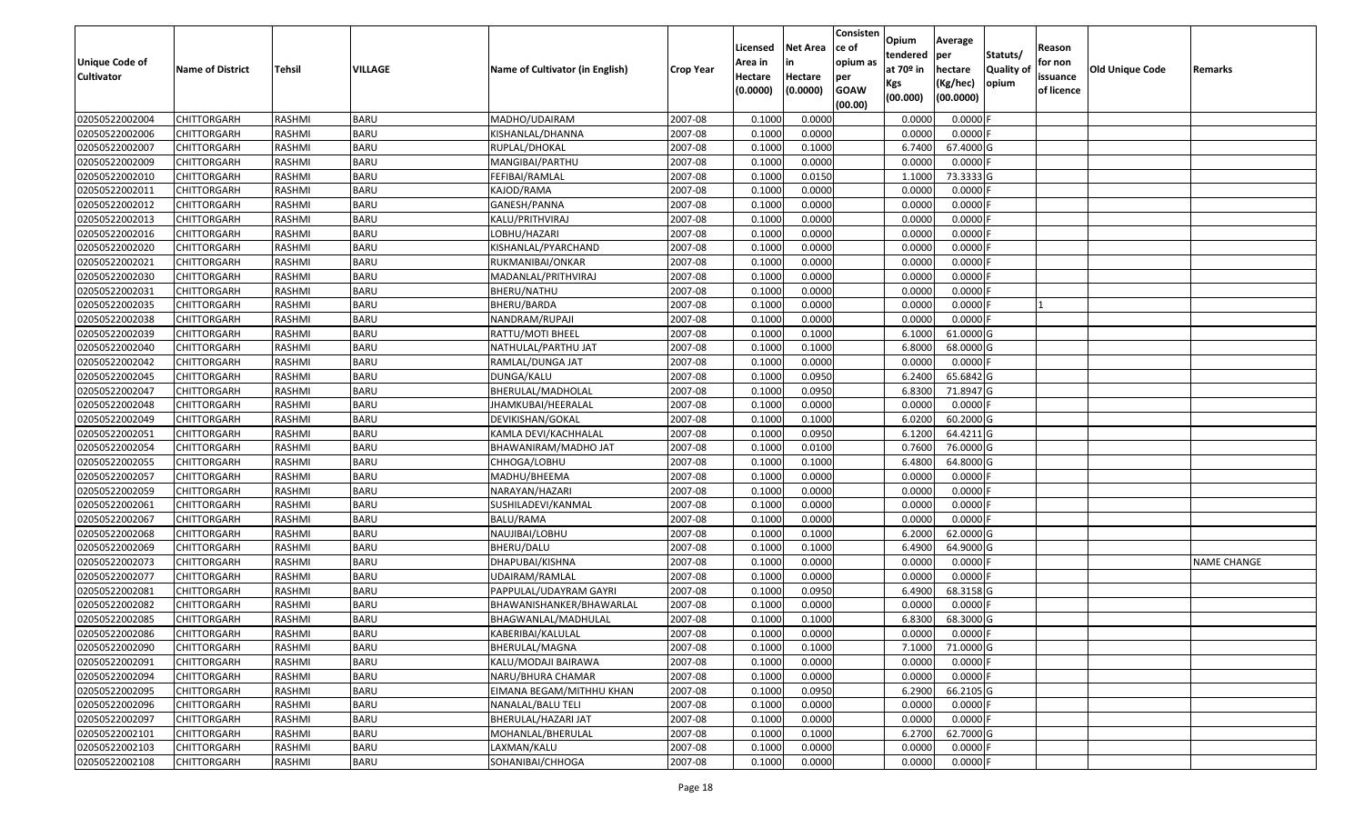| Unique Code of Cultivator | Name of District | Tehsil | VILLAGE | Name of Cultivator (in English) | Crop Year | Licensed Area in Hectare (0.0000) | Net Area in Hectare (0.0000) | Consistence of opium as per GOAW (00.00) | Opium tendered at 70º in Kgs (00.000) | Average per hectare (Kg/hec) (00.0000) | Statuts/ Quality of opium | Reason for non issuance of licence | Old Unique Code | Remarks |
|---|---|---|---|---|---|---|---|---|---|---|---|---|---|---|
| 02050522002004 | CHITTORGARH | RASHMI | BARU | MADHO/UDAIRAM | 2007-08 | 0.1000 | 0.0000 | | 0.0000 | 0.0000 | F | | | |
| 02050522002006 | CHITTORGARH | RASHMI | BARU | KISHANLAL/DHANNA | 2007-08 | 0.1000 | 0.0000 | | 0.0000 | 0.0000 | F | | | |
| 02050522002007 | CHITTORGARH | RASHMI | BARU | RUPLAL/DHOKAL | 2007-08 | 0.1000 | 0.1000 | | 6.7400 | 67.4000 | G | | | |
| 02050522002009 | CHITTORGARH | RASHMI | BARU | MANGIBAI/PARTHU | 2007-08 | 0.1000 | 0.0000 | | 0.0000 | 0.0000 | F | | | |
| 02050522002010 | CHITTORGARH | RASHMI | BARU | FEFIBAI/RAMLAL | 2007-08 | 0.1000 | 0.0150 | | 1.1000 | 73.3333 | G | | | |
| 02050522002011 | CHITTORGARH | RASHMI | BARU | KAJOD/RAMA | 2007-08 | 0.1000 | 0.0000 | | 0.0000 | 0.0000 | F | | | |
| 02050522002012 | CHITTORGARH | RASHMI | BARU | GANESH/PANNA | 2007-08 | 0.1000 | 0.0000 | | 0.0000 | 0.0000 | F | | | |
| 02050522002013 | CHITTORGARH | RASHMI | BARU | KALU/PRITHVIRAJ | 2007-08 | 0.1000 | 0.0000 | | 0.0000 | 0.0000 | F | | | |
| 02050522002016 | CHITTORGARH | RASHMI | BARU | LOBHU/HAZARI | 2007-08 | 0.1000 | 0.0000 | | 0.0000 | 0.0000 | F | | | |
| 02050522002020 | CHITTORGARH | RASHMI | BARU | KISHANLAL/PYARCHAND | 2007-08 | 0.1000 | 0.0000 | | 0.0000 | 0.0000 | F | | | |
| 02050522002021 | CHITTORGARH | RASHMI | BARU | RUKMANIBAI/ONKAR | 2007-08 | 0.1000 | 0.0000 | | 0.0000 | 0.0000 | F | | | |
| 02050522002030 | CHITTORGARH | RASHMI | BARU | MADANLAL/PRITHVIRAJ | 2007-08 | 0.1000 | 0.0000 | | 0.0000 | 0.0000 | F | | | |
| 02050522002031 | CHITTORGARH | RASHMI | BARU | BHERU/NATHU | 2007-08 | 0.1000 | 0.0000 | | 0.0000 | 0.0000 | F | | | |
| 02050522002035 | CHITTORGARH | RASHMI | BARU | BHERU/BARDA | 2007-08 | 0.1000 | 0.0000 | | 0.0000 | 0.0000 | F | 1 | | |
| 02050522002038 | CHITTORGARH | RASHMI | BARU | NANDRAM/RUPAJI | 2007-08 | 0.1000 | 0.0000 | | 0.0000 | 0.0000 | F | | | |
| 02050522002039 | CHITTORGARH | RASHMI | BARU | RATTU/MOTI BHEEL | 2007-08 | 0.1000 | 0.1000 | | 6.1000 | 61.0000 | G | | | |
| 02050522002040 | CHITTORGARH | RASHMI | BARU | NATHULAL/PARTHU JAT | 2007-08 | 0.1000 | 0.1000 | | 6.8000 | 68.0000 | G | | | |
| 02050522002042 | CHITTORGARH | RASHMI | BARU | RAMLAL/DUNGA JAT | 2007-08 | 0.1000 | 0.0000 | | 0.0000 | 0.0000 | F | | | |
| 02050522002045 | CHITTORGARH | RASHMI | BARU | DUNGA/KALU | 2007-08 | 0.1000 | 0.0950 | | 6.2400 | 65.6842 | G | | | |
| 02050522002047 | CHITTORGARH | RASHMI | BARU | BHERULAL/MADHOLAL | 2007-08 | 0.1000 | 0.0950 | | 6.8300 | 71.8947 | G | | | |
| 02050522002048 | CHITTORGARH | RASHMI | BARU | JHAMKUBAI/HEERALAL | 2007-08 | 0.1000 | 0.0000 | | 0.0000 | 0.0000 | F | | | |
| 02050522002049 | CHITTORGARH | RASHMI | BARU | DEVIKISHAN/GOKAL | 2007-08 | 0.1000 | 0.1000 | | 6.0200 | 60.2000 | G | | | |
| 02050522002051 | CHITTORGARH | RASHMI | BARU | KAMLA DEVI/KACHHALAL | 2007-08 | 0.1000 | 0.0950 | | 6.1200 | 64.4211 | G | | | |
| 02050522002054 | CHITTORGARH | RASHMI | BARU | BHAWANIRAM/MADHO JAT | 2007-08 | 0.1000 | 0.0100 | | 0.7600 | 76.0000 | G | | | |
| 02050522002055 | CHITTORGARH | RASHMI | BARU | CHHOGA/LOBHU | 2007-08 | 0.1000 | 0.1000 | | 6.4800 | 64.8000 | G | | | |
| 02050522002057 | CHITTORGARH | RASHMI | BARU | MADHU/BHEEMA | 2007-08 | 0.1000 | 0.0000 | | 0.0000 | 0.0000 | F | | | |
| 02050522002059 | CHITTORGARH | RASHMI | BARU | NARAYAN/HAZARI | 2007-08 | 0.1000 | 0.0000 | | 0.0000 | 0.0000 | F | | | |
| 02050522002061 | CHITTORGARH | RASHMI | BARU | SUSHILADEVI/KANMAL | 2007-08 | 0.1000 | 0.0000 | | 0.0000 | 0.0000 | F | | | |
| 02050522002067 | CHITTORGARH | RASHMI | BARU | BALU/RAMA | 2007-08 | 0.1000 | 0.0000 | | 0.0000 | 0.0000 | F | | | |
| 02050522002068 | CHITTORGARH | RASHMI | BARU | NAUJIBAI/LOBHU | 2007-08 | 0.1000 | 0.1000 | | 6.2000 | 62.0000 | G | | | |
| 02050522002069 | CHITTORGARH | RASHMI | BARU | BHERU/DALU | 2007-08 | 0.1000 | 0.1000 | | 6.4900 | 64.9000 | G | | | |
| 02050522002073 | CHITTORGARH | RASHMI | BARU | DHAPUBAI/KISHNA | 2007-08 | 0.1000 | 0.0000 | | 0.0000 | 0.0000 | F | | | NAME CHANGE |
| 02050522002077 | CHITTORGARH | RASHMI | BARU | UDAIRAM/RAMLAL | 2007-08 | 0.1000 | 0.0000 | | 0.0000 | 0.0000 | F | | | |
| 02050522002081 | CHITTORGARH | RASHMI | BARU | PAPPULAL/UDAYRAM GAYRI | 2007-08 | 0.1000 | 0.0950 | | 6.4900 | 68.3158 | G | | | |
| 02050522002082 | CHITTORGARH | RASHMI | BARU | BHAWANISHANKER/BHAWARLAL | 2007-08 | 0.1000 | 0.0000 | | 0.0000 | 0.0000 | F | | | |
| 02050522002085 | CHITTORGARH | RASHMI | BARU | BHAGWANLAL/MADHULAL | 2007-08 | 0.1000 | 0.1000 | | 6.8300 | 68.3000 | G | | | |
| 02050522002086 | CHITTORGARH | RASHMI | BARU | KABERIBAI/KALULAL | 2007-08 | 0.1000 | 0.0000 | | 0.0000 | 0.0000 | F | | | |
| 02050522002090 | CHITTORGARH | RASHMI | BARU | BHERULAL/MAGNA | 2007-08 | 0.1000 | 0.1000 | | 7.1000 | 71.0000 | G | | | |
| 02050522002091 | CHITTORGARH | RASHMI | BARU | KALU/MODAJI BAIRAWA | 2007-08 | 0.1000 | 0.0000 | | 0.0000 | 0.0000 | F | | | |
| 02050522002094 | CHITTORGARH | RASHMI | BARU | NARU/BHURA CHAMAR | 2007-08 | 0.1000 | 0.0000 | | 0.0000 | 0.0000 | F | | | |
| 02050522002095 | CHITTORGARH | RASHMI | BARU | EIMANA BEGAM/MITHHU KHAN | 2007-08 | 0.1000 | 0.0950 | | 6.2900 | 66.2105 | G | | | |
| 02050522002096 | CHITTORGARH | RASHMI | BARU | NANALAL/BALU TELI | 2007-08 | 0.1000 | 0.0000 | | 0.0000 | 0.0000 | F | | | |
| 02050522002097 | CHITTORGARH | RASHMI | BARU | BHERULAL/HAZARI JAT | 2007-08 | 0.1000 | 0.0000 | | 0.0000 | 0.0000 | F | | | |
| 02050522002101 | CHITTORGARH | RASHMI | BARU | MOHANLAL/BHERULAL | 2007-08 | 0.1000 | 0.1000 | | 6.2700 | 62.7000 | G | | | |
| 02050522002103 | CHITTORGARH | RASHMI | BARU | LAXMAN/KALU | 2007-08 | 0.1000 | 0.0000 | | 0.0000 | 0.0000 | F | | | |
| 02050522002108 | CHITTORGARH | RASHMI | BARU | SOHANIBAI/CHHOGA | 2007-08 | 0.1000 | 0.0000 | | 0.0000 | 0.0000 | F | | | |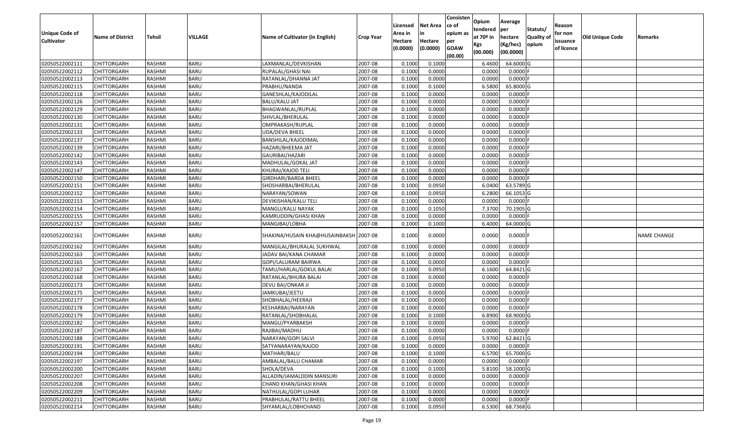| Unique Code of Cultivator | Name of District | Tehsil | VILLAGE | Name of Cultivator (in English) | Crop Year | Licensed Area in Hectare (0.0000) | Net Area in Hectare (0.0000) | Consistence of opium as per GOAW (00.00) | Opium tendered at 70º in Kgs (00.000) | Average per hectare (Kg/hec) (00.0000) | Statuts/ Quality of opium | Reason for non issuance of licence | Old Unique Code | Remarks |
|---|---|---|---|---|---|---|---|---|---|---|---|---|---|---|
| 02050522002111 | CHITTORGARH | RASHMI | BARU | LAXMANLAL/DEVKISHAN | 2007-08 | 0.1000 | 0.1000 | | 6.4600 | 64.6000 | G | | | |
| 02050522002112 | CHITTORGARH | RASHMI | BARU | RUPALAL/GHASI NAI | 2007-08 | 0.1000 | 0.0000 | | 0.0000 | 0.0000 | F | | | |
| 02050522002113 | CHITTORGARH | RASHMI | BARU | RATANLAL/DHANNA JAT | 2007-08 | 0.1000 | 0.0000 | | 0.0000 | 0.0000 | F | | | |
| 02050522002115 | CHITTORGARH | RASHMI | BARU | PRABHU/NANDA | 2007-08 | 0.1000 | 0.1000 | | 6.5800 | 65.8000 | G | | | |
| 02050522002118 | CHITTORGARH | RASHMI | BARU | GANESHLAL/KAJODILAL | 2007-08 | 0.1000 | 0.0000 | | 0.0000 | 0.0000 | F | | | |
| 02050522002126 | CHITTORGARH | RASHMI | BARU | BALU/KALU JAT | 2007-08 | 0.1000 | 0.0000 | | 0.0000 | 0.0000 | F | | | |
| 02050522002129 | CHITTORGARH | RASHMI | BARU | BHAGWANLAL/RUPLAL | 2007-08 | 0.1000 | 0.0000 | | 0.0000 | 0.0000 | F | | | |
| 02050522002130 | CHITTORGARH | RASHMI | BARU | SHIVLAL/BHERULAL | 2007-08 | 0.1000 | 0.0000 | | 0.0000 | 0.0000 | F | | | |
| 02050522002131 | CHITTORGARH | RASHMI | BARU | OMPRAKASH/RUPLAL | 2007-08 | 0.1000 | 0.0000 | | 0.0000 | 0.0000 | F | | | |
| 02050522002133 | CHITTORGARH | RASHMI | BARU | UDA/DEVA BHEEL | 2007-08 | 0.1000 | 0.0000 | | 0.0000 | 0.0000 | F | | | |
| 02050522002137 | CHITTORGARH | RASHMI | BARU | BANSHILAL/KAJODIMAL | 2007-08 | 0.1000 | 0.0000 | | 0.0000 | 0.0000 | F | | | |
| 02050522002139 | CHITTORGARH | RASHMI | BARU | HAZARI/BHEEMA JAT | 2007-08 | 0.1000 | 0.0000 | | 0.0000 | 0.0000 | F | | | |
| 02050522002142 | CHITTORGARH | RASHMI | BARU | GAURIBAI/HAZARI | 2007-08 | 0.1000 | 0.0000 | | 0.0000 | 0.0000 | F | | | |
| 02050522002143 | CHITTORGARH | RASHMI | BARU | MADHULAL/GOKAL JAT | 2007-08 | 0.1000 | 0.0000 | | 0.0000 | 0.0000 | F | | | |
| 02050522002147 | CHITTORGARH | RASHMI | BARU | KHURAJ/KAJOD TELI | 2007-08 | 0.1000 | 0.0000 | | 0.0000 | 0.0000 | F | | | |
| 02050522002150 | CHITTORGARH | RASHMI | BARU | GIRDHARI/BARDA BHEEL | 2007-08 | 0.1000 | 0.0000 | | 0.0000 | 0.0000 | F | | | |
| 02050522002151 | CHITTORGARH | RASHMI | BARU | SHOSHARBAI/BHERULAL | 2007-08 | 0.1000 | 0.0950 | | 6.0400 | 63.5789 | G | | | |
| 02050522002152 | CHITTORGARH | RASHMI | BARU | NARAYAN/SOWAN | 2007-08 | 0.1000 | 0.0950 | | 6.2800 | 66.1053 | G | | | |
| 02050522002153 | CHITTORGARH | RASHMI | BARU | DEVIKISHAN/KALU TELI | 2007-08 | 0.1000 | 0.0000 | | 0.0000 | 0.0000 | F | | | |
| 02050522002154 | CHITTORGARH | RASHMI | BARU | MANGU/KALU NAYAK | 2007-08 | 0.1000 | 0.1050 | | 7.3700 | 70.1905 | G | | | |
| 02050522002155 | CHITTORGARH | RASHMI | BARU | KAMRUDDIN/GHASI KHAN | 2007-08 | 0.1000 | 0.0000 | | 0.0000 | 0.0000 | F | | | |
| 02050522002157 | CHITTORGARH | RASHMI | BARU | MANGIBAI/LOBHA | 2007-08 | 0.1000 | 0.1000 | | 6.4000 | 64.0000 | G | | | |
| 02050522002161 | CHITTORGARH | RASHMI | BARU | SHAKINA/HUSAIN KHA@HUSAINBAKSH | 2007-08 | 0.1000 | 0.0000 | | 0.0000 | 0.0000 | F | | | NAME CHANGE |
| 02050522002162 | CHITTORGARH | RASHMI | BARU | MANGILAL/BHURALAL SUKHWAL | 2007-08 | 0.1000 | 0.0000 | | 0.0000 | 0.0000 | F | | | |
| 02050522002163 | CHITTORGARH | RASHMI | BARU | JADAV BAI/KANA CHAMAR | 2007-08 | 0.1000 | 0.0000 | | 0.0000 | 0.0000 | F | | | |
| 02050522002165 | CHITTORGARH | RASHMI | BARU | GOPI/LALURAM BAIRWA | 2007-08 | 0.1000 | 0.0000 | | 0.0000 | 0.0000 | F | | | |
| 02050522002167 | CHITTORGARH | RASHMI | BARU | TAMU/HARLAL/GOKUL BALAI | 2007-08 | 0.1000 | 0.0950 | | 6.1600 | 64.8421 | G | | | |
| 02050522002168 | CHITTORGARH | RASHMI | BARU | RATANLAL/BHURA BALAI | 2007-08 | 0.1000 | 0.0000 | | 0.0000 | 0.0000 | F | | | |
| 02050522002173 | CHITTORGARH | RASHMI | BARU | DEVU BAI/ONKAR JI | 2007-08 | 0.1000 | 0.0000 | | 0.0000 | 0.0000 | F | | | |
| 02050522002175 | CHITTORGARH | RASHMI | BARU | JAMKUBAI/JEETU | 2007-08 | 0.1000 | 0.0000 | | 0.0000 | 0.0000 | F | | | |
| 02050522002177 | CHITTORGARH | RASHMI | BARU | SHOBHALAL/HEERAJI | 2007-08 | 0.1000 | 0.0000 | | 0.0000 | 0.0000 | F | | | |
| 02050522002178 | CHITTORGARH | RASHMI | BARU | KESHARBAI/NARAYAN | 2007-08 | 0.1000 | 0.0000 | | 0.0000 | 0.0000 | F | | | |
| 02050522002179 | CHITTORGARH | RASHMI | BARU | RATANLAL/SHOBHALAL | 2007-08 | 0.1000 | 0.1000 | | 6.8900 | 68.9000 | G | | | |
| 02050522002182 | CHITTORGARH | RASHMI | BARU | MANGU/PYARBAKSH | 2007-08 | 0.1000 | 0.0000 | | 0.0000 | 0.0000 | F | | | |
| 02050522002187 | CHITTORGARH | RASHMI | BARU | RAJIBAI/MADHU | 2007-08 | 0.1000 | 0.0000 | | 0.0000 | 0.0000 | F | | | |
| 02050522002188 | CHITTORGARH | RASHMI | BARU | NARAYAN/GOPI SALVI | 2007-08 | 0.1000 | 0.0950 | | 5.9700 | 62.8421 | G | | | |
| 02050522002191 | CHITTORGARH | RASHMI | BARU | SATYANARAYAN/KAJOD | 2007-08 | 0.1000 | 0.0000 | | 0.0000 | 0.0000 | F | | | |
| 02050522002194 | CHITTORGARH | RASHMI | BARU | MATHARI/BALU | 2007-08 | 0.1000 | 0.1000 | | 6.5700 | 65.7000 | G | | | |
| 02050522002197 | CHITTORGARH | RASHMI | BARU | AMBALAL/BALU CHAMAR | 2007-08 | 0.1000 | 0.0000 | | 0.0000 | 0.0000 | F | | | |
| 02050522002200 | CHITTORGARH | RASHMI | BARU | SHOLA/DEVA | 2007-08 | 0.1000 | 0.1000 | | 5.8100 | 58.1000 | G | | | |
| 02050522002207 | CHITTORGARH | RASHMI | BARU | ALLADIN/JAMALDDIN MANSURI | 2007-08 | 0.1000 | 0.0000 | | 0.0000 | 0.0000 | F | | | |
| 02050522002208 | CHITTORGARH | RASHMI | BARU | CHAND KHAN/GHASI KHAN | 2007-08 | 0.1000 | 0.0000 | | 0.0000 | 0.0000 | F | | | |
| 02050522002209 | CHITTORGARH | RASHMI | BARU | NATHULAL/GOPI LUHAR | 2007-08 | 0.1000 | 0.0000 | | 0.0000 | 0.0000 | F | | | |
| 02050522002211 | CHITTORGARH | RASHMI | BARU | PRABHULAL/RATTU BHEEL | 2007-08 | 0.1000 | 0.0000 | | 0.0000 | 0.0000 | F | | | |
| 02050522002214 | CHITTORGARH | RASHMI | BARU | SHYAMLAL/LOBHCHAND | 2007-08 | 0.1000 | 0.0950 | | 6.5300 | 68.7368 | G | | | |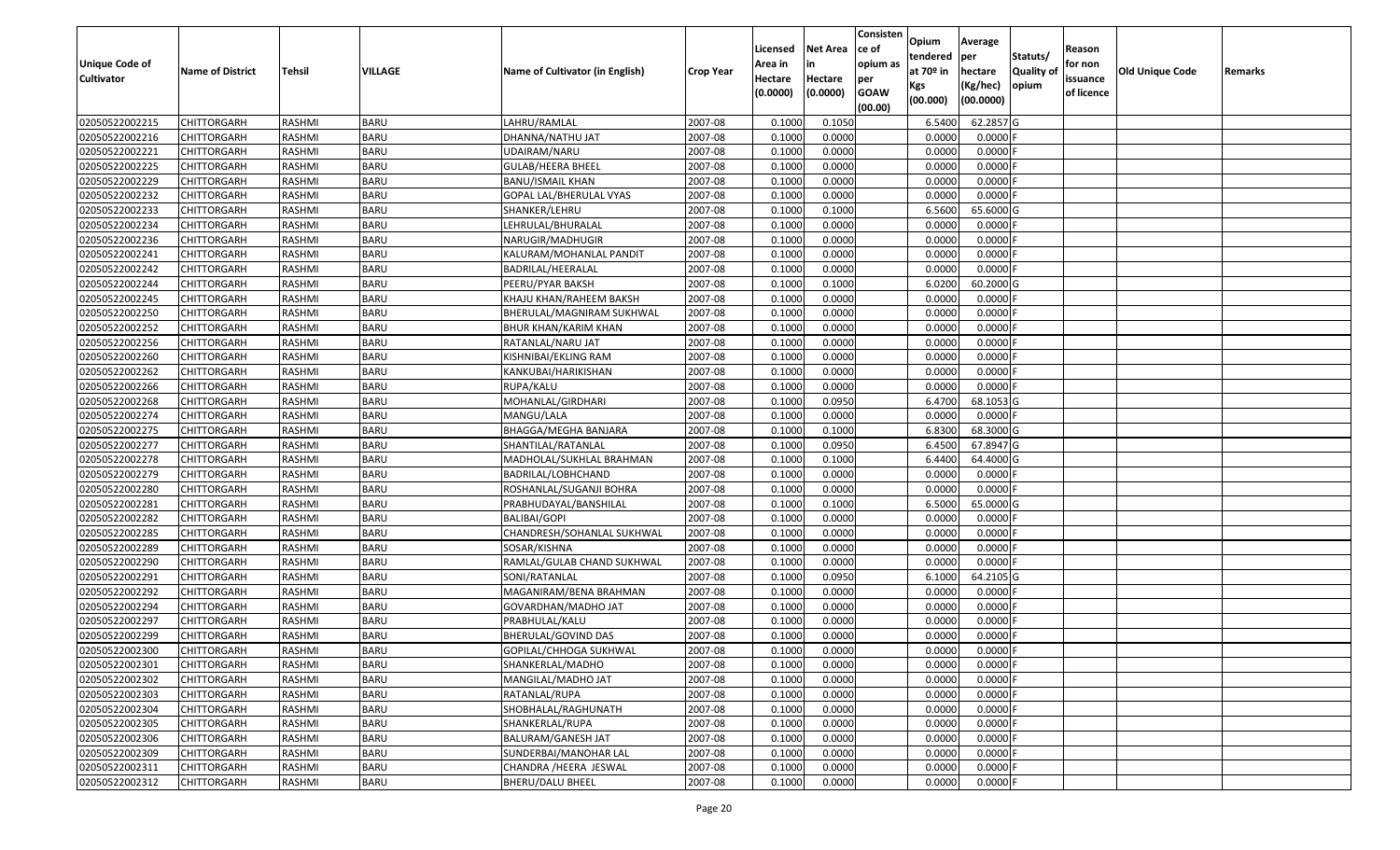| Unique Code of Cultivator | Name of District | Tehsil | VILLAGE | Name of Cultivator (in English) | Crop Year | Licensed Area in Hectare (0.0000) | Net Area in Hectare (0.0000) | Consistence of opium as per GOAW (00.00) | Opium tendered at 70º in Kgs (00.000) | Average per hectare (Kg/hec) (00.0000) | Statuts/ Quality of opium | Reason for non issuance of licence | Old Unique Code | Remarks |
|---|---|---|---|---|---|---|---|---|---|---|---|---|---|---|
| 02050522002215 | CHITTORGARH | RASHMI | BARU | LAHRU/RAMLAL | 2007-08 | 0.1000 | 0.1050 | | 6.5400 | 62.2857 | G | | | |
| 02050522002216 | CHITTORGARH | RASHMI | BARU | DHANNA/NATHU JAT | 2007-08 | 0.1000 | 0.0000 | | 0.0000 | 0.0000 | F | | | |
| 02050522002221 | CHITTORGARH | RASHMI | BARU | UDAIRAM/NARU | 2007-08 | 0.1000 | 0.0000 | | 0.0000 | 0.0000 | F | | | |
| 02050522002225 | CHITTORGARH | RASHMI | BARU | GULAB/HEERA BHEEL | 2007-08 | 0.1000 | 0.0000 | | 0.0000 | 0.0000 | F | | | |
| 02050522002229 | CHITTORGARH | RASHMI | BARU | BANU/ISMAIL KHAN | 2007-08 | 0.1000 | 0.0000 | | 0.0000 | 0.0000 | F | | | |
| 02050522002232 | CHITTORGARH | RASHMI | BARU | GOPAL LAL/BHERULAL VYAS | 2007-08 | 0.1000 | 0.0000 | | 0.0000 | 0.0000 | F | | | |
| 02050522002233 | CHITTORGARH | RASHMI | BARU | SHANKER/LEHRU | 2007-08 | 0.1000 | 0.1000 | | 6.5600 | 65.6000 | G | | | |
| 02050522002234 | CHITTORGARH | RASHMI | BARU | LEHRULAL/BHURALAL | 2007-08 | 0.1000 | 0.0000 | | 0.0000 | 0.0000 | F | | | |
| 02050522002236 | CHITTORGARH | RASHMI | BARU | NARUGIR/MADHUGIR | 2007-08 | 0.1000 | 0.0000 | | 0.0000 | 0.0000 | F | | | |
| 02050522002241 | CHITTORGARH | RASHMI | BARU | KALURAM/MOHANLAL PANDIT | 2007-08 | 0.1000 | 0.0000 | | 0.0000 | 0.0000 | F | | | |
| 02050522002242 | CHITTORGARH | RASHMI | BARU | BADRILAL/HEERALAL | 2007-08 | 0.1000 | 0.0000 | | 0.0000 | 0.0000 | F | | | |
| 02050522002244 | CHITTORGARH | RASHMI | BARU | PEERU/PYAR BAKSH | 2007-08 | 0.1000 | 0.1000 | | 6.0200 | 60.2000 | G | | | |
| 02050522002245 | CHITTORGARH | RASHMI | BARU | KHAJU KHAN/RAHEEM BAKSH | 2007-08 | 0.1000 | 0.0000 | | 0.0000 | 0.0000 | F | | | |
| 02050522002250 | CHITTORGARH | RASHMI | BARU | BHERULAL/MAGNIRAM SUKHWAL | 2007-08 | 0.1000 | 0.0000 | | 0.0000 | 0.0000 | F | | | |
| 02050522002252 | CHITTORGARH | RASHMI | BARU | BHUR KHAN/KARIM KHAN | 2007-08 | 0.1000 | 0.0000 | | 0.0000 | 0.0000 | F | | | |
| 02050522002256 | CHITTORGARH | RASHMI | BARU | RATANLAL/NARU JAT | 2007-08 | 0.1000 | 0.0000 | | 0.0000 | 0.0000 | F | | | |
| 02050522002260 | CHITTORGARH | RASHMI | BARU | KISHNIBAI/EKLING RAM | 2007-08 | 0.1000 | 0.0000 | | 0.0000 | 0.0000 | F | | | |
| 02050522002262 | CHITTORGARH | RASHMI | BARU | KANKUBAI/HARIKISHAN | 2007-08 | 0.1000 | 0.0000 | | 0.0000 | 0.0000 | F | | | |
| 02050522002266 | CHITTORGARH | RASHMI | BARU | RUPA/KALU | 2007-08 | 0.1000 | 0.0000 | | 0.0000 | 0.0000 | F | | | |
| 02050522002268 | CHITTORGARH | RASHMI | BARU | MOHANLAL/GIRDHARI | 2007-08 | 0.1000 | 0.0950 | | 6.4700 | 68.1053 | G | | | |
| 02050522002274 | CHITTORGARH | RASHMI | BARU | MANGU/LALA | 2007-08 | 0.1000 | 0.0000 | | 0.0000 | 0.0000 | F | | | |
| 02050522002275 | CHITTORGARH | RASHMI | BARU | BHAGGA/MEGHA BANJARA | 2007-08 | 0.1000 | 0.1000 | | 6.8300 | 68.3000 | G | | | |
| 02050522002277 | CHITTORGARH | RASHMI | BARU | SHANTILAL/RATANLAL | 2007-08 | 0.1000 | 0.0950 | | 6.4500 | 67.8947 | G | | | |
| 02050522002278 | CHITTORGARH | RASHMI | BARU | MADHOLAL/SUKHLAL BRAHMAN | 2007-08 | 0.1000 | 0.1000 | | 6.4400 | 64.4000 | G | | | |
| 02050522002279 | CHITTORGARH | RASHMI | BARU | BADRILAL/LOBHCHAND | 2007-08 | 0.1000 | 0.0000 | | 0.0000 | 0.0000 | F | | | |
| 02050522002280 | CHITTORGARH | RASHMI | BARU | ROSHANLAL/SUGANJI BOHRA | 2007-08 | 0.1000 | 0.0000 | | 0.0000 | 0.0000 | F | | | |
| 02050522002281 | CHITTORGARH | RASHMI | BARU | PRABHUDAYAL/BANSHILAL | 2007-08 | 0.1000 | 0.1000 | | 6.5000 | 65.0000 | G | | | |
| 02050522002282 | CHITTORGARH | RASHMI | BARU | BALIBAI/GOPI | 2007-08 | 0.1000 | 0.0000 | | 0.0000 | 0.0000 | F | | | |
| 02050522002285 | CHITTORGARH | RASHMI | BARU | CHANDRESH/SOHANLAL SUKHWAL | 2007-08 | 0.1000 | 0.0000 | | 0.0000 | 0.0000 | F | | | |
| 02050522002289 | CHITTORGARH | RASHMI | BARU | SOSAR/KISHNA | 2007-08 | 0.1000 | 0.0000 | | 0.0000 | 0.0000 | F | | | |
| 02050522002290 | CHITTORGARH | RASHMI | BARU | RAMLAL/GULAB CHAND SUKHWAL | 2007-08 | 0.1000 | 0.0000 | | 0.0000 | 0.0000 | F | | | |
| 02050522002291 | CHITTORGARH | RASHMI | BARU | SONI/RATANLAL | 2007-08 | 0.1000 | 0.0950 | | 6.1000 | 64.2105 | G | | | |
| 02050522002292 | CHITTORGARH | RASHMI | BARU | MAGANIRAM/BENA BRAHMAN | 2007-08 | 0.1000 | 0.0000 | | 0.0000 | 0.0000 | F | | | |
| 02050522002294 | CHITTORGARH | RASHMI | BARU | GOVARDHAN/MADHO JAT | 2007-08 | 0.1000 | 0.0000 | | 0.0000 | 0.0000 | F | | | |
| 02050522002297 | CHITTORGARH | RASHMI | BARU | PRABHULAL/KALU | 2007-08 | 0.1000 | 0.0000 | | 0.0000 | 0.0000 | F | | | |
| 02050522002299 | CHITTORGARH | RASHMI | BARU | BHERULAL/GOVIND DAS | 2007-08 | 0.1000 | 0.0000 | | 0.0000 | 0.0000 | F | | | |
| 02050522002300 | CHITTORGARH | RASHMI | BARU | GOPILAL/CHHOGA SUKHWAL | 2007-08 | 0.1000 | 0.0000 | | 0.0000 | 0.0000 | F | | | |
| 02050522002301 | CHITTORGARH | RASHMI | BARU | SHANKERLAL/MADHO | 2007-08 | 0.1000 | 0.0000 | | 0.0000 | 0.0000 | F | | | |
| 02050522002302 | CHITTORGARH | RASHMI | BARU | MANGILAL/MADHO JAT | 2007-08 | 0.1000 | 0.0000 | | 0.0000 | 0.0000 | F | | | |
| 02050522002303 | CHITTORGARH | RASHMI | BARU | RATANLAL/RUPA | 2007-08 | 0.1000 | 0.0000 | | 0.0000 | 0.0000 | F | | | |
| 02050522002304 | CHITTORGARH | RASHMI | BARU | SHOBHALAL/RAGHUNATH | 2007-08 | 0.1000 | 0.0000 | | 0.0000 | 0.0000 | F | | | |
| 02050522002305 | CHITTORGARH | RASHMI | BARU | SHANKERLAL/RUPA | 2007-08 | 0.1000 | 0.0000 | | 0.0000 | 0.0000 | F | | | |
| 02050522002306 | CHITTORGARH | RASHMI | BARU | BALURAM/GANESH JAT | 2007-08 | 0.1000 | 0.0000 | | 0.0000 | 0.0000 | F | | | |
| 02050522002309 | CHITTORGARH | RASHMI | BARU | SUNDERBAI/MANOHAR LAL | 2007-08 | 0.1000 | 0.0000 | | 0.0000 | 0.0000 | F | | | |
| 02050522002311 | CHITTORGARH | RASHMI | BARU | CHANDRA /HEERA JESWAL | 2007-08 | 0.1000 | 0.0000 | | 0.0000 | 0.0000 | F | | | |
| 02050522002312 | CHITTORGARH | RASHMI | BARU | BHERU/DALU BHEEL | 2007-08 | 0.1000 | 0.0000 | | 0.0000 | 0.0000 | F | | | |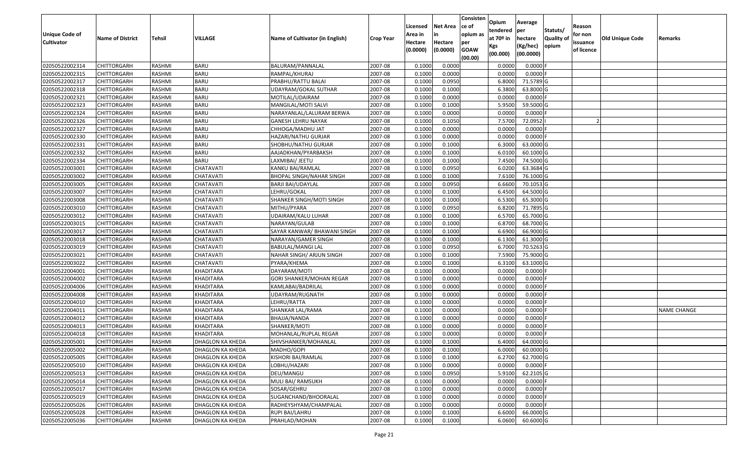| Unique Code of Cultivator | Name of District | Tehsil | VILLAGE | Name of Cultivator (in English) | Crop Year | Licensed Area in Hectare (0.0000) | Net Area in Hectare (0.0000) | Consistence of opium as per GOAW (00.00) | Opium tendered at 70º in Kgs (00.000) | Average per hectare (Kg/hec) (00.0000) | Statuts/ Quality of opium | Reason for non issuance of licence | Old Unique Code | Remarks |
|---|---|---|---|---|---|---|---|---|---|---|---|---|---|---|
| 02050522002314 | CHITTORGARH | RASHMI | BARU | BALURAM/PANNALAL | 2007-08 | 0.1000 | 0.0000 | | 0.0000 | 0.0000 | F | | | |
| 02050522002315 | CHITTORGARH | RASHMI | BARU | RAMPAL/KHURAJ | 2007-08 | 0.1000 | 0.0000 | | 0.0000 | 0.0000 | F | | | |
| 02050522002317 | CHITTORGARH | RASHMI | BARU | PRABHU/RATTU BALAI | 2007-08 | 0.1000 | 0.0950 | | 6.8000 | 71.5789 | G | | | |
| 02050522002318 | CHITTORGARH | RASHMI | BARU | UDAYRAM/GOKAL SUTHAR | 2007-08 | 0.1000 | 0.1000 | | 6.3800 | 63.8000 | G | | | |
| 02050522002321 | CHITTORGARH | RASHMI | BARU | MOTILAL/UDAIRAM | 2007-08 | 0.1000 | 0.0000 | | 0.0000 | 0.0000 | F | | | |
| 02050522002323 | CHITTORGARH | RASHMI | BARU | MANGILAL/MOTI SALVI | 2007-08 | 0.1000 | 0.1000 | | 5.9500 | 59.5000 | G | | | |
| 02050522002324 | CHITTORGARH | RASHMI | BARU | NARAYANLAL/LALURAM BERWA | 2007-08 | 0.1000 | 0.0000 | | 0.0000 | 0.0000 | F | | | |
| 02050522002326 | CHITTORGARH | RASHMI | BARU | GANESH LEHRU NAYAK | 2007-08 | 0.1000 | 0.1050 | | 7.5700 | 72.0952 | I | 2 | | |
| 02050522002327 | CHITTORGARH | RASHMI | BARU | CHHOGA/MADHU JAT | 2007-08 | 0.1000 | 0.0000 | | 0.0000 | 0.0000 | F | | | |
| 02050522002330 | CHITTORGARH | RASHMI | BARU | HAZARI/NATHU GURJAR | 2007-08 | 0.1000 | 0.0000 | | 0.0000 | 0.0000 | F | | | |
| 02050522002331 | CHITTORGARH | RASHMI | BARU | SHOBHU/NATHU GURJAR | 2007-08 | 0.1000 | 0.1000 | | 6.3000 | 63.0000 | G | | | |
| 02050522002332 | CHITTORGARH | RASHMI | BARU | AAJADKHAN/PYARBAKSH | 2007-08 | 0.1000 | 0.1000 | | 6.0100 | 60.1000 | G | | | |
| 02050522002334 | CHITTORGARH | RASHMI | BARU | LAXMIBAI/ JEETU | 2007-08 | 0.1000 | 0.1000 | | 7.4500 | 74.5000 | G | | | |
| 02050522003001 | CHITTORGARH | RASHMI | CHATAVATI | KANKU BAI/RAMLAL | 2007-08 | 0.1000 | 0.0950 | | 6.0200 | 63.3684 | G | | | |
| 02050522003002 | CHITTORGARH | RASHMI | CHATAVATI | BHOPAL SINGH/NAHAR SINGH | 2007-08 | 0.1000 | 0.1000 | | 7.6100 | 76.1000 | G | | | |
| 02050522003005 | CHITTORGARH | RASHMI | CHATAVATI | BARJI BAI/UDAYLAL | 2007-08 | 0.1000 | 0.0950 | | 6.6600 | 70.1053 | G | | | |
| 02050522003007 | CHITTORGARH | RASHMI | CHATAVATI | LEHRU/GOKAL | 2007-08 | 0.1000 | 0.1000 | | 6.4500 | 64.5000 | G | | | |
| 02050522003008 | CHITTORGARH | RASHMI | CHATAVATI | SHANKER SINGH/MOTI SINGH | 2007-08 | 0.1000 | 0.1000 | | 6.5300 | 65.3000 | G | | | |
| 02050522003010 | CHITTORGARH | RASHMI | CHATAVATI | MITHU/PYARA | 2007-08 | 0.1000 | 0.0950 | | 6.8200 | 71.7895 | G | | | |
| 02050522003012 | CHITTORGARH | RASHMI | CHATAVATI | UDAIRAM/KALU LUHAR | 2007-08 | 0.1000 | 0.1000 | | 6.5700 | 65.7000 | G | | | |
| 02050522003015 | CHITTORGARH | RASHMI | CHATAVATI | NARAYAN/GULAB | 2007-08 | 0.1000 | 0.1000 | | 6.8700 | 68.7000 | G | | | |
| 02050522003017 | CHITTORGARH | RASHMI | CHATAVATI | SAYAR KANWAR/ BHAWANI SINGH | 2007-08 | 0.1000 | 0.1000 | | 6.6900 | 66.9000 | G | | | |
| 02050522003018 | CHITTORGARH | RASHMI | CHATAVATI | NARAYAN/GAMER SINGH | 2007-08 | 0.1000 | 0.1000 | | 6.1300 | 61.3000 | G | | | |
| 02050522003019 | CHITTORGARH | RASHMI | CHATAVATI | BABULAL/MANGI LAL | 2007-08 | 0.1000 | 0.0950 | | 6.7000 | 70.5263 | G | | | |
| 02050522003021 | CHITTORGARH | RASHMI | CHATAVATI | NAHAR SINGH/ ARJUN SINGH | 2007-08 | 0.1000 | 0.1000 | | 7.5900 | 75.9000 | G | | | |
| 02050522003022 | CHITTORGARH | RASHMI | CHATAVATI | PYARA/KHEMA | 2007-08 | 0.1000 | 0.1000 | | 6.3100 | 63.1000 | G | | | |
| 02050522004001 | CHITTORGARH | RASHMI | KHADITARA | DAYARAM/MOTI | 2007-08 | 0.1000 | 0.0000 | | 0.0000 | 0.0000 | F | | | |
| 02050522004002 | CHITTORGARH | RASHMI | KHADITARA | GORI SHANKER/MOHAN REGAR | 2007-08 | 0.1000 | 0.0000 | | 0.0000 | 0.0000 | F | | | |
| 02050522004006 | CHITTORGARH | RASHMI | KHADITARA | KAMLABAI/BADRILAL | 2007-08 | 0.1000 | 0.0000 | | 0.0000 | 0.0000 | F | | | |
| 02050522004008 | CHITTORGARH | RASHMI | KHADITARA | UDAYRAM/RUGNATH | 2007-08 | 0.1000 | 0.0000 | | 0.0000 | 0.0000 | F | | | |
| 02050522004010 | CHITTORGARH | RASHMI | KHADITARA | LEHRU/RATTA | 2007-08 | 0.1000 | 0.0000 | | 0.0000 | 0.0000 | F | | | |
| 02050522004011 | CHITTORGARH | RASHMI | KHADITARA | SHANKAR LAL/RAMA | 2007-08 | 0.1000 | 0.0000 | | 0.0000 | 0.0000 | F | | | NAME CHANGE |
| 02050522004012 | CHITTORGARH | RASHMI | KHADITARA | BHAJJA/NANDA | 2007-08 | 0.1000 | 0.0000 | | 0.0000 | 0.0000 | F | | | |
| 02050522004013 | CHITTORGARH | RASHMI | KHADITARA | SHANKER/MOTI | 2007-08 | 0.1000 | 0.0000 | | 0.0000 | 0.0000 | F | | | |
| 02050522004018 | CHITTORGARH | RASHMI | KHADITARA | MOHANLAL/RUPLAL REGAR | 2007-08 | 0.1000 | 0.0000 | | 0.0000 | 0.0000 | F | | | |
| 02050522005001 | CHITTORGARH | RASHMI | DHAGLON KA KHEDA | SHIVSHANKER/MOHANLAL | 2007-08 | 0.1000 | 0.1000 | | 6.4000 | 64.0000 | G | | | |
| 02050522005002 | CHITTORGARH | RASHMI | DHAGLON KA KHEDA | MADHO/GOPI | 2007-08 | 0.1000 | 0.1000 | | 6.0000 | 60.0000 | G | | | |
| 02050522005005 | CHITTORGARH | RASHMI | DHAGLON KA KHEDA | KISHORI BAI/RAMLAL | 2007-08 | 0.1000 | 0.1000 | | 6.2700 | 62.7000 | G | | | |
| 02050522005010 | CHITTORGARH | RASHMI | DHAGLON KA KHEDA | LOBHU/HAZARI | 2007-08 | 0.1000 | 0.0000 | | 0.0000 | 0.0000 | F | | | |
| 02050522005013 | CHITTORGARH | RASHMI | DHAGLON KA KHEDA | DEU/MANGU | 2007-08 | 0.1000 | 0.0950 | | 5.9100 | 62.2105 | G | | | |
| 02050522005014 | CHITTORGARH | RASHMI | DHAGLON KA KHEDA | MULI BAI/ RAMSUKH | 2007-08 | 0.1000 | 0.0000 | | 0.0000 | 0.0000 | F | | | |
| 02050522005017 | CHITTORGARH | RASHMI | DHAGLON KA KHEDA | SOSAR/GEHRU | 2007-08 | 0.1000 | 0.0000 | | 0.0000 | 0.0000 | F | | | |
| 02050522005019 | CHITTORGARH | RASHMI | DHAGLON KA KHEDA | SUGANCHAND/BHOORALAL | 2007-08 | 0.1000 | 0.0000 | | 0.0000 | 0.0000 | F | | | |
| 02050522005026 | CHITTORGARH | RASHMI | DHAGLON KA KHEDA | RADHEYSHYAM/CHAMPALAL | 2007-08 | 0.1000 | 0.0000 | | 0.0000 | 0.0000 | F | | | |
| 02050522005028 | CHITTORGARH | RASHMI | DHAGLON KA KHEDA | RUPI BAI/LAHRU | 2007-08 | 0.1000 | 0.1000 | | 6.6000 | 66.0000 | G | | | |
| 02050522005036 | CHITTORGARH | RASHMI | DHAGLON KA KHEDA | PRAHLAD/MOHAN | 2007-08 | 0.1000 | 0.1000 | | 6.0600 | 60.6000 | G | | | |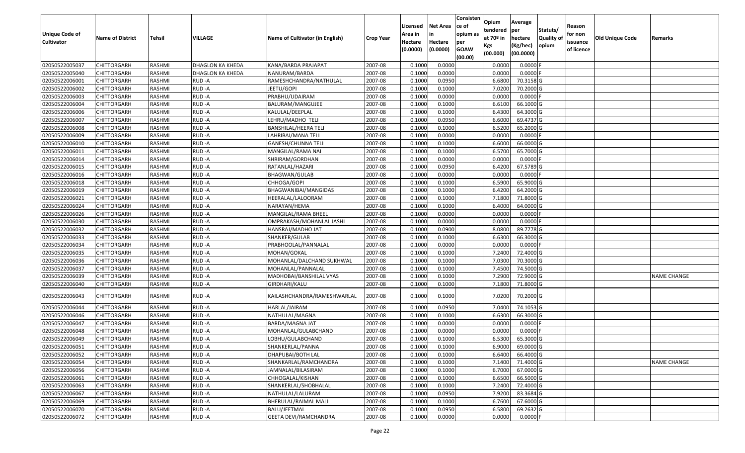| Unique Code of Cultivator | Name of District | Tehsil | VILLAGE | Name of Cultivator (in English) | Crop Year | Licensed Area in Hectare (0.0000) | Net Area in Hectare (0.0000) | Consistence of opium as per GOAW (00.00) | Opium tendered at 70º in Kgs (00.000) | Average per hectare (Kg/hec) (00.0000) | Statuts/ Quality of opium | Reason for non issuance of licence | Old Unique Code | Remarks |
|---|---|---|---|---|---|---|---|---|---|---|---|---|---|---|
| 02050522005037 | CHITTORGARH | RASHMI | DHAGLON KA KHEDA | KANA/BARDA PRAJAPAT | 2007-08 | 0.1000 | 0.0000 | | 0.0000 | 0.0000 | F | | | |
| 02050522005040 | CHITTORGARH | RASHMI | DHAGLON KA KHEDA | NANURAM/BARDA | 2007-08 | 0.1000 | 0.0000 | | 0.0000 | 0.0000 | F | | | |
| 02050522006001 | CHITTORGARH | RASHMI | RUD -A | RAMESHCHANDRA/NATHULAL | 2007-08 | 0.1000 | 0.0950 | | 6.6800 | 70.3158 | G | | | |
| 02050522006002 | CHITTORGARH | RASHMI | RUD -A | JEETU/GOPI | 2007-08 | 0.1000 | 0.1000 | | 7.0200 | 70.2000 | G | | | |
| 02050522006003 | CHITTORGARH | RASHMI | RUD -A | PRABHU/UDAIRAM | 2007-08 | 0.1000 | 0.0000 | | 0.0000 | 0.0000 | F | | | |
| 02050522006004 | CHITTORGARH | RASHMI | RUD -A | BALURAM/MANGUJEE | 2007-08 | 0.1000 | 0.1000 | | 6.6100 | 66.1000 | G | | | |
| 02050522006006 | CHITTORGARH | RASHMI | RUD -A | KALULAL/DEEPLAL | 2007-08 | 0.1000 | 0.1000 | | 6.4300 | 64.3000 | G | | | |
| 02050522006007 | CHITTORGARH | RASHMI | RUD -A | LEHRU/MADHO TELI | 2007-08 | 0.1000 | 0.0950 | | 6.6000 | 69.4737 | G | | | |
| 02050522006008 | CHITTORGARH | RASHMI | RUD -A | BANSHILAL/HEERA TELI | 2007-08 | 0.1000 | 0.1000 | | 6.5200 | 65.2000 | G | | | |
| 02050522006009 | CHITTORGARH | RASHMI | RUD -A | LAHRIBAI/MANA TELI | 2007-08 | 0.1000 | 0.0000 | | 0.0000 | 0.0000 | F | | | |
| 02050522006010 | CHITTORGARH | RASHMI | RUD -A | GANESH/CHUNNA TELI | 2007-08 | 0.1000 | 0.1000 | | 6.6000 | 66.0000 | G | | | |
| 02050522006011 | CHITTORGARH | RASHMI | RUD -A | MANGILAL/RAMA NAI | 2007-08 | 0.1000 | 0.1000 | | 6.5700 | 65.7000 | G | | | |
| 02050522006014 | CHITTORGARH | RASHMI | RUD -A | SHRIRAM/GORDHAN | 2007-08 | 0.1000 | 0.0000 | | 0.0000 | 0.0000 | F | | | |
| 02050522006015 | CHITTORGARH | RASHMI | RUD -A | RATANLAL/HAZARI | 2007-08 | 0.1000 | 0.0950 | | 6.4200 | 67.5789 | G | | | |
| 02050522006016 | CHITTORGARH | RASHMI | RUD -A | BHAGWAN/GULAB | 2007-08 | 0.1000 | 0.0000 | | 0.0000 | 0.0000 | F | | | |
| 02050522006018 | CHITTORGARH | RASHMI | RUD -A | CHHOGA/GOPI | 2007-08 | 0.1000 | 0.1000 | | 6.5900 | 65.9000 | G | | | |
| 02050522006019 | CHITTORGARH | RASHMI | RUD -A | BHAGWANIBAI/MANGIDAS | 2007-08 | 0.1000 | 0.1000 | | 6.4200 | 64.2000 | G | | | |
| 02050522006021 | CHITTORGARH | RASHMI | RUD -A | HEERALAL/LALOORAM | 2007-08 | 0.1000 | 0.1000 | | 7.1800 | 71.8000 | G | | | |
| 02050522006024 | CHITTORGARH | RASHMI | RUD -A | NARAYAN/HEMA | 2007-08 | 0.1000 | 0.1000 | | 6.4000 | 64.0000 | G | | | |
| 02050522006026 | CHITTORGARH | RASHMI | RUD -A | MANGILAL/RAMA BHEEL | 2007-08 | 0.1000 | 0.0000 | | 0.0000 | 0.0000 | F | | | |
| 02050522006030 | CHITTORGARH | RASHMI | RUD -A | OMPRAKASH/MOHANLAL JASHI | 2007-08 | 0.1000 | 0.0000 | | 0.0000 | 0.0000 | F | | | |
| 02050522006032 | CHITTORGARH | RASHMI | RUD -A | HANSRAJ/MADHO JAT | 2007-08 | 0.1000 | 0.0900 | | 8.0800 | 89.7778 | G | | | |
| 02050522006033 | CHITTORGARH | RASHMI | RUD -A | SHANKER/GULAB | 2007-08 | 0.1000 | 0.1000 | | 6.6300 | 66.3000 | G | | | |
| 02050522006034 | CHITTORGARH | RASHMI | RUD -A | PRABHOOLAL/PANNALAL | 2007-08 | 0.1000 | 0.0000 | | 0.0000 | 0.0000 | F | | | |
| 02050522006035 | CHITTORGARH | RASHMI | RUD -A | MOHAN/GOKAL | 2007-08 | 0.1000 | 0.1000 | | 7.2400 | 72.4000 | G | | | |
| 02050522006036 | CHITTORGARH | RASHMI | RUD -A | MOHANLAL/DALCHAND SUKHWAL | 2007-08 | 0.1000 | 0.1000 | | 7.0300 | 70.3000 | G | | | |
| 02050522006037 | CHITTORGARH | RASHMI | RUD -A | MOHANLAL/PANNALAL | 2007-08 | 0.1000 | 0.1000 | | 7.4500 | 74.5000 | G | | | |
| 02050522006039 | CHITTORGARH | RASHMI | RUD -A | MADHOBAI/BANSHILAL VYAS | 2007-08 | 0.1000 | 0.1000 | | 7.2900 | 72.9000 | G | | | NAME CHANGE |
| 02050522006040 | CHITTORGARH | RASHMI | RUD -A | GIRDHARI/KALU | 2007-08 | 0.1000 | 0.1000 | | 7.1800 | 71.8000 | G | | | |
| 02050522006043 | CHITTORGARH | RASHMI | RUD -A | KAILASHCHANDRA/RAMESHWARLAL | 2007-08 | 0.1000 | 0.1000 | | 7.0200 | 70.2000 | G | | | |
| 02050522006044 | CHITTORGARH | RASHMI | RUD -A | HARLAL/JAIRAM | 2007-08 | 0.1000 | 0.0950 | | 7.0400 | 74.1053 | G | | | |
| 02050522006046 | CHITTORGARH | RASHMI | RUD -A | NATHULAL/MAGNA | 2007-08 | 0.1000 | 0.1000 | | 6.6300 | 66.3000 | G | | | |
| 02050522006047 | CHITTORGARH | RASHMI | RUD -A | BARDA/MAGNA JAT | 2007-08 | 0.1000 | 0.0000 | | 0.0000 | 0.0000 | F | | | |
| 02050522006048 | CHITTORGARH | RASHMI | RUD -A | MOHANLAL/GULABCHAND | 2007-08 | 0.1000 | 0.0000 | | 0.0000 | 0.0000 | F | | | |
| 02050522006049 | CHITTORGARH | RASHMI | RUD -A | LOBHU/GULABCHAND | 2007-08 | 0.1000 | 0.1000 | | 6.5300 | 65.3000 | G | | | |
| 02050522006051 | CHITTORGARH | RASHMI | RUD -A | SHANKERLAL/PANNA | 2007-08 | 0.1000 | 0.1000 | | 6.9000 | 69.0000 | G | | | |
| 02050522006052 | CHITTORGARH | RASHMI | RUD -A | DHAPUBAI/BOTH LAL | 2007-08 | 0.1000 | 0.1000 | | 6.6400 | 66.4000 | G | | | |
| 02050522006054 | CHITTORGARH | RASHMI | RUD -A | SHANKARLAL/RAMCHANDRA | 2007-08 | 0.1000 | 0.1000 | | 7.1400 | 71.4000 | G | | | NAME CHANGE |
| 02050522006056 | CHITTORGARH | RASHMI | RUD -A | JAMNALAL/BILASIRAM | 2007-08 | 0.1000 | 0.1000 | | 6.7000 | 67.0000 | G | | | |
| 02050522006061 | CHITTORGARH | RASHMI | RUD -A | CHHOGALAL/KISHAN | 2007-08 | 0.1000 | 0.1000 | | 6.6500 | 66.5000 | G | | | |
| 02050522006063 | CHITTORGARH | RASHMI | RUD -A | SHANKERLAL/SHOBHALAL | 2007-08 | 0.1000 | 0.1000 | | 7.2400 | 72.4000 | G | | | |
| 02050522006067 | CHITTORGARH | RASHMI | RUD -A | NATHULAL/LALURAM | 2007-08 | 0.1000 | 0.0950 | | 7.9200 | 83.3684 | G | | | |
| 02050522006069 | CHITTORGARH | RASHMI | RUD -A | BHERULAL/RAIMAL MALI | 2007-08 | 0.1000 | 0.1000 | | 6.7600 | 67.6000 | G | | | |
| 02050522006070 | CHITTORGARH | RASHMI | RUD -A | BALU/JEETMAL | 2007-08 | 0.1000 | 0.0950 | | 6.5800 | 69.2632 | G | | | |
| 02050522006072 | CHITTORGARH | RASHMI | RUD -A | GEETA DEVI/RAMCHANDRA | 2007-08 | 0.1000 | 0.0000 | | 0.0000 | 0.0000 | F | | | |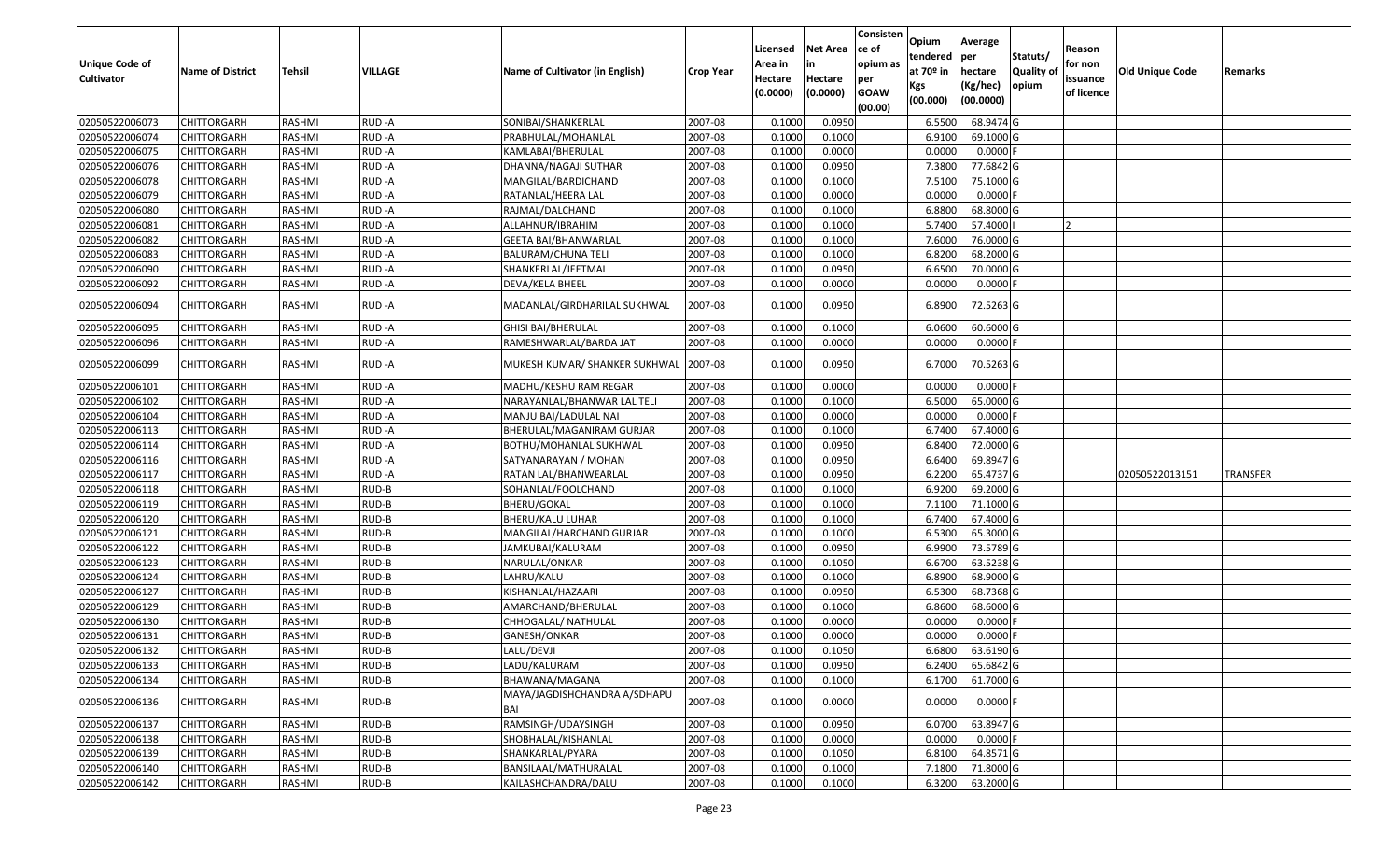| Unique Code of Cultivator | Name of District | Tehsil | VILLAGE | Name of Cultivator (in English) | Crop Year | Licensed Area in Hectare (0.0000) | Net Area in Hectare (0.0000) | Consistence of opium as per GOAW (00.00) | Opium tendered at 70º in Kgs (00.000) | Average per hectare (Kg/hec) (00.0000) | Statuts/ Quality of opium | Reason for non issuance of licence | Old Unique Code | Remarks |
|---|---|---|---|---|---|---|---|---|---|---|---|---|---|---|
| 02050522006073 | CHITTORGARH | RASHMI | RUD -A | SONIBAI/SHANKERLAL | 2007-08 | 0.1000 | 0.0950 | | 6.5500 | 68.9474 | G | | | |
| 02050522006074 | CHITTORGARH | RASHMI | RUD -A | PRABHULAL/MOHANLAL | 2007-08 | 0.1000 | 0.1000 | | 6.9100 | 69.1000 | G | | | |
| 02050522006075 | CHITTORGARH | RASHMI | RUD -A | KAMLABAI/BHERULAL | 2007-08 | 0.1000 | 0.0000 | | 0.0000 | 0.0000 | F | | | |
| 02050522006076 | CHITTORGARH | RASHMI | RUD -A | DHANNA/NAGAJI SUTHAR | 2007-08 | 0.1000 | 0.0950 | | 7.3800 | 77.6842 | G | | | |
| 02050522006078 | CHITTORGARH | RASHMI | RUD -A | MANGILAL/BARDICHAND | 2007-08 | 0.1000 | 0.1000 | | 7.5100 | 75.1000 | G | | | |
| 02050522006079 | CHITTORGARH | RASHMI | RUD -A | RATANLAL/HEERA LAL | 2007-08 | 0.1000 | 0.0000 | | 0.0000 | 0.0000 | F | | | |
| 02050522006080 | CHITTORGARH | RASHMI | RUD -A | RAJMAL/DALCHAND | 2007-08 | 0.1000 | 0.1000 | | 6.8800 | 68.8000 | G | | | |
| 02050522006081 | CHITTORGARH | RASHMI | RUD -A | ALLAHNUR/IBRAHIM | 2007-08 | 0.1000 | 0.1000 | | 5.7400 | 57.4000 | I | 2 | | |
| 02050522006082 | CHITTORGARH | RASHMI | RUD -A | GEETA BAI/BHANWARLAL | 2007-08 | 0.1000 | 0.1000 | | 7.6000 | 76.0000 | G | | | |
| 02050522006083 | CHITTORGARH | RASHMI | RUD -A | BALURAM/CHUNA TELI | 2007-08 | 0.1000 | 0.1000 | | 6.8200 | 68.2000 | G | | | |
| 02050522006090 | CHITTORGARH | RASHMI | RUD -A | SHANKERLAL/JEETMAL | 2007-08 | 0.1000 | 0.0950 | | 6.6500 | 70.0000 | G | | | |
| 02050522006092 | CHITTORGARH | RASHMI | RUD -A | DEVA/KELA BHEEL | 2007-08 | 0.1000 | 0.0000 | | 0.0000 | 0.0000 | F | | | |
| 02050522006094 | CHITTORGARH | RASHMI | RUD -A | MADANLAL/GIRDHARILAL SUKHWAL | 2007-08 | 0.1000 | 0.0950 | | 6.8900 | 72.5263 | G | | | |
| 02050522006095 | CHITTORGARH | RASHMI | RUD -A | GHISI BAI/BHERULAL | 2007-08 | 0.1000 | 0.1000 | | 6.0600 | 60.6000 | G | | | |
| 02050522006096 | CHITTORGARH | RASHMI | RUD -A | RAMESHWARLAL/BARDA JAT | 2007-08 | 0.1000 | 0.0000 | | 0.0000 | 0.0000 | F | | | |
| 02050522006099 | CHITTORGARH | RASHMI | RUD -A | MUKESH KUMAR/ SHANKER SUKHWAL | 2007-08 | 0.1000 | 0.0950 | | 6.7000 | 70.5263 | G | | | |
| 02050522006101 | CHITTORGARH | RASHMI | RUD -A | MADHU/KESHU RAM REGAR | 2007-08 | 0.1000 | 0.0000 | | 0.0000 | 0.0000 | F | | | |
| 02050522006102 | CHITTORGARH | RASHMI | RUD -A | NARAYANLAL/BHANWAR LAL TELI | 2007-08 | 0.1000 | 0.1000 | | 6.5000 | 65.0000 | G | | | |
| 02050522006104 | CHITTORGARH | RASHMI | RUD -A | MANJU BAI/LADULAL NAI | 2007-08 | 0.1000 | 0.0000 | | 0.0000 | 0.0000 | F | | | |
| 02050522006113 | CHITTORGARH | RASHMI | RUD -A | BHERULAL/MAGANIRAM GURJAR | 2007-08 | 0.1000 | 0.1000 | | 6.7400 | 67.4000 | G | | | |
| 02050522006114 | CHITTORGARH | RASHMI | RUD -A | BOTHU/MOHANLAL SUKHWAL | 2007-08 | 0.1000 | 0.0950 | | 6.8400 | 72.0000 | G | | | |
| 02050522006116 | CHITTORGARH | RASHMI | RUD -A | SATYANARAYAN / MOHAN | 2007-08 | 0.1000 | 0.0950 | | 6.6400 | 69.8947 | G | | | |
| 02050522006117 | CHITTORGARH | RASHMI | RUD -A | RATAN LAL/BHANWEARLAL | 2007-08 | 0.1000 | 0.0950 | | 6.2200 | 65.4737 | G | | 02050522013151 | TRANSFER |
| 02050522006118 | CHITTORGARH | RASHMI | RUD-B | SOHANLAL/FOOLCHAND | 2007-08 | 0.1000 | 0.1000 | | 6.9200 | 69.2000 | G | | | |
| 02050522006119 | CHITTORGARH | RASHMI | RUD-B | BHERU/GOKAL | 2007-08 | 0.1000 | 0.1000 | | 7.1100 | 71.1000 | G | | | |
| 02050522006120 | CHITTORGARH | RASHMI | RUD-B | BHERU/KALU LUHAR | 2007-08 | 0.1000 | 0.1000 | | 6.7400 | 67.4000 | G | | | |
| 02050522006121 | CHITTORGARH | RASHMI | RUD-B | MANGILAL/HARCHAND GURJAR | 2007-08 | 0.1000 | 0.1000 | | 6.5300 | 65.3000 | G | | | |
| 02050522006122 | CHITTORGARH | RASHMI | RUD-B | JAMKUBAI/KALURAM | 2007-08 | 0.1000 | 0.0950 | | 6.9900 | 73.5789 | G | | | |
| 02050522006123 | CHITTORGARH | RASHMI | RUD-B | NARULAL/ONKAR | 2007-08 | 0.1000 | 0.1050 | | 6.6700 | 63.5238 | G | | | |
| 02050522006124 | CHITTORGARH | RASHMI | RUD-B | LAHRU/KALU | 2007-08 | 0.1000 | 0.1000 | | 6.8900 | 68.9000 | G | | | |
| 02050522006127 | CHITTORGARH | RASHMI | RUD-B | KISHANLAL/HAZAARI | 2007-08 | 0.1000 | 0.0950 | | 6.5300 | 68.7368 | G | | | |
| 02050522006129 | CHITTORGARH | RASHMI | RUD-B | AMARCHAND/BHERULAL | 2007-08 | 0.1000 | 0.1000 | | 6.8600 | 68.6000 | G | | | |
| 02050522006130 | CHITTORGARH | RASHMI | RUD-B | CHHOGALAL/ NATHULAL | 2007-08 | 0.1000 | 0.0000 | | 0.0000 | 0.0000 | F | | | |
| 02050522006131 | CHITTORGARH | RASHMI | RUD-B | GANESH/ONKAR | 2007-08 | 0.1000 | 0.0000 | | 0.0000 | 0.0000 | F | | | |
| 02050522006132 | CHITTORGARH | RASHMI | RUD-B | LALU/DEVJI | 2007-08 | 0.1000 | 0.1050 | | 6.6800 | 63.6190 | G | | | |
| 02050522006133 | CHITTORGARH | RASHMI | RUD-B | LADU/KALURAM | 2007-08 | 0.1000 | 0.0950 | | 6.2400 | 65.6842 | G | | | |
| 02050522006134 | CHITTORGARH | RASHMI | RUD-B | BHAWANA/MAGANA | 2007-08 | 0.1000 | 0.1000 | | 6.1700 | 61.7000 | G | | | |
| 02050522006136 | CHITTORGARH | RASHMI | RUD-B | MAYA/JAGDISHCHANDRA A/SDHAPU BAI | 2007-08 | 0.1000 | 0.0000 | | 0.0000 | 0.0000 | F | | | |
| 02050522006137 | CHITTORGARH | RASHMI | RUD-B | RAMSINGH/UDAYSINGH | 2007-08 | 0.1000 | 0.0950 | | 6.0700 | 63.8947 | G | | | |
| 02050522006138 | CHITTORGARH | RASHMI | RUD-B | SHOBHALAL/KISHANLAL | 2007-08 | 0.1000 | 0.0000 | | 0.0000 | 0.0000 | F | | | |
| 02050522006139 | CHITTORGARH | RASHMI | RUD-B | SHANKARLAL/PYARA | 2007-08 | 0.1000 | 0.1050 | | 6.8100 | 64.8571 | G | | | |
| 02050522006140 | CHITTORGARH | RASHMI | RUD-B | BANSILAAL/MATHURALAL | 2007-08 | 0.1000 | 0.1000 | | 7.1800 | 71.8000 | G | | | |
| 02050522006142 | CHITTORGARH | RASHMI | RUD-B | KAILASHCHANDRA/DALU | 2007-08 | 0.1000 | 0.1000 | | 6.3200 | 63.2000 | G | | | |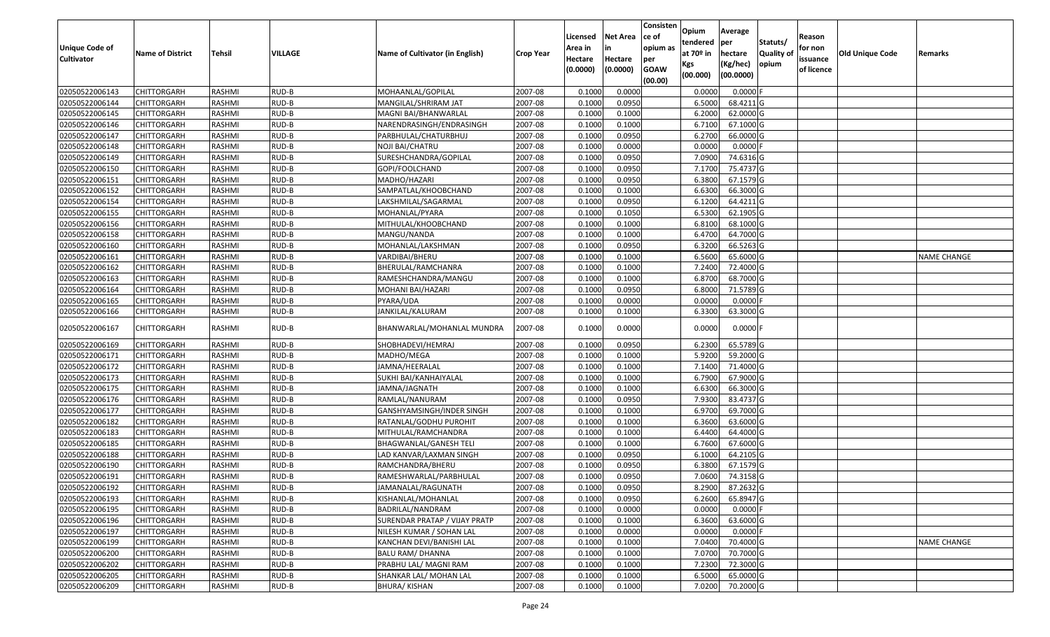| Unique Code of Cultivator | Name of District | Tehsil | VILLAGE | Name of Cultivator (in English) | Crop Year | Licensed Area in Hectare (0.0000) | Net Area in Hectare (0.0000) | Consistence of opium as per GOAW (00.00) | Opium tendered at 70º in Kgs (00.000) | Average per hectare (Kg/hec) (00.0000) | Statuts/ Quality of opium | Reason for non issuance of licence | Old Unique Code | Remarks |
|---|---|---|---|---|---|---|---|---|---|---|---|---|---|---|
| 02050522006143 | CHITTORGARH | RASHMI | RUD-B | MOHAANLAL/GOPILAL | 2007-08 | 0.1000 | 0.0000 | | 0.0000 | 0.0000 | F | | | |
| 02050522006144 | CHITTORGARH | RASHMI | RUD-B | MANGILAL/SHRIRAM JAT | 2007-08 | 0.1000 | 0.0950 | | 6.5000 | 68.4211 | G | | | |
| 02050522006145 | CHITTORGARH | RASHMI | RUD-B | MAGNI BAI/BHANWARLAL | 2007-08 | 0.1000 | 0.1000 | | 6.2000 | 62.0000 | G | | | |
| 02050522006146 | CHITTORGARH | RASHMI | RUD-B | NARENDRASINGH/ENDRASINGH | 2007-08 | 0.1000 | 0.1000 | | 6.7100 | 67.1000 | G | | | |
| 02050522006147 | CHITTORGARH | RASHMI | RUD-B | PARBHULAL/CHATURBHUJ | 2007-08 | 0.1000 | 0.0950 | | 6.2700 | 66.0000 | G | | | |
| 02050522006148 | CHITTORGARH | RASHMI | RUD-B | NOJI BAI/CHATRU | 2007-08 | 0.1000 | 0.0000 | | 0.0000 | 0.0000 | F | | | |
| 02050522006149 | CHITTORGARH | RASHMI | RUD-B | SURESHCHANDRA/GOPILAL | 2007-08 | 0.1000 | 0.0950 | | 7.0900 | 74.6316 | G | | | |
| 02050522006150 | CHITTORGARH | RASHMI | RUD-B | GOPI/FOOLCHAND | 2007-08 | 0.1000 | 0.0950 | | 7.1700 | 75.4737 | G | | | |
| 02050522006151 | CHITTORGARH | RASHMI | RUD-B | MADHO/HAZARI | 2007-08 | 0.1000 | 0.0950 | | 6.3800 | 67.1579 | G | | | |
| 02050522006152 | CHITTORGARH | RASHMI | RUD-B | SAMPATLAL/KHOOBCHAND | 2007-08 | 0.1000 | 0.1000 | | 6.6300 | 66.3000 | G | | | |
| 02050522006154 | CHITTORGARH | RASHMI | RUD-B | LAKSHMILAL/SAGARMAL | 2007-08 | 0.1000 | 0.0950 | | 6.1200 | 64.4211 | G | | | |
| 02050522006155 | CHITTORGARH | RASHMI | RUD-B | MOHANLAL/PYARA | 2007-08 | 0.1000 | 0.1050 | | 6.5300 | 62.1905 | G | | | |
| 02050522006156 | CHITTORGARH | RASHMI | RUD-B | MITHULAL/KHOOBCHAND | 2007-08 | 0.1000 | 0.1000 | | 6.8100 | 68.1000 | G | | | |
| 02050522006158 | CHITTORGARH | RASHMI | RUD-B | MANGU/NANDA | 2007-08 | 0.1000 | 0.1000 | | 6.4700 | 64.7000 | G | | | |
| 02050522006160 | CHITTORGARH | RASHMI | RUD-B | MOHANLAL/LAKSHMAN | 2007-08 | 0.1000 | 0.0950 | | 6.3200 | 66.5263 | G | | | |
| 02050522006161 | CHITTORGARH | RASHMI | RUD-B | VARDIBAI/BHERU | 2007-08 | 0.1000 | 0.1000 | | 6.5600 | 65.6000 | G | | | NAME CHANGE |
| 02050522006162 | CHITTORGARH | RASHMI | RUD-B | BHERULAL/RAMCHANRA | 2007-08 | 0.1000 | 0.1000 | | 7.2400 | 72.4000 | G | | | |
| 02050522006163 | CHITTORGARH | RASHMI | RUD-B | RAMESHCHANDRA/MANGU | 2007-08 | 0.1000 | 0.1000 | | 6.8700 | 68.7000 | G | | | |
| 02050522006164 | CHITTORGARH | RASHMI | RUD-B | MOHANI BAI/HAZARI | 2007-08 | 0.1000 | 0.0950 | | 6.8000 | 71.5789 | G | | | |
| 02050522006165 | CHITTORGARH | RASHMI | RUD-B | PYARA/UDA | 2007-08 | 0.1000 | 0.0000 | | 0.0000 | 0.0000 | F | | | |
| 02050522006166 | CHITTORGARH | RASHMI | RUD-B | JANKILAL/KALURAM | 2007-08 | 0.1000 | 0.1000 | | 6.3300 | 63.3000 | G | | | |
| 02050522006167 | CHITTORGARH | RASHMI | RUD-B | BHANWARLAL/MOHANLAL MUNDRA | 2007-08 | 0.1000 | 0.0000 | | 0.0000 | 0.0000 | F | | | |
| 02050522006169 | CHITTORGARH | RASHMI | RUD-B | SHOBHADEVI/HEMRAJ | 2007-08 | 0.1000 | 0.0950 | | 6.2300 | 65.5789 | G | | | |
| 02050522006171 | CHITTORGARH | RASHMI | RUD-B | MADHO/MEGA | 2007-08 | 0.1000 | 0.1000 | | 5.9200 | 59.2000 | G | | | |
| 02050522006172 | CHITTORGARH | RASHMI | RUD-B | JAMNA/HEERALAL | 2007-08 | 0.1000 | 0.1000 | | 7.1400 | 71.4000 | G | | | |
| 02050522006173 | CHITTORGARH | RASHMI | RUD-B | SUKHI BAI/KANHAIYALAL | 2007-08 | 0.1000 | 0.1000 | | 6.7900 | 67.9000 | G | | | |
| 02050522006175 | CHITTORGARH | RASHMI | RUD-B | JAMNA/JAGNATH | 2007-08 | 0.1000 | 0.1000 | | 6.6300 | 66.3000 | G | | | |
| 02050522006176 | CHITTORGARH | RASHMI | RUD-B | RAMLAL/NANURAM | 2007-08 | 0.1000 | 0.0950 | | 7.9300 | 83.4737 | G | | | |
| 02050522006177 | CHITTORGARH | RASHMI | RUD-B | GANSHYAMSINGH/INDER SINGH | 2007-08 | 0.1000 | 0.1000 | | 6.9700 | 69.7000 | G | | | |
| 02050522006182 | CHITTORGARH | RASHMI | RUD-B | RATANLAL/GODHU PUROHIT | 2007-08 | 0.1000 | 0.1000 | | 6.3600 | 63.6000 | G | | | |
| 02050522006183 | CHITTORGARH | RASHMI | RUD-B | MITHULAL/RAMCHANDRA | 2007-08 | 0.1000 | 0.1000 | | 6.4400 | 64.4000 | G | | | |
| 02050522006185 | CHITTORGARH | RASHMI | RUD-B | BHAGWANLAL/GANESH TELI | 2007-08 | 0.1000 | 0.1000 | | 6.7600 | 67.6000 | G | | | |
| 02050522006188 | CHITTORGARH | RASHMI | RUD-B | LAD KANVAR/LAXMAN SINGH | 2007-08 | 0.1000 | 0.0950 | | 6.1000 | 64.2105 | G | | | |
| 02050522006190 | CHITTORGARH | RASHMI | RUD-B | RAMCHANDRA/BHERU | 2007-08 | 0.1000 | 0.0950 | | 6.3800 | 67.1579 | G | | | |
| 02050522006191 | CHITTORGARH | RASHMI | RUD-B | RAMESHWARLAL/PARBHULAL | 2007-08 | 0.1000 | 0.0950 | | 7.0600 | 74.3158 | G | | | |
| 02050522006192 | CHITTORGARH | RASHMI | RUD-B | JAMANALAL/RAGUNATH | 2007-08 | 0.1000 | 0.0950 | | 8.2900 | 87.2632 | G | | | |
| 02050522006193 | CHITTORGARH | RASHMI | RUD-B | KISHANLAL/MOHANLAL | 2007-08 | 0.1000 | 0.0950 | | 6.2600 | 65.8947 | G | | | |
| 02050522006195 | CHITTORGARH | RASHMI | RUD-B | BADRILAL/NANDRAM | 2007-08 | 0.1000 | 0.0000 | | 0.0000 | 0.0000 | F | | | |
| 02050522006196 | CHITTORGARH | RASHMI | RUD-B | SURENDAR PRATAP / VIJAY PRATP | 2007-08 | 0.1000 | 0.1000 | | 6.3600 | 63.6000 | G | | | |
| 02050522006197 | CHITTORGARH | RASHMI | RUD-B | NILESH KUMAR / SOHAN LAL | 2007-08 | 0.1000 | 0.0000 | | 0.0000 | 0.0000 | F | | | |
| 02050522006199 | CHITTORGARH | RASHMI | RUD-B | KANCHAN DEVI/BANISHI LAL | 2007-08 | 0.1000 | 0.1000 | | 7.0400 | 70.4000 | G | | | NAME CHANGE |
| 02050522006200 | CHITTORGARH | RASHMI | RUD-B | BALU RAM/ DHANNA | 2007-08 | 0.1000 | 0.1000 | | 7.0700 | 70.7000 | G | | | |
| 02050522006202 | CHITTORGARH | RASHMI | RUD-B | PRABHU LAL/ MAGNI RAM | 2007-08 | 0.1000 | 0.1000 | | 7.2300 | 72.3000 | G | | | |
| 02050522006205 | CHITTORGARH | RASHMI | RUD-B | SHANKAR LAL/ MOHAN LAL | 2007-08 | 0.1000 | 0.1000 | | 6.5000 | 65.0000 | G | | | |
| 02050522006209 | CHITTORGARH | RASHMI | RUD-B | BHURA/ KISHAN | 2007-08 | 0.1000 | 0.1000 | | 7.0200 | 70.2000 | G | | | |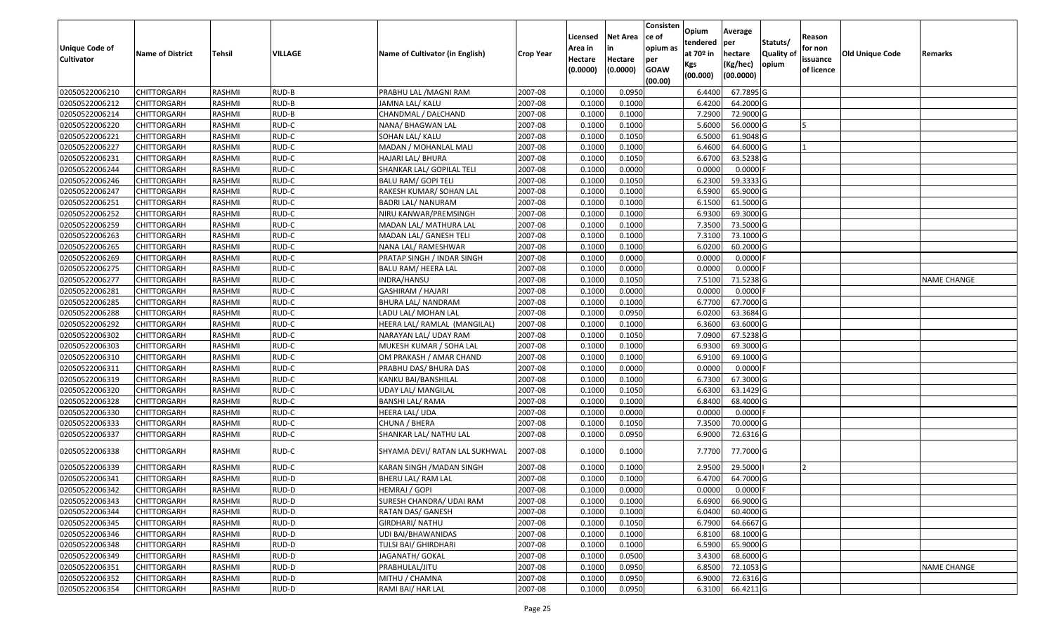| Unique Code of Cultivator | Name of District | Tehsil | VILLAGE | Name of Cultivator (in English) | Crop Year | Licensed Area in Hectare (0.0000) | Net Area in Hectare (0.0000) | Consistence of opium as per GOAW (00.00) | Opium tendered at 70º in Kgs (00.000) | Average per hectare (Kg/hec) (00.0000) | Statuts/ Quality of opium | Reason for non issuance of licence | Old Unique Code | Remarks |
|---|---|---|---|---|---|---|---|---|---|---|---|---|---|---|
| 02050522006210 | CHITTORGARH | RASHMI | RUD-B | PRABHU LAL /MAGNI RAM | 2007-08 | 0.1000 | 0.0950 | | 6.4400 | 67.7895 | G | | | |
| 02050522006212 | CHITTORGARH | RASHMI | RUD-B | JAMNA LAL/ KALU | 2007-08 | 0.1000 | 0.1000 | | 6.4200 | 64.2000 | G | | | |
| 02050522006214 | CHITTORGARH | RASHMI | RUD-B | CHANDMAL / DALCHAND | 2007-08 | 0.1000 | 0.1000 | | 7.2900 | 72.9000 | G | | | |
| 02050522006220 | CHITTORGARH | RASHMI | RUD-C | NANA/ BHAGWAN LAL | 2007-08 | 0.1000 | 0.1000 | | 5.6000 | 56.0000 | G | 5 | | |
| 02050522006221 | CHITTORGARH | RASHMI | RUD-C | SOHAN LAL/ KALU | 2007-08 | 0.1000 | 0.1050 | | 6.5000 | 61.9048 | G | | | |
| 02050522006227 | CHITTORGARH | RASHMI | RUD-C | MADAN / MOHANLAL MALI | 2007-08 | 0.1000 | 0.1000 | | 6.4600 | 64.6000 | G | 1 | | |
| 02050522006231 | CHITTORGARH | RASHMI | RUD-C | HAJARI LAL/ BHURA | 2007-08 | 0.1000 | 0.1050 | | 6.6700 | 63.5238 | G | | | |
| 02050522006244 | CHITTORGARH | RASHMI | RUD-C | SHANKAR LAL/ GOPILAL TELI | 2007-08 | 0.1000 | 0.0000 | | 0.0000 | 0.0000 | F | | | |
| 02050522006246 | CHITTORGARH | RASHMI | RUD-C | BALU RAM/ GOPI TELI | 2007-08 | 0.1000 | 0.1050 | | 6.2300 | 59.3333 | G | | | |
| 02050522006247 | CHITTORGARH | RASHMI | RUD-C | RAKESH KUMAR/ SOHAN LAL | 2007-08 | 0.1000 | 0.1000 | | 6.5900 | 65.9000 | G | | | |
| 02050522006251 | CHITTORGARH | RASHMI | RUD-C | BADRI LAL/ NANURAM | 2007-08 | 0.1000 | 0.1000 | | 6.1500 | 61.5000 | G | | | |
| 02050522006252 | CHITTORGARH | RASHMI | RUD-C | NIRU KANWAR/PREMSINGH | 2007-08 | 0.1000 | 0.1000 | | 6.9300 | 69.3000 | G | | | |
| 02050522006259 | CHITTORGARH | RASHMI | RUD-C | MADAN LAL/ MATHURA LAL | 2007-08 | 0.1000 | 0.1000 | | 7.3500 | 73.5000 | G | | | |
| 02050522006263 | CHITTORGARH | RASHMI | RUD-C | MADAN LAL/ GANESH TELI | 2007-08 | 0.1000 | 0.1000 | | 7.3100 | 73.1000 | G | | | |
| 02050522006265 | CHITTORGARH | RASHMI | RUD-C | NANA LAL/ RAMESHWAR | 2007-08 | 0.1000 | 0.1000 | | 6.0200 | 60.2000 | G | | | |
| 02050522006269 | CHITTORGARH | RASHMI | RUD-C | PRATAP SINGH / INDAR SINGH | 2007-08 | 0.1000 | 0.0000 | | 0.0000 | 0.0000 | F | | | |
| 02050522006275 | CHITTORGARH | RASHMI | RUD-C | BALU RAM/ HEERA LAL | 2007-08 | 0.1000 | 0.0000 | | 0.0000 | 0.0000 | F | | | |
| 02050522006277 | CHITTORGARH | RASHMI | RUD-C | INDRA/HANSU | 2007-08 | 0.1000 | 0.1050 | | 7.5100 | 71.5238 | G | | | NAME CHANGE |
| 02050522006281 | CHITTORGARH | RASHMI | RUD-C | GASHIRAM / HAJARI | 2007-08 | 0.1000 | 0.0000 | | 0.0000 | 0.0000 | F | | | |
| 02050522006285 | CHITTORGARH | RASHMI | RUD-C | BHURA LAL/ NANDRAM | 2007-08 | 0.1000 | 0.1000 | | 6.7700 | 67.7000 | G | | | |
| 02050522006288 | CHITTORGARH | RASHMI | RUD-C | LADU LAL/ MOHAN LAL | 2007-08 | 0.1000 | 0.0950 | | 6.0200 | 63.3684 | G | | | |
| 02050522006292 | CHITTORGARH | RASHMI | RUD-C | HEERA LAL/ RAMLAL (MANGILAL) | 2007-08 | 0.1000 | 0.1000 | | 6.3600 | 63.6000 | G | | | |
| 02050522006302 | CHITTORGARH | RASHMI | RUD-C | NARAYAN LAL/ UDAY RAM | 2007-08 | 0.1000 | 0.1050 | | 7.0900 | 67.5238 | G | | | |
| 02050522006303 | CHITTORGARH | RASHMI | RUD-C | MUKESH KUMAR / SOHA LAL | 2007-08 | 0.1000 | 0.1000 | | 6.9300 | 69.3000 | G | | | |
| 02050522006310 | CHITTORGARH | RASHMI | RUD-C | OM PRAKASH / AMAR CHAND | 2007-08 | 0.1000 | 0.1000 | | 6.9100 | 69.1000 | G | | | |
| 02050522006311 | CHITTORGARH | RASHMI | RUD-C | PRABHU DAS/ BHURA DAS | 2007-08 | 0.1000 | 0.0000 | | 0.0000 | 0.0000 | F | | | |
| 02050522006319 | CHITTORGARH | RASHMI | RUD-C | KANKU BAI/BANSHILAL | 2007-08 | 0.1000 | 0.1000 | | 6.7300 | 67.3000 | G | | | |
| 02050522006320 | CHITTORGARH | RASHMI | RUD-C | UDAY LAL/ MANGILAL | 2007-08 | 0.1000 | 0.1050 | | 6.6300 | 63.1429 | G | | | |
| 02050522006328 | CHITTORGARH | RASHMI | RUD-C | BANSHI LAL/ RAMA | 2007-08 | 0.1000 | 0.1000 | | 6.8400 | 68.4000 | G | | | |
| 02050522006330 | CHITTORGARH | RASHMI | RUD-C | HEERA LAL/ UDA | 2007-08 | 0.1000 | 0.0000 | | 0.0000 | 0.0000 | F | | | |
| 02050522006333 | CHITTORGARH | RASHMI | RUD-C | CHUNA / BHERA | 2007-08 | 0.1000 | 0.1050 | | 7.3500 | 70.0000 | G | | | |
| 02050522006337 | CHITTORGARH | RASHMI | RUD-C | SHANKAR LAL/ NATHU LAL | 2007-08 | 0.1000 | 0.0950 | | 6.9000 | 72.6316 | G | | | |
| 02050522006338 | CHITTORGARH | RASHMI | RUD-C | SHYAMA DEVI/ RATAN LAL SUKHWAL | 2007-08 | 0.1000 | 0.1000 | | 7.7700 | 77.7000 | G | | | |
| 02050522006339 | CHITTORGARH | RASHMI | RUD-C | KARAN SINGH /MADAN SINGH | 2007-08 | 0.1000 | 0.1000 | | 2.9500 | 29.5000 | I | 2 | | |
| 02050522006341 | CHITTORGARH | RASHMI | RUD-D | BHERU LAL/ RAM LAL | 2007-08 | 0.1000 | 0.1000 | | 6.4700 | 64.7000 | G | | | |
| 02050522006342 | CHITTORGARH | RASHMI | RUD-D | HEMRAJ / GOPI | 2007-08 | 0.1000 | 0.0000 | | 0.0000 | 0.0000 | F | | | |
| 02050522006343 | CHITTORGARH | RASHMI | RUD-D | SURESH CHANDRA/ UDAI RAM | 2007-08 | 0.1000 | 0.1000 | | 6.6900 | 66.9000 | G | | | |
| 02050522006344 | CHITTORGARH | RASHMI | RUD-D | RATAN DAS/ GANESH | 2007-08 | 0.1000 | 0.1000 | | 6.0400 | 60.4000 | G | | | |
| 02050522006345 | CHITTORGARH | RASHMI | RUD-D | GIRDHARI/ NATHU | 2007-08 | 0.1000 | 0.1050 | | 6.7900 | 64.6667 | G | | | |
| 02050522006346 | CHITTORGARH | RASHMI | RUD-D | UDI BAI/BHAWANIDAS | 2007-08 | 0.1000 | 0.1000 | | 6.8100 | 68.1000 | G | | | |
| 02050522006348 | CHITTORGARH | RASHMI | RUD-D | TULSI BAI/ GHIRDHARI | 2007-08 | 0.1000 | 0.1000 | | 6.5900 | 65.9000 | G | | | |
| 02050522006349 | CHITTORGARH | RASHMI | RUD-D | JAGANATH/ GOKAL | 2007-08 | 0.1000 | 0.0500 | | 3.4300 | 68.6000 | G | | | |
| 02050522006351 | CHITTORGARH | RASHMI | RUD-D | PRABHULAL/JITU | 2007-08 | 0.1000 | 0.0950 | | 6.8500 | 72.1053 | G | | | NAME CHANGE |
| 02050522006352 | CHITTORGARH | RASHMI | RUD-D | MITHU / CHAMNA | 2007-08 | 0.1000 | 0.0950 | | 6.9000 | 72.6316 | G | | | |
| 02050522006354 | CHITTORGARH | RASHMI | RUD-D | RAMI BAI/ HAR LAL | 2007-08 | 0.1000 | 0.0950 | | 6.3100 | 66.4211 | G | | | |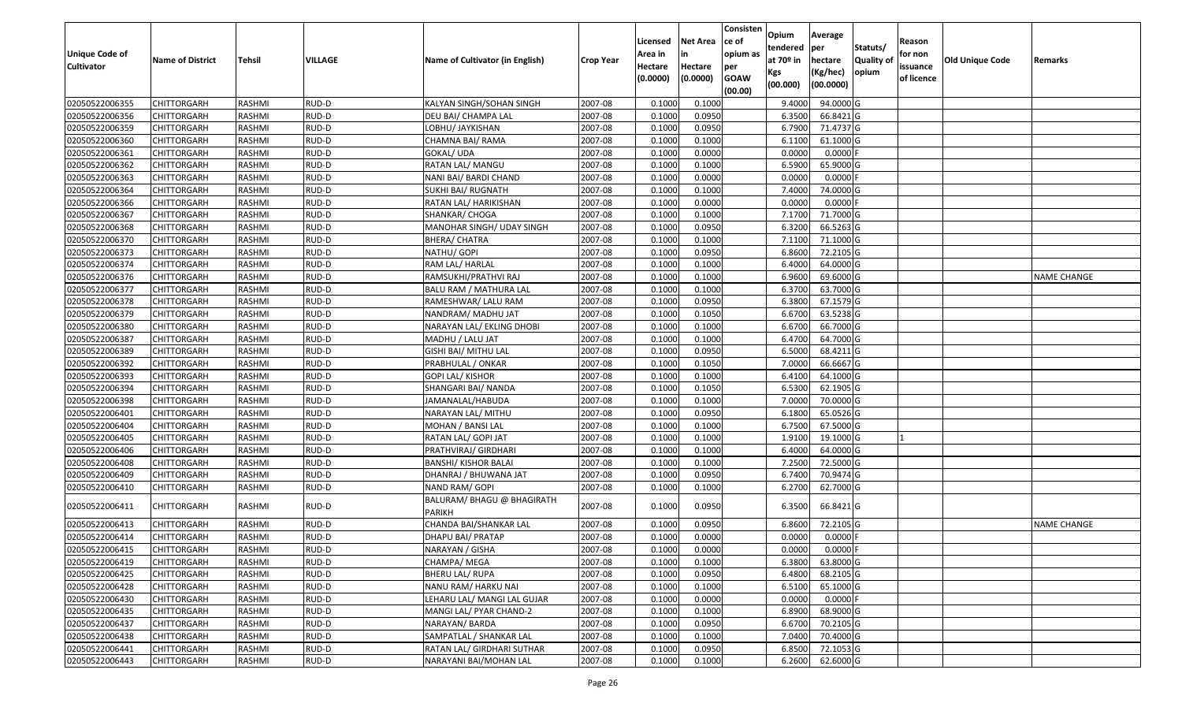| Unique Code of Cultivator | Name of District | Tehsil | VILLAGE | Name of Cultivator (in English) | Crop Year | Licensed Area in Hectare (0.0000) | Net Area in Hectare (0.0000) | Consistence of opium as per GOAW (00.00) | Opium tendered at 70º in Kgs (00.000) | Average per hectare (Kg/hec) (00.0000) | Statuts/ Quality of opium | Reason for non issuance of licence | Old Unique Code | Remarks |
|---|---|---|---|---|---|---|---|---|---|---|---|---|---|---|
| 02050522006355 | CHITTORGARH | RASHMI | RUD-D | KALYAN SINGH/SOHAN SINGH | 2007-08 | 0.1000 | 0.1000 | | 9.4000 | 94.0000 | G | | | |
| 02050522006356 | CHITTORGARH | RASHMI | RUD-D | DEU BAI/ CHAMPA LAL | 2007-08 | 0.1000 | 0.0950 | | 6.3500 | 66.8421 | G | | | |
| 02050522006359 | CHITTORGARH | RASHMI | RUD-D | LOBHU/ JAYKISHAN | 2007-08 | 0.1000 | 0.0950 | | 6.7900 | 71.4737 | G | | | |
| 02050522006360 | CHITTORGARH | RASHMI | RUD-D | CHAMNA BAI/ RAMA | 2007-08 | 0.1000 | 0.1000 | | 6.1100 | 61.1000 | G | | | |
| 02050522006361 | CHITTORGARH | RASHMI | RUD-D | GOKAL/ UDA | 2007-08 | 0.1000 | 0.0000 | | 0.0000 | 0.0000 | F | | | |
| 02050522006362 | CHITTORGARH | RASHMI | RUD-D | RATAN LAL/ MANGU | 2007-08 | 0.1000 | 0.1000 | | 6.5900 | 65.9000 | G | | | |
| 02050522006363 | CHITTORGARH | RASHMI | RUD-D | NANI BAI/ BARDI CHAND | 2007-08 | 0.1000 | 0.0000 | | 0.0000 | 0.0000 | F | | | |
| 02050522006364 | CHITTORGARH | RASHMI | RUD-D | SUKHI BAI/ RUGNATH | 2007-08 | 0.1000 | 0.1000 | | 7.4000 | 74.0000 | G | | | |
| 02050522006366 | CHITTORGARH | RASHMI | RUD-D | RATAN LAL/ HARIKISHAN | 2007-08 | 0.1000 | 0.0000 | | 0.0000 | 0.0000 | F | | | |
| 02050522006367 | CHITTORGARH | RASHMI | RUD-D | SHANKAR/ CHOGA | 2007-08 | 0.1000 | 0.1000 | | 7.1700 | 71.7000 | G | | | |
| 02050522006368 | CHITTORGARH | RASHMI | RUD-D | MANOHAR SINGH/ UDAY SINGH | 2007-08 | 0.1000 | 0.0950 | | 6.3200 | 66.5263 | G | | | |
| 02050522006370 | CHITTORGARH | RASHMI | RUD-D | BHERA/ CHATRA | 2007-08 | 0.1000 | 0.1000 | | 7.1100 | 71.1000 | G | | | |
| 02050522006373 | CHITTORGARH | RASHMI | RUD-D | NATHU/ GOPI | 2007-08 | 0.1000 | 0.0950 | | 6.8600 | 72.2105 | G | | | |
| 02050522006374 | CHITTORGARH | RASHMI | RUD-D | RAM LAL/ HARLAL | 2007-08 | 0.1000 | 0.1000 | | 6.4000 | 64.0000 | G | | | |
| 02050522006376 | CHITTORGARH | RASHMI | RUD-D | RAMSUKHI/PRATHVI RAJ | 2007-08 | 0.1000 | 0.1000 | | 6.9600 | 69.6000 | G | | | NAME CHANGE |
| 02050522006377 | CHITTORGARH | RASHMI | RUD-D | BALU RAM / MATHURA LAL | 2007-08 | 0.1000 | 0.1000 | | 6.3700 | 63.7000 | G | | | |
| 02050522006378 | CHITTORGARH | RASHMI | RUD-D | RAMESHWAR/ LALU RAM | 2007-08 | 0.1000 | 0.0950 | | 6.3800 | 67.1579 | G | | | |
| 02050522006379 | CHITTORGARH | RASHMI | RUD-D | NANDRAM/ MADHU JAT | 2007-08 | 0.1000 | 0.1050 | | 6.6700 | 63.5238 | G | | | |
| 02050522006380 | CHITTORGARH | RASHMI | RUD-D | NARAYAN LAL/ EKLING DHOBI | 2007-08 | 0.1000 | 0.1000 | | 6.6700 | 66.7000 | G | | | |
| 02050522006387 | CHITTORGARH | RASHMI | RUD-D | MADHU / LALU JAT | 2007-08 | 0.1000 | 0.1000 | | 6.4700 | 64.7000 | G | | | |
| 02050522006389 | CHITTORGARH | RASHMI | RUD-D | GISHI BAI/ MITHU LAL | 2007-08 | 0.1000 | 0.0950 | | 6.5000 | 68.4211 | G | | | |
| 02050522006392 | CHITTORGARH | RASHMI | RUD-D | PRABHULAL / ONKAR | 2007-08 | 0.1000 | 0.1050 | | 7.0000 | 66.6667 | G | | | |
| 02050522006393 | CHITTORGARH | RASHMI | RUD-D | GOPI LAL/ KISHOR | 2007-08 | 0.1000 | 0.1000 | | 6.4100 | 64.1000 | G | | | |
| 02050522006394 | CHITTORGARH | RASHMI | RUD-D | SHANGARI BAI/ NANDA | 2007-08 | 0.1000 | 0.1050 | | 6.5300 | 62.1905 | G | | | |
| 02050522006398 | CHITTORGARH | RASHMI | RUD-D | JAMANALAL/HABUDA | 2007-08 | 0.1000 | 0.1000 | | 7.0000 | 70.0000 | G | | | |
| 02050522006401 | CHITTORGARH | RASHMI | RUD-D | NARAYAN LAL/ MITHU | 2007-08 | 0.1000 | 0.0950 | | 6.1800 | 65.0526 | G | | | |
| 02050522006404 | CHITTORGARH | RASHMI | RUD-D | MOHAN / BANSI LAL | 2007-08 | 0.1000 | 0.1000 | | 6.7500 | 67.5000 | G | | | |
| 02050522006405 | CHITTORGARH | RASHMI | RUD-D | RATAN LAL/ GOPI JAT | 2007-08 | 0.1000 | 0.1000 | | 1.9100 | 19.1000 | G | 1 | | |
| 02050522006406 | CHITTORGARH | RASHMI | RUD-D | PRATHVIRAJ/ GIRDHARI | 2007-08 | 0.1000 | 0.1000 | | 6.4000 | 64.0000 | G | | | |
| 02050522006408 | CHITTORGARH | RASHMI | RUD-D | BANSHI/ KISHOR BALAI | 2007-08 | 0.1000 | 0.1000 | | 7.2500 | 72.5000 | G | | | |
| 02050522006409 | CHITTORGARH | RASHMI | RUD-D | DHANRAJ / BHUWANA JAT | 2007-08 | 0.1000 | 0.0950 | | 6.7400 | 70.9474 | G | | | |
| 02050522006410 | CHITTORGARH | RASHMI | RUD-D | NAND RAM/ GOPI | 2007-08 | 0.1000 | 0.1000 | | 6.2700 | 62.7000 | G | | | |
| 02050522006411 | CHITTORGARH | RASHMI | RUD-D | BALURAM/ BHAGU @ BHAGIRATH PARIKH | 2007-08 | 0.1000 | 0.0950 | | 6.3500 | 66.8421 | G | | | |
| 02050522006413 | CHITTORGARH | RASHMI | RUD-D | CHANDA BAI/SHANKAR LAL | 2007-08 | 0.1000 | 0.0950 | | 6.8600 | 72.2105 | G | | | NAME CHANGE |
| 02050522006414 | CHITTORGARH | RASHMI | RUD-D | DHAPU BAI/ PRATAP | 2007-08 | 0.1000 | 0.0000 | | 0.0000 | 0.0000 | F | | | |
| 02050522006415 | CHITTORGARH | RASHMI | RUD-D | NARAYAN / GISHA | 2007-08 | 0.1000 | 0.0000 | | 0.0000 | 0.0000 | F | | | |
| 02050522006419 | CHITTORGARH | RASHMI | RUD-D | CHAMPA/ MEGA | 2007-08 | 0.1000 | 0.1000 | | 6.3800 | 63.8000 | G | | | |
| 02050522006425 | CHITTORGARH | RASHMI | RUD-D | BHERU LAL/ RUPA | 2007-08 | 0.1000 | 0.0950 | | 6.4800 | 68.2105 | G | | | |
| 02050522006428 | CHITTORGARH | RASHMI | RUD-D | NANU RAM/ HARKU NAI | 2007-08 | 0.1000 | 0.1000 | | 6.5100 | 65.1000 | G | | | |
| 02050522006430 | CHITTORGARH | RASHMI | RUD-D | LEHARU LAL/ MANGI LAL GUJAR | 2007-08 | 0.1000 | 0.0000 | | 0.0000 | 0.0000 | F | | | |
| 02050522006435 | CHITTORGARH | RASHMI | RUD-D | MANGI LAL/ PYAR CHAND-2 | 2007-08 | 0.1000 | 0.1000 | | 6.8900 | 68.9000 | G | | | |
| 02050522006437 | CHITTORGARH | RASHMI | RUD-D | NARAYAN/ BARDA | 2007-08 | 0.1000 | 0.0950 | | 6.6700 | 70.2105 | G | | | |
| 02050522006438 | CHITTORGARH | RASHMI | RUD-D | SAMPATLAL / SHANKAR LAL | 2007-08 | 0.1000 | 0.1000 | | 7.0400 | 70.4000 | G | | | |
| 02050522006441 | CHITTORGARH | RASHMI | RUD-D | RATAN LAL/ GIRDHARI SUTHAR | 2007-08 | 0.1000 | 0.0950 | | 6.8500 | 72.1053 | G | | | |
| 02050522006443 | CHITTORGARH | RASHMI | RUD-D | NARAYANI BAI/MOHAN LAL | 2007-08 | 0.1000 | 0.1000 | | 6.2600 | 62.6000 | G | | | |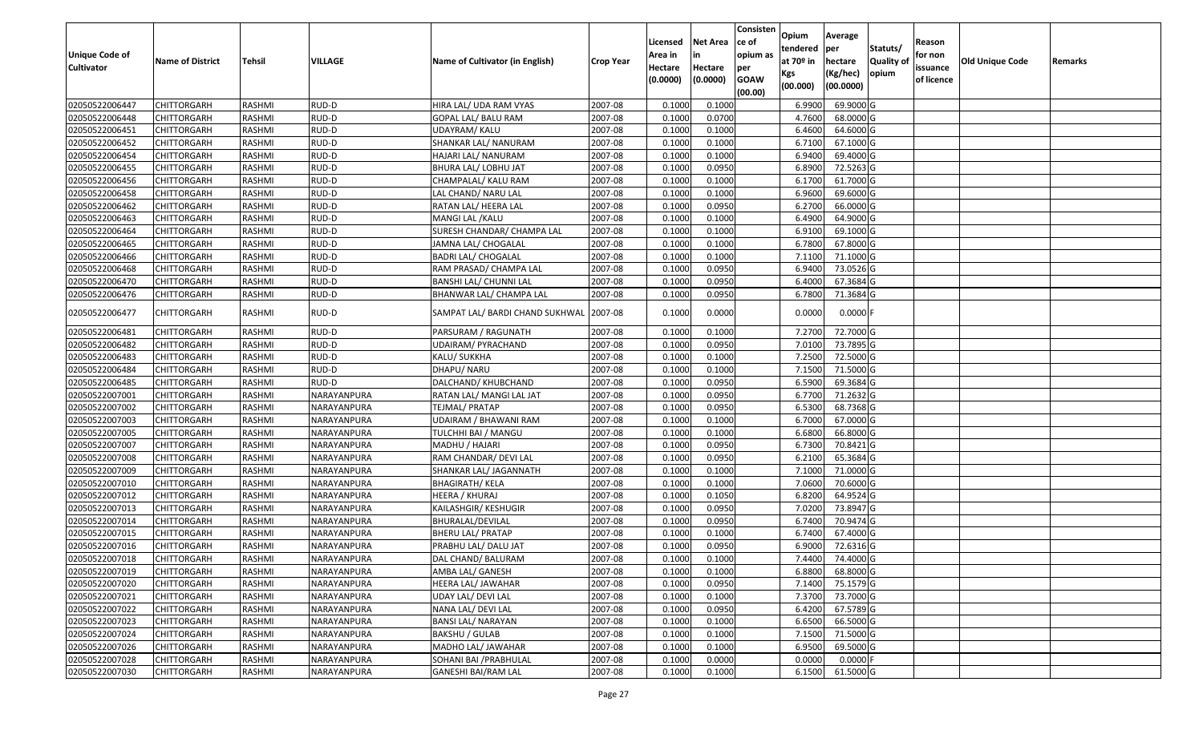| Unique Code of Cultivator | Name of District | Tehsil | VILLAGE | Name of Cultivator (in English) | Crop Year | Licensed Area in Hectare (0.0000) | Net Area in Hectare (0.0000) | Consistence of opium as per GOAW (00.00) | Opium tendered at 70º in Kgs (00.000) | Average per hectare (Kg/hec) (00.0000) | Statuts/ Quality of opium | Reason for non issuance of licence | Old Unique Code | Remarks |
|---|---|---|---|---|---|---|---|---|---|---|---|---|---|---|
| 02050522006447 | CHITTORGARH | RASHMI | RUD-D | HIRA LAL/ UDA RAM VYAS | 2007-08 | 0.1000 | 0.1000 | | 6.9900 | 69.9000 | G | | | |
| 02050522006448 | CHITTORGARH | RASHMI | RUD-D | GOPAL LAL/ BALU RAM | 2007-08 | 0.1000 | 0.0700 | | 4.7600 | 68.0000 | G | | | |
| 02050522006451 | CHITTORGARH | RASHMI | RUD-D | UDAYRAM/ KALU | 2007-08 | 0.1000 | 0.1000 | | 6.4600 | 64.6000 | G | | | |
| 02050522006452 | CHITTORGARH | RASHMI | RUD-D | SHANKAR LAL/ NANURAM | 2007-08 | 0.1000 | 0.1000 | | 6.7100 | 67.1000 | G | | | |
| 02050522006454 | CHITTORGARH | RASHMI | RUD-D | HAJARI LAL/ NANURAM | 2007-08 | 0.1000 | 0.1000 | | 6.9400 | 69.4000 | G | | | |
| 02050522006455 | CHITTORGARH | RASHMI | RUD-D | BHURA LAL/ LOBHU JAT | 2007-08 | 0.1000 | 0.0950 | | 6.8900 | 72.5263 | G | | | |
| 02050522006456 | CHITTORGARH | RASHMI | RUD-D | CHAMPALAL/ KALU RAM | 2007-08 | 0.1000 | 0.1000 | | 6.1700 | 61.7000 | G | | | |
| 02050522006458 | CHITTORGARH | RASHMI | RUD-D | LAL CHAND/ NARU LAL | 2007-08 | 0.1000 | 0.1000 | | 6.9600 | 69.6000 | G | | | |
| 02050522006462 | CHITTORGARH | RASHMI | RUD-D | RATAN LAL/ HEERA LAL | 2007-08 | 0.1000 | 0.0950 | | 6.2700 | 66.0000 | G | | | |
| 02050522006463 | CHITTORGARH | RASHMI | RUD-D | MANGI LAL /KALU | 2007-08 | 0.1000 | 0.1000 | | 6.4900 | 64.9000 | G | | | |
| 02050522006464 | CHITTORGARH | RASHMI | RUD-D | SURESH CHANDAR/ CHAMPA LAL | 2007-08 | 0.1000 | 0.1000 | | 6.9100 | 69.1000 | G | | | |
| 02050522006465 | CHITTORGARH | RASHMI | RUD-D | JAMNA LAL/ CHOGALAL | 2007-08 | 0.1000 | 0.1000 | | 6.7800 | 67.8000 | G | | | |
| 02050522006466 | CHITTORGARH | RASHMI | RUD-D | BADRI LAL/ CHOGALAL | 2007-08 | 0.1000 | 0.1000 | | 7.1100 | 71.1000 | G | | | |
| 02050522006468 | CHITTORGARH | RASHMI | RUD-D | RAM PRASAD/ CHAMPA LAL | 2007-08 | 0.1000 | 0.0950 | | 6.9400 | 73.0526 | G | | | |
| 02050522006470 | CHITTORGARH | RASHMI | RUD-D | BANSHI LAL/ CHUNNI LAL | 2007-08 | 0.1000 | 0.0950 | | 6.4000 | 67.3684 | G | | | |
| 02050522006476 | CHITTORGARH | RASHMI | RUD-D | BHANWAR LAL/ CHAMPA LAL | 2007-08 | 0.1000 | 0.0950 | | 6.7800 | 71.3684 | G | | | |
| 02050522006477 | CHITTORGARH | RASHMI | RUD-D | SAMPAT LAL/ BARDI CHAND SUKHWAL | 2007-08 | 0.1000 | 0.0000 | | 0.0000 | 0.0000 | F | | | |
| 02050522006481 | CHITTORGARH | RASHMI | RUD-D | PARSURAM / RAGUNATH | 2007-08 | 0.1000 | 0.1000 | | 7.2700 | 72.7000 | G | | | |
| 02050522006482 | CHITTORGARH | RASHMI | RUD-D | UDAIRAM/ PYRACHAND | 2007-08 | 0.1000 | 0.0950 | | 7.0100 | 73.7895 | G | | | |
| 02050522006483 | CHITTORGARH | RASHMI | RUD-D | KALU/ SUKKHA | 2007-08 | 0.1000 | 0.1000 | | 7.2500 | 72.5000 | G | | | |
| 02050522006484 | CHITTORGARH | RASHMI | RUD-D | DHAPU/ NARU | 2007-08 | 0.1000 | 0.1000 | | 7.1500 | 71.5000 | G | | | |
| 02050522006485 | CHITTORGARH | RASHMI | RUD-D | DALCHAND/ KHUBCHAND | 2007-08 | 0.1000 | 0.0950 | | 6.5900 | 69.3684 | G | | | |
| 02050522007001 | CHITTORGARH | RASHMI | NARAYANPURA | RATAN LAL/ MANGI LAL JAT | 2007-08 | 0.1000 | 0.0950 | | 6.7700 | 71.2632 | G | | | |
| 02050522007002 | CHITTORGARH | RASHMI | NARAYANPURA | TEJMAL/ PRATAP | 2007-08 | 0.1000 | 0.0950 | | 6.5300 | 68.7368 | G | | | |
| 02050522007003 | CHITTORGARH | RASHMI | NARAYANPURA | UDAIRAM / BHAWANI RAM | 2007-08 | 0.1000 | 0.1000 | | 6.7000 | 67.0000 | G | | | |
| 02050522007005 | CHITTORGARH | RASHMI | NARAYANPURA | TULCHHI BAI / MANGU | 2007-08 | 0.1000 | 0.1000 | | 6.6800 | 66.8000 | G | | | |
| 02050522007007 | CHITTORGARH | RASHMI | NARAYANPURA | MADHU / HAJARI | 2007-08 | 0.1000 | 0.0950 | | 6.7300 | 70.8421 | G | | | |
| 02050522007008 | CHITTORGARH | RASHMI | NARAYANPURA | RAM CHANDAR/ DEVI LAL | 2007-08 | 0.1000 | 0.0950 | | 6.2100 | 65.3684 | G | | | |
| 02050522007009 | CHITTORGARH | RASHMI | NARAYANPURA | SHANKAR LAL/ JAGANNATH | 2007-08 | 0.1000 | 0.1000 | | 7.1000 | 71.0000 | G | | | |
| 02050522007010 | CHITTORGARH | RASHMI | NARAYANPURA | BHAGIRATH/ KELA | 2007-08 | 0.1000 | 0.1000 | | 7.0600 | 70.6000 | G | | | |
| 02050522007012 | CHITTORGARH | RASHMI | NARAYANPURA | HEERA / KHURAJ | 2007-08 | 0.1000 | 0.1050 | | 6.8200 | 64.9524 | G | | | |
| 02050522007013 | CHITTORGARH | RASHMI | NARAYANPURA | KAILASHGIR/ KESHUGIR | 2007-08 | 0.1000 | 0.0950 | | 7.0200 | 73.8947 | G | | | |
| 02050522007014 | CHITTORGARH | RASHMI | NARAYANPURA | BHURALAL/DEVILAL | 2007-08 | 0.1000 | 0.0950 | | 6.7400 | 70.9474 | G | | | |
| 02050522007015 | CHITTORGARH | RASHMI | NARAYANPURA | BHERU LAL/ PRATAP | 2007-08 | 0.1000 | 0.1000 | | 6.7400 | 67.4000 | G | | | |
| 02050522007016 | CHITTORGARH | RASHMI | NARAYANPURA | PRABHU LAL/ DALU JAT | 2007-08 | 0.1000 | 0.0950 | | 6.9000 | 72.6316 | G | | | |
| 02050522007018 | CHITTORGARH | RASHMI | NARAYANPURA | DAL CHAND/ BALURAM | 2007-08 | 0.1000 | 0.1000 | | 7.4400 | 74.4000 | G | | | |
| 02050522007019 | CHITTORGARH | RASHMI | NARAYANPURA | AMBA LAL/ GANESH | 2007-08 | 0.1000 | 0.1000 | | 6.8800 | 68.8000 | G | | | |
| 02050522007020 | CHITTORGARH | RASHMI | NARAYANPURA | HEERA LAL/ JAWAHAR | 2007-08 | 0.1000 | 0.0950 | | 7.1400 | 75.1579 | G | | | |
| 02050522007021 | CHITTORGARH | RASHMI | NARAYANPURA | UDAY LAL/ DEVI LAL | 2007-08 | 0.1000 | 0.1000 | | 7.3700 | 73.7000 | G | | | |
| 02050522007022 | CHITTORGARH | RASHMI | NARAYANPURA | NANA LAL/ DEVI LAL | 2007-08 | 0.1000 | 0.0950 | | 6.4200 | 67.5789 | G | | | |
| 02050522007023 | CHITTORGARH | RASHMI | NARAYANPURA | BANSI LAL/ NARAYAN | 2007-08 | 0.1000 | 0.1000 | | 6.6500 | 66.5000 | G | | | |
| 02050522007024 | CHITTORGARH | RASHMI | NARAYANPURA | BAKSHU / GULAB | 2007-08 | 0.1000 | 0.1000 | | 7.1500 | 71.5000 | G | | | |
| 02050522007026 | CHITTORGARH | RASHMI | NARAYANPURA | MADHO LAL/ JAWAHAR | 2007-08 | 0.1000 | 0.1000 | | 6.9500 | 69.5000 | G | | | |
| 02050522007028 | CHITTORGARH | RASHMI | NARAYANPURA | SOHANI BAI /PRABHULAL | 2007-08 | 0.1000 | 0.0000 | | 0.0000 | 0.0000 | F | | | |
| 02050522007030 | CHITTORGARH | RASHMI | NARAYANPURA | GANESHI BAI/RAM LAL | 2007-08 | 0.1000 | 0.1000 | | 6.1500 | 61.5000 | G | | | |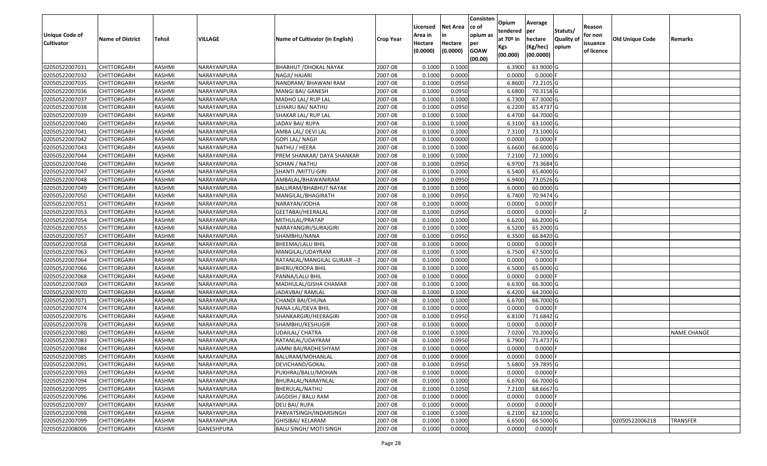| Unique Code of Cultivator | Name of District | Tehsil | VILLAGE | Name of Cultivator (in English) | Crop Year | Licensed Area in Hectare (0.0000) | Net Area in Hectare (0.0000) | Consistence of opium as per GOAW (00.00) | Opium tendered at 70º in Kgs (00.000) | Average per hectare (Kg/hec) (00.0000) | Statuts/ Quality of opium | Reason for non issuance of licence | Old Unique Code | Remarks |
|---|---|---|---|---|---|---|---|---|---|---|---|---|---|---|
| 02050522007031 | CHITTORGARH | RASHMI | NARAYANPURA | BHABHUT /DHOKAL NAYAK | 2007-08 | 0.1000 | 0.1000 | | 6.3900 | 63.9000 | G | | | |
| 02050522007032 | CHITTORGARH | RASHMI | NARAYANPURA | NAGJI/ HAJARI | 2007-08 | 0.1000 | 0.0000 | | 0.0000 | 0.0000 | F | | | |
| 02050522007035 | CHITTORGARH | RASHMI | NARAYANPURA | NANDRAM/ BHAWANI RAM | 2007-08 | 0.1000 | 0.0950 | | 6.8600 | 72.2105 | G | | | |
| 02050522007036 | CHITTORGARH | RASHMI | NARAYANPURA | MANGI BAI/ GANESH | 2007-08 | 0.1000 | 0.0950 | | 6.6800 | 70.3158 | G | | | |
| 02050522007037 | CHITTORGARH | RASHMI | NARAYANPURA | MADHO LAL/ RUP LAL | 2007-08 | 0.1000 | 0.1000 | | 6.7300 | 67.3000 | G | | | |
| 02050522007038 | CHITTORGARH | RASHMI | NARAYANPURA | LEHARU BAI/ NATHU | 2007-08 | 0.1000 | 0.0950 | | 6.2200 | 65.4737 | G | | | |
| 02050522007039 | CHITTORGARH | RASHMI | NARAYANPURA | SHAKAR LAL/ RUP LAL | 2007-08 | 0.1000 | 0.1000 | | 6.4700 | 64.7000 | G | | | |
| 02050522007040 | CHITTORGARH | RASHMI | NARAYANPURA | JADAV BAI/ RUPA | 2007-08 | 0.1000 | 0.1000 | | 6.3100 | 63.1000 | G | | | |
| 02050522007041 | CHITTORGARH | RASHMI | NARAYANPURA | AMBA LAL/ DEVI LAL | 2007-08 | 0.1000 | 0.1000 | | 7.3100 | 73.1000 | G | | | |
| 02050522007042 | CHITTORGARH | RASHMI | NARAYANPURA | GOPI LAL/ NAGJI | 2007-08 | 0.1000 | 0.0000 | | 0.0000 | 0.0000 | F | | | |
| 02050522007043 | CHITTORGARH | RASHMI | NARAYANPURA | NATHU / HEERA | 2007-08 | 0.1000 | 0.1000 | | 6.6600 | 66.6000 | G | | | |
| 02050522007044 | CHITTORGARH | RASHMI | NARAYANPURA | PREM SHANKAR/ DAYA SHANKAR | 2007-08 | 0.1000 | 0.1000 | | 7.2100 | 72.1000 | G | | | |
| 02050522007046 | CHITTORGARH | RASHMI | NARAYANPURA | SOHAN / NATHU | 2007-08 | 0.1000 | 0.0950 | | 6.9700 | 73.3684 | G | | | |
| 02050522007047 | CHITTORGARH | RASHMI | NARAYANPURA | SHANTI /MITTU GIRI | 2007-08 | 0.1000 | 0.1000 | | 6.5400 | 65.4000 | G | | | |
| 02050522007048 | CHITTORGARH | RASHMI | NARAYANPURA | AMBALAL/BHAWANIRAM | 2007-08 | 0.1000 | 0.0950 | | 6.9400 | 73.0526 | G | | | |
| 02050522007049 | CHITTORGARH | RASHMI | NARAYANPURA | BALURAM/BHABHUT NAYAK | 2007-08 | 0.1000 | 0.1000 | | 6.0000 | 60.0000 | G | | | |
| 02050522007050 | CHITTORGARH | RASHMI | NARAYANPURA | MANGILAL/BHAGIRATH | 2007-08 | 0.1000 | 0.0950 | | 6.7400 | 70.9474 | G | | | |
| 02050522007051 | CHITTORGARH | RASHMI | NARAYANPURA | NARAYAN/JODHA | 2007-08 | 0.1000 | 0.0000 | | 0.0000 | 0.0000 | F | | | |
| 02050522007053 | CHITTORGARH | RASHMI | NARAYANPURA | GEETABAI/HEERALAL | 2007-08 | 0.1000 | 0.0950 | | 0.0000 | 0.0000 | I | 2 | | |
| 02050522007054 | CHITTORGARH | RASHMI | NARAYANPURA | MITHULAL/PRATAP | 2007-08 | 0.1000 | 0.1000 | | 6.6200 | 66.2000 | G | | | |
| 02050522007055 | CHITTORGARH | RASHMI | NARAYANPURA | NARAYANGIRI/SURAJGIRI | 2007-08 | 0.1000 | 0.1000 | | 6.5200 | 65.2000 | G | | | |
| 02050522007057 | CHITTORGARH | RASHMI | NARAYANPURA | SHAMBHU/NANA | 2007-08 | 0.1000 | 0.0950 | | 6.3500 | 66.8420 | G | | | |
| 02050522007058 | CHITTORGARH | RASHMI | NARAYANPURA | BHEEMA/LALU BHIL | 2007-08 | 0.1000 | 0.0000 | | 0.0000 | 0.0000 | F | | | |
| 02050522007063 | CHITTORGARH | RASHMI | NARAYANPURA | MANGILAL/UDAYRAM | 2007-08 | 0.1000 | 0.1000 | | 6.7500 | 67.5000 | G | | | |
| 02050522007064 | CHITTORGARH | RASHMI | NARAYANPURA | RATANLAL/MANGILAL GURJAR --2 | 2007-08 | 0.1000 | 0.0000 | | 0.0000 | 0.0000 | F | | | |
| 02050522007066 | CHITTORGARH | RASHMI | NARAYANPURA | BHERU/ROOPA BHIL | 2007-08 | 0.1000 | 0.1000 | | 6.5000 | 65.0000 | G | | | |
| 02050522007068 | CHITTORGARH | RASHMI | NARAYANPURA | PANNA/LALU BHIL | 2007-08 | 0.1000 | 0.0000 | | 0.0000 | 0.0000 | F | | | |
| 02050522007069 | CHITTORGARH | RASHMI | NARAYANPURA | MADHULAL/GISHA CHAMAR | 2007-08 | 0.1000 | 0.1000 | | 6.6300 | 66.3000 | G | | | |
| 02050522007070 | CHITTORGARH | RASHMI | NARAYANPURA | JADAVBAI/ RAMLAL | 2007-08 | 0.1000 | 0.1000 | | 6.4200 | 64.2000 | G | | | |
| 02050522007071 | CHITTORGARH | RASHMI | NARAYANPURA | CHANDI BAI/CHUNA | 2007-08 | 0.1000 | 0.1000 | | 6.6700 | 66.7000 | G | | | |
| 02050522007074 | CHITTORGARH | RASHMI | NARAYANPURA | NANA LAL/DEVA BHIL | 2007-08 | 0.1000 | 0.0000 | | 0.0000 | 0.0000 | F | | | |
| 02050522007076 | CHITTORGARH | RASHMI | NARAYANPURA | SHANKARGIRI/HEERAGIRI | 2007-08 | 0.1000 | 0.0950 | | 6.8100 | 71.6842 | G | | | |
| 02050522007078 | CHITTORGARH | RASHMI | NARAYANPURA | SHAMBHU/KESHUGIR | 2007-08 | 0.1000 | 0.0000 | | 0.0000 | 0.0000 | F | | | |
| 02050522007080 | CHITTORGARH | RASHMI | NARAYANPURA | UDAILAL/ CHATRA | 2007-08 | 0.1000 | 0.1000 | | 7.0200 | 70.2000 | G | | | NAME CHANGE |
| 02050522007083 | CHITTORGARH | RASHMI | NARAYANPURA | RATANLAL/UDAYRAM | 2007-08 | 0.1000 | 0.0950 | | 6.7900 | 71.4737 | G | | | |
| 02050522007084 | CHITTORGARH | RASHMI | NARAYANPURA | JAMNI BAI/RADHESHYAM | 2007-08 | 0.1000 | 0.0000 | | 0.0000 | 0.0000 | F | | | |
| 02050522007085 | CHITTORGARH | RASHMI | NARAYANPURA | BALURAM/MOHANLAL | 2007-08 | 0.1000 | 0.0000 | | 0.0000 | 0.0000 | F | | | |
| 02050522007091 | CHITTORGARH | RASHMI | NARAYANPURA | DEVICHAND/GOKAL | 2007-08 | 0.1000 | 0.0950 | | 5.6800 | 59.7895 | G | | | |
| 02050522007093 | CHITTORGARH | RASHMI | NARAYANPURA | PUKHRAJ/BALU/MOHAN | 2007-08 | 0.1000 | 0.0000 | | 0.0000 | 0.0000 | F | | | |
| 02050522007094 | CHITTORGARH | RASHMI | NARAYANPURA | BHURALAL/NARAYNLAL | 2007-08 | 0.1000 | 0.1000 | | 6.6700 | 66.7000 | G | | | |
| 02050522007095 | CHITTORGARH | RASHMI | NARAYANPURA | BHERULAL/NATHU | 2007-08 | 0.1000 | 0.1050 | | 7.2100 | 68.6667 | G | | | |
| 02050522007096 | CHITTORGARH | RASHMI | NARAYANPURA | JAGDISH / BALU RAM | 2007-08 | 0.1000 | 0.0000 | | 0.0000 | 0.0000 | F | | | |
| 02050522007097 | CHITTORGARH | RASHMI | NARAYANPURA | DEU BAI/ RUPA | 2007-08 | 0.1000 | 0.0000 | | 0.0000 | 0.0000 | F | | | |
| 02050522007098 | CHITTORGARH | RASHMI | NARAYANPURA | PARVATSINGH/INDARSINGH | 2007-08 | 0.1000 | 0.1000 | | 6.2100 | 62.1000 | G | | | |
| 02050522007099 | CHITTORGARH | RASHMI | NARAYANPURA | GHISIBAI/ KELARAM | 2007-08 | 0.1000 | 0.1000 | | 6.6500 | 66.5000 | G | | 02050522006218 | TRANSFER |
| 02050522008006 | CHITTORGARH | RASHMI | GANESHPURA | BALU SINGH/ MOTI SINGH | 2007-08 | 0.1000 | 0.0000 | | 0.0000 | 0.0000 | F | | | |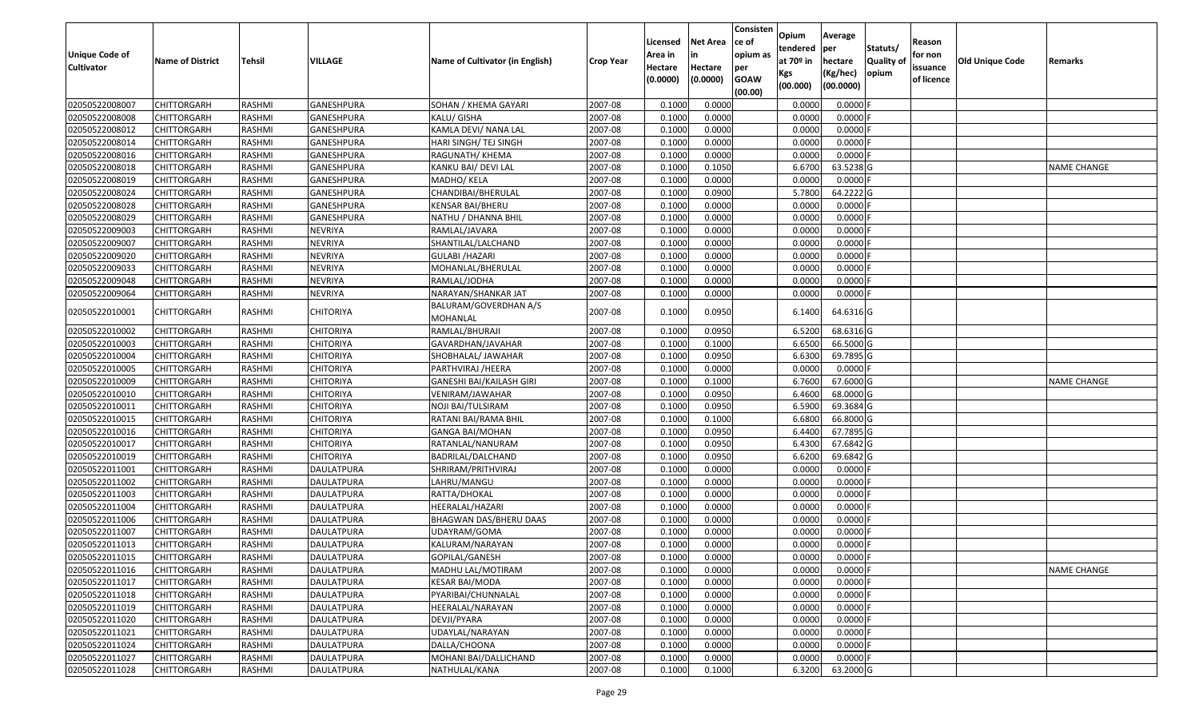| Unique Code of Cultivator | Name of District | Tehsil | VILLAGE | Name of Cultivator (in English) | Crop Year | Licensed Area in Hectare (0.0000) | Net Area in Hectare (0.0000) | Consistence of opium as per GOAW (00.00) | Opium tendered at 70º in Kgs (00.000) | Average per hectare (Kg/hec) (00.0000) | Statuts/ Quality of opium | Reason for non issuance of licence | Old Unique Code | Remarks |
|---|---|---|---|---|---|---|---|---|---|---|---|---|---|---|
| 02050522008007 | CHITTORGARH | RASHMI | GANESHPURA | SOHAN / KHEMA GAYARI | 2007-08 | 0.1000 | 0.0000 | | 0.0000 | 0.0000 | F | | | |
| 02050522008008 | CHITTORGARH | RASHMI | GANESHPURA | KALU/ GISHA | 2007-08 | 0.1000 | 0.0000 | | 0.0000 | 0.0000 | F | | | |
| 02050522008012 | CHITTORGARH | RASHMI | GANESHPURA | KAMLA DEVI/ NANA LAL | 2007-08 | 0.1000 | 0.0000 | | 0.0000 | 0.0000 | F | | | |
| 02050522008014 | CHITTORGARH | RASHMI | GANESHPURA | HARI SINGH/ TEJ SINGH | 2007-08 | 0.1000 | 0.0000 | | 0.0000 | 0.0000 | F | | | |
| 02050522008016 | CHITTORGARH | RASHMI | GANESHPURA | RAGUNATH/ KHEMA | 2007-08 | 0.1000 | 0.0000 | | 0.0000 | 0.0000 | F | | | |
| 02050522008018 | CHITTORGARH | RASHMI | GANESHPURA | KANKU BAI/ DEVI LAL | 2007-08 | 0.1000 | 0.1050 | | 6.6700 | 63.5238 | G | | | NAME CHANGE |
| 02050522008019 | CHITTORGARH | RASHMI | GANESHPURA | MADHO/ KELA | 2007-08 | 0.1000 | 0.0000 | | 0.0000 | 0.0000 | F | | | |
| 02050522008024 | CHITTORGARH | RASHMI | GANESHPURA | CHANDIBAI/BHERULAL | 2007-08 | 0.1000 | 0.0900 | | 5.7800 | 64.2222 | G | | | |
| 02050522008028 | CHITTORGARH | RASHMI | GANESHPURA | KENSAR BAI/BHERU | 2007-08 | 0.1000 | 0.0000 | | 0.0000 | 0.0000 | F | | | |
| 02050522008029 | CHITTORGARH | RASHMI | GANESHPURA | NATHU / DHANNA BHIL | 2007-08 | 0.1000 | 0.0000 | | 0.0000 | 0.0000 | F | | | |
| 02050522009003 | CHITTORGARH | RASHMI | NEVRIYA | RAMLAL/JAVARA | 2007-08 | 0.1000 | 0.0000 | | 0.0000 | 0.0000 | F | | | |
| 02050522009007 | CHITTORGARH | RASHMI | NEVRIYA | SHANTILAL/LALCHAND | 2007-08 | 0.1000 | 0.0000 | | 0.0000 | 0.0000 | F | | | |
| 02050522009020 | CHITTORGARH | RASHMI | NEVRIYA | GULABI /HAZARI | 2007-08 | 0.1000 | 0.0000 | | 0.0000 | 0.0000 | F | | | |
| 02050522009033 | CHITTORGARH | RASHMI | NEVRIYA | MOHANLAL/BHERULAL | 2007-08 | 0.1000 | 0.0000 | | 0.0000 | 0.0000 | F | | | |
| 02050522009048 | CHITTORGARH | RASHMI | NEVRIYA | RAMLAL/JODHA | 2007-08 | 0.1000 | 0.0000 | | 0.0000 | 0.0000 | F | | | |
| 02050522009064 | CHITTORGARH | RASHMI | NEVRIYA | NARAYAN/SHANKAR JAT | 2007-08 | 0.1000 | 0.0000 | | 0.0000 | 0.0000 | F | | | |
| 02050522010001 | CHITTORGARH | RASHMI | CHITORIYA | BALURAM/GOVERDHAN A/S MOHANLAL | 2007-08 | 0.1000 | 0.0950 | | 6.1400 | 64.6316 | G | | | |
| 02050522010002 | CHITTORGARH | RASHMI | CHITORIYA | RAMLAL/BHURAJI | 2007-08 | 0.1000 | 0.0950 | | 6.5200 | 68.6316 | G | | | |
| 02050522010003 | CHITTORGARH | RASHMI | CHITORIYA | GAVARDHAN/JAVAHAR | 2007-08 | 0.1000 | 0.1000 | | 6.6500 | 66.5000 | G | | | |
| 02050522010004 | CHITTORGARH | RASHMI | CHITORIYA | SHOBHALAL/ JAWAHAR | 2007-08 | 0.1000 | 0.0950 | | 6.6300 | 69.7895 | G | | | |
| 02050522010005 | CHITTORGARH | RASHMI | CHITORIYA | PARTHVIRAJ /HEERA | 2007-08 | 0.1000 | 0.0000 | | 0.0000 | 0.0000 | F | | | |
| 02050522010009 | CHITTORGARH | RASHMI | CHITORIYA | GANESHI BAI/KAILASH GIRI | 2007-08 | 0.1000 | 0.1000 | | 6.7600 | 67.6000 | G | | | NAME CHANGE |
| 02050522010010 | CHITTORGARH | RASHMI | CHITORIYA | VENIRAM/JAWAHAR | 2007-08 | 0.1000 | 0.0950 | | 6.4600 | 68.0000 | G | | | |
| 02050522010011 | CHITTORGARH | RASHMI | CHITORIYA | NOJI BAI/TULSIRAM | 2007-08 | 0.1000 | 0.0950 | | 6.5900 | 69.3684 | G | | | |
| 02050522010015 | CHITTORGARH | RASHMI | CHITORIYA | RATANI BAI/RAMA BHIL | 2007-08 | 0.1000 | 0.1000 | | 6.6800 | 66.8000 | G | | | |
| 02050522010016 | CHITTORGARH | RASHMI | CHITORIYA | GANGA BAI/MOHAN | 2007-08 | 0.1000 | 0.0950 | | 6.4400 | 67.7895 | G | | | |
| 02050522010017 | CHITTORGARH | RASHMI | CHITORIYA | RATANLAL/NANURAM | 2007-08 | 0.1000 | 0.0950 | | 6.4300 | 67.6842 | G | | | |
| 02050522010019 | CHITTORGARH | RASHMI | CHITORIYA | BADRILAL/DALCHAND | 2007-08 | 0.1000 | 0.0950 | | 6.6200 | 69.6842 | G | | | |
| 02050522011001 | CHITTORGARH | RASHMI | DAULATPURA | SHRIRAM/PRITHVIRAJ | 2007-08 | 0.1000 | 0.0000 | | 0.0000 | 0.0000 | F | | | |
| 02050522011002 | CHITTORGARH | RASHMI | DAULATPURA | LAHRU/MANGU | 2007-08 | 0.1000 | 0.0000 | | 0.0000 | 0.0000 | F | | | |
| 02050522011003 | CHITTORGARH | RASHMI | DAULATPURA | RATTA/DHOKAL | 2007-08 | 0.1000 | 0.0000 | | 0.0000 | 0.0000 | F | | | |
| 02050522011004 | CHITTORGARH | RASHMI | DAULATPURA | HEERALAL/HAZARI | 2007-08 | 0.1000 | 0.0000 | | 0.0000 | 0.0000 | F | | | |
| 02050522011006 | CHITTORGARH | RASHMI | DAULATPURA | BHAGWAN DAS/BHERU DAAS | 2007-08 | 0.1000 | 0.0000 | | 0.0000 | 0.0000 | F | | | |
| 02050522011007 | CHITTORGARH | RASHMI | DAULATPURA | UDAYRAM/GOMA | 2007-08 | 0.1000 | 0.0000 | | 0.0000 | 0.0000 | F | | | |
| 02050522011013 | CHITTORGARH | RASHMI | DAULATPURA | KALURAM/NARAYAN | 2007-08 | 0.1000 | 0.0000 | | 0.0000 | 0.0000 | F | | | |
| 02050522011015 | CHITTORGARH | RASHMI | DAULATPURA | GOPILAL/GANESH | 2007-08 | 0.1000 | 0.0000 | | 0.0000 | 0.0000 | F | | | |
| 02050522011016 | CHITTORGARH | RASHMI | DAULATPURA | MADHU LAL/MOTIRAM | 2007-08 | 0.1000 | 0.0000 | | 0.0000 | 0.0000 | F | | | NAME CHANGE |
| 02050522011017 | CHITTORGARH | RASHMI | DAULATPURA | KESAR BAI/MODA | 2007-08 | 0.1000 | 0.0000 | | 0.0000 | 0.0000 | F | | | |
| 02050522011018 | CHITTORGARH | RASHMI | DAULATPURA | PYARIBAI/CHUNNALAL | 2007-08 | 0.1000 | 0.0000 | | 0.0000 | 0.0000 | F | | | |
| 02050522011019 | CHITTORGARH | RASHMI | DAULATPURA | HEERALAL/NARAYAN | 2007-08 | 0.1000 | 0.0000 | | 0.0000 | 0.0000 | F | | | |
| 02050522011020 | CHITTORGARH | RASHMI | DAULATPURA | DEVJI/PYARA | 2007-08 | 0.1000 | 0.0000 | | 0.0000 | 0.0000 | F | | | |
| 02050522011021 | CHITTORGARH | RASHMI | DAULATPURA | UDAYLAL/NARAYAN | 2007-08 | 0.1000 | 0.0000 | | 0.0000 | 0.0000 | F | | | |
| 02050522011024 | CHITTORGARH | RASHMI | DAULATPURA | DALLA/CHOONA | 2007-08 | 0.1000 | 0.0000 | | 0.0000 | 0.0000 | F | | | |
| 02050522011027 | CHITTORGARH | RASHMI | DAULATPURA | MOHANI BAI/DALLICHAND | 2007-08 | 0.1000 | 0.0000 | | 0.0000 | 0.0000 | F | | | |
| 02050522011028 | CHITTORGARH | RASHMI | DAULATPURA | NATHULAL/KANA | 2007-08 | 0.1000 | 0.1000 | | 6.3200 | 63.2000 | G | | | |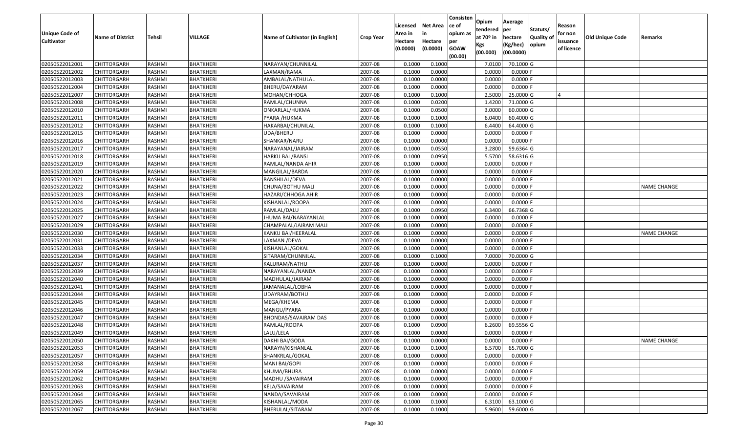| Unique Code of Cultivator | Name of District | Tehsil | VILLAGE | Name of Cultivator (in English) | Crop Year | Licensed Area in Hectare (0.0000) | Net Area in Hectare (0.0000) | Consistence of opium as per GOAW (00.00) | Opium tendered at 70º in Kgs (00.000) | Average per hectare (Kg/hec) (00.0000) | Statuts/ Quality of opium | Reason for non issuance of licence | Old Unique Code | Remarks |
|---|---|---|---|---|---|---|---|---|---|---|---|---|---|---|
| 02050522012001 | CHITTORGARH | RASHMI | BHATKHERI | NARAYAN/CHUNNILAL | 2007-08 | 0.1000 | 0.1000 | | 7.0100 | 70.1000 | G | | | |
| 02050522012002 | CHITTORGARH | RASHMI | BHATKHERI | LAXMAN/RAMA | 2007-08 | 0.1000 | 0.0000 | | 0.0000 | 0.0000 | F | | | |
| 02050522012003 | CHITTORGARH | RASHMI | BHATKHERI | AMBALAL/NATHULAL | 2007-08 | 0.1000 | 0.0000 | | 0.0000 | 0.0000 | F | | | |
| 02050522012004 | CHITTORGARH | RASHMI | BHATKHERI | BHERU/DAYARAM | 2007-08 | 0.1000 | 0.0000 | | 0.0000 | 0.0000 | F | | | |
| 02050522012007 | CHITTORGARH | RASHMI | BHATKHERI | MOHAN/CHHOGA | 2007-08 | 0.1000 | 0.1000 | | 2.5000 | 25.0000 | G | 4 | | |
| 02050522012008 | CHITTORGARH | RASHMI | BHATKHERI | RAMLAL/CHUNNA | 2007-08 | 0.1000 | 0.0200 | | 1.4200 | 71.0000 | G | | | |
| 02050522012010 | CHITTORGARH | RASHMI | BHATKHERI | ONKARLAL/HUKMA | 2007-08 | 0.1000 | 0.0500 | | 3.0000 | 60.0000 | G | | | |
| 02050522012011 | CHITTORGARH | RASHMI | BHATKHERI | PYARA /HUKMA | 2007-08 | 0.1000 | 0.1000 | | 6.0400 | 60.4000 | G | | | |
| 02050522012012 | CHITTORGARH | RASHMI | BHATKHERI | HAKARBAI/CHUNILAL | 2007-08 | 0.1000 | 0.1000 | | 6.4400 | 64.4000 | G | | | |
| 02050522012015 | CHITTORGARH | RASHMI | BHATKHERI | UDA/BHERU | 2007-08 | 0.1000 | 0.0000 | | 0.0000 | 0.0000 | F | | | |
| 02050522012016 | CHITTORGARH | RASHMI | BHATKHERI | SHANKAR/NARU | 2007-08 | 0.1000 | 0.0000 | | 0.0000 | 0.0000 | F | | | |
| 02050522012017 | CHITTORGARH | RASHMI | BHATKHERI | NARAYANAL/JAIRAM | 2007-08 | 0.1000 | 0.0550 | | 3.2800 | 59.6364 | G | | | |
| 02050522012018 | CHITTORGARH | RASHMI | BHATKHERI | HARKU BAI /BANSI | 2007-08 | 0.1000 | 0.0950 | | 5.5700 | 58.6316 | G | | | |
| 02050522012019 | CHITTORGARH | RASHMI | BHATKHERI | RAMLAL/NANDA AHIR | 2007-08 | 0.1000 | 0.0000 | | 0.0000 | 0.0000 | F | | | |
| 02050522012020 | CHITTORGARH | RASHMI | BHATKHERI | MANGILAL/BARDA | 2007-08 | 0.1000 | 0.0000 | | 0.0000 | 0.0000 | F | | | |
| 02050522012021 | CHITTORGARH | RASHMI | BHATKHERI | BANSHILAL/DEVA | 2007-08 | 0.1000 | 0.0000 | | 0.0000 | 0.0000 | F | | | |
| 02050522012022 | CHITTORGARH | RASHMI | BHATKHERI | CHUNA/BOTHU MALI | 2007-08 | 0.1000 | 0.0000 | | 0.0000 | 0.0000 | F | | | NAME CHANGE |
| 02050522012023 | CHITTORGARH | RASHMI | BHATKHERI | HAZARI/CHHOGA AHIR | 2007-08 | 0.1000 | 0.0000 | | 0.0000 | 0.0000 | F | | | |
| 02050522012024 | CHITTORGARH | RASHMI | BHATKHERI | KISHANLAL/ROOPA | 2007-08 | 0.1000 | 0.0000 | | 0.0000 | 0.0000 | F | | | |
| 02050522012025 | CHITTORGARH | RASHMI | BHATKHERI | RAMLAL/DALU | 2007-08 | 0.1000 | 0.0950 | | 6.3400 | 66.7368 | G | | | |
| 02050522012027 | CHITTORGARH | RASHMI | BHATKHERI | JHUMA BAI/NARAYANLAL | 2007-08 | 0.1000 | 0.0000 | | 0.0000 | 0.0000 | F | | | |
| 02050522012029 | CHITTORGARH | RASHMI | BHATKHERI | CHAMPALAL/JAIRAM MALI | 2007-08 | 0.1000 | 0.0000 | | 0.0000 | 0.0000 | F | | | |
| 02050522012030 | CHITTORGARH | RASHMI | BHATKHERI | KANKU BAI/HEERALAL | 2007-08 | 0.1000 | 0.0000 | | 0.0000 | 0.0000 | F | | | NAME CHANGE |
| 02050522012031 | CHITTORGARH | RASHMI | BHATKHERI | LAXMAN /DEVA | 2007-08 | 0.1000 | 0.0000 | | 0.0000 | 0.0000 | F | | | |
| 02050522012033 | CHITTORGARH | RASHMI | BHATKHERI | KISHANLAL/GOKAL | 2007-08 | 0.1000 | 0.0000 | | 0.0000 | 0.0000 | F | | | |
| 02050522012034 | CHITTORGARH | RASHMI | BHATKHERI | SITARAM/CHUNNILAL | 2007-08 | 0.1000 | 0.1000 | | 7.0000 | 70.0000 | G | | | |
| 02050522012037 | CHITTORGARH | RASHMI | BHATKHERI | KALURAM/NATHU | 2007-08 | 0.1000 | 0.0000 | | 0.0000 | 0.0000 | F | | | |
| 02050522012039 | CHITTORGARH | RASHMI | BHATKHERI | NARAYANLAL/NANDA | 2007-08 | 0.1000 | 0.0000 | | 0.0000 | 0.0000 | F | | | |
| 02050522012040 | CHITTORGARH | RASHMI | BHATKHERI | MADHULAL/JAIRAM | 2007-08 | 0.1000 | 0.0000 | | 0.0000 | 0.0000 | F | | | |
| 02050522012041 | CHITTORGARH | RASHMI | BHATKHERI | JAMANALAL/LOBHA | 2007-08 | 0.1000 | 0.0000 | | 0.0000 | 0.0000 | F | | | |
| 02050522012044 | CHITTORGARH | RASHMI | BHATKHERI | UDAYRAM/BOTHU | 2007-08 | 0.1000 | 0.0000 | | 0.0000 | 0.0000 | F | | | |
| 02050522012045 | CHITTORGARH | RASHMI | BHATKHERI | MEGA/KHEMA | 2007-08 | 0.1000 | 0.0000 | | 0.0000 | 0.0000 | F | | | |
| 02050522012046 | CHITTORGARH | RASHMI | BHATKHERI | MANGU/PYARA | 2007-08 | 0.1000 | 0.0000 | | 0.0000 | 0.0000 | F | | | |
| 02050522012047 | CHITTORGARH | RASHMI | BHATKHERI | BHONDAS/SAVAIRAM DAS | 2007-08 | 0.1000 | 0.0000 | | 0.0000 | 0.0000 | F | | | |
| 02050522012048 | CHITTORGARH | RASHMI | BHATKHERI | RAMLAL/ROOPA | 2007-08 | 0.1000 | 0.0900 | | 6.2600 | 69.5556 | G | | | |
| 02050522012049 | CHITTORGARH | RASHMI | BHATKHERI | LALU/LELA | 2007-08 | 0.1000 | 0.0000 | | 0.0000 | 0.0000 | F | | | |
| 02050522012050 | CHITTORGARH | RASHMI | BHATKHERI | DAKHI BAI/GODA | 2007-08 | 0.1000 | 0.0000 | | 0.0000 | 0.0000 | F | | | NAME CHANGE |
| 02050522012053 | CHITTORGARH | RASHMI | BHATKHERI | NARAYN/KISHANLAL | 2007-08 | 0.1000 | 0.1000 | | 6.5700 | 65.7000 | G | | | |
| 02050522012057 | CHITTORGARH | RASHMI | BHATKHERI | SHANKRLAL/GOKAL | 2007-08 | 0.1000 | 0.0000 | | 0.0000 | 0.0000 | F | | | |
| 02050522012058 | CHITTORGARH | RASHMI | BHATKHERI | MANI BAI/GOPI | 2007-08 | 0.1000 | 0.0000 | | 0.0000 | 0.0000 | F | | | |
| 02050522012059 | CHITTORGARH | RASHMI | BHATKHERI | KHUMA/BHURA | 2007-08 | 0.1000 | 0.0000 | | 0.0000 | 0.0000 | F | | | |
| 02050522012062 | CHITTORGARH | RASHMI | BHATKHERI | MADHU /SAVAIRAM | 2007-08 | 0.1000 | 0.0000 | | 0.0000 | 0.0000 | F | | | |
| 02050522012063 | CHITTORGARH | RASHMI | BHATKHERI | KELA/SAVAIRAM | 2007-08 | 0.1000 | 0.0000 | | 0.0000 | 0.0000 | F | | | |
| 02050522012064 | CHITTORGARH | RASHMI | BHATKHERI | NANDA/SAVAIRAM | 2007-08 | 0.1000 | 0.0000 | | 0.0000 | 0.0000 | F | | | |
| 02050522012065 | CHITTORGARH | RASHMI | BHATKHERI | KISHANLAL/MODA | 2007-08 | 0.1000 | 0.1000 | | 6.3100 | 63.1000 | G | | | |
| 02050522012067 | CHITTORGARH | RASHMI | BHATKHERI | BHERULAL/SITARAM | 2007-08 | 0.1000 | 0.1000 | | 5.9600 | 59.6000 | G | | | |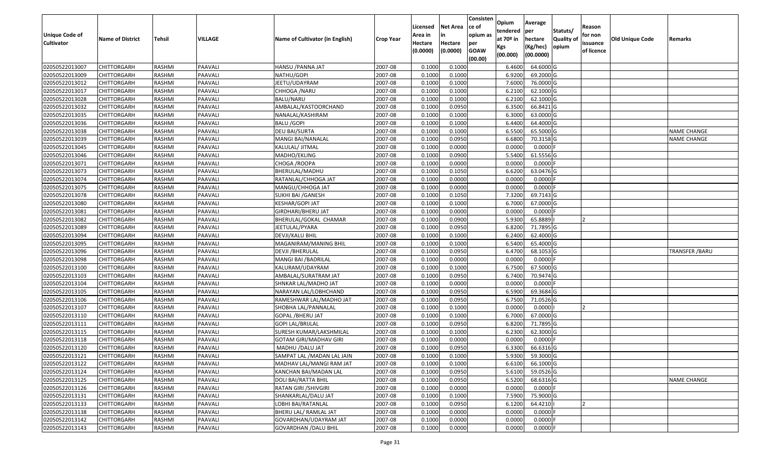| Unique Code of Cultivator | Name of District | Tehsil | VILLAGE | Name of Cultivator (in English) | Crop Year | Licensed Area in Hectare (0.0000) | Net Area in Hectare (0.0000) | Consistence of opium as per GOAW (00.00) | Opium tendered at 70º in Kgs (00.000) | Average per hectare (Kg/hec) (00.0000) | Statuts/ Quality of opium | Reason for non issuance of licence | Old Unique Code | Remarks |
|---|---|---|---|---|---|---|---|---|---|---|---|---|---|---|
| 02050522013007 | CHITTORGARH | RASHMI | PAAVALI | HANSU /PANNA JAT | 2007-08 | 0.1000 | 0.1000 | | 6.4600 | 64.6000 | G | | | |
| 02050522013009 | CHITTORGARH | RASHMI | PAAVALI | NATHU/GOPI | 2007-08 | 0.1000 | 0.1000 | | 6.9200 | 69.2000 | G | | | |
| 02050522013012 | CHITTORGARH | RASHMI | PAAVALI | JEETU/UDAYRAM | 2007-08 | 0.1000 | 0.1000 | | 7.6000 | 76.0000 | G | | | |
| 02050522013017 | CHITTORGARH | RASHMI | PAAVALI | CHHOGA /NARU | 2007-08 | 0.1000 | 0.1000 | | 6.2100 | 62.1000 | G | | | |
| 02050522013028 | CHITTORGARH | RASHMI | PAAVALI | BALU/NARU | 2007-08 | 0.1000 | 0.1000 | | 6.2100 | 62.1000 | G | | | |
| 02050522013032 | CHITTORGARH | RASHMI | PAAVALI | AMBALAL/KASTOORCHAND | 2007-08 | 0.1000 | 0.0950 | | 6.3500 | 66.8421 | G | | | |
| 02050522013035 | CHITTORGARH | RASHMI | PAAVALI | NANALAL/KASHIRAM | 2007-08 | 0.1000 | 0.1000 | | 6.3000 | 63.0000 | G | | | |
| 02050522013036 | CHITTORGARH | RASHMI | PAAVALI | BALU /GOPI | 2007-08 | 0.1000 | 0.1000 | | 6.4400 | 64.4000 | G | | | |
| 02050522013038 | CHITTORGARH | RASHMI | PAAVALI | DEU BAI/SURTA | 2007-08 | 0.1000 | 0.1000 | | 6.5500 | 65.5000 | G | | | NAME CHANGE |
| 02050522013039 | CHITTORGARH | RASHMI | PAAVALI | MANGI BAI/NANALAL | 2007-08 | 0.1000 | 0.0950 | | 6.6800 | 70.3158 | G | | | NAME CHANGE |
| 02050522013045 | CHITTORGARH | RASHMI | PAAVALI | KALULAL/ JITMAL | 2007-08 | 0.1000 | 0.0000 | | 0.0000 | 0.0000 | F | | | |
| 02050522013046 | CHITTORGARH | RASHMI | PAAVALI | MADHO/EKLING | 2007-08 | 0.1000 | 0.0900 | | 5.5400 | 61.5556 | G | | | |
| 02050522013071 | CHITTORGARH | RASHMI | PAAVALI | CHOGA /ROOPA | 2007-08 | 0.1000 | 0.0000 | | 0.0000 | 0.0000 | F | | | |
| 02050522013073 | CHITTORGARH | RASHMI | PAAVALI | BHERULAL/MADHU | 2007-08 | 0.1000 | 0.1050 | | 6.6200 | 63.0476 | G | | | |
| 02050522013074 | CHITTORGARH | RASHMI | PAAVALI | RATANLAL/CHHOGA JAT | 2007-08 | 0.1000 | 0.0000 | | 0.0000 | 0.0000 | F | | | |
| 02050522013075 | CHITTORGARH | RASHMI | PAAVALI | MANGU/CHHOGA JAT | 2007-08 | 0.1000 | 0.0000 | | 0.0000 | 0.0000 | F | | | |
| 02050522013078 | CHITTORGARH | RASHMI | PAAVALI | SUKHI BAI /GANESH | 2007-08 | 0.1000 | 0.1050 | | 7.3200 | 69.7143 | G | | | |
| 02050522013080 | CHITTORGARH | RASHMI | PAAVALI | KESHAR/GOPI JAT | 2007-08 | 0.1000 | 0.1000 | | 6.7000 | 67.0000 | G | | | |
| 02050522013081 | CHITTORGARH | RASHMI | PAAVALI | GIRDHARI/BHERU JAT | 2007-08 | 0.1000 | 0.0000 | | 0.0000 | 0.0000 | F | | | |
| 02050522013082 | CHITTORGARH | RASHMI | PAAVALI | BHERULAL/GOKAL CHAMAR | 2007-08 | 0.1000 | 0.0900 | | 5.9300 | 65.8889 | I | 2 | | |
| 02050522013089 | CHITTORGARH | RASHMI | PAAVALI | JEETULAL/PYARA | 2007-08 | 0.1000 | 0.0950 | | 6.8200 | 71.7895 | G | | | |
| 02050522013094 | CHITTORGARH | RASHMI | PAAVALI | DEVJI/KALU BHIL | 2007-08 | 0.1000 | 0.1000 | | 6.2400 | 62.4000 | G | | | |
| 02050522013095 | CHITTORGARH | RASHMI | PAAVALI | MAGANIRAM/MANING BHIL | 2007-08 | 0.1000 | 0.1000 | | 6.5400 | 65.4000 | G | | | |
| 02050522013096 | CHITTORGARH | RASHMI | PAAVALI | DEVJI /BHERULAL | 2007-08 | 0.1000 | 0.0950 | | 6.4700 | 68.1053 | G | | | TRANSFER /BARU |
| 02050522013098 | CHITTORGARH | RASHMI | PAAVALI | MANGI BAI /BADRILAL | 2007-08 | 0.1000 | 0.0000 | | 0.0000 | 0.0000 | F | | | |
| 02050522013100 | CHITTORGARH | RASHMI | PAAVALI | KALURAM/UDAYRAM | 2007-08 | 0.1000 | 0.1000 | | 6.7500 | 67.5000 | G | | | |
| 02050522013103 | CHITTORGARH | RASHMI | PAAVALI | AMBALAL/SURATRAM JAT | 2007-08 | 0.1000 | 0.0950 | | 6.7400 | 70.9474 | G | | | |
| 02050522013104 | CHITTORGARH | RASHMI | PAAVALI | SHNKAR LAL/MADHO JAT | 2007-08 | 0.1000 | 0.0000 | | 0.0000 | 0.0000 | F | | | |
| 02050522013105 | CHITTORGARH | RASHMI | PAAVALI | NARAYAN LAL/LOBHCHAND | 2007-08 | 0.1000 | 0.0950 | | 6.5900 | 69.3684 | G | | | |
| 02050522013106 | CHITTORGARH | RASHMI | PAAVALI | RAMESHWAR LAL/MADHO JAT | 2007-08 | 0.1000 | 0.0950 | | 6.7500 | 71.0526 | G | | | |
| 02050522013107 | CHITTORGARH | RASHMI | PAAVALI | SHOBHA LAL/PANNALAL | 2007-08 | 0.1000 | 0.1000 | | 0.0000 | 0.0000 | I | 2 | | |
| 02050522013110 | CHITTORGARH | RASHMI | PAAVALI | GOPAL /BHERU JAT | 2007-08 | 0.1000 | 0.1000 | | 6.7000 | 67.0000 | G | | | |
| 02050522013111 | CHITTORGARH | RASHMI | PAAVALI | GOPI LAL/BRIJLAL | 2007-08 | 0.1000 | 0.0950 | | 6.8200 | 71.7895 | G | | | |
| 02050522013115 | CHITTORGARH | RASHMI | PAAVALI | SURESH KUMAR/LAKSHMILAL | 2007-08 | 0.1000 | 0.1000 | | 6.2300 | 62.3000 | G | | | |
| 02050522013118 | CHITTORGARH | RASHMI | PAAVALI | GOTAM GIRI/MADHAV GIRI | 2007-08 | 0.1000 | 0.0000 | | 0.0000 | 0.0000 | F | | | |
| 02050522013120 | CHITTORGARH | RASHMI | PAAVALI | MADHU /DALU JAT | 2007-08 | 0.1000 | 0.0950 | | 6.3300 | 66.6316 | G | | | |
| 02050522013121 | CHITTORGARH | RASHMI | PAAVALI | SAMPAT LAL /MADAN LAL JAIN | 2007-08 | 0.1000 | 0.1000 | | 5.9300 | 59.3000 | G | | | |
| 02050522013122 | CHITTORGARH | RASHMI | PAAVALI | MADHAV LAL/MANGI RAM JAT | 2007-08 | 0.1000 | 0.1000 | | 6.6100 | 66.1000 | G | | | |
| 02050522013124 | CHITTORGARH | RASHMI | PAAVALI | KANCHAN BAI/MADAN LAL | 2007-08 | 0.1000 | 0.0950 | | 5.6100 | 59.0526 | G | | | |
| 02050522013125 | CHITTORGARH | RASHMI | PAAVALI | DOLI BAI/RATTA BHIL | 2007-08 | 0.1000 | 0.0950 | | 6.5200 | 68.6316 | G | | | NAME CHANGE |
| 02050522013126 | CHITTORGARH | RASHMI | PAAVALI | RATAN GIRI /SHIVGIRI | 2007-08 | 0.1000 | 0.0000 | | 0.0000 | 0.0000 | F | | | |
| 02050522013131 | CHITTORGARH | RASHMI | PAAVALI | SHANKARLAL/DALU JAT | 2007-08 | 0.1000 | 0.1000 | | 7.5900 | 75.9000 | G | | | |
| 02050522013133 | CHITTORGARH | RASHMI | PAAVALI | LOBHI BAI/RATANLAL | 2007-08 | 0.1000 | 0.0950 | | 6.1200 | 64.4210 | I | 2 | | |
| 02050522013138 | CHITTORGARH | RASHMI | PAAVALI | BHERU LAL/ RAMLAL JAT | 2007-08 | 0.1000 | 0.0000 | | 0.0000 | 0.0000 | F | | | |
| 02050522013142 | CHITTORGARH | RASHMI | PAAVALI | GOVARDHAN/UDAYRAM JAT | 2007-08 | 0.1000 | 0.0000 | | 0.0000 | 0.0000 | F | | | |
| 02050522013143 | CHITTORGARH | RASHMI | PAAVALI | GOVARDHAN /DALU BHIL | 2007-08 | 0.1000 | 0.0000 | | 0.0000 | 0.0000 | F | | | |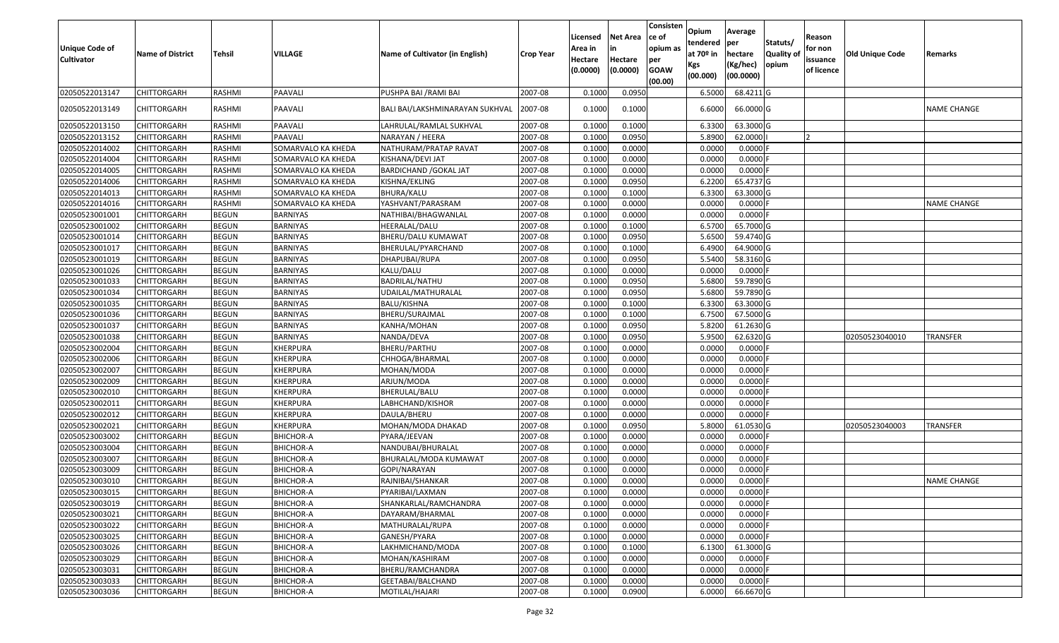| Unique Code of Cultivator | Name of District | Tehsil | VILLAGE | Name of Cultivator (in English) | Crop Year | Licensed Area in Hectare (0.0000) | Net Area in Hectare (0.0000) | Consistence of opium as per GOAW (00.00) | Opium tendered at 70º in Kgs (00.000) | Average per hectare (Kg/hec) (00.0000) | Statuts/ Quality of opium | Reason for non issuance of licence | Old Unique Code | Remarks |
|---|---|---|---|---|---|---|---|---|---|---|---|---|---|---|
| 02050522013147 | CHITTORGARH | RASHMI | PAAVALI | PUSHPA BAI /RAMI BAI | 2007-08 | 0.1000 | 0.0950 | | 6.5000 | 68.4211 | G | | | |
| 02050522013149 | CHITTORGARH | RASHMI | PAAVALI | BALI BAI/LAKSHMINARAYAN SUKHVAL | 2007-08 | 0.1000 | 0.1000 | | 6.6000 | 66.0000 | G | | | NAME CHANGE |
| 02050522013150 | CHITTORGARH | RASHMI | PAAVALI | LAHRULAL/RAMLAL SUKHVAL | 2007-08 | 0.1000 | 0.1000 | | 6.3300 | 63.3000 | G | | | |
| 02050522013152 | CHITTORGARH | RASHMI | PAAVALI | NARAYAN / HEERA | 2007-08 | 0.1000 | 0.0950 | | 5.8900 | 62.0000 | I | 2 | | |
| 02050522014002 | CHITTORGARH | RASHMI | SOMARVALO KA KHEDA | NATHURAM/PRATAP RAVAT | 2007-08 | 0.1000 | 0.0000 | | 0.0000 | 0.0000 | F | | | |
| 02050522014004 | CHITTORGARH | RASHMI | SOMARVALO KA KHEDA | KISHANA/DEVI JAT | 2007-08 | 0.1000 | 0.0000 | | 0.0000 | 0.0000 | F | | | |
| 02050522014005 | CHITTORGARH | RASHMI | SOMARVALO KA KHEDA | BARDICHAND /GOKAL JAT | 2007-08 | 0.1000 | 0.0000 | | 0.0000 | 0.0000 | F | | | |
| 02050522014006 | CHITTORGARH | RASHMI | SOMARVALO KA KHEDA | KISHNA/EKLING | 2007-08 | 0.1000 | 0.0950 | | 6.2200 | 65.4737 | G | | | |
| 02050522014013 | CHITTORGARH | RASHMI | SOMARVALO KA KHEDA | BHURA/KALU | 2007-08 | 0.1000 | 0.1000 | | 6.3300 | 63.3000 | G | | | |
| 02050522014016 | CHITTORGARH | RASHMI | SOMARVALO KA KHEDA | YASHVANT/PARASRAM | 2007-08 | 0.1000 | 0.0000 | | 0.0000 | 0.0000 | F | | | NAME CHANGE |
| 02050523001001 | CHITTORGARH | BEGUN | BARNIYAS | NATHIBAI/BHAGWANLAL | 2007-08 | 0.1000 | 0.0000 | | 0.0000 | 0.0000 | F | | | |
| 02050523001002 | CHITTORGARH | BEGUN | BARNIYAS | HEERALAL/DALU | 2007-08 | 0.1000 | 0.1000 | | 6.5700 | 65.7000 | G | | | |
| 02050523001014 | CHITTORGARH | BEGUN | BARNIYAS | BHERU/DALU KUMAWAT | 2007-08 | 0.1000 | 0.0950 | | 5.6500 | 59.4740 | G | | | |
| 02050523001017 | CHITTORGARH | BEGUN | BARNIYAS | BHERULAL/PYARCHAND | 2007-08 | 0.1000 | 0.1000 | | 6.4900 | 64.9000 | G | | | |
| 02050523001019 | CHITTORGARH | BEGUN | BARNIYAS | DHAPUBAI/RUPA | 2007-08 | 0.1000 | 0.0950 | | 5.5400 | 58.3160 | G | | | |
| 02050523001026 | CHITTORGARH | BEGUN | BARNIYAS | KALU/DALU | 2007-08 | 0.1000 | 0.0000 | | 0.0000 | 0.0000 | F | | | |
| 02050523001033 | CHITTORGARH | BEGUN | BARNIYAS | BADRILAL/NATHU | 2007-08 | 0.1000 | 0.0950 | | 5.6800 | 59.7890 | G | | | |
| 02050523001034 | CHITTORGARH | BEGUN | BARNIYAS | UDAILAL/MATHURALAL | 2007-08 | 0.1000 | 0.0950 | | 5.6800 | 59.7890 | G | | | |
| 02050523001035 | CHITTORGARH | BEGUN | BARNIYAS | BALU/KISHNA | 2007-08 | 0.1000 | 0.1000 | | 6.3300 | 63.3000 | G | | | |
| 02050523001036 | CHITTORGARH | BEGUN | BARNIYAS | BHERU/SURAJMAL | 2007-08 | 0.1000 | 0.1000 | | 6.7500 | 67.5000 | G | | | |
| 02050523001037 | CHITTORGARH | BEGUN | BARNIYAS | KANHA/MOHAN | 2007-08 | 0.1000 | 0.0950 | | 5.8200 | 61.2630 | G | | | |
| 02050523001038 | CHITTORGARH | BEGUN | BARNIYAS | NANDA/DEVA | 2007-08 | 0.1000 | 0.0950 | | 5.9500 | 62.6320 | G | | 02050523040010 | TRANSFER |
| 02050523002004 | CHITTORGARH | BEGUN | KHERPURA | BHERU/PARTHU | 2007-08 | 0.1000 | 0.0000 | | 0.0000 | 0.0000 | F | | | |
| 02050523002006 | CHITTORGARH | BEGUN | KHERPURA | CHHOGA/BHARMAL | 2007-08 | 0.1000 | 0.0000 | | 0.0000 | 0.0000 | F | | | |
| 02050523002007 | CHITTORGARH | BEGUN | KHERPURA | MOHAN/MODA | 2007-08 | 0.1000 | 0.0000 | | 0.0000 | 0.0000 | F | | | |
| 02050523002009 | CHITTORGARH | BEGUN | KHERPURA | ARJUN/MODA | 2007-08 | 0.1000 | 0.0000 | | 0.0000 | 0.0000 | F | | | |
| 02050523002010 | CHITTORGARH | BEGUN | KHERPURA | BHERULAL/BALU | 2007-08 | 0.1000 | 0.0000 | | 0.0000 | 0.0000 | F | | | |
| 02050523002011 | CHITTORGARH | BEGUN | KHERPURA | LABHCHAND/KISHOR | 2007-08 | 0.1000 | 0.0000 | | 0.0000 | 0.0000 | F | | | |
| 02050523002012 | CHITTORGARH | BEGUN | KHERPURA | DAULA/BHERU | 2007-08 | 0.1000 | 0.0000 | | 0.0000 | 0.0000 | F | | | |
| 02050523002021 | CHITTORGARH | BEGUN | KHERPURA | MOHAN/MODA DHAKAD | 2007-08 | 0.1000 | 0.0950 | | 5.8000 | 61.0530 | G | | 02050523040003 | TRANSFER |
| 02050523003002 | CHITTORGARH | BEGUN | BHICHOR-A | PYARA/JEEVAN | 2007-08 | 0.1000 | 0.0000 | | 0.0000 | 0.0000 | F | | | |
| 02050523003004 | CHITTORGARH | BEGUN | BHICHOR-A | NANDUBAI/BHURALAL | 2007-08 | 0.1000 | 0.0000 | | 0.0000 | 0.0000 | F | | | |
| 02050523003007 | CHITTORGARH | BEGUN | BHICHOR-A | BHURALAL/MODA KUMAWAT | 2007-08 | 0.1000 | 0.0000 | | 0.0000 | 0.0000 | F | | | |
| 02050523003009 | CHITTORGARH | BEGUN | BHICHOR-A | GOPI/NARAYAN | 2007-08 | 0.1000 | 0.0000 | | 0.0000 | 0.0000 | F | | | |
| 02050523003010 | CHITTORGARH | BEGUN | BHICHOR-A | RAJNIBAI/SHANKAR | 2007-08 | 0.1000 | 0.0000 | | 0.0000 | 0.0000 | F | | | NAME CHANGE |
| 02050523003015 | CHITTORGARH | BEGUN | BHICHOR-A | PYARIBAI/LAXMAN | 2007-08 | 0.1000 | 0.0000 | | 0.0000 | 0.0000 | F | | | |
| 02050523003019 | CHITTORGARH | BEGUN | BHICHOR-A | SHANKARLAL/RAMCHANDRA | 2007-08 | 0.1000 | 0.0000 | | 0.0000 | 0.0000 | F | | | |
| 02050523003021 | CHITTORGARH | BEGUN | BHICHOR-A | DAYARAM/BHARMAL | 2007-08 | 0.1000 | 0.0000 | | 0.0000 | 0.0000 | F | | | |
| 02050523003022 | CHITTORGARH | BEGUN | BHICHOR-A | MATHURALAL/RUPA | 2007-08 | 0.1000 | 0.0000 | | 0.0000 | 0.0000 | F | | | |
| 02050523003025 | CHITTORGARH | BEGUN | BHICHOR-A | GANESH/PYARA | 2007-08 | 0.1000 | 0.0000 | | 0.0000 | 0.0000 | F | | | |
| 02050523003026 | CHITTORGARH | BEGUN | BHICHOR-A | LAKHMICHAND/MODA | 2007-08 | 0.1000 | 0.1000 | | 6.1300 | 61.3000 | G | | | |
| 02050523003029 | CHITTORGARH | BEGUN | BHICHOR-A | MOHAN/KASHIRAM | 2007-08 | 0.1000 | 0.0000 | | 0.0000 | 0.0000 | F | | | |
| 02050523003031 | CHITTORGARH | BEGUN | BHICHOR-A | BHERU/RAMCHANDRA | 2007-08 | 0.1000 | 0.0000 | | 0.0000 | 0.0000 | F | | | |
| 02050523003033 | CHITTORGARH | BEGUN | BHICHOR-A | GEETABAI/BALCHAND | 2007-08 | 0.1000 | 0.0000 | | 0.0000 | 0.0000 | F | | | |
| 02050523003036 | CHITTORGARH | BEGUN | BHICHOR-A | MOTILAL/HAJARI | 2007-08 | 0.1000 | 0.0900 | | 6.0000 | 66.6670 | G | | | |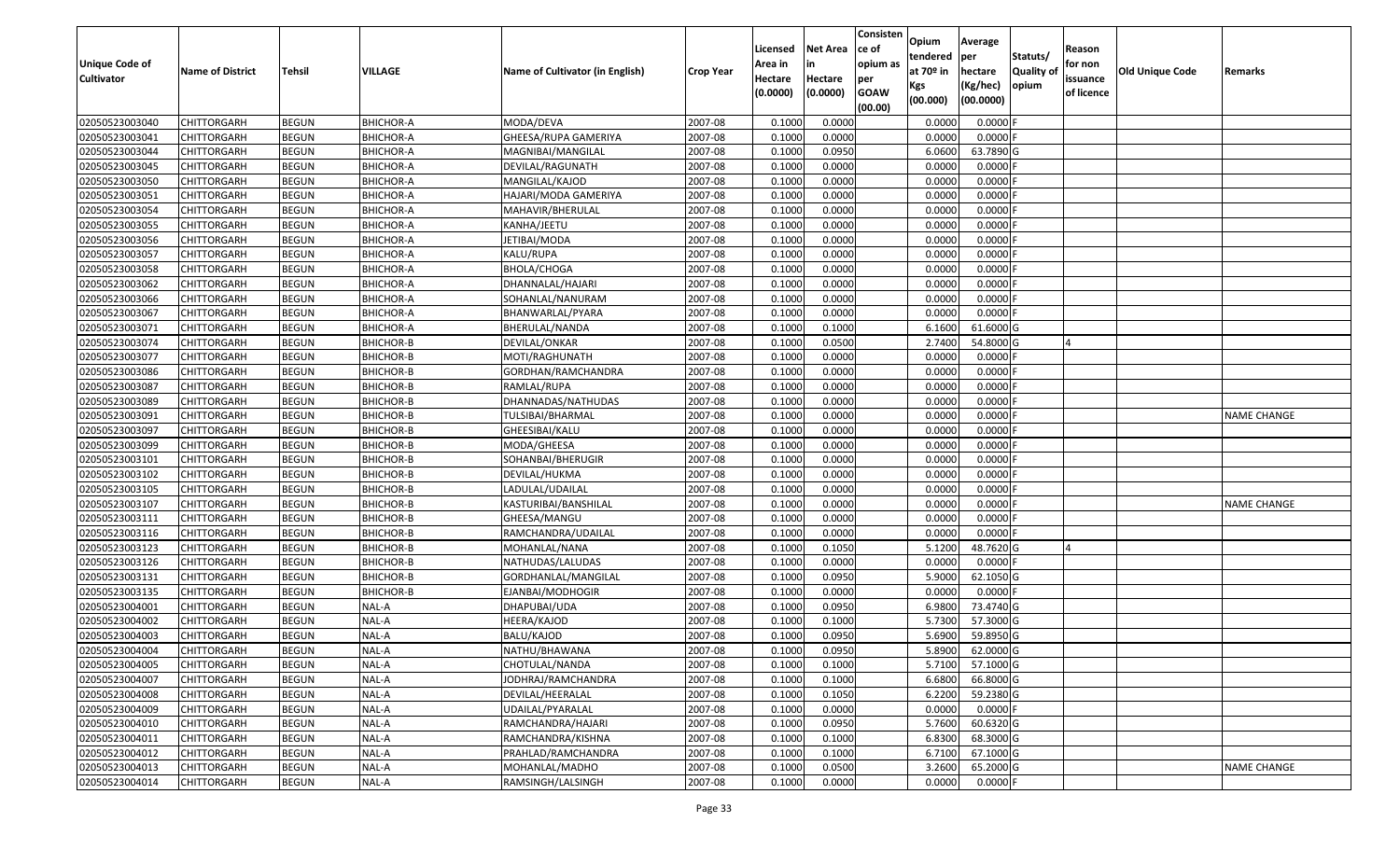| Unique Code of Cultivator | Name of District | Tehsil | VILLAGE | Name of Cultivator (in English) | Crop Year | Licensed Area in Hectare (0.0000) | Net Area in Hectare (0.0000) | Consistence of opium as per GOAW (00.00) | Opium tendered at 70º in Kgs (00.000) | Average per hectare (Kg/hec) (00.0000) | Statuts/ Quality of opium | Reason for non issuance of licence | Old Unique Code | Remarks |
|---|---|---|---|---|---|---|---|---|---|---|---|---|---|---|
| 02050523003040 | CHITTORGARH | BEGUN | BHICHOR-A | MODA/DEVA | 2007-08 | 0.1000 | 0.0000 | | 0.0000 | 0.0000 | F | | | |
| 02050523003041 | CHITTORGARH | BEGUN | BHICHOR-A | GHEESA/RUPA GAMERIYA | 2007-08 | 0.1000 | 0.0000 | | 0.0000 | 0.0000 | F | | | |
| 02050523003044 | CHITTORGARH | BEGUN | BHICHOR-A | MAGNIBAI/MANGILAL | 2007-08 | 0.1000 | 0.0950 | | 6.0600 | 63.7890 | G | | | |
| 02050523003045 | CHITTORGARH | BEGUN | BHICHOR-A | DEVILAL/RAGUNATH | 2007-08 | 0.1000 | 0.0000 | | 0.0000 | 0.0000 | F | | | |
| 02050523003050 | CHITTORGARH | BEGUN | BHICHOR-A | MANGILAL/KAJOD | 2007-08 | 0.1000 | 0.0000 | | 0.0000 | 0.0000 | F | | | |
| 02050523003051 | CHITTORGARH | BEGUN | BHICHOR-A | HAJARI/MODA GAMERIYA | 2007-08 | 0.1000 | 0.0000 | | 0.0000 | 0.0000 | F | | | |
| 02050523003054 | CHITTORGARH | BEGUN | BHICHOR-A | MAHAVIR/BHERULAL | 2007-08 | 0.1000 | 0.0000 | | 0.0000 | 0.0000 | F | | | |
| 02050523003055 | CHITTORGARH | BEGUN | BHICHOR-A | KANHA/JEETU | 2007-08 | 0.1000 | 0.0000 | | 0.0000 | 0.0000 | F | | | |
| 02050523003056 | CHITTORGARH | BEGUN | BHICHOR-A | JETIBAI/MODA | 2007-08 | 0.1000 | 0.0000 | | 0.0000 | 0.0000 | F | | | |
| 02050523003057 | CHITTORGARH | BEGUN | BHICHOR-A | KALU/RUPA | 2007-08 | 0.1000 | 0.0000 | | 0.0000 | 0.0000 | F | | | |
| 02050523003058 | CHITTORGARH | BEGUN | BHICHOR-A | BHOLA/CHOGA | 2007-08 | 0.1000 | 0.0000 | | 0.0000 | 0.0000 | F | | | |
| 02050523003062 | CHITTORGARH | BEGUN | BHICHOR-A | DHANNALAL/HAJARI | 2007-08 | 0.1000 | 0.0000 | | 0.0000 | 0.0000 | F | | | |
| 02050523003066 | CHITTORGARH | BEGUN | BHICHOR-A | SOHANLAL/NANURAM | 2007-08 | 0.1000 | 0.0000 | | 0.0000 | 0.0000 | F | | | |
| 02050523003067 | CHITTORGARH | BEGUN | BHICHOR-A | BHANWARLAL/PYARA | 2007-08 | 0.1000 | 0.0000 | | 0.0000 | 0.0000 | F | | | |
| 02050523003071 | CHITTORGARH | BEGUN | BHICHOR-A | BHERULAL/NANDA | 2007-08 | 0.1000 | 0.1000 | | 6.1600 | 61.6000 | G | | | |
| 02050523003074 | CHITTORGARH | BEGUN | BHICHOR-B | DEVILAL/ONKAR | 2007-08 | 0.1000 | 0.0500 | | 2.7400 | 54.8000 | G | 4 | | |
| 02050523003077 | CHITTORGARH | BEGUN | BHICHOR-B | MOTI/RAGHUNATH | 2007-08 | 0.1000 | 0.0000 | | 0.0000 | 0.0000 | F | | | |
| 02050523003086 | CHITTORGARH | BEGUN | BHICHOR-B | GORDHAN/RAMCHANDRA | 2007-08 | 0.1000 | 0.0000 | | 0.0000 | 0.0000 | F | | | |
| 02050523003087 | CHITTORGARH | BEGUN | BHICHOR-B | RAMLAL/RUPA | 2007-08 | 0.1000 | 0.0000 | | 0.0000 | 0.0000 | F | | | |
| 02050523003089 | CHITTORGARH | BEGUN | BHICHOR-B | DHANNADAS/NATHUDAS | 2007-08 | 0.1000 | 0.0000 | | 0.0000 | 0.0000 | F | | | |
| 02050523003091 | CHITTORGARH | BEGUN | BHICHOR-B | TULSIBAI/BHARMAL | 2007-08 | 0.1000 | 0.0000 | | 0.0000 | 0.0000 | F | | | NAME CHANGE |
| 02050523003097 | CHITTORGARH | BEGUN | BHICHOR-B | GHEESIBAI/KALU | 2007-08 | 0.1000 | 0.0000 | | 0.0000 | 0.0000 | F | | | |
| 02050523003099 | CHITTORGARH | BEGUN | BHICHOR-B | MODA/GHEESA | 2007-08 | 0.1000 | 0.0000 | | 0.0000 | 0.0000 | F | | | |
| 02050523003101 | CHITTORGARH | BEGUN | BHICHOR-B | SOHANBAI/BHERUGIR | 2007-08 | 0.1000 | 0.0000 | | 0.0000 | 0.0000 | F | | | |
| 02050523003102 | CHITTORGARH | BEGUN | BHICHOR-B | DEVILAL/HUKMA | 2007-08 | 0.1000 | 0.0000 | | 0.0000 | 0.0000 | F | | | |
| 02050523003105 | CHITTORGARH | BEGUN | BHICHOR-B | LADULAL/UDAILAL | 2007-08 | 0.1000 | 0.0000 | | 0.0000 | 0.0000 | F | | | |
| 02050523003107 | CHITTORGARH | BEGUN | BHICHOR-B | KASTURIBAI/BANSHILAL | 2007-08 | 0.1000 | 0.0000 | | 0.0000 | 0.0000 | F | | | NAME CHANGE |
| 02050523003111 | CHITTORGARH | BEGUN | BHICHOR-B | GHEESA/MANGU | 2007-08 | 0.1000 | 0.0000 | | 0.0000 | 0.0000 | F | | | |
| 02050523003116 | CHITTORGARH | BEGUN | BHICHOR-B | RAMCHANDRA/UDAILAL | 2007-08 | 0.1000 | 0.0000 | | 0.0000 | 0.0000 | F | | | |
| 02050523003123 | CHITTORGARH | BEGUN | BHICHOR-B | MOHANLAL/NANA | 2007-08 | 0.1000 | 0.1050 | | 5.1200 | 48.7620 | G | 4 | | |
| 02050523003126 | CHITTORGARH | BEGUN | BHICHOR-B | NATHUDAS/LALUDAS | 2007-08 | 0.1000 | 0.0000 | | 0.0000 | 0.0000 | F | | | |
| 02050523003131 | CHITTORGARH | BEGUN | BHICHOR-B | GORDHANLAL/MANGILAL | 2007-08 | 0.1000 | 0.0950 | | 5.9000 | 62.1050 | G | | | |
| 02050523003135 | CHITTORGARH | BEGUN | BHICHOR-B | EJANBAI/MODHOGIR | 2007-08 | 0.1000 | 0.0000 | | 0.0000 | 0.0000 | F | | | |
| 02050523004001 | CHITTORGARH | BEGUN | NAL-A | DHAPUBAI/UDA | 2007-08 | 0.1000 | 0.0950 | | 6.9800 | 73.4740 | G | | | |
| 02050523004002 | CHITTORGARH | BEGUN | NAL-A | HEERA/KAJOD | 2007-08 | 0.1000 | 0.1000 | | 5.7300 | 57.3000 | G | | | |
| 02050523004003 | CHITTORGARH | BEGUN | NAL-A | BALU/KAJOD | 2007-08 | 0.1000 | 0.0950 | | 5.6900 | 59.8950 | G | | | |
| 02050523004004 | CHITTORGARH | BEGUN | NAL-A | NATHU/BHAWANA | 2007-08 | 0.1000 | 0.0950 | | 5.8900 | 62.0000 | G | | | |
| 02050523004005 | CHITTORGARH | BEGUN | NAL-A | CHOTULAL/NANDA | 2007-08 | 0.1000 | 0.1000 | | 5.7100 | 57.1000 | G | | | |
| 02050523004007 | CHITTORGARH | BEGUN | NAL-A | JODHRAJ/RAMCHANDRA | 2007-08 | 0.1000 | 0.1000 | | 6.6800 | 66.8000 | G | | | |
| 02050523004008 | CHITTORGARH | BEGUN | NAL-A | DEVILAL/HEERALAL | 2007-08 | 0.1000 | 0.1050 | | 6.2200 | 59.2380 | G | | | |
| 02050523004009 | CHITTORGARH | BEGUN | NAL-A | UDAILAL/PYARALAL | 2007-08 | 0.1000 | 0.0000 | | 0.0000 | 0.0000 | F | | | |
| 02050523004010 | CHITTORGARH | BEGUN | NAL-A | RAMCHANDRA/HAJARI | 2007-08 | 0.1000 | 0.0950 | | 5.7600 | 60.6320 | G | | | |
| 02050523004011 | CHITTORGARH | BEGUN | NAL-A | RAMCHANDRA/KISHNA | 2007-08 | 0.1000 | 0.1000 | | 6.8300 | 68.3000 | G | | | |
| 02050523004012 | CHITTORGARH | BEGUN | NAL-A | PRAHLAD/RAMCHANDRA | 2007-08 | 0.1000 | 0.1000 | | 6.7100 | 67.1000 | G | | | |
| 02050523004013 | CHITTORGARH | BEGUN | NAL-A | MOHANLAL/MADHO | 2007-08 | 0.1000 | 0.0500 | | 3.2600 | 65.2000 | G | | | NAME CHANGE |
| 02050523004014 | CHITTORGARH | BEGUN | NAL-A | RAMSINGH/LALSINGH | 2007-08 | 0.1000 | 0.0000 | | 0.0000 | 0.0000 | F | | | |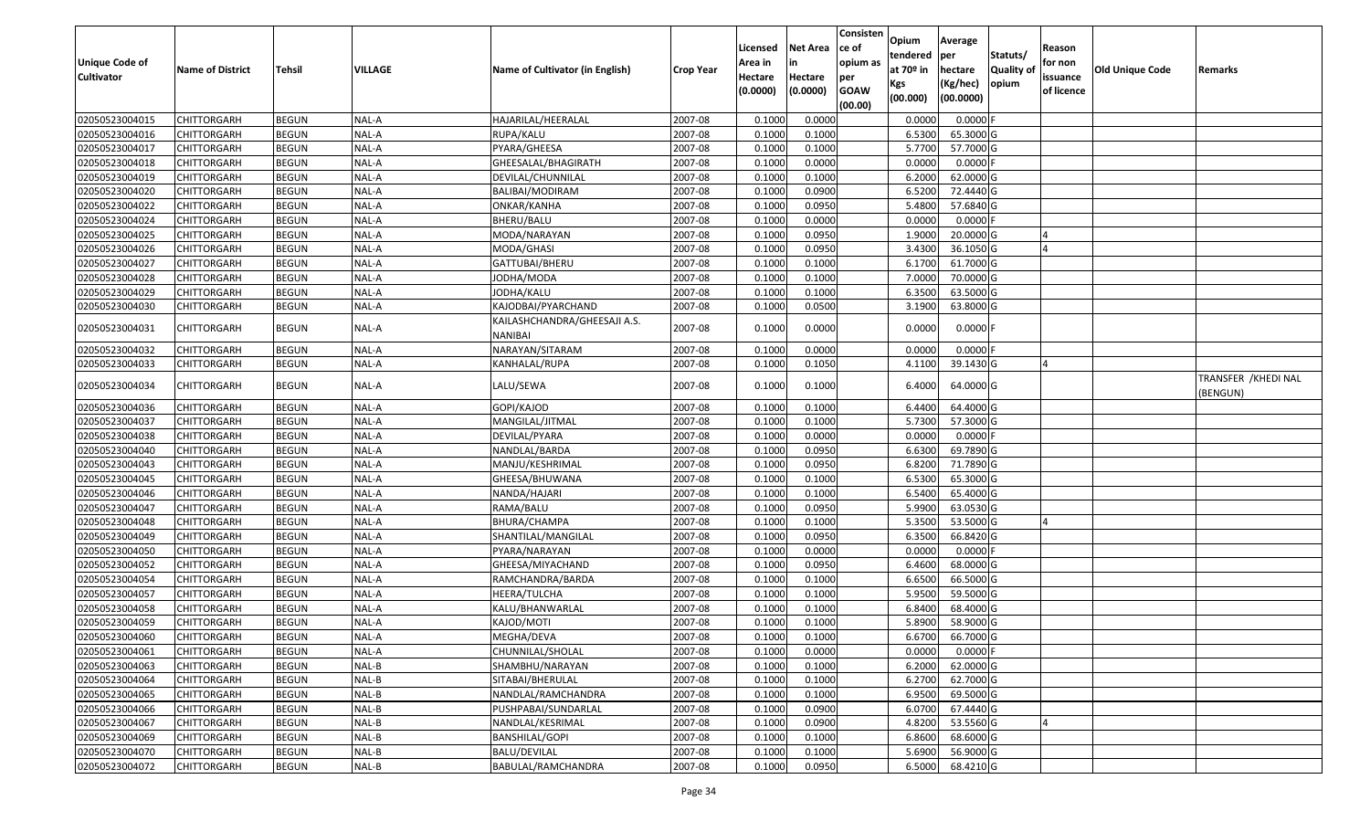| Unique Code of Cultivator | Name of District | Tehsil | VILLAGE | Name of Cultivator (in English) | Crop Year | Licensed Area in Hectare (0.0000) | Net Area in Hectare (0.0000) | Consistence of opium as per GOAW (00.00) | Opium tendered at 70º in Kgs (00.000) | Average per hectare (Kg/hec) (00.0000) | Statuts/ Quality of opium | Reason for non issuance of licence | Old Unique Code | Remarks |
|---|---|---|---|---|---|---|---|---|---|---|---|---|---|---|
| 02050523004015 | CHITTORGARH | BEGUN | NAL-A | HAJARILAL/HEERALAL | 2007-08 | 0.1000 | 0.0000 | | 0.0000 | 0.0000 | F | | | |
| 02050523004016 | CHITTORGARH | BEGUN | NAL-A | RUPA/KALU | 2007-08 | 0.1000 | 0.1000 | | 6.5300 | 65.3000 | G | | | |
| 02050523004017 | CHITTORGARH | BEGUN | NAL-A | PYARA/GHEESA | 2007-08 | 0.1000 | 0.1000 | | 5.7700 | 57.7000 | G | | | |
| 02050523004018 | CHITTORGARH | BEGUN | NAL-A | GHEESALAL/BHAGIRATH | 2007-08 | 0.1000 | 0.0000 | | 0.0000 | 0.0000 | F | | | |
| 02050523004019 | CHITTORGARH | BEGUN | NAL-A | DEVILAL/CHUNNILAL | 2007-08 | 0.1000 | 0.1000 | | 6.2000 | 62.0000 | G | | | |
| 02050523004020 | CHITTORGARH | BEGUN | NAL-A | BALIBAI/MODIRAM | 2007-08 | 0.1000 | 0.0900 | | 6.5200 | 72.4440 | G | | | |
| 02050523004022 | CHITTORGARH | BEGUN | NAL-A | ONKAR/KANHA | 2007-08 | 0.1000 | 0.0950 | | 5.4800 | 57.6840 | G | | | |
| 02050523004024 | CHITTORGARH | BEGUN | NAL-A | BHERU/BALU | 2007-08 | 0.1000 | 0.0000 | | 0.0000 | 0.0000 | F | | | |
| 02050523004025 | CHITTORGARH | BEGUN | NAL-A | MODA/NARAYAN | 2007-08 | 0.1000 | 0.0950 | | 1.9000 | 20.0000 | G | 4 | | |
| 02050523004026 | CHITTORGARH | BEGUN | NAL-A | MODA/GHASI | 2007-08 | 0.1000 | 0.0950 | | 3.4300 | 36.1050 | G | 4 | | |
| 02050523004027 | CHITTORGARH | BEGUN | NAL-A | GATTUBAI/BHERU | 2007-08 | 0.1000 | 0.1000 | | 6.1700 | 61.7000 | G | | | |
| 02050523004028 | CHITTORGARH | BEGUN | NAL-A | JODHA/MODA | 2007-08 | 0.1000 | 0.1000 | | 7.0000 | 70.0000 | G | | | |
| 02050523004029 | CHITTORGARH | BEGUN | NAL-A | JODHA/KALU | 2007-08 | 0.1000 | 0.1000 | | 6.3500 | 63.5000 | G | | | |
| 02050523004030 | CHITTORGARH | BEGUN | NAL-A | KAJODBAI/PYARCHAND | 2007-08 | 0.1000 | 0.0500 | | 3.1900 | 63.8000 | G | | | |
| 02050523004031 | CHITTORGARH | BEGUN | NAL-A | KAILASHCHANDRA/GHEESAJI A.S. NANIBAI | 2007-08 | 0.1000 | 0.0000 | | 0.0000 | 0.0000 | F | | | |
| 02050523004032 | CHITTORGARH | BEGUN | NAL-A | NARAYAN/SITARAM | 2007-08 | 0.1000 | 0.0000 | | 0.0000 | 0.0000 | F | | | |
| 02050523004033 | CHITTORGARH | BEGUN | NAL-A | KANHALAL/RUPA | 2007-08 | 0.1000 | 0.1050 | | 4.1100 | 39.1430 | G | 4 | | |
| 02050523004034 | CHITTORGARH | BEGUN | NAL-A | LALU/SEWA | 2007-08 | 0.1000 | 0.1000 | | 6.4000 | 64.0000 | G | | | TRANSFER /KHEDI NAL (BENGUN) |
| 02050523004036 | CHITTORGARH | BEGUN | NAL-A | GOPI/KAJOD | 2007-08 | 0.1000 | 0.1000 | | 6.4400 | 64.4000 | G | | | |
| 02050523004037 | CHITTORGARH | BEGUN | NAL-A | MANGILAL/JITMAL | 2007-08 | 0.1000 | 0.1000 | | 5.7300 | 57.3000 | G | | | |
| 02050523004038 | CHITTORGARH | BEGUN | NAL-A | DEVILAL/PYARA | 2007-08 | 0.1000 | 0.0000 | | 0.0000 | 0.0000 | F | | | |
| 02050523004040 | CHITTORGARH | BEGUN | NAL-A | NANDLAL/BARDA | 2007-08 | 0.1000 | 0.0950 | | 6.6300 | 69.7890 | G | | | |
| 02050523004043 | CHITTORGARH | BEGUN | NAL-A | MANJU/KESHRIMAL | 2007-08 | 0.1000 | 0.0950 | | 6.8200 | 71.7890 | G | | | |
| 02050523004045 | CHITTORGARH | BEGUN | NAL-A | GHEESA/BHUWANA | 2007-08 | 0.1000 | 0.1000 | | 6.5300 | 65.3000 | G | | | |
| 02050523004046 | CHITTORGARH | BEGUN | NAL-A | NANDA/HAJARI | 2007-08 | 0.1000 | 0.1000 | | 6.5400 | 65.4000 | G | | | |
| 02050523004047 | CHITTORGARH | BEGUN | NAL-A | RAMA/BALU | 2007-08 | 0.1000 | 0.0950 | | 5.9900 | 63.0530 | G | | | |
| 02050523004048 | CHITTORGARH | BEGUN | NAL-A | BHURA/CHAMPA | 2007-08 | 0.1000 | 0.1000 | | 5.3500 | 53.5000 | G | 4 | | |
| 02050523004049 | CHITTORGARH | BEGUN | NAL-A | SHANTILAL/MANGILAL | 2007-08 | 0.1000 | 0.0950 | | 6.3500 | 66.8420 | G | | | |
| 02050523004050 | CHITTORGARH | BEGUN | NAL-A | PYARA/NARAYAN | 2007-08 | 0.1000 | 0.0000 | | 0.0000 | 0.0000 | F | | | |
| 02050523004052 | CHITTORGARH | BEGUN | NAL-A | GHEESA/MIYACHAND | 2007-08 | 0.1000 | 0.0950 | | 6.4600 | 68.0000 | G | | | |
| 02050523004054 | CHITTORGARH | BEGUN | NAL-A | RAMCHANDRA/BARDA | 2007-08 | 0.1000 | 0.1000 | | 6.6500 | 66.5000 | G | | | |
| 02050523004057 | CHITTORGARH | BEGUN | NAL-A | HEERA/TULCHA | 2007-08 | 0.1000 | 0.1000 | | 5.9500 | 59.5000 | G | | | |
| 02050523004058 | CHITTORGARH | BEGUN | NAL-A | KALU/BHANWARLAL | 2007-08 | 0.1000 | 0.1000 | | 6.8400 | 68.4000 | G | | | |
| 02050523004059 | CHITTORGARH | BEGUN | NAL-A | KAJOD/MOTI | 2007-08 | 0.1000 | 0.1000 | | 5.8900 | 58.9000 | G | | | |
| 02050523004060 | CHITTORGARH | BEGUN | NAL-A | MEGHA/DEVA | 2007-08 | 0.1000 | 0.1000 | | 6.6700 | 66.7000 | G | | | |
| 02050523004061 | CHITTORGARH | BEGUN | NAL-A | CHUNNILAL/SHOLAL | 2007-08 | 0.1000 | 0.0000 | | 0.0000 | 0.0000 | F | | | |
| 02050523004063 | CHITTORGARH | BEGUN | NAL-B | SHAMBHU/NARAYAN | 2007-08 | 0.1000 | 0.1000 | | 6.2000 | 62.0000 | G | | | |
| 02050523004064 | CHITTORGARH | BEGUN | NAL-B | SITABAI/BHERULAL | 2007-08 | 0.1000 | 0.1000 | | 6.2700 | 62.7000 | G | | | |
| 02050523004065 | CHITTORGARH | BEGUN | NAL-B | NANDLAL/RAMCHANDRA | 2007-08 | 0.1000 | 0.1000 | | 6.9500 | 69.5000 | G | | | |
| 02050523004066 | CHITTORGARH | BEGUN | NAL-B | PUSHPABAI/SUNDARLAL | 2007-08 | 0.1000 | 0.0900 | | 6.0700 | 67.4440 | G | | | |
| 02050523004067 | CHITTORGARH | BEGUN | NAL-B | NANDLAL/KESRIMAL | 2007-08 | 0.1000 | 0.0900 | | 4.8200 | 53.5560 | G | 4 | | |
| 02050523004069 | CHITTORGARH | BEGUN | NAL-B | BANSHILAL/GOPI | 2007-08 | 0.1000 | 0.1000 | | 6.8600 | 68.6000 | G | | | |
| 02050523004070 | CHITTORGARH | BEGUN | NAL-B | BALU/DEVILAL | 2007-08 | 0.1000 | 0.1000 | | 5.6900 | 56.9000 | G | | | |
| 02050523004072 | CHITTORGARH | BEGUN | NAL-B | BABULAL/RAMCHANDRA | 2007-08 | 0.1000 | 0.0950 | | 6.5000 | 68.4210 | G | | | |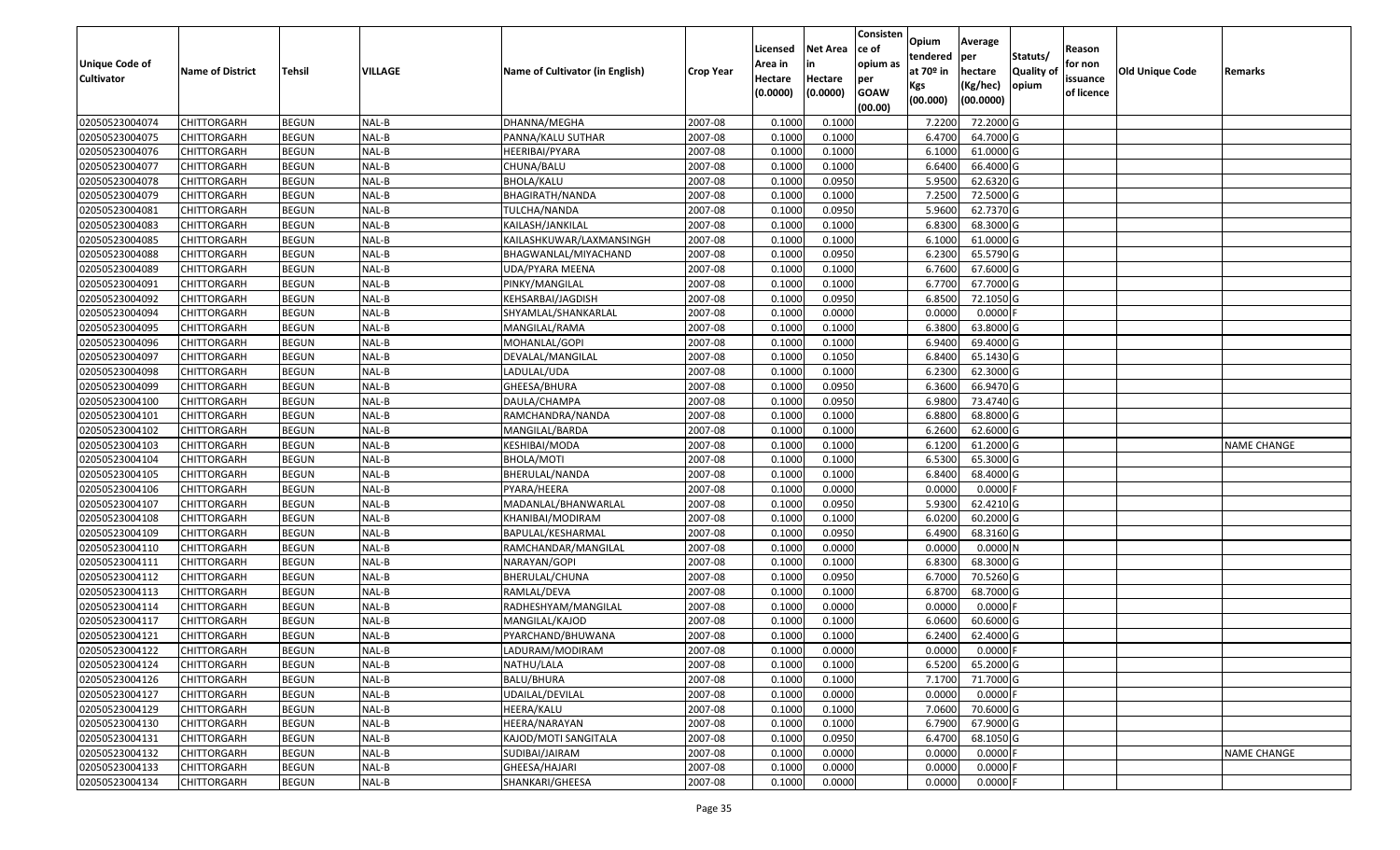| Unique Code of Cultivator | Name of District | Tehsil | VILLAGE | Name of Cultivator (in English) | Crop Year | Licensed Area in Hectare (0.0000) | Net Area in Hectare (0.0000) | Consistence of opium as per GOAW (00.00) | Opium tendered at 70º in Kgs (00.000) | Average per hectare (Kg/hec) (00.0000) | Statuts/ Quality of opium | Reason for non issuance of licence | Old Unique Code | Remarks |
|---|---|---|---|---|---|---|---|---|---|---|---|---|---|---|
| 02050523004074 | CHITTORGARH | BEGUN | NAL-B | DHANNA/MEGHA | 2007-08 | 0.1000 | 0.1000 | | 7.2200 | 72.2000 | G | | | |
| 02050523004075 | CHITTORGARH | BEGUN | NAL-B | PANNA/KALU SUTHAR | 2007-08 | 0.1000 | 0.1000 | | 6.4700 | 64.7000 | G | | | |
| 02050523004076 | CHITTORGARH | BEGUN | NAL-B | HEERIBAI/PYARA | 2007-08 | 0.1000 | 0.1000 | | 6.1000 | 61.0000 | G | | | |
| 02050523004077 | CHITTORGARH | BEGUN | NAL-B | CHUNA/BALU | 2007-08 | 0.1000 | 0.1000 | | 6.6400 | 66.4000 | G | | | |
| 02050523004078 | CHITTORGARH | BEGUN | NAL-B | BHOLA/KALU | 2007-08 | 0.1000 | 0.0950 | | 5.9500 | 62.6320 | G | | | |
| 02050523004079 | CHITTORGARH | BEGUN | NAL-B | BHAGIRATH/NANDA | 2007-08 | 0.1000 | 0.1000 | | 7.2500 | 72.5000 | G | | | |
| 02050523004081 | CHITTORGARH | BEGUN | NAL-B | TULCHA/NANDA | 2007-08 | 0.1000 | 0.0950 | | 5.9600 | 62.7370 | G | | | |
| 02050523004083 | CHITTORGARH | BEGUN | NAL-B | KAILASH/JANKILAL | 2007-08 | 0.1000 | 0.1000 | | 6.8300 | 68.3000 | G | | | |
| 02050523004085 | CHITTORGARH | BEGUN | NAL-B | KAILASHKUWAR/LAXMANSINGH | 2007-08 | 0.1000 | 0.1000 | | 6.1000 | 61.0000 | G | | | |
| 02050523004088 | CHITTORGARH | BEGUN | NAL-B | BHAGWANLAL/MIYACHAND | 2007-08 | 0.1000 | 0.0950 | | 6.2300 | 65.5790 | G | | | |
| 02050523004089 | CHITTORGARH | BEGUN | NAL-B | UDA/PYARA MEENA | 2007-08 | 0.1000 | 0.1000 | | 6.7600 | 67.6000 | G | | | |
| 02050523004091 | CHITTORGARH | BEGUN | NAL-B | PINKY/MANGILAL | 2007-08 | 0.1000 | 0.1000 | | 6.7700 | 67.7000 | G | | | |
| 02050523004092 | CHITTORGARH | BEGUN | NAL-B | KEHSARBAI/JAGDISH | 2007-08 | 0.1000 | 0.0950 | | 6.8500 | 72.1050 | G | | | |
| 02050523004094 | CHITTORGARH | BEGUN | NAL-B | SHYAMLAL/SHANKARLAL | 2007-08 | 0.1000 | 0.0000 | | 0.0000 | 0.0000 | F | | | |
| 02050523004095 | CHITTORGARH | BEGUN | NAL-B | MANGILAL/RAMA | 2007-08 | 0.1000 | 0.1000 | | 6.3800 | 63.8000 | G | | | |
| 02050523004096 | CHITTORGARH | BEGUN | NAL-B | MOHANLAL/GOPI | 2007-08 | 0.1000 | 0.1000 | | 6.9400 | 69.4000 | G | | | |
| 02050523004097 | CHITTORGARH | BEGUN | NAL-B | DEVALAL/MANGILAL | 2007-08 | 0.1000 | 0.1050 | | 6.8400 | 65.1430 | G | | | |
| 02050523004098 | CHITTORGARH | BEGUN | NAL-B | LADULAL/UDA | 2007-08 | 0.1000 | 0.1000 | | 6.2300 | 62.3000 | G | | | |
| 02050523004099 | CHITTORGARH | BEGUN | NAL-B | GHEESA/BHURA | 2007-08 | 0.1000 | 0.0950 | | 6.3600 | 66.9470 | G | | | |
| 02050523004100 | CHITTORGARH | BEGUN | NAL-B | DAULA/CHAMPA | 2007-08 | 0.1000 | 0.0950 | | 6.9800 | 73.4740 | G | | | |
| 02050523004101 | CHITTORGARH | BEGUN | NAL-B | RAMCHANDRA/NANDA | 2007-08 | 0.1000 | 0.1000 | | 6.8800 | 68.8000 | G | | | |
| 02050523004102 | CHITTORGARH | BEGUN | NAL-B | MANGILAL/BARDA | 2007-08 | 0.1000 | 0.1000 | | 6.2600 | 62.6000 | G | | | |
| 02050523004103 | CHITTORGARH | BEGUN | NAL-B | KESHIBAI/MODA | 2007-08 | 0.1000 | 0.1000 | | 6.1200 | 61.2000 | G | | | NAME CHANGE |
| 02050523004104 | CHITTORGARH | BEGUN | NAL-B | BHOLA/MOTI | 2007-08 | 0.1000 | 0.1000 | | 6.5300 | 65.3000 | G | | | |
| 02050523004105 | CHITTORGARH | BEGUN | NAL-B | BHERULAL/NANDA | 2007-08 | 0.1000 | 0.1000 | | 6.8400 | 68.4000 | G | | | |
| 02050523004106 | CHITTORGARH | BEGUN | NAL-B | PYARA/HEERA | 2007-08 | 0.1000 | 0.0000 | | 0.0000 | 0.0000 | F | | | |
| 02050523004107 | CHITTORGARH | BEGUN | NAL-B | MADANLAL/BHANWARLAL | 2007-08 | 0.1000 | 0.0950 | | 5.9300 | 62.4210 | G | | | |
| 02050523004108 | CHITTORGARH | BEGUN | NAL-B | KHANIBAI/MODIRAM | 2007-08 | 0.1000 | 0.1000 | | 6.0200 | 60.2000 | G | | | |
| 02050523004109 | CHITTORGARH | BEGUN | NAL-B | BAPULAL/KESHARMAL | 2007-08 | 0.1000 | 0.0950 | | 6.4900 | 68.3160 | G | | | |
| 02050523004110 | CHITTORGARH | BEGUN | NAL-B | RAMCHANDAR/MANGILAL | 2007-08 | 0.1000 | 0.0000 | | 0.0000 | 0.0000 | N | | | |
| 02050523004111 | CHITTORGARH | BEGUN | NAL-B | NARAYAN/GOPI | 2007-08 | 0.1000 | 0.1000 | | 6.8300 | 68.3000 | G | | | |
| 02050523004112 | CHITTORGARH | BEGUN | NAL-B | BHERULAL/CHUNA | 2007-08 | 0.1000 | 0.0950 | | 6.7000 | 70.5260 | G | | | |
| 02050523004113 | CHITTORGARH | BEGUN | NAL-B | RAMLAL/DEVA | 2007-08 | 0.1000 | 0.1000 | | 6.8700 | 68.7000 | G | | | |
| 02050523004114 | CHITTORGARH | BEGUN | NAL-B | RADHESHYAM/MANGILAL | 2007-08 | 0.1000 | 0.0000 | | 0.0000 | 0.0000 | F | | | |
| 02050523004117 | CHITTORGARH | BEGUN | NAL-B | MANGILAL/KAJOD | 2007-08 | 0.1000 | 0.1000 | | 6.0600 | 60.6000 | G | | | |
| 02050523004121 | CHITTORGARH | BEGUN | NAL-B | PYARCHAND/BHUWANA | 2007-08 | 0.1000 | 0.1000 | | 6.2400 | 62.4000 | G | | | |
| 02050523004122 | CHITTORGARH | BEGUN | NAL-B | LADURAM/MODIRAM | 2007-08 | 0.1000 | 0.0000 | | 0.0000 | 0.0000 | F | | | |
| 02050523004124 | CHITTORGARH | BEGUN | NAL-B | NATHU/LALA | 2007-08 | 0.1000 | 0.1000 | | 6.5200 | 65.2000 | G | | | |
| 02050523004126 | CHITTORGARH | BEGUN | NAL-B | BALU/BHURA | 2007-08 | 0.1000 | 0.1000 | | 7.1700 | 71.7000 | G | | | |
| 02050523004127 | CHITTORGARH | BEGUN | NAL-B | UDAILAL/DEVILAL | 2007-08 | 0.1000 | 0.0000 | | 0.0000 | 0.0000 | F | | | |
| 02050523004129 | CHITTORGARH | BEGUN | NAL-B | HEERA/KALU | 2007-08 | 0.1000 | 0.1000 | | 7.0600 | 70.6000 | G | | | |
| 02050523004130 | CHITTORGARH | BEGUN | NAL-B | HEERA/NARAYAN | 2007-08 | 0.1000 | 0.1000 | | 6.7900 | 67.9000 | G | | | |
| 02050523004131 | CHITTORGARH | BEGUN | NAL-B | KAJOD/MOTI SANGITALA | 2007-08 | 0.1000 | 0.0950 | | 6.4700 | 68.1050 | G | | | |
| 02050523004132 | CHITTORGARH | BEGUN | NAL-B | SUDIBAI/JAIRAM | 2007-08 | 0.1000 | 0.0000 | | 0.0000 | 0.0000 | F | | | NAME CHANGE |
| 02050523004133 | CHITTORGARH | BEGUN | NAL-B | GHEESA/HAJARI | 2007-08 | 0.1000 | 0.0000 | | 0.0000 | 0.0000 | F | | | |
| 02050523004134 | CHITTORGARH | BEGUN | NAL-B | SHANKARI/GHEESA | 2007-08 | 0.1000 | 0.0000 | | 0.0000 | 0.0000 | F | | | |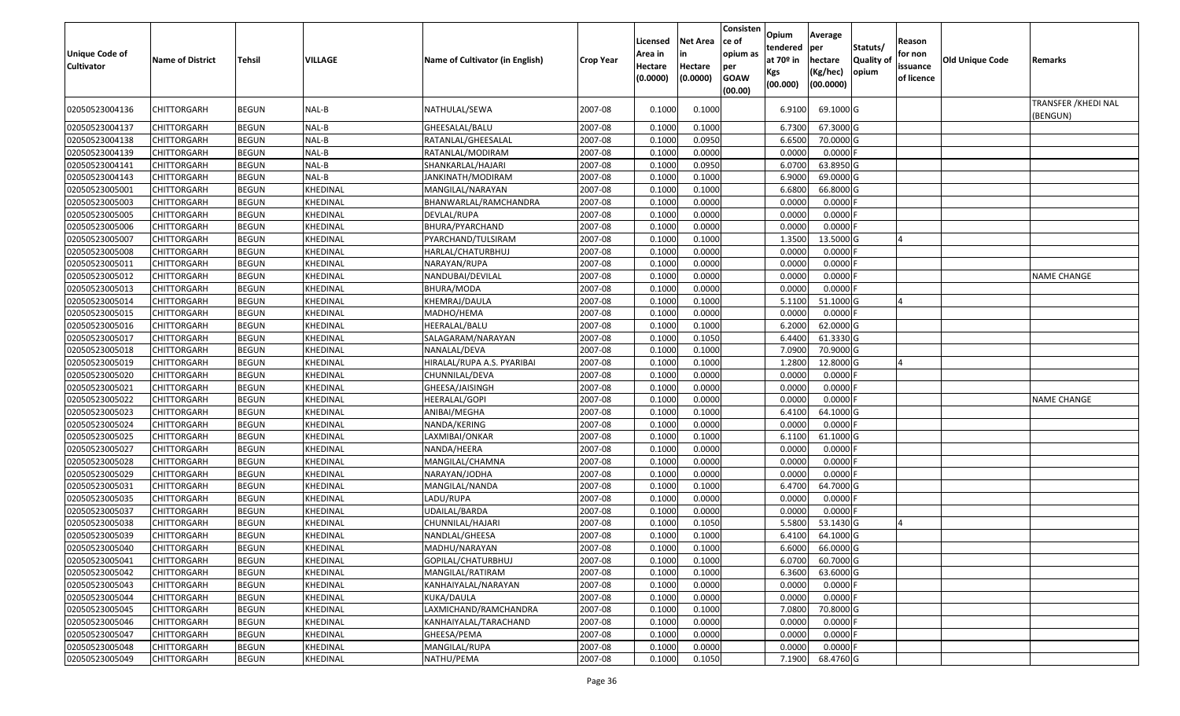| Unique Code of Cultivator | Name of District | Tehsil | VILLAGE | Name of Cultivator (in English) | Crop Year | Licensed Area in Hectare (0.0000) | Net Area in Hectare (0.0000) | Consistence of opium as per GOAW (00.00) | Opium tendered at 70º in Kgs (00.000) | Average per hectare (Kg/hec) (00.0000) | Statuts/ Quality of opium | Reason for non issuance of licence | Old Unique Code | Remarks |
|---|---|---|---|---|---|---|---|---|---|---|---|---|---|---|
| 02050523004136 | CHITTORGARH | BEGUN | NAL-B | NATHULAL/SEWA | 2007-08 | 0.1000 | 0.1000 | | 6.9100 | 69.1000 | G | | | TRANSFER /KHEDI NAL (BENGUN) |
| 02050523004137 | CHITTORGARH | BEGUN | NAL-B | GHEESALAL/BALU | 2007-08 | 0.1000 | 0.1000 | | 6.7300 | 67.3000 | G | | | |
| 02050523004138 | CHITTORGARH | BEGUN | NAL-B | RATANLAL/GHEESALAL | 2007-08 | 0.1000 | 0.0950 | | 6.6500 | 70.0000 | G | | | |
| 02050523004139 | CHITTORGARH | BEGUN | NAL-B | RATANLAL/MODIRAM | 2007-08 | 0.1000 | 0.0000 | | 0.0000 | 0.0000 | F | | | |
| 02050523004141 | CHITTORGARH | BEGUN | NAL-B | SHANKARLAL/HAJARI | 2007-08 | 0.1000 | 0.0950 | | 6.0700 | 63.8950 | G | | | |
| 02050523004143 | CHITTORGARH | BEGUN | NAL-B | JANKINATH/MODIRAM | 2007-08 | 0.1000 | 0.1000 | | 6.9000 | 69.0000 | G | | | |
| 02050523005001 | CHITTORGARH | BEGUN | KHEDINAL | MANGILAL/NARAYAN | 2007-08 | 0.1000 | 0.1000 | | 6.6800 | 66.8000 | G | | | |
| 02050523005003 | CHITTORGARH | BEGUN | KHEDINAL | BHANWARLAL/RAMCHANDRA | 2007-08 | 0.1000 | 0.0000 | | 0.0000 | 0.0000 | F | | | |
| 02050523005005 | CHITTORGARH | BEGUN | KHEDINAL | DEVLAL/RUPA | 2007-08 | 0.1000 | 0.0000 | | 0.0000 | 0.0000 | F | | | |
| 02050523005006 | CHITTORGARH | BEGUN | KHEDINAL | BHURA/PYARCHAND | 2007-08 | 0.1000 | 0.0000 | | 0.0000 | 0.0000 | F | | | |
| 02050523005007 | CHITTORGARH | BEGUN | KHEDINAL | PYARCHAND/TULSIRAM | 2007-08 | 0.1000 | 0.1000 | | 1.3500 | 13.5000 | G | 4 | | |
| 02050523005008 | CHITTORGARH | BEGUN | KHEDINAL | HARLAL/CHATURBHUJ | 2007-08 | 0.1000 | 0.0000 | | 0.0000 | 0.0000 | F | | | |
| 02050523005011 | CHITTORGARH | BEGUN | KHEDINAL | NARAYAN/RUPA | 2007-08 | 0.1000 | 0.0000 | | 0.0000 | 0.0000 | F | | | |
| 02050523005012 | CHITTORGARH | BEGUN | KHEDINAL | NANDUBAI/DEVILAL | 2007-08 | 0.1000 | 0.0000 | | 0.0000 | 0.0000 | F | | | NAME CHANGE |
| 02050523005013 | CHITTORGARH | BEGUN | KHEDINAL | BHURA/MODA | 2007-08 | 0.1000 | 0.0000 | | 0.0000 | 0.0000 | F | | | |
| 02050523005014 | CHITTORGARH | BEGUN | KHEDINAL | KHEMRAJ/DAULA | 2007-08 | 0.1000 | 0.1000 | | 5.1100 | 51.1000 | G | 4 | | |
| 02050523005015 | CHITTORGARH | BEGUN | KHEDINAL | MADHO/HEMA | 2007-08 | 0.1000 | 0.0000 | | 0.0000 | 0.0000 | F | | | |
| 02050523005016 | CHITTORGARH | BEGUN | KHEDINAL | HEERALAL/BALU | 2007-08 | 0.1000 | 0.1000 | | 6.2000 | 62.0000 | G | | | |
| 02050523005017 | CHITTORGARH | BEGUN | KHEDINAL | SALAGARAM/NARAYAN | 2007-08 | 0.1000 | 0.1050 | | 6.4400 | 61.3330 | G | | | |
| 02050523005018 | CHITTORGARH | BEGUN | KHEDINAL | NANALAL/DEVA | 2007-08 | 0.1000 | 0.1000 | | 7.0900 | 70.9000 | G | | | |
| 02050523005019 | CHITTORGARH | BEGUN | KHEDINAL | HIRALAL/RUPA A.S. PYARIBAI | 2007-08 | 0.1000 | 0.1000 | | 1.2800 | 12.8000 | G | 4 | | |
| 02050523005020 | CHITTORGARH | BEGUN | KHEDINAL | CHUNNILAL/DEVA | 2007-08 | 0.1000 | 0.0000 | | 0.0000 | 0.0000 | F | | | |
| 02050523005021 | CHITTORGARH | BEGUN | KHEDINAL | GHEESA/JAISINGH | 2007-08 | 0.1000 | 0.0000 | | 0.0000 | 0.0000 | F | | | |
| 02050523005022 | CHITTORGARH | BEGUN | KHEDINAL | HEERALAL/GOPI | 2007-08 | 0.1000 | 0.0000 | | 0.0000 | 0.0000 | F | | | NAME CHANGE |
| 02050523005023 | CHITTORGARH | BEGUN | KHEDINAL | ANIBAI/MEGHA | 2007-08 | 0.1000 | 0.1000 | | 6.4100 | 64.1000 | G | | | |
| 02050523005024 | CHITTORGARH | BEGUN | KHEDINAL | NANDA/KERING | 2007-08 | 0.1000 | 0.0000 | | 0.0000 | 0.0000 | F | | | |
| 02050523005025 | CHITTORGARH | BEGUN | KHEDINAL | LAXMIBAI/ONKAR | 2007-08 | 0.1000 | 0.1000 | | 6.1100 | 61.1000 | G | | | |
| 02050523005027 | CHITTORGARH | BEGUN | KHEDINAL | NANDA/HEERA | 2007-08 | 0.1000 | 0.0000 | | 0.0000 | 0.0000 | F | | | |
| 02050523005028 | CHITTORGARH | BEGUN | KHEDINAL | MANGILAL/CHAMNA | 2007-08 | 0.1000 | 0.0000 | | 0.0000 | 0.0000 | F | | | |
| 02050523005029 | CHITTORGARH | BEGUN | KHEDINAL | NARAYAN/JODHA | 2007-08 | 0.1000 | 0.0000 | | 0.0000 | 0.0000 | F | | | |
| 02050523005031 | CHITTORGARH | BEGUN | KHEDINAL | MANGILAL/NANDA | 2007-08 | 0.1000 | 0.1000 | | 6.4700 | 64.7000 | G | | | |
| 02050523005035 | CHITTORGARH | BEGUN | KHEDINAL | LADU/RUPA | 2007-08 | 0.1000 | 0.0000 | | 0.0000 | 0.0000 | F | | | |
| 02050523005037 | CHITTORGARH | BEGUN | KHEDINAL | UDAILAL/BARDA | 2007-08 | 0.1000 | 0.0000 | | 0.0000 | 0.0000 | F | | | |
| 02050523005038 | CHITTORGARH | BEGUN | KHEDINAL | CHUNNILAL/HAJARI | 2007-08 | 0.1000 | 0.1050 | | 5.5800 | 53.1430 | G | 4 | | |
| 02050523005039 | CHITTORGARH | BEGUN | KHEDINAL | NANDLAL/GHEESA | 2007-08 | 0.1000 | 0.1000 | | 6.4100 | 64.1000 | G | | | |
| 02050523005040 | CHITTORGARH | BEGUN | KHEDINAL | MADHU/NARAYAN | 2007-08 | 0.1000 | 0.1000 | | 6.6000 | 66.0000 | G | | | |
| 02050523005041 | CHITTORGARH | BEGUN | KHEDINAL | GOPILAL/CHATURBHUJ | 2007-08 | 0.1000 | 0.1000 | | 6.0700 | 60.7000 | G | | | |
| 02050523005042 | CHITTORGARH | BEGUN | KHEDINAL | MANGILAL/RATIRAM | 2007-08 | 0.1000 | 0.1000 | | 6.3600 | 63.6000 | G | | | |
| 02050523005043 | CHITTORGARH | BEGUN | KHEDINAL | KANHAIYALAL/NARAYAN | 2007-08 | 0.1000 | 0.0000 | | 0.0000 | 0.0000 | F | | | |
| 02050523005044 | CHITTORGARH | BEGUN | KHEDINAL | KUKA/DAULA | 2007-08 | 0.1000 | 0.0000 | | 0.0000 | 0.0000 | F | | | |
| 02050523005045 | CHITTORGARH | BEGUN | KHEDINAL | LAXMICHAND/RAMCHANDRA | 2007-08 | 0.1000 | 0.1000 | | 7.0800 | 70.8000 | G | | | |
| 02050523005046 | CHITTORGARH | BEGUN | KHEDINAL | KANHAIYALAL/TARACHAND | 2007-08 | 0.1000 | 0.0000 | | 0.0000 | 0.0000 | F | | | |
| 02050523005047 | CHITTORGARH | BEGUN | KHEDINAL | GHEESA/PEMA | 2007-08 | 0.1000 | 0.0000 | | 0.0000 | 0.0000 | F | | | |
| 02050523005048 | CHITTORGARH | BEGUN | KHEDINAL | MANGILAL/RUPA | 2007-08 | 0.1000 | 0.0000 | | 0.0000 | 0.0000 | F | | | |
| 02050523005049 | CHITTORGARH | BEGUN | KHEDINAL | NATHU/PEMA | 2007-08 | 0.1000 | 0.1050 | | 7.1900 | 68.4760 | G | | | |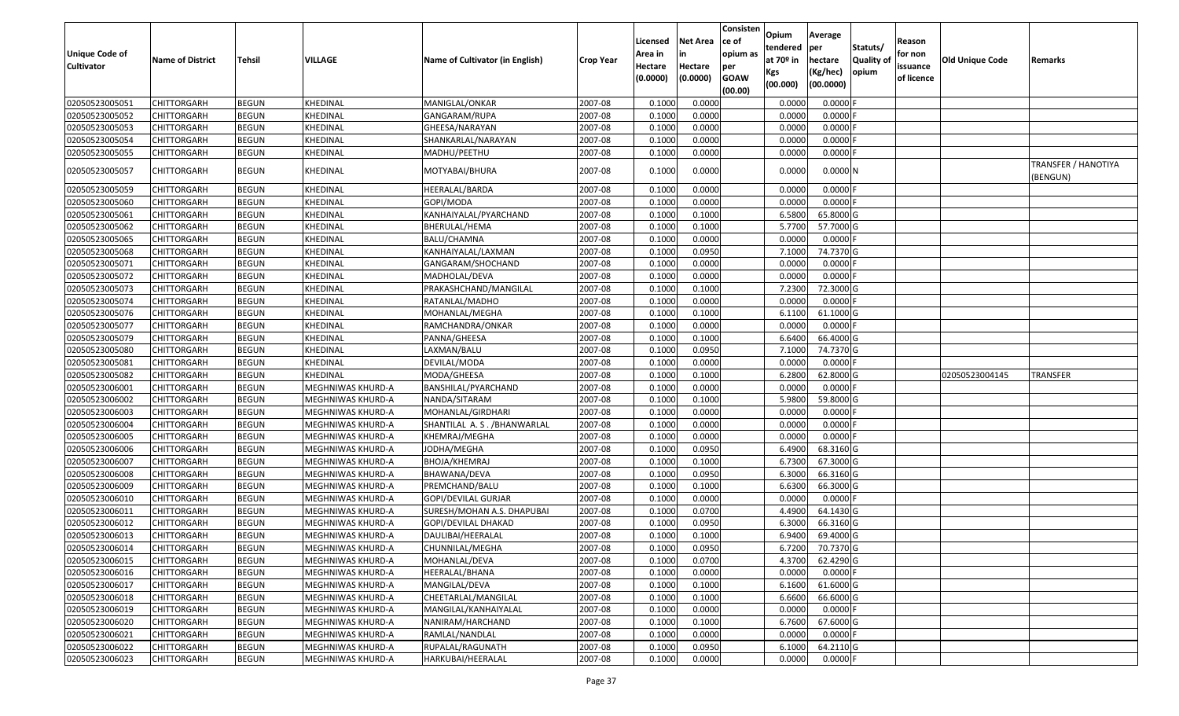| Unique Code of Cultivator | Name of District | Tehsil | VILLAGE | Name of Cultivator (in English) | Crop Year | Licensed Area in Hectare (0.0000) | Net Area in Hectare (0.0000) | Consistence of opium as per GOAW (00.00) | Opium tendered at 70º in Kgs (00.000) | Average per hectare (Kg/hec) (00.0000) | Statuts/ Quality of opium | Reason for non issuance of licence | Old Unique Code | Remarks |
|---|---|---|---|---|---|---|---|---|---|---|---|---|---|---|
| 02050523005051 | CHITTORGARH | BEGUN | KHEDINAL | MANIGLAL/ONKAR | 2007-08 | 0.1000 | 0.0000 | | 0.0000 | 0.0000 | F | | | |
| 02050523005052 | CHITTORGARH | BEGUN | KHEDINAL | GANGARAM/RUPA | 2007-08 | 0.1000 | 0.0000 | | 0.0000 | 0.0000 | F | | | |
| 02050523005053 | CHITTORGARH | BEGUN | KHEDINAL | GHEESA/NARAYAN | 2007-08 | 0.1000 | 0.0000 | | 0.0000 | 0.0000 | F | | | |
| 02050523005054 | CHITTORGARH | BEGUN | KHEDINAL | SHANKARLAL/NARAYAN | 2007-08 | 0.1000 | 0.0000 | | 0.0000 | 0.0000 | F | | | |
| 02050523005055 | CHITTORGARH | BEGUN | KHEDINAL | MADHU/PEETHU | 2007-08 | 0.1000 | 0.0000 | | 0.0000 | 0.0000 | F | | | |
| 02050523005057 | CHITTORGARH | BEGUN | KHEDINAL | MOTYABAI/BHURA | 2007-08 | 0.1000 | 0.0000 | | 0.0000 | 0.0000 | N | | | TRANSFER / HANOTIYA (BENGUN) |
| 02050523005059 | CHITTORGARH | BEGUN | KHEDINAL | HEERALAL/BARDA | 2007-08 | 0.1000 | 0.0000 | | 0.0000 | 0.0000 | F | | | |
| 02050523005060 | CHITTORGARH | BEGUN | KHEDINAL | GOPI/MODA | 2007-08 | 0.1000 | 0.0000 | | 0.0000 | 0.0000 | F | | | |
| 02050523005061 | CHITTORGARH | BEGUN | KHEDINAL | KANHAIYALAL/PYARCHAND | 2007-08 | 0.1000 | 0.1000 | | 6.5800 | 65.8000 | G | | | |
| 02050523005062 | CHITTORGARH | BEGUN | KHEDINAL | BHERULAL/HEMA | 2007-08 | 0.1000 | 0.1000 | | 5.7700 | 57.7000 | G | | | |
| 02050523005065 | CHITTORGARH | BEGUN | KHEDINAL | BALU/CHAMNA | 2007-08 | 0.1000 | 0.0000 | | 0.0000 | 0.0000 | F | | | |
| 02050523005068 | CHITTORGARH | BEGUN | KHEDINAL | KANHAIYALAL/LAXMAN | 2007-08 | 0.1000 | 0.0950 | | 7.1000 | 74.7370 | G | | | |
| 02050523005071 | CHITTORGARH | BEGUN | KHEDINAL | GANGARAM/SHOCHAND | 2007-08 | 0.1000 | 0.0000 | | 0.0000 | 0.0000 | F | | | |
| 02050523005072 | CHITTORGARH | BEGUN | KHEDINAL | MADHOLAL/DEVA | 2007-08 | 0.1000 | 0.0000 | | 0.0000 | 0.0000 | F | | | |
| 02050523005073 | CHITTORGARH | BEGUN | KHEDINAL | PRAKASHCHAND/MANGILAL | 2007-08 | 0.1000 | 0.1000 | | 7.2300 | 72.3000 | G | | | |
| 02050523005074 | CHITTORGARH | BEGUN | KHEDINAL | RATANLAL/MADHO | 2007-08 | 0.1000 | 0.0000 | | 0.0000 | 0.0000 | F | | | |
| 02050523005076 | CHITTORGARH | BEGUN | KHEDINAL | MOHANLAL/MEGHA | 2007-08 | 0.1000 | 0.1000 | | 6.1100 | 61.1000 | G | | | |
| 02050523005077 | CHITTORGARH | BEGUN | KHEDINAL | RAMCHANDRA/ONKAR | 2007-08 | 0.1000 | 0.0000 | | 0.0000 | 0.0000 | F | | | |
| 02050523005079 | CHITTORGARH | BEGUN | KHEDINAL | PANNA/GHEESA | 2007-08 | 0.1000 | 0.1000 | | 6.6400 | 66.4000 | G | | | |
| 02050523005080 | CHITTORGARH | BEGUN | KHEDINAL | LAXMAN/BALU | 2007-08 | 0.1000 | 0.0950 | | 7.1000 | 74.7370 | G | | | |
| 02050523005081 | CHITTORGARH | BEGUN | KHEDINAL | DEVILAL/MODA | 2007-08 | 0.1000 | 0.0000 | | 0.0000 | 0.0000 | F | | | |
| 02050523005082 | CHITTORGARH | BEGUN | KHEDINAL | MODA/GHEESA | 2007-08 | 0.1000 | 0.1000 | | 6.2800 | 62.8000 | G | | 02050523004145 | TRANSFER |
| 02050523006001 | CHITTORGARH | BEGUN | MEGHNIWAS KHURD-A | BANSHILAL/PYARCHAND | 2007-08 | 0.1000 | 0.0000 | | 0.0000 | 0.0000 | F | | | |
| 02050523006002 | CHITTORGARH | BEGUN | MEGHNIWAS KHURD-A | NANDA/SITARAM | 2007-08 | 0.1000 | 0.1000 | | 5.9800 | 59.8000 | G | | | |
| 02050523006003 | CHITTORGARH | BEGUN | MEGHNIWAS KHURD-A | MOHANLAL/GIRDHARI | 2007-08 | 0.1000 | 0.0000 | | 0.0000 | 0.0000 | F | | | |
| 02050523006004 | CHITTORGARH | BEGUN | MEGHNIWAS KHURD-A | SHANTILAL A. S . /BHANWARLAL | 2007-08 | 0.1000 | 0.0000 | | 0.0000 | 0.0000 | F | | | |
| 02050523006005 | CHITTORGARH | BEGUN | MEGHNIWAS KHURD-A | KHEMRAJ/MEGHA | 2007-08 | 0.1000 | 0.0000 | | 0.0000 | 0.0000 | F | | | |
| 02050523006006 | CHITTORGARH | BEGUN | MEGHNIWAS KHURD-A | JODHA/MEGHA | 2007-08 | 0.1000 | 0.0950 | | 6.4900 | 68.3160 | G | | | |
| 02050523006007 | CHITTORGARH | BEGUN | MEGHNIWAS KHURD-A | BHOJA/KHEMRAJ | 2007-08 | 0.1000 | 0.1000 | | 6.7300 | 67.3000 | G | | | |
| 02050523006008 | CHITTORGARH | BEGUN | MEGHNIWAS KHURD-A | BHAWANA/DEVA | 2007-08 | 0.1000 | 0.0950 | | 6.3000 | 66.3160 | G | | | |
| 02050523006009 | CHITTORGARH | BEGUN | MEGHNIWAS KHURD-A | PREMCHAND/BALU | 2007-08 | 0.1000 | 0.1000 | | 6.6300 | 66.3000 | G | | | |
| 02050523006010 | CHITTORGARH | BEGUN | MEGHNIWAS KHURD-A | GOPI/DEVILAL GURJAR | 2007-08 | 0.1000 | 0.0000 | | 0.0000 | 0.0000 | F | | | |
| 02050523006011 | CHITTORGARH | BEGUN | MEGHNIWAS KHURD-A | SURESH/MOHAN A.S. DHAPUBAI | 2007-08 | 0.1000 | 0.0700 | | 4.4900 | 64.1430 | G | | | |
| 02050523006012 | CHITTORGARH | BEGUN | MEGHNIWAS KHURD-A | GOPI/DEVILAL DHAKAD | 2007-08 | 0.1000 | 0.0950 | | 6.3000 | 66.3160 | G | | | |
| 02050523006013 | CHITTORGARH | BEGUN | MEGHNIWAS KHURD-A | DAULIBAI/HEERALAL | 2007-08 | 0.1000 | 0.1000 | | 6.9400 | 69.4000 | G | | | |
| 02050523006014 | CHITTORGARH | BEGUN | MEGHNIWAS KHURD-A | CHUNNILAL/MEGHA | 2007-08 | 0.1000 | 0.0950 | | 6.7200 | 70.7370 | G | | | |
| 02050523006015 | CHITTORGARH | BEGUN | MEGHNIWAS KHURD-A | MOHANLAL/DEVA | 2007-08 | 0.1000 | 0.0700 | | 4.3700 | 62.4290 | G | | | |
| 02050523006016 | CHITTORGARH | BEGUN | MEGHNIWAS KHURD-A | HEERALAL/BHANA | 2007-08 | 0.1000 | 0.0000 | | 0.0000 | 0.0000 | F | | | |
| 02050523006017 | CHITTORGARH | BEGUN | MEGHNIWAS KHURD-A | MANGILAL/DEVA | 2007-08 | 0.1000 | 0.1000 | | 6.1600 | 61.6000 | G | | | |
| 02050523006018 | CHITTORGARH | BEGUN | MEGHNIWAS KHURD-A | CHEETARLAL/MANGILAL | 2007-08 | 0.1000 | 0.1000 | | 6.6600 | 66.6000 | G | | | |
| 02050523006019 | CHITTORGARH | BEGUN | MEGHNIWAS KHURD-A | MANGILAL/KANHAIYALAL | 2007-08 | 0.1000 | 0.0000 | | 0.0000 | 0.0000 | F | | | |
| 02050523006020 | CHITTORGARH | BEGUN | MEGHNIWAS KHURD-A | NANIRAM/HARCHAND | 2007-08 | 0.1000 | 0.1000 | | 6.7600 | 67.6000 | G | | | |
| 02050523006021 | CHITTORGARH | BEGUN | MEGHNIWAS KHURD-A | RAMLAL/NANDLAL | 2007-08 | 0.1000 | 0.0000 | | 0.0000 | 0.0000 | F | | | |
| 02050523006022 | CHITTORGARH | BEGUN | MEGHNIWAS KHURD-A | RUPALAL/RAGUNATH | 2007-08 | 0.1000 | 0.0950 | | 6.1000 | 64.2110 | G | | | |
| 02050523006023 | CHITTORGARH | BEGUN | MEGHNIWAS KHURD-A | HARKUBAI/HEERALAL | 2007-08 | 0.1000 | 0.0000 | | 0.0000 | 0.0000 | F | | | |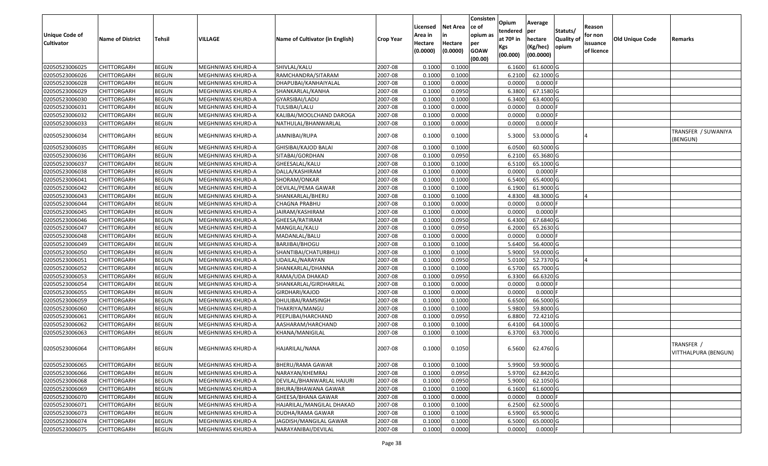| Unique Code of Cultivator | Name of District | Tehsil | VILLAGE | Name of Cultivator (in English) | Crop Year | Licensed Area in Hectare (0.0000) | Net Area in Hectare (0.0000) | Consistence of opium as per GOAW (00.00) | Opium tendered at 70º in Kgs (00.000) | Average per hectare (Kg/hec) (00.0000) | Statuts/ Quality of opium | Reason for non issuance of licence | Old Unique Code | Remarks |
|---|---|---|---|---|---|---|---|---|---|---|---|---|---|---|
| 02050523006025 | CHITTORGARH | BEGUN | MEGHNIWAS KHURD-A | SHIVLAL/KALU | 2007-08 | 0.1000 | 0.1000 | | 6.1600 | 61.6000 | G | | | |
| 02050523006026 | CHITTORGARH | BEGUN | MEGHNIWAS KHURD-A | RAMCHANDRA/SITARAM | 2007-08 | 0.1000 | 0.1000 | | 6.2100 | 62.1000 | G | | | |
| 02050523006028 | CHITTORGARH | BEGUN | MEGHNIWAS KHURD-A | DHAPUBAI/KANHAIYALAL | 2007-08 | 0.1000 | 0.0000 | | 0.0000 | 0.0000 | F | | | |
| 02050523006029 | CHITTORGARH | BEGUN | MEGHNIWAS KHURD-A | SHANKARLAL/KANHA | 2007-08 | 0.1000 | 0.0950 | | 6.3800 | 67.1580 | G | | | |
| 02050523006030 | CHITTORGARH | BEGUN | MEGHNIWAS KHURD-A | GYARSIBAI/LADU | 2007-08 | 0.1000 | 0.1000 | | 6.3400 | 63.4000 | G | | | |
| 02050523006031 | CHITTORGARH | BEGUN | MEGHNIWAS KHURD-A | TULSIBAI/LALU | 2007-08 | 0.1000 | 0.0000 | | 0.0000 | 0.0000 | F | | | |
| 02050523006032 | CHITTORGARH | BEGUN | MEGHNIWAS KHURD-A | KALIBAI/MOOLCHAND DAROGA | 2007-08 | 0.1000 | 0.0000 | | 0.0000 | 0.0000 | F | | | |
| 02050523006033 | CHITTORGARH | BEGUN | MEGHNIWAS KHURD-A | NATHULAL/BHANWARLAL | 2007-08 | 0.1000 | 0.0000 | | 0.0000 | 0.0000 | F | | | |
| 02050523006034 | CHITTORGARH | BEGUN | MEGHNIWAS KHURD-A | JAMNIBAI/RUPA | 2007-08 | 0.1000 | 0.1000 | | 5.3000 | 53.0000 | G | 4 | | TRANSFER / SUWANIYA (BENGUN) |
| 02050523006035 | CHITTORGARH | BEGUN | MEGHNIWAS KHURD-A | GHISIBAI/KAJOD BALAI | 2007-08 | 0.1000 | 0.1000 | | 6.0500 | 60.5000 | G | | | |
| 02050523006036 | CHITTORGARH | BEGUN | MEGHNIWAS KHURD-A | SITABAI/GORDHAN | 2007-08 | 0.1000 | 0.0950 | | 6.2100 | 65.3680 | G | | | |
| 02050523006037 | CHITTORGARH | BEGUN | MEGHNIWAS KHURD-A | GHEESALAL/KALU | 2007-08 | 0.1000 | 0.1000 | | 6.5100 | 65.1000 | G | | | |
| 02050523006038 | CHITTORGARH | BEGUN | MEGHNIWAS KHURD-A | DALLA/KASHIRAM | 2007-08 | 0.1000 | 0.0000 | | 0.0000 | 0.0000 | F | | | |
| 02050523006041 | CHITTORGARH | BEGUN | MEGHNIWAS KHURD-A | SHORAM/ONKAR | 2007-08 | 0.1000 | 0.1000 | | 6.5400 | 65.4000 | G | | | |
| 02050523006042 | CHITTORGARH | BEGUN | MEGHNIWAS KHURD-A | DEVILAL/PEMA GAWAR | 2007-08 | 0.1000 | 0.1000 | | 6.1900 | 61.9000 | G | | | |
| 02050523006043 | CHITTORGARH | BEGUN | MEGHNIWAS KHURD-A | SHANKARLAL/BHERU | 2007-08 | 0.1000 | 0.1000 | | 4.8300 | 48.3000 | G | 4 | | |
| 02050523006044 | CHITTORGARH | BEGUN | MEGHNIWAS KHURD-A | CHAGNA PRABHU | 2007-08 | 0.1000 | 0.0000 | | 0.0000 | 0.0000 | F | | | |
| 02050523006045 | CHITTORGARH | BEGUN | MEGHNIWAS KHURD-A | JAIRAM/KASHIRAM | 2007-08 | 0.1000 | 0.0000 | | 0.0000 | 0.0000 | F | | | |
| 02050523006046 | CHITTORGARH | BEGUN | MEGHNIWAS KHURD-A | GHEESA/RATIRAM | 2007-08 | 0.1000 | 0.0950 | | 6.4300 | 67.6840 | G | | | |
| 02050523006047 | CHITTORGARH | BEGUN | MEGHNIWAS KHURD-A | MANGILAL/KALU | 2007-08 | 0.1000 | 0.0950 | | 6.2000 | 65.2630 | G | | | |
| 02050523006048 | CHITTORGARH | BEGUN | MEGHNIWAS KHURD-A | MADANLAL/BALU | 2007-08 | 0.1000 | 0.0000 | | 0.0000 | 0.0000 | F | | | |
| 02050523006049 | CHITTORGARH | BEGUN | MEGHNIWAS KHURD-A | BARJIBAI/BHOGU | 2007-08 | 0.1000 | 0.1000 | | 5.6400 | 56.4000 | G | | | |
| 02050523006050 | CHITTORGARH | BEGUN | MEGHNIWAS KHURD-A | SHANTIBAI/CHATURBHUJ | 2007-08 | 0.1000 | 0.1000 | | 5.9000 | 59.0000 | G | | | |
| 02050523006051 | CHITTORGARH | BEGUN | MEGHNIWAS KHURD-A | UDAILAL/NARAYAN | 2007-08 | 0.1000 | 0.0950 | | 5.0100 | 52.7370 | G | 4 | | |
| 02050523006052 | CHITTORGARH | BEGUN | MEGHNIWAS KHURD-A | SHANKARLAL/DHANNA | 2007-08 | 0.1000 | 0.1000 | | 6.5700 | 65.7000 | G | | | |
| 02050523006053 | CHITTORGARH | BEGUN | MEGHNIWAS KHURD-A | RAMA/UDA DHAKAD | 2007-08 | 0.1000 | 0.0950 | | 6.3300 | 66.6320 | G | | | |
| 02050523006054 | CHITTORGARH | BEGUN | MEGHNIWAS KHURD-A | SHANKARLAL/GIRDHARILAL | 2007-08 | 0.1000 | 0.0000 | | 0.0000 | 0.0000 | F | | | |
| 02050523006055 | CHITTORGARH | BEGUN | MEGHNIWAS KHURD-A | GIRDHARI/KAJOD | 2007-08 | 0.1000 | 0.0000 | | 0.0000 | 0.0000 | F | | | |
| 02050523006059 | CHITTORGARH | BEGUN | MEGHNIWAS KHURD-A | DHULIBAI/RAMSINGH | 2007-08 | 0.1000 | 0.1000 | | 6.6500 | 66.5000 | G | | | |
| 02050523006060 | CHITTORGARH | BEGUN | MEGHNIWAS KHURD-A | THAKRIYA/MANGU | 2007-08 | 0.1000 | 0.1000 | | 5.9800 | 59.8000 | G | | | |
| 02050523006061 | CHITTORGARH | BEGUN | MEGHNIWAS KHURD-A | PEEPLIBAI/HARCHAND | 2007-08 | 0.1000 | 0.0950 | | 6.8800 | 72.4210 | G | | | |
| 02050523006062 | CHITTORGARH | BEGUN | MEGHNIWAS KHURD-A | AASHARAM/HARCHAND | 2007-08 | 0.1000 | 0.1000 | | 6.4100 | 64.1000 | G | | | |
| 02050523006063 | CHITTORGARH | BEGUN | MEGHNIWAS KHURD-A | KHANA/MANIGILAL | 2007-08 | 0.1000 | 0.1000 | | 6.3700 | 63.7000 | G | | | |
| 02050523006064 | CHITTORGARH | BEGUN | MEGHNIWAS KHURD-A | HAJARILAL/NANA | 2007-08 | 0.1000 | 0.1050 | | 6.5600 | 62.4760 | G | | | TRANSFER / VITTHALPURA (BENGUN) |
| 02050523006065 | CHITTORGARH | BEGUN | MEGHNIWAS KHURD-A | BHERU/RAMA GAWAR | 2007-08 | 0.1000 | 0.1000 | | 5.9900 | 59.9000 | G | | | |
| 02050523006066 | CHITTORGARH | BEGUN | MEGHNIWAS KHURD-A | NARAYAN/KHEMRAJ | 2007-08 | 0.1000 | 0.0950 | | 5.9700 | 62.8420 | G | | | |
| 02050523006068 | CHITTORGARH | BEGUN | MEGHNIWAS KHURD-A | DEVILAL/BHANWARLAL HAJURI | 2007-08 | 0.1000 | 0.0950 | | 5.9000 | 62.1050 | G | | | |
| 02050523006069 | CHITTORGARH | BEGUN | MEGHNIWAS KHURD-A | BHURA/BHAWANA GAWAR | 2007-08 | 0.1000 | 0.1000 | | 6.1600 | 61.6000 | G | | | |
| 02050523006070 | CHITTORGARH | BEGUN | MEGHNIWAS KHURD-A | GHEESA/BHANA GAWAR | 2007-08 | 0.1000 | 0.0000 | | 0.0000 | 0.0000 | F | | | |
| 02050523006071 | CHITTORGARH | BEGUN | MEGHNIWAS KHURD-A | HAJARILAL/MANGILAL DHAKAD | 2007-08 | 0.1000 | 0.1000 | | 6.2500 | 62.5000 | G | | | |
| 02050523006073 | CHITTORGARH | BEGUN | MEGHNIWAS KHURD-A | DUDHA/RAMA GAWAR | 2007-08 | 0.1000 | 0.1000 | | 6.5900 | 65.9000 | G | | | |
| 02050523006074 | CHITTORGARH | BEGUN | MEGHNIWAS KHURD-A | JAGDISH/MANGILAL GAWAR | 2007-08 | 0.1000 | 0.1000 | | 6.5000 | 65.0000 | G | | | |
| 02050523006075 | CHITTORGARH | BEGUN | MEGHNIWAS KHURD-A | NARAYANIBAI/DEVILAL | 2007-08 | 0.1000 | 0.0000 | | 0.0000 | 0.0000 | F | | | |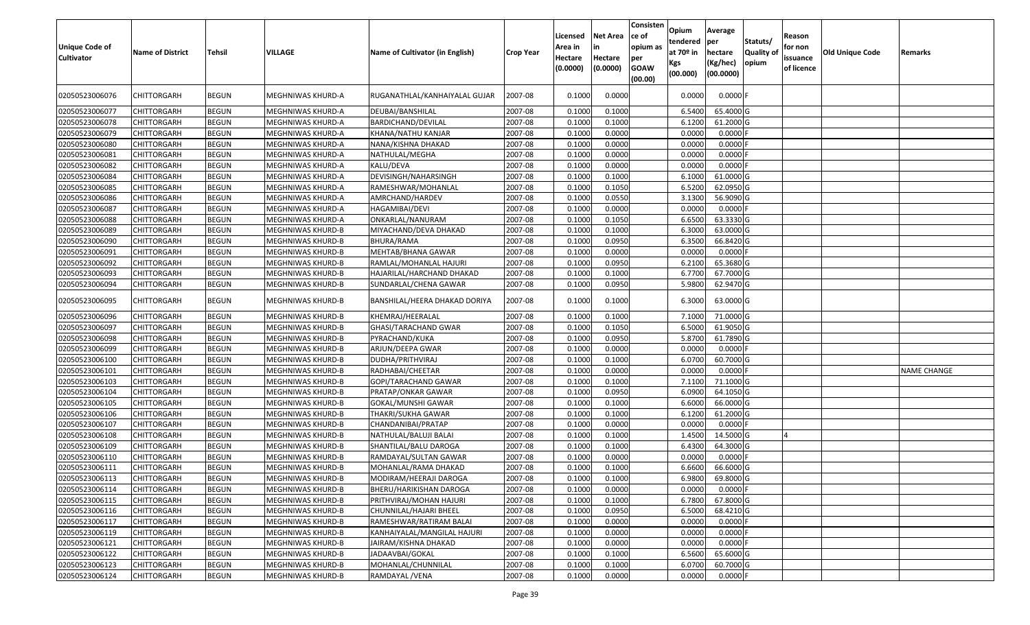| Unique Code of Cultivator | Name of District | Tehsil | VILLAGE | Name of Cultivator (in English) | Crop Year | Licensed Area in Hectare (0.0000) | Net Area in Hectare (0.0000) | Consistence of opium as per GOAW (00.00) | Opium tendered at 70º in Kgs (00.000) | Average per hectare (Kg/hec) (00.0000) | Statuts/ Quality of opium | Reason for non issuance of licence | Old Unique Code | Remarks |
|---|---|---|---|---|---|---|---|---|---|---|---|---|---|---|
| 02050523006076 | CHITTORGARH | BEGUN | MEGHNIWAS KHURD-A | RUGANATHLAL/KANHAIYALAL GUJAR | 2007-08 | 0.1000 | 0.0000 | | 0.0000 | 0.0000 | F | | | |
| 02050523006077 | CHITTORGARH | BEGUN | MEGHNIWAS KHURD-A | DEUBAI/BANSHILAL | 2007-08 | 0.1000 | 0.1000 | | 6.5400 | 65.4000 | G | | | |
| 02050523006078 | CHITTORGARH | BEGUN | MEGHNIWAS KHURD-A | BARDICHAND/DEVILAL | 2007-08 | 0.1000 | 0.1000 | | 6.1200 | 61.2000 | G | | | |
| 02050523006079 | CHITTORGARH | BEGUN | MEGHNIWAS KHURD-A | KHANA/NATHU KANJAR | 2007-08 | 0.1000 | 0.0000 | | 0.0000 | 0.0000 | F | | | |
| 02050523006080 | CHITTORGARH | BEGUN | MEGHNIWAS KHURD-A | NANA/KISHNA DHAKAD | 2007-08 | 0.1000 | 0.0000 | | 0.0000 | 0.0000 | F | | | |
| 02050523006081 | CHITTORGARH | BEGUN | MEGHNIWAS KHURD-A | NATHULAL/MEGHA | 2007-08 | 0.1000 | 0.0000 | | 0.0000 | 0.0000 | F | | | |
| 02050523006082 | CHITTORGARH | BEGUN | MEGHNIWAS KHURD-A | KALU/DEVA | 2007-08 | 0.1000 | 0.0000 | | 0.0000 | 0.0000 | F | | | |
| 02050523006084 | CHITTORGARH | BEGUN | MEGHNIWAS KHURD-A | DEVISINGH/NAHARSINGH | 2007-08 | 0.1000 | 0.1000 | | 6.1000 | 61.0000 | G | | | |
| 02050523006085 | CHITTORGARH | BEGUN | MEGHNIWAS KHURD-A | RAMESHWAR/MOHANLAL | 2007-08 | 0.1000 | 0.1050 | | 6.5200 | 62.0950 | G | | | |
| 02050523006086 | CHITTORGARH | BEGUN | MEGHNIWAS KHURD-A | AMRCHAND/HARDEV | 2007-08 | 0.1000 | 0.0550 | | 3.1300 | 56.9090 | G | | | |
| 02050523006087 | CHITTORGARH | BEGUN | MEGHNIWAS KHURD-A | HAGAMIBAI/DEVI | 2007-08 | 0.1000 | 0.0000 | | 0.0000 | 0.0000 | F | | | |
| 02050523006088 | CHITTORGARH | BEGUN | MEGHNIWAS KHURD-A | ONKARLAL/NANURAM | 2007-08 | 0.1000 | 0.1050 | | 6.6500 | 63.3330 | G | | | |
| 02050523006089 | CHITTORGARH | BEGUN | MEGHNIWAS KHURD-B | MIYACHAND/DEVA DHAKAD | 2007-08 | 0.1000 | 0.1000 | | 6.3000 | 63.0000 | G | | | |
| 02050523006090 | CHITTORGARH | BEGUN | MEGHNIWAS KHURD-B | BHURA/RAMA | 2007-08 | 0.1000 | 0.0950 | | 6.3500 | 66.8420 | G | | | |
| 02050523006091 | CHITTORGARH | BEGUN | MEGHNIWAS KHURD-B | MEHTAB/BHANA GAWAR | 2007-08 | 0.1000 | 0.0000 | | 0.0000 | 0.0000 | F | | | |
| 02050523006092 | CHITTORGARH | BEGUN | MEGHNIWAS KHURD-B | RAMLAL/MOHANLAL HAJURI | 2007-08 | 0.1000 | 0.0950 | | 6.2100 | 65.3680 | G | | | |
| 02050523006093 | CHITTORGARH | BEGUN | MEGHNIWAS KHURD-B | HAJARILAL/HARCHAND DHAKAD | 2007-08 | 0.1000 | 0.1000 | | 6.7700 | 67.7000 | G | | | |
| 02050523006094 | CHITTORGARH | BEGUN | MEGHNIWAS KHURD-B | SUNDARLAL/CHENA GAWAR | 2007-08 | 0.1000 | 0.0950 | | 5.9800 | 62.9470 | G | | | |
| 02050523006095 | CHITTORGARH | BEGUN | MEGHNIWAS KHURD-B | BANSHILAL/HEERA DHAKAD DORIYA | 2007-08 | 0.1000 | 0.1000 | | 6.3000 | 63.0000 | G | | | |
| 02050523006096 | CHITTORGARH | BEGUN | MEGHNIWAS KHURD-B | KHEMRAJ/HEERALAL | 2007-08 | 0.1000 | 0.1000 | | 7.1000 | 71.0000 | G | | | |
| 02050523006097 | CHITTORGARH | BEGUN | MEGHNIWAS KHURD-B | GHASI/TARACHAND GWAR | 2007-08 | 0.1000 | 0.1050 | | 6.5000 | 61.9050 | G | | | |
| 02050523006098 | CHITTORGARH | BEGUN | MEGHNIWAS KHURD-B | PYRACHAND/KUKA | 2007-08 | 0.1000 | 0.0950 | | 5.8700 | 61.7890 | G | | | |
| 02050523006099 | CHITTORGARH | BEGUN | MEGHNIWAS KHURD-B | ARJUN/DEEPA GWAR | 2007-08 | 0.1000 | 0.0000 | | 0.0000 | 0.0000 | F | | | |
| 02050523006100 | CHITTORGARH | BEGUN | MEGHNIWAS KHURD-B | DUDHA/PRITHVIRAJ | 2007-08 | 0.1000 | 0.1000 | | 6.0700 | 60.7000 | G | | | |
| 02050523006101 | CHITTORGARH | BEGUN | MEGHNIWAS KHURD-B | RADHABAI/CHEETAR | 2007-08 | 0.1000 | 0.0000 | | 0.0000 | 0.0000 | F | | | NAME CHANGE |
| 02050523006103 | CHITTORGARH | BEGUN | MEGHNIWAS KHURD-B | GOPI/TARACHAND GAWAR | 2007-08 | 0.1000 | 0.1000 | | 7.1100 | 71.1000 | G | | | |
| 02050523006104 | CHITTORGARH | BEGUN | MEGHNIWAS KHURD-B | PRATAP/ONKAR GAWAR | 2007-08 | 0.1000 | 0.0950 | | 6.0900 | 64.1050 | G | | | |
| 02050523006105 | CHITTORGARH | BEGUN | MEGHNIWAS KHURD-B | GOKAL/MUNSHI GAWAR | 2007-08 | 0.1000 | 0.1000 | | 6.6000 | 66.0000 | G | | | |
| 02050523006106 | CHITTORGARH | BEGUN | MEGHNIWAS KHURD-B | THAKRI/SUKHA GAWAR | 2007-08 | 0.1000 | 0.1000 | | 6.1200 | 61.2000 | G | | | |
| 02050523006107 | CHITTORGARH | BEGUN | MEGHNIWAS KHURD-B | CHANDANIBAI/PRATAP | 2007-08 | 0.1000 | 0.0000 | | 0.0000 | 0.0000 | F | | | |
| 02050523006108 | CHITTORGARH | BEGUN | MEGHNIWAS KHURD-B | NATHULAL/BALUJI BALAI | 2007-08 | 0.1000 | 0.1000 | | 1.4500 | 14.5000 | G | 4 | | |
| 02050523006109 | CHITTORGARH | BEGUN | MEGHNIWAS KHURD-B | SHANTILAL/BALU DAROGA | 2007-08 | 0.1000 | 0.1000 | | 6.4300 | 64.3000 | G | | | |
| 02050523006110 | CHITTORGARH | BEGUN | MEGHNIWAS KHURD-B | RAMDAYAL/SULTAN GAWAR | 2007-08 | 0.1000 | 0.0000 | | 0.0000 | 0.0000 | F | | | |
| 02050523006111 | CHITTORGARH | BEGUN | MEGHNIWAS KHURD-B | MOHANLAL/RAMA DHAKAD | 2007-08 | 0.1000 | 0.1000 | | 6.6600 | 66.6000 | G | | | |
| 02050523006113 | CHITTORGARH | BEGUN | MEGHNIWAS KHURD-B | MODIRAM/HEERAJI DAROGA | 2007-08 | 0.1000 | 0.1000 | | 6.9800 | 69.8000 | G | | | |
| 02050523006114 | CHITTORGARH | BEGUN | MEGHNIWAS KHURD-B | BHERU/HARIKISHAN DAROGA | 2007-08 | 0.1000 | 0.0000 | | 0.0000 | 0.0000 | F | | | |
| 02050523006115 | CHITTORGARH | BEGUN | MEGHNIWAS KHURD-B | PRITHVIRAJ/MOHAN HAJURI | 2007-08 | 0.1000 | 0.1000 | | 6.7800 | 67.8000 | G | | | |
| 02050523006116 | CHITTORGARH | BEGUN | MEGHNIWAS KHURD-B | CHUNNILAL/HAJARI BHEEL | 2007-08 | 0.1000 | 0.0950 | | 6.5000 | 68.4210 | G | | | |
| 02050523006117 | CHITTORGARH | BEGUN | MEGHNIWAS KHURD-B | RAMESHWAR/RATIRAM BALAI | 2007-08 | 0.1000 | 0.0000 | | 0.0000 | 0.0000 | F | | | |
| 02050523006119 | CHITTORGARH | BEGUN | MEGHNIWAS KHURD-B | KANHAIYALAL/MANGILAL HAJURI | 2007-08 | 0.1000 | 0.0000 | | 0.0000 | 0.0000 | F | | | |
| 02050523006121 | CHITTORGARH | BEGUN | MEGHNIWAS KHURD-B | JAIRAM/KISHNA DHAKAD | 2007-08 | 0.1000 | 0.0000 | | 0.0000 | 0.0000 | F | | | |
| 02050523006122 | CHITTORGARH | BEGUN | MEGHNIWAS KHURD-B | JADAAVBAI/GOKAL | 2007-08 | 0.1000 | 0.1000 | | 6.5600 | 65.6000 | G | | | |
| 02050523006123 | CHITTORGARH | BEGUN | MEGHNIWAS KHURD-B | MOHANLAL/CHUNNILAL | 2007-08 | 0.1000 | 0.1000 | | 6.0700 | 60.7000 | G | | | |
| 02050523006124 | CHITTORGARH | BEGUN | MEGHNIWAS KHURD-B | RAMDAYAL /VENA | 2007-08 | 0.1000 | 0.0000 | | 0.0000 | 0.0000 | F | | | |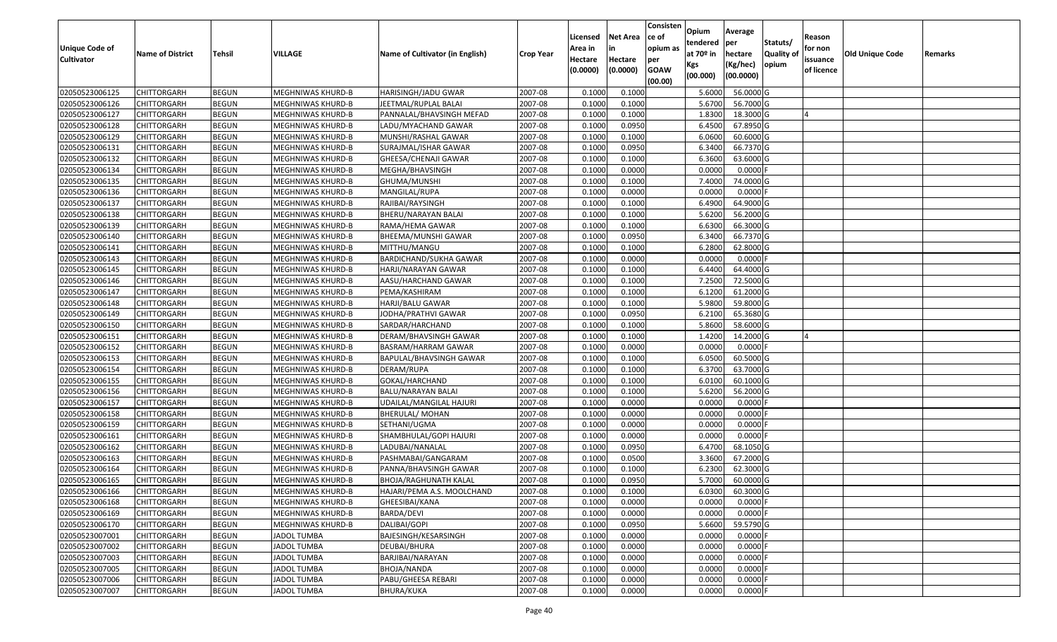| Unique Code of Cultivator | Name of District | Tehsil | VILLAGE | Name of Cultivator (in English) | Crop Year | Licensed Area in Hectare (0.0000) | Net Area in Hectare (0.0000) | Consistence of opium as per GOAW (00.00) | Opium tendered at 70º in Kgs (00.000) | Average per hectare (Kg/hec) (00.0000) | Statuts/ Quality of opium | Reason for non issuance of licence | Old Unique Code | Remarks |
|---|---|---|---|---|---|---|---|---|---|---|---|---|---|---|
| 02050523006125 | CHITTORGARH | BEGUN | MEGHNIWAS KHURD-B | HARISINGH/JADU GWAR | 2007-08 | 0.1000 | 0.1000 | | 5.6000 | 56.0000 | G | | | |
| 02050523006126 | CHITTORGARH | BEGUN | MEGHNIWAS KHURD-B | JEETMAL/RUPLAL BALAI | 2007-08 | 0.1000 | 0.1000 | | 5.6700 | 56.7000 | G | | | |
| 02050523006127 | CHITTORGARH | BEGUN | MEGHNIWAS KHURD-B | PANNALAL/BHAVSINGH MEFAD | 2007-08 | 0.1000 | 0.1000 | | 1.8300 | 18.3000 | G | 4 | | |
| 02050523006128 | CHITTORGARH | BEGUN | MEGHNIWAS KHURD-B | LADU/MYACHAND GAWAR | 2007-08 | 0.1000 | 0.0950 | | 6.4500 | 67.8950 | G | | | |
| 02050523006129 | CHITTORGARH | BEGUN | MEGHNIWAS KHURD-B | MUNSHI/RASHAL GAWAR | 2007-08 | 0.1000 | 0.1000 | | 6.0600 | 60.6000 | G | | | |
| 02050523006131 | CHITTORGARH | BEGUN | MEGHNIWAS KHURD-B | SURAJMAL/ISHAR GAWAR | 2007-08 | 0.1000 | 0.0950 | | 6.3400 | 66.7370 | G | | | |
| 02050523006132 | CHITTORGARH | BEGUN | MEGHNIWAS KHURD-B | GHEESA/CHENAJI GAWAR | 2007-08 | 0.1000 | 0.1000 | | 6.3600 | 63.6000 | G | | | |
| 02050523006134 | CHITTORGARH | BEGUN | MEGHNIWAS KHURD-B | MEGHA/BHAVSINGH | 2007-08 | 0.1000 | 0.0000 | | 0.0000 | 0.0000 | F | | | |
| 02050523006135 | CHITTORGARH | BEGUN | MEGHNIWAS KHURD-B | GHUMA/MUNSHI | 2007-08 | 0.1000 | 0.1000 | | 7.4000 | 74.0000 | G | | | |
| 02050523006136 | CHITTORGARH | BEGUN | MEGHNIWAS KHURD-B | MANGILAL/RUPA | 2007-08 | 0.1000 | 0.0000 | | 0.0000 | 0.0000 | F | | | |
| 02050523006137 | CHITTORGARH | BEGUN | MEGHNIWAS KHURD-B | RAJIBAI/RAYSINGH | 2007-08 | 0.1000 | 0.1000 | | 6.4900 | 64.9000 | G | | | |
| 02050523006138 | CHITTORGARH | BEGUN | MEGHNIWAS KHURD-B | BHERU/NARAYAN BALAI | 2007-08 | 0.1000 | 0.1000 | | 5.6200 | 56.2000 | G | | | |
| 02050523006139 | CHITTORGARH | BEGUN | MEGHNIWAS KHURD-B | RAMA/HEMA GAWAR | 2007-08 | 0.1000 | 0.1000 | | 6.6300 | 66.3000 | G | | | |
| 02050523006140 | CHITTORGARH | BEGUN | MEGHNIWAS KHURD-B | BHEEMA/MUNSHI GAWAR | 2007-08 | 0.1000 | 0.0950 | | 6.3400 | 66.7370 | G | | | |
| 02050523006141 | CHITTORGARH | BEGUN | MEGHNIWAS KHURD-B | MITTHU/MANGU | 2007-08 | 0.1000 | 0.1000 | | 6.2800 | 62.8000 | G | | | |
| 02050523006143 | CHITTORGARH | BEGUN | MEGHNIWAS KHURD-B | BARDICHAND/SUKHA GAWAR | 2007-08 | 0.1000 | 0.0000 | | 0.0000 | 0.0000 | F | | | |
| 02050523006145 | CHITTORGARH | BEGUN | MEGHNIWAS KHURD-B | HARJI/NARAYAN GAWAR | 2007-08 | 0.1000 | 0.1000 | | 6.4400 | 64.4000 | G | | | |
| 02050523006146 | CHITTORGARH | BEGUN | MEGHNIWAS KHURD-B | AASU/HARCHAND GAWAR | 2007-08 | 0.1000 | 0.1000 | | 7.2500 | 72.5000 | G | | | |
| 02050523006147 | CHITTORGARH | BEGUN | MEGHNIWAS KHURD-B | PEMA/KASHIRAM | 2007-08 | 0.1000 | 0.1000 | | 6.1200 | 61.2000 | G | | | |
| 02050523006148 | CHITTORGARH | BEGUN | MEGHNIWAS KHURD-B | HARJI/BALU GAWAR | 2007-08 | 0.1000 | 0.1000 | | 5.9800 | 59.8000 | G | | | |
| 02050523006149 | CHITTORGARH | BEGUN | MEGHNIWAS KHURD-B | JODHA/PRATHVI GAWAR | 2007-08 | 0.1000 | 0.0950 | | 6.2100 | 65.3680 | G | | | |
| 02050523006150 | CHITTORGARH | BEGUN | MEGHNIWAS KHURD-B | SARDAR/HARCHAND | 2007-08 | 0.1000 | 0.1000 | | 5.8600 | 58.6000 | G | | | |
| 02050523006151 | CHITTORGARH | BEGUN | MEGHNIWAS KHURD-B | DERAM/BHAVSINGH GAWAR | 2007-08 | 0.1000 | 0.1000 | | 1.4200 | 14.2000 | G | 4 | | |
| 02050523006152 | CHITTORGARH | BEGUN | MEGHNIWAS KHURD-B | BASRAM/HARRAM GAWAR | 2007-08 | 0.1000 | 0.0000 | | 0.0000 | 0.0000 | F | | | |
| 02050523006153 | CHITTORGARH | BEGUN | MEGHNIWAS KHURD-B | BAPULAL/BHAVSINGH GAWAR | 2007-08 | 0.1000 | 0.1000 | | 6.0500 | 60.5000 | G | | | |
| 02050523006154 | CHITTORGARH | BEGUN | MEGHNIWAS KHURD-B | DERAM/RUPA | 2007-08 | 0.1000 | 0.1000 | | 6.3700 | 63.7000 | G | | | |
| 02050523006155 | CHITTORGARH | BEGUN | MEGHNIWAS KHURD-B | GOKAL/HARCHAND | 2007-08 | 0.1000 | 0.1000 | | 6.0100 | 60.1000 | G | | | |
| 02050523006156 | CHITTORGARH | BEGUN | MEGHNIWAS KHURD-B | BALU/NARAYAN BALAI | 2007-08 | 0.1000 | 0.1000 | | 5.6200 | 56.2000 | G | | | |
| 02050523006157 | CHITTORGARH | BEGUN | MEGHNIWAS KHURD-B | UDAILAL/MANGILAL HAJURI | 2007-08 | 0.1000 | 0.0000 | | 0.0000 | 0.0000 | F | | | |
| 02050523006158 | CHITTORGARH | BEGUN | MEGHNIWAS KHURD-B | BHERULAL/ MOHAN | 2007-08 | 0.1000 | 0.0000 | | 0.0000 | 0.0000 | F | | | |
| 02050523006159 | CHITTORGARH | BEGUN | MEGHNIWAS KHURD-B | SETHANI/UGMA | 2007-08 | 0.1000 | 0.0000 | | 0.0000 | 0.0000 | F | | | |
| 02050523006161 | CHITTORGARH | BEGUN | MEGHNIWAS KHURD-B | SHAMBHULAL/GOPI HAJURI | 2007-08 | 0.1000 | 0.0000 | | 0.0000 | 0.0000 | F | | | |
| 02050523006162 | CHITTORGARH | BEGUN | MEGHNIWAS KHURD-B | LADUBAI/NANALAL | 2007-08 | 0.1000 | 0.0950 | | 6.4700 | 68.1050 | G | | | |
| 02050523006163 | CHITTORGARH | BEGUN | MEGHNIWAS KHURD-B | PASHMABAI/GANGARAM | 2007-08 | 0.1000 | 0.0500 | | 3.3600 | 67.2000 | G | | | |
| 02050523006164 | CHITTORGARH | BEGUN | MEGHNIWAS KHURD-B | PANNA/BHAVSINGH GAWAR | 2007-08 | 0.1000 | 0.1000 | | 6.2300 | 62.3000 | G | | | |
| 02050523006165 | CHITTORGARH | BEGUN | MEGHNIWAS KHURD-B | BHOJA/RAGHUNATH KALAL | 2007-08 | 0.1000 | 0.0950 | | 5.7000 | 60.0000 | G | | | |
| 02050523006166 | CHITTORGARH | BEGUN | MEGHNIWAS KHURD-B | HAJARI/PEMA A.S. MOOLCHAND | 2007-08 | 0.1000 | 0.1000 | | 6.0300 | 60.3000 | G | | | |
| 02050523006168 | CHITTORGARH | BEGUN | MEGHNIWAS KHURD-B | GHEESIBAI/KANA | 2007-08 | 0.1000 | 0.0000 | | 0.0000 | 0.0000 | F | | | |
| 02050523006169 | CHITTORGARH | BEGUN | MEGHNIWAS KHURD-B | BARDA/DEVI | 2007-08 | 0.1000 | 0.0000 | | 0.0000 | 0.0000 | F | | | |
| 02050523006170 | CHITTORGARH | BEGUN | MEGHNIWAS KHURD-B | DALIBAI/GOPI | 2007-08 | 0.1000 | 0.0950 | | 5.6600 | 59.5790 | G | | | |
| 02050523007001 | CHITTORGARH | BEGUN | JADOL TUMBA | BAJESINGH/KESARSINGH | 2007-08 | 0.1000 | 0.0000 | | 0.0000 | 0.0000 | F | | | |
| 02050523007002 | CHITTORGARH | BEGUN | JADOL TUMBA | DEUBAI/BHURA | 2007-08 | 0.1000 | 0.0000 | | 0.0000 | 0.0000 | F | | | |
| 02050523007003 | CHITTORGARH | BEGUN | JADOL TUMBA | BARJIBAI/NARAYAN | 2007-08 | 0.1000 | 0.0000 | | 0.0000 | 0.0000 | F | | | |
| 02050523007005 | CHITTORGARH | BEGUN | JADOL TUMBA | BHOJA/NANDA | 2007-08 | 0.1000 | 0.0000 | | 0.0000 | 0.0000 | F | | | |
| 02050523007006 | CHITTORGARH | BEGUN | JADOL TUMBA | PABU/GHEESA REBARI | 2007-08 | 0.1000 | 0.0000 | | 0.0000 | 0.0000 | F | | | |
| 02050523007007 | CHITTORGARH | BEGUN | JADOL TUMBA | BHURA/KUKA | 2007-08 | 0.1000 | 0.0000 | | 0.0000 | 0.0000 | F | | | |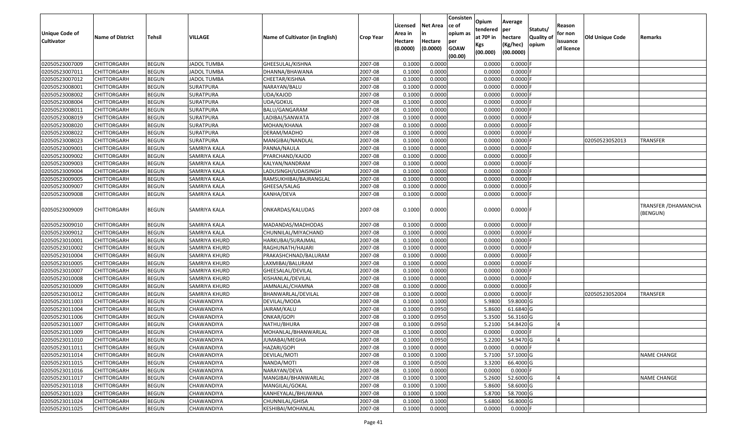| Unique Code of Cultivator | Name of District | Tehsil | VILLAGE | Name of Cultivator (in English) | Crop Year | Licensed Area in Hectare (0.0000) | Net Area in Hectare (0.0000) | Consistence of opium as per GOAW (00.00) | Opium tendered at 70º in Kgs (00.000) | Average per hectare (Kg/hec) (00.0000) | Statuts/ Quality of opium | Reason for non issuance of licence | Old Unique Code | Remarks |
|---|---|---|---|---|---|---|---|---|---|---|---|---|---|---|
| 02050523007009 | CHITTORGARH | BEGUN | JADOL TUMBA | GHEESULAL/KISHNA | 2007-08 | 0.1000 | 0.0000 | | 0.0000 | 0.0000 | F | | | |
| 02050523007011 | CHITTORGARH | BEGUN | JADOL TUMBA | DHANNA/BHAWANA | 2007-08 | 0.1000 | 0.0000 | | 0.0000 | 0.0000 | F | | | |
| 02050523007012 | CHITTORGARH | BEGUN | JADOL TUMBA | CHEETAR/KISHNA | 2007-08 | 0.1000 | 0.0000 | | 0.0000 | 0.0000 | F | | | |
| 02050523008001 | CHITTORGARH | BEGUN | SURATPURA | NARAYAN/BALU | 2007-08 | 0.1000 | 0.0000 | | 0.0000 | 0.0000 | F | | | |
| 02050523008002 | CHITTORGARH | BEGUN | SURATPURA | UDA/KAJOD | 2007-08 | 0.1000 | 0.0000 | | 0.0000 | 0.0000 | F | | | |
| 02050523008004 | CHITTORGARH | BEGUN | SURATPURA | UDA/GOKUL | 2007-08 | 0.1000 | 0.0000 | | 0.0000 | 0.0000 | F | | | |
| 02050523008011 | CHITTORGARH | BEGUN | SURATPURA | BALU/GANGARAM | 2007-08 | 0.1000 | 0.0000 | | 0.0000 | 0.0000 | F | | | |
| 02050523008019 | CHITTORGARH | BEGUN | SURATPURA | LADIBAI/SANWATA | 2007-08 | 0.1000 | 0.0000 | | 0.0000 | 0.0000 | F | | | |
| 02050523008020 | CHITTORGARH | BEGUN | SURATPURA | MOHAN/KHANA | 2007-08 | 0.1000 | 0.0000 | | 0.0000 | 0.0000 | F | | | |
| 02050523008022 | CHITTORGARH | BEGUN | SURATPURA | DERAM/MADHO | 2007-08 | 0.1000 | 0.0000 | | 0.0000 | 0.0000 | F | | | |
| 02050523008023 | CHITTORGARH | BEGUN | SURATPURA | MANGIBAI/NANDLAL | 2007-08 | 0.1000 | 0.0000 | | 0.0000 | 0.0000 | F | | 02050523052013 | TRANSFER |
| 02050523009001 | CHITTORGARH | BEGUN | SAMRIYA KALA | PANNA/NAULA | 2007-08 | 0.1000 | 0.0000 | | 0.0000 | 0.0000 | F | | | |
| 02050523009002 | CHITTORGARH | BEGUN | SAMRIYA KALA | PYARCHAND/KAJOD | 2007-08 | 0.1000 | 0.0000 | | 0.0000 | 0.0000 | F | | | |
| 02050523009003 | CHITTORGARH | BEGUN | SAMRIYA KALA | KALYAN/NANDRAM | 2007-08 | 0.1000 | 0.0000 | | 0.0000 | 0.0000 | F | | | |
| 02050523009004 | CHITTORGARH | BEGUN | SAMRIYA KALA | LADUSINGH/UDAISINGH | 2007-08 | 0.1000 | 0.0000 | | 0.0000 | 0.0000 | F | | | |
| 02050523009005 | CHITTORGARH | BEGUN | SAMRIYA KALA | RAMSUKHIBAI/BAJRANGLAL | 2007-08 | 0.1000 | 0.0000 | | 0.0000 | 0.0000 | F | | | |
| 02050523009007 | CHITTORGARH | BEGUN | SAMRIYA KALA | GHEESA/SALAG | 2007-08 | 0.1000 | 0.0000 | | 0.0000 | 0.0000 | F | | | |
| 02050523009008 | CHITTORGARH | BEGUN | SAMRIYA KALA | KANHA/DEVA | 2007-08 | 0.1000 | 0.0000 | | 0.0000 | 0.0000 | F | | | |
| 02050523009009 | CHITTORGARH | BEGUN | SAMRIYA KALA | ONKARDAS/KALUDAS | 2007-08 | 0.1000 | 0.0000 | | 0.0000 | 0.0000 | F | | | TRANSFER /DHAMANCHA (BENGUN) |
| 02050523009010 | CHITTORGARH | BEGUN | SAMRIYA KALA | MADANDAS/MADHODAS | 2007-08 | 0.1000 | 0.0000 | | 0.0000 | 0.0000 | F | | | |
| 02050523009012 | CHITTORGARH | BEGUN | SAMRIYA KALA | CHUNNILAL/MIYACHAND | 2007-08 | 0.1000 | 0.0000 | | 0.0000 | 0.0000 | F | | | |
| 02050523010001 | CHITTORGARH | BEGUN | SAMRIYA KHURD | HARKUBAI/SURAJMAL | 2007-08 | 0.1000 | 0.0000 | | 0.0000 | 0.0000 | F | | | |
| 02050523010002 | CHITTORGARH | BEGUN | SAMRIYA KHURD | RAGHUNATH/HAJARI | 2007-08 | 0.1000 | 0.0000 | | 0.0000 | 0.0000 | F | | | |
| 02050523010004 | CHITTORGARH | BEGUN | SAMRIYA KHURD | PRAKASHCHNAD/BALURAM | 2007-08 | 0.1000 | 0.0000 | | 0.0000 | 0.0000 | F | | | |
| 02050523010005 | CHITTORGARH | BEGUN | SAMRIYA KHURD | LAXMIBAI/BALURAM | 2007-08 | 0.1000 | 0.0000 | | 0.0000 | 0.0000 | F | | | |
| 02050523010007 | CHITTORGARH | BEGUN | SAMRIYA KHURD | GHEESALAL/DEVILAL | 2007-08 | 0.1000 | 0.0000 | | 0.0000 | 0.0000 | F | | | |
| 02050523010008 | CHITTORGARH | BEGUN | SAMRIYA KHURD | KISHANLAL/DEVILAL | 2007-08 | 0.1000 | 0.0000 | | 0.0000 | 0.0000 | F | | | |
| 02050523010009 | CHITTORGARH | BEGUN | SAMRIYA KHURD | JAMNALAL/CHAMNA | 2007-08 | 0.1000 | 0.0000 | | 0.0000 | 0.0000 | F | | | |
| 02050523010012 | CHITTORGARH | BEGUN | SAMRIYA KHURD | BHANWARLAL/DEVILAL | 2007-08 | 0.1000 | 0.0000 | | 0.0000 | 0.0000 | F | | 02050523052004 | TRANSFER |
| 02050523011003 | CHITTORGARH | BEGUN | CHAWANDIYA | DEVILAL/MODA | 2007-08 | 0.1000 | 0.1000 | | 5.9800 | 59.8000 | G | | | |
| 02050523011004 | CHITTORGARH | BEGUN | CHAWANDIYA | JAIRAM/KALU | 2007-08 | 0.1000 | 0.0950 | | 5.8600 | 61.6840 | G | | | |
| 02050523011006 | CHITTORGARH | BEGUN | CHAWANDIYA | ONKAR/GOPI | 2007-08 | 0.1000 | 0.0950 | | 5.3500 | 56.3160 | G | | | |
| 02050523011007 | CHITTORGARH | BEGUN | CHAWANDIYA | NATHU/BHURA | 2007-08 | 0.1000 | 0.0950 | | 5.2100 | 54.8420 | G | 4 | | |
| 02050523011009 | CHITTORGARH | BEGUN | CHAWANDIYA | MOHANLAL/BHANWARLAL | 2007-08 | 0.1000 | 0.0000 | | 0.0000 | 0.0000 | F | | | |
| 02050523011010 | CHITTORGARH | BEGUN | CHAWANDIYA | JUMABAI/MEGHA | 2007-08 | 0.1000 | 0.0950 | | 5.2200 | 54.9470 | G | 4 | | |
| 02050523011011 | CHITTORGARH | BEGUN | CHAWANDIYA | HAZARI/GOPI | 2007-08 | 0.1000 | 0.0000 | | 0.0000 | 0.0000 | F | | | |
| 02050523011014 | CHITTORGARH | BEGUN | CHAWANDIYA | DEVILAL/MOTI | 2007-08 | 0.1000 | 0.1000 | | 5.7100 | 57.1000 | G | | | NAME CHANGE |
| 02050523011015 | CHITTORGARH | BEGUN | CHAWANDIYA | NANDA/MOTI | 2007-08 | 0.1000 | 0.0500 | | 3.3200 | 66.4000 | G | | | |
| 02050523011016 | CHITTORGARH | BEGUN | CHAWANDIYA | NARAYAN/DEVA | 2007-08 | 0.1000 | 0.0000 | | 0.0000 | 0.0000 | F | | | |
| 02050523011017 | CHITTORGARH | BEGUN | CHAWANDIYA | MANGIBAI/BHANWARLAL | 2007-08 | 0.1000 | 0.1000 | | 5.2600 | 52.6000 | G | 4 | | NAME CHANGE |
| 02050523011018 | CHITTORGARH | BEGUN | CHAWANDIYA | MANGILAL/GOKAL | 2007-08 | 0.1000 | 0.1000 | | 5.8600 | 58.6000 | G | | | |
| 02050523011023 | CHITTORGARH | BEGUN | CHAWANDIYA | KANHEYALAL/BHUWANA | 2007-08 | 0.1000 | 0.1000 | | 5.8700 | 58.7000 | G | | | |
| 02050523011024 | CHITTORGARH | BEGUN | CHAWANDIYA | CHUNNILAL/GHISA | 2007-08 | 0.1000 | 0.1000 | | 5.6800 | 56.8000 | G | | | |
| 02050523011025 | CHITTORGARH | BEGUN | CHAWANDIYA | KESHIBAI/MOHANLAL | 2007-08 | 0.1000 | 0.0000 | | 0.0000 | 0.0000 | F | | | |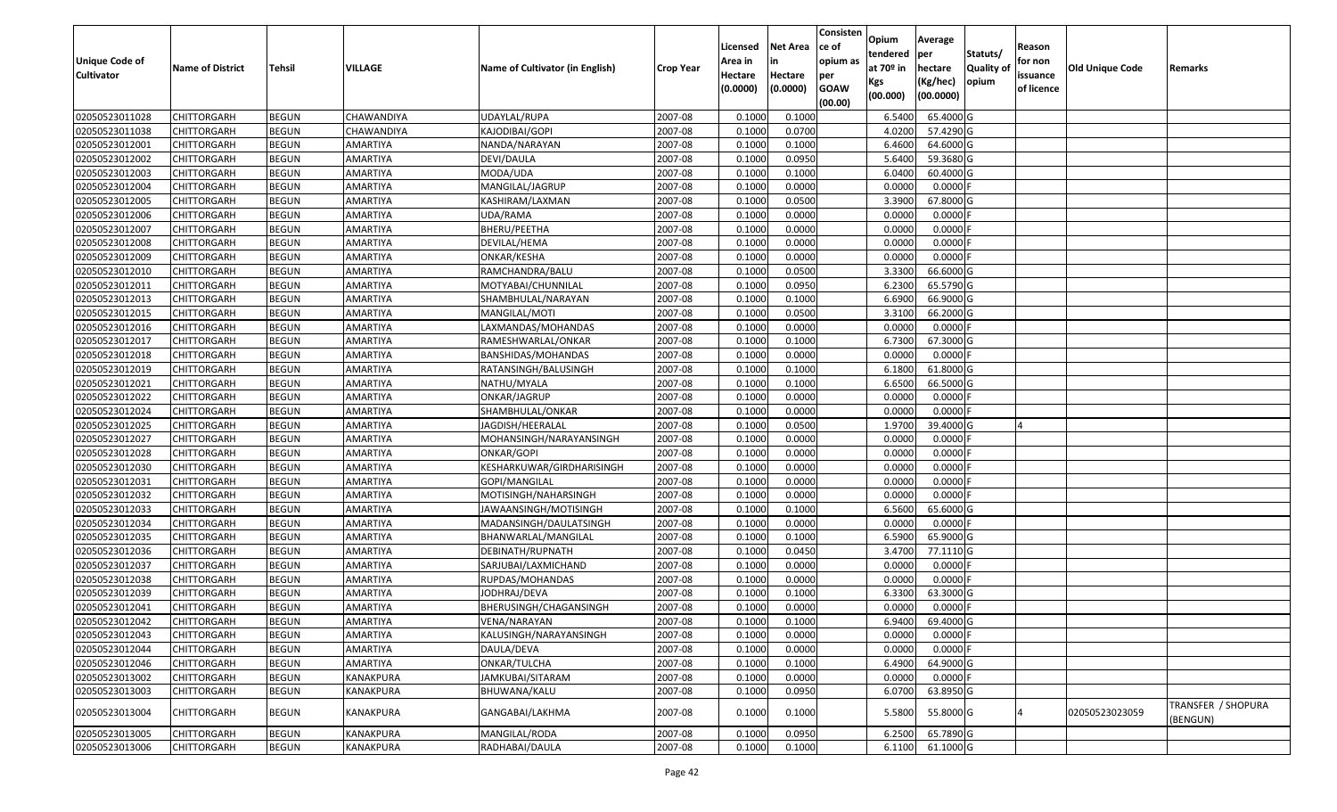| Unique Code of Cultivator | Name of District | Tehsil | VILLAGE | Name of Cultivator (in English) | Crop Year | Licensed Area in Hectare (0.0000) | Net Area in Hectare (0.0000) | Consistence of opium as per GOAW (00.00) | Opium tendered at 70º in Kgs (00.000) | Average per hectare (Kg/hec) (00.0000) | Statuts/ Quality of opium | Reason for non issuance of licence | Old Unique Code | Remarks |
|---|---|---|---|---|---|---|---|---|---|---|---|---|---|---|
| 02050523011028 | CHITTORGARH | BEGUN | CHAWANDIYA | UDAYLAL/RUPA | 2007-08 | 0.1000 | 0.1000 | | 6.5400 | 65.4000 | G | | | |
| 02050523011038 | CHITTORGARH | BEGUN | CHAWANDIYA | KAJODIBAI/GOPI | 2007-08 | 0.1000 | 0.0700 | | 4.0200 | 57.4290 | G | | | |
| 02050523012001 | CHITTORGARH | BEGUN | AMARTIYA | NANDA/NARAYAN | 2007-08 | 0.1000 | 0.1000 | | 6.4600 | 64.6000 | G | | | |
| 02050523012002 | CHITTORGARH | BEGUN | AMARTIYA | DEVI/DAULA | 2007-08 | 0.1000 | 0.0950 | | 5.6400 | 59.3680 | G | | | |
| 02050523012003 | CHITTORGARH | BEGUN | AMARTIYA | MODA/UDA | 2007-08 | 0.1000 | 0.1000 | | 6.0400 | 60.4000 | G | | | |
| 02050523012004 | CHITTORGARH | BEGUN | AMARTIYA | MANGILAL/JAGRUP | 2007-08 | 0.1000 | 0.0000 | | 0.0000 | 0.0000 | F | | | |
| 02050523012005 | CHITTORGARH | BEGUN | AMARTIYA | KASHIRAM/LAXMAN | 2007-08 | 0.1000 | 0.0500 | | 3.3900 | 67.8000 | G | | | |
| 02050523012006 | CHITTORGARH | BEGUN | AMARTIYA | UDA/RAMA | 2007-08 | 0.1000 | 0.0000 | | 0.0000 | 0.0000 | F | | | |
| 02050523012007 | CHITTORGARH | BEGUN | AMARTIYA | BHERU/PEETHA | 2007-08 | 0.1000 | 0.0000 | | 0.0000 | 0.0000 | F | | | |
| 02050523012008 | CHITTORGARH | BEGUN | AMARTIYA | DEVILAL/HEMA | 2007-08 | 0.1000 | 0.0000 | | 0.0000 | 0.0000 | F | | | |
| 02050523012009 | CHITTORGARH | BEGUN | AMARTIYA | ONKAR/KESHA | 2007-08 | 0.1000 | 0.0000 | | 0.0000 | 0.0000 | F | | | |
| 02050523012010 | CHITTORGARH | BEGUN | AMARTIYA | RAMCHANDRA/BALU | 2007-08 | 0.1000 | 0.0500 | | 3.3300 | 66.6000 | G | | | |
| 02050523012011 | CHITTORGARH | BEGUN | AMARTIYA | MOTYABAI/CHUNNILAL | 2007-08 | 0.1000 | 0.0950 | | 6.2300 | 65.5790 | G | | | |
| 02050523012013 | CHITTORGARH | BEGUN | AMARTIYA | SHAMBHULAL/NARAYAN | 2007-08 | 0.1000 | 0.1000 | | 6.6900 | 66.9000 | G | | | |
| 02050523012015 | CHITTORGARH | BEGUN | AMARTIYA | MANGILAL/MOTI | 2007-08 | 0.1000 | 0.0500 | | 3.3100 | 66.2000 | G | | | |
| 02050523012016 | CHITTORGARH | BEGUN | AMARTIYA | LAXMANDAS/MOHANDAS | 2007-08 | 0.1000 | 0.0000 | | 0.0000 | 0.0000 | F | | | |
| 02050523012017 | CHITTORGARH | BEGUN | AMARTIYA | RAMESHWARLAL/ONKAR | 2007-08 | 0.1000 | 0.1000 | | 6.7300 | 67.3000 | G | | | |
| 02050523012018 | CHITTORGARH | BEGUN | AMARTIYA | BANSHIDAS/MOHANDAS | 2007-08 | 0.1000 | 0.0000 | | 0.0000 | 0.0000 | F | | | |
| 02050523012019 | CHITTORGARH | BEGUN | AMARTIYA | RATANSINGH/BALUSINGH | 2007-08 | 0.1000 | 0.1000 | | 6.1800 | 61.8000 | G | | | |
| 02050523012021 | CHITTORGARH | BEGUN | AMARTIYA | NATHU/MYALA | 2007-08 | 0.1000 | 0.1000 | | 6.6500 | 66.5000 | G | | | |
| 02050523012022 | CHITTORGARH | BEGUN | AMARTIYA | ONKAR/JAGRUP | 2007-08 | 0.1000 | 0.0000 | | 0.0000 | 0.0000 | F | | | |
| 02050523012024 | CHITTORGARH | BEGUN | AMARTIYA | SHAMBHULAL/ONKAR | 2007-08 | 0.1000 | 0.0000 | | 0.0000 | 0.0000 | F | | | |
| 02050523012025 | CHITTORGARH | BEGUN | AMARTIYA | JAGDISH/HEERALAL | 2007-08 | 0.1000 | 0.0500 | | 1.9700 | 39.4000 | G | 4 | | |
| 02050523012027 | CHITTORGARH | BEGUN | AMARTIYA | MOHANSINGH/NARAYANSINGH | 2007-08 | 0.1000 | 0.0000 | | 0.0000 | 0.0000 | F | | | |
| 02050523012028 | CHITTORGARH | BEGUN | AMARTIYA | ONKAR/GOPI | 2007-08 | 0.1000 | 0.0000 | | 0.0000 | 0.0000 | F | | | |
| 02050523012030 | CHITTORGARH | BEGUN | AMARTIYA | KESHARKUWAR/GIRDHARISINGH | 2007-08 | 0.1000 | 0.0000 | | 0.0000 | 0.0000 | F | | | |
| 02050523012031 | CHITTORGARH | BEGUN | AMARTIYA | GOPI/MANGILAL | 2007-08 | 0.1000 | 0.0000 | | 0.0000 | 0.0000 | F | | | |
| 02050523012032 | CHITTORGARH | BEGUN | AMARTIYA | MOTISINGH/NAHARSINGH | 2007-08 | 0.1000 | 0.0000 | | 0.0000 | 0.0000 | F | | | |
| 02050523012033 | CHITTORGARH | BEGUN | AMARTIYA | JAWAANSINGH/MOTISINGH | 2007-08 | 0.1000 | 0.1000 | | 6.5600 | 65.6000 | G | | | |
| 02050523012034 | CHITTORGARH | BEGUN | AMARTIYA | MADANSINGH/DAULATSINGH | 2007-08 | 0.1000 | 0.0000 | | 0.0000 | 0.0000 | F | | | |
| 02050523012035 | CHITTORGARH | BEGUN | AMARTIYA | BHANWARLAL/MANGILAL | 2007-08 | 0.1000 | 0.1000 | | 6.5900 | 65.9000 | G | | | |
| 02050523012036 | CHITTORGARH | BEGUN | AMARTIYA | DEBINATH/RUPNATH | 2007-08 | 0.1000 | 0.0450 | | 3.4700 | 77.1110 | G | | | |
| 02050523012037 | CHITTORGARH | BEGUN | AMARTIYA | SARJUBAI/LAXMICHAND | 2007-08 | 0.1000 | 0.0000 | | 0.0000 | 0.0000 | F | | | |
| 02050523012038 | CHITTORGARH | BEGUN | AMARTIYA | RUPDAS/MOHANDAS | 2007-08 | 0.1000 | 0.0000 | | 0.0000 | 0.0000 | F | | | |
| 02050523012039 | CHITTORGARH | BEGUN | AMARTIYA | JODHRAJ/DEVA | 2007-08 | 0.1000 | 0.1000 | | 6.3300 | 63.3000 | G | | | |
| 02050523012041 | CHITTORGARH | BEGUN | AMARTIYA | BHERUSINGH/CHAGANSINGH | 2007-08 | 0.1000 | 0.0000 | | 0.0000 | 0.0000 | F | | | |
| 02050523012042 | CHITTORGARH | BEGUN | AMARTIYA | VENA/NARAYAN | 2007-08 | 0.1000 | 0.1000 | | 6.9400 | 69.4000 | G | | | |
| 02050523012043 | CHITTORGARH | BEGUN | AMARTIYA | KALUSINGH/NARAYANSINGH | 2007-08 | 0.1000 | 0.0000 | | 0.0000 | 0.0000 | F | | | |
| 02050523012044 | CHITTORGARH | BEGUN | AMARTIYA | DAULA/DEVA | 2007-08 | 0.1000 | 0.0000 | | 0.0000 | 0.0000 | F | | | |
| 02050523012046 | CHITTORGARH | BEGUN | AMARTIYA | ONKAR/TULCHA | 2007-08 | 0.1000 | 0.1000 | | 6.4900 | 64.9000 | G | | | |
| 02050523013002 | CHITTORGARH | BEGUN | KANAKPURA | JAMKUBAI/SITARAM | 2007-08 | 0.1000 | 0.0000 | | 0.0000 | 0.0000 | F | | | |
| 02050523013003 | CHITTORGARH | BEGUN | KANAKPURA | BHUWANA/KALU | 2007-08 | 0.1000 | 0.0950 | | 6.0700 | 63.8950 | G | | | |
| 02050523013004 | CHITTORGARH | BEGUN | KANAKPURA | GANGABAI/LAKHMA | 2007-08 | 0.1000 | 0.1000 | | 5.5800 | 55.8000 | G | 4 | 02050523023059 | TRANSFER / SHOPURA (BENGUN) |
| 02050523013005 | CHITTORGARH | BEGUN | KANAKPURA | MANGILAL/RODA | 2007-08 | 0.1000 | 0.0950 | | 6.2500 | 65.7890 | G | | | |
| 02050523013006 | CHITTORGARH | BEGUN | KANAKPURA | RADHABAI/DAULA | 2007-08 | 0.1000 | 0.1000 | | 6.1100 | 61.1000 | G | | | |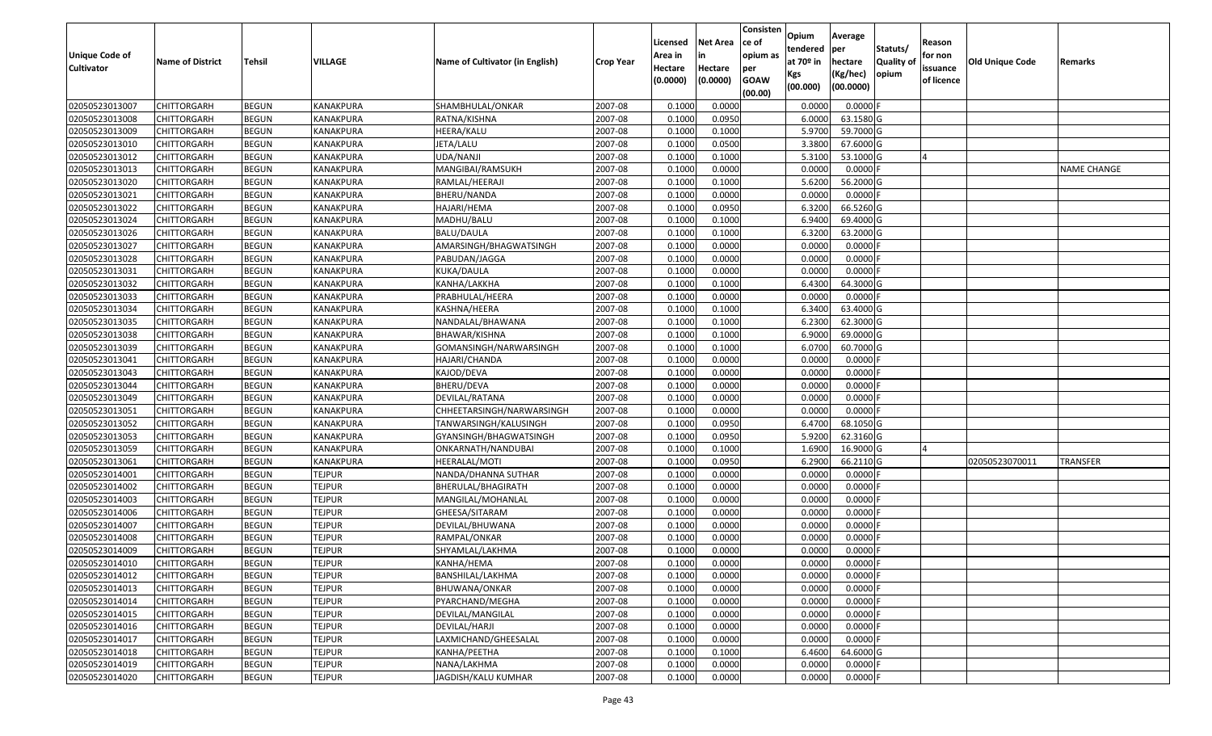| Unique Code of Cultivator | Name of District | Tehsil | VILLAGE | Name of Cultivator (in English) | Crop Year | Licensed Area in Hectare (0.0000) | Net Area in Hectare (0.0000) | Consistence of opium as per GOAW (00.00) | Opium tendered at 70º in Kgs (00.000) | Average per hectare (Kg/hec) (00.0000) | Statuts/ Quality of opium | Reason for non issuance of licence | Old Unique Code | Remarks |
|---|---|---|---|---|---|---|---|---|---|---|---|---|---|---|
| 02050523013007 | CHITTORGARH | BEGUN | KANAKPURA | SHAMBHULAL/ONKAR | 2007-08 | 0.1000 | 0.0000 | | 0.0000 | 0.0000 | F | | | |
| 02050523013008 | CHITTORGARH | BEGUN | KANAKPURA | RATNA/KISHNA | 2007-08 | 0.1000 | 0.0950 | | 6.0000 | 63.1580 | G | | | |
| 02050523013009 | CHITTORGARH | BEGUN | KANAKPURA | HEERA/KALU | 2007-08 | 0.1000 | 0.1000 | | 5.9700 | 59.7000 | G | | | |
| 02050523013010 | CHITTORGARH | BEGUN | KANAKPURA | JETA/LALU | 2007-08 | 0.1000 | 0.0500 | | 3.3800 | 67.6000 | G | | | |
| 02050523013012 | CHITTORGARH | BEGUN | KANAKPURA | UDA/NANJI | 2007-08 | 0.1000 | 0.1000 | | 5.3100 | 53.1000 | G | 4 | | |
| 02050523013013 | CHITTORGARH | BEGUN | KANAKPURA | MANGIBAI/RAMSUKH | 2007-08 | 0.1000 | 0.0000 | | 0.0000 | 0.0000 | F | | | NAME CHANGE |
| 02050523013020 | CHITTORGARH | BEGUN | KANAKPURA | RAMLAL/HEERAJI | 2007-08 | 0.1000 | 0.1000 | | 5.6200 | 56.2000 | G | | | |
| 02050523013021 | CHITTORGARH | BEGUN | KANAKPURA | BHERU/NANDA | 2007-08 | 0.1000 | 0.0000 | | 0.0000 | 0.0000 | F | | | |
| 02050523013022 | CHITTORGARH | BEGUN | KANAKPURA | HAJARI/HEMA | 2007-08 | 0.1000 | 0.0950 | | 6.3200 | 66.5260 | G | | | |
| 02050523013024 | CHITTORGARH | BEGUN | KANAKPURA | MADHU/BALU | 2007-08 | 0.1000 | 0.1000 | | 6.9400 | 69.4000 | G | | | |
| 02050523013026 | CHITTORGARH | BEGUN | KANAKPURA | BALU/DAULA | 2007-08 | 0.1000 | 0.1000 | | 6.3200 | 63.2000 | G | | | |
| 02050523013027 | CHITTORGARH | BEGUN | KANAKPURA | AMARSINGH/BHAGWATSINGH | 2007-08 | 0.1000 | 0.0000 | | 0.0000 | 0.0000 | F | | | |
| 02050523013028 | CHITTORGARH | BEGUN | KANAKPURA | PABUDAN/JAGGA | 2007-08 | 0.1000 | 0.0000 | | 0.0000 | 0.0000 | F | | | |
| 02050523013031 | CHITTORGARH | BEGUN | KANAKPURA | KUKA/DAULA | 2007-08 | 0.1000 | 0.0000 | | 0.0000 | 0.0000 | F | | | |
| 02050523013032 | CHITTORGARH | BEGUN | KANAKPURA | KANHA/LAKKHA | 2007-08 | 0.1000 | 0.1000 | | 6.4300 | 64.3000 | G | | | |
| 02050523013033 | CHITTORGARH | BEGUN | KANAKPURA | PRABHULAL/HEERA | 2007-08 | 0.1000 | 0.0000 | | 0.0000 | 0.0000 | F | | | |
| 02050523013034 | CHITTORGARH | BEGUN | KANAKPURA | KASHNA/HEERA | 2007-08 | 0.1000 | 0.1000 | | 6.3400 | 63.4000 | G | | | |
| 02050523013035 | CHITTORGARH | BEGUN | KANAKPURA | NANDALAL/BHAWANA | 2007-08 | 0.1000 | 0.1000 | | 6.2300 | 62.3000 | G | | | |
| 02050523013038 | CHITTORGARH | BEGUN | KANAKPURA | BHAWAR/KISHNA | 2007-08 | 0.1000 | 0.1000 | | 6.9000 | 69.0000 | G | | | |
| 02050523013039 | CHITTORGARH | BEGUN | KANAKPURA | GOMANSINGH/NARWARSINGH | 2007-08 | 0.1000 | 0.1000 | | 6.0700 | 60.7000 | G | | | |
| 02050523013041 | CHITTORGARH | BEGUN | KANAKPURA | HAJARI/CHANDA | 2007-08 | 0.1000 | 0.0000 | | 0.0000 | 0.0000 | F | | | |
| 02050523013043 | CHITTORGARH | BEGUN | KANAKPURA | KAJOD/DEVA | 2007-08 | 0.1000 | 0.0000 | | 0.0000 | 0.0000 | F | | | |
| 02050523013044 | CHITTORGARH | BEGUN | KANAKPURA | BHERU/DEVA | 2007-08 | 0.1000 | 0.0000 | | 0.0000 | 0.0000 | F | | | |
| 02050523013049 | CHITTORGARH | BEGUN | KANAKPURA | DEVILAL/RATANA | 2007-08 | 0.1000 | 0.0000 | | 0.0000 | 0.0000 | F | | | |
| 02050523013051 | CHITTORGARH | BEGUN | KANAKPURA | CHHEETARSINGH/NARWARSINGH | 2007-08 | 0.1000 | 0.0000 | | 0.0000 | 0.0000 | F | | | |
| 02050523013052 | CHITTORGARH | BEGUN | KANAKPURA | TANWARSINGH/KALUSINGH | 2007-08 | 0.1000 | 0.0950 | | 6.4700 | 68.1050 | G | | | |
| 02050523013053 | CHITTORGARH | BEGUN | KANAKPURA | GYANSINGH/BHAGWATSINGH | 2007-08 | 0.1000 | 0.0950 | | 5.9200 | 62.3160 | G | | | |
| 02050523013059 | CHITTORGARH | BEGUN | KANAKPURA | ONKARNATH/NANDUBAI | 2007-08 | 0.1000 | 0.1000 | | 1.6900 | 16.9000 | G | 4 | | |
| 02050523013061 | CHITTORGARH | BEGUN | KANAKPURA | HEERALAL/MOTI | 2007-08 | 0.1000 | 0.0950 | | 6.2900 | 66.2110 | G | | 02050523070011 | TRANSFER |
| 02050523014001 | CHITTORGARH | BEGUN | TEJPUR | NANDA/DHANNA SUTHAR | 2007-08 | 0.1000 | 0.0000 | | 0.0000 | 0.0000 | F | | | |
| 02050523014002 | CHITTORGARH | BEGUN | TEJPUR | BHERULAL/BHAGIRATH | 2007-08 | 0.1000 | 0.0000 | | 0.0000 | 0.0000 | F | | | |
| 02050523014003 | CHITTORGARH | BEGUN | TEJPUR | MANGILAL/MOHANLAL | 2007-08 | 0.1000 | 0.0000 | | 0.0000 | 0.0000 | F | | | |
| 02050523014006 | CHITTORGARH | BEGUN | TEJPUR | GHEESA/SITARAM | 2007-08 | 0.1000 | 0.0000 | | 0.0000 | 0.0000 | F | | | |
| 02050523014007 | CHITTORGARH | BEGUN | TEJPUR | DEVILAL/BHUWANA | 2007-08 | 0.1000 | 0.0000 | | 0.0000 | 0.0000 | F | | | |
| 02050523014008 | CHITTORGARH | BEGUN | TEJPUR | RAMPAL/ONKAR | 2007-08 | 0.1000 | 0.0000 | | 0.0000 | 0.0000 | F | | | |
| 02050523014009 | CHITTORGARH | BEGUN | TEJPUR | SHYAMLAL/LAKHMA | 2007-08 | 0.1000 | 0.0000 | | 0.0000 | 0.0000 | F | | | |
| 02050523014010 | CHITTORGARH | BEGUN | TEJPUR | KANHA/HEMA | 2007-08 | 0.1000 | 0.0000 | | 0.0000 | 0.0000 | F | | | |
| 02050523014012 | CHITTORGARH | BEGUN | TEJPUR | BANSHILAL/LAKHMA | 2007-08 | 0.1000 | 0.0000 | | 0.0000 | 0.0000 | F | | | |
| 02050523014013 | CHITTORGARH | BEGUN | TEJPUR | BHUWANA/ONKAR | 2007-08 | 0.1000 | 0.0000 | | 0.0000 | 0.0000 | F | | | |
| 02050523014014 | CHITTORGARH | BEGUN | TEJPUR | PYARCHAND/MEGHA | 2007-08 | 0.1000 | 0.0000 | | 0.0000 | 0.0000 | F | | | |
| 02050523014015 | CHITTORGARH | BEGUN | TEJPUR | DEVILAL/MANGILAL | 2007-08 | 0.1000 | 0.0000 | | 0.0000 | 0.0000 | F | | | |
| 02050523014016 | CHITTORGARH | BEGUN | TEJPUR | DEVILAL/HARJI | 2007-08 | 0.1000 | 0.0000 | | 0.0000 | 0.0000 | F | | | |
| 02050523014017 | CHITTORGARH | BEGUN | TEJPUR | LAXMICHAND/GHEESALAL | 2007-08 | 0.1000 | 0.0000 | | 0.0000 | 0.0000 | F | | | |
| 02050523014018 | CHITTORGARH | BEGUN | TEJPUR | KANHA/PEETHA | 2007-08 | 0.1000 | 0.1000 | | 6.4600 | 64.6000 | G | | | |
| 02050523014019 | CHITTORGARH | BEGUN | TEJPUR | NANA/LAKHMA | 2007-08 | 0.1000 | 0.0000 | | 0.0000 | 0.0000 | F | | | |
| 02050523014020 | CHITTORGARH | BEGUN | TEJPUR | JAGDISH/KALU KUMHAR | 2007-08 | 0.1000 | 0.0000 | | 0.0000 | 0.0000 | F | | | |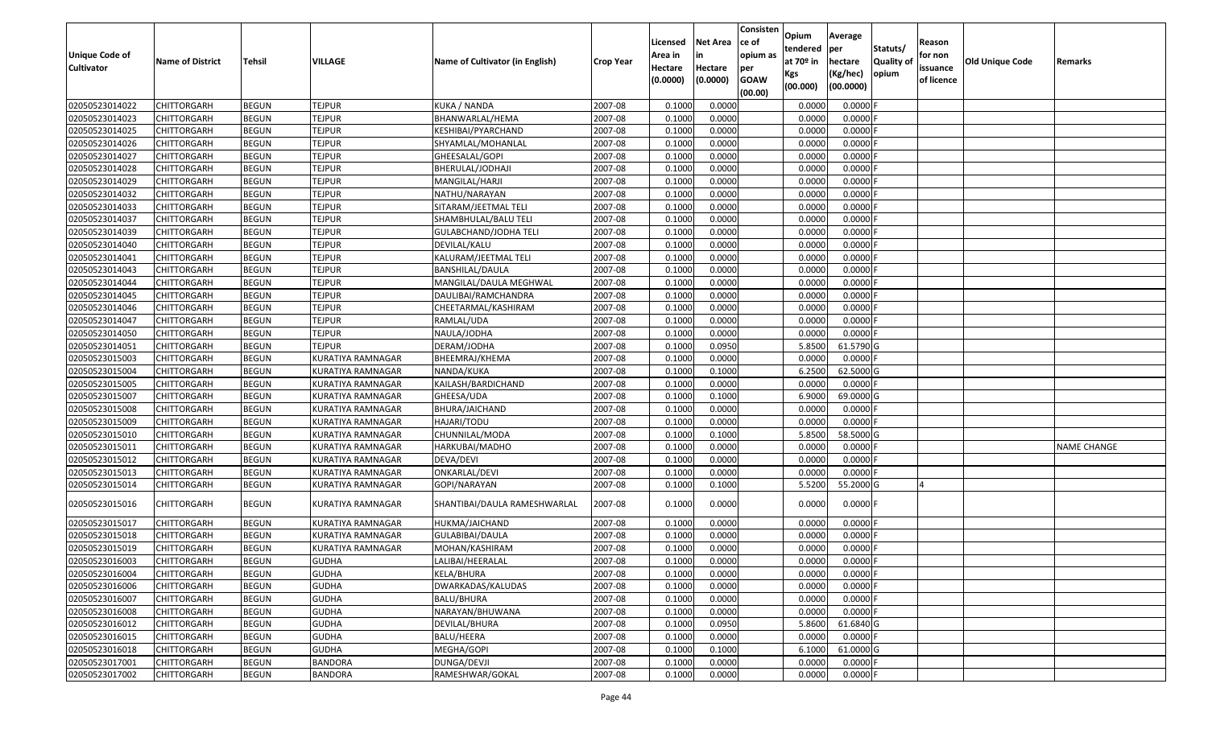| Unique Code of Cultivator | Name of District | Tehsil | VILLAGE | Name of Cultivator (in English) | Crop Year | Licensed Area in Hectare (0.0000) | Net Area in Hectare (0.0000) | Consistence of opium as per GOAW (00.00) | Opium tendered at 70º in Kgs (00.000) | Average per hectare (Kg/hec) (00.0000) | Statuts/ Quality of opium | Reason for non issuance of licence | Old Unique Code | Remarks |
|---|---|---|---|---|---|---|---|---|---|---|---|---|---|---|
| 02050523014022 | CHITTORGARH | BEGUN | TEJPUR | KUKA / NANDA | 2007-08 | 0.1000 | 0.0000 | | 0.0000 | 0.0000 | F | | | |
| 02050523014023 | CHITTORGARH | BEGUN | TEJPUR | BHANWARLAL/HEMA | 2007-08 | 0.1000 | 0.0000 | | 0.0000 | 0.0000 | F | | | |
| 02050523014025 | CHITTORGARH | BEGUN | TEJPUR | KESHIBAI/PYARCHAND | 2007-08 | 0.1000 | 0.0000 | | 0.0000 | 0.0000 | F | | | |
| 02050523014026 | CHITTORGARH | BEGUN | TEJPUR | SHYAMLAL/MOHANLAL | 2007-08 | 0.1000 | 0.0000 | | 0.0000 | 0.0000 | F | | | |
| 02050523014027 | CHITTORGARH | BEGUN | TEJPUR | GHEESALAL/GOPI | 2007-08 | 0.1000 | 0.0000 | | 0.0000 | 0.0000 | F | | | |
| 02050523014028 | CHITTORGARH | BEGUN | TEJPUR | BHERULAL/JODHAJI | 2007-08 | 0.1000 | 0.0000 | | 0.0000 | 0.0000 | F | | | |
| 02050523014029 | CHITTORGARH | BEGUN | TEJPUR | MANGILAL/HARJI | 2007-08 | 0.1000 | 0.0000 | | 0.0000 | 0.0000 | F | | | |
| 02050523014032 | CHITTORGARH | BEGUN | TEJPUR | NATHU/NARAYAN | 2007-08 | 0.1000 | 0.0000 | | 0.0000 | 0.0000 | F | | | |
| 02050523014033 | CHITTORGARH | BEGUN | TEJPUR | SITARAM/JEETMAL TELI | 2007-08 | 0.1000 | 0.0000 | | 0.0000 | 0.0000 | F | | | |
| 02050523014037 | CHITTORGARH | BEGUN | TEJPUR | SHAMBHULAL/BALU TELI | 2007-08 | 0.1000 | 0.0000 | | 0.0000 | 0.0000 | F | | | |
| 02050523014039 | CHITTORGARH | BEGUN | TEJPUR | GULABCHAND/JODHA TELI | 2007-08 | 0.1000 | 0.0000 | | 0.0000 | 0.0000 | F | | | |
| 02050523014040 | CHITTORGARH | BEGUN | TEJPUR | DEVILAL/KALU | 2007-08 | 0.1000 | 0.0000 | | 0.0000 | 0.0000 | F | | | |
| 02050523014041 | CHITTORGARH | BEGUN | TEJPUR | KALURAM/JEETMAL TELI | 2007-08 | 0.1000 | 0.0000 | | 0.0000 | 0.0000 | F | | | |
| 02050523014043 | CHITTORGARH | BEGUN | TEJPUR | BANSHILAL/DAULA | 2007-08 | 0.1000 | 0.0000 | | 0.0000 | 0.0000 | F | | | |
| 02050523014044 | CHITTORGARH | BEGUN | TEJPUR | MANGILAL/DAULA MEGHWAL | 2007-08 | 0.1000 | 0.0000 | | 0.0000 | 0.0000 | F | | | |
| 02050523014045 | CHITTORGARH | BEGUN | TEJPUR | DAULIBAI/RAMCHANDRA | 2007-08 | 0.1000 | 0.0000 | | 0.0000 | 0.0000 | F | | | |
| 02050523014046 | CHITTORGARH | BEGUN | TEJPUR | CHEETARMAL/KASHIRAM | 2007-08 | 0.1000 | 0.0000 | | 0.0000 | 0.0000 | F | | | |
| 02050523014047 | CHITTORGARH | BEGUN | TEJPUR | RAMLAL/UDA | 2007-08 | 0.1000 | 0.0000 | | 0.0000 | 0.0000 | F | | | |
| 02050523014050 | CHITTORGARH | BEGUN | TEJPUR | NAULA/JODHA | 2007-08 | 0.1000 | 0.0000 | | 0.0000 | 0.0000 | F | | | |
| 02050523014051 | CHITTORGARH | BEGUN | TEJPUR | DERAM/JODHA | 2007-08 | 0.1000 | 0.0950 | | 5.8500 | 61.5790 | G | | | |
| 02050523015003 | CHITTORGARH | BEGUN | KURATIYA RAMNAGAR | BHEEMRAJ/KHEMA | 2007-08 | 0.1000 | 0.0000 | | 0.0000 | 0.0000 | F | | | |
| 02050523015004 | CHITTORGARH | BEGUN | KURATIYA RAMNAGAR | NANDA/KUKA | 2007-08 | 0.1000 | 0.1000 | | 6.2500 | 62.5000 | G | | | |
| 02050523015005 | CHITTORGARH | BEGUN | KURATIYA RAMNAGAR | KAILASH/BARDICHAND | 2007-08 | 0.1000 | 0.0000 | | 0.0000 | 0.0000 | F | | | |
| 02050523015007 | CHITTORGARH | BEGUN | KURATIYA RAMNAGAR | GHEESA/UDA | 2007-08 | 0.1000 | 0.1000 | | 6.9000 | 69.0000 | G | | | |
| 02050523015008 | CHITTORGARH | BEGUN | KURATIYA RAMNAGAR | BHURA/JAICHAND | 2007-08 | 0.1000 | 0.0000 | | 0.0000 | 0.0000 | F | | | |
| 02050523015009 | CHITTORGARH | BEGUN | KURATIYA RAMNAGAR | HAJARI/TODU | 2007-08 | 0.1000 | 0.0000 | | 0.0000 | 0.0000 | F | | | |
| 02050523015010 | CHITTORGARH | BEGUN | KURATIYA RAMNAGAR | CHUNNILAL/MODA | 2007-08 | 0.1000 | 0.1000 | | 5.8500 | 58.5000 | G | | | |
| 02050523015011 | CHITTORGARH | BEGUN | KURATIYA RAMNAGAR | HARKUBAI/MADHO | 2007-08 | 0.1000 | 0.0000 | | 0.0000 | 0.0000 | F | | | NAME CHANGE |
| 02050523015012 | CHITTORGARH | BEGUN | KURATIYA RAMNAGAR | DEVA/DEVI | 2007-08 | 0.1000 | 0.0000 | | 0.0000 | 0.0000 | F | | | |
| 02050523015013 | CHITTORGARH | BEGUN | KURATIYA RAMNAGAR | ONKARLAL/DEVI | 2007-08 | 0.1000 | 0.0000 | | 0.0000 | 0.0000 | F | | | |
| 02050523015014 | CHITTORGARH | BEGUN | KURATIYA RAMNAGAR | GOPI/NARAYAN | 2007-08 | 0.1000 | 0.1000 | | 5.5200 | 55.2000 | G | 4 | | |
| 02050523015016 | CHITTORGARH | BEGUN | KURATIYA RAMNAGAR | SHANTIBAI/DAULA RAMESHWARLAL | 2007-08 | 0.1000 | 0.0000 | | 0.0000 | 0.0000 | F | | | |
| 02050523015017 | CHITTORGARH | BEGUN | KURATIYA RAMNAGAR | HUKMA/JAICHAND | 2007-08 | 0.1000 | 0.0000 | | 0.0000 | 0.0000 | F | | | |
| 02050523015018 | CHITTORGARH | BEGUN | KURATIYA RAMNAGAR | GULABIBAI/DAULA | 2007-08 | 0.1000 | 0.0000 | | 0.0000 | 0.0000 | F | | | |
| 02050523015019 | CHITTORGARH | BEGUN | KURATIYA RAMNAGAR | MOHAN/KASHIRAM | 2007-08 | 0.1000 | 0.0000 | | 0.0000 | 0.0000 | F | | | |
| 02050523016003 | CHITTORGARH | BEGUN | GUDHA | LALIBAI/HEERALAL | 2007-08 | 0.1000 | 0.0000 | | 0.0000 | 0.0000 | F | | | |
| 02050523016004 | CHITTORGARH | BEGUN | GUDHA | KELA/BHURA | 2007-08 | 0.1000 | 0.0000 | | 0.0000 | 0.0000 | F | | | |
| 02050523016006 | CHITTORGARH | BEGUN | GUDHA | DWARKADAS/KALUDAS | 2007-08 | 0.1000 | 0.0000 | | 0.0000 | 0.0000 | F | | | |
| 02050523016007 | CHITTORGARH | BEGUN | GUDHA | BALU/BHURA | 2007-08 | 0.1000 | 0.0000 | | 0.0000 | 0.0000 | F | | | |
| 02050523016008 | CHITTORGARH | BEGUN | GUDHA | NARAYAN/BHUWANA | 2007-08 | 0.1000 | 0.0000 | | 0.0000 | 0.0000 | F | | | |
| 02050523016012 | CHITTORGARH | BEGUN | GUDHA | DEVILAL/BHURA | 2007-08 | 0.1000 | 0.0950 | | 5.8600 | 61.6840 | G | | | |
| 02050523016015 | CHITTORGARH | BEGUN | GUDHA | BALU/HEERA | 2007-08 | 0.1000 | 0.0000 | | 0.0000 | 0.0000 | F | | | |
| 02050523016018 | CHITTORGARH | BEGUN | GUDHA | MEGHA/GOPI | 2007-08 | 0.1000 | 0.1000 | | 6.1000 | 61.0000 | G | | | |
| 02050523017001 | CHITTORGARH | BEGUN | BANDORA | DUNGA/DEVJI | 2007-08 | 0.1000 | 0.0000 | | 0.0000 | 0.0000 | F | | | |
| 02050523017002 | CHITTORGARH | BEGUN | BANDORA | RAMESHWAR/GOKAL | 2007-08 | 0.1000 | 0.0000 | | 0.0000 | 0.0000 | F | | | |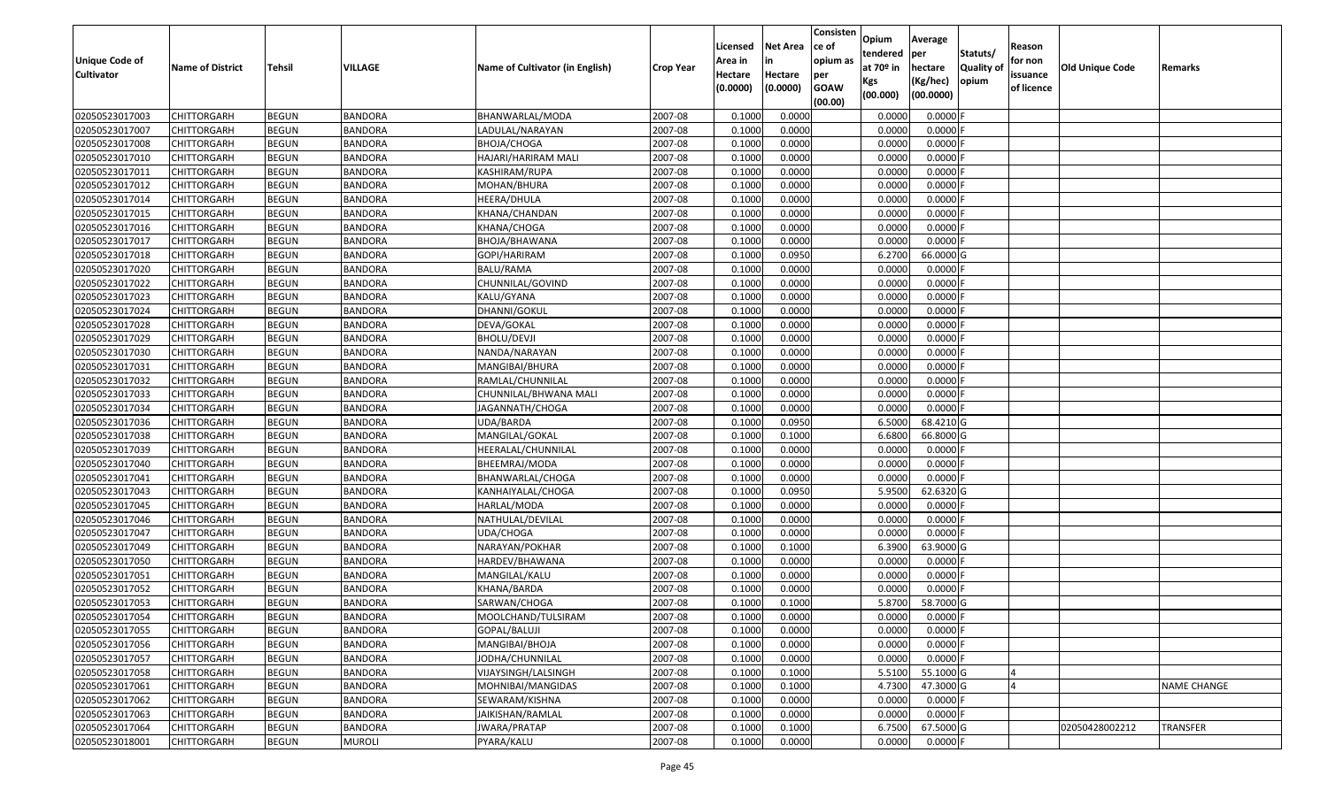| Unique Code of Cultivator | Name of District | Tehsil | VILLAGE | Name of Cultivator (in English) | Crop Year | Licensed Area in Hectare (0.0000) | Net Area in Hectare (0.0000) | Consistence of opium as per GOAW (00.00) | Opium tendered at 70º in Kgs (00.000) | Average per hectare (Kg/hec) (00.0000) | Statuts/ Quality of opium | Reason for non issuance of licence | Old Unique Code | Remarks |
|---|---|---|---|---|---|---|---|---|---|---|---|---|---|---|
| 02050523017003 | CHITTORGARH | BEGUN | BANDORA | BHANWARLAL/MODA | 2007-08 | 0.1000 | 0.0000 | | 0.0000 | 0.0000 | F | | | |
| 02050523017007 | CHITTORGARH | BEGUN | BANDORA | LADULAL/NARAYAN | 2007-08 | 0.1000 | 0.0000 | | 0.0000 | 0.0000 | F | | | |
| 02050523017008 | CHITTORGARH | BEGUN | BANDORA | BHOJA/CHOGA | 2007-08 | 0.1000 | 0.0000 | | 0.0000 | 0.0000 | F | | | |
| 02050523017010 | CHITTORGARH | BEGUN | BANDORA | HAJARI/HARIRAM MALI | 2007-08 | 0.1000 | 0.0000 | | 0.0000 | 0.0000 | F | | | |
| 02050523017011 | CHITTORGARH | BEGUN | BANDORA | KASHIRAM/RUPA | 2007-08 | 0.1000 | 0.0000 | | 0.0000 | 0.0000 | F | | | |
| 02050523017012 | CHITTORGARH | BEGUN | BANDORA | MOHAN/BHURA | 2007-08 | 0.1000 | 0.0000 | | 0.0000 | 0.0000 | F | | | |
| 02050523017014 | CHITTORGARH | BEGUN | BANDORA | HEERA/DHULA | 2007-08 | 0.1000 | 0.0000 | | 0.0000 | 0.0000 | F | | | |
| 02050523017015 | CHITTORGARH | BEGUN | BANDORA | KHANA/CHANDAN | 2007-08 | 0.1000 | 0.0000 | | 0.0000 | 0.0000 | F | | | |
| 02050523017016 | CHITTORGARH | BEGUN | BANDORA | KHANA/CHOGA | 2007-08 | 0.1000 | 0.0000 | | 0.0000 | 0.0000 | F | | | |
| 02050523017017 | CHITTORGARH | BEGUN | BANDORA | BHOJA/BHAWANA | 2007-08 | 0.1000 | 0.0000 | | 0.0000 | 0.0000 | F | | | |
| 02050523017018 | CHITTORGARH | BEGUN | BANDORA | GOPI/HARIRAM | 2007-08 | 0.1000 | 0.0950 | | 6.2700 | 66.0000 | G | | | |
| 02050523017020 | CHITTORGARH | BEGUN | BANDORA | BALU/RAMA | 2007-08 | 0.1000 | 0.0000 | | 0.0000 | 0.0000 | F | | | |
| 02050523017022 | CHITTORGARH | BEGUN | BANDORA | CHUNNILAL/GOVIND | 2007-08 | 0.1000 | 0.0000 | | 0.0000 | 0.0000 | F | | | |
| 02050523017023 | CHITTORGARH | BEGUN | BANDORA | KALU/GYANA | 2007-08 | 0.1000 | 0.0000 | | 0.0000 | 0.0000 | F | | | |
| 02050523017024 | CHITTORGARH | BEGUN | BANDORA | DHANNI/GOKUL | 2007-08 | 0.1000 | 0.0000 | | 0.0000 | 0.0000 | F | | | |
| 02050523017028 | CHITTORGARH | BEGUN | BANDORA | DEVA/GOKAL | 2007-08 | 0.1000 | 0.0000 | | 0.0000 | 0.0000 | F | | | |
| 02050523017029 | CHITTORGARH | BEGUN | BANDORA | BHOLU/DEVJI | 2007-08 | 0.1000 | 0.0000 | | 0.0000 | 0.0000 | F | | | |
| 02050523017030 | CHITTORGARH | BEGUN | BANDORA | NANDA/NARAYAN | 2007-08 | 0.1000 | 0.0000 | | 0.0000 | 0.0000 | F | | | |
| 02050523017031 | CHITTORGARH | BEGUN | BANDORA | MANGIBAI/BHURA | 2007-08 | 0.1000 | 0.0000 | | 0.0000 | 0.0000 | F | | | |
| 02050523017032 | CHITTORGARH | BEGUN | BANDORA | RAMLAL/CHUNNILAL | 2007-08 | 0.1000 | 0.0000 | | 0.0000 | 0.0000 | F | | | |
| 02050523017033 | CHITTORGARH | BEGUN | BANDORA | CHUNNILAL/BHWANA MALI | 2007-08 | 0.1000 | 0.0000 | | 0.0000 | 0.0000 | F | | | |
| 02050523017034 | CHITTORGARH | BEGUN | BANDORA | JAGANNATH/CHOGA | 2007-08 | 0.1000 | 0.0000 | | 0.0000 | 0.0000 | F | | | |
| 02050523017036 | CHITTORGARH | BEGUN | BANDORA | UDA/BARDA | 2007-08 | 0.1000 | 0.0950 | | 6.5000 | 68.4210 | G | | | |
| 02050523017038 | CHITTORGARH | BEGUN | BANDORA | MANGILAL/GOKAL | 2007-08 | 0.1000 | 0.1000 | | 6.6800 | 66.8000 | G | | | |
| 02050523017039 | CHITTORGARH | BEGUN | BANDORA | HEERALAL/CHUNNILAL | 2007-08 | 0.1000 | 0.0000 | | 0.0000 | 0.0000 | F | | | |
| 02050523017040 | CHITTORGARH | BEGUN | BANDORA | BHEEMRAJ/MODA | 2007-08 | 0.1000 | 0.0000 | | 0.0000 | 0.0000 | F | | | |
| 02050523017041 | CHITTORGARH | BEGUN | BANDORA | BHANWARLAL/CHOGA | 2007-08 | 0.1000 | 0.0000 | | 0.0000 | 0.0000 | F | | | |
| 02050523017043 | CHITTORGARH | BEGUN | BANDORA | KANHAIYALAL/CHOGA | 2007-08 | 0.1000 | 0.0950 | | 5.9500 | 62.6320 | G | | | |
| 02050523017045 | CHITTORGARH | BEGUN | BANDORA | HARLAL/MODA | 2007-08 | 0.1000 | 0.0000 | | 0.0000 | 0.0000 | F | | | |
| 02050523017046 | CHITTORGARH | BEGUN | BANDORA | NATHULAL/DEVILAL | 2007-08 | 0.1000 | 0.0000 | | 0.0000 | 0.0000 | F | | | |
| 02050523017047 | CHITTORGARH | BEGUN | BANDORA | UDA/CHOGA | 2007-08 | 0.1000 | 0.0000 | | 0.0000 | 0.0000 | F | | | |
| 02050523017049 | CHITTORGARH | BEGUN | BANDORA | NARAYAN/POKHAR | 2007-08 | 0.1000 | 0.1000 | | 6.3900 | 63.9000 | G | | | |
| 02050523017050 | CHITTORGARH | BEGUN | BANDORA | HARDEV/BHAWANA | 2007-08 | 0.1000 | 0.0000 | | 0.0000 | 0.0000 | F | | | |
| 02050523017051 | CHITTORGARH | BEGUN | BANDORA | MANGILAL/KALU | 2007-08 | 0.1000 | 0.0000 | | 0.0000 | 0.0000 | F | | | |
| 02050523017052 | CHITTORGARH | BEGUN | BANDORA | KHANA/BARDA | 2007-08 | 0.1000 | 0.0000 | | 0.0000 | 0.0000 | F | | | |
| 02050523017053 | CHITTORGARH | BEGUN | BANDORA | SARWAN/CHOGA | 2007-08 | 0.1000 | 0.1000 | | 5.8700 | 58.7000 | G | | | |
| 02050523017054 | CHITTORGARH | BEGUN | BANDORA | MOOLCHAND/TULSIRAM | 2007-08 | 0.1000 | 0.0000 | | 0.0000 | 0.0000 | F | | | |
| 02050523017055 | CHITTORGARH | BEGUN | BANDORA | GOPAL/BALUJI | 2007-08 | 0.1000 | 0.0000 | | 0.0000 | 0.0000 | F | | | |
| 02050523017056 | CHITTORGARH | BEGUN | BANDORA | MANGIBAI/BHOJA | 2007-08 | 0.1000 | 0.0000 | | 0.0000 | 0.0000 | F | | | |
| 02050523017057 | CHITTORGARH | BEGUN | BANDORA | JODHA/CHUNNILAL | 2007-08 | 0.1000 | 0.0000 | | 0.0000 | 0.0000 | F | | | |
| 02050523017058 | CHITTORGARH | BEGUN | BANDORA | VIJAYSINGH/LALSINGH | 2007-08 | 0.1000 | 0.1000 | | 5.5100 | 55.1000 | G | 4 | | |
| 02050523017061 | CHITTORGARH | BEGUN | BANDORA | MOHNIBAI/MANGIDAS | 2007-08 | 0.1000 | 0.1000 | | 4.7300 | 47.3000 | G | 4 | | NAME CHANGE |
| 02050523017062 | CHITTORGARH | BEGUN | BANDORA | SEWARAM/KISHNA | 2007-08 | 0.1000 | 0.0000 | | 0.0000 | 0.0000 | F | | | |
| 02050523017063 | CHITTORGARH | BEGUN | BANDORA | JAIKISHAN/RAMLAL | 2007-08 | 0.1000 | 0.0000 | | 0.0000 | 0.0000 | F | | | |
| 02050523017064 | CHITTORGARH | BEGUN | BANDORA | JWARA/PRATAP | 2007-08 | 0.1000 | 0.1000 | | 6.7500 | 67.5000 | G | | 02050428002212 | TRANSFER |
| 02050523018001 | CHITTORGARH | BEGUN | MUROLI | PYARA/KALU | 2007-08 | 0.1000 | 0.0000 | | 0.0000 | 0.0000 | F | | | |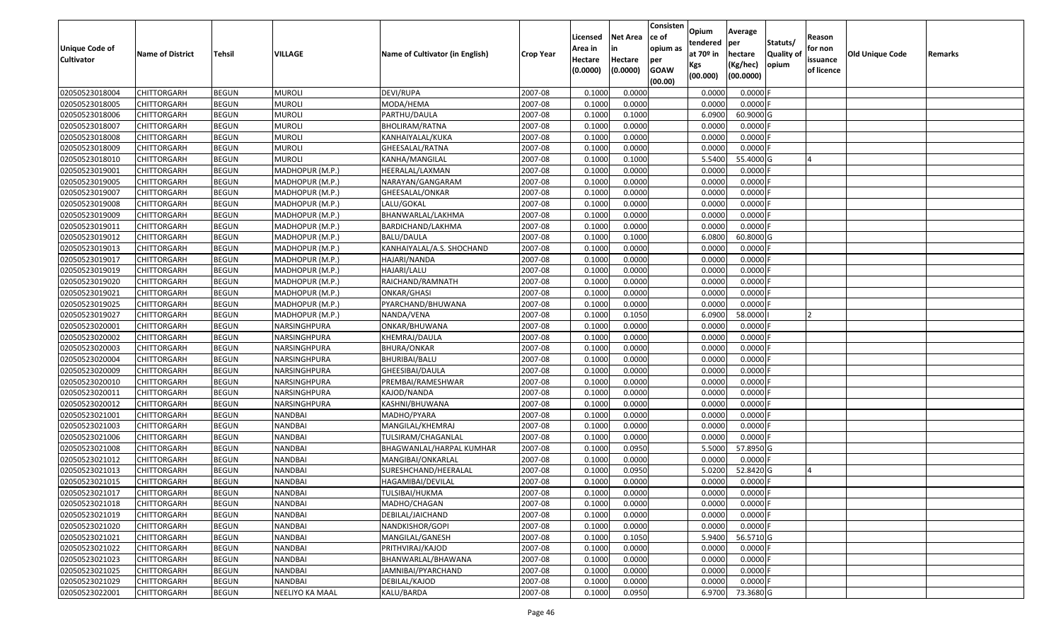| Unique Code of Cultivator | Name of District | Tehsil | VILLAGE | Name of Cultivator (in English) | Crop Year | Licensed Area in Hectare (0.0000) | Net Area in Hectare (0.0000) | Consistence of opium as per GOAW (00.00) | Opium tendered at 70º in Kgs (00.000) | Average per hectare (Kg/hec) (00.0000) | Statuts/ Quality of opium | Reason for non issuance of licence | Old Unique Code | Remarks |
|---|---|---|---|---|---|---|---|---|---|---|---|---|---|---|
| 02050523018004 | CHITTORGARH | BEGUN | MUROLI | DEVI/RUPA | 2007-08 | 0.1000 | 0.0000 | | 0.0000 | 0.0000 | F | | | |
| 02050523018005 | CHITTORGARH | BEGUN | MUROLI | MODA/HEMA | 2007-08 | 0.1000 | 0.0000 | | 0.0000 | 0.0000 | F | | | |
| 02050523018006 | CHITTORGARH | BEGUN | MUROLI | PARTHU/DAULA | 2007-08 | 0.1000 | 0.1000 | | 6.0900 | 60.9000 | G | | | |
| 02050523018007 | CHITTORGARH | BEGUN | MUROLI | BHOLIRAM/RATNA | 2007-08 | 0.1000 | 0.0000 | | 0.0000 | 0.0000 | F | | | |
| 02050523018008 | CHITTORGARH | BEGUN | MUROLI | KANHAIYALAL/KUKA | 2007-08 | 0.1000 | 0.0000 | | 0.0000 | 0.0000 | F | | | |
| 02050523018009 | CHITTORGARH | BEGUN | MUROLI | GHEESALAL/RATNA | 2007-08 | 0.1000 | 0.0000 | | 0.0000 | 0.0000 | F | | | |
| 02050523018010 | CHITTORGARH | BEGUN | MUROLI | KANHA/MANGILAL | 2007-08 | 0.1000 | 0.1000 | | 5.5400 | 55.4000 | G | 4 | | |
| 02050523019001 | CHITTORGARH | BEGUN | MADHOPUR (M.P.) | HEERALAL/LAXMAN | 2007-08 | 0.1000 | 0.0000 | | 0.0000 | 0.0000 | F | | | |
| 02050523019005 | CHITTORGARH | BEGUN | MADHOPUR (M.P.) | NARAYAN/GANGARAM | 2007-08 | 0.1000 | 0.0000 | | 0.0000 | 0.0000 | F | | | |
| 02050523019007 | CHITTORGARH | BEGUN | MADHOPUR (M.P.) | GHEESALAL/ONKAR | 2007-08 | 0.1000 | 0.0000 | | 0.0000 | 0.0000 | F | | | |
| 02050523019008 | CHITTORGARH | BEGUN | MADHOPUR (M.P.) | LALU/GOKAL | 2007-08 | 0.1000 | 0.0000 | | 0.0000 | 0.0000 | F | | | |
| 02050523019009 | CHITTORGARH | BEGUN | MADHOPUR (M.P.) | BHANWARLAL/LAKHMA | 2007-08 | 0.1000 | 0.0000 | | 0.0000 | 0.0000 | F | | | |
| 02050523019011 | CHITTORGARH | BEGUN | MADHOPUR (M.P.) | BARDICHAND/LAKHMA | 2007-08 | 0.1000 | 0.0000 | | 0.0000 | 0.0000 | F | | | |
| 02050523019012 | CHITTORGARH | BEGUN | MADHOPUR (M.P.) | BALU/DAULA | 2007-08 | 0.1000 | 0.1000 | | 6.0800 | 60.8000 | G | | | |
| 02050523019013 | CHITTORGARH | BEGUN | MADHOPUR (M.P.) | KANHAIYALAL/A.S. SHOCHAND | 2007-08 | 0.1000 | 0.0000 | | 0.0000 | 0.0000 | F | | | |
| 02050523019017 | CHITTORGARH | BEGUN | MADHOPUR (M.P.) | HAJARI/NANDA | 2007-08 | 0.1000 | 0.0000 | | 0.0000 | 0.0000 | F | | | |
| 02050523019019 | CHITTORGARH | BEGUN | MADHOPUR (M.P.) | HAJARI/LALU | 2007-08 | 0.1000 | 0.0000 | | 0.0000 | 0.0000 | F | | | |
| 02050523019020 | CHITTORGARH | BEGUN | MADHOPUR (M.P.) | RAICHAND/RAMNATH | 2007-08 | 0.1000 | 0.0000 | | 0.0000 | 0.0000 | F | | | |
| 02050523019021 | CHITTORGARH | BEGUN | MADHOPUR (M.P.) | ONKAR/GHASI | 2007-08 | 0.1000 | 0.0000 | | 0.0000 | 0.0000 | F | | | |
| 02050523019025 | CHITTORGARH | BEGUN | MADHOPUR (M.P.) | PYARCHAND/BHUWANA | 2007-08 | 0.1000 | 0.0000 | | 0.0000 | 0.0000 | F | | | |
| 02050523019027 | CHITTORGARH | BEGUN | MADHOPUR (M.P.) | NANDA/VENA | 2007-08 | 0.1000 | 0.1050 | | 6.0900 | 58.0000 | I | 2 | | |
| 02050523020001 | CHITTORGARH | BEGUN | NARSINGHPURA | ONKAR/BHUWANA | 2007-08 | 0.1000 | 0.0000 | | 0.0000 | 0.0000 | F | | | |
| 02050523020002 | CHITTORGARH | BEGUN | NARSINGHPURA | KHEMRAJ/DAULA | 2007-08 | 0.1000 | 0.0000 | | 0.0000 | 0.0000 | F | | | |
| 02050523020003 | CHITTORGARH | BEGUN | NARSINGHPURA | BHURA/ONKAR | 2007-08 | 0.1000 | 0.0000 | | 0.0000 | 0.0000 | F | | | |
| 02050523020004 | CHITTORGARH | BEGUN | NARSINGHPURA | BHURIBAI/BALU | 2007-08 | 0.1000 | 0.0000 | | 0.0000 | 0.0000 | F | | | |
| 02050523020009 | CHITTORGARH | BEGUN | NARSINGHPURA | GHEESIBAI/DAULA | 2007-08 | 0.1000 | 0.0000 | | 0.0000 | 0.0000 | F | | | |
| 02050523020010 | CHITTORGARH | BEGUN | NARSINGHPURA | PREMBAI/RAMESHWAR | 2007-08 | 0.1000 | 0.0000 | | 0.0000 | 0.0000 | F | | | |
| 02050523020011 | CHITTORGARH | BEGUN | NARSINGHPURA | KAJOD/NANDA | 2007-08 | 0.1000 | 0.0000 | | 0.0000 | 0.0000 | F | | | |
| 02050523020012 | CHITTORGARH | BEGUN | NARSINGHPURA | KASHNI/BHUWANA | 2007-08 | 0.1000 | 0.0000 | | 0.0000 | 0.0000 | F | | | |
| 02050523021001 | CHITTORGARH | BEGUN | NANDBAI | MADHO/PYARA | 2007-08 | 0.1000 | 0.0000 | | 0.0000 | 0.0000 | F | | | |
| 02050523021003 | CHITTORGARH | BEGUN | NANDBAI | MANGILAL/KHEMRAJ | 2007-08 | 0.1000 | 0.0000 | | 0.0000 | 0.0000 | F | | | |
| 02050523021006 | CHITTORGARH | BEGUN | NANDBAI | TULSIRAM/CHAGANLAL | 2007-08 | 0.1000 | 0.0000 | | 0.0000 | 0.0000 | F | | | |
| 02050523021008 | CHITTORGARH | BEGUN | NANDBAI | BHAGWANLAL/HARPAL KUMHAR | 2007-08 | 0.1000 | 0.0950 | | 5.5000 | 57.8950 | G | | | |
| 02050523021012 | CHITTORGARH | BEGUN | NANDBAI | MANGIBAI/ONKARLAL | 2007-08 | 0.1000 | 0.0000 | | 0.0000 | 0.0000 | F | | | |
| 02050523021013 | CHITTORGARH | BEGUN | NANDBAI | SURESHCHAND/HEERALAL | 2007-08 | 0.1000 | 0.0950 | | 5.0200 | 52.8420 | G | 4 | | |
| 02050523021015 | CHITTORGARH | BEGUN | NANDBAI | HAGAMIBAI/DEVILAL | 2007-08 | 0.1000 | 0.0000 | | 0.0000 | 0.0000 | F | | | |
| 02050523021017 | CHITTORGARH | BEGUN | NANDBAI | TULSIBAI/HUKMA | 2007-08 | 0.1000 | 0.0000 | | 0.0000 | 0.0000 | F | | | |
| 02050523021018 | CHITTORGARH | BEGUN | NANDBAI | MADHO/CHAGAN | 2007-08 | 0.1000 | 0.0000 | | 0.0000 | 0.0000 | F | | | |
| 02050523021019 | CHITTORGARH | BEGUN | NANDBAI | DEBILAL/JAICHAND | 2007-08 | 0.1000 | 0.0000 | | 0.0000 | 0.0000 | F | | | |
| 02050523021020 | CHITTORGARH | BEGUN | NANDBAI | NANDKISHOR/GOPI | 2007-08 | 0.1000 | 0.0000 | | 0.0000 | 0.0000 | F | | | |
| 02050523021021 | CHITTORGARH | BEGUN | NANDBAI | MANGILAL/GANESH | 2007-08 | 0.1000 | 0.1050 | | 5.9400 | 56.5710 | G | | | |
| 02050523021022 | CHITTORGARH | BEGUN | NANDBAI | PRITHVIRAJ/KAJOD | 2007-08 | 0.1000 | 0.0000 | | 0.0000 | 0.0000 | F | | | |
| 02050523021023 | CHITTORGARH | BEGUN | NANDBAI | BHANWARLAL/BHAWANA | 2007-08 | 0.1000 | 0.0000 | | 0.0000 | 0.0000 | F | | | |
| 02050523021025 | CHITTORGARH | BEGUN | NANDBAI | JAMNIBAI/PYARCHAND | 2007-08 | 0.1000 | 0.0000 | | 0.0000 | 0.0000 | F | | | |
| 02050523021029 | CHITTORGARH | BEGUN | NANDBAI | DEBILAL/KAJOD | 2007-08 | 0.1000 | 0.0000 | | 0.0000 | 0.0000 | F | | | |
| 02050523022001 | CHITTORGARH | BEGUN | NEELIYO KA MAAL | KALU/BARDA | 2007-08 | 0.1000 | 0.0950 | | 6.9700 | 73.3680 | G | | | |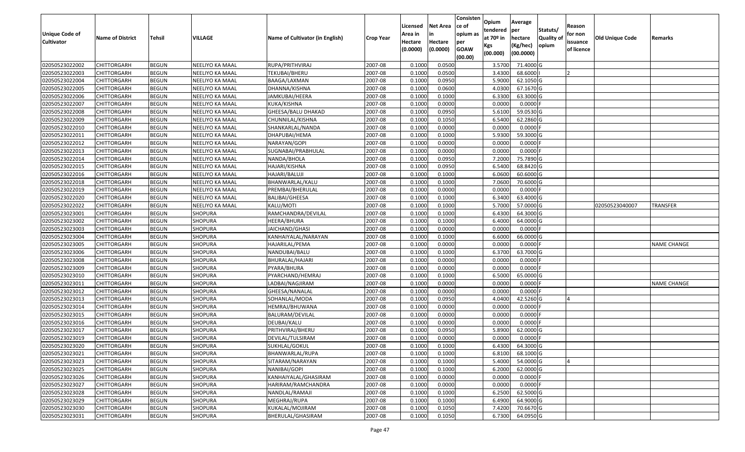| Unique Code of Cultivator | Name of District | Tehsil | VILLAGE | Name of Cultivator (in English) | Crop Year | Licensed Area in Hectare (0.0000) | Net Area in Hectare (0.0000) | Consistence of opium as per GOAW (00.00) | Opium tendered at 70º in Kgs (00.000) | Average per hectare (Kg/hec) (00.0000) | Statuts/ Quality of opium | Reason for non issuance of licence | Old Unique Code | Remarks |
|---|---|---|---|---|---|---|---|---|---|---|---|---|---|---|
| 02050523022002 | CHITTORGARH | BEGUN | NEELIYO KA MAAL | RUPA/PRITHVIRAJ | 2007-08 | 0.1000 | 0.0500 | | 3.5700 | 71.4000 | G | | | |
| 02050523022003 | CHITTORGARH | BEGUN | NEELIYO KA MAAL | TEKUBAI/BHERU | 2007-08 | 0.1000 | 0.0500 | | 3.4300 | 68.6000 | I | 2 | | |
| 02050523022004 | CHITTORGARH | BEGUN | NEELIYO KA MAAL | BAAGA/LAXMAN | 2007-08 | 0.1000 | 0.0950 | | 5.9000 | 62.1050 | G | | | |
| 02050523022005 | CHITTORGARH | BEGUN | NEELIYO KA MAAL | DHANNA/KISHNA | 2007-08 | 0.1000 | 0.0600 | | 4.0300 | 67.1670 | G | | | |
| 02050523022006 | CHITTORGARH | BEGUN | NEELIYO KA MAAL | JAMKUBAI/HEERA | 2007-08 | 0.1000 | 0.1000 | | 6.3300 | 63.3000 | G | | | |
| 02050523022007 | CHITTORGARH | BEGUN | NEELIYO KA MAAL | KUKA/KISHNA | 2007-08 | 0.1000 | 0.0000 | | 0.0000 | 0.0000 | F | | | |
| 02050523022008 | CHITTORGARH | BEGUN | NEELIYO KA MAAL | GHEESA/BALU DHAKAD | 2007-08 | 0.1000 | 0.0950 | | 5.6100 | 59.0530 | G | | | |
| 02050523022009 | CHITTORGARH | BEGUN | NEELIYO KA MAAL | CHUNNILAL/KISHNA | 2007-08 | 0.1000 | 0.1050 | | 6.5400 | 62.2860 | G | | | |
| 02050523022010 | CHITTORGARH | BEGUN | NEELIYO KA MAAL | SHANKARLAL/NANDA | 2007-08 | 0.1000 | 0.0000 | | 0.0000 | 0.0000 | F | | | |
| 02050523022011 | CHITTORGARH | BEGUN | NEELIYO KA MAAL | DHAPUBAI/HEMA | 2007-08 | 0.1000 | 0.1000 | | 5.9300 | 59.3000 | G | | | |
| 02050523022012 | CHITTORGARH | BEGUN | NEELIYO KA MAAL | NARAYAN/GOPI | 2007-08 | 0.1000 | 0.0000 | | 0.0000 | 0.0000 | F | | | |
| 02050523022013 | CHITTORGARH | BEGUN | NEELIYO KA MAAL | SUGNABAI/PRABHULAL | 2007-08 | 0.1000 | 0.0000 | | 0.0000 | 0.0000 | F | | | |
| 02050523022014 | CHITTORGARH | BEGUN | NEELIYO KA MAAL | NANDA/BHOLA | 2007-08 | 0.1000 | 0.0950 | | 7.2000 | 75.7890 | G | | | |
| 02050523022015 | CHITTORGARH | BEGUN | NEELIYO KA MAAL | HAJARI/KISHNA | 2007-08 | 0.1000 | 0.0950 | | 6.5400 | 68.8420 | G | | | |
| 02050523022016 | CHITTORGARH | BEGUN | NEELIYO KA MAAL | HAJARI/BALUJI | 2007-08 | 0.1000 | 0.1000 | | 6.0600 | 60.6000 | G | | | |
| 02050523022018 | CHITTORGARH | BEGUN | NEELIYO KA MAAL | BHANWARLAL/KALU | 2007-08 | 0.1000 | 0.1000 | | 7.0600 | 70.6000 | G | | | |
| 02050523022019 | CHITTORGARH | BEGUN | NEELIYO KA MAAL | PREMBAI/BHERULAL | 2007-08 | 0.1000 | 0.0000 | | 0.0000 | 0.0000 | F | | | |
| 02050523022020 | CHITTORGARH | BEGUN | NEELIYO KA MAAL | BALIBAI/GHEESA | 2007-08 | 0.1000 | 0.1000 | | 6.3400 | 63.4000 | G | | | |
| 02050523022022 | CHITTORGARH | BEGUN | NEELIYO KA MAAL | KALU/MOTI | 2007-08 | 0.1000 | 0.1000 | | 5.7000 | 57.0000 | G | | 02050523040007 | TRANSFER |
| 02050523023001 | CHITTORGARH | BEGUN | SHOPURA | RAMCHANDRA/DEVILAL | 2007-08 | 0.1000 | 0.1000 | | 6.4300 | 64.3000 | G | | | |
| 02050523023002 | CHITTORGARH | BEGUN | SHOPURA | HEERA/BHURA | 2007-08 | 0.1000 | 0.1000 | | 6.4000 | 64.0000 | G | | | |
| 02050523023003 | CHITTORGARH | BEGUN | SHOPURA | JAICHAND/GHASI | 2007-08 | 0.1000 | 0.0000 | | 0.0000 | 0.0000 | F | | | |
| 02050523023004 | CHITTORGARH | BEGUN | SHOPURA | KANHAIYALAL/NARAYAN | 2007-08 | 0.1000 | 0.1000 | | 6.6000 | 66.0000 | G | | | |
| 02050523023005 | CHITTORGARH | BEGUN | SHOPURA | HAJARILAL/PEMA | 2007-08 | 0.1000 | 0.0000 | | 0.0000 | 0.0000 | F | | | NAME CHANGE |
| 02050523023006 | CHITTORGARH | BEGUN | SHOPURA | NANDUBAI/BALU | 2007-08 | 0.1000 | 0.1000 | | 6.3700 | 63.7000 | G | | | |
| 02050523023008 | CHITTORGARH | BEGUN | SHOPURA | BHURALAL/HAJARI | 2007-08 | 0.1000 | 0.0000 | | 0.0000 | 0.0000 | F | | | |
| 02050523023009 | CHITTORGARH | BEGUN | SHOPURA | PYARA/BHURA | 2007-08 | 0.1000 | 0.0000 | | 0.0000 | 0.0000 | F | | | |
| 02050523023010 | CHITTORGARH | BEGUN | SHOPURA | PYARCHAND/HEMRAJ | 2007-08 | 0.1000 | 0.1000 | | 6.5000 | 65.0000 | G | | | |
| 02050523023011 | CHITTORGARH | BEGUN | SHOPURA | LADBAI/NAGJIRAM | 2007-08 | 0.1000 | 0.0000 | | 0.0000 | 0.0000 | F | | | NAME CHANGE |
| 02050523023012 | CHITTORGARH | BEGUN | SHOPURA | GHEESA/NANALAL | 2007-08 | 0.1000 | 0.0000 | | 0.0000 | 0.0000 | F | | | |
| 02050523023013 | CHITTORGARH | BEGUN | SHOPURA | SOHANLAL/MODA | 2007-08 | 0.1000 | 0.0950 | | 4.0400 | 42.5260 | G | 4 | | |
| 02050523023014 | CHITTORGARH | BEGUN | SHOPURA | HEMRAJ/BHUWANA | 2007-08 | 0.1000 | 0.0000 | | 0.0000 | 0.0000 | F | | | |
| 02050523023015 | CHITTORGARH | BEGUN | SHOPURA | BALURAM/DEVILAL | 2007-08 | 0.1000 | 0.0000 | | 0.0000 | 0.0000 | F | | | |
| 02050523023016 | CHITTORGARH | BEGUN | SHOPURA | DEUBAI/KALU | 2007-08 | 0.1000 | 0.0000 | | 0.0000 | 0.0000 | F | | | |
| 02050523023017 | CHITTORGARH | BEGUN | SHOPURA | PRITHVIRAJ/BHERU | 2007-08 | 0.1000 | 0.0950 | | 5.8900 | 62.0000 | G | | | |
| 02050523023019 | CHITTORGARH | BEGUN | SHOPURA | DEVILAL/TULSIRAM | 2007-08 | 0.1000 | 0.0000 | | 0.0000 | 0.0000 | F | | | |
| 02050523023020 | CHITTORGARH | BEGUN | SHOPURA | SUKHLAL/GOKUL | 2007-08 | 0.1000 | 0.1000 | | 6.4300 | 64.3000 | G | | | |
| 02050523023021 | CHITTORGARH | BEGUN | SHOPURA | BHANWARLAL/RUPA | 2007-08 | 0.1000 | 0.1000 | | 6.8100 | 68.1000 | G | | | |
| 02050523023023 | CHITTORGARH | BEGUN | SHOPURA | SITARAM/NARAYAN | 2007-08 | 0.1000 | 0.1000 | | 5.4000 | 54.0000 | G | 4 | | |
| 02050523023025 | CHITTORGARH | BEGUN | SHOPURA | NANIBAI/GOPI | 2007-08 | 0.1000 | 0.1000 | | 6.2000 | 62.0000 | G | | | |
| 02050523023026 | CHITTORGARH | BEGUN | SHOPURA | KANHAIYALAL/GHASIRAM | 2007-08 | 0.1000 | 0.0000 | | 0.0000 | 0.0000 | F | | | |
| 02050523023027 | CHITTORGARH | BEGUN | SHOPURA | HARIRAM/RAMCHANDRA | 2007-08 | 0.1000 | 0.0000 | | 0.0000 | 0.0000 | F | | | |
| 02050523023028 | CHITTORGARH | BEGUN | SHOPURA | NANDLAL/RAMAJI | 2007-08 | 0.1000 | 0.1000 | | 6.2500 | 62.5000 | G | | | |
| 02050523023029 | CHITTORGARH | BEGUN | SHOPURA | MEGHRAJ/RUPA | 2007-08 | 0.1000 | 0.1000 | | 6.4900 | 64.9000 | G | | | |
| 02050523023030 | CHITTORGARH | BEGUN | SHOPURA | KUKALAL/MOJIRAM | 2007-08 | 0.1000 | 0.1050 | | 7.4200 | 70.6670 | G | | | |
| 02050523023031 | CHITTORGARH | BEGUN | SHOPURA | BHERULAL/GHASIRAM | 2007-08 | 0.1000 | 0.1050 | | 6.7300 | 64.0950 | G | | | |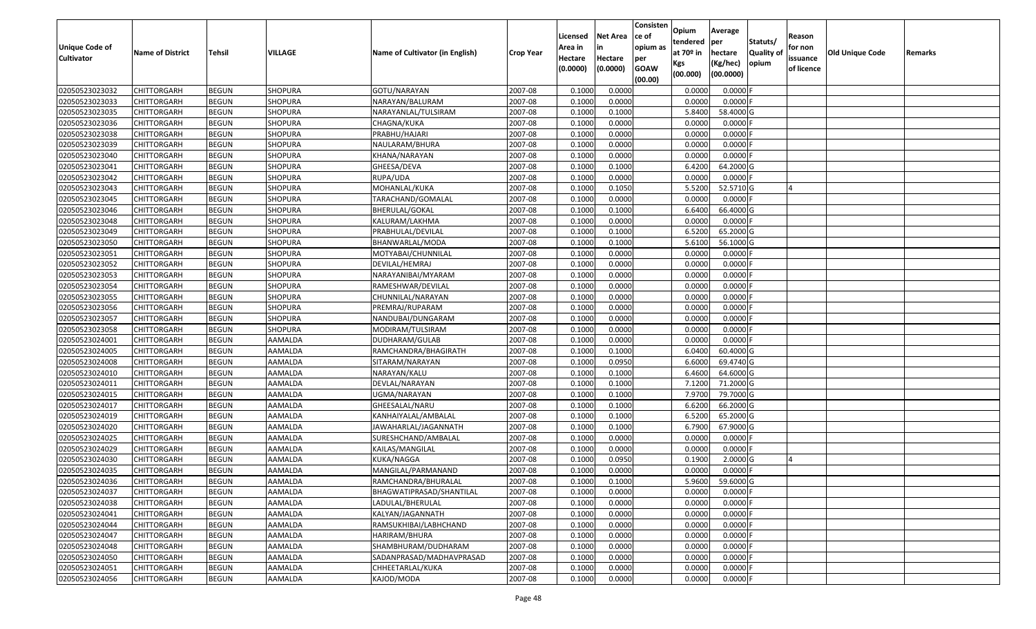| Unique Code of Cultivator | Name of District | Tehsil | VILLAGE | Name of Cultivator (in English) | Crop Year | Licensed Area in Hectare (0.0000) | Net Area in Hectare (0.0000) | Consistence of opium as per GOAW (00.00) | Opium tendered at 70º in Kgs (00.000) | Average per hectare (Kg/hec) (00.0000) | Statuts/ Quality of opium | Reason for non issuance of licence | Old Unique Code | Remarks |
|---|---|---|---|---|---|---|---|---|---|---|---|---|---|---|
| 02050523023032 | CHITTORGARH | BEGUN | SHOPURA | GOTU/NARAYAN | 2007-08 | 0.1000 | 0.0000 | | 0.0000 | 0.0000 | F | | | |
| 02050523023033 | CHITTORGARH | BEGUN | SHOPURA | NARAYAN/BALURAM | 2007-08 | 0.1000 | 0.0000 | | 0.0000 | 0.0000 | F | | | |
| 02050523023035 | CHITTORGARH | BEGUN | SHOPURA | NARAYANLAL/TULSIRAM | 2007-08 | 0.1000 | 0.1000 | | 5.8400 | 58.4000 | G | | | |
| 02050523023036 | CHITTORGARH | BEGUN | SHOPURA | CHAGNA/KUKA | 2007-08 | 0.1000 | 0.0000 | | 0.0000 | 0.0000 | F | | | |
| 02050523023038 | CHITTORGARH | BEGUN | SHOPURA | PRABHU/HAJARI | 2007-08 | 0.1000 | 0.0000 | | 0.0000 | 0.0000 | F | | | |
| 02050523023039 | CHITTORGARH | BEGUN | SHOPURA | NAULARAM/BHURA | 2007-08 | 0.1000 | 0.0000 | | 0.0000 | 0.0000 | F | | | |
| 02050523023040 | CHITTORGARH | BEGUN | SHOPURA | KHANA/NARAYAN | 2007-08 | 0.1000 | 0.0000 | | 0.0000 | 0.0000 | F | | | |
| 02050523023041 | CHITTORGARH | BEGUN | SHOPURA | GHEESA/DEVA | 2007-08 | 0.1000 | 0.1000 | | 6.4200 | 64.2000 | G | | | |
| 02050523023042 | CHITTORGARH | BEGUN | SHOPURA | RUPA/UDA | 2007-08 | 0.1000 | 0.0000 | | 0.0000 | 0.0000 | F | | | |
| 02050523023043 | CHITTORGARH | BEGUN | SHOPURA | MOHANLAL/KUKA | 2007-08 | 0.1000 | 0.1050 | | 5.5200 | 52.5710 | G | 4 | | |
| 02050523023045 | CHITTORGARH | BEGUN | SHOPURA | TARACHAND/GOMALAL | 2007-08 | 0.1000 | 0.0000 | | 0.0000 | 0.0000 | F | | | |
| 02050523023046 | CHITTORGARH | BEGUN | SHOPURA | BHERULAL/GOKAL | 2007-08 | 0.1000 | 0.1000 | | 6.6400 | 66.4000 | G | | | |
| 02050523023048 | CHITTORGARH | BEGUN | SHOPURA | KALURAM/LAKHMA | 2007-08 | 0.1000 | 0.0000 | | 0.0000 | 0.0000 | F | | | |
| 02050523023049 | CHITTORGARH | BEGUN | SHOPURA | PRABHULAL/DEVILAL | 2007-08 | 0.1000 | 0.1000 | | 6.5200 | 65.2000 | G | | | |
| 02050523023050 | CHITTORGARH | BEGUN | SHOPURA | BHANWARLAL/MODA | 2007-08 | 0.1000 | 0.1000 | | 5.6100 | 56.1000 | G | | | |
| 02050523023051 | CHITTORGARH | BEGUN | SHOPURA | MOTYABAI/CHUNNILAL | 2007-08 | 0.1000 | 0.0000 | | 0.0000 | 0.0000 | F | | | |
| 02050523023052 | CHITTORGARH | BEGUN | SHOPURA | DEVILAL/HEMRAJ | 2007-08 | 0.1000 | 0.0000 | | 0.0000 | 0.0000 | F | | | |
| 02050523023053 | CHITTORGARH | BEGUN | SHOPURA | NARAYANIBAI/MYARAM | 2007-08 | 0.1000 | 0.0000 | | 0.0000 | 0.0000 | F | | | |
| 02050523023054 | CHITTORGARH | BEGUN | SHOPURA | RAMESHWAR/DEVILAL | 2007-08 | 0.1000 | 0.0000 | | 0.0000 | 0.0000 | F | | | |
| 02050523023055 | CHITTORGARH | BEGUN | SHOPURA | CHUNNILAL/NARAYAN | 2007-08 | 0.1000 | 0.0000 | | 0.0000 | 0.0000 | F | | | |
| 02050523023056 | CHITTORGARH | BEGUN | SHOPURA | PREMRAJ/RUPARAM | 2007-08 | 0.1000 | 0.0000 | | 0.0000 | 0.0000 | F | | | |
| 02050523023057 | CHITTORGARH | BEGUN | SHOPURA | NANDUBAI/DUNGARAM | 2007-08 | 0.1000 | 0.0000 | | 0.0000 | 0.0000 | F | | | |
| 02050523023058 | CHITTORGARH | BEGUN | SHOPURA | MODIRAM/TULSIRAM | 2007-08 | 0.1000 | 0.0000 | | 0.0000 | 0.0000 | F | | | |
| 02050523024001 | CHITTORGARH | BEGUN | AAMALDA | DUDHARAM/GULAB | 2007-08 | 0.1000 | 0.0000 | | 0.0000 | 0.0000 | F | | | |
| 02050523024005 | CHITTORGARH | BEGUN | AAMALDA | RAMCHANDRA/BHAGIRATH | 2007-08 | 0.1000 | 0.1000 | | 6.0400 | 60.4000 | G | | | |
| 02050523024008 | CHITTORGARH | BEGUN | AAMALDA | SITARAM/NARAYAN | 2007-08 | 0.1000 | 0.0950 | | 6.6000 | 69.4740 | G | | | |
| 02050523024010 | CHITTORGARH | BEGUN | AAMALDA | NARAYAN/KALU | 2007-08 | 0.1000 | 0.1000 | | 6.4600 | 64.6000 | G | | | |
| 02050523024011 | CHITTORGARH | BEGUN | AAMALDA | DEVLAL/NARAYAN | 2007-08 | 0.1000 | 0.1000 | | 7.1200 | 71.2000 | G | | | |
| 02050523024015 | CHITTORGARH | BEGUN | AAMALDA | UGMA/NARAYAN | 2007-08 | 0.1000 | 0.1000 | | 7.9700 | 79.7000 | G | | | |
| 02050523024017 | CHITTORGARH | BEGUN | AAMALDA | GHEESALAL/NARU | 2007-08 | 0.1000 | 0.1000 | | 6.6200 | 66.2000 | G | | | |
| 02050523024019 | CHITTORGARH | BEGUN | AAMALDA | KANHAIYALAL/AMBALAL | 2007-08 | 0.1000 | 0.1000 | | 6.5200 | 65.2000 | G | | | |
| 02050523024020 | CHITTORGARH | BEGUN | AAMALDA | JAWAHARLAL/JAGANNATH | 2007-08 | 0.1000 | 0.1000 | | 6.7900 | 67.9000 | G | | | |
| 02050523024025 | CHITTORGARH | BEGUN | AAMALDA | SURESHCHAND/AMBALAL | 2007-08 | 0.1000 | 0.0000 | | 0.0000 | 0.0000 | F | | | |
| 02050523024029 | CHITTORGARH | BEGUN | AAMALDA | KAILAS/MANGILAL | 2007-08 | 0.1000 | 0.0000 | | 0.0000 | 0.0000 | F | | | |
| 02050523024030 | CHITTORGARH | BEGUN | AAMALDA | KUKA/NAGGA | 2007-08 | 0.1000 | 0.0950 | | 0.1900 | 2.0000 | G | 4 | | |
| 02050523024035 | CHITTORGARH | BEGUN | AAMALDA | MANGILAL/PARMANAND | 2007-08 | 0.1000 | 0.0000 | | 0.0000 | 0.0000 | F | | | |
| 02050523024036 | CHITTORGARH | BEGUN | AAMALDA | RAMCHANDRA/BHURALAL | 2007-08 | 0.1000 | 0.1000 | | 5.9600 | 59.6000 | G | | | |
| 02050523024037 | CHITTORGARH | BEGUN | AAMALDA | BHAGWATIPRASAD/SHANTILAL | 2007-08 | 0.1000 | 0.0000 | | 0.0000 | 0.0000 | F | | | |
| 02050523024038 | CHITTORGARH | BEGUN | AAMALDA | LADULAL/BHERULAL | 2007-08 | 0.1000 | 0.0000 | | 0.0000 | 0.0000 | F | | | |
| 02050523024041 | CHITTORGARH | BEGUN | AAMALDA | KALYAN/JAGANNATH | 2007-08 | 0.1000 | 0.0000 | | 0.0000 | 0.0000 | F | | | |
| 02050523024044 | CHITTORGARH | BEGUN | AAMALDA | RAMSUKHIBAI/LABHCHAND | 2007-08 | 0.1000 | 0.0000 | | 0.0000 | 0.0000 | F | | | |
| 02050523024047 | CHITTORGARH | BEGUN | AAMALDA | HARIRAM/BHURA | 2007-08 | 0.1000 | 0.0000 | | 0.0000 | 0.0000 | F | | | |
| 02050523024048 | CHITTORGARH | BEGUN | AAMALDA | SHAMBHURAM/DUDHARAM | 2007-08 | 0.1000 | 0.0000 | | 0.0000 | 0.0000 | F | | | |
| 02050523024050 | CHITTORGARH | BEGUN | AAMALDA | SADANPRASAD/MADHAVPRASAD | 2007-08 | 0.1000 | 0.0000 | | 0.0000 | 0.0000 | F | | | |
| 02050523024051 | CHITTORGARH | BEGUN | AAMALDA | CHHEETARLAL/KUKA | 2007-08 | 0.1000 | 0.0000 | | 0.0000 | 0.0000 | F | | | |
| 02050523024056 | CHITTORGARH | BEGUN | AAMALDA | KAJOD/MODA | 2007-08 | 0.1000 | 0.0000 | | 0.0000 | 0.0000 | F | | | |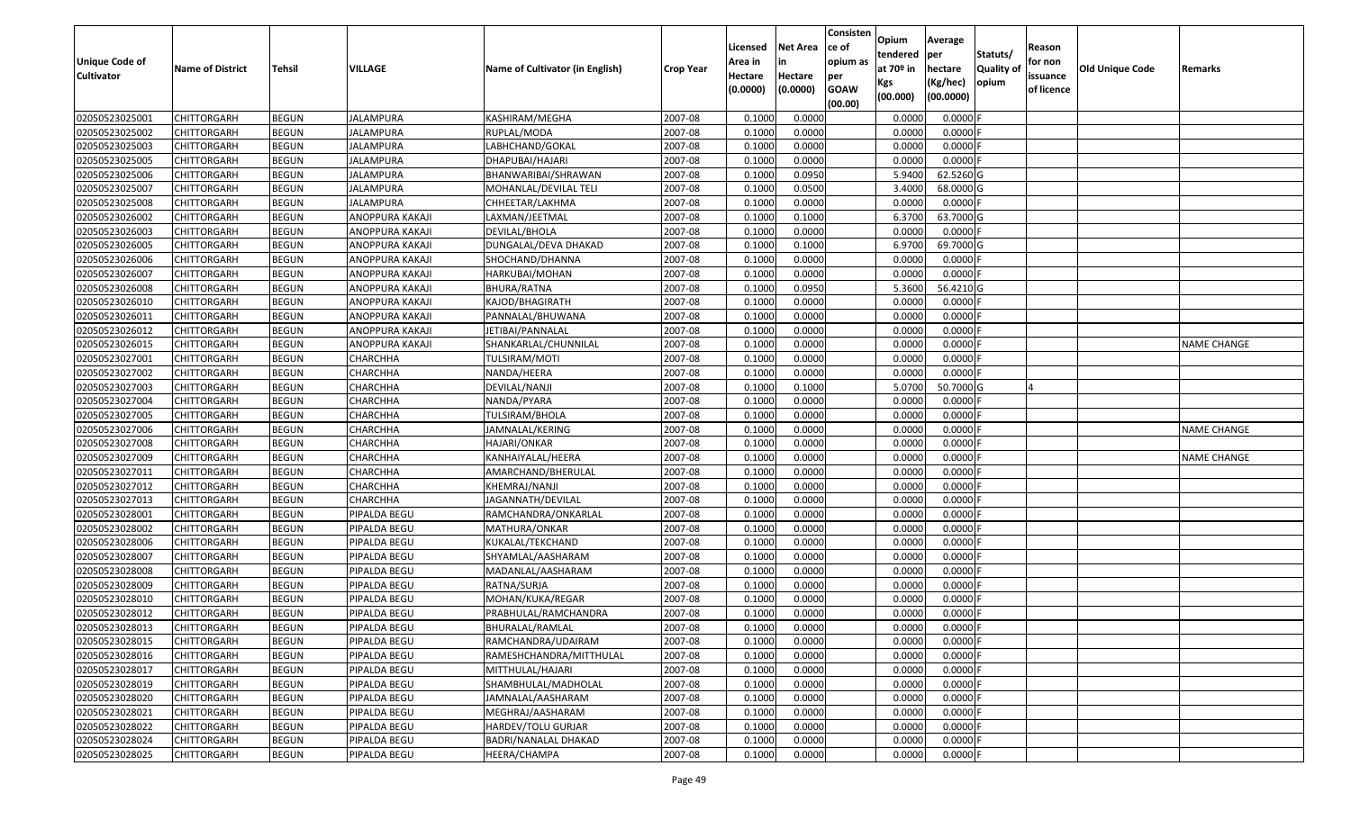| Unique Code of Cultivator | Name of District | Tehsil | VILLAGE | Name of Cultivator (in English) | Crop Year | Licensed Area in Hectare (0.0000) | Net Area in Hectare (0.0000) | Consistence of opium as per GOAW (00.00) | Opium tendered at 70º in Kgs (00.000) | Average per hectare (Kg/hec) (00.0000) | Statuts/ Quality of opium | Reason for non issuance of licence | Old Unique Code | Remarks |
|---|---|---|---|---|---|---|---|---|---|---|---|---|---|---|
| 02050523025001 | CHITTORGARH | BEGUN | JALAMPURA | KASHIRAM/MEGHA | 2007-08 | 0.1000 | 0.0000 | | 0.0000 | 0.0000 | F | | | |
| 02050523025002 | CHITTORGARH | BEGUN | JALAMPURA | RUPLAL/MODA | 2007-08 | 0.1000 | 0.0000 | | 0.0000 | 0.0000 | F | | | |
| 02050523025003 | CHITTORGARH | BEGUN | JALAMPURA | LABHCHAND/GOKAL | 2007-08 | 0.1000 | 0.0000 | | 0.0000 | 0.0000 | F | | | |
| 02050523025005 | CHITTORGARH | BEGUN | JALAMPURA | DHAPUBAI/HAJARI | 2007-08 | 0.1000 | 0.0000 | | 0.0000 | 0.0000 | F | | | |
| 02050523025006 | CHITTORGARH | BEGUN | JALAMPURA | BHANWARIBAI/SHRAWAN | 2007-08 | 0.1000 | 0.0950 | | 5.9400 | 62.5260 | G | | | |
| 02050523025007 | CHITTORGARH | BEGUN | JALAMPURA | MOHANLAL/DEVILAL TELI | 2007-08 | 0.1000 | 0.0500 | | 3.4000 | 68.0000 | G | | | |
| 02050523025008 | CHITTORGARH | BEGUN | JALAMPURA | CHHEETAR/LAKHMA | 2007-08 | 0.1000 | 0.0000 | | 0.0000 | 0.0000 | F | | | |
| 02050523026002 | CHITTORGARH | BEGUN | ANOPPURA KAKAJI | LAXMAN/JEETMAL | 2007-08 | 0.1000 | 0.1000 | | 6.3700 | 63.7000 | G | | | |
| 02050523026003 | CHITTORGARH | BEGUN | ANOPPURA KAKAJI | DEVILAL/BHOLA | 2007-08 | 0.1000 | 0.0000 | | 0.0000 | 0.0000 | F | | | |
| 02050523026005 | CHITTORGARH | BEGUN | ANOPPURA KAKAJI | DUNGALAL/DEVA DHAKAD | 2007-08 | 0.1000 | 0.1000 | | 6.9700 | 69.7000 | G | | | |
| 02050523026006 | CHITTORGARH | BEGUN | ANOPPURA KAKAJI | SHOCHAND/DHANNA | 2007-08 | 0.1000 | 0.0000 | | 0.0000 | 0.0000 | F | | | |
| 02050523026007 | CHITTORGARH | BEGUN | ANOPPURA KAKAJI | HARKUBAI/MOHAN | 2007-08 | 0.1000 | 0.0000 | | 0.0000 | 0.0000 | F | | | |
| 02050523026008 | CHITTORGARH | BEGUN | ANOPPURA KAKAJI | BHURA/RATNA | 2007-08 | 0.1000 | 0.0950 | | 5.3600 | 56.4210 | G | | | |
| 02050523026010 | CHITTORGARH | BEGUN | ANOPPURA KAKAJI | KAJOD/BHAGIRATH | 2007-08 | 0.1000 | 0.0000 | | 0.0000 | 0.0000 | F | | | |
| 02050523026011 | CHITTORGARH | BEGUN | ANOPPURA KAKAJI | PANNALAL/BHUWANA | 2007-08 | 0.1000 | 0.0000 | | 0.0000 | 0.0000 | F | | | |
| 02050523026012 | CHITTORGARH | BEGUN | ANOPPURA KAKAJI | JETIBAI/PANNALAL | 2007-08 | 0.1000 | 0.0000 | | 0.0000 | 0.0000 | F | | | |
| 02050523026015 | CHITTORGARH | BEGUN | ANOPPURA KAKAJI | SHANKARLAL/CHUNNILAL | 2007-08 | 0.1000 | 0.0000 | | 0.0000 | 0.0000 | F | | | NAME CHANGE |
| 02050523027001 | CHITTORGARH | BEGUN | CHARCHHA | TULSIRAM/MOTI | 2007-08 | 0.1000 | 0.0000 | | 0.0000 | 0.0000 | F | | | |
| 02050523027002 | CHITTORGARH | BEGUN | CHARCHHA | NANDA/HEERA | 2007-08 | 0.1000 | 0.0000 | | 0.0000 | 0.0000 | F | | | |
| 02050523027003 | CHITTORGARH | BEGUN | CHARCHHA | DEVILAL/NANJI | 2007-08 | 0.1000 | 0.1000 | | 5.0700 | 50.7000 | G | 4 | | |
| 02050523027004 | CHITTORGARH | BEGUN | CHARCHHA | NANDA/PYARA | 2007-08 | 0.1000 | 0.0000 | | 0.0000 | 0.0000 | F | | | |
| 02050523027005 | CHITTORGARH | BEGUN | CHARCHHA | TULSIRAM/BHOLA | 2007-08 | 0.1000 | 0.0000 | | 0.0000 | 0.0000 | F | | | |
| 02050523027006 | CHITTORGARH | BEGUN | CHARCHHA | JAMNALAL/KERING | 2007-08 | 0.1000 | 0.0000 | | 0.0000 | 0.0000 | F | | | NAME CHANGE |
| 02050523027008 | CHITTORGARH | BEGUN | CHARCHHA | HAJARI/ONKAR | 2007-08 | 0.1000 | 0.0000 | | 0.0000 | 0.0000 | F | | | |
| 02050523027009 | CHITTORGARH | BEGUN | CHARCHHA | KANHAIYALAL/HEERA | 2007-08 | 0.1000 | 0.0000 | | 0.0000 | 0.0000 | F | | | NAME CHANGE |
| 02050523027011 | CHITTORGARH | BEGUN | CHARCHHA | AMARCHAND/BHERULAL | 2007-08 | 0.1000 | 0.0000 | | 0.0000 | 0.0000 | F | | | |
| 02050523027012 | CHITTORGARH | BEGUN | CHARCHHA | KHEMRAJ/NANJI | 2007-08 | 0.1000 | 0.0000 | | 0.0000 | 0.0000 | F | | | |
| 02050523027013 | CHITTORGARH | BEGUN | CHARCHHA | JAGANNATH/DEVILAL | 2007-08 | 0.1000 | 0.0000 | | 0.0000 | 0.0000 | F | | | |
| 02050523028001 | CHITTORGARH | BEGUN | PIPALDA BEGU | RAMCHANDRA/ONKARLAL | 2007-08 | 0.1000 | 0.0000 | | 0.0000 | 0.0000 | F | | | |
| 02050523028002 | CHITTORGARH | BEGUN | PIPALDA BEGU | MATHURA/ONKAR | 2007-08 | 0.1000 | 0.0000 | | 0.0000 | 0.0000 | F | | | |
| 02050523028006 | CHITTORGARH | BEGUN | PIPALDA BEGU | KUKALAL/TEKCHAND | 2007-08 | 0.1000 | 0.0000 | | 0.0000 | 0.0000 | F | | | |
| 02050523028007 | CHITTORGARH | BEGUN | PIPALDA BEGU | SHYAMLAL/AASHARAM | 2007-08 | 0.1000 | 0.0000 | | 0.0000 | 0.0000 | F | | | |
| 02050523028008 | CHITTORGARH | BEGUN | PIPALDA BEGU | MADANLAL/AASHARAM | 2007-08 | 0.1000 | 0.0000 | | 0.0000 | 0.0000 | F | | | |
| 02050523028009 | CHITTORGARH | BEGUN | PIPALDA BEGU | RATNA/SURJA | 2007-08 | 0.1000 | 0.0000 | | 0.0000 | 0.0000 | F | | | |
| 02050523028010 | CHITTORGARH | BEGUN | PIPALDA BEGU | MOHAN/KUKA/REGAR | 2007-08 | 0.1000 | 0.0000 | | 0.0000 | 0.0000 | F | | | |
| 02050523028012 | CHITTORGARH | BEGUN | PIPALDA BEGU | PRABHULAL/RAMCHANDRA | 2007-08 | 0.1000 | 0.0000 | | 0.0000 | 0.0000 | F | | | |
| 02050523028013 | CHITTORGARH | BEGUN | PIPALDA BEGU | BHURALAL/RAMLAL | 2007-08 | 0.1000 | 0.0000 | | 0.0000 | 0.0000 | F | | | |
| 02050523028015 | CHITTORGARH | BEGUN | PIPALDA BEGU | RAMCHANDRA/UDAIRAM | 2007-08 | 0.1000 | 0.0000 | | 0.0000 | 0.0000 | F | | | |
| 02050523028016 | CHITTORGARH | BEGUN | PIPALDA BEGU | RAMESHCHANDRA/MITTHULAL | 2007-08 | 0.1000 | 0.0000 | | 0.0000 | 0.0000 | F | | | |
| 02050523028017 | CHITTORGARH | BEGUN | PIPALDA BEGU | MITTHULAL/HAJARI | 2007-08 | 0.1000 | 0.0000 | | 0.0000 | 0.0000 | F | | | |
| 02050523028019 | CHITTORGARH | BEGUN | PIPALDA BEGU | SHAMBHULAL/MADHOLAL | 2007-08 | 0.1000 | 0.0000 | | 0.0000 | 0.0000 | F | | | |
| 02050523028020 | CHITTORGARH | BEGUN | PIPALDA BEGU | JAMNALAL/AASHARAM | 2007-08 | 0.1000 | 0.0000 | | 0.0000 | 0.0000 | F | | | |
| 02050523028021 | CHITTORGARH | BEGUN | PIPALDA BEGU | MEGHRAJ/AASHARAM | 2007-08 | 0.1000 | 0.0000 | | 0.0000 | 0.0000 | F | | | |
| 02050523028022 | CHITTORGARH | BEGUN | PIPALDA BEGU | HARDEV/TOLU GURJAR | 2007-08 | 0.1000 | 0.0000 | | 0.0000 | 0.0000 | F | | | |
| 02050523028024 | CHITTORGARH | BEGUN | PIPALDA BEGU | BADRI/NANALAL DHAKAD | 2007-08 | 0.1000 | 0.0000 | | 0.0000 | 0.0000 | F | | | |
| 02050523028025 | CHITTORGARH | BEGUN | PIPALDA BEGU | HEERA/CHAMPA | 2007-08 | 0.1000 | 0.0000 | | 0.0000 | 0.0000 | F | | | |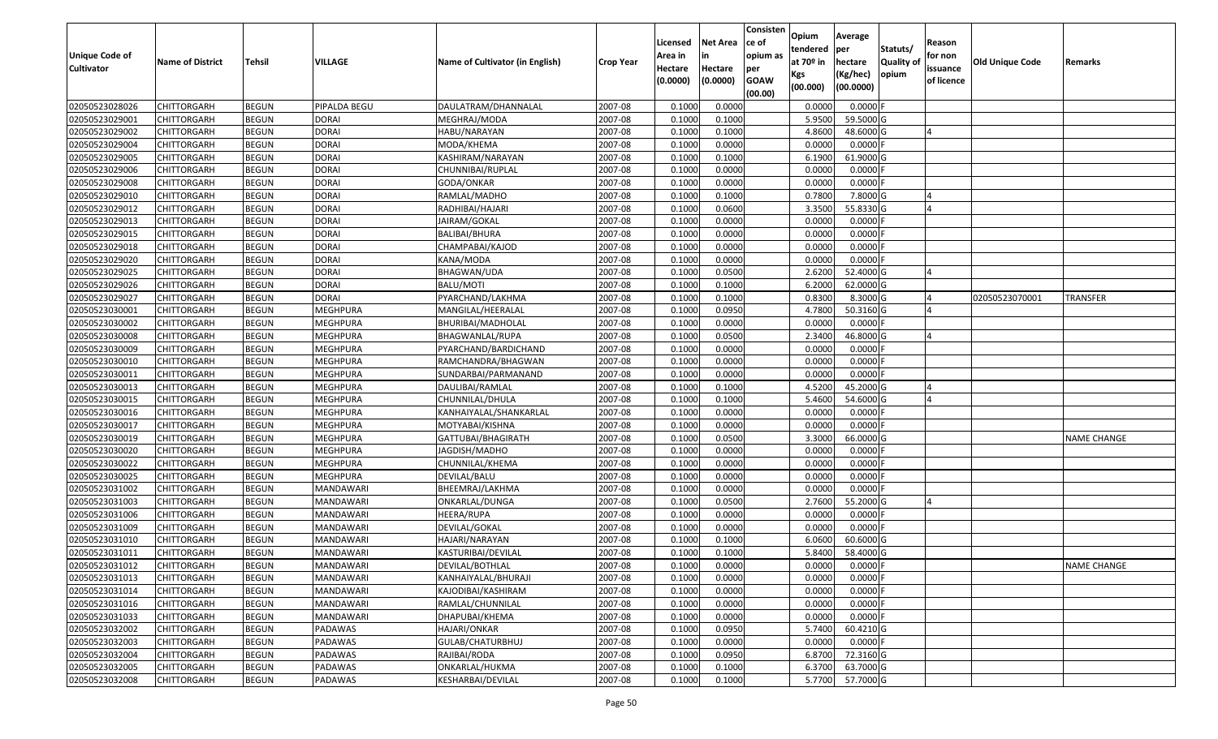| Unique Code of Cultivator | Name of District | Tehsil | VILLAGE | Name of Cultivator (in English) | Crop Year | Licensed Area in Hectare (0.0000) | Net Area in Hectare (0.0000) | Consistence of opium as per GOAW (00.00) | Opium tendered at 70º in Kgs (00.000) | Average per hectare (Kg/hec) (00.0000) | Statuts/ Quality of opium | Reason for non issuance of licence | Old Unique Code | Remarks |
|---|---|---|---|---|---|---|---|---|---|---|---|---|---|---|
| 02050523028026 | CHITTORGARH | BEGUN | PIPALDA BEGU | DAULATRAM/DHANNALAL | 2007-08 | 0.1000 | 0.0000 | | 0.0000 | 0.0000 | F | | | |
| 02050523029001 | CHITTORGARH | BEGUN | DORAI | MEGHRAJ/MODA | 2007-08 | 0.1000 | 0.1000 | | 5.9500 | 59.5000 | G | | | |
| 02050523029002 | CHITTORGARH | BEGUN | DORAI | HABU/NARAYAN | 2007-08 | 0.1000 | 0.1000 | | 4.8600 | 48.6000 | G | 4 | | |
| 02050523029004 | CHITTORGARH | BEGUN | DORAI | MODA/KHEMA | 2007-08 | 0.1000 | 0.0000 | | 0.0000 | 0.0000 | F | | | |
| 02050523029005 | CHITTORGARH | BEGUN | DORAI | KASHIRAM/NARAYAN | 2007-08 | 0.1000 | 0.1000 | | 6.1900 | 61.9000 | G | | | |
| 02050523029006 | CHITTORGARH | BEGUN | DORAI | CHUNNIBAI/RUPLAL | 2007-08 | 0.1000 | 0.0000 | | 0.0000 | 0.0000 | F | | | |
| 02050523029008 | CHITTORGARH | BEGUN | DORAI | GODA/ONKAR | 2007-08 | 0.1000 | 0.0000 | | 0.0000 | 0.0000 | F | | | |
| 02050523029010 | CHITTORGARH | BEGUN | DORAI | RAMLAL/MADHO | 2007-08 | 0.1000 | 0.1000 | | 0.7800 | 7.8000 | G | 4 | | |
| 02050523029012 | CHITTORGARH | BEGUN | DORAI | RADHIBAI/HAJARI | 2007-08 | 0.1000 | 0.0600 | | 3.3500 | 55.8330 | G | 4 | | |
| 02050523029013 | CHITTORGARH | BEGUN | DORAI | JAIRAM/GOKAL | 2007-08 | 0.1000 | 0.0000 | | 0.0000 | 0.0000 | F | | | |
| 02050523029015 | CHITTORGARH | BEGUN | DORAI | BALIBAI/BHURA | 2007-08 | 0.1000 | 0.0000 | | 0.0000 | 0.0000 | F | | | |
| 02050523029018 | CHITTORGARH | BEGUN | DORAI | CHAMPABAI/KAJOD | 2007-08 | 0.1000 | 0.0000 | | 0.0000 | 0.0000 | F | | | |
| 02050523029020 | CHITTORGARH | BEGUN | DORAI | KANA/MODA | 2007-08 | 0.1000 | 0.0000 | | 0.0000 | 0.0000 | F | | | |
| 02050523029025 | CHITTORGARH | BEGUN | DORAI | BHAGWAN/UDA | 2007-08 | 0.1000 | 0.0500 | | 2.6200 | 52.4000 | G | 4 | | |
| 02050523029026 | CHITTORGARH | BEGUN | DORAI | BALU/MOTI | 2007-08 | 0.1000 | 0.1000 | | 6.2000 | 62.0000 | G | | | |
| 02050523029027 | CHITTORGARH | BEGUN | DORAI | PYARCHAND/LAKHMA | 2007-08 | 0.1000 | 0.1000 | | 0.8300 | 8.3000 | G | 4 | 02050523070001 | TRANSFER |
| 02050523030001 | CHITTORGARH | BEGUN | MEGHPURA | MANGILAL/HEERALAL | 2007-08 | 0.1000 | 0.0950 | | 4.7800 | 50.3160 | G | 4 | | |
| 02050523030002 | CHITTORGARH | BEGUN | MEGHPURA | BHURIBAI/MADHOLAL | 2007-08 | 0.1000 | 0.0000 | | 0.0000 | 0.0000 | F | | | |
| 02050523030008 | CHITTORGARH | BEGUN | MEGHPURA | BHAGWANLAL/RUPA | 2007-08 | 0.1000 | 0.0500 | | 2.3400 | 46.8000 | G | 4 | | |
| 02050523030009 | CHITTORGARH | BEGUN | MEGHPURA | PYARCHAND/BARDICHAND | 2007-08 | 0.1000 | 0.0000 | | 0.0000 | 0.0000 | F | | | |
| 02050523030010 | CHITTORGARH | BEGUN | MEGHPURA | RAMCHANDRA/BHAGWAN | 2007-08 | 0.1000 | 0.0000 | | 0.0000 | 0.0000 | F | | | |
| 02050523030011 | CHITTORGARH | BEGUN | MEGHPURA | SUNDARBAI/PARMANAND | 2007-08 | 0.1000 | 0.0000 | | 0.0000 | 0.0000 | F | | | |
| 02050523030013 | CHITTORGARH | BEGUN | MEGHPURA | DAULIBAI/RAMLAL | 2007-08 | 0.1000 | 0.1000 | | 4.5200 | 45.2000 | G | 4 | | |
| 02050523030015 | CHITTORGARH | BEGUN | MEGHPURA | CHUNNILAL/DHULA | 2007-08 | 0.1000 | 0.1000 | | 5.4600 | 54.6000 | G | 4 | | |
| 02050523030016 | CHITTORGARH | BEGUN | MEGHPURA | KANHAIYALAL/SHANKARLAL | 2007-08 | 0.1000 | 0.0000 | | 0.0000 | 0.0000 | F | | | |
| 02050523030017 | CHITTORGARH | BEGUN | MEGHPURA | MOTYABAI/KISHNA | 2007-08 | 0.1000 | 0.0000 | | 0.0000 | 0.0000 | F | | | |
| 02050523030019 | CHITTORGARH | BEGUN | MEGHPURA | GATTUBAI/BHAGIRATH | 2007-08 | 0.1000 | 0.0500 | | 3.3000 | 66.0000 | G | | | NAME CHANGE |
| 02050523030020 | CHITTORGARH | BEGUN | MEGHPURA | JAGDISH/MADHO | 2007-08 | 0.1000 | 0.0000 | | 0.0000 | 0.0000 | F | | | |
| 02050523030022 | CHITTORGARH | BEGUN | MEGHPURA | CHUNNILAL/KHEMA | 2007-08 | 0.1000 | 0.0000 | | 0.0000 | 0.0000 | F | | | |
| 02050523030025 | CHITTORGARH | BEGUN | MEGHPURA | DEVILAL/BALU | 2007-08 | 0.1000 | 0.0000 | | 0.0000 | 0.0000 | F | | | |
| 02050523031002 | CHITTORGARH | BEGUN | MANDAWARI | BHEEMRAJ/LAKHMA | 2007-08 | 0.1000 | 0.0000 | | 0.0000 | 0.0000 | F | | | |
| 02050523031003 | CHITTORGARH | BEGUN | MANDAWARI | ONKARLAL/DUNGA | 2007-08 | 0.1000 | 0.0500 | | 2.7600 | 55.2000 | G | 4 | | |
| 02050523031006 | CHITTORGARH | BEGUN | MANDAWARI | HEERA/RUPA | 2007-08 | 0.1000 | 0.0000 | | 0.0000 | 0.0000 | F | | | |
| 02050523031009 | CHITTORGARH | BEGUN | MANDAWARI | DEVILAL/GOKAL | 2007-08 | 0.1000 | 0.0000 | | 0.0000 | 0.0000 | F | | | |
| 02050523031010 | CHITTORGARH | BEGUN | MANDAWARI | HAJARI/NARAYAN | 2007-08 | 0.1000 | 0.1000 | | 6.0600 | 60.6000 | G | | | |
| 02050523031011 | CHITTORGARH | BEGUN | MANDAWARI | KASTURIBAI/DEVILAL | 2007-08 | 0.1000 | 0.1000 | | 5.8400 | 58.4000 | G | | | |
| 02050523031012 | CHITTORGARH | BEGUN | MANDAWARI | DEVILAL/BOTHLAL | 2007-08 | 0.1000 | 0.0000 | | 0.0000 | 0.0000 | F | | | NAME CHANGE |
| 02050523031013 | CHITTORGARH | BEGUN | MANDAWARI | KANHAIYALAL/BHURAJI | 2007-08 | 0.1000 | 0.0000 | | 0.0000 | 0.0000 | F | | | |
| 02050523031014 | CHITTORGARH | BEGUN | MANDAWARI | KAJODIBAI/KASHIRAM | 2007-08 | 0.1000 | 0.0000 | | 0.0000 | 0.0000 | F | | | |
| 02050523031016 | CHITTORGARH | BEGUN | MANDAWARI | RAMLAL/CHUNNILAL | 2007-08 | 0.1000 | 0.0000 | | 0.0000 | 0.0000 | F | | | |
| 02050523031033 | CHITTORGARH | BEGUN | MANDAWARI | DHAPUBAI/KHEMA | 2007-08 | 0.1000 | 0.0000 | | 0.0000 | 0.0000 | F | | | |
| 02050523032002 | CHITTORGARH | BEGUN | PADAWAS | HAJARI/ONKAR | 2007-08 | 0.1000 | 0.0950 | | 5.7400 | 60.4210 | G | | | |
| 02050523032003 | CHITTORGARH | BEGUN | PADAWAS | GULAB/CHATURBHUJ | 2007-08 | 0.1000 | 0.0000 | | 0.0000 | 0.0000 | F | | | |
| 02050523032004 | CHITTORGARH | BEGUN | PADAWAS | RAJIBAI/RODA | 2007-08 | 0.1000 | 0.0950 | | 6.8700 | 72.3160 | G | | | |
| 02050523032005 | CHITTORGARH | BEGUN | PADAWAS | ONKARLAL/HUKMA | 2007-08 | 0.1000 | 0.1000 | | 6.3700 | 63.7000 | G | | | |
| 02050523032008 | CHITTORGARH | BEGUN | PADAWAS | KESHARBAI/DEVILAL | 2007-08 | 0.1000 | 0.1000 | | 5.7700 | 57.7000 | G | | | |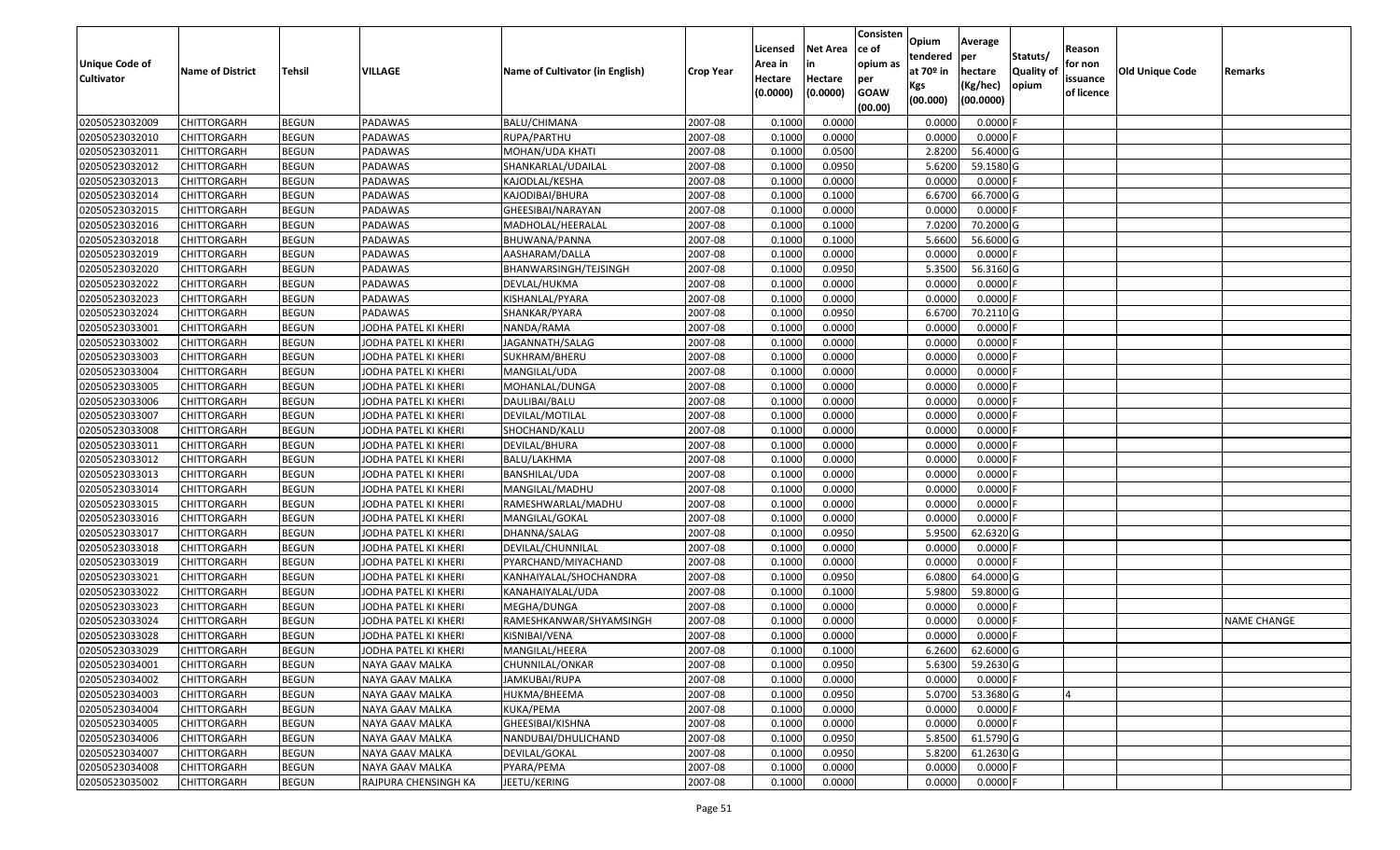| Unique Code of Cultivator | Name of District | Tehsil | VILLAGE | Name of Cultivator (in English) | Crop Year | Licensed Area in Hectare (0.0000) | Net Area in Hectare (0.0000) | Consistence of opium as per GOAW (00.00) | Opium tendered at 70º in Kgs (00.000) | Average per hectare (Kg/hec) (00.0000) | Statuts/ Quality of opium | Reason for non issuance of licence | Old Unique Code | Remarks |
|---|---|---|---|---|---|---|---|---|---|---|---|---|---|---|
| 02050523032009 | CHITTORGARH | BEGUN | PADAWAS | BALU/CHIMANA | 2007-08 | 0.1000 | 0.0000 | | 0.0000 | 0.0000 | F | | | |
| 02050523032010 | CHITTORGARH | BEGUN | PADAWAS | RUPA/PARTHU | 2007-08 | 0.1000 | 0.0000 | | 0.0000 | 0.0000 | F | | | |
| 02050523032011 | CHITTORGARH | BEGUN | PADAWAS | MOHAN/UDA KHATI | 2007-08 | 0.1000 | 0.0500 | | 2.8200 | 56.4000 | G | | | |
| 02050523032012 | CHITTORGARH | BEGUN | PADAWAS | SHANKARLAL/UDAILAL | 2007-08 | 0.1000 | 0.0950 | | 5.6200 | 59.1580 | G | | | |
| 02050523032013 | CHITTORGARH | BEGUN | PADAWAS | KAJODLAL/KESHA | 2007-08 | 0.1000 | 0.0000 | | 0.0000 | 0.0000 | F | | | |
| 02050523032014 | CHITTORGARH | BEGUN | PADAWAS | KAJODIBAI/BHURA | 2007-08 | 0.1000 | 0.1000 | | 6.6700 | 66.7000 | G | | | |
| 02050523032015 | CHITTORGARH | BEGUN | PADAWAS | GHEESIBAI/NARAYAN | 2007-08 | 0.1000 | 0.0000 | | 0.0000 | 0.0000 | F | | | |
| 02050523032016 | CHITTORGARH | BEGUN | PADAWAS | MADHOLAL/HEERALAL | 2007-08 | 0.1000 | 0.1000 | | 7.0200 | 70.2000 | G | | | |
| 02050523032018 | CHITTORGARH | BEGUN | PADAWAS | BHUWANA/PANNA | 2007-08 | 0.1000 | 0.1000 | | 5.6600 | 56.6000 | G | | | |
| 02050523032019 | CHITTORGARH | BEGUN | PADAWAS | AASHARAM/DALLA | 2007-08 | 0.1000 | 0.0000 | | 0.0000 | 0.0000 | F | | | |
| 02050523032020 | CHITTORGARH | BEGUN | PADAWAS | BHANWARSINGH/TEJSINGH | 2007-08 | 0.1000 | 0.0950 | | 5.3500 | 56.3160 | G | | | |
| 02050523032022 | CHITTORGARH | BEGUN | PADAWAS | DEVLAL/HUKMA | 2007-08 | 0.1000 | 0.0000 | | 0.0000 | 0.0000 | F | | | |
| 02050523032023 | CHITTORGARH | BEGUN | PADAWAS | KISHANLAL/PYARA | 2007-08 | 0.1000 | 0.0000 | | 0.0000 | 0.0000 | F | | | |
| 02050523032024 | CHITTORGARH | BEGUN | PADAWAS | SHANKAR/PYARA | 2007-08 | 0.1000 | 0.0950 | | 6.6700 | 70.2110 | G | | | |
| 02050523033001 | CHITTORGARH | BEGUN | JODHA PATEL KI KHERI | NANDA/RAMA | 2007-08 | 0.1000 | 0.0000 | | 0.0000 | 0.0000 | F | | | |
| 02050523033002 | CHITTORGARH | BEGUN | JODHA PATEL KI KHERI | JAGANNATH/SALAG | 2007-08 | 0.1000 | 0.0000 | | 0.0000 | 0.0000 | F | | | |
| 02050523033003 | CHITTORGARH | BEGUN | JODHA PATEL KI KHERI | SUKHRAM/BHERU | 2007-08 | 0.1000 | 0.0000 | | 0.0000 | 0.0000 | F | | | |
| 02050523033004 | CHITTORGARH | BEGUN | JODHA PATEL KI KHERI | MANGILAL/UDA | 2007-08 | 0.1000 | 0.0000 | | 0.0000 | 0.0000 | F | | | |
| 02050523033005 | CHITTORGARH | BEGUN | JODHA PATEL KI KHERI | MOHANLAL/DUNGA | 2007-08 | 0.1000 | 0.0000 | | 0.0000 | 0.0000 | F | | | |
| 02050523033006 | CHITTORGARH | BEGUN | JODHA PATEL KI KHERI | DAULIBAI/BALU | 2007-08 | 0.1000 | 0.0000 | | 0.0000 | 0.0000 | F | | | |
| 02050523033007 | CHITTORGARH | BEGUN | JODHA PATEL KI KHERI | DEVILAL/MOTILAL | 2007-08 | 0.1000 | 0.0000 | | 0.0000 | 0.0000 | F | | | |
| 02050523033008 | CHITTORGARH | BEGUN | JODHA PATEL KI KHERI | SHOCHAND/KALU | 2007-08 | 0.1000 | 0.0000 | | 0.0000 | 0.0000 | F | | | |
| 02050523033011 | CHITTORGARH | BEGUN | JODHA PATEL KI KHERI | DEVILAL/BHURA | 2007-08 | 0.1000 | 0.0000 | | 0.0000 | 0.0000 | F | | | |
| 02050523033012 | CHITTORGARH | BEGUN | JODHA PATEL KI KHERI | BALU/LAKHMA | 2007-08 | 0.1000 | 0.0000 | | 0.0000 | 0.0000 | F | | | |
| 02050523033013 | CHITTORGARH | BEGUN | JODHA PATEL KI KHERI | BANSHILAL/UDA | 2007-08 | 0.1000 | 0.0000 | | 0.0000 | 0.0000 | F | | | |
| 02050523033014 | CHITTORGARH | BEGUN | JODHA PATEL KI KHERI | MANGILAL/MADHU | 2007-08 | 0.1000 | 0.0000 | | 0.0000 | 0.0000 | F | | | |
| 02050523033015 | CHITTORGARH | BEGUN | JODHA PATEL KI KHERI | RAMESHWARLAL/MADHU | 2007-08 | 0.1000 | 0.0000 | | 0.0000 | 0.0000 | F | | | |
| 02050523033016 | CHITTORGARH | BEGUN | JODHA PATEL KI KHERI | MANGILAL/GOKAL | 2007-08 | 0.1000 | 0.0000 | | 0.0000 | 0.0000 | F | | | |
| 02050523033017 | CHITTORGARH | BEGUN | JODHA PATEL KI KHERI | DHANNA/SALAG | 2007-08 | 0.1000 | 0.0950 | | 5.9500 | 62.6320 | G | | | |
| 02050523033018 | CHITTORGARH | BEGUN | JODHA PATEL KI KHERI | DEVILAL/CHUNNILAL | 2007-08 | 0.1000 | 0.0000 | | 0.0000 | 0.0000 | F | | | |
| 02050523033019 | CHITTORGARH | BEGUN | JODHA PATEL KI KHERI | PYARCHAND/MIYACHAND | 2007-08 | 0.1000 | 0.0000 | | 0.0000 | 0.0000 | F | | | |
| 02050523033021 | CHITTORGARH | BEGUN | JODHA PATEL KI KHERI | KANHAIYALAL/SHOCHANDRA | 2007-08 | 0.1000 | 0.0950 | | 6.0800 | 64.0000 | G | | | |
| 02050523033022 | CHITTORGARH | BEGUN | JODHA PATEL KI KHERI | KANAHAIYALAL/UDA | 2007-08 | 0.1000 | 0.1000 | | 5.9800 | 59.8000 | G | | | |
| 02050523033023 | CHITTORGARH | BEGUN | JODHA PATEL KI KHERI | MEGHA/DUNGA | 2007-08 | 0.1000 | 0.0000 | | 0.0000 | 0.0000 | F | | | |
| 02050523033024 | CHITTORGARH | BEGUN | JODHA PATEL KI KHERI | RAMESHKANWAR/SHYAMSINGH | 2007-08 | 0.1000 | 0.0000 | | 0.0000 | 0.0000 | F | | | NAME CHANGE |
| 02050523033028 | CHITTORGARH | BEGUN | JODHA PATEL KI KHERI | KISNIBAI/VENA | 2007-08 | 0.1000 | 0.0000 | | 0.0000 | 0.0000 | F | | | |
| 02050523033029 | CHITTORGARH | BEGUN | JODHA PATEL KI KHERI | MANGILAL/HEERA | 2007-08 | 0.1000 | 0.1000 | | 6.2600 | 62.6000 | G | | | |
| 02050523034001 | CHITTORGARH | BEGUN | NAYA GAAV MALKA | CHUNNILAL/ONKAR | 2007-08 | 0.1000 | 0.0950 | | 5.6300 | 59.2630 | G | | | |
| 02050523034002 | CHITTORGARH | BEGUN | NAYA GAAV MALKA | JAMKUBAI/RUPA | 2007-08 | 0.1000 | 0.0000 | | 0.0000 | 0.0000 | F | | | |
| 02050523034003 | CHITTORGARH | BEGUN | NAYA GAAV MALKA | HUKMA/BHEEMA | 2007-08 | 0.1000 | 0.0950 | | 5.0700 | 53.3680 | G | 4 | | |
| 02050523034004 | CHITTORGARH | BEGUN | NAYA GAAV MALKA | KUKA/PEMA | 2007-08 | 0.1000 | 0.0000 | | 0.0000 | 0.0000 | F | | | |
| 02050523034005 | CHITTORGARH | BEGUN | NAYA GAAV MALKA | GHEESIBAI/KISHNA | 2007-08 | 0.1000 | 0.0000 | | 0.0000 | 0.0000 | F | | | |
| 02050523034006 | CHITTORGARH | BEGUN | NAYA GAAV MALKA | NANDUBAI/DHULICHAND | 2007-08 | 0.1000 | 0.0950 | | 5.8500 | 61.5790 | G | | | |
| 02050523034007 | CHITTORGARH | BEGUN | NAYA GAAV MALKA | DEVILAL/GOKAL | 2007-08 | 0.1000 | 0.0950 | | 5.8200 | 61.2630 | G | | | |
| 02050523034008 | CHITTORGARH | BEGUN | NAYA GAAV MALKA | PYARA/PEMA | 2007-08 | 0.1000 | 0.0000 | | 0.0000 | 0.0000 | F | | | |
| 02050523035002 | CHITTORGARH | BEGUN | RAJPURA CHENSINGH KA | JEETU/KERING | 2007-08 | 0.1000 | 0.0000 | | 0.0000 | 0.0000 | F | | | |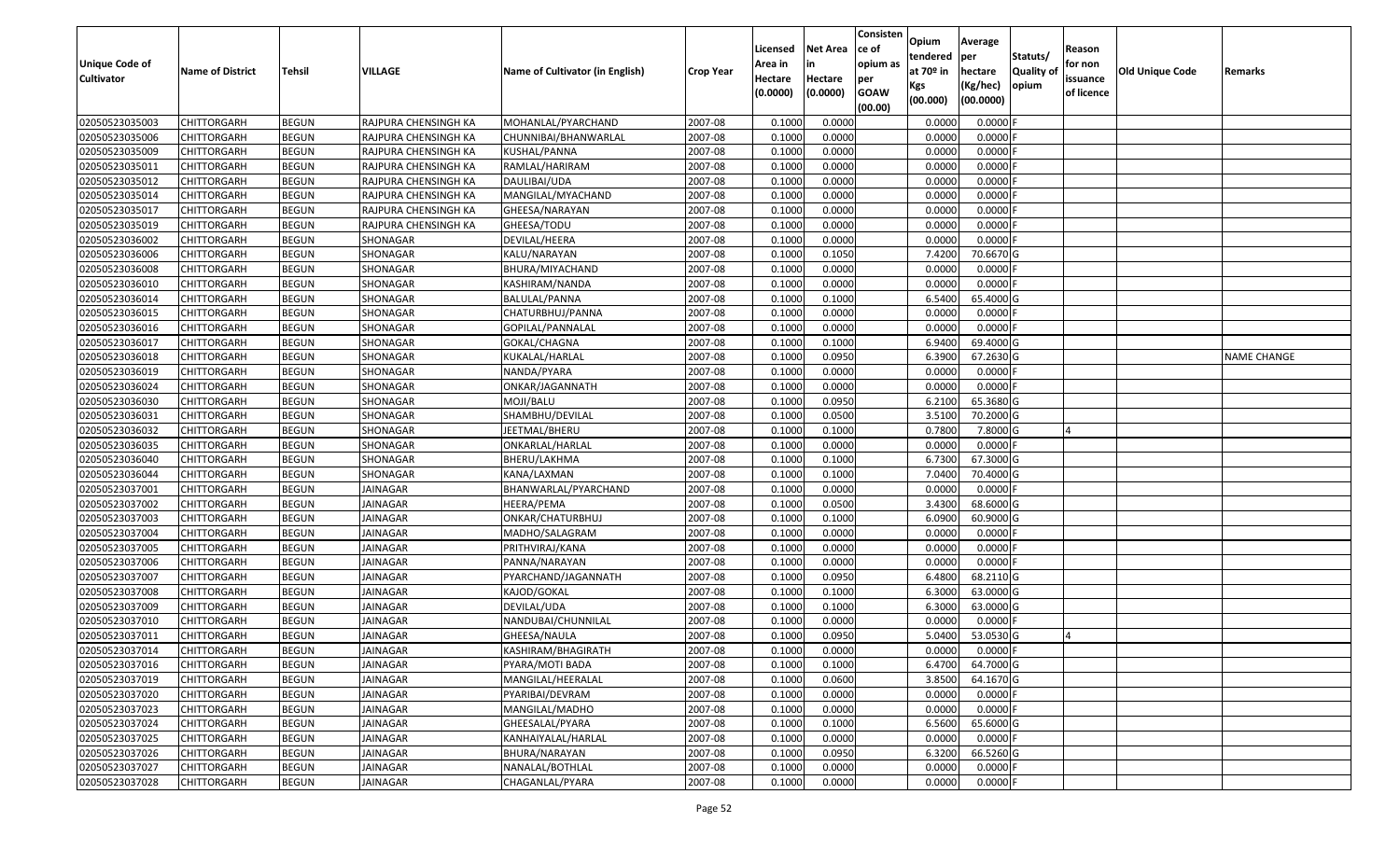| Unique Code of Cultivator | Name of District | Tehsil | VILLAGE | Name of Cultivator (in English) | Crop Year | Licensed Area in Hectare (0.0000) | Net Area in Hectare (0.0000) | Consistence of opium as per GOAW (00.00) | Opium tendered at 70º in Kgs (00.000) | Average per hectare (Kg/hec) (00.0000) | Statuts/ Quality of opium | Reason for non issuance of licence | Old Unique Code | Remarks |
|---|---|---|---|---|---|---|---|---|---|---|---|---|---|---|
| 02050523035003 | CHITTORGARH | BEGUN | RAJPURA CHENSINGH KA | MOHANLAL/PYARCHAND | 2007-08 | 0.1000 | 0.0000 | | 0.0000 | 0.0000 | F | | | |
| 02050523035006 | CHITTORGARH | BEGUN | RAJPURA CHENSINGH KA | CHUNNIBAI/BHANWARLAL | 2007-08 | 0.1000 | 0.0000 | | 0.0000 | 0.0000 | F | | | |
| 02050523035009 | CHITTORGARH | BEGUN | RAJPURA CHENSINGH KA | KUSHAL/PANNA | 2007-08 | 0.1000 | 0.0000 | | 0.0000 | 0.0000 | F | | | |
| 02050523035011 | CHITTORGARH | BEGUN | RAJPURA CHENSINGH KA | RAMLAL/HARIRAM | 2007-08 | 0.1000 | 0.0000 | | 0.0000 | 0.0000 | F | | | |
| 02050523035012 | CHITTORGARH | BEGUN | RAJPURA CHENSINGH KA | DAULIBAI/UDA | 2007-08 | 0.1000 | 0.0000 | | 0.0000 | 0.0000 | F | | | |
| 02050523035014 | CHITTORGARH | BEGUN | RAJPURA CHENSINGH KA | MANGILAL/MYACHAND | 2007-08 | 0.1000 | 0.0000 | | 0.0000 | 0.0000 | F | | | |
| 02050523035017 | CHITTORGARH | BEGUN | RAJPURA CHENSINGH KA | GHEESA/NARAYAN | 2007-08 | 0.1000 | 0.0000 | | 0.0000 | 0.0000 | F | | | |
| 02050523035019 | CHITTORGARH | BEGUN | RAJPURA CHENSINGH KA | GHEESA/TODU | 2007-08 | 0.1000 | 0.0000 | | 0.0000 | 0.0000 | F | | | |
| 02050523036002 | CHITTORGARH | BEGUN | SHONAGAR | DEVILAL/HEERA | 2007-08 | 0.1000 | 0.0000 | | 0.0000 | 0.0000 | F | | | |
| 02050523036006 | CHITTORGARH | BEGUN | SHONAGAR | KALU/NARAYAN | 2007-08 | 0.1000 | 0.1050 | | 7.4200 | 70.6670 | G | | | |
| 02050523036008 | CHITTORGARH | BEGUN | SHONAGAR | BHURA/MIYACHAND | 2007-08 | 0.1000 | 0.0000 | | 0.0000 | 0.0000 | F | | | |
| 02050523036010 | CHITTORGARH | BEGUN | SHONAGAR | KASHIRAM/NANDA | 2007-08 | 0.1000 | 0.0000 | | 0.0000 | 0.0000 | F | | | |
| 02050523036014 | CHITTORGARH | BEGUN | SHONAGAR | BALULAL/PANNA | 2007-08 | 0.1000 | 0.1000 | | 6.5400 | 65.4000 | G | | | |
| 02050523036015 | CHITTORGARH | BEGUN | SHONAGAR | CHATURBHUJ/PANNA | 2007-08 | 0.1000 | 0.0000 | | 0.0000 | 0.0000 | F | | | |
| 02050523036016 | CHITTORGARH | BEGUN | SHONAGAR | GOPILAL/PANNALAL | 2007-08 | 0.1000 | 0.0000 | | 0.0000 | 0.0000 | F | | | |
| 02050523036017 | CHITTORGARH | BEGUN | SHONAGAR | GOKAL/CHAGNA | 2007-08 | 0.1000 | 0.1000 | | 6.9400 | 69.4000 | G | | | |
| 02050523036018 | CHITTORGARH | BEGUN | SHONAGAR | KUKALAL/HARLAL | 2007-08 | 0.1000 | 0.0950 | | 6.3900 | 67.2630 | G | | | NAME CHANGE |
| 02050523036019 | CHITTORGARH | BEGUN | SHONAGAR | NANDA/PYARA | 2007-08 | 0.1000 | 0.0000 | | 0.0000 | 0.0000 | F | | | |
| 02050523036024 | CHITTORGARH | BEGUN | SHONAGAR | ONKAR/JAGANNATH | 2007-08 | 0.1000 | 0.0000 | | 0.0000 | 0.0000 | F | | | |
| 02050523036030 | CHITTORGARH | BEGUN | SHONAGAR | MOJI/BALU | 2007-08 | 0.1000 | 0.0950 | | 6.2100 | 65.3680 | G | | | |
| 02050523036031 | CHITTORGARH | BEGUN | SHONAGAR | SHAMBHU/DEVILAL | 2007-08 | 0.1000 | 0.0500 | | 3.5100 | 70.2000 | G | | | |
| 02050523036032 | CHITTORGARH | BEGUN | SHONAGAR | JEETMAL/BHERU | 2007-08 | 0.1000 | 0.1000 | | 0.7800 | 7.8000 | G | 4 | | |
| 02050523036035 | CHITTORGARH | BEGUN | SHONAGAR | ONKARLAL/HARLAL | 2007-08 | 0.1000 | 0.0000 | | 0.0000 | 0.0000 | F | | | |
| 02050523036040 | CHITTORGARH | BEGUN | SHONAGAR | BHERU/LAKHMA | 2007-08 | 0.1000 | 0.1000 | | 6.7300 | 67.3000 | G | | | |
| 02050523036044 | CHITTORGARH | BEGUN | SHONAGAR | KANA/LAXMAN | 2007-08 | 0.1000 | 0.1000 | | 7.0400 | 70.4000 | G | | | |
| 02050523037001 | CHITTORGARH | BEGUN | JAINAGAR | BHANWARLAL/PYARCHAND | 2007-08 | 0.1000 | 0.0000 | | 0.0000 | 0.0000 | F | | | |
| 02050523037002 | CHITTORGARH | BEGUN | JAINAGAR | HEERA/PEMA | 2007-08 | 0.1000 | 0.0500 | | 3.4300 | 68.6000 | G | | | |
| 02050523037003 | CHITTORGARH | BEGUN | JAINAGAR | ONKAR/CHATURBHUJ | 2007-08 | 0.1000 | 0.1000 | | 6.0900 | 60.9000 | G | | | |
| 02050523037004 | CHITTORGARH | BEGUN | JAINAGAR | MADHO/SALAGRAM | 2007-08 | 0.1000 | 0.0000 | | 0.0000 | 0.0000 | F | | | |
| 02050523037005 | CHITTORGARH | BEGUN | JAINAGAR | PRITHVIRAJ/KANA | 2007-08 | 0.1000 | 0.0000 | | 0.0000 | 0.0000 | F | | | |
| 02050523037006 | CHITTORGARH | BEGUN | JAINAGAR | PANNA/NARAYAN | 2007-08 | 0.1000 | 0.0000 | | 0.0000 | 0.0000 | F | | | |
| 02050523037007 | CHITTORGARH | BEGUN | JAINAGAR | PYARCHAND/JAGANNATH | 2007-08 | 0.1000 | 0.0950 | | 6.4800 | 68.2110 | G | | | |
| 02050523037008 | CHITTORGARH | BEGUN | JAINAGAR | KAJOD/GOKAL | 2007-08 | 0.1000 | 0.1000 | | 6.3000 | 63.0000 | G | | | |
| 02050523037009 | CHITTORGARH | BEGUN | JAINAGAR | DEVILAL/UDA | 2007-08 | 0.1000 | 0.1000 | | 6.3000 | 63.0000 | G | | | |
| 02050523037010 | CHITTORGARH | BEGUN | JAINAGAR | NANDUBAI/CHUNNILAL | 2007-08 | 0.1000 | 0.0000 | | 0.0000 | 0.0000 | F | | | |
| 02050523037011 | CHITTORGARH | BEGUN | JAINAGAR | GHEESA/NAULA | 2007-08 | 0.1000 | 0.0950 | | 5.0400 | 53.0530 | G | 4 | | |
| 02050523037014 | CHITTORGARH | BEGUN | JAINAGAR | KASHIRAM/BHAGIRATH | 2007-08 | 0.1000 | 0.0000 | | 0.0000 | 0.0000 | F | | | |
| 02050523037016 | CHITTORGARH | BEGUN | JAINAGAR | PYARA/MOTI BADA | 2007-08 | 0.1000 | 0.1000 | | 6.4700 | 64.7000 | G | | | |
| 02050523037019 | CHITTORGARH | BEGUN | JAINAGAR | MANGILAL/HEERALAL | 2007-08 | 0.1000 | 0.0600 | | 3.8500 | 64.1670 | G | | | |
| 02050523037020 | CHITTORGARH | BEGUN | JAINAGAR | PYARIBAI/DEVRAM | 2007-08 | 0.1000 | 0.0000 | | 0.0000 | 0.0000 | F | | | |
| 02050523037023 | CHITTORGARH | BEGUN | JAINAGAR | MANGILAL/MADHO | 2007-08 | 0.1000 | 0.0000 | | 0.0000 | 0.0000 | F | | | |
| 02050523037024 | CHITTORGARH | BEGUN | JAINAGAR | GHEESALAL/PYARA | 2007-08 | 0.1000 | 0.1000 | | 6.5600 | 65.6000 | G | | | |
| 02050523037025 | CHITTORGARH | BEGUN | JAINAGAR | KANHAIYALAL/HARLAL | 2007-08 | 0.1000 | 0.0000 | | 0.0000 | 0.0000 | F | | | |
| 02050523037026 | CHITTORGARH | BEGUN | JAINAGAR | BHURA/NARAYAN | 2007-08 | 0.1000 | 0.0950 | | 6.3200 | 66.5260 | G | | | |
| 02050523037027 | CHITTORGARH | BEGUN | JAINAGAR | NANALAL/BOTHLAL | 2007-08 | 0.1000 | 0.0000 | | 0.0000 | 0.0000 | F | | | |
| 02050523037028 | CHITTORGARH | BEGUN | JAINAGAR | CHAGANLAL/PYARA | 2007-08 | 0.1000 | 0.0000 | | 0.0000 | 0.0000 | F | | | |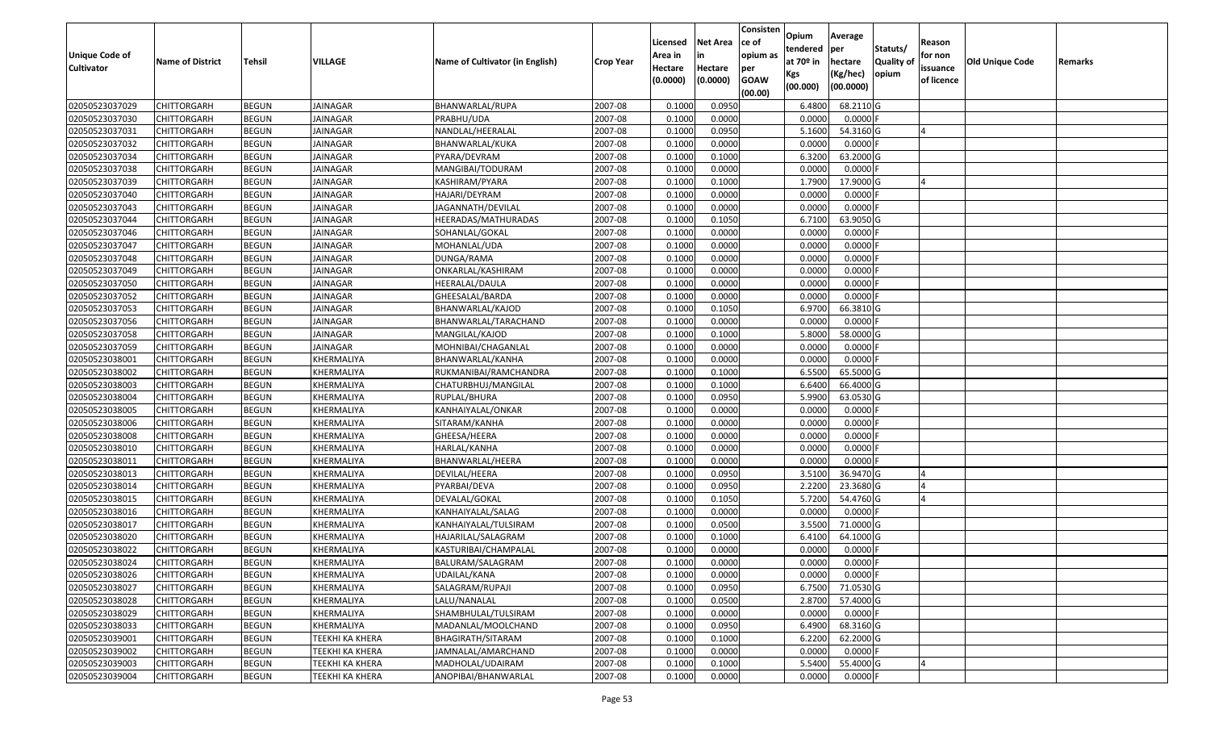| Unique Code of Cultivator | Name of District | Tehsil | VILLAGE | Name of Cultivator (in English) | Crop Year | Licensed Area in Hectare (0.0000) | Net Area in Hectare (0.0000) | Consistence of opium as per GOAW (00.00) | Opium tendered at 70º in Kgs (00.000) | Average per hectare (Kg/hec) (00.0000) | Statuts/ Quality of opium | Reason for non issuance of licence | Old Unique Code | Remarks |
|---|---|---|---|---|---|---|---|---|---|---|---|---|---|---|
| 02050523037029 | CHITTORGARH | BEGUN | JAINAGAR | BHANWARLAL/RUPA | 2007-08 | 0.1000 | 0.0950 | | 6.4800 | 68.2110 | G | | | |
| 02050523037030 | CHITTORGARH | BEGUN | JAINAGAR | PRABHU/UDA | 2007-08 | 0.1000 | 0.0000 | | 0.0000 | 0.0000 | F | | | |
| 02050523037031 | CHITTORGARH | BEGUN | JAINAGAR | NANDLAL/HEERALAL | 2007-08 | 0.1000 | 0.0950 | | 5.1600 | 54.3160 | G | 4 | | |
| 02050523037032 | CHITTORGARH | BEGUN | JAINAGAR | BHANWARLAL/KUKA | 2007-08 | 0.1000 | 0.0000 | | 0.0000 | 0.0000 | F | | | |
| 02050523037034 | CHITTORGARH | BEGUN | JAINAGAR | PYARA/DEVRAM | 2007-08 | 0.1000 | 0.1000 | | 6.3200 | 63.2000 | G | | | |
| 02050523037038 | CHITTORGARH | BEGUN | JAINAGAR | MANGIBAI/TODURAM | 2007-08 | 0.1000 | 0.0000 | | 0.0000 | 0.0000 | F | | | |
| 02050523037039 | CHITTORGARH | BEGUN | JAINAGAR | KASHIRAM/PYARA | 2007-08 | 0.1000 | 0.1000 | | 1.7900 | 17.9000 | G | 4 | | |
| 02050523037040 | CHITTORGARH | BEGUN | JAINAGAR | HAJARI/DEYRAM | 2007-08 | 0.1000 | 0.0000 | | 0.0000 | 0.0000 | F | | | |
| 02050523037043 | CHITTORGARH | BEGUN | JAINAGAR | JAGANNATH/DEVILAL | 2007-08 | 0.1000 | 0.0000 | | 0.0000 | 0.0000 | F | | | |
| 02050523037044 | CHITTORGARH | BEGUN | JAINAGAR | HEERADAS/MATHURADAS | 2007-08 | 0.1000 | 0.1050 | | 6.7100 | 63.9050 | G | | | |
| 02050523037046 | CHITTORGARH | BEGUN | JAINAGAR | SOHANLAL/GOKAL | 2007-08 | 0.1000 | 0.0000 | | 0.0000 | 0.0000 | F | | | |
| 02050523037047 | CHITTORGARH | BEGUN | JAINAGAR | MOHANLAL/UDA | 2007-08 | 0.1000 | 0.0000 | | 0.0000 | 0.0000 | F | | | |
| 02050523037048 | CHITTORGARH | BEGUN | JAINAGAR | DUNGA/RAMA | 2007-08 | 0.1000 | 0.0000 | | 0.0000 | 0.0000 | F | | | |
| 02050523037049 | CHITTORGARH | BEGUN | JAINAGAR | ONKARLAL/KASHIRAM | 2007-08 | 0.1000 | 0.0000 | | 0.0000 | 0.0000 | F | | | |
| 02050523037050 | CHITTORGARH | BEGUN | JAINAGAR | HEERALAL/DAULA | 2007-08 | 0.1000 | 0.0000 | | 0.0000 | 0.0000 | F | | | |
| 02050523037052 | CHITTORGARH | BEGUN | JAINAGAR | GHEESALAL/BARDA | 2007-08 | 0.1000 | 0.0000 | | 0.0000 | 0.0000 | F | | | |
| 02050523037053 | CHITTORGARH | BEGUN | JAINAGAR | BHANWARLAL/KAJOD | 2007-08 | 0.1000 | 0.1050 | | 6.9700 | 66.3810 | G | | | |
| 02050523037056 | CHITTORGARH | BEGUN | JAINAGAR | BHANWARLAL/TARACHAND | 2007-08 | 0.1000 | 0.0000 | | 0.0000 | 0.0000 | F | | | |
| 02050523037058 | CHITTORGARH | BEGUN | JAINAGAR | MANGILAL/KAJOD | 2007-08 | 0.1000 | 0.1000 | | 5.8000 | 58.0000 | G | | | |
| 02050523037059 | CHITTORGARH | BEGUN | JAINAGAR | MOHNIBAI/CHAGANLAL | 2007-08 | 0.1000 | 0.0000 | | 0.0000 | 0.0000 | F | | | |
| 02050523038001 | CHITTORGARH | BEGUN | KHERMALIYA | BHANWARLAL/KANHA | 2007-08 | 0.1000 | 0.0000 | | 0.0000 | 0.0000 | F | | | |
| 02050523038002 | CHITTORGARH | BEGUN | KHERMALIYA | RUKMANIBAI/RAMCHANDRA | 2007-08 | 0.1000 | 0.1000 | | 6.5500 | 65.5000 | G | | | |
| 02050523038003 | CHITTORGARH | BEGUN | KHERMALIYA | CHATURBHUJ/MANGILAL | 2007-08 | 0.1000 | 0.1000 | | 6.6400 | 66.4000 | G | | | |
| 02050523038004 | CHITTORGARH | BEGUN | KHERMALIYA | RUPLAL/BHURA | 2007-08 | 0.1000 | 0.0950 | | 5.9900 | 63.0530 | G | | | |
| 02050523038005 | CHITTORGARH | BEGUN | KHERMALIYA | KANHAIYALAL/ONKAR | 2007-08 | 0.1000 | 0.0000 | | 0.0000 | 0.0000 | F | | | |
| 02050523038006 | CHITTORGARH | BEGUN | KHERMALIYA | SITARAM/KANHA | 2007-08 | 0.1000 | 0.0000 | | 0.0000 | 0.0000 | F | | | |
| 02050523038008 | CHITTORGARH | BEGUN | KHERMALIYA | GHEESA/HEERA | 2007-08 | 0.1000 | 0.0000 | | 0.0000 | 0.0000 | F | | | |
| 02050523038010 | CHITTORGARH | BEGUN | KHERMALIYA | HARLAL/KANHA | 2007-08 | 0.1000 | 0.0000 | | 0.0000 | 0.0000 | F | | | |
| 02050523038011 | CHITTORGARH | BEGUN | KHERMALIYA | BHANWARLAL/HEERA | 2007-08 | 0.1000 | 0.0000 | | 0.0000 | 0.0000 | F | | | |
| 02050523038013 | CHITTORGARH | BEGUN | KHERMALIYA | DEVILAL/HEERA | 2007-08 | 0.1000 | 0.0950 | | 3.5100 | 36.9470 | G | 4 | | |
| 02050523038014 | CHITTORGARH | BEGUN | KHERMALIYA | PYARBAI/DEVA | 2007-08 | 0.1000 | 0.0950 | | 2.2200 | 23.3680 | G | 4 | | |
| 02050523038015 | CHITTORGARH | BEGUN | KHERMALIYA | DEVALAL/GOKAL | 2007-08 | 0.1000 | 0.1050 | | 5.7200 | 54.4760 | G | 4 | | |
| 02050523038016 | CHITTORGARH | BEGUN | KHERMALIYA | KANHAIYALAL/SALAG | 2007-08 | 0.1000 | 0.0000 | | 0.0000 | 0.0000 | F | | | |
| 02050523038017 | CHITTORGARH | BEGUN | KHERMALIYA | KANHAIYALAL/TULSIRAM | 2007-08 | 0.1000 | 0.0500 | | 3.5500 | 71.0000 | G | | | |
| 02050523038020 | CHITTORGARH | BEGUN | KHERMALIYA | HAJARILAL/SALAGRAM | 2007-08 | 0.1000 | 0.1000 | | 6.4100 | 64.1000 | G | | | |
| 02050523038022 | CHITTORGARH | BEGUN | KHERMALIYA | KASTURIBAI/CHAMPALAL | 2007-08 | 0.1000 | 0.0000 | | 0.0000 | 0.0000 | F | | | |
| 02050523038024 | CHITTORGARH | BEGUN | KHERMALIYA | BALURAM/SALAGRAM | 2007-08 | 0.1000 | 0.0000 | | 0.0000 | 0.0000 | F | | | |
| 02050523038026 | CHITTORGARH | BEGUN | KHERMALIYA | UDAILAL/KANA | 2007-08 | 0.1000 | 0.0000 | | 0.0000 | 0.0000 | F | | | |
| 02050523038027 | CHITTORGARH | BEGUN | KHERMALIYA | SALAGRAM/RUPAJI | 2007-08 | 0.1000 | 0.0950 | | 6.7500 | 71.0530 | G | | | |
| 02050523038028 | CHITTORGARH | BEGUN | KHERMALIYA | LALU/NANALAL | 2007-08 | 0.1000 | 0.0500 | | 2.8700 | 57.4000 | G | | | |
| 02050523038029 | CHITTORGARH | BEGUN | KHERMALIYA | SHAMBHULAL/TULSIRAM | 2007-08 | 0.1000 | 0.0000 | | 0.0000 | 0.0000 | F | | | |
| 02050523038033 | CHITTORGARH | BEGUN | KHERMALIYA | MADANLAL/MOOLCHAND | 2007-08 | 0.1000 | 0.0950 | | 6.4900 | 68.3160 | G | | | |
| 02050523039001 | CHITTORGARH | BEGUN | TEEKHI KA KHERA | BHAGIRATH/SITARAM | 2007-08 | 0.1000 | 0.1000 | | 6.2200 | 62.2000 | G | | | |
| 02050523039002 | CHITTORGARH | BEGUN | TEEKHI KA KHERA | JAMNALAL/AMARCHAND | 2007-08 | 0.1000 | 0.0000 | | 0.0000 | 0.0000 | F | | | |
| 02050523039003 | CHITTORGARH | BEGUN | TEEKHI KA KHERA | MADHOLAL/UDAIRAM | 2007-08 | 0.1000 | 0.1000 | | 5.5400 | 55.4000 | G | 4 | | |
| 02050523039004 | CHITTORGARH | BEGUN | TEEKHI KA KHERA | ANOPIBAI/BHANWARLAL | 2007-08 | 0.1000 | 0.0000 | | 0.0000 | 0.0000 | F | | | |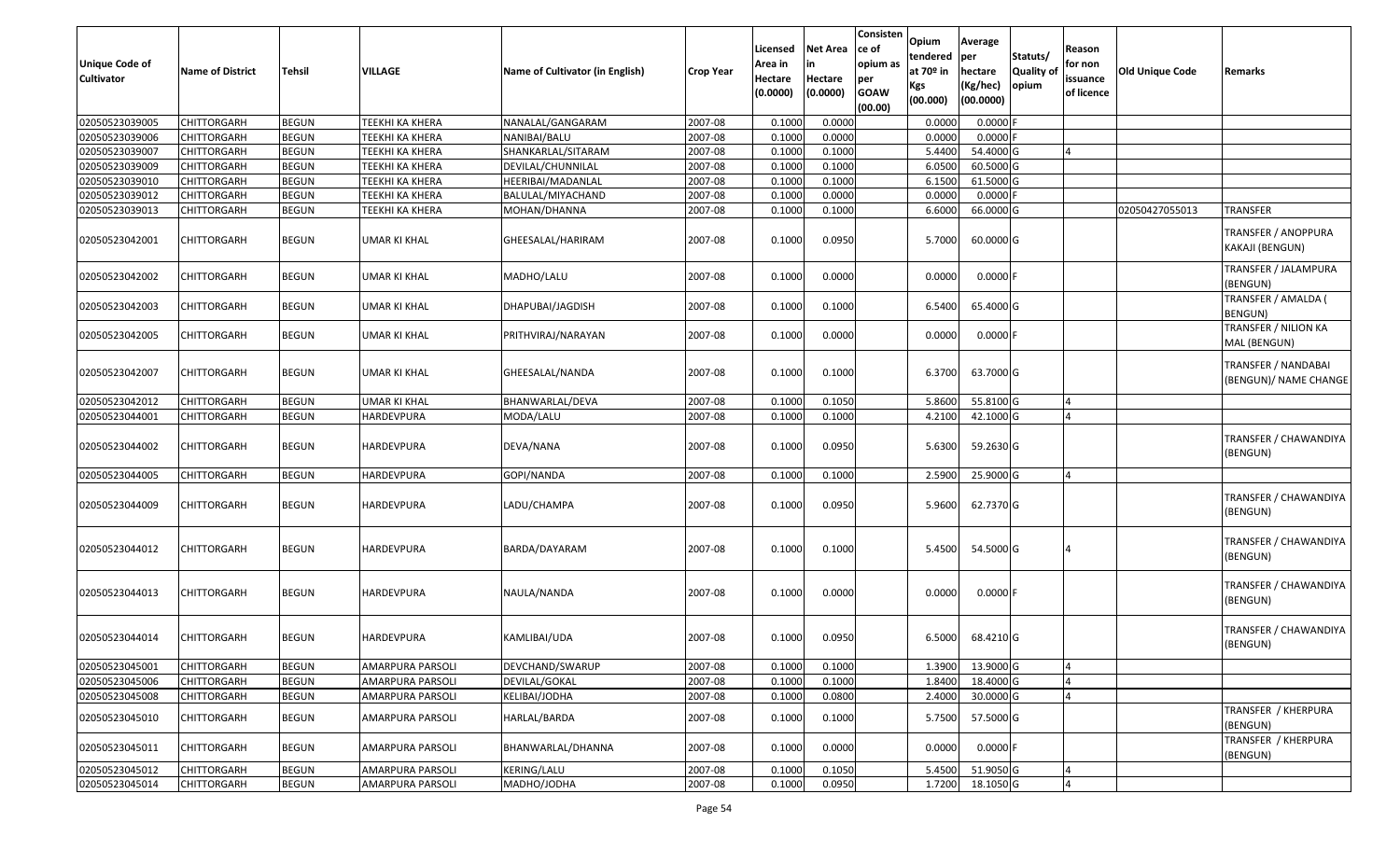| Unique Code of Cultivator | Name of District | Tehsil | VILLAGE | Name of Cultivator (in English) | Crop Year | Licensed Area in Hectare (0.0000) | Net Area in Hectare (0.0000) | Consisten ce of opium as per GOAW (00.00) | Opium tendered at 70º in Kgs (00.000) | Average per hectare (Kg/hec) (00.0000) | Statuts/ Quality of opium | Reason for non issuance of licence | Old Unique Code | Remarks |
|---|---|---|---|---|---|---|---|---|---|---|---|---|---|---|
| 02050523039005 | CHITTORGARH | BEGUN | TEEKHI KA KHERA | NANALAL/GANGARAM | 2007-08 | 0.1000 | 0.0000 | | 0.0000 | 0.0000 | F | | | |
| 02050523039006 | CHITTORGARH | BEGUN | TEEKHI KA KHERA | NANIBAI/BALU | 2007-08 | 0.1000 | 0.0000 | | 0.0000 | 0.0000 | F | | | |
| 02050523039007 | CHITTORGARH | BEGUN | TEEKHI KA KHERA | SHANKARLAL/SITARAM | 2007-08 | 0.1000 | 0.1000 | | 5.4400 | 54.4000 | G | 4 | | |
| 02050523039009 | CHITTORGARH | BEGUN | TEEKHI KA KHERA | DEVILAL/CHUNNILAL | 2007-08 | 0.1000 | 0.1000 | | 6.0500 | 60.5000 | G | | | |
| 02050523039010 | CHITTORGARH | BEGUN | TEEKHI KA KHERA | HEERIBAI/MADANLAL | 2007-08 | 0.1000 | 0.1000 | | 6.1500 | 61.5000 | G | | | |
| 02050523039012 | CHITTORGARH | BEGUN | TEEKHI KA KHERA | BALULAL/MIYACHAND | 2007-08 | 0.1000 | 0.0000 | | 0.0000 | 0.0000 | F | | | |
| 02050523039013 | CHITTORGARH | BEGUN | TEEKHI KA KHERA | MOHAN/DHANNA | 2007-08 | 0.1000 | 0.1000 | | 6.6000 | 66.0000 | G | | 02050427055013 | TRANSFER |
| 02050523042001 | CHITTORGARH | BEGUN | UMAR KI KHAL | GHEESALAL/HARIRAM | 2007-08 | 0.1000 | 0.0950 | | 5.7000 | 60.0000 | G | | | TRANSFER / ANOPPURA KAKAJI (BENGUN) |
| 02050523042002 | CHITTORGARH | BEGUN | UMAR KI KHAL | MADHO/LALU | 2007-08 | 0.1000 | 0.0000 | | 0.0000 | 0.0000 | F | | | TRANSFER / JALAMPURA (BENGUN) |
| 02050523042003 | CHITTORGARH | BEGUN | UMAR KI KHAL | DHAPUBAI/JAGDISH | 2007-08 | 0.1000 | 0.1000 | | 6.5400 | 65.4000 | G | | | TRANSFER / AMALDA ( BENGUN) |
| 02050523042005 | CHITTORGARH | BEGUN | UMAR KI KHAL | PRITHVIRAJ/NARAYAN | 2007-08 | 0.1000 | 0.0000 | | 0.0000 | 0.0000 | F | | | TRANSFER / NILION KA MAL (BENGUN) |
| 02050523042007 | CHITTORGARH | BEGUN | UMAR KI KHAL | GHEESALAL/NANDA | 2007-08 | 0.1000 | 0.1000 | | 6.3700 | 63.7000 | G | | | TRANSFER / NANDABAI (BENGUN)/ NAME CHANGE |
| 02050523042012 | CHITTORGARH | BEGUN | UMAR KI KHAL | BHANWARLAL/DEVA | 2007-08 | 0.1000 | 0.1050 | | 5.8600 | 55.8100 | G | 4 | | |
| 02050523044001 | CHITTORGARH | BEGUN | HARDEVPURA | MODA/LALU | 2007-08 | 0.1000 | 0.1000 | | 4.2100 | 42.1000 | G | 4 | | |
| 02050523044002 | CHITTORGARH | BEGUN | HARDEVPURA | DEVA/NANA | 2007-08 | 0.1000 | 0.0950 | | 5.6300 | 59.2630 | G | | | TRANSFER / CHAWANDIYA (BENGUN) |
| 02050523044005 | CHITTORGARH | BEGUN | HARDEVPURA | GOPI/NANDA | 2007-08 | 0.1000 | 0.1000 | | 2.5900 | 25.9000 | G | 4 | | |
| 02050523044009 | CHITTORGARH | BEGUN | HARDEVPURA | LADU/CHAMPA | 2007-08 | 0.1000 | 0.0950 | | 5.9600 | 62.7370 | G | | | TRANSFER / CHAWANDIYA (BENGUN) |
| 02050523044012 | CHITTORGARH | BEGUN | HARDEVPURA | BARDA/DAYARAM | 2007-08 | 0.1000 | 0.1000 | | 5.4500 | 54.5000 | G | 4 | | TRANSFER / CHAWANDIYA (BENGUN) |
| 02050523044013 | CHITTORGARH | BEGUN | HARDEVPURA | NAULA/NANDA | 2007-08 | 0.1000 | 0.0000 | | 0.0000 | 0.0000 | F | | | TRANSFER / CHAWANDIYA (BENGUN) |
| 02050523044014 | CHITTORGARH | BEGUN | HARDEVPURA | KAMLIBAI/UDA | 2007-08 | 0.1000 | 0.0950 | | 6.5000 | 68.4210 | G | | | TRANSFER / CHAWANDIYA (BENGUN) |
| 02050523045001 | CHITTORGARH | BEGUN | AMARPURA PARSOLI | DEVCHAND/SWARUP | 2007-08 | 0.1000 | 0.1000 | | 1.3900 | 13.9000 | G | 4 | | |
| 02050523045006 | CHITTORGARH | BEGUN | AMARPURA PARSOLI | DEVILAL/GOKAL | 2007-08 | 0.1000 | 0.1000 | | 1.8400 | 18.4000 | G | 4 | | |
| 02050523045008 | CHITTORGARH | BEGUN | AMARPURA PARSOLI | KELIBAI/JODHA | 2007-08 | 0.1000 | 0.0800 | | 2.4000 | 30.0000 | G | 4 | | |
| 02050523045010 | CHITTORGARH | BEGUN | AMARPURA PARSOLI | HARLAL/BARDA | 2007-08 | 0.1000 | 0.1000 | | 5.7500 | 57.5000 | G | | | TRANSFER / KHERPURA (BENGUN) |
| 02050523045011 | CHITTORGARH | BEGUN | AMARPURA PARSOLI | BHANWARLAL/DHANNA | 2007-08 | 0.1000 | 0.0000 | | 0.0000 | 0.0000 | F | | | TRANSFER / KHERPURA (BENGUN) |
| 02050523045012 | CHITTORGARH | BEGUN | AMARPURA PARSOLI | KERING/LALU | 2007-08 | 0.1000 | 0.1050 | | 5.4500 | 51.9050 | G | 4 | | |
| 02050523045014 | CHITTORGARH | BEGUN | AMARPURA PARSOLI | MADHO/JODHA | 2007-08 | 0.1000 | 0.0950 | | 1.7200 | 18.1050 | G | 4 | | |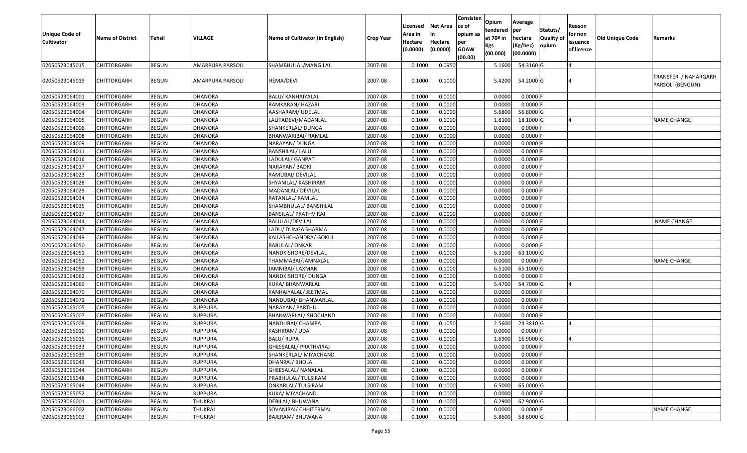| Unique Code of Cultivator | Name of District | Tehsil | VILLAGE | Name of Cultivator (in English) | Crop Year | Licensed Area in Hectare (0.0000) | Net Area in Hectare (0.0000) | Consistence of opium as per GOAW (00.00) | Opium tendered at 70º in Kgs (00.000) | Average per hectare (Kg/hec) (00.0000) | Statuts/ Quality of opium | Reason for non issuance of licence | Old Unique Code | Remarks |
|---|---|---|---|---|---|---|---|---|---|---|---|---|---|---|
| 02050523045015 | CHITTORGARH | BEGUN | AMARPURA PARSOLI | SHAMBHULAL/MANGILAL | 2007-08 | 0.1000 | 0.0950 | | 5.1600 | 54.3160 | G | 4 | | |
| 02050523045019 | CHITTORGARH | BEGUN | AMARPURA PARSOLI | HEMA/DEVI | 2007-08 | 0.1000 | 0.1000 | | 5.4200 | 54.2000 | G | 4 | | TRANSFER / NAHARGARH PARSOLI (BENGUN) |
| 02050523064001 | CHITTORGARH | BEGUN | DHANORA | BALU/ KANHAIYALAL | 2007-08 | 0.1000 | 0.0000 | | 0.0000 | 0.0000 | F | | | |
| 02050523064003 | CHITTORGARH | BEGUN | DHANORA | RAMKARAN/ HAZARI | 2007-08 | 0.1000 | 0.0000 | | 0.0000 | 0.0000 | F | | | |
| 02050523064004 | CHITTORGARH | BEGUN | DHANORA | AASHARAM/ UDELAL | 2007-08 | 0.1000 | 0.1000 | | 5.6800 | 56.8000 | G | | | |
| 02050523064005 | CHITTORGARH | BEGUN | DHANORA | LALITADEVI/MADANLAL | 2007-08 | 0.1000 | 0.1000 | | 1.8100 | 18.1000 | G | 4 | | NAME CHANGE |
| 02050523064006 | CHITTORGARH | BEGUN | DHANORA | SHANKERLAL/ DUNGA | 2007-08 | 0.1000 | 0.0000 | | 0.0000 | 0.0000 | F | | | |
| 02050523064008 | CHITTORGARH | BEGUN | DHANORA | BHANWARIBAI/ RAMLAL | 2007-08 | 0.1000 | 0.0000 | | 0.0000 | 0.0000 | F | | | |
| 02050523064009 | CHITTORGARH | BEGUN | DHANORA | NARAYAN/ DUNGA | 2007-08 | 0.1000 | 0.0000 | | 0.0000 | 0.0000 | F | | | |
| 02050523064011 | CHITTORGARH | BEGUN | DHANORA | BANSHILAL/ LALU | 2007-08 | 0.1000 | 0.0000 | | 0.0000 | 0.0000 | F | | | |
| 02050523064016 | CHITTORGARH | BEGUN | DHANORA | LADULAL/ GANPAT | 2007-08 | 0.1000 | 0.0000 | | 0.0000 | 0.0000 | F | | | |
| 02050523064017 | CHITTORGARH | BEGUN | DHANORA | NARAYAN/ BADRI | 2007-08 | 0.1000 | 0.0000 | | 0.0000 | 0.0000 | F | | | |
| 02050523064023 | CHITTORGARH | BEGUN | DHANORA | RAMUBAI/ DEVILAL | 2007-08 | 0.1000 | 0.0000 | | 0.0000 | 0.0000 | F | | | |
| 02050523064028 | CHITTORGARH | BEGUN | DHANORA | SHYAMLAL/ KASHIRAM | 2007-08 | 0.1000 | 0.0000 | | 0.0000 | 0.0000 | F | | | |
| 02050523064029 | CHITTORGARH | BEGUN | DHANORA | MADANLAL/ DEVILAL | 2007-08 | 0.1000 | 0.0000 | | 0.0000 | 0.0000 | F | | | |
| 02050523064034 | CHITTORGARH | BEGUN | DHANORA | RATANLAL/ RAMLAL | 2007-08 | 0.1000 | 0.0000 | | 0.0000 | 0.0000 | F | | | |
| 02050523064035 | CHITTORGARH | BEGUN | DHANORA | SHAMBHULAL/ BANSHILAL | 2007-08 | 0.1000 | 0.0000 | | 0.0000 | 0.0000 | F | | | |
| 02050523064037 | CHITTORGARH | BEGUN | DHANORA | BANSILAL/ PRATHVIRAJ | 2007-08 | 0.1000 | 0.0000 | | 0.0000 | 0.0000 | F | | | |
| 02050523064044 | CHITTORGARH | BEGUN | DHANORA | BALULAL/DEVILAL | 2007-08 | 0.1000 | 0.0000 | | 0.0000 | 0.0000 | F | | | NAME CHANGE |
| 02050523064047 | CHITTORGARH | BEGUN | DHANORA | LADU/ DUNGA SHARMA | 2007-08 | 0.1000 | 0.0000 | | 0.0000 | 0.0000 | F | | | |
| 02050523064049 | CHITTORGARH | BEGUN | DHANORA | KAILASHCHANDRA/ GOKUL | 2007-08 | 0.1000 | 0.0000 | | 0.0000 | 0.0000 | F | | | |
| 02050523064050 | CHITTORGARH | BEGUN | DHANORA | BABULAL/ ONKAR | 2007-08 | 0.1000 | 0.0000 | | 0.0000 | 0.0000 | F | | | |
| 02050523064051 | CHITTORGARH | BEGUN | DHANORA | NANDKISHORE/DEVILAL | 2007-08 | 0.1000 | 0.1000 | | 6.3100 | 63.1000 | G | | | |
| 02050523064052 | CHITTORGARH | BEGUN | DHANORA | THAMMABAI/JAMNALAL | 2007-08 | 0.1000 | 0.0000 | | 0.0000 | 0.0000 | F | | | NAME CHANGE |
| 02050523064059 | CHITTORGARH | BEGUN | DHANORA | JAMNIBAI/ LAXMAN | 2007-08 | 0.1000 | 0.1000 | | 6.5100 | 65.1000 | G | | | |
| 02050523064062 | CHITTORGARH | BEGUN | DHANORA | NANDKISHORE/ DUNGA | 2007-08 | 0.1000 | 0.0000 | | 0.0000 | 0.0000 | F | | | |
| 02050523064069 | CHITTORGARH | BEGUN | DHANORA | KUKA/ BHANWARLAL | 2007-08 | 0.1000 | 0.1000 | | 5.4700 | 54.7000 | G | 4 | | |
| 02050523064070 | CHITTORGARH | BEGUN | DHANORA | KANHAIYALAL/ JEETMAL | 2007-08 | 0.1000 | 0.0000 | | 0.0000 | 0.0000 | F | | | |
| 02050523064071 | CHITTORGARH | BEGUN | DHANORA | NANDUBAI/ BHANWARLAL | 2007-08 | 0.1000 | 0.0000 | | 0.0000 | 0.0000 | F | | | |
| 02050523065005 | CHITTORGARH | BEGUN | RUPPURA | NARAYAN/ PARTHU | 2007-08 | 0.1000 | 0.0000 | | 0.0000 | 0.0000 | F | | | |
| 02050523065007 | CHITTORGARH | BEGUN | RUPPURA | BHANWARLAL/ SHOCHAND | 2007-08 | 0.1000 | 0.0000 | | 0.0000 | 0.0000 | F | | | |
| 02050523065008 | CHITTORGARH | BEGUN | RUPPURA | NANDUBAI/ CHAMPA | 2007-08 | 0.1000 | 0.1050 | | 2.5600 | 24.3810 | G | 4 | | |
| 02050523065010 | CHITTORGARH | BEGUN | RUPPURA | KASHIRAM/ UDA | 2007-08 | 0.1000 | 0.0000 | | 0.0000 | 0.0000 | F | | | |
| 02050523065015 | CHITTORGARH | BEGUN | RUPPURA | BALU/ RUPA | 2007-08 | 0.1000 | 0.1000 | | 1.6900 | 16.9000 | G | 4 | | |
| 02050523065033 | CHITTORGARH | BEGUN | RUPPURA | GHESSALAL/ PRATHVIRAJ | 2007-08 | 0.1000 | 0.0000 | | 0.0000 | 0.0000 | F | | | |
| 02050523065039 | CHITTORGARH | BEGUN | RUPPURA | SHANKERLAL/ MIYACHAND | 2007-08 | 0.1000 | 0.0000 | | 0.0000 | 0.0000 | F | | | |
| 02050523065043 | CHITTORGARH | BEGUN | RUPPURA | DHANRAJ/ BHOLA | 2007-08 | 0.1000 | 0.0000 | | 0.0000 | 0.0000 | F | | | |
| 02050523065044 | CHITTORGARH | BEGUN | RUPPURA | GHEESALAL/ NANALAL | 2007-08 | 0.1000 | 0.0000 | | 0.0000 | 0.0000 | F | | | |
| 02050523065048 | CHITTORGARH | BEGUN | RUPPURA | PRABHULAL/ TULSIRAM | 2007-08 | 0.1000 | 0.0000 | | 0.0000 | 0.0000 | F | | | |
| 02050523065049 | CHITTORGARH | BEGUN | RUPPURA | ONKARLAL/ TULSIRAM | 2007-08 | 0.1000 | 0.1000 | | 6.5000 | 65.0000 | G | | | |
| 02050523065052 | CHITTORGARH | BEGUN | RUPPURA | KUKA/ MIYACHAND | 2007-08 | 0.1000 | 0.0000 | | 0.0000 | 0.0000 | F | | | |
| 02050523066001 | CHITTORGARH | BEGUN | THUKRAI | DEBILAL/ BHUWANA | 2007-08 | 0.1000 | 0.1000 | | 6.2900 | 62.9000 | G | | | |
| 02050523066002 | CHITTORGARH | BEGUN | THUKRAI | SOVANIBAI/ CHHITERMAL | 2007-08 | 0.1000 | 0.0000 | | 0.0000 | 0.0000 | F | | | NAME CHANGE |
| 02050523066003 | CHITTORGARH | BEGUN | THUKRAI | BAJERAM/ BHUWANA | 2007-08 | 0.1000 | 0.1000 | | 5.8600 | 58.6000 | G | | | |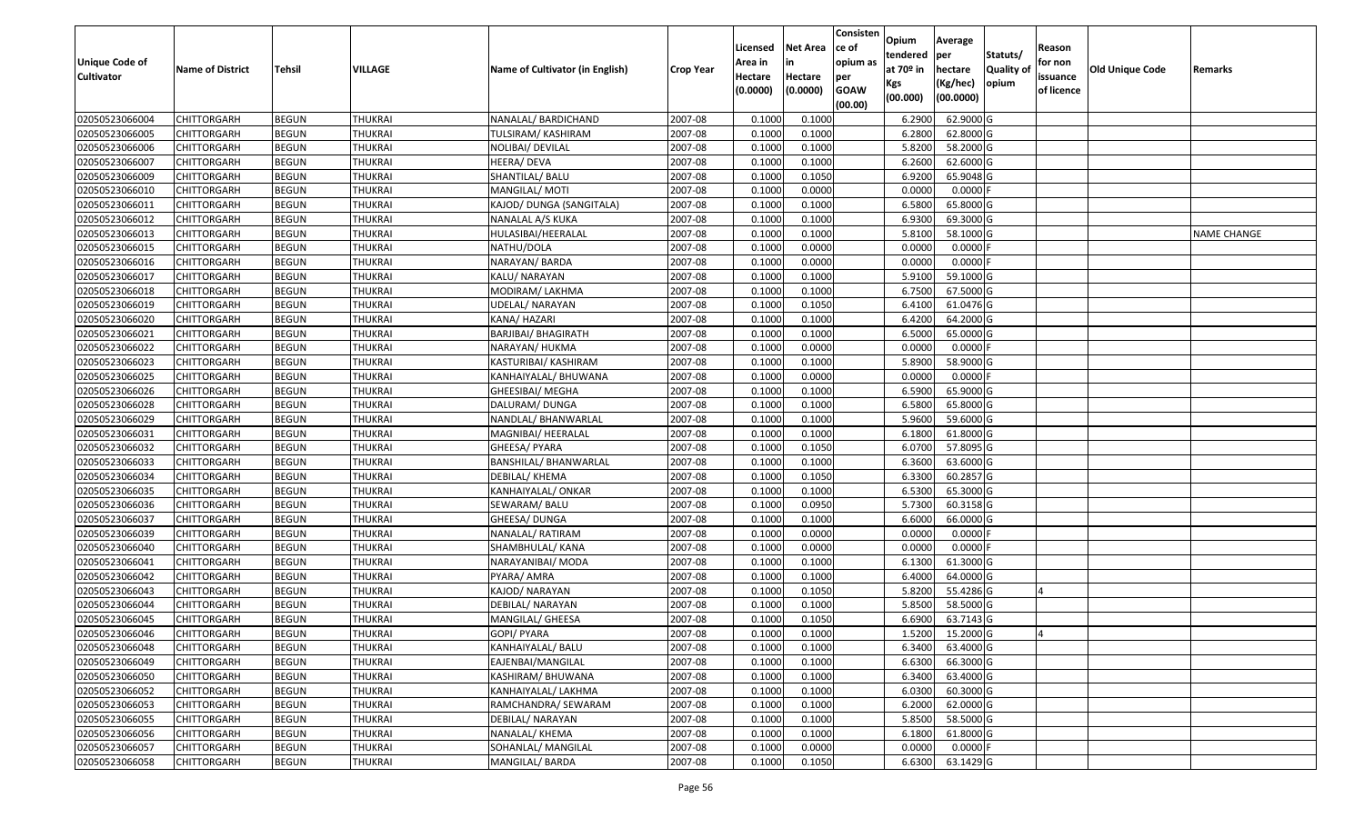| Unique Code of Cultivator | Name of District | Tehsil | VILLAGE | Name of Cultivator (in English) | Crop Year | Licensed Area in Hectare (0.0000) | Net Area in Hectare (0.0000) | Consistence of opium as per GOAW (00.00) | Opium tendered at 70º in Kgs (00.000) | Average per hectare (Kg/hec) (00.0000) | Statuts/ Quality of opium | Reason for non issuance of licence | Old Unique Code | Remarks |
|---|---|---|---|---|---|---|---|---|---|---|---|---|---|---|
| 02050523066004 | CHITTORGARH | BEGUN | THUKRAI | NANALAL/ BARDICHAND | 2007-08 | 0.1000 | 0.1000 | | 6.2900 | 62.9000 | G | | | |
| 02050523066005 | CHITTORGARH | BEGUN | THUKRAI | TULSIRAM/ KASHIRAM | 2007-08 | 0.1000 | 0.1000 | | 6.2800 | 62.8000 | G | | | |
| 02050523066006 | CHITTORGARH | BEGUN | THUKRAI | NOLIBAI/ DEVILAL | 2007-08 | 0.1000 | 0.1000 | | 5.8200 | 58.2000 | G | | | |
| 02050523066007 | CHITTORGARH | BEGUN | THUKRAI | HEERA/ DEVA | 2007-08 | 0.1000 | 0.1000 | | 6.2600 | 62.6000 | G | | | |
| 02050523066009 | CHITTORGARH | BEGUN | THUKRAI | SHANTILAL/ BALU | 2007-08 | 0.1000 | 0.1050 | | 6.9200 | 65.9048 | G | | | |
| 02050523066010 | CHITTORGARH | BEGUN | THUKRAI | MANGILAL/ MOTI | 2007-08 | 0.1000 | 0.0000 | | 0.0000 | 0.0000 | F | | | |
| 02050523066011 | CHITTORGARH | BEGUN | THUKRAI | KAJOD/ DUNGA (SANGITALA) | 2007-08 | 0.1000 | 0.1000 | | 6.5800 | 65.8000 | G | | | |
| 02050523066012 | CHITTORGARH | BEGUN | THUKRAI | NANALAL A/S KUKA | 2007-08 | 0.1000 | 0.1000 | | 6.9300 | 69.3000 | G | | | |
| 02050523066013 | CHITTORGARH | BEGUN | THUKRAI | HULASIBAI/HEERALAL | 2007-08 | 0.1000 | 0.1000 | | 5.8100 | 58.1000 | G | | | NAME CHANGE |
| 02050523066015 | CHITTORGARH | BEGUN | THUKRAI | NATHU/DOLA | 2007-08 | 0.1000 | 0.0000 | | 0.0000 | 0.0000 | F | | | |
| 02050523066016 | CHITTORGARH | BEGUN | THUKRAI | NARAYAN/ BARDA | 2007-08 | 0.1000 | 0.0000 | | 0.0000 | 0.0000 | F | | | |
| 02050523066017 | CHITTORGARH | BEGUN | THUKRAI | KALU/ NARAYAN | 2007-08 | 0.1000 | 0.1000 | | 5.9100 | 59.1000 | G | | | |
| 02050523066018 | CHITTORGARH | BEGUN | THUKRAI | MODIRAM/ LAKHMA | 2007-08 | 0.1000 | 0.1000 | | 6.7500 | 67.5000 | G | | | |
| 02050523066019 | CHITTORGARH | BEGUN | THUKRAI | UDELAL/ NARAYAN | 2007-08 | 0.1000 | 0.1050 | | 6.4100 | 61.0476 | G | | | |
| 02050523066020 | CHITTORGARH | BEGUN | THUKRAI | KANA/ HAZARI | 2007-08 | 0.1000 | 0.1000 | | 6.4200 | 64.2000 | G | | | |
| 02050523066021 | CHITTORGARH | BEGUN | THUKRAI | BARJIBAI/ BHAGIRATH | 2007-08 | 0.1000 | 0.1000 | | 6.5000 | 65.0000 | G | | | |
| 02050523066022 | CHITTORGARH | BEGUN | THUKRAI | NARAYAN/ HUKMA | 2007-08 | 0.1000 | 0.0000 | | 0.0000 | 0.0000 | F | | | |
| 02050523066023 | CHITTORGARH | BEGUN | THUKRAI | KASTURIBAI/ KASHIRAM | 2007-08 | 0.1000 | 0.1000 | | 5.8900 | 58.9000 | G | | | |
| 02050523066025 | CHITTORGARH | BEGUN | THUKRAI | KANHAIYALAL/ BHUWANA | 2007-08 | 0.1000 | 0.0000 | | 0.0000 | 0.0000 | F | | | |
| 02050523066026 | CHITTORGARH | BEGUN | THUKRAI | GHEESIBAI/ MEGHA | 2007-08 | 0.1000 | 0.1000 | | 6.5900 | 65.9000 | G | | | |
| 02050523066028 | CHITTORGARH | BEGUN | THUKRAI | DALURAM/ DUNGA | 2007-08 | 0.1000 | 0.1000 | | 6.5800 | 65.8000 | G | | | |
| 02050523066029 | CHITTORGARH | BEGUN | THUKRAI | NANDLAL/ BHANWARLAL | 2007-08 | 0.1000 | 0.1000 | | 5.9600 | 59.6000 | G | | | |
| 02050523066031 | CHITTORGARH | BEGUN | THUKRAI | MAGNIBAI/ HEERALAL | 2007-08 | 0.1000 | 0.1000 | | 6.1800 | 61.8000 | G | | | |
| 02050523066032 | CHITTORGARH | BEGUN | THUKRAI | GHEESA/ PYARA | 2007-08 | 0.1000 | 0.1050 | | 6.0700 | 57.8095 | G | | | |
| 02050523066033 | CHITTORGARH | BEGUN | THUKRAI | BANSHILAL/ BHANWARLAL | 2007-08 | 0.1000 | 0.1000 | | 6.3600 | 63.6000 | G | | | |
| 02050523066034 | CHITTORGARH | BEGUN | THUKRAI | DEBILAL/ KHEMA | 2007-08 | 0.1000 | 0.1050 | | 6.3300 | 60.2857 | G | | | |
| 02050523066035 | CHITTORGARH | BEGUN | THUKRAI | KANHAIYALAL/ ONKAR | 2007-08 | 0.1000 | 0.1000 | | 6.5300 | 65.3000 | G | | | |
| 02050523066036 | CHITTORGARH | BEGUN | THUKRAI | SEWARAM/ BALU | 2007-08 | 0.1000 | 0.0950 | | 5.7300 | 60.3158 | G | | | |
| 02050523066037 | CHITTORGARH | BEGUN | THUKRAI | GHEESA/ DUNGA | 2007-08 | 0.1000 | 0.1000 | | 6.6000 | 66.0000 | G | | | |
| 02050523066039 | CHITTORGARH | BEGUN | THUKRAI | NANALAL/ RATIRAM | 2007-08 | 0.1000 | 0.0000 | | 0.0000 | 0.0000 | F | | | |
| 02050523066040 | CHITTORGARH | BEGUN | THUKRAI | SHAMBHULAL/ KANA | 2007-08 | 0.1000 | 0.0000 | | 0.0000 | 0.0000 | F | | | |
| 02050523066041 | CHITTORGARH | BEGUN | THUKRAI | NARAYANIBAI/ MODA | 2007-08 | 0.1000 | 0.1000 | | 6.1300 | 61.3000 | G | | | |
| 02050523066042 | CHITTORGARH | BEGUN | THUKRAI | PYARA/ AMRA | 2007-08 | 0.1000 | 0.1000 | | 6.4000 | 64.0000 | G | | | |
| 02050523066043 | CHITTORGARH | BEGUN | THUKRAI | KAJOD/ NARAYAN | 2007-08 | 0.1000 | 0.1050 | | 5.8200 | 55.4286 | G | 4 | | |
| 02050523066044 | CHITTORGARH | BEGUN | THUKRAI | DEBILAL/ NARAYAN | 2007-08 | 0.1000 | 0.1000 | | 5.8500 | 58.5000 | G | | | |
| 02050523066045 | CHITTORGARH | BEGUN | THUKRAI | MANGILAL/ GHEESA | 2007-08 | 0.1000 | 0.1050 | | 6.6900 | 63.7143 | G | | | |
| 02050523066046 | CHITTORGARH | BEGUN | THUKRAI | GOPI/ PYARA | 2007-08 | 0.1000 | 0.1000 | | 1.5200 | 15.2000 | G | 4 | | |
| 02050523066048 | CHITTORGARH | BEGUN | THUKRAI | KANHAIYALAL/ BALU | 2007-08 | 0.1000 | 0.1000 | | 6.3400 | 63.4000 | G | | | |
| 02050523066049 | CHITTORGARH | BEGUN | THUKRAI | EAJENBAI/MANGILAL | 2007-08 | 0.1000 | 0.1000 | | 6.6300 | 66.3000 | G | | | |
| 02050523066050 | CHITTORGARH | BEGUN | THUKRAI | KASHIRAM/ BHUWANA | 2007-08 | 0.1000 | 0.1000 | | 6.3400 | 63.4000 | G | | | |
| 02050523066052 | CHITTORGARH | BEGUN | THUKRAI | KANHAIYALAL/ LAKHMA | 2007-08 | 0.1000 | 0.1000 | | 6.0300 | 60.3000 | G | | | |
| 02050523066053 | CHITTORGARH | BEGUN | THUKRAI | RAMCHANDRA/ SEWARAM | 2007-08 | 0.1000 | 0.1000 | | 6.2000 | 62.0000 | G | | | |
| 02050523066055 | CHITTORGARH | BEGUN | THUKRAI | DEBILAL/ NARAYAN | 2007-08 | 0.1000 | 0.1000 | | 5.8500 | 58.5000 | G | | | |
| 02050523066056 | CHITTORGARH | BEGUN | THUKRAI | NANALAL/ KHEMA | 2007-08 | 0.1000 | 0.1000 | | 6.1800 | 61.8000 | G | | | |
| 02050523066057 | CHITTORGARH | BEGUN | THUKRAI | SOHANLAL/ MANGILAL | 2007-08 | 0.1000 | 0.0000 | | 0.0000 | 0.0000 | F | | | |
| 02050523066058 | CHITTORGARH | BEGUN | THUKRAI | MANGILAL/ BARDA | 2007-08 | 0.1000 | 0.1050 | | 6.6300 | 63.1429 | G | | | |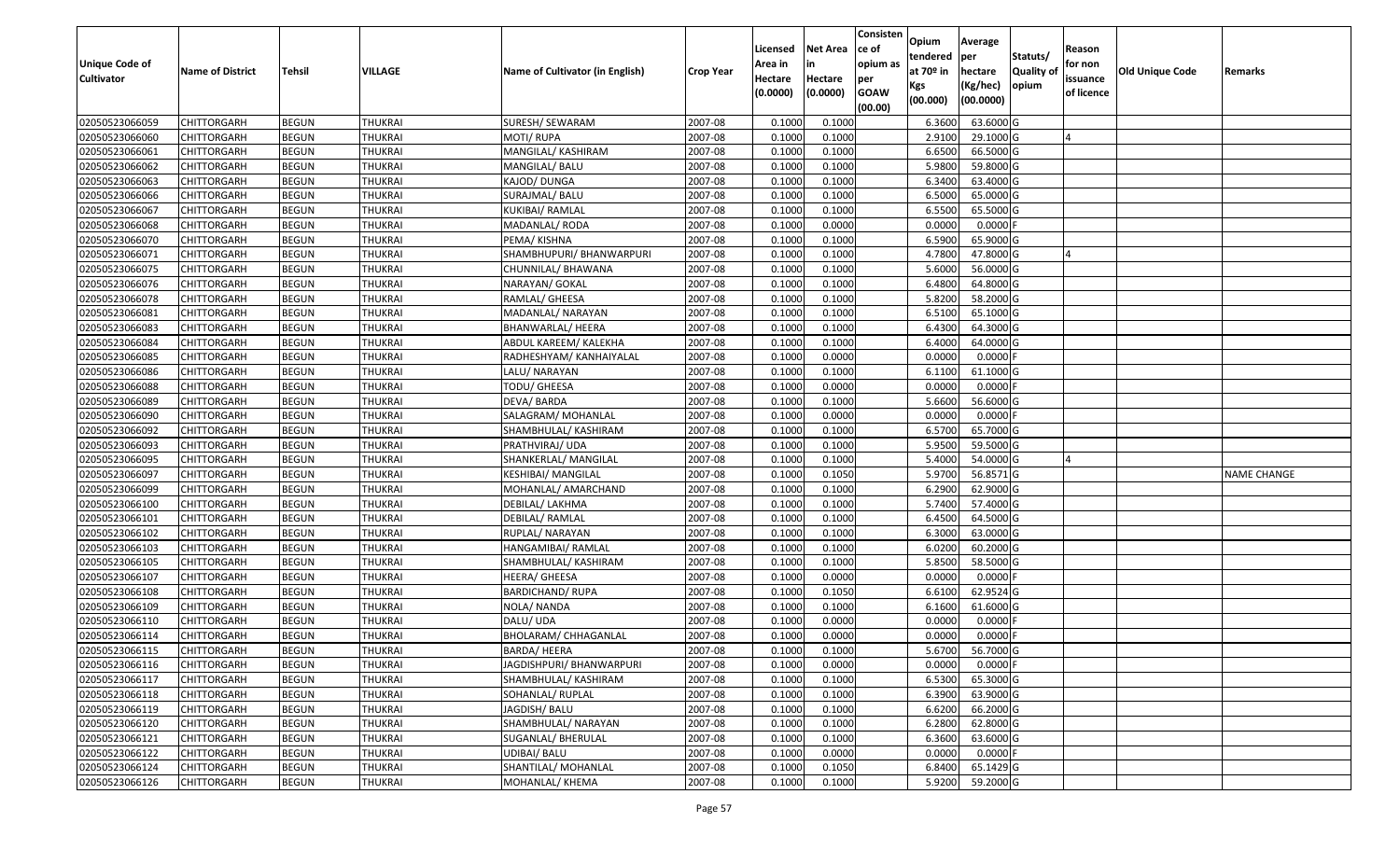| Unique Code of Cultivator | Name of District | Tehsil | VILLAGE | Name of Cultivator (in English) | Crop Year | Licensed Area in Hectare (0.0000) | Net Area in Hectare (0.0000) | Consistence of opium as per GOAW (00.00) | Opium tendered at 70º in Kgs (00.000) | Average per hectare (Kg/hec) (00.0000) | Statuts/ Quality of opium | Reason for non issuance of licence | Old Unique Code | Remarks |
|---|---|---|---|---|---|---|---|---|---|---|---|---|---|---|
| 02050523066059 | CHITTORGARH | BEGUN | THUKRAI | SURESH/ SEWARAM | 2007-08 | 0.1000 | 0.1000 | | 6.3600 | 63.6000 | G | | | |
| 02050523066060 | CHITTORGARH | BEGUN | THUKRAI | MOTI/ RUPA | 2007-08 | 0.1000 | 0.1000 | | 2.9100 | 29.1000 | G | 4 | | |
| 02050523066061 | CHITTORGARH | BEGUN | THUKRAI | MANGILAL/ KASHIRAM | 2007-08 | 0.1000 | 0.1000 | | 6.6500 | 66.5000 | G | | | |
| 02050523066062 | CHITTORGARH | BEGUN | THUKRAI | MANGILAL/ BALU | 2007-08 | 0.1000 | 0.1000 | | 5.9800 | 59.8000 | G | | | |
| 02050523066063 | CHITTORGARH | BEGUN | THUKRAI | KAJOD/ DUNGA | 2007-08 | 0.1000 | 0.1000 | | 6.3400 | 63.4000 | G | | | |
| 02050523066066 | CHITTORGARH | BEGUN | THUKRAI | SURAJMAL/ BALU | 2007-08 | 0.1000 | 0.1000 | | 6.5000 | 65.0000 | G | | | |
| 02050523066067 | CHITTORGARH | BEGUN | THUKRAI | KUKIBAI/ RAMLAL | 2007-08 | 0.1000 | 0.1000 | | 6.5500 | 65.5000 | G | | | |
| 02050523066068 | CHITTORGARH | BEGUN | THUKRAI | MADANLAL/ RODA | 2007-08 | 0.1000 | 0.0000 | | 0.0000 | 0.0000 | F | | | |
| 02050523066070 | CHITTORGARH | BEGUN | THUKRAI | PEMA/ KISHNA | 2007-08 | 0.1000 | 0.1000 | | 6.5900 | 65.9000 | G | | | |
| 02050523066071 | CHITTORGARH | BEGUN | THUKRAI | SHAMBHUPURI/ BHANWARPURI | 2007-08 | 0.1000 | 0.1000 | | 4.7800 | 47.8000 | G | 4 | | |
| 02050523066075 | CHITTORGARH | BEGUN | THUKRAI | CHUNNILAL/ BHAWANA | 2007-08 | 0.1000 | 0.1000 | | 5.6000 | 56.0000 | G | | | |
| 02050523066076 | CHITTORGARH | BEGUN | THUKRAI | NARAYAN/ GOKAL | 2007-08 | 0.1000 | 0.1000 | | 6.4800 | 64.8000 | G | | | |
| 02050523066078 | CHITTORGARH | BEGUN | THUKRAI | RAMLAL/ GHEESA | 2007-08 | 0.1000 | 0.1000 | | 5.8200 | 58.2000 | G | | | |
| 02050523066081 | CHITTORGARH | BEGUN | THUKRAI | MADANLAL/ NARAYAN | 2007-08 | 0.1000 | 0.1000 | | 6.5100 | 65.1000 | G | | | |
| 02050523066083 | CHITTORGARH | BEGUN | THUKRAI | BHANWARLAL/ HEERA | 2007-08 | 0.1000 | 0.1000 | | 6.4300 | 64.3000 | G | | | |
| 02050523066084 | CHITTORGARH | BEGUN | THUKRAI | ABDUL KAREEM/ KALEKHA | 2007-08 | 0.1000 | 0.1000 | | 6.4000 | 64.0000 | G | | | |
| 02050523066085 | CHITTORGARH | BEGUN | THUKRAI | RADHESHYAM/ KANHAIYALAL | 2007-08 | 0.1000 | 0.0000 | | 0.0000 | 0.0000 | F | | | |
| 02050523066086 | CHITTORGARH | BEGUN | THUKRAI | LALU/ NARAYAN | 2007-08 | 0.1000 | 0.1000 | | 6.1100 | 61.1000 | G | | | |
| 02050523066088 | CHITTORGARH | BEGUN | THUKRAI | TODU/ GHEESA | 2007-08 | 0.1000 | 0.0000 | | 0.0000 | 0.0000 | F | | | |
| 02050523066089 | CHITTORGARH | BEGUN | THUKRAI | DEVA/ BARDA | 2007-08 | 0.1000 | 0.1000 | | 5.6600 | 56.6000 | G | | | |
| 02050523066090 | CHITTORGARH | BEGUN | THUKRAI | SALAGRAM/ MOHANLAL | 2007-08 | 0.1000 | 0.0000 | | 0.0000 | 0.0000 | F | | | |
| 02050523066092 | CHITTORGARH | BEGUN | THUKRAI | SHAMBHULAL/ KASHIRAM | 2007-08 | 0.1000 | 0.1000 | | 6.5700 | 65.7000 | G | | | |
| 02050523066093 | CHITTORGARH | BEGUN | THUKRAI | PRATHVIRAJ/ UDA | 2007-08 | 0.1000 | 0.1000 | | 5.9500 | 59.5000 | G | | | |
| 02050523066095 | CHITTORGARH | BEGUN | THUKRAI | SHANKERLAL/ MANGILAL | 2007-08 | 0.1000 | 0.1000 | | 5.4000 | 54.0000 | G | 4 | | |
| 02050523066097 | CHITTORGARH | BEGUN | THUKRAI | KESHIBAI/ MANGILAL | 2007-08 | 0.1000 | 0.1050 | | 5.9700 | 56.8571 | G | | | NAME CHANGE |
| 02050523066099 | CHITTORGARH | BEGUN | THUKRAI | MOHANLAL/ AMARCHAND | 2007-08 | 0.1000 | 0.1000 | | 6.2900 | 62.9000 | G | | | |
| 02050523066100 | CHITTORGARH | BEGUN | THUKRAI | DEBILAL/ LAKHMA | 2007-08 | 0.1000 | 0.1000 | | 5.7400 | 57.4000 | G | | | |
| 02050523066101 | CHITTORGARH | BEGUN | THUKRAI | DEBILAL/ RAMLAL | 2007-08 | 0.1000 | 0.1000 | | 6.4500 | 64.5000 | G | | | |
| 02050523066102 | CHITTORGARH | BEGUN | THUKRAI | RUPLAL/ NARAYAN | 2007-08 | 0.1000 | 0.1000 | | 6.3000 | 63.0000 | G | | | |
| 02050523066103 | CHITTORGARH | BEGUN | THUKRAI | HANGAMIBAI/ RAMLAL | 2007-08 | 0.1000 | 0.1000 | | 6.0200 | 60.2000 | G | | | |
| 02050523066105 | CHITTORGARH | BEGUN | THUKRAI | SHAMBHULAL/ KASHIRAM | 2007-08 | 0.1000 | 0.1000 | | 5.8500 | 58.5000 | G | | | |
| 02050523066107 | CHITTORGARH | BEGUN | THUKRAI | HEERA/ GHEESA | 2007-08 | 0.1000 | 0.0000 | | 0.0000 | 0.0000 | F | | | |
| 02050523066108 | CHITTORGARH | BEGUN | THUKRAI | BARDICHAND/ RUPA | 2007-08 | 0.1000 | 0.1050 | | 6.6100 | 62.9524 | G | | | |
| 02050523066109 | CHITTORGARH | BEGUN | THUKRAI | NOLA/ NANDA | 2007-08 | 0.1000 | 0.1000 | | 6.1600 | 61.6000 | G | | | |
| 02050523066110 | CHITTORGARH | BEGUN | THUKRAI | DALU/ UDA | 2007-08 | 0.1000 | 0.0000 | | 0.0000 | 0.0000 | F | | | |
| 02050523066114 | CHITTORGARH | BEGUN | THUKRAI | BHOLARAM/ CHHAGANLAL | 2007-08 | 0.1000 | 0.0000 | | 0.0000 | 0.0000 | F | | | |
| 02050523066115 | CHITTORGARH | BEGUN | THUKRAI | BARDA/ HEERA | 2007-08 | 0.1000 | 0.1000 | | 5.6700 | 56.7000 | G | | | |
| 02050523066116 | CHITTORGARH | BEGUN | THUKRAI | JAGDISHPURI/ BHANWARPURI | 2007-08 | 0.1000 | 0.0000 | | 0.0000 | 0.0000 | F | | | |
| 02050523066117 | CHITTORGARH | BEGUN | THUKRAI | SHAMBHULAL/ KASHIRAM | 2007-08 | 0.1000 | 0.1000 | | 6.5300 | 65.3000 | G | | | |
| 02050523066118 | CHITTORGARH | BEGUN | THUKRAI | SOHANLAL/ RUPLAL | 2007-08 | 0.1000 | 0.1000 | | 6.3900 | 63.9000 | G | | | |
| 02050523066119 | CHITTORGARH | BEGUN | THUKRAI | JAGDISH/ BALU | 2007-08 | 0.1000 | 0.1000 | | 6.6200 | 66.2000 | G | | | |
| 02050523066120 | CHITTORGARH | BEGUN | THUKRAI | SHAMBHULAL/ NARAYAN | 2007-08 | 0.1000 | 0.1000 | | 6.2800 | 62.8000 | G | | | |
| 02050523066121 | CHITTORGARH | BEGUN | THUKRAI | SUGANLAL/ BHERULAL | 2007-08 | 0.1000 | 0.1000 | | 6.3600 | 63.6000 | G | | | |
| 02050523066122 | CHITTORGARH | BEGUN | THUKRAI | UDIBAI/ BALU | 2007-08 | 0.1000 | 0.0000 | | 0.0000 | 0.0000 | F | | | |
| 02050523066124 | CHITTORGARH | BEGUN | THUKRAI | SHANTILAL/ MOHANLAL | 2007-08 | 0.1000 | 0.1050 | | 6.8400 | 65.1429 | G | | | |
| 02050523066126 | CHITTORGARH | BEGUN | THUKRAI | MOHANLAL/ KHEMA | 2007-08 | 0.1000 | 0.1000 | | 5.9200 | 59.2000 | G | | | |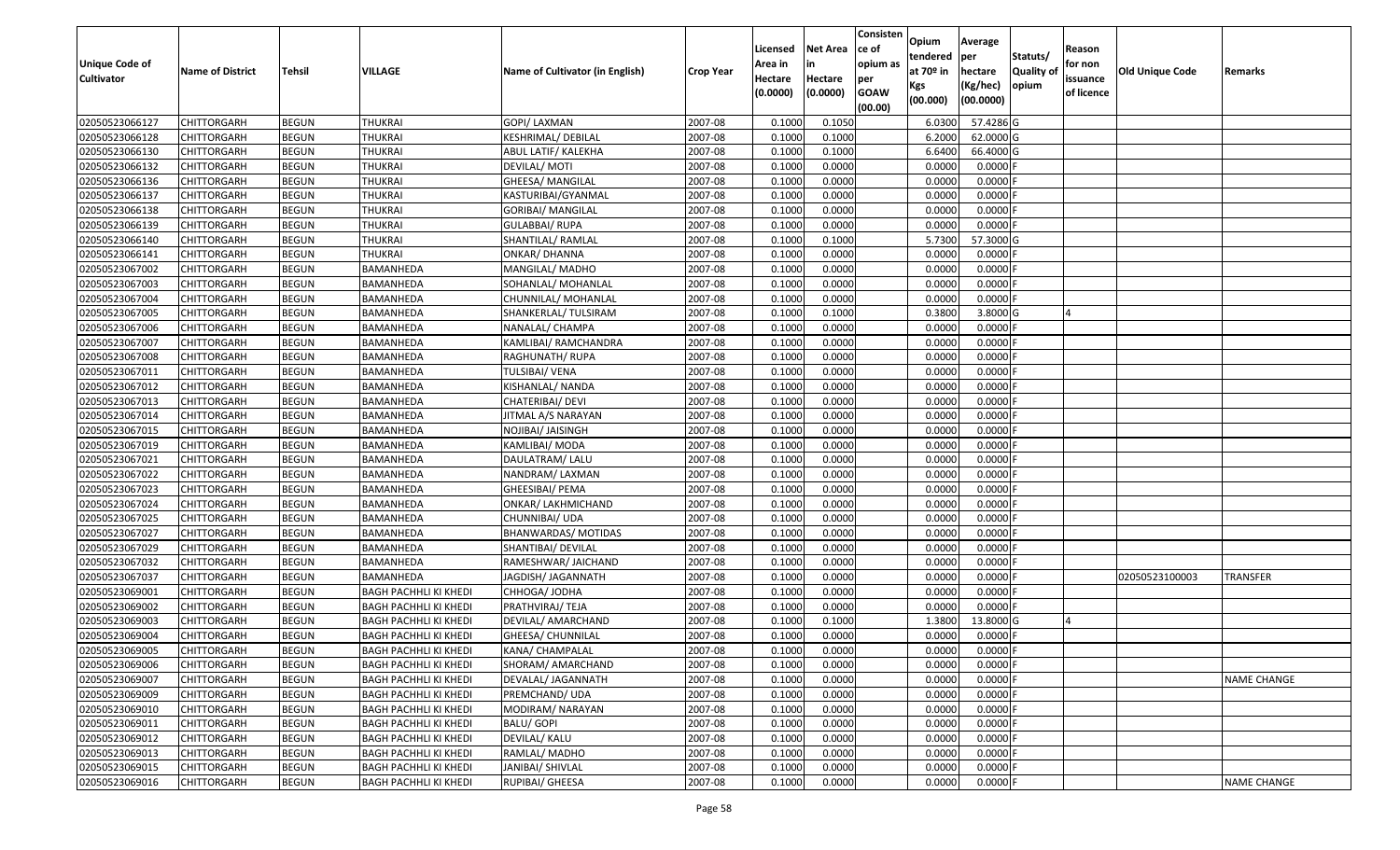| Unique Code of Cultivator | Name of District | Tehsil | VILLAGE | Name of Cultivator (in English) | Crop Year | Licensed Area in Hectare (0.0000) | Net Area in Hectare (0.0000) | Consistence of opium as per GOAW (00.00) | Opium tendered at 70º in Kgs (00.000) | Average per hectare (Kg/hec) (00.0000) | Statuts/ Quality of opium | Reason for non issuance of licence | Old Unique Code | Remarks |
|---|---|---|---|---|---|---|---|---|---|---|---|---|---|---|
| 02050523066127 | CHITTORGARH | BEGUN | THUKRAI | GOPI/ LAXMAN | 2007-08 | 0.1000 | 0.1050 | | 6.0300 | 57.4286 | G | | | |
| 02050523066128 | CHITTORGARH | BEGUN | THUKRAI | KESHRIMAL/ DEBILAL | 2007-08 | 0.1000 | 0.1000 | | 6.2000 | 62.0000 | G | | | |
| 02050523066130 | CHITTORGARH | BEGUN | THUKRAI | ABUL LATIF/ KALEKHA | 2007-08 | 0.1000 | 0.1000 | | 6.6400 | 66.4000 | G | | | |
| 02050523066132 | CHITTORGARH | BEGUN | THUKRAI | DEVILAL/ MOTI | 2007-08 | 0.1000 | 0.0000 | | 0.0000 | 0.0000 | F | | | |
| 02050523066136 | CHITTORGARH | BEGUN | THUKRAI | GHEESA/ MANGILAL | 2007-08 | 0.1000 | 0.0000 | | 0.0000 | 0.0000 | F | | | |
| 02050523066137 | CHITTORGARH | BEGUN | THUKRAI | KASTURIBAI/GYANMAL | 2007-08 | 0.1000 | 0.0000 | | 0.0000 | 0.0000 | F | | | |
| 02050523066138 | CHITTORGARH | BEGUN | THUKRAI | GORIBAI/ MANGILAL | 2007-08 | 0.1000 | 0.0000 | | 0.0000 | 0.0000 | F | | | |
| 02050523066139 | CHITTORGARH | BEGUN | THUKRAI | GULABBAI/ RUPA | 2007-08 | 0.1000 | 0.0000 | | 0.0000 | 0.0000 | F | | | |
| 02050523066140 | CHITTORGARH | BEGUN | THUKRAI | SHANTILAL/ RAMLAL | 2007-08 | 0.1000 | 0.1000 | | 5.7300 | 57.3000 | G | | | |
| 02050523066141 | CHITTORGARH | BEGUN | THUKRAI | ONKAR/ DHANNA | 2007-08 | 0.1000 | 0.0000 | | 0.0000 | 0.0000 | F | | | |
| 02050523067002 | CHITTORGARH | BEGUN | BAMANHEDA | MANGILAL/ MADHO | 2007-08 | 0.1000 | 0.0000 | | 0.0000 | 0.0000 | F | | | |
| 02050523067003 | CHITTORGARH | BEGUN | BAMANHEDA | SOHANLAL/ MOHANLAL | 2007-08 | 0.1000 | 0.0000 | | 0.0000 | 0.0000 | F | | | |
| 02050523067004 | CHITTORGARH | BEGUN | BAMANHEDA | CHUNNILAL/ MOHANLAL | 2007-08 | 0.1000 | 0.0000 | | 0.0000 | 0.0000 | F | | | |
| 02050523067005 | CHITTORGARH | BEGUN | BAMANHEDA | SHANKERLAL/ TULSIRAM | 2007-08 | 0.1000 | 0.1000 | | 0.3800 | 3.8000 | G | 4 | | |
| 02050523067006 | CHITTORGARH | BEGUN | BAMANHEDA | NANALAL/ CHAMPA | 2007-08 | 0.1000 | 0.0000 | | 0.0000 | 0.0000 | F | | | |
| 02050523067007 | CHITTORGARH | BEGUN | BAMANHEDA | KAMLIBAI/ RAMCHANDRA | 2007-08 | 0.1000 | 0.0000 | | 0.0000 | 0.0000 | F | | | |
| 02050523067008 | CHITTORGARH | BEGUN | BAMANHEDA | RAGHUNATH/ RUPA | 2007-08 | 0.1000 | 0.0000 | | 0.0000 | 0.0000 | F | | | |
| 02050523067011 | CHITTORGARH | BEGUN | BAMANHEDA | TULSIBAI/ VENA | 2007-08 | 0.1000 | 0.0000 | | 0.0000 | 0.0000 | F | | | |
| 02050523067012 | CHITTORGARH | BEGUN | BAMANHEDA | KISHANLAL/ NANDA | 2007-08 | 0.1000 | 0.0000 | | 0.0000 | 0.0000 | F | | | |
| 02050523067013 | CHITTORGARH | BEGUN | BAMANHEDA | CHATERIBAI/ DEVI | 2007-08 | 0.1000 | 0.0000 | | 0.0000 | 0.0000 | F | | | |
| 02050523067014 | CHITTORGARH | BEGUN | BAMANHEDA | JITMAL A/S NARAYAN | 2007-08 | 0.1000 | 0.0000 | | 0.0000 | 0.0000 | F | | | |
| 02050523067015 | CHITTORGARH | BEGUN | BAMANHEDA | NOJIBAI/ JAISINGH | 2007-08 | 0.1000 | 0.0000 | | 0.0000 | 0.0000 | F | | | |
| 02050523067019 | CHITTORGARH | BEGUN | BAMANHEDA | KAMLIBAI/ MODA | 2007-08 | 0.1000 | 0.0000 | | 0.0000 | 0.0000 | F | | | |
| 02050523067021 | CHITTORGARH | BEGUN | BAMANHEDA | DAULATRAM/ LALU | 2007-08 | 0.1000 | 0.0000 | | 0.0000 | 0.0000 | F | | | |
| 02050523067022 | CHITTORGARH | BEGUN | BAMANHEDA | NANDRAM/ LAXMAN | 2007-08 | 0.1000 | 0.0000 | | 0.0000 | 0.0000 | F | | | |
| 02050523067023 | CHITTORGARH | BEGUN | BAMANHEDA | GHEESIBAI/ PEMA | 2007-08 | 0.1000 | 0.0000 | | 0.0000 | 0.0000 | F | | | |
| 02050523067024 | CHITTORGARH | BEGUN | BAMANHEDA | ONKAR/ LAKHMICHAND | 2007-08 | 0.1000 | 0.0000 | | 0.0000 | 0.0000 | F | | | |
| 02050523067025 | CHITTORGARH | BEGUN | BAMANHEDA | CHUNNIBAI/ UDA | 2007-08 | 0.1000 | 0.0000 | | 0.0000 | 0.0000 | F | | | |
| 02050523067027 | CHITTORGARH | BEGUN | BAMANHEDA | BHANWARDAS/ MOTIDAS | 2007-08 | 0.1000 | 0.0000 | | 0.0000 | 0.0000 | F | | | |
| 02050523067029 | CHITTORGARH | BEGUN | BAMANHEDA | SHANTIBAI/ DEVILAL | 2007-08 | 0.1000 | 0.0000 | | 0.0000 | 0.0000 | F | | | |
| 02050523067032 | CHITTORGARH | BEGUN | BAMANHEDA | RAMESHWAR/ JAICHAND | 2007-08 | 0.1000 | 0.0000 | | 0.0000 | 0.0000 | F | | | |
| 02050523067037 | CHITTORGARH | BEGUN | BAMANHEDA | JAGDISH/ JAGANNATH | 2007-08 | 0.1000 | 0.0000 | | 0.0000 | 0.0000 | F | | 02050523100003 | TRANSFER |
| 02050523069001 | CHITTORGARH | BEGUN | BAGH PACHHLI KI KHEDI | CHHOGA/ JODHA | 2007-08 | 0.1000 | 0.0000 | | 0.0000 | 0.0000 | F | | | |
| 02050523069002 | CHITTORGARH | BEGUN | BAGH PACHHLI KI KHEDI | PRATHVIRAJ/ TEJA | 2007-08 | 0.1000 | 0.0000 | | 0.0000 | 0.0000 | F | | | |
| 02050523069003 | CHITTORGARH | BEGUN | BAGH PACHHLI KI KHEDI | DEVILAL/ AMARCHAND | 2007-08 | 0.1000 | 0.1000 | | 1.3800 | 13.8000 | G | 4 | | |
| 02050523069004 | CHITTORGARH | BEGUN | BAGH PACHHLI KI KHEDI | GHEESA/ CHUNNILAL | 2007-08 | 0.1000 | 0.0000 | | 0.0000 | 0.0000 | F | | | |
| 02050523069005 | CHITTORGARH | BEGUN | BAGH PACHHLI KI KHEDI | KANA/ CHAMPALAL | 2007-08 | 0.1000 | 0.0000 | | 0.0000 | 0.0000 | F | | | |
| 02050523069006 | CHITTORGARH | BEGUN | BAGH PACHHLI KI KHEDI | SHORAM/ AMARCHAND | 2007-08 | 0.1000 | 0.0000 | | 0.0000 | 0.0000 | F | | | |
| 02050523069007 | CHITTORGARH | BEGUN | BAGH PACHHLI KI KHEDI | DEVALAL/ JAGANNATH | 2007-08 | 0.1000 | 0.0000 | | 0.0000 | 0.0000 | F | | | NAME CHANGE |
| 02050523069009 | CHITTORGARH | BEGUN | BAGH PACHHLI KI KHEDI | PREMCHAND/ UDA | 2007-08 | 0.1000 | 0.0000 | | 0.0000 | 0.0000 | F | | | |
| 02050523069010 | CHITTORGARH | BEGUN | BAGH PACHHLI KI KHEDI | MODIRAM/ NARAYAN | 2007-08 | 0.1000 | 0.0000 | | 0.0000 | 0.0000 | F | | | |
| 02050523069011 | CHITTORGARH | BEGUN | BAGH PACHHLI KI KHEDI | BALU/ GOPI | 2007-08 | 0.1000 | 0.0000 | | 0.0000 | 0.0000 | F | | | |
| 02050523069012 | CHITTORGARH | BEGUN | BAGH PACHHLI KI KHEDI | DEVILAL/ KALU | 2007-08 | 0.1000 | 0.0000 | | 0.0000 | 0.0000 | F | | | |
| 02050523069013 | CHITTORGARH | BEGUN | BAGH PACHHLI KI KHEDI | RAMLAL/ MADHO | 2007-08 | 0.1000 | 0.0000 | | 0.0000 | 0.0000 | F | | | |
| 02050523069015 | CHITTORGARH | BEGUN | BAGH PACHHLI KI KHEDI | JANIBAI/ SHIVLAL | 2007-08 | 0.1000 | 0.0000 | | 0.0000 | 0.0000 | F | | | |
| 02050523069016 | CHITTORGARH | BEGUN | BAGH PACHHLI KI KHEDI | RUPIBAI/ GHEESA | 2007-08 | 0.1000 | 0.0000 | | 0.0000 | 0.0000 | F | | | NAME CHANGE |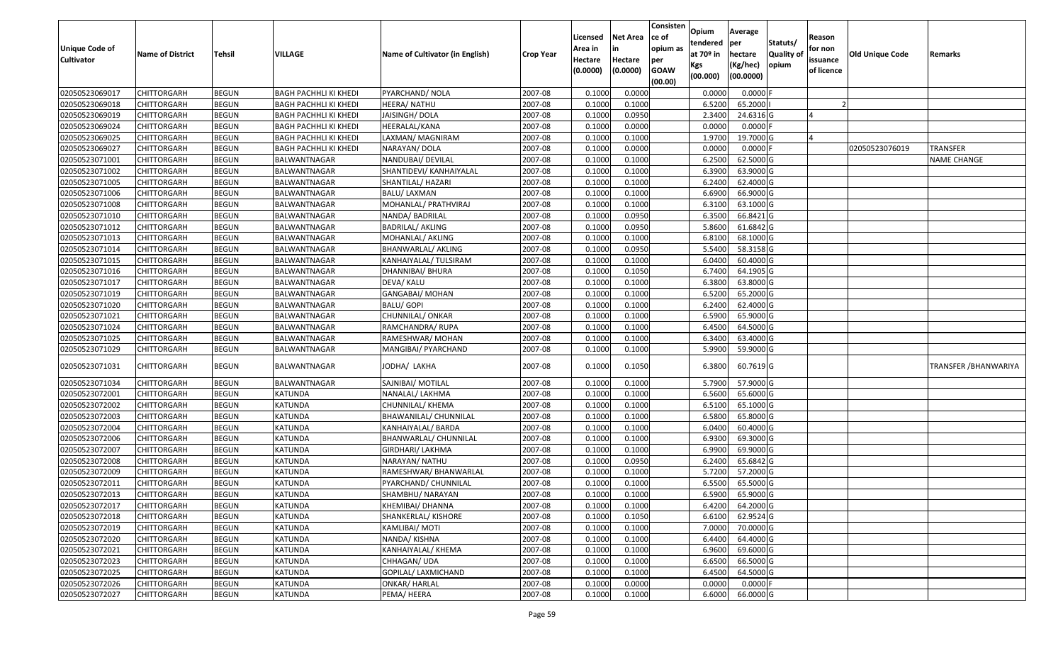| Unique Code of Cultivator | Name of District | Tehsil | VILLAGE | Name of Cultivator (in English) | Crop Year | Licensed Area in Hectare (0.0000) | Net Area in Hectare (0.0000) | Consisten ce of opium as per GOAW (00.00) | Opium tendered at 70º in Kgs (00.000) | Average per hectare (Kg/hec) (00.0000) | Statuts/ Quality of opium | Reason for non issuance of licence | Old Unique Code | Remarks |
|---|---|---|---|---|---|---|---|---|---|---|---|---|---|---|
| 02050523069017 | CHITTORGARH | BEGUN | BAGH PACHHLI KI KHEDI | PYARCHAND/ NOLA | 2007-08 | 0.1000 | 0.0000 | | 0.0000 | 0.0000 | F | | | |
| 02050523069018 | CHITTORGARH | BEGUN | BAGH PACHHLI KI KHEDI | HEERA/ NATHU | 2007-08 | 0.1000 | 0.1000 | | 6.5200 | 65.2000 | I | 2 | | |
| 02050523069019 | CHITTORGARH | BEGUN | BAGH PACHHLI KI KHEDI | JAISINGH/ DOLA | 2007-08 | 0.1000 | 0.0950 | | 2.3400 | 24.6316 | G | 4 | | |
| 02050523069024 | CHITTORGARH | BEGUN | BAGH PACHHLI KI KHEDI | HEERALAL/KANA | 2007-08 | 0.1000 | 0.0000 | | 0.0000 | 0.0000 | F | | | |
| 02050523069025 | CHITTORGARH | BEGUN | BAGH PACHHLI KI KHEDI | LAXMAN/ MAGNIRAM | 2007-08 | 0.1000 | 0.1000 | | 1.9700 | 19.7000 | G | 4 | | |
| 02050523069027 | CHITTORGARH | BEGUN | BAGH PACHHLI KI KHEDI | NARAYAN/ DOLA | 2007-08 | 0.1000 | 0.0000 | | 0.0000 | 0.0000 | F | | 02050523076019 | TRANSFER |
| 02050523071001 | CHITTORGARH | BEGUN | BALWANTNAGAR | NANDUBAI/ DEVILAL | 2007-08 | 0.1000 | 0.1000 | | 6.2500 | 62.5000 | G | | | NAME CHANGE |
| 02050523071002 | CHITTORGARH | BEGUN | BALWANTNAGAR | SHANTIDEVI/ KANHAIYALAL | 2007-08 | 0.1000 | 0.1000 | | 6.3900 | 63.9000 | G | | | |
| 02050523071005 | CHITTORGARH | BEGUN | BALWANTNAGAR | SHANTILAL/ HAZARI | 2007-08 | 0.1000 | 0.1000 | | 6.2400 | 62.4000 | G | | | |
| 02050523071006 | CHITTORGARH | BEGUN | BALWANTNAGAR | BALU/ LAXMAN | 2007-08 | 0.1000 | 0.1000 | | 6.6900 | 66.9000 | G | | | |
| 02050523071008 | CHITTORGARH | BEGUN | BALWANTNAGAR | MOHANLAL/ PRATHVIRAJ | 2007-08 | 0.1000 | 0.1000 | | 6.3100 | 63.1000 | G | | | |
| 02050523071010 | CHITTORGARH | BEGUN | BALWANTNAGAR | NANDA/ BADRILAL | 2007-08 | 0.1000 | 0.0950 | | 6.3500 | 66.8421 | G | | | |
| 02050523071012 | CHITTORGARH | BEGUN | BALWANTNAGAR | BADRILAL/ AKLING | 2007-08 | 0.1000 | 0.0950 | | 5.8600 | 61.6842 | G | | | |
| 02050523071013 | CHITTORGARH | BEGUN | BALWANTNAGAR | MOHANLAL/ AKLING | 2007-08 | 0.1000 | 0.1000 | | 6.8100 | 68.1000 | G | | | |
| 02050523071014 | CHITTORGARH | BEGUN | BALWANTNAGAR | BHANWARLAL/ AKLING | 2007-08 | 0.1000 | 0.0950 | | 5.5400 | 58.3158 | G | | | |
| 02050523071015 | CHITTORGARH | BEGUN | BALWANTNAGAR | KANHAIYALAL/ TULSIRAM | 2007-08 | 0.1000 | 0.1000 | | 6.0400 | 60.4000 | G | | | |
| 02050523071016 | CHITTORGARH | BEGUN | BALWANTNAGAR | DHANNIBAI/ BHURA | 2007-08 | 0.1000 | 0.1050 | | 6.7400 | 64.1905 | G | | | |
| 02050523071017 | CHITTORGARH | BEGUN | BALWANTNAGAR | DEVA/ KALU | 2007-08 | 0.1000 | 0.1000 | | 6.3800 | 63.8000 | G | | | |
| 02050523071019 | CHITTORGARH | BEGUN | BALWANTNAGAR | GANGABAI/ MOHAN | 2007-08 | 0.1000 | 0.1000 | | 6.5200 | 65.2000 | G | | | |
| 02050523071020 | CHITTORGARH | BEGUN | BALWANTNAGAR | BALU/ GOPI | 2007-08 | 0.1000 | 0.1000 | | 6.2400 | 62.4000 | G | | | |
| 02050523071021 | CHITTORGARH | BEGUN | BALWANTNAGAR | CHUNNILAL/ ONKAR | 2007-08 | 0.1000 | 0.1000 | | 6.5900 | 65.9000 | G | | | |
| 02050523071024 | CHITTORGARH | BEGUN | BALWANTNAGAR | RAMCHANDRA/ RUPA | 2007-08 | 0.1000 | 0.1000 | | 6.4500 | 64.5000 | G | | | |
| 02050523071025 | CHITTORGARH | BEGUN | BALWANTNAGAR | RAMESHWAR/ MOHAN | 2007-08 | 0.1000 | 0.1000 | | 6.3400 | 63.4000 | G | | | |
| 02050523071029 | CHITTORGARH | BEGUN | BALWANTNAGAR | MANGIBAI/ PYARCHAND | 2007-08 | 0.1000 | 0.1000 | | 5.9900 | 59.9000 | G | | | |
| 02050523071031 | CHITTORGARH | BEGUN | BALWANTNAGAR | JODHA/ LAKHA | 2007-08 | 0.1000 | 0.1050 | | 6.3800 | 60.7619 | G | | | TRANSFER /BHANWARIYA |
| 02050523071034 | CHITTORGARH | BEGUN | BALWANTNAGAR | SAJNIBAI/ MOTILAL | 2007-08 | 0.1000 | 0.1000 | | 5.7900 | 57.9000 | G | | | |
| 02050523072001 | CHITTORGARH | BEGUN | KATUNDA | NANALAL/ LAKHMA | 2007-08 | 0.1000 | 0.1000 | | 6.5600 | 65.6000 | G | | | |
| 02050523072002 | CHITTORGARH | BEGUN | KATUNDA | CHUNNILAL/ KHEMA | 2007-08 | 0.1000 | 0.1000 | | 6.5100 | 65.1000 | G | | | |
| 02050523072003 | CHITTORGARH | BEGUN | KATUNDA | BHAWANILAL/ CHUNNILAL | 2007-08 | 0.1000 | 0.1000 | | 6.5800 | 65.8000 | G | | | |
| 02050523072004 | CHITTORGARH | BEGUN | KATUNDA | KANHAIYALAL/ BARDA | 2007-08 | 0.1000 | 0.1000 | | 6.0400 | 60.4000 | G | | | |
| 02050523072006 | CHITTORGARH | BEGUN | KATUNDA | BHANWARLAL/ CHUNNILAL | 2007-08 | 0.1000 | 0.1000 | | 6.9300 | 69.3000 | G | | | |
| 02050523072007 | CHITTORGARH | BEGUN | KATUNDA | GIRDHARI/ LAKHMA | 2007-08 | 0.1000 | 0.1000 | | 6.9900 | 69.9000 | G | | | |
| 02050523072008 | CHITTORGARH | BEGUN | KATUNDA | NARAYAN/ NATHU | 2007-08 | 0.1000 | 0.0950 | | 6.2400 | 65.6842 | G | | | |
| 02050523072009 | CHITTORGARH | BEGUN | KATUNDA | RAMESHWAR/ BHANWARLAL | 2007-08 | 0.1000 | 0.1000 | | 5.7200 | 57.2000 | G | | | |
| 02050523072011 | CHITTORGARH | BEGUN | KATUNDA | PYARCHAND/ CHUNNILAL | 2007-08 | 0.1000 | 0.1000 | | 6.5500 | 65.5000 | G | | | |
| 02050523072013 | CHITTORGARH | BEGUN | KATUNDA | SHAMBHU/ NARAYAN | 2007-08 | 0.1000 | 0.1000 | | 6.5900 | 65.9000 | G | | | |
| 02050523072017 | CHITTORGARH | BEGUN | KATUNDA | KHEMIBAI/ DHANNA | 2007-08 | 0.1000 | 0.1000 | | 6.4200 | 64.2000 | G | | | |
| 02050523072018 | CHITTORGARH | BEGUN | KATUNDA | SHANKERLAL/ KISHORE | 2007-08 | 0.1000 | 0.1050 | | 6.6100 | 62.9524 | G | | | |
| 02050523072019 | CHITTORGARH | BEGUN | KATUNDA | KAMLIBAI/ MOTI | 2007-08 | 0.1000 | 0.1000 | | 7.0000 | 70.0000 | G | | | |
| 02050523072020 | CHITTORGARH | BEGUN | KATUNDA | NANDA/ KISHNA | 2007-08 | 0.1000 | 0.1000 | | 6.4400 | 64.4000 | G | | | |
| 02050523072021 | CHITTORGARH | BEGUN | KATUNDA | KANHAIYALAL/ KHEMA | 2007-08 | 0.1000 | 0.1000 | | 6.9600 | 69.6000 | G | | | |
| 02050523072023 | CHITTORGARH | BEGUN | KATUNDA | CHHAGAN/ UDA | 2007-08 | 0.1000 | 0.1000 | | 6.6500 | 66.5000 | G | | | |
| 02050523072025 | CHITTORGARH | BEGUN | KATUNDA | GOPILAL/ LAXMICHAND | 2007-08 | 0.1000 | 0.1000 | | 6.4500 | 64.5000 | G | | | |
| 02050523072026 | CHITTORGARH | BEGUN | KATUNDA | ONKAR/ HARLAL | 2007-08 | 0.1000 | 0.0000 | | 0.0000 | 0.0000 | F | | | |
| 02050523072027 | CHITTORGARH | BEGUN | KATUNDA | PEMA/ HEERA | 2007-08 | 0.1000 | 0.1000 | | 6.6000 | 66.0000 | G | | | |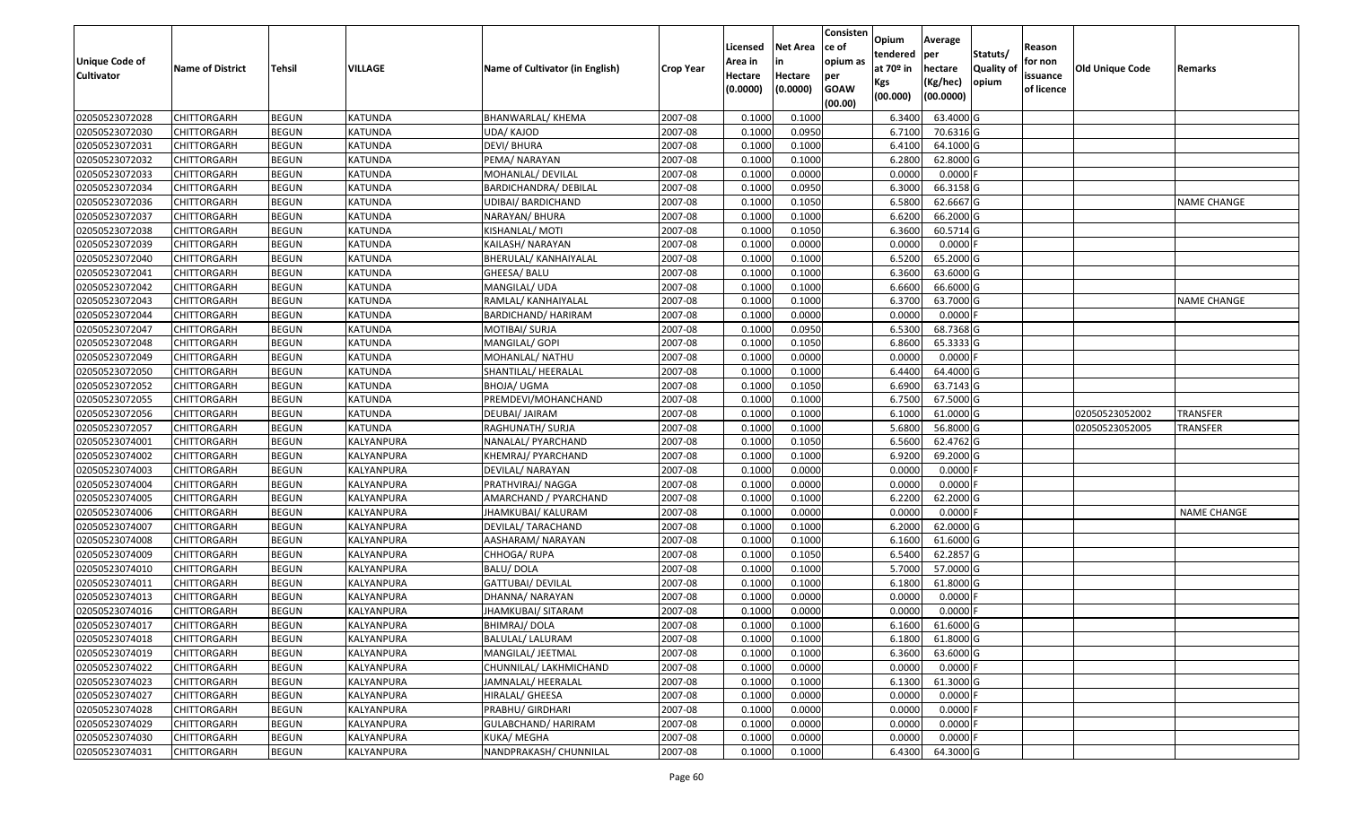| Unique Code of Cultivator | Name of District | Tehsil | VILLAGE | Name of Cultivator (in English) | Crop Year | Licensed Area in Hectare (0.0000) | Net Area in Hectare (0.0000) | Consistence of opium as per GOAW (00.00) | Opium tendered at 70º in Kgs (00.000) | Average per hectare (Kg/hec) (00.0000) | Statuts/ Quality of opium | Reason for non issuance of licence | Old Unique Code | Remarks |
|---|---|---|---|---|---|---|---|---|---|---|---|---|---|---|
| 02050523072028 | CHITTORGARH | BEGUN | KATUNDA | BHANWARLAL/ KHEMA | 2007-08 | 0.1000 | 0.1000 | | 6.3400 | 63.4000 | G | | | |
| 02050523072030 | CHITTORGARH | BEGUN | KATUNDA | UDA/ KAJOD | 2007-08 | 0.1000 | 0.0950 | | 6.7100 | 70.6316 | G | | | |
| 02050523072031 | CHITTORGARH | BEGUN | KATUNDA | DEVI/ BHURA | 2007-08 | 0.1000 | 0.1000 | | 6.4100 | 64.1000 | G | | | |
| 02050523072032 | CHITTORGARH | BEGUN | KATUNDA | PEMA/ NARAYAN | 2007-08 | 0.1000 | 0.1000 | | 6.2800 | 62.8000 | G | | | |
| 02050523072033 | CHITTORGARH | BEGUN | KATUNDA | MOHANLAL/ DEVILAL | 2007-08 | 0.1000 | 0.0000 | | 0.0000 | 0.0000 | F | | | |
| 02050523072034 | CHITTORGARH | BEGUN | KATUNDA | BARDICHANDRA/ DEBILAL | 2007-08 | 0.1000 | 0.0950 | | 6.3000 | 66.3158 | G | | | |
| 02050523072036 | CHITTORGARH | BEGUN | KATUNDA | UDIBAI/ BARDICHAND | 2007-08 | 0.1000 | 0.1050 | | 6.5800 | 62.6667 | G | | | NAME CHANGE |
| 02050523072037 | CHITTORGARH | BEGUN | KATUNDA | NARAYAN/ BHURA | 2007-08 | 0.1000 | 0.1000 | | 6.6200 | 66.2000 | G | | | |
| 02050523072038 | CHITTORGARH | BEGUN | KATUNDA | KISHANLAL/ MOTI | 2007-08 | 0.1000 | 0.1050 | | 6.3600 | 60.5714 | G | | | |
| 02050523072039 | CHITTORGARH | BEGUN | KATUNDA | KAILASH/ NARAYAN | 2007-08 | 0.1000 | 0.0000 | | 0.0000 | 0.0000 | F | | | |
| 02050523072040 | CHITTORGARH | BEGUN | KATUNDA | BHERULAL/ KANHAIYALAL | 2007-08 | 0.1000 | 0.1000 | | 6.5200 | 65.2000 | G | | | |
| 02050523072041 | CHITTORGARH | BEGUN | KATUNDA | GHEESA/ BALU | 2007-08 | 0.1000 | 0.1000 | | 6.3600 | 63.6000 | G | | | |
| 02050523072042 | CHITTORGARH | BEGUN | KATUNDA | MANGILAL/ UDA | 2007-08 | 0.1000 | 0.1000 | | 6.6600 | 66.6000 | G | | | |
| 02050523072043 | CHITTORGARH | BEGUN | KATUNDA | RAMLAL/ KANHAIYALAL | 2007-08 | 0.1000 | 0.1000 | | 6.3700 | 63.7000 | G | | | NAME CHANGE |
| 02050523072044 | CHITTORGARH | BEGUN | KATUNDA | BARDICHAND/ HARIRAM | 2007-08 | 0.1000 | 0.0000 | | 0.0000 | 0.0000 | F | | | |
| 02050523072047 | CHITTORGARH | BEGUN | KATUNDA | MOTIBAI/ SURJA | 2007-08 | 0.1000 | 0.0950 | | 6.5300 | 68.7368 | G | | | |
| 02050523072048 | CHITTORGARH | BEGUN | KATUNDA | MANGILAL/ GOPI | 2007-08 | 0.1000 | 0.1050 | | 6.8600 | 65.3333 | G | | | |
| 02050523072049 | CHITTORGARH | BEGUN | KATUNDA | MOHANLAL/ NATHU | 2007-08 | 0.1000 | 0.0000 | | 0.0000 | 0.0000 | F | | | |
| 02050523072050 | CHITTORGARH | BEGUN | KATUNDA | SHANTILAL/ HEERALAL | 2007-08 | 0.1000 | 0.1000 | | 6.4400 | 64.4000 | G | | | |
| 02050523072052 | CHITTORGARH | BEGUN | KATUNDA | BHOJA/ UGMA | 2007-08 | 0.1000 | 0.1050 | | 6.6900 | 63.7143 | G | | | |
| 02050523072055 | CHITTORGARH | BEGUN | KATUNDA | PREMDEVI/MOHANCHAND | 2007-08 | 0.1000 | 0.1000 | | 6.7500 | 67.5000 | G | | | |
| 02050523072056 | CHITTORGARH | BEGUN | KATUNDA | DEUBAI/ JAIRAM | 2007-08 | 0.1000 | 0.1000 | | 6.1000 | 61.0000 | G | | 02050523052002 | TRANSFER |
| 02050523072057 | CHITTORGARH | BEGUN | KATUNDA | RAGHUNATH/ SURJA | 2007-08 | 0.1000 | 0.1000 | | 5.6800 | 56.8000 | G | | 02050523052005 | TRANSFER |
| 02050523074001 | CHITTORGARH | BEGUN | KALYANPURA | NANALAL/ PYARCHAND | 2007-08 | 0.1000 | 0.1050 | | 6.5600 | 62.4762 | G | | | |
| 02050523074002 | CHITTORGARH | BEGUN | KALYANPURA | KHEMRAJ/ PYARCHAND | 2007-08 | 0.1000 | 0.1000 | | 6.9200 | 69.2000 | G | | | |
| 02050523074003 | CHITTORGARH | BEGUN | KALYANPURA | DEVILAL/ NARAYAN | 2007-08 | 0.1000 | 0.0000 | | 0.0000 | 0.0000 | F | | | |
| 02050523074004 | CHITTORGARH | BEGUN | KALYANPURA | PRATHVIRAJ/ NAGGA | 2007-08 | 0.1000 | 0.0000 | | 0.0000 | 0.0000 | F | | | |
| 02050523074005 | CHITTORGARH | BEGUN | KALYANPURA | AMARCHAND / PYARCHAND | 2007-08 | 0.1000 | 0.1000 | | 6.2200 | 62.2000 | G | | | |
| 02050523074006 | CHITTORGARH | BEGUN | KALYANPURA | JHAMKUBAI/ KALURAM | 2007-08 | 0.1000 | 0.0000 | | 0.0000 | 0.0000 | F | | | NAME CHANGE |
| 02050523074007 | CHITTORGARH | BEGUN | KALYANPURA | DEVILAL/ TARACHAND | 2007-08 | 0.1000 | 0.1000 | | 6.2000 | 62.0000 | G | | | |
| 02050523074008 | CHITTORGARH | BEGUN | KALYANPURA | AASHARAM/ NARAYAN | 2007-08 | 0.1000 | 0.1000 | | 6.1600 | 61.6000 | G | | | |
| 02050523074009 | CHITTORGARH | BEGUN | KALYANPURA | CHHOGA/ RUPA | 2007-08 | 0.1000 | 0.1050 | | 6.5400 | 62.2857 | G | | | |
| 02050523074010 | CHITTORGARH | BEGUN | KALYANPURA | BALU/ DOLA | 2007-08 | 0.1000 | 0.1000 | | 5.7000 | 57.0000 | G | | | |
| 02050523074011 | CHITTORGARH | BEGUN | KALYANPURA | GATTUBAI/ DEVILAL | 2007-08 | 0.1000 | 0.1000 | | 6.1800 | 61.8000 | G | | | |
| 02050523074013 | CHITTORGARH | BEGUN | KALYANPURA | DHANNA/ NARAYAN | 2007-08 | 0.1000 | 0.0000 | | 0.0000 | 0.0000 | F | | | |
| 02050523074016 | CHITTORGARH | BEGUN | KALYANPURA | JHAMKUBAI/ SITARAM | 2007-08 | 0.1000 | 0.0000 | | 0.0000 | 0.0000 | F | | | |
| 02050523074017 | CHITTORGARH | BEGUN | KALYANPURA | BHIMRAJ/ DOLA | 2007-08 | 0.1000 | 0.1000 | | 6.1600 | 61.6000 | G | | | |
| 02050523074018 | CHITTORGARH | BEGUN | KALYANPURA | BALULAL/ LALURAM | 2007-08 | 0.1000 | 0.1000 | | 6.1800 | 61.8000 | G | | | |
| 02050523074019 | CHITTORGARH | BEGUN | KALYANPURA | MANGILAL/ JEETMAL | 2007-08 | 0.1000 | 0.1000 | | 6.3600 | 63.6000 | G | | | |
| 02050523074022 | CHITTORGARH | BEGUN | KALYANPURA | CHUNNILAL/ LAKHMICHAND | 2007-08 | 0.1000 | 0.0000 | | 0.0000 | 0.0000 | F | | | |
| 02050523074023 | CHITTORGARH | BEGUN | KALYANPURA | JAMNALAL/ HEERALAL | 2007-08 | 0.1000 | 0.1000 | | 6.1300 | 61.3000 | G | | | |
| 02050523074027 | CHITTORGARH | BEGUN | KALYANPURA | HIRALAL/ GHEESA | 2007-08 | 0.1000 | 0.0000 | | 0.0000 | 0.0000 | F | | | |
| 02050523074028 | CHITTORGARH | BEGUN | KALYANPURA | PRABHU/ GIRDHARI | 2007-08 | 0.1000 | 0.0000 | | 0.0000 | 0.0000 | F | | | |
| 02050523074029 | CHITTORGARH | BEGUN | KALYANPURA | GULABCHAND/ HARIRAM | 2007-08 | 0.1000 | 0.0000 | | 0.0000 | 0.0000 | F | | | |
| 02050523074030 | CHITTORGARH | BEGUN | KALYANPURA | KUKA/ MEGHA | 2007-08 | 0.1000 | 0.0000 | | 0.0000 | 0.0000 | F | | | |
| 02050523074031 | CHITTORGARH | BEGUN | KALYANPURA | NANDPRAKASH/ CHUNNILAL | 2007-08 | 0.1000 | 0.1000 | | 6.4300 | 64.3000 | G | | | |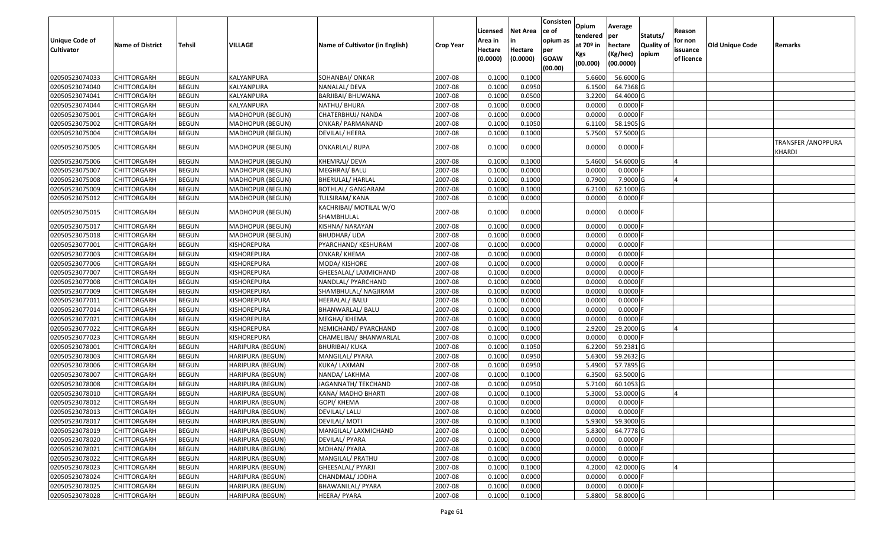| Unique Code of Cultivator | Name of District | Tehsil | VILLAGE | Name of Cultivator (in English) | Crop Year | Licensed Area in Hectare (0.0000) | Net Area in Hectare (0.0000) | Consistence of opium as per GOAW (00.00) | Opium tendered at 70º in Kgs (00.000) | Average per hectare (Kg/hec) (00.0000) | Statuts/ Quality of opium | Reason for non issuance of licence | Old Unique Code | Remarks |
|---|---|---|---|---|---|---|---|---|---|---|---|---|---|---|
| 02050523074033 | CHITTORGARH | BEGUN | KALYANPURA | SOHANBAI/ ONKAR | 2007-08 | 0.1000 | 0.1000 | | 5.6600 | 56.6000 | G | | | |
| 02050523074040 | CHITTORGARH | BEGUN | KALYANPURA | NANALAL/ DEVA | 2007-08 | 0.1000 | 0.0950 | | 6.1500 | 64.7368 | G | | | |
| 02050523074041 | CHITTORGARH | BEGUN | KALYANPURA | BARJIBAI/ BHUWANA | 2007-08 | 0.1000 | 0.0500 | | 3.2200 | 64.4000 | G | | | |
| 02050523074044 | CHITTORGARH | BEGUN | KALYANPURA | NATHU/ BHURA | 2007-08 | 0.1000 | 0.0000 | | 0.0000 | 0.0000 | F | | | |
| 02050523075001 | CHITTORGARH | BEGUN | MADHOPUR (BEGUN) | CHATERBHUJ/ NANDA | 2007-08 | 0.1000 | 0.0000 | | 0.0000 | 0.0000 | F | | | |
| 02050523075002 | CHITTORGARH | BEGUN | MADHOPUR (BEGUN) | ONKAR/ PARMANAND | 2007-08 | 0.1000 | 0.1050 | | 6.1100 | 58.1905 | G | | | |
| 02050523075004 | CHITTORGARH | BEGUN | MADHOPUR (BEGUN) | DEVILAL/ HEERA | 2007-08 | 0.1000 | 0.1000 | | 5.7500 | 57.5000 | G | | | |
| 02050523075005 | CHITTORGARH | BEGUN | MADHOPUR (BEGUN) | ONKARLAL/ RUPA | 2007-08 | 0.1000 | 0.0000 | | 0.0000 | 0.0000 | F | | | TRANSFER /ANOPPURA KHARDI |
| 02050523075006 | CHITTORGARH | BEGUN | MADHOPUR (BEGUN) | KHEMRAJ/ DEVA | 2007-08 | 0.1000 | 0.1000 | | 5.4600 | 54.6000 | G | 4 | | |
| 02050523075007 | CHITTORGARH | BEGUN | MADHOPUR (BEGUN) | MEGHRAJ/ BALU | 2007-08 | 0.1000 | 0.0000 | | 0.0000 | 0.0000 | F | | | |
| 02050523075008 | CHITTORGARH | BEGUN | MADHOPUR (BEGUN) | BHERULAL/ HARLAL | 2007-08 | 0.1000 | 0.1000 | | 0.7900 | 7.9000 | G | 4 | | |
| 02050523075009 | CHITTORGARH | BEGUN | MADHOPUR (BEGUN) | BOTHLAL/ GANGARAM | 2007-08 | 0.1000 | 0.1000 | | 6.2100 | 62.1000 | G | | | |
| 02050523075012 | CHITTORGARH | BEGUN | MADHOPUR (BEGUN) | TULSIRAM/ KANA | 2007-08 | 0.1000 | 0.0000 | | 0.0000 | 0.0000 | F | | | |
| 02050523075015 | CHITTORGARH | BEGUN | MADHOPUR (BEGUN) | KACHRIBAI/ MOTILAL W/O SHAMBHULAL | 2007-08 | 0.1000 | 0.0000 | | 0.0000 | 0.0000 | F | | | |
| 02050523075017 | CHITTORGARH | BEGUN | MADHOPUR (BEGUN) | KISHNA/ NARAYAN | 2007-08 | 0.1000 | 0.0000 | | 0.0000 | 0.0000 | F | | | |
| 02050523075018 | CHITTORGARH | BEGUN | MADHOPUR (BEGUN) | BHUDHAR/ UDA | 2007-08 | 0.1000 | 0.0000 | | 0.0000 | 0.0000 | F | | | |
| 02050523077001 | CHITTORGARH | BEGUN | KISHOREPURA | PYARCHAND/ KESHURAM | 2007-08 | 0.1000 | 0.0000 | | 0.0000 | 0.0000 | F | | | |
| 02050523077003 | CHITTORGARH | BEGUN | KISHOREPURA | ONKAR/ KHEMA | 2007-08 | 0.1000 | 0.0000 | | 0.0000 | 0.0000 | F | | | |
| 02050523077006 | CHITTORGARH | BEGUN | KISHOREPURA | MODA/ KISHORE | 2007-08 | 0.1000 | 0.0000 | | 0.0000 | 0.0000 | F | | | |
| 02050523077007 | CHITTORGARH | BEGUN | KISHOREPURA | GHEESALAL/ LAXMICHAND | 2007-08 | 0.1000 | 0.0000 | | 0.0000 | 0.0000 | F | | | |
| 02050523077008 | CHITTORGARH | BEGUN | KISHOREPURA | NANDLAL/ PYARCHAND | 2007-08 | 0.1000 | 0.0000 | | 0.0000 | 0.0000 | F | | | |
| 02050523077009 | CHITTORGARH | BEGUN | KISHOREPURA | SHAMBHULAL/ NAGJIRAM | 2007-08 | 0.1000 | 0.0000 | | 0.0000 | 0.0000 | F | | | |
| 02050523077011 | CHITTORGARH | BEGUN | KISHOREPURA | HEERALAL/ BALU | 2007-08 | 0.1000 | 0.0000 | | 0.0000 | 0.0000 | F | | | |
| 02050523077014 | CHITTORGARH | BEGUN | KISHOREPURA | BHANWARLAL/ BALU | 2007-08 | 0.1000 | 0.0000 | | 0.0000 | 0.0000 | F | | | |
| 02050523077021 | CHITTORGARH | BEGUN | KISHOREPURA | MEGHA/ KHEMA | 2007-08 | 0.1000 | 0.0000 | | 0.0000 | 0.0000 | F | | | |
| 02050523077022 | CHITTORGARH | BEGUN | KISHOREPURA | NEMICHAND/ PYARCHAND | 2007-08 | 0.1000 | 0.1000 | | 2.9200 | 29.2000 | G | 4 | | |
| 02050523077023 | CHITTORGARH | BEGUN | KISHOREPURA | CHAMELIBAI/ BHANWARLAL | 2007-08 | 0.1000 | 0.0000 | | 0.0000 | 0.0000 | F | | | |
| 02050523078001 | CHITTORGARH | BEGUN | HARIPURA (BEGUN) | BHURIBAI/ KUKA | 2007-08 | 0.1000 | 0.1050 | | 6.2200 | 59.2381 | G | | | |
| 02050523078003 | CHITTORGARH | BEGUN | HARIPURA (BEGUN) | MANGILAL/ PYARA | 2007-08 | 0.1000 | 0.0950 | | 5.6300 | 59.2632 | G | | | |
| 02050523078006 | CHITTORGARH | BEGUN | HARIPURA (BEGUN) | KUKA/ LAXMAN | 2007-08 | 0.1000 | 0.0950 | | 5.4900 | 57.7895 | G | | | |
| 02050523078007 | CHITTORGARH | BEGUN | HARIPURA (BEGUN) | NANDA/ LAKHMA | 2007-08 | 0.1000 | 0.1000 | | 6.3500 | 63.5000 | G | | | |
| 02050523078008 | CHITTORGARH | BEGUN | HARIPURA (BEGUN) | JAGANNATH/ TEKCHAND | 2007-08 | 0.1000 | 0.0950 | | 5.7100 | 60.1053 | G | | | |
| 02050523078010 | CHITTORGARH | BEGUN | HARIPURA (BEGUN) | KANA/ MADHO BHARTI | 2007-08 | 0.1000 | 0.1000 | | 5.3000 | 53.0000 | G | 4 | | |
| 02050523078012 | CHITTORGARH | BEGUN | HARIPURA (BEGUN) | GOPI/ KHEMA | 2007-08 | 0.1000 | 0.0000 | | 0.0000 | 0.0000 | F | | | |
| 02050523078013 | CHITTORGARH | BEGUN | HARIPURA (BEGUN) | DEVILAL/ LALU | 2007-08 | 0.1000 | 0.0000 | | 0.0000 | 0.0000 | F | | | |
| 02050523078017 | CHITTORGARH | BEGUN | HARIPURA (BEGUN) | DEVILAL/ MOTI | 2007-08 | 0.1000 | 0.1000 | | 5.9300 | 59.3000 | G | | | |
| 02050523078019 | CHITTORGARH | BEGUN | HARIPURA (BEGUN) | MANGILAL/ LAXMICHAND | 2007-08 | 0.1000 | 0.0900 | | 5.8300 | 64.7778 | G | | | |
| 02050523078020 | CHITTORGARH | BEGUN | HARIPURA (BEGUN) | DEVILAL/ PYARA | 2007-08 | 0.1000 | 0.0000 | | 0.0000 | 0.0000 | F | | | |
| 02050523078021 | CHITTORGARH | BEGUN | HARIPURA (BEGUN) | MOHAN/ PYARA | 2007-08 | 0.1000 | 0.0000 | | 0.0000 | 0.0000 | F | | | |
| 02050523078022 | CHITTORGARH | BEGUN | HARIPURA (BEGUN) | MANGILAL/ PRATHU | 2007-08 | 0.1000 | 0.0000 | | 0.0000 | 0.0000 | F | | | |
| 02050523078023 | CHITTORGARH | BEGUN | HARIPURA (BEGUN) | GHEESALAL/ PYARJI | 2007-08 | 0.1000 | 0.1000 | | 4.2000 | 42.0000 | G | 4 | | |
| 02050523078024 | CHITTORGARH | BEGUN | HARIPURA (BEGUN) | CHANDMAL/ JODHA | 2007-08 | 0.1000 | 0.0000 | | 0.0000 | 0.0000 | F | | | |
| 02050523078025 | CHITTORGARH | BEGUN | HARIPURA (BEGUN) | BHAWANILAL/ PYARA | 2007-08 | 0.1000 | 0.0000 | | 0.0000 | 0.0000 | F | | | |
| 02050523078028 | CHITTORGARH | BEGUN | HARIPURA (BEGUN) | HEERA/ PYARA | 2007-08 | 0.1000 | 0.1000 | | 5.8800 | 58.8000 | G | | | |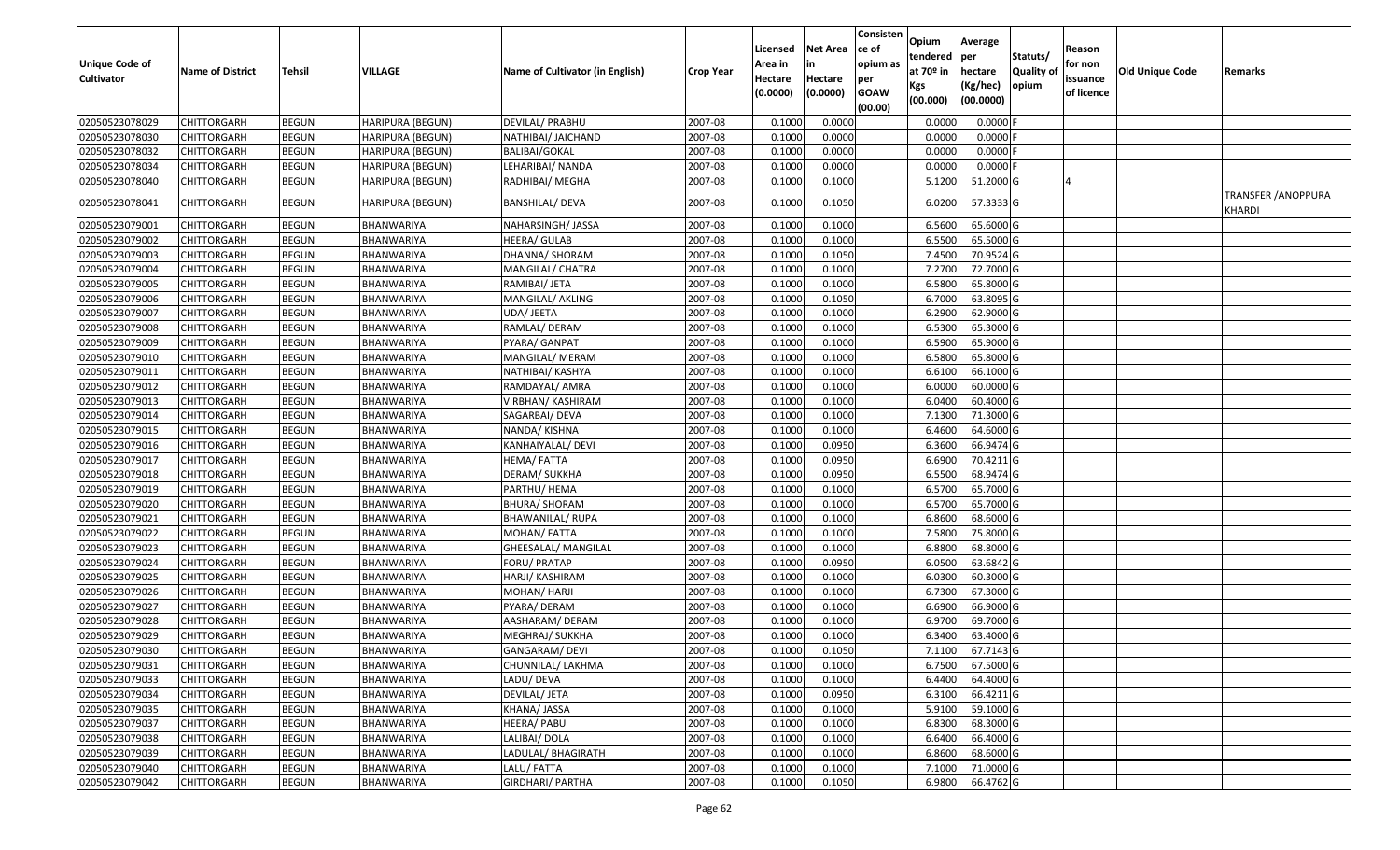| Unique Code of Cultivator | Name of District | Tehsil | VILLAGE | Name of Cultivator (in English) | Crop Year | Licensed Area in Hectare (0.0000) | Net Area in Hectare (0.0000) | Consistence of opium as per GOAW (00.00) | Opium tendered at 70º in Kgs (00.000) | Average per hectare (Kg/hec) (00.0000) | Statuts/ Quality of opium | Reason for non issuance of licence | Old Unique Code | Remarks |
|---|---|---|---|---|---|---|---|---|---|---|---|---|---|---|
| 02050523078029 | CHITTORGARH | BEGUN | HARIPURA (BEGUN) | DEVILAL/ PRABHU | 2007-08 | 0.1000 | 0.0000 | | 0.0000 | 0.0000 | F | | | |
| 02050523078030 | CHITTORGARH | BEGUN | HARIPURA (BEGUN) | NATHIBAI/ JAICHAND | 2007-08 | 0.1000 | 0.0000 | | 0.0000 | 0.0000 | F | | | |
| 02050523078032 | CHITTORGARH | BEGUN | HARIPURA (BEGUN) | BALIBAI/GOKAL | 2007-08 | 0.1000 | 0.0000 | | 0.0000 | 0.0000 | F | | | |
| 02050523078034 | CHITTORGARH | BEGUN | HARIPURA (BEGUN) | LEHARIBAI/ NANDA | 2007-08 | 0.1000 | 0.0000 | | 0.0000 | 0.0000 | F | | | |
| 02050523078040 | CHITTORGARH | BEGUN | HARIPURA (BEGUN) | RADHIBAI/ MEGHA | 2007-08 | 0.1000 | 0.1000 | | 5.1200 | 51.2000 | G | 4 | | |
| 02050523078041 | CHITTORGARH | BEGUN | HARIPURA (BEGUN) | BANSHILAL/ DEVA | 2007-08 | 0.1000 | 0.1050 | | 6.0200 | 57.3333 | G | | | TRANSFER /ANOPPURA KHARDI |
| 02050523079001 | CHITTORGARH | BEGUN | BHANWARIYA | NAHARSINGH/ JASSA | 2007-08 | 0.1000 | 0.1000 | | 6.5600 | 65.6000 | G | | | |
| 02050523079002 | CHITTORGARH | BEGUN | BHANWARIYA | HEERA/ GULAB | 2007-08 | 0.1000 | 0.1000 | | 6.5500 | 65.5000 | G | | | |
| 02050523079003 | CHITTORGARH | BEGUN | BHANWARIYA | DHANNA/ SHORAM | 2007-08 | 0.1000 | 0.1050 | | 7.4500 | 70.9524 | G | | | |
| 02050523079004 | CHITTORGARH | BEGUN | BHANWARIYA | MANGILAL/ CHATRA | 2007-08 | 0.1000 | 0.1000 | | 7.2700 | 72.7000 | G | | | |
| 02050523079005 | CHITTORGARH | BEGUN | BHANWARIYA | RAMIBAI/ JETA | 2007-08 | 0.1000 | 0.1000 | | 6.5800 | 65.8000 | G | | | |
| 02050523079006 | CHITTORGARH | BEGUN | BHANWARIYA | MANGILAL/ AKLING | 2007-08 | 0.1000 | 0.1050 | | 6.7000 | 63.8095 | G | | | |
| 02050523079007 | CHITTORGARH | BEGUN | BHANWARIYA | UDA/ JEETA | 2007-08 | 0.1000 | 0.1000 | | 6.2900 | 62.9000 | G | | | |
| 02050523079008 | CHITTORGARH | BEGUN | BHANWARIYA | RAMLAL/ DERAM | 2007-08 | 0.1000 | 0.1000 | | 6.5300 | 65.3000 | G | | | |
| 02050523079009 | CHITTORGARH | BEGUN | BHANWARIYA | PYARA/ GANPAT | 2007-08 | 0.1000 | 0.1000 | | 6.5900 | 65.9000 | G | | | |
| 02050523079010 | CHITTORGARH | BEGUN | BHANWARIYA | MANGILAL/ MERAM | 2007-08 | 0.1000 | 0.1000 | | 6.5800 | 65.8000 | G | | | |
| 02050523079011 | CHITTORGARH | BEGUN | BHANWARIYA | NATHIBAI/ KASHYA | 2007-08 | 0.1000 | 0.1000 | | 6.6100 | 66.1000 | G | | | |
| 02050523079012 | CHITTORGARH | BEGUN | BHANWARIYA | RAMDAYAL/ AMRA | 2007-08 | 0.1000 | 0.1000 | | 6.0000 | 60.0000 | G | | | |
| 02050523079013 | CHITTORGARH | BEGUN | BHANWARIYA | VIRBHAN/ KASHIRAM | 2007-08 | 0.1000 | 0.1000 | | 6.0400 | 60.4000 | G | | | |
| 02050523079014 | CHITTORGARH | BEGUN | BHANWARIYA | SAGARBAI/ DEVA | 2007-08 | 0.1000 | 0.1000 | | 7.1300 | 71.3000 | G | | | |
| 02050523079015 | CHITTORGARH | BEGUN | BHANWARIYA | NANDA/ KISHNA | 2007-08 | 0.1000 | 0.1000 | | 6.4600 | 64.6000 | G | | | |
| 02050523079016 | CHITTORGARH | BEGUN | BHANWARIYA | KANHAIYALAL/ DEVI | 2007-08 | 0.1000 | 0.0950 | | 6.3600 | 66.9474 | G | | | |
| 02050523079017 | CHITTORGARH | BEGUN | BHANWARIYA | HEMA/ FATTA | 2007-08 | 0.1000 | 0.0950 | | 6.6900 | 70.4211 | G | | | |
| 02050523079018 | CHITTORGARH | BEGUN | BHANWARIYA | DERAM/ SUKKHA | 2007-08 | 0.1000 | 0.0950 | | 6.5500 | 68.9474 | G | | | |
| 02050523079019 | CHITTORGARH | BEGUN | BHANWARIYA | PARTHU/ HEMA | 2007-08 | 0.1000 | 0.1000 | | 6.5700 | 65.7000 | G | | | |
| 02050523079020 | CHITTORGARH | BEGUN | BHANWARIYA | BHURA/ SHORAM | 2007-08 | 0.1000 | 0.1000 | | 6.5700 | 65.7000 | G | | | |
| 02050523079021 | CHITTORGARH | BEGUN | BHANWARIYA | BHAWANILAL/ RUPA | 2007-08 | 0.1000 | 0.1000 | | 6.8600 | 68.6000 | G | | | |
| 02050523079022 | CHITTORGARH | BEGUN | BHANWARIYA | MOHAN/ FATTA | 2007-08 | 0.1000 | 0.1000 | | 7.5800 | 75.8000 | G | | | |
| 02050523079023 | CHITTORGARH | BEGUN | BHANWARIYA | GHEESALAL/ MANGILAL | 2007-08 | 0.1000 | 0.1000 | | 6.8800 | 68.8000 | G | | | |
| 02050523079024 | CHITTORGARH | BEGUN | BHANWARIYA | FORU/ PRATAP | 2007-08 | 0.1000 | 0.0950 | | 6.0500 | 63.6842 | G | | | |
| 02050523079025 | CHITTORGARH | BEGUN | BHANWARIYA | HARJI/ KASHIRAM | 2007-08 | 0.1000 | 0.1000 | | 6.0300 | 60.3000 | G | | | |
| 02050523079026 | CHITTORGARH | BEGUN | BHANWARIYA | MOHAN/ HARJI | 2007-08 | 0.1000 | 0.1000 | | 6.7300 | 67.3000 | G | | | |
| 02050523079027 | CHITTORGARH | BEGUN | BHANWARIYA | PYARA/ DERAM | 2007-08 | 0.1000 | 0.1000 | | 6.6900 | 66.9000 | G | | | |
| 02050523079028 | CHITTORGARH | BEGUN | BHANWARIYA | AASHARAM/ DERAM | 2007-08 | 0.1000 | 0.1000 | | 6.9700 | 69.7000 | G | | | |
| 02050523079029 | CHITTORGARH | BEGUN | BHANWARIYA | MEGHRAJ/ SUKKHA | 2007-08 | 0.1000 | 0.1000 | | 6.3400 | 63.4000 | G | | | |
| 02050523079030 | CHITTORGARH | BEGUN | BHANWARIYA | GANGARAM/ DEVI | 2007-08 | 0.1000 | 0.1050 | | 7.1100 | 67.7143 | G | | | |
| 02050523079031 | CHITTORGARH | BEGUN | BHANWARIYA | CHUNNILAL/ LAKHMA | 2007-08 | 0.1000 | 0.1000 | | 6.7500 | 67.5000 | G | | | |
| 02050523079033 | CHITTORGARH | BEGUN | BHANWARIYA | LADU/ DEVA | 2007-08 | 0.1000 | 0.1000 | | 6.4400 | 64.4000 | G | | | |
| 02050523079034 | CHITTORGARH | BEGUN | BHANWARIYA | DEVILAL/ JETA | 2007-08 | 0.1000 | 0.0950 | | 6.3100 | 66.4211 | G | | | |
| 02050523079035 | CHITTORGARH | BEGUN | BHANWARIYA | KHANA/ JASSA | 2007-08 | 0.1000 | 0.1000 | | 5.9100 | 59.1000 | G | | | |
| 02050523079037 | CHITTORGARH | BEGUN | BHANWARIYA | HEERA/ PABU | 2007-08 | 0.1000 | 0.1000 | | 6.8300 | 68.3000 | G | | | |
| 02050523079038 | CHITTORGARH | BEGUN | BHANWARIYA | LALIBAI/ DOLA | 2007-08 | 0.1000 | 0.1000 | | 6.6400 | 66.4000 | G | | | |
| 02050523079039 | CHITTORGARH | BEGUN | BHANWARIYA | LADULAL/ BHAGIRATH | 2007-08 | 0.1000 | 0.1000 | | 6.8600 | 68.6000 | G | | | |
| 02050523079040 | CHITTORGARH | BEGUN | BHANWARIYA | LALU/ FATTA | 2007-08 | 0.1000 | 0.1000 | | 7.1000 | 71.0000 | G | | | |
| 02050523079042 | CHITTORGARH | BEGUN | BHANWARIYA | GIRDHARI/ PARTHA | 2007-08 | 0.1000 | 0.1050 | | 6.9800 | 66.4762 | G | | | |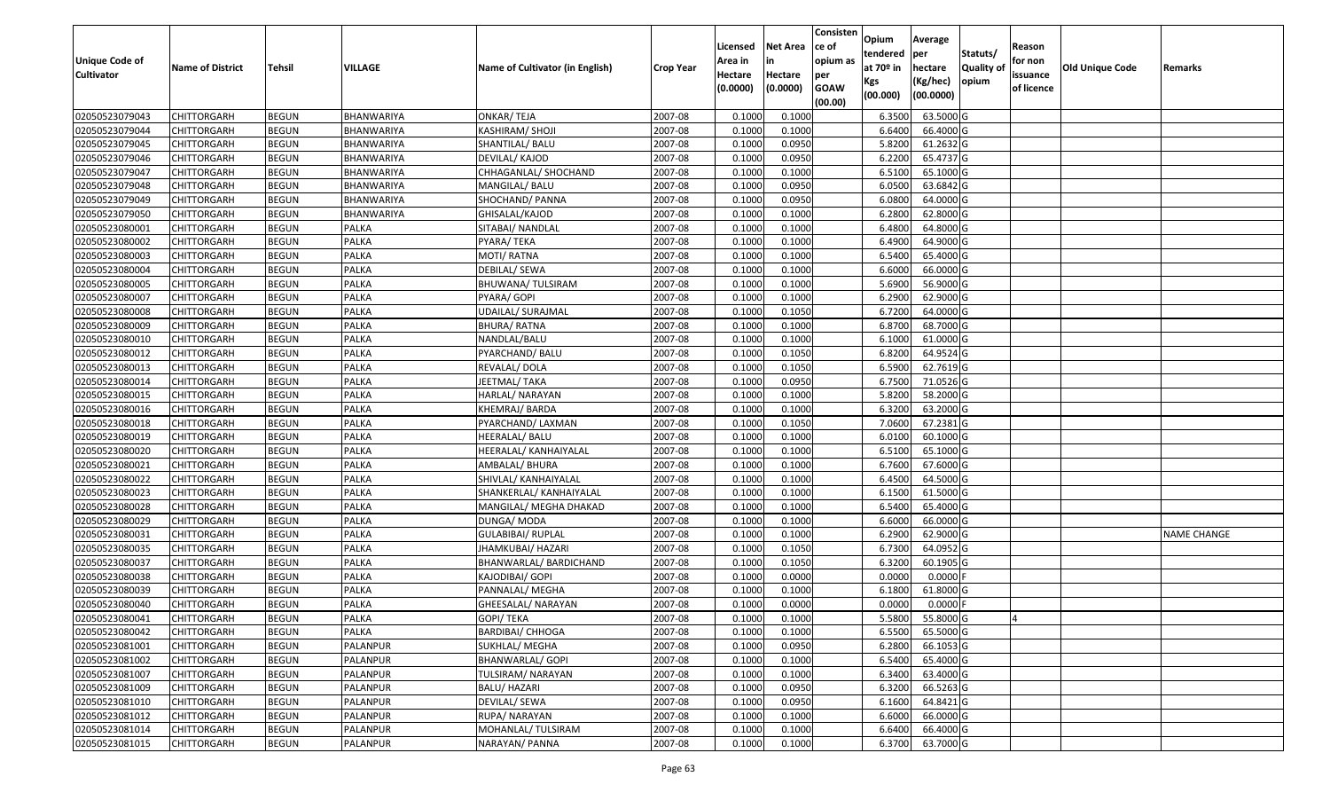| Unique Code of Cultivator | Name of District | Tehsil | VILLAGE | Name of Cultivator (in English) | Crop Year | Licensed Area in Hectare (0.0000) | Net Area in Hectare (0.0000) | Consistence of opium as per GOAW (00.00) | Opium tendered at 70º in Kgs (00.000) | Average per hectare (Kg/hec) (00.0000) | Statuts/ Quality of opium | Reason for non issuance of licence | Old Unique Code | Remarks |
|---|---|---|---|---|---|---|---|---|---|---|---|---|---|---|
| 02050523079043 | CHITTORGARH | BEGUN | BHANWARIYA | ONKAR/ TEJA | 2007-08 | 0.1000 | 0.1000 | | 6.3500 | 63.5000 | G | | | |
| 02050523079044 | CHITTORGARH | BEGUN | BHANWARIYA | KASHIRAM/ SHOJI | 2007-08 | 0.1000 | 0.1000 | | 6.6400 | 66.4000 | G | | | |
| 02050523079045 | CHITTORGARH | BEGUN | BHANWARIYA | SHANTILAL/ BALU | 2007-08 | 0.1000 | 0.0950 | | 5.8200 | 61.2632 | G | | | |
| 02050523079046 | CHITTORGARH | BEGUN | BHANWARIYA | DEVILAL/ KAJOD | 2007-08 | 0.1000 | 0.0950 | | 6.2200 | 65.4737 | G | | | |
| 02050523079047 | CHITTORGARH | BEGUN | BHANWARIYA | CHHAGANLAL/ SHOCHAND | 2007-08 | 0.1000 | 0.1000 | | 6.5100 | 65.1000 | G | | | |
| 02050523079048 | CHITTORGARH | BEGUN | BHANWARIYA | MANGILAL/ BALU | 2007-08 | 0.1000 | 0.0950 | | 6.0500 | 63.6842 | G | | | |
| 02050523079049 | CHITTORGARH | BEGUN | BHANWARIYA | SHOCHAND/ PANNA | 2007-08 | 0.1000 | 0.0950 | | 6.0800 | 64.0000 | G | | | |
| 02050523079050 | CHITTORGARH | BEGUN | BHANWARIYA | GHISALAL/KAJOD | 2007-08 | 0.1000 | 0.1000 | | 6.2800 | 62.8000 | G | | | |
| 02050523080001 | CHITTORGARH | BEGUN | PALKA | SITABAI/ NANDLAL | 2007-08 | 0.1000 | 0.1000 | | 6.4800 | 64.8000 | G | | | |
| 02050523080002 | CHITTORGARH | BEGUN | PALKA | PYARA/ TEKA | 2007-08 | 0.1000 | 0.1000 | | 6.4900 | 64.9000 | G | | | |
| 02050523080003 | CHITTORGARH | BEGUN | PALKA | MOTI/ RATNA | 2007-08 | 0.1000 | 0.1000 | | 6.5400 | 65.4000 | G | | | |
| 02050523080004 | CHITTORGARH | BEGUN | PALKA | DEBILAL/ SEWA | 2007-08 | 0.1000 | 0.1000 | | 6.6000 | 66.0000 | G | | | |
| 02050523080005 | CHITTORGARH | BEGUN | PALKA | BHUWANA/ TULSIRAM | 2007-08 | 0.1000 | 0.1000 | | 5.6900 | 56.9000 | G | | | |
| 02050523080007 | CHITTORGARH | BEGUN | PALKA | PYARA/ GOPI | 2007-08 | 0.1000 | 0.1000 | | 6.2900 | 62.9000 | G | | | |
| 02050523080008 | CHITTORGARH | BEGUN | PALKA | UDAILAL/ SURAJMAL | 2007-08 | 0.1000 | 0.1050 | | 6.7200 | 64.0000 | G | | | |
| 02050523080009 | CHITTORGARH | BEGUN | PALKA | BHURA/ RATNA | 2007-08 | 0.1000 | 0.1000 | | 6.8700 | 68.7000 | G | | | |
| 02050523080010 | CHITTORGARH | BEGUN | PALKA | NANDLAL/BALU | 2007-08 | 0.1000 | 0.1000 | | 6.1000 | 61.0000 | G | | | |
| 02050523080012 | CHITTORGARH | BEGUN | PALKA | PYARCHAND/ BALU | 2007-08 | 0.1000 | 0.1050 | | 6.8200 | 64.9524 | G | | | |
| 02050523080013 | CHITTORGARH | BEGUN | PALKA | REVALAL/ DOLA | 2007-08 | 0.1000 | 0.1050 | | 6.5900 | 62.7619 | G | | | |
| 02050523080014 | CHITTORGARH | BEGUN | PALKA | JEETMAL/ TAKA | 2007-08 | 0.1000 | 0.0950 | | 6.7500 | 71.0526 | G | | | |
| 02050523080015 | CHITTORGARH | BEGUN | PALKA | HARLAL/ NARAYAN | 2007-08 | 0.1000 | 0.1000 | | 5.8200 | 58.2000 | G | | | |
| 02050523080016 | CHITTORGARH | BEGUN | PALKA | KHEMRAJ/ BARDA | 2007-08 | 0.1000 | 0.1000 | | 6.3200 | 63.2000 | G | | | |
| 02050523080018 | CHITTORGARH | BEGUN | PALKA | PYARCHAND/ LAXMAN | 2007-08 | 0.1000 | 0.1050 | | 7.0600 | 67.2381 | G | | | |
| 02050523080019 | CHITTORGARH | BEGUN | PALKA | HEERALAL/ BALU | 2007-08 | 0.1000 | 0.1000 | | 6.0100 | 60.1000 | G | | | |
| 02050523080020 | CHITTORGARH | BEGUN | PALKA | HEERALAL/ KANHAIYALAL | 2007-08 | 0.1000 | 0.1000 | | 6.5100 | 65.1000 | G | | | |
| 02050523080021 | CHITTORGARH | BEGUN | PALKA | AMBALAL/ BHURA | 2007-08 | 0.1000 | 0.1000 | | 6.7600 | 67.6000 | G | | | |
| 02050523080022 | CHITTORGARH | BEGUN | PALKA | SHIVLAL/ KANHAIYALAL | 2007-08 | 0.1000 | 0.1000 | | 6.4500 | 64.5000 | G | | | |
| 02050523080023 | CHITTORGARH | BEGUN | PALKA | SHANKERLAL/ KANHAIYALAL | 2007-08 | 0.1000 | 0.1000 | | 6.1500 | 61.5000 | G | | | |
| 02050523080028 | CHITTORGARH | BEGUN | PALKA | MANGILAL/ MEGHA DHAKAD | 2007-08 | 0.1000 | 0.1000 | | 6.5400 | 65.4000 | G | | | |
| 02050523080029 | CHITTORGARH | BEGUN | PALKA | DUNGA/ MODA | 2007-08 | 0.1000 | 0.1000 | | 6.6000 | 66.0000 | G | | | |
| 02050523080031 | CHITTORGARH | BEGUN | PALKA | GULABIBAI/ RUPLAL | 2007-08 | 0.1000 | 0.1000 | | 6.2900 | 62.9000 | G | | | NAME CHANGE |
| 02050523080035 | CHITTORGARH | BEGUN | PALKA | JHAMKUBAI/ HAZARI | 2007-08 | 0.1000 | 0.1050 | | 6.7300 | 64.0952 | G | | | |
| 02050523080037 | CHITTORGARH | BEGUN | PALKA | BHANWARLAL/ BARDICHAND | 2007-08 | 0.1000 | 0.1050 | | 6.3200 | 60.1905 | G | | | |
| 02050523080038 | CHITTORGARH | BEGUN | PALKA | KAJODIBAI/ GOPI | 2007-08 | 0.1000 | 0.0000 | | 0.0000 | 0.0000 | F | | | |
| 02050523080039 | CHITTORGARH | BEGUN | PALKA | PANNALAL/ MEGHA | 2007-08 | 0.1000 | 0.1000 | | 6.1800 | 61.8000 | G | | | |
| 02050523080040 | CHITTORGARH | BEGUN | PALKA | GHEESALAL/ NARAYAN | 2007-08 | 0.1000 | 0.0000 | | 0.0000 | 0.0000 | F | | | |
| 02050523080041 | CHITTORGARH | BEGUN | PALKA | GOPI/ TEKA | 2007-08 | 0.1000 | 0.1000 | | 5.5800 | 55.8000 | G | 4 | | |
| 02050523080042 | CHITTORGARH | BEGUN | PALKA | BARDIBAI/ CHHOGA | 2007-08 | 0.1000 | 0.1000 | | 6.5500 | 65.5000 | G | | | |
| 02050523081001 | CHITTORGARH | BEGUN | PALANPUR | SUKHLAL/ MEGHA | 2007-08 | 0.1000 | 0.0950 | | 6.2800 | 66.1053 | G | | | |
| 02050523081002 | CHITTORGARH | BEGUN | PALANPUR | BHANWARLAL/ GOPI | 2007-08 | 0.1000 | 0.1000 | | 6.5400 | 65.4000 | G | | | |
| 02050523081007 | CHITTORGARH | BEGUN | PALANPUR | TULSIRAM/ NARAYAN | 2007-08 | 0.1000 | 0.1000 | | 6.3400 | 63.4000 | G | | | |
| 02050523081009 | CHITTORGARH | BEGUN | PALANPUR | BALU/ HAZARI | 2007-08 | 0.1000 | 0.0950 | | 6.3200 | 66.5263 | G | | | |
| 02050523081010 | CHITTORGARH | BEGUN | PALANPUR | DEVILAL/ SEWA | 2007-08 | 0.1000 | 0.0950 | | 6.1600 | 64.8421 | G | | | |
| 02050523081012 | CHITTORGARH | BEGUN | PALANPUR | RUPA/ NARAYAN | 2007-08 | 0.1000 | 0.1000 | | 6.6000 | 66.0000 | G | | | |
| 02050523081014 | CHITTORGARH | BEGUN | PALANPUR | MOHANLAL/ TULSIRAM | 2007-08 | 0.1000 | 0.1000 | | 6.6400 | 66.4000 | G | | | |
| 02050523081015 | CHITTORGARH | BEGUN | PALANPUR | NARAYAN/ PANNA | 2007-08 | 0.1000 | 0.1000 | | 6.3700 | 63.7000 | G | | | |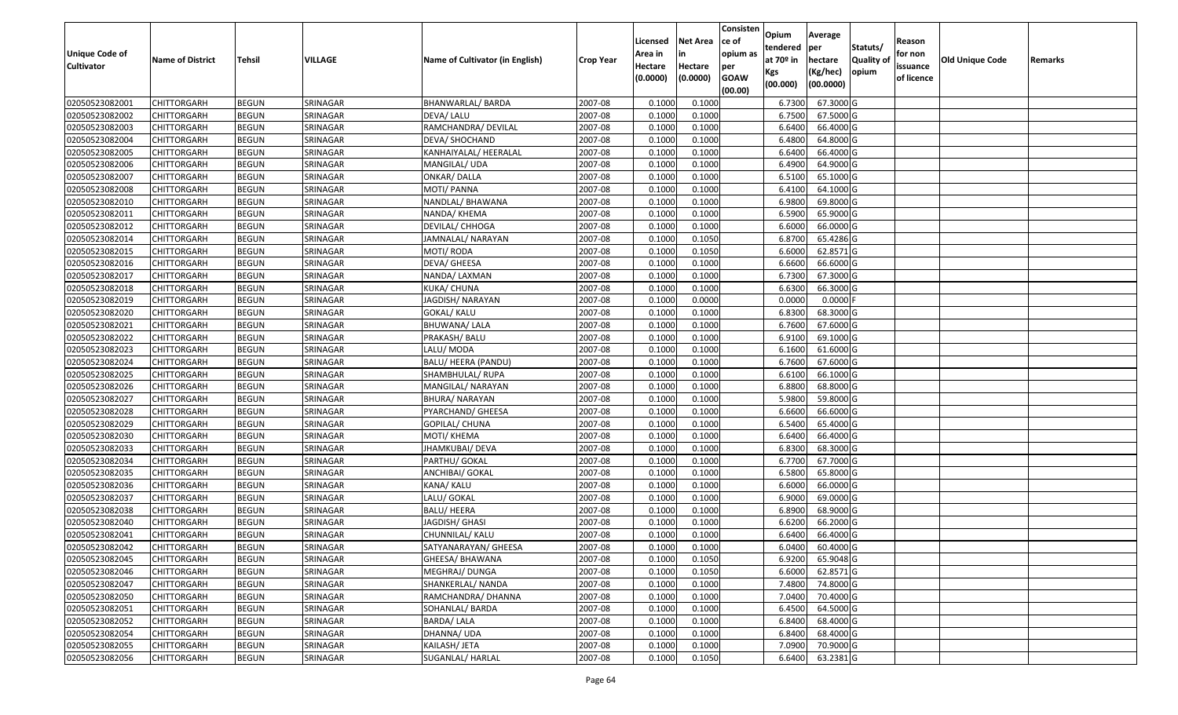| Unique Code of Cultivator | Name of District | Tehsil | VILLAGE | Name of Cultivator (in English) | Crop Year | Licensed Area in Hectare (0.0000) | Net Area in Hectare (0.0000) | Consistence of opium as per GOAW (00.00) | Opium tendered at 70º in Kgs (00.000) | Average per hectare (Kg/hec) (00.0000) | Statuts/ Quality of opium | Reason for non issuance of licence | Old Unique Code | Remarks |
|---|---|---|---|---|---|---|---|---|---|---|---|---|---|---|
| 02050523082001 | CHITTORGARH | BEGUN | SRINAGAR | BHANWARLAL/ BARDA | 2007-08 | 0.1000 | 0.1000 | | 6.7300 | 67.3000 | G | | | |
| 02050523082002 | CHITTORGARH | BEGUN | SRINAGAR | DEVA/ LALU | 2007-08 | 0.1000 | 0.1000 | | 6.7500 | 67.5000 | G | | | |
| 02050523082003 | CHITTORGARH | BEGUN | SRINAGAR | RAMCHANDRA/ DEVILAL | 2007-08 | 0.1000 | 0.1000 | | 6.6400 | 66.4000 | G | | | |
| 02050523082004 | CHITTORGARH | BEGUN | SRINAGAR | DEVA/ SHOCHAND | 2007-08 | 0.1000 | 0.1000 | | 6.4800 | 64.8000 | G | | | |
| 02050523082005 | CHITTORGARH | BEGUN | SRINAGAR | KANHAIYALAL/ HEERALAL | 2007-08 | 0.1000 | 0.1000 | | 6.6400 | 66.4000 | G | | | |
| 02050523082006 | CHITTORGARH | BEGUN | SRINAGAR | MANGILAL/ UDA | 2007-08 | 0.1000 | 0.1000 | | 6.4900 | 64.9000 | G | | | |
| 02050523082007 | CHITTORGARH | BEGUN | SRINAGAR | ONKAR/ DALLA | 2007-08 | 0.1000 | 0.1000 | | 6.5100 | 65.1000 | G | | | |
| 02050523082008 | CHITTORGARH | BEGUN | SRINAGAR | MOTI/ PANNA | 2007-08 | 0.1000 | 0.1000 | | 6.4100 | 64.1000 | G | | | |
| 02050523082010 | CHITTORGARH | BEGUN | SRINAGAR | NANDLAL/ BHAWANA | 2007-08 | 0.1000 | 0.1000 | | 6.9800 | 69.8000 | G | | | |
| 02050523082011 | CHITTORGARH | BEGUN | SRINAGAR | NANDA/ KHEMA | 2007-08 | 0.1000 | 0.1000 | | 6.5900 | 65.9000 | G | | | |
| 02050523082012 | CHITTORGARH | BEGUN | SRINAGAR | DEVILAL/ CHHOGA | 2007-08 | 0.1000 | 0.1000 | | 6.6000 | 66.0000 | G | | | |
| 02050523082014 | CHITTORGARH | BEGUN | SRINAGAR | JAMNALAL/ NARAYAN | 2007-08 | 0.1000 | 0.1050 | | 6.8700 | 65.4286 | G | | | |
| 02050523082015 | CHITTORGARH | BEGUN | SRINAGAR | MOTI/ RODA | 2007-08 | 0.1000 | 0.1050 | | 6.6000 | 62.8571 | G | | | |
| 02050523082016 | CHITTORGARH | BEGUN | SRINAGAR | DEVA/ GHEESA | 2007-08 | 0.1000 | 0.1000 | | 6.6600 | 66.6000 | G | | | |
| 02050523082017 | CHITTORGARH | BEGUN | SRINAGAR | NANDA/ LAXMAN | 2007-08 | 0.1000 | 0.1000 | | 6.7300 | 67.3000 | G | | | |
| 02050523082018 | CHITTORGARH | BEGUN | SRINAGAR | KUKA/ CHUNA | 2007-08 | 0.1000 | 0.1000 | | 6.6300 | 66.3000 | G | | | |
| 02050523082019 | CHITTORGARH | BEGUN | SRINAGAR | JAGDISH/ NARAYAN | 2007-08 | 0.1000 | 0.0000 | | 0.0000 | 0.0000 | F | | | |
| 02050523082020 | CHITTORGARH | BEGUN | SRINAGAR | GOKAL/ KALU | 2007-08 | 0.1000 | 0.1000 | | 6.8300 | 68.3000 | G | | | |
| 02050523082021 | CHITTORGARH | BEGUN | SRINAGAR | BHUWANA/ LALA | 2007-08 | 0.1000 | 0.1000 | | 6.7600 | 67.6000 | G | | | |
| 02050523082022 | CHITTORGARH | BEGUN | SRINAGAR | PRAKASH/ BALU | 2007-08 | 0.1000 | 0.1000 | | 6.9100 | 69.1000 | G | | | |
| 02050523082023 | CHITTORGARH | BEGUN | SRINAGAR | LALU/ MODA | 2007-08 | 0.1000 | 0.1000 | | 6.1600 | 61.6000 | G | | | |
| 02050523082024 | CHITTORGARH | BEGUN | SRINAGAR | BALU/ HEERA (PANDU) | 2007-08 | 0.1000 | 0.1000 | | 6.7600 | 67.6000 | G | | | |
| 02050523082025 | CHITTORGARH | BEGUN | SRINAGAR | SHAMBHULAL/ RUPA | 2007-08 | 0.1000 | 0.1000 | | 6.6100 | 66.1000 | G | | | |
| 02050523082026 | CHITTORGARH | BEGUN | SRINAGAR | MANGILAL/ NARAYAN | 2007-08 | 0.1000 | 0.1000 | | 6.8800 | 68.8000 | G | | | |
| 02050523082027 | CHITTORGARH | BEGUN | SRINAGAR | BHURA/ NARAYAN | 2007-08 | 0.1000 | 0.1000 | | 5.9800 | 59.8000 | G | | | |
| 02050523082028 | CHITTORGARH | BEGUN | SRINAGAR | PYARCHAND/ GHEESA | 2007-08 | 0.1000 | 0.1000 | | 6.6600 | 66.6000 | G | | | |
| 02050523082029 | CHITTORGARH | BEGUN | SRINAGAR | GOPILAL/ CHUNA | 2007-08 | 0.1000 | 0.1000 | | 6.5400 | 65.4000 | G | | | |
| 02050523082030 | CHITTORGARH | BEGUN | SRINAGAR | MOTI/ KHEMA | 2007-08 | 0.1000 | 0.1000 | | 6.6400 | 66.4000 | G | | | |
| 02050523082033 | CHITTORGARH | BEGUN | SRINAGAR | JHAMKUBAI/ DEVA | 2007-08 | 0.1000 | 0.1000 | | 6.8300 | 68.3000 | G | | | |
| 02050523082034 | CHITTORGARH | BEGUN | SRINAGAR | PARTHU/ GOKAL | 2007-08 | 0.1000 | 0.1000 | | 6.7700 | 67.7000 | G | | | |
| 02050523082035 | CHITTORGARH | BEGUN | SRINAGAR | ANCHIBAI/ GOKAL | 2007-08 | 0.1000 | 0.1000 | | 6.5800 | 65.8000 | G | | | |
| 02050523082036 | CHITTORGARH | BEGUN | SRINAGAR | KANA/ KALU | 2007-08 | 0.1000 | 0.1000 | | 6.6000 | 66.0000 | G | | | |
| 02050523082037 | CHITTORGARH | BEGUN | SRINAGAR | LALU/ GOKAL | 2007-08 | 0.1000 | 0.1000 | | 6.9000 | 69.0000 | G | | | |
| 02050523082038 | CHITTORGARH | BEGUN | SRINAGAR | BALU/ HEERA | 2007-08 | 0.1000 | 0.1000 | | 6.8900 | 68.9000 | G | | | |
| 02050523082040 | CHITTORGARH | BEGUN | SRINAGAR | JAGDISH/ GHASI | 2007-08 | 0.1000 | 0.1000 | | 6.6200 | 66.2000 | G | | | |
| 02050523082041 | CHITTORGARH | BEGUN | SRINAGAR | CHUNNILAL/ KALU | 2007-08 | 0.1000 | 0.1000 | | 6.6400 | 66.4000 | G | | | |
| 02050523082042 | CHITTORGARH | BEGUN | SRINAGAR | SATYANARAYAN/ GHEESA | 2007-08 | 0.1000 | 0.1000 | | 6.0400 | 60.4000 | G | | | |
| 02050523082045 | CHITTORGARH | BEGUN | SRINAGAR | GHEESA/ BHAWANA | 2007-08 | 0.1000 | 0.1050 | | 6.9200 | 65.9048 | G | | | |
| 02050523082046 | CHITTORGARH | BEGUN | SRINAGAR | MEGHRAJ/ DUNGA | 2007-08 | 0.1000 | 0.1050 | | 6.6000 | 62.8571 | G | | | |
| 02050523082047 | CHITTORGARH | BEGUN | SRINAGAR | SHANKERLAL/ NANDA | 2007-08 | 0.1000 | 0.1000 | | 7.4800 | 74.8000 | G | | | |
| 02050523082050 | CHITTORGARH | BEGUN | SRINAGAR | RAMCHANDRA/ DHANNA | 2007-08 | 0.1000 | 0.1000 | | 7.0400 | 70.4000 | G | | | |
| 02050523082051 | CHITTORGARH | BEGUN | SRINAGAR | SOHANLAL/ BARDA | 2007-08 | 0.1000 | 0.1000 | | 6.4500 | 64.5000 | G | | | |
| 02050523082052 | CHITTORGARH | BEGUN | SRINAGAR | BARDA/ LALA | 2007-08 | 0.1000 | 0.1000 | | 6.8400 | 68.4000 | G | | | |
| 02050523082054 | CHITTORGARH | BEGUN | SRINAGAR | DHANNA/ UDA | 2007-08 | 0.1000 | 0.1000 | | 6.8400 | 68.4000 | G | | | |
| 02050523082055 | CHITTORGARH | BEGUN | SRINAGAR | KAILASH/ JETA | 2007-08 | 0.1000 | 0.1000 | | 7.0900 | 70.9000 | G | | | |
| 02050523082056 | CHITTORGARH | BEGUN | SRINAGAR | SUGANLAL/ HARLAL | 2007-08 | 0.1000 | 0.1050 | | 6.6400 | 63.2381 | G | | | |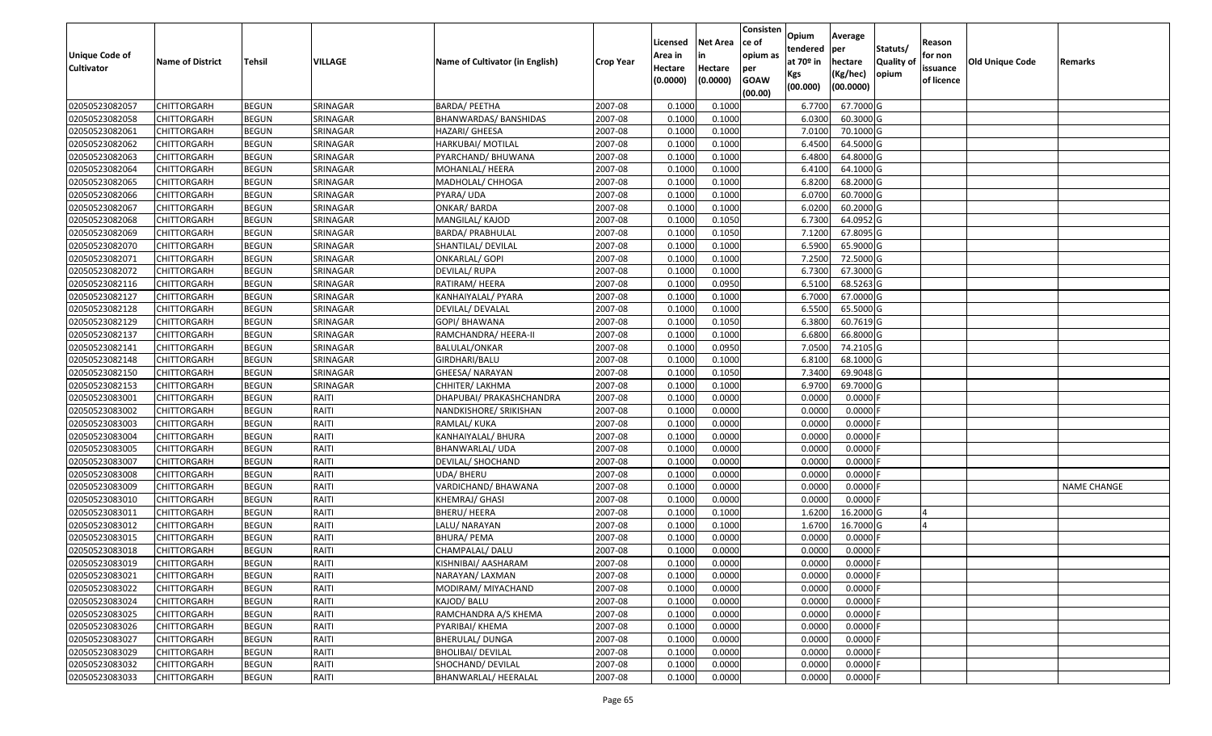| Unique Code of Cultivator | Name of District | Tehsil | VILLAGE | Name of Cultivator (in English) | Crop Year | Licensed Area in Hectare (0.0000) | Net Area in Hectare (0.0000) | Consistence of opium as per GOAW (00.00) | Opium tendered at 70º in Kgs (00.000) | Average per hectare (Kg/hec) (00.0000) | Statuts/ Quality of opium | Reason for non issuance of licence | Old Unique Code | Remarks |
|---|---|---|---|---|---|---|---|---|---|---|---|---|---|---|
| 02050523082057 | CHITTORGARH | BEGUN | SRINAGAR | BARDA/ PEETHA | 2007-08 | 0.1000 | 0.1000 | | 6.7700 | 67.7000 | G | | | |
| 02050523082058 | CHITTORGARH | BEGUN | SRINAGAR | BHANWARDAS/ BANSHIDAS | 2007-08 | 0.1000 | 0.1000 | | 6.0300 | 60.3000 | G | | | |
| 02050523082061 | CHITTORGARH | BEGUN | SRINAGAR | HAZARI/ GHEESA | 2007-08 | 0.1000 | 0.1000 | | 7.0100 | 70.1000 | G | | | |
| 02050523082062 | CHITTORGARH | BEGUN | SRINAGAR | HARKUBAI/ MOTILAL | 2007-08 | 0.1000 | 0.1000 | | 6.4500 | 64.5000 | G | | | |
| 02050523082063 | CHITTORGARH | BEGUN | SRINAGAR | PYARCHAND/ BHUWANA | 2007-08 | 0.1000 | 0.1000 | | 6.4800 | 64.8000 | G | | | |
| 02050523082064 | CHITTORGARH | BEGUN | SRINAGAR | MOHANLAL/ HEERA | 2007-08 | 0.1000 | 0.1000 | | 6.4100 | 64.1000 | G | | | |
| 02050523082065 | CHITTORGARH | BEGUN | SRINAGAR | MADHOLAL/ CHHOGA | 2007-08 | 0.1000 | 0.1000 | | 6.8200 | 68.2000 | G | | | |
| 02050523082066 | CHITTORGARH | BEGUN | SRINAGAR | PYARA/ UDA | 2007-08 | 0.1000 | 0.1000 | | 6.0700 | 60.7000 | G | | | |
| 02050523082067 | CHITTORGARH | BEGUN | SRINAGAR | ONKAR/ BARDA | 2007-08 | 0.1000 | 0.1000 | | 6.0200 | 60.2000 | G | | | |
| 02050523082068 | CHITTORGARH | BEGUN | SRINAGAR | MANGILAL/ KAJOD | 2007-08 | 0.1000 | 0.1050 | | 6.7300 | 64.0952 | G | | | |
| 02050523082069 | CHITTORGARH | BEGUN | SRINAGAR | BARDA/ PRABHULAL | 2007-08 | 0.1000 | 0.1050 | | 7.1200 | 67.8095 | G | | | |
| 02050523082070 | CHITTORGARH | BEGUN | SRINAGAR | SHANTILAL/ DEVILAL | 2007-08 | 0.1000 | 0.1000 | | 6.5900 | 65.9000 | G | | | |
| 02050523082071 | CHITTORGARH | BEGUN | SRINAGAR | ONKARLAL/ GOPI | 2007-08 | 0.1000 | 0.1000 | | 7.2500 | 72.5000 | G | | | |
| 02050523082072 | CHITTORGARH | BEGUN | SRINAGAR | DEVILAL/ RUPA | 2007-08 | 0.1000 | 0.1000 | | 6.7300 | 67.3000 | G | | | |
| 02050523082116 | CHITTORGARH | BEGUN | SRINAGAR | RATIRAM/ HEERA | 2007-08 | 0.1000 | 0.0950 | | 6.5100 | 68.5263 | G | | | |
| 02050523082127 | CHITTORGARH | BEGUN | SRINAGAR | KANHAIYALAL/ PYARA | 2007-08 | 0.1000 | 0.1000 | | 6.7000 | 67.0000 | G | | | |
| 02050523082128 | CHITTORGARH | BEGUN | SRINAGAR | DEVILAL/ DEVALAL | 2007-08 | 0.1000 | 0.1000 | | 6.5500 | 65.5000 | G | | | |
| 02050523082129 | CHITTORGARH | BEGUN | SRINAGAR | GOPI/ BHAWANA | 2007-08 | 0.1000 | 0.1050 | | 6.3800 | 60.7619 | G | | | |
| 02050523082137 | CHITTORGARH | BEGUN | SRINAGAR | RAMCHANDRA/ HEERA-II | 2007-08 | 0.1000 | 0.1000 | | 6.6800 | 66.8000 | G | | | |
| 02050523082141 | CHITTORGARH | BEGUN | SRINAGAR | BALULAL/ONKAR | 2007-08 | 0.1000 | 0.0950 | | 7.0500 | 74.2105 | G | | | |
| 02050523082148 | CHITTORGARH | BEGUN | SRINAGAR | GIRDHARI/BALU | 2007-08 | 0.1000 | 0.1000 | | 6.8100 | 68.1000 | G | | | |
| 02050523082150 | CHITTORGARH | BEGUN | SRINAGAR | GHEESA/ NARAYAN | 2007-08 | 0.1000 | 0.1050 | | 7.3400 | 69.9048 | G | | | |
| 02050523082153 | CHITTORGARH | BEGUN | SRINAGAR | CHHITER/ LAKHMA | 2007-08 | 0.1000 | 0.1000 | | 6.9700 | 69.7000 | G | | | |
| 02050523083001 | CHITTORGARH | BEGUN | RAITI | DHAPUBAI/ PRAKASHCHANDRA | 2007-08 | 0.1000 | 0.0000 | | 0.0000 | 0.0000 | F | | | |
| 02050523083002 | CHITTORGARH | BEGUN | RAITI | NANDKISHORE/ SRIKISHAN | 2007-08 | 0.1000 | 0.0000 | | 0.0000 | 0.0000 | F | | | |
| 02050523083003 | CHITTORGARH | BEGUN | RAITI | RAMLAL/ KUKA | 2007-08 | 0.1000 | 0.0000 | | 0.0000 | 0.0000 | F | | | |
| 02050523083004 | CHITTORGARH | BEGUN | RAITI | KANHAIYALAL/ BHURA | 2007-08 | 0.1000 | 0.0000 | | 0.0000 | 0.0000 | F | | | |
| 02050523083005 | CHITTORGARH | BEGUN | RAITI | BHANWARLAL/ UDA | 2007-08 | 0.1000 | 0.0000 | | 0.0000 | 0.0000 | F | | | |
| 02050523083007 | CHITTORGARH | BEGUN | RAITI | DEVILAL/ SHOCHAND | 2007-08 | 0.1000 | 0.0000 | | 0.0000 | 0.0000 | F | | | |
| 02050523083008 | CHITTORGARH | BEGUN | RAITI | UDA/ BHERU | 2007-08 | 0.1000 | 0.0000 | | 0.0000 | 0.0000 | F | | | |
| 02050523083009 | CHITTORGARH | BEGUN | RAITI | VARDICHAND/ BHAWANA | 2007-08 | 0.1000 | 0.0000 | | 0.0000 | 0.0000 | F | | | NAME CHANGE |
| 02050523083010 | CHITTORGARH | BEGUN | RAITI | KHEMRAJ/ GHASI | 2007-08 | 0.1000 | 0.0000 | | 0.0000 | 0.0000 | F | | | |
| 02050523083011 | CHITTORGARH | BEGUN | RAITI | BHERU/ HEERA | 2007-08 | 0.1000 | 0.1000 | | 1.6200 | 16.2000 | G | 4 | | |
| 02050523083012 | CHITTORGARH | BEGUN | RAITI | LALU/ NARAYAN | 2007-08 | 0.1000 | 0.1000 | | 1.6700 | 16.7000 | G | 4 | | |
| 02050523083015 | CHITTORGARH | BEGUN | RAITI | BHURA/ PEMA | 2007-08 | 0.1000 | 0.0000 | | 0.0000 | 0.0000 | F | | | |
| 02050523083018 | CHITTORGARH | BEGUN | RAITI | CHAMPALAL/ DALU | 2007-08 | 0.1000 | 0.0000 | | 0.0000 | 0.0000 | F | | | |
| 02050523083019 | CHITTORGARH | BEGUN | RAITI | KISHNIBAI/ AASHARAM | 2007-08 | 0.1000 | 0.0000 | | 0.0000 | 0.0000 | F | | | |
| 02050523083021 | CHITTORGARH | BEGUN | RAITI | NARAYAN/ LAXMAN | 2007-08 | 0.1000 | 0.0000 | | 0.0000 | 0.0000 | F | | | |
| 02050523083022 | CHITTORGARH | BEGUN | RAITI | MODIRAM/ MIYACHAND | 2007-08 | 0.1000 | 0.0000 | | 0.0000 | 0.0000 | F | | | |
| 02050523083024 | CHITTORGARH | BEGUN | RAITI | KAJOD/ BALU | 2007-08 | 0.1000 | 0.0000 | | 0.0000 | 0.0000 | F | | | |
| 02050523083025 | CHITTORGARH | BEGUN | RAITI | RAMCHANDRA A/S KHEMA | 2007-08 | 0.1000 | 0.0000 | | 0.0000 | 0.0000 | F | | | |
| 02050523083026 | CHITTORGARH | BEGUN | RAITI | PYARIBAI/ KHEMA | 2007-08 | 0.1000 | 0.0000 | | 0.0000 | 0.0000 | F | | | |
| 02050523083027 | CHITTORGARH | BEGUN | RAITI | BHERULAL/ DUNGA | 2007-08 | 0.1000 | 0.0000 | | 0.0000 | 0.0000 | F | | | |
| 02050523083029 | CHITTORGARH | BEGUN | RAITI | BHOLIBAI/ DEVILAL | 2007-08 | 0.1000 | 0.0000 | | 0.0000 | 0.0000 | F | | | |
| 02050523083032 | CHITTORGARH | BEGUN | RAITI | SHOCHAND/ DEVILAL | 2007-08 | 0.1000 | 0.0000 | | 0.0000 | 0.0000 | F | | | |
| 02050523083033 | CHITTORGARH | BEGUN | RAITI | BHANWARLAL/ HEERALAL | 2007-08 | 0.1000 | 0.0000 | | 0.0000 | 0.0000 | F | | | |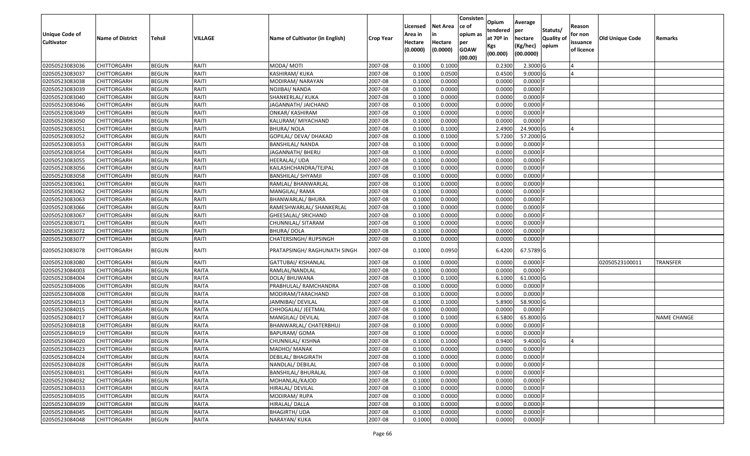| Unique Code of Cultivator | Name of District | Tehsil | VILLAGE | Name of Cultivator (in English) | Crop Year | Licensed Area in Hectare (0.0000) | Net Area in Hectare (0.0000) | Consistence of opium as per GOAW (00.00) | Opium tendered at 70º in Kgs (00.000) | Average per hectare (Kg/hec) (00.0000) | Statuts/ Quality of opium | Reason for non issuance of licence | Old Unique Code | Remarks |
|---|---|---|---|---|---|---|---|---|---|---|---|---|---|---|
| 02050523083036 | CHITTORGARH | BEGUN | RAITI | MODA/ MOTI | 2007-08 | 0.1000 | 0.1000 | | 0.2300 | 2.3000 | G | 4 | | |
| 02050523083037 | CHITTORGARH | BEGUN | RAITI | KASHIRAM/ KUKA | 2007-08 | 0.1000 | 0.0500 | | 0.4500 | 9.0000 | G | 4 | | |
| 02050523083038 | CHITTORGARH | BEGUN | RAITI | MODIRAM/ NARAYAN | 2007-08 | 0.1000 | 0.0000 | | 0.0000 | 0.0000 | F | | | |
| 02050523083039 | CHITTORGARH | BEGUN | RAITI | NOJIBAI/ NANDA | 2007-08 | 0.1000 | 0.0000 | | 0.0000 | 0.0000 | F | | | |
| 02050523083040 | CHITTORGARH | BEGUN | RAITI | SHANKERLAL/ KUKA | 2007-08 | 0.1000 | 0.0000 | | 0.0000 | 0.0000 | F | | | |
| 02050523083046 | CHITTORGARH | BEGUN | RAITI | JAGANNATH/ JAICHAND | 2007-08 | 0.1000 | 0.0000 | | 0.0000 | 0.0000 | F | | | |
| 02050523083049 | CHITTORGARH | BEGUN | RAITI | ONKAR/ KASHIRAM | 2007-08 | 0.1000 | 0.0000 | | 0.0000 | 0.0000 | F | | | |
| 02050523083050 | CHITTORGARH | BEGUN | RAITI | KALURAM/ MIYACHAND | 2007-08 | 0.1000 | 0.0000 | | 0.0000 | 0.0000 | F | | | |
| 02050523083051 | CHITTORGARH | BEGUN | RAITI | BHURA/ NOLA | 2007-08 | 0.1000 | 0.1000 | | 2.4900 | 24.9000 | G | 4 | | |
| 02050523083052 | CHITTORGARH | BEGUN | RAITI | GOPILAL/ DEVA/ DHAKAD | 2007-08 | 0.1000 | 0.1000 | | 5.7200 | 57.2000 | G | | | |
| 02050523083053 | CHITTORGARH | BEGUN | RAITI | BANSHILAL/ NANDA | 2007-08 | 0.1000 | 0.0000 | | 0.0000 | 0.0000 | F | | | |
| 02050523083054 | CHITTORGARH | BEGUN | RAITI | JAGANNATH/ BHERU | 2007-08 | 0.1000 | 0.0000 | | 0.0000 | 0.0000 | F | | | |
| 02050523083055 | CHITTORGARH | BEGUN | RAITI | HEERALAL/ UDA | 2007-08 | 0.1000 | 0.0000 | | 0.0000 | 0.0000 | F | | | |
| 02050523083056 | CHITTORGARH | BEGUN | RAITI | KAILASHCHANDRA/TEJPAL | 2007-08 | 0.1000 | 0.0000 | | 0.0000 | 0.0000 | F | | | |
| 02050523083058 | CHITTORGARH | BEGUN | RAITI | BANSHILAL/ SHYAMJI | 2007-08 | 0.1000 | 0.0000 | | 0.0000 | 0.0000 | F | | | |
| 02050523083061 | CHITTORGARH | BEGUN | RAITI | RAMLAL/ BHANWARLAL | 2007-08 | 0.1000 | 0.0000 | | 0.0000 | 0.0000 | F | | | |
| 02050523083062 | CHITTORGARH | BEGUN | RAITI | MANGILAL/ RAMA | 2007-08 | 0.1000 | 0.0000 | | 0.0000 | 0.0000 | F | | | |
| 02050523083063 | CHITTORGARH | BEGUN | RAITI | BHANWARLAL/ BHURA | 2007-08 | 0.1000 | 0.0000 | | 0.0000 | 0.0000 | F | | | |
| 02050523083066 | CHITTORGARH | BEGUN | RAITI | RAMESHWARLAL/ SHANKERLAL | 2007-08 | 0.1000 | 0.0000 | | 0.0000 | 0.0000 | F | | | |
| 02050523083067 | CHITTORGARH | BEGUN | RAITI | GHEESALAL/ SRICHAND | 2007-08 | 0.1000 | 0.0000 | | 0.0000 | 0.0000 | F | | | |
| 02050523083071 | CHITTORGARH | BEGUN | RAITI | CHUNNILAL/ SITARAM | 2007-08 | 0.1000 | 0.0000 | | 0.0000 | 0.0000 | F | | | |
| 02050523083072 | CHITTORGARH | BEGUN | RAITI | BHURA/ DOLA | 2007-08 | 0.1000 | 0.0000 | | 0.0000 | 0.0000 | F | | | |
| 02050523083077 | CHITTORGARH | BEGUN | RAITI | CHATERSINGH/ RUPSINGH | 2007-08 | 0.1000 | 0.0000 | | 0.0000 | 0.0000 | F | | | |
| 02050523083078 | CHITTORGARH | BEGUN | RAITI | PRATAPSINGH/ RAGHUNATH SINGH | 2007-08 | 0.1000 | 0.0950 | | 6.4200 | 67.5789 | G | | | |
| 02050523083080 | CHITTORGARH | BEGUN | RAITI | GATTUBAI/ KISHANLAL | 2007-08 | 0.1000 | 0.0000 | | 0.0000 | 0.0000 | F | | 02050523100011 | TRANSFER |
| 02050523084003 | CHITTORGARH | BEGUN | RAITA | RAMLAL/NANDLAL | 2007-08 | 0.1000 | 0.0000 | | 0.0000 | 0.0000 | F | | | |
| 02050523084004 | CHITTORGARH | BEGUN | RAITA | DOLA/ BHUWANA | 2007-08 | 0.1000 | 0.1000 | | 6.1000 | 61.0000 | G | | | |
| 02050523084006 | CHITTORGARH | BEGUN | RAITA | PRABHULAL/ RAMCHANDRA | 2007-08 | 0.1000 | 0.0000 | | 0.0000 | 0.0000 | F | | | |
| 02050523084008 | CHITTORGARH | BEGUN | RAITA | MODIRAM/TARACHAND | 2007-08 | 0.1000 | 0.0000 | | 0.0000 | 0.0000 | F | | | |
| 02050523084013 | CHITTORGARH | BEGUN | RAITA | JAMNIBAI/ DEVILAL | 2007-08 | 0.1000 | 0.1000 | | 5.8900 | 58.9000 | G | | | |
| 02050523084015 | CHITTORGARH | BEGUN | RAITA | CHHOGALAL/ JEETMAL | 2007-08 | 0.1000 | 0.0000 | | 0.0000 | 0.0000 | F | | | |
| 02050523084017 | CHITTORGARH | BEGUN | RAITA | MANGILAL/ DEVILAL | 2007-08 | 0.1000 | 0.1000 | | 6.5800 | 65.8000 | G | | | NAME CHANGE |
| 02050523084018 | CHITTORGARH | BEGUN | RAITA | BHANWARLAL/ CHATERBHUJ | 2007-08 | 0.1000 | 0.0000 | | 0.0000 | 0.0000 | F | | | |
| 02050523084019 | CHITTORGARH | BEGUN | RAITA | BAPURAM/ GOMA | 2007-08 | 0.1000 | 0.0000 | | 0.0000 | 0.0000 | F | | | |
| 02050523084020 | CHITTORGARH | BEGUN | RAITA | CHUNNILAL/ KISHNA | 2007-08 | 0.1000 | 0.1000 | | 0.9400 | 9.4000 | G | 4 | | |
| 02050523084023 | CHITTORGARH | BEGUN | RAITA | MADHO/ MANAK | 2007-08 | 0.1000 | 0.0000 | | 0.0000 | 0.0000 | F | | | |
| 02050523084024 | CHITTORGARH | BEGUN | RAITA | DEBILAL/ BHAGIRATH | 2007-08 | 0.1000 | 0.0000 | | 0.0000 | 0.0000 | F | | | |
| 02050523084028 | CHITTORGARH | BEGUN | RAITA | NANDLAL/ DEBILAL | 2007-08 | 0.1000 | 0.0000 | | 0.0000 | 0.0000 | F | | | |
| 02050523084031 | CHITTORGARH | BEGUN | RAITA | BANSHILAL/ BHURALAL | 2007-08 | 0.1000 | 0.0000 | | 0.0000 | 0.0000 | F | | | |
| 02050523084032 | CHITTORGARH | BEGUN | RAITA | MOHANLAL/KAJOD | 2007-08 | 0.1000 | 0.0000 | | 0.0000 | 0.0000 | F | | | |
| 02050523084033 | CHITTORGARH | BEGUN | RAITA | HIRALAL/ DEVILAL | 2007-08 | 0.1000 | 0.0000 | | 0.0000 | 0.0000 | F | | | |
| 02050523084035 | CHITTORGARH | BEGUN | RAITA | MODIRAM/ RUPA | 2007-08 | 0.1000 | 0.0000 | | 0.0000 | 0.0000 | F | | | |
| 02050523084039 | CHITTORGARH | BEGUN | RAITA | HIRALAL/ DALLA | 2007-08 | 0.1000 | 0.0000 | | 0.0000 | 0.0000 | F | | | |
| 02050523084045 | CHITTORGARH | BEGUN | RAITA | BHAGIRTH/ UDA | 2007-08 | 0.1000 | 0.0000 | | 0.0000 | 0.0000 | F | | | |
| 02050523084048 | CHITTORGARH | BEGUN | RAITA | NARAYAN/ KUKA | 2007-08 | 0.1000 | 0.0000 | | 0.0000 | 0.0000 | F | | | |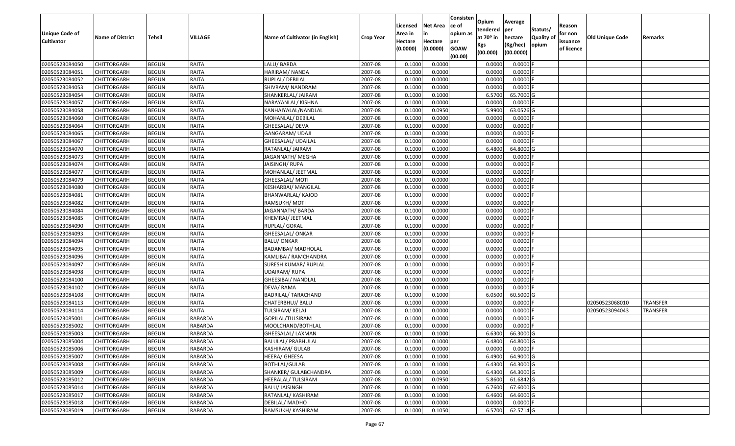| Unique Code of Cultivator | Name of District | Tehsil | VILLAGE | Name of Cultivator (in English) | Crop Year | Licensed Area in Hectare (0.0000) | Net Area in Hectare (0.0000) | Consistence of opium as per GOAW (00.00) | Opium tendered at 70º in Kgs (00.000) | Average per hectare (Kg/hec) (00.0000) | Statuts/ Quality of opium | Reason for non issuance of licence | Old Unique Code | Remarks |
|---|---|---|---|---|---|---|---|---|---|---|---|---|---|---|
| 02050523084050 | CHITTORGARH | BEGUN | RAITA | LALU/ BARDA | 2007-08 | 0.1000 | 0.0000 | | 0.0000 | 0.0000 | F | | | |
| 02050523084051 | CHITTORGARH | BEGUN | RAITA | HARIRAM/ NANDA | 2007-08 | 0.1000 | 0.0000 | | 0.0000 | 0.0000 | F | | | |
| 02050523084052 | CHITTORGARH | BEGUN | RAITA | RUPLAL/ DEBILAL | 2007-08 | 0.1000 | 0.0000 | | 0.0000 | 0.0000 | F | | | |
| 02050523084053 | CHITTORGARH | BEGUN | RAITA | SHIVRAM/ NANDRAM | 2007-08 | 0.1000 | 0.0000 | | 0.0000 | 0.0000 | F | | | |
| 02050523084054 | CHITTORGARH | BEGUN | RAITA | SHANKERLAL/ JAIRAM | 2007-08 | 0.1000 | 0.1000 | | 6.5700 | 65.7000 | G | | | |
| 02050523084057 | CHITTORGARH | BEGUN | RAITA | NARAYANLAL/ KISHNA | 2007-08 | 0.1000 | 0.0000 | | 0.0000 | 0.0000 | F | | | |
| 02050523084058 | CHITTORGARH | BEGUN | RAITA | KANHAIYALAL/NANDLAL | 2007-08 | 0.1000 | 0.0950 | | 5.9900 | 63.0526 | G | | | |
| 02050523084060 | CHITTORGARH | BEGUN | RAITA | MOHANLAL/ DEBILAL | 2007-08 | 0.1000 | 0.0000 | | 0.0000 | 0.0000 | F | | | |
| 02050523084064 | CHITTORGARH | BEGUN | RAITA | GHEESALAL/ DEVA | 2007-08 | 0.1000 | 0.0000 | | 0.0000 | 0.0000 | F | | | |
| 02050523084065 | CHITTORGARH | BEGUN | RAITA | GANGARAM/ UDAJI | 2007-08 | 0.1000 | 0.0000 | | 0.0000 | 0.0000 | F | | | |
| 02050523084067 | CHITTORGARH | BEGUN | RAITA | GHEESALAL/ UDAILAL | 2007-08 | 0.1000 | 0.0000 | | 0.0000 | 0.0000 | F | | | |
| 02050523084070 | CHITTORGARH | BEGUN | RAITA | RATANLAL/ JAIRAM | 2007-08 | 0.1000 | 0.1000 | | 6.4800 | 64.8000 | G | | | |
| 02050523084073 | CHITTORGARH | BEGUN | RAITA | JAGANNATH/ MEGHA | 2007-08 | 0.1000 | 0.0000 | | 0.0000 | 0.0000 | F | | | |
| 02050523084074 | CHITTORGARH | BEGUN | RAITA | JAISINGH/ RUPA | 2007-08 | 0.1000 | 0.0000 | | 0.0000 | 0.0000 | F | | | |
| 02050523084077 | CHITTORGARH | BEGUN | RAITA | MOHANLAL/ JEETMAL | 2007-08 | 0.1000 | 0.0000 | | 0.0000 | 0.0000 | F | | | |
| 02050523084079 | CHITTORGARH | BEGUN | RAITA | GHEESALAL/ MOTI | 2007-08 | 0.1000 | 0.0000 | | 0.0000 | 0.0000 | F | | | |
| 02050523084080 | CHITTORGARH | BEGUN | RAITA | KESHARBAI/ MANGILAL | 2007-08 | 0.1000 | 0.0000 | | 0.0000 | 0.0000 | F | | | |
| 02050523084081 | CHITTORGARH | BEGUN | RAITA | BHANWARLAL/ KAJOD | 2007-08 | 0.1000 | 0.0000 | | 0.0000 | 0.0000 | F | | | |
| 02050523084082 | CHITTORGARH | BEGUN | RAITA | RAMSUKH/ MOTI | 2007-08 | 0.1000 | 0.0000 | | 0.0000 | 0.0000 | F | | | |
| 02050523084084 | CHITTORGARH | BEGUN | RAITA | JAGANNATH/ BARDA | 2007-08 | 0.1000 | 0.0000 | | 0.0000 | 0.0000 | F | | | |
| 02050523084085 | CHITTORGARH | BEGUN | RAITA | KHEMRAJ/ JEETMAL | 2007-08 | 0.1000 | 0.0000 | | 0.0000 | 0.0000 | F | | | |
| 02050523084090 | CHITTORGARH | BEGUN | RAITA | RUPLAL/ GOKAL | 2007-08 | 0.1000 | 0.0000 | | 0.0000 | 0.0000 | F | | | |
| 02050523084093 | CHITTORGARH | BEGUN | RAITA | GHEESALAL/ ONKAR | 2007-08 | 0.1000 | 0.0000 | | 0.0000 | 0.0000 | F | | | |
| 02050523084094 | CHITTORGARH | BEGUN | RAITA | BALU/ ONKAR | 2007-08 | 0.1000 | 0.0000 | | 0.0000 | 0.0000 | F | | | |
| 02050523084095 | CHITTORGARH | BEGUN | RAITA | BADAMBAI/ MADHOLAL | 2007-08 | 0.1000 | 0.0000 | | 0.0000 | 0.0000 | F | | | |
| 02050523084096 | CHITTORGARH | BEGUN | RAITA | KAMLIBAI/ RAMCHANDRA | 2007-08 | 0.1000 | 0.0000 | | 0.0000 | 0.0000 | F | | | |
| 02050523084097 | CHITTORGARH | BEGUN | RAITA | SURESH KUMAR/ RUPLAL | 2007-08 | 0.1000 | 0.0000 | | 0.0000 | 0.0000 | F | | | |
| 02050523084098 | CHITTORGARH | BEGUN | RAITA | UDAIRAM/ RUPA | 2007-08 | 0.1000 | 0.0000 | | 0.0000 | 0.0000 | F | | | |
| 02050523084100 | CHITTORGARH | BEGUN | RAITA | GHEESIBAI/ NANDLAL | 2007-08 | 0.1000 | 0.0000 | | 0.0000 | 0.0000 | F | | | |
| 02050523084102 | CHITTORGARH | BEGUN | RAITA | DEVA/ RAMA | 2007-08 | 0.1000 | 0.0000 | | 0.0000 | 0.0000 | F | | | |
| 02050523084108 | CHITTORGARH | BEGUN | RAITA | BADRILAL/ TARACHAND | 2007-08 | 0.1000 | 0.1000 | | 6.0500 | 60.5000 | G | | | |
| 02050523084113 | CHITTORGARH | BEGUN | RAITA | CHATERBHUJ/ BALU | 2007-08 | 0.1000 | 0.0000 | | 0.0000 | 0.0000 | F | | 02050523068010 | TRANSFER |
| 02050523084114 | CHITTORGARH | BEGUN | RAITA | TULSIRAM/ KELAJI | 2007-08 | 0.1000 | 0.0000 | | 0.0000 | 0.0000 | F | | 02050523094043 | TRANSFER |
| 02050523085001 | CHITTORGARH | BEGUN | RABARDA | GOPILAL/TULSIRAM | 2007-08 | 0.1000 | 0.0000 | | 0.0000 | 0.0000 | F | | | |
| 02050523085002 | CHITTORGARH | BEGUN | RABARDA | MOOLCHAND/BOTHLAL | 2007-08 | 0.1000 | 0.0000 | | 0.0000 | 0.0000 | F | | | |
| 02050523085003 | CHITTORGARH | BEGUN | RABARDA | GHEESALAL/ LAXMAN | 2007-08 | 0.1000 | 0.1000 | | 6.6300 | 66.3000 | G | | | |
| 02050523085004 | CHITTORGARH | BEGUN | RABARDA | BALULAL/ PRABHULAL | 2007-08 | 0.1000 | 0.1000 | | 6.4800 | 64.8000 | G | | | |
| 02050523085006 | CHITTORGARH | BEGUN | RABARDA | KASHIRAM/ GULAB | 2007-08 | 0.1000 | 0.0000 | | 0.0000 | 0.0000 | F | | | |
| 02050523085007 | CHITTORGARH | BEGUN | RABARDA | HEERA/ GHEESA | 2007-08 | 0.1000 | 0.1000 | | 6.4900 | 64.9000 | G | | | |
| 02050523085008 | CHITTORGARH | BEGUN | RABARDA | BOTHLAL/GULAB | 2007-08 | 0.1000 | 0.1000 | | 6.4300 | 64.3000 | G | | | |
| 02050523085009 | CHITTORGARH | BEGUN | RABARDA | SHANKER/ GULABCHANDRA | 2007-08 | 0.1000 | 0.1000 | | 6.4300 | 64.3000 | G | | | |
| 02050523085012 | CHITTORGARH | BEGUN | RABARDA | HEERALAL/ TULSIRAM | 2007-08 | 0.1000 | 0.0950 | | 5.8600 | 61.6842 | G | | | |
| 02050523085014 | CHITTORGARH | BEGUN | RABARDA | BALU/ JAISINGH | 2007-08 | 0.1000 | 0.1000 | | 6.7600 | 67.6000 | G | | | |
| 02050523085017 | CHITTORGARH | BEGUN | RABARDA | RATANLAL/ KASHIRAM | 2007-08 | 0.1000 | 0.1000 | | 6.4600 | 64.6000 | G | | | |
| 02050523085018 | CHITTORGARH | BEGUN | RABARDA | DEBILAL/ MADHO | 2007-08 | 0.1000 | 0.0000 | | 0.0000 | 0.0000 | F | | | |
| 02050523085019 | CHITTORGARH | BEGUN | RABARDA | RAMSUKH/ KASHIRAM | 2007-08 | 0.1000 | 0.1050 | | 6.5700 | 62.5714 | G | | | |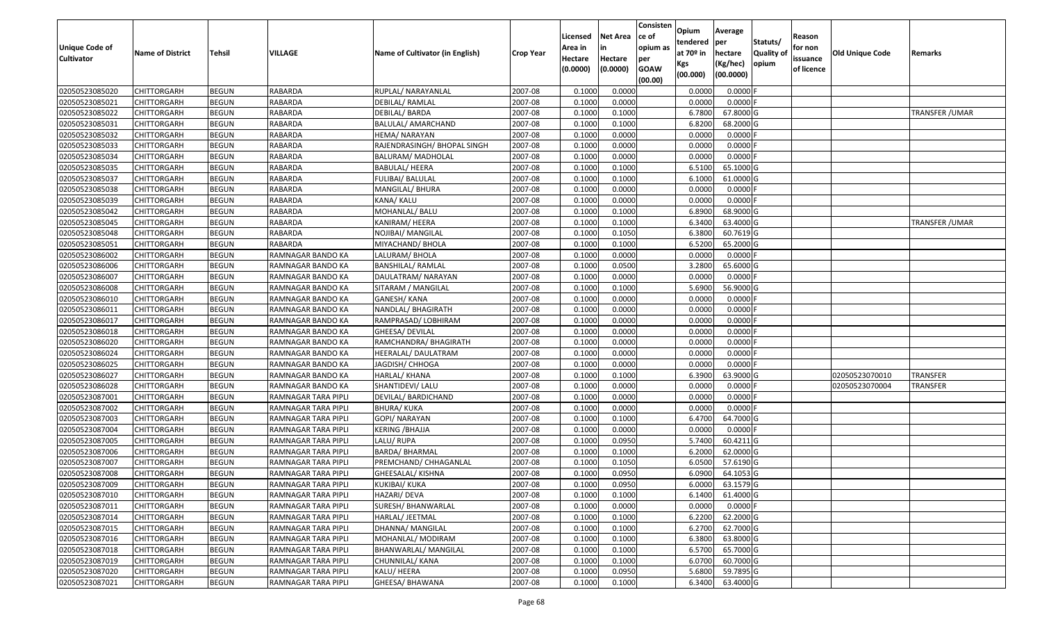| Unique Code of Cultivator | Name of District | Tehsil | VILLAGE | Name of Cultivator (in English) | Crop Year | Licensed Area in Hectare (0.0000) | Net Area in Hectare (0.0000) | Consistence of opium as per GOAW (00.00) | Opium tendered at 70º in Kgs (00.000) | Average per hectare (Kg/hec) (00.0000) | Statuts/ Quality of opium | Reason for non issuance of licence | Old Unique Code | Remarks |
|---|---|---|---|---|---|---|---|---|---|---|---|---|---|---|
| 02050523085020 | CHITTORGARH | BEGUN | RABARDA | RUPLAL/ NARAYANLAL | 2007-08 | 0.1000 | 0.0000 | | 0.0000 | 0.0000 | F | | | |
| 02050523085021 | CHITTORGARH | BEGUN | RABARDA | DEBILAL/ RAMLAL | 2007-08 | 0.1000 | 0.0000 | | 0.0000 | 0.0000 | F | | | |
| 02050523085022 | CHITTORGARH | BEGUN | RABARDA | DEBILAL/ BARDA | 2007-08 | 0.1000 | 0.1000 | | 6.7800 | 67.8000 | G | | | TRANSFER /UMAR |
| 02050523085031 | CHITTORGARH | BEGUN | RABARDA | BALULAL/ AMARCHAND | 2007-08 | 0.1000 | 0.1000 | | 6.8200 | 68.2000 | G | | | |
| 02050523085032 | CHITTORGARH | BEGUN | RABARDA | HEMA/ NARAYAN | 2007-08 | 0.1000 | 0.0000 | | 0.0000 | 0.0000 | F | | | |
| 02050523085033 | CHITTORGARH | BEGUN | RABARDA | RAJENDRASINGH/ BHOPAL SINGH | 2007-08 | 0.1000 | 0.0000 | | 0.0000 | 0.0000 | F | | | |
| 02050523085034 | CHITTORGARH | BEGUN | RABARDA | BALURAM/ MADHOLAL | 2007-08 | 0.1000 | 0.0000 | | 0.0000 | 0.0000 | F | | | |
| 02050523085035 | CHITTORGARH | BEGUN | RABARDA | BABULAL/ HEERA | 2007-08 | 0.1000 | 0.1000 | | 6.5100 | 65.1000 | G | | | |
| 02050523085037 | CHITTORGARH | BEGUN | RABARDA | FULIBAI/ BALULAL | 2007-08 | 0.1000 | 0.1000 | | 6.1000 | 61.0000 | G | | | |
| 02050523085038 | CHITTORGARH | BEGUN | RABARDA | MANGILAL/ BHURA | 2007-08 | 0.1000 | 0.0000 | | 0.0000 | 0.0000 | F | | | |
| 02050523085039 | CHITTORGARH | BEGUN | RABARDA | KANA/ KALU | 2007-08 | 0.1000 | 0.0000 | | 0.0000 | 0.0000 | F | | | |
| 02050523085042 | CHITTORGARH | BEGUN | RABARDA | MOHANLAL/ BALU | 2007-08 | 0.1000 | 0.1000 | | 6.8900 | 68.9000 | G | | | |
| 02050523085045 | CHITTORGARH | BEGUN | RABARDA | KANIRAM/ HEERA | 2007-08 | 0.1000 | 0.1000 | | 6.3400 | 63.4000 | G | | | TRANSFER /UMAR |
| 02050523085048 | CHITTORGARH | BEGUN | RABARDA | NOJIBAI/ MANGILAL | 2007-08 | 0.1000 | 0.1050 | | 6.3800 | 60.7619 | G | | | |
| 02050523085051 | CHITTORGARH | BEGUN | RABARDA | MIYACHAND/ BHOLA | 2007-08 | 0.1000 | 0.1000 | | 6.5200 | 65.2000 | G | | | |
| 02050523086002 | CHITTORGARH | BEGUN | RAMNAGAR BANDO KA | LALURAM/ BHOLA | 2007-08 | 0.1000 | 0.0000 | | 0.0000 | 0.0000 | F | | | |
| 02050523086006 | CHITTORGARH | BEGUN | RAMNAGAR BANDO KA | BANSHILAL/ RAMLAL | 2007-08 | 0.1000 | 0.0500 | | 3.2800 | 65.6000 | G | | | |
| 02050523086007 | CHITTORGARH | BEGUN | RAMNAGAR BANDO KA | DAULATRAM/ NARAYAN | 2007-08 | 0.1000 | 0.0000 | | 0.0000 | 0.0000 | F | | | |
| 02050523086008 | CHITTORGARH | BEGUN | RAMNAGAR BANDO KA | SITARAM / MANGILAL | 2007-08 | 0.1000 | 0.1000 | | 5.6900 | 56.9000 | G | | | |
| 02050523086010 | CHITTORGARH | BEGUN | RAMNAGAR BANDO KA | GANESH/ KANA | 2007-08 | 0.1000 | 0.0000 | | 0.0000 | 0.0000 | F | | | |
| 02050523086011 | CHITTORGARH | BEGUN | RAMNAGAR BANDO KA | NANDLAL/ BHAGIRATH | 2007-08 | 0.1000 | 0.0000 | | 0.0000 | 0.0000 | F | | | |
| 02050523086017 | CHITTORGARH | BEGUN | RAMNAGAR BANDO KA | RAMPRASAD/ LOBHIRAM | 2007-08 | 0.1000 | 0.0000 | | 0.0000 | 0.0000 | F | | | |
| 02050523086018 | CHITTORGARH | BEGUN | RAMNAGAR BANDO KA | GHEESA/ DEVILAL | 2007-08 | 0.1000 | 0.0000 | | 0.0000 | 0.0000 | F | | | |
| 02050523086020 | CHITTORGARH | BEGUN | RAMNAGAR BANDO KA | RAMCHANDRA/ BHAGIRATH | 2007-08 | 0.1000 | 0.0000 | | 0.0000 | 0.0000 | F | | | |
| 02050523086024 | CHITTORGARH | BEGUN | RAMNAGAR BANDO KA | HEERALAL/ DAULATRAM | 2007-08 | 0.1000 | 0.0000 | | 0.0000 | 0.0000 | F | | | |
| 02050523086025 | CHITTORGARH | BEGUN | RAMNAGAR BANDO KA | JAGDISH/ CHHOGA | 2007-08 | 0.1000 | 0.0000 | | 0.0000 | 0.0000 | F | | | |
| 02050523086027 | CHITTORGARH | BEGUN | RAMNAGAR BANDO KA | HARLAL/ KHANA | 2007-08 | 0.1000 | 0.1000 | | 6.3900 | 63.9000 | G | | 02050523070010 | TRANSFER |
| 02050523086028 | CHITTORGARH | BEGUN | RAMNAGAR BANDO KA | SHANTIDEVI/ LALU | 2007-08 | 0.1000 | 0.0000 | | 0.0000 | 0.0000 | F | | 02050523070004 | TRANSFER |
| 02050523087001 | CHITTORGARH | BEGUN | RAMNAGAR TARA PIPLI | DEVILAL/ BARDICHAND | 2007-08 | 0.1000 | 0.0000 | | 0.0000 | 0.0000 | F | | | |
| 02050523087002 | CHITTORGARH | BEGUN | RAMNAGAR TARA PIPLI | BHURA/ KUKA | 2007-08 | 0.1000 | 0.0000 | | 0.0000 | 0.0000 | F | | | |
| 02050523087003 | CHITTORGARH | BEGUN | RAMNAGAR TARA PIPLI | GOPI/ NARAYAN | 2007-08 | 0.1000 | 0.1000 | | 6.4700 | 64.7000 | G | | | |
| 02050523087004 | CHITTORGARH | BEGUN | RAMNAGAR TARA PIPLI | KERING /BHAJJA | 2007-08 | 0.1000 | 0.0000 | | 0.0000 | 0.0000 | F | | | |
| 02050523087005 | CHITTORGARH | BEGUN | RAMNAGAR TARA PIPLI | LALU/ RUPA | 2007-08 | 0.1000 | 0.0950 | | 5.7400 | 60.4211 | G | | | |
| 02050523087006 | CHITTORGARH | BEGUN | RAMNAGAR TARA PIPLI | BARDA/ BHARMAL | 2007-08 | 0.1000 | 0.1000 | | 6.2000 | 62.0000 | G | | | |
| 02050523087007 | CHITTORGARH | BEGUN | RAMNAGAR TARA PIPLI | PREMCHAND/ CHHAGANLAL | 2007-08 | 0.1000 | 0.1050 | | 6.0500 | 57.6190 | G | | | |
| 02050523087008 | CHITTORGARH | BEGUN | RAMNAGAR TARA PIPLI | GHEESALAL/ KISHNA | 2007-08 | 0.1000 | 0.0950 | | 6.0900 | 64.1053 | G | | | |
| 02050523087009 | CHITTORGARH | BEGUN | RAMNAGAR TARA PIPLI | KUKIBAI/ KUKA | 2007-08 | 0.1000 | 0.0950 | | 6.0000 | 63.1579 | G | | | |
| 02050523087010 | CHITTORGARH | BEGUN | RAMNAGAR TARA PIPLI | HAZARI/ DEVA | 2007-08 | 0.1000 | 0.1000 | | 6.1400 | 61.4000 | G | | | |
| 02050523087011 | CHITTORGARH | BEGUN | RAMNAGAR TARA PIPLI | SURESH/ BHANWARLAL | 2007-08 | 0.1000 | 0.0000 | | 0.0000 | 0.0000 | F | | | |
| 02050523087014 | CHITTORGARH | BEGUN | RAMNAGAR TARA PIPLI | HARLAL/ JEETMAL | 2007-08 | 0.1000 | 0.1000 | | 6.2200 | 62.2000 | G | | | |
| 02050523087015 | CHITTORGARH | BEGUN | RAMNAGAR TARA PIPLI | DHANNA/ MANGILAL | 2007-08 | 0.1000 | 0.1000 | | 6.2700 | 62.7000 | G | | | |
| 02050523087016 | CHITTORGARH | BEGUN | RAMNAGAR TARA PIPLI | MOHANLAL/ MODIRAM | 2007-08 | 0.1000 | 0.1000 | | 6.3800 | 63.8000 | G | | | |
| 02050523087018 | CHITTORGARH | BEGUN | RAMNAGAR TARA PIPLI | BHANWARLAL/ MANGILAL | 2007-08 | 0.1000 | 0.1000 | | 6.5700 | 65.7000 | G | | | |
| 02050523087019 | CHITTORGARH | BEGUN | RAMNAGAR TARA PIPLI | CHUNNILAL/ KANA | 2007-08 | 0.1000 | 0.1000 | | 6.0700 | 60.7000 | G | | | |
| 02050523087020 | CHITTORGARH | BEGUN | RAMNAGAR TARA PIPLI | KALU/ HEERA | 2007-08 | 0.1000 | 0.0950 | | 5.6800 | 59.7895 | G | | | |
| 02050523087021 | CHITTORGARH | BEGUN | RAMNAGAR TARA PIPLI | GHEESA/ BHAWANA | 2007-08 | 0.1000 | 0.1000 | | 6.3400 | 63.4000 | G | | | |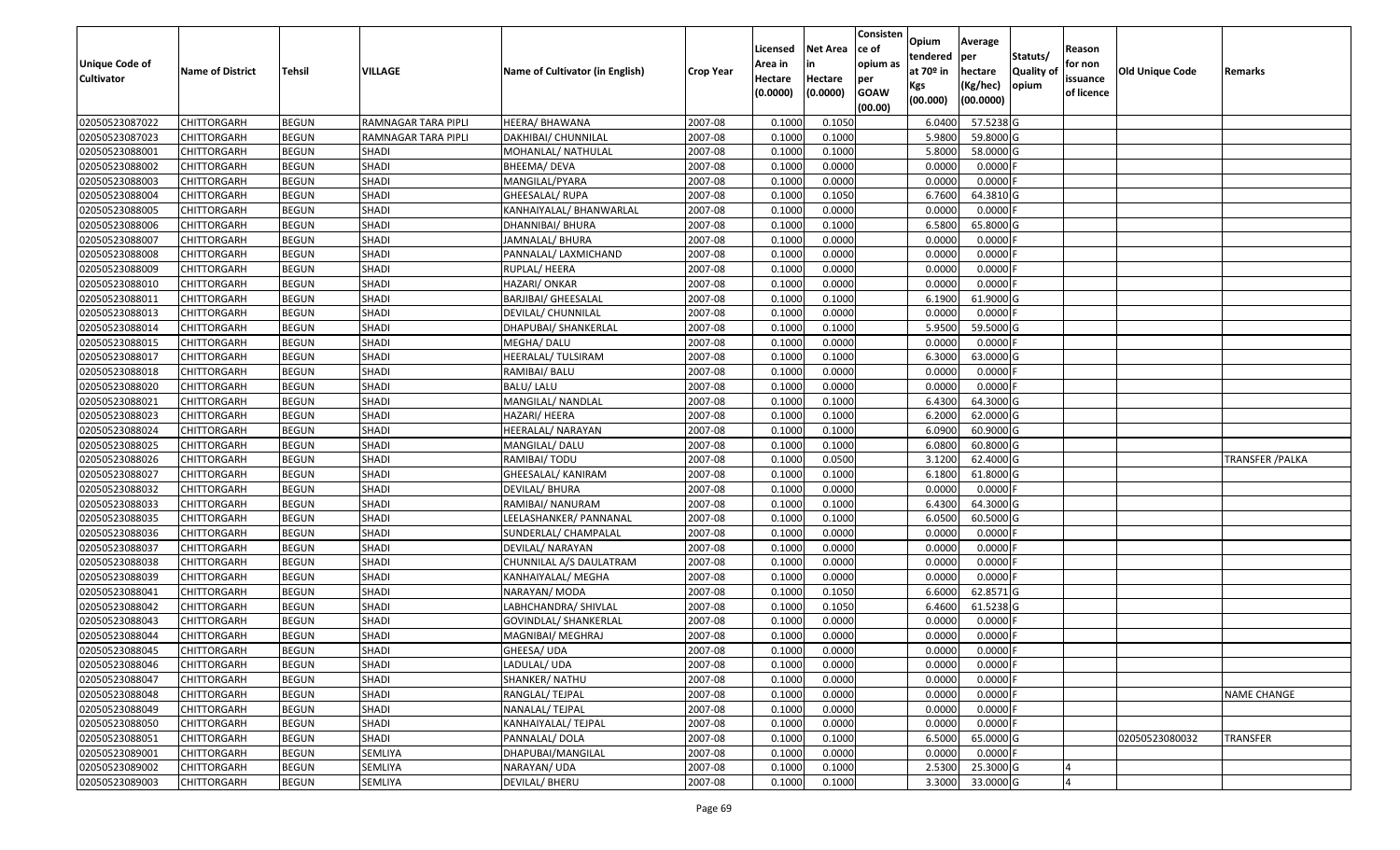| Unique Code of Cultivator | Name of District | Tehsil | VILLAGE | Name of Cultivator (in English) | Crop Year | Licensed Area in Hectare (0.0000) | Net Area in Hectare (0.0000) | Consistence of opium as per GOAW (00.00) | Opium tendered at 70º in Kgs (00.000) | Average per hectare (Kg/hec) (00.0000) | Statuts/ Quality of opium | Reason for non issuance of licence | Old Unique Code | Remarks |
|---|---|---|---|---|---|---|---|---|---|---|---|---|---|---|
| 02050523087022 | CHITTORGARH | BEGUN | RAMNAGAR TARA PIPLI | HEERA/ BHAWANA | 2007-08 | 0.1000 | 0.1050 | | 6.0400 | 57.5238 | G | | | |
| 02050523087023 | CHITTORGARH | BEGUN | RAMNAGAR TARA PIPLI | DAKHIBAI/ CHUNNILAL | 2007-08 | 0.1000 | 0.1000 | | 5.9800 | 59.8000 | G | | | |
| 02050523088001 | CHITTORGARH | BEGUN | SHADI | MOHANLAL/ NATHULAL | 2007-08 | 0.1000 | 0.1000 | | 5.8000 | 58.0000 | G | | | |
| 02050523088002 | CHITTORGARH | BEGUN | SHADI | BHEEMA/ DEVA | 2007-08 | 0.1000 | 0.0000 | | 0.0000 | 0.0000 | F | | | |
| 02050523088003 | CHITTORGARH | BEGUN | SHADI | MANGILAL/PYARA | 2007-08 | 0.1000 | 0.0000 | | 0.0000 | 0.0000 | F | | | |
| 02050523088004 | CHITTORGARH | BEGUN | SHADI | GHEESALAL/ RUPA | 2007-08 | 0.1000 | 0.1050 | | 6.7600 | 64.3810 | G | | | |
| 02050523088005 | CHITTORGARH | BEGUN | SHADI | KANHAIYALAL/ BHANWARLAL | 2007-08 | 0.1000 | 0.0000 | | 0.0000 | 0.0000 | F | | | |
| 02050523088006 | CHITTORGARH | BEGUN | SHADI | DHANNIBAI/ BHURA | 2007-08 | 0.1000 | 0.1000 | | 6.5800 | 65.8000 | G | | | |
| 02050523088007 | CHITTORGARH | BEGUN | SHADI | JAMNALAL/ BHURA | 2007-08 | 0.1000 | 0.0000 | | 0.0000 | 0.0000 | F | | | |
| 02050523088008 | CHITTORGARH | BEGUN | SHADI | PANNALAL/ LAXMICHAND | 2007-08 | 0.1000 | 0.0000 | | 0.0000 | 0.0000 | F | | | |
| 02050523088009 | CHITTORGARH | BEGUN | SHADI | RUPLAL/ HEERA | 2007-08 | 0.1000 | 0.0000 | | 0.0000 | 0.0000 | F | | | |
| 02050523088010 | CHITTORGARH | BEGUN | SHADI | HAZARI/ ONKAR | 2007-08 | 0.1000 | 0.0000 | | 0.0000 | 0.0000 | F | | | |
| 02050523088011 | CHITTORGARH | BEGUN | SHADI | BARJIBAI/ GHEESALAL | 2007-08 | 0.1000 | 0.1000 | | 6.1900 | 61.9000 | G | | | |
| 02050523088013 | CHITTORGARH | BEGUN | SHADI | DEVILAL/ CHUNNILAL | 2007-08 | 0.1000 | 0.0000 | | 0.0000 | 0.0000 | F | | | |
| 02050523088014 | CHITTORGARH | BEGUN | SHADI | DHAPUBAI/ SHANKERLAL | 2007-08 | 0.1000 | 0.1000 | | 5.9500 | 59.5000 | G | | | |
| 02050523088015 | CHITTORGARH | BEGUN | SHADI | MEGHA/ DALU | 2007-08 | 0.1000 | 0.0000 | | 0.0000 | 0.0000 | F | | | |
| 02050523088017 | CHITTORGARH | BEGUN | SHADI | HEERALAL/ TULSIRAM | 2007-08 | 0.1000 | 0.1000 | | 6.3000 | 63.0000 | G | | | |
| 02050523088018 | CHITTORGARH | BEGUN | SHADI | RAMIBAI/ BALU | 2007-08 | 0.1000 | 0.0000 | | 0.0000 | 0.0000 | F | | | |
| 02050523088020 | CHITTORGARH | BEGUN | SHADI | BALU/ LALU | 2007-08 | 0.1000 | 0.0000 | | 0.0000 | 0.0000 | F | | | |
| 02050523088021 | CHITTORGARH | BEGUN | SHADI | MANGILAL/ NANDLAL | 2007-08 | 0.1000 | 0.1000 | | 6.4300 | 64.3000 | G | | | |
| 02050523088023 | CHITTORGARH | BEGUN | SHADI | HAZARI/ HEERA | 2007-08 | 0.1000 | 0.1000 | | 6.2000 | 62.0000 | G | | | |
| 02050523088024 | CHITTORGARH | BEGUN | SHADI | HEERALAL/ NARAYAN | 2007-08 | 0.1000 | 0.1000 | | 6.0900 | 60.9000 | G | | | |
| 02050523088025 | CHITTORGARH | BEGUN | SHADI | MANGILAL/ DALU | 2007-08 | 0.1000 | 0.1000 | | 6.0800 | 60.8000 | G | | | |
| 02050523088026 | CHITTORGARH | BEGUN | SHADI | RAMIBAI/ TODU | 2007-08 | 0.1000 | 0.0500 | | 3.1200 | 62.4000 | G | | | TRANSFER /PALKA |
| 02050523088027 | CHITTORGARH | BEGUN | SHADI | GHEESALAL/ KANIRAM | 2007-08 | 0.1000 | 0.1000 | | 6.1800 | 61.8000 | G | | | |
| 02050523088032 | CHITTORGARH | BEGUN | SHADI | DEVILAL/ BHURA | 2007-08 | 0.1000 | 0.0000 | | 0.0000 | 0.0000 | F | | | |
| 02050523088033 | CHITTORGARH | BEGUN | SHADI | RAMIBAI/ NANURAM | 2007-08 | 0.1000 | 0.1000 | | 6.4300 | 64.3000 | G | | | |
| 02050523088035 | CHITTORGARH | BEGUN | SHADI | LEELASHANKER/ PANNANAL | 2007-08 | 0.1000 | 0.1000 | | 6.0500 | 60.5000 | G | | | |
| 02050523088036 | CHITTORGARH | BEGUN | SHADI | SUNDERLAL/ CHAMPALAL | 2007-08 | 0.1000 | 0.0000 | | 0.0000 | 0.0000 | F | | | |
| 02050523088037 | CHITTORGARH | BEGUN | SHADI | DEVILAL/ NARAYAN | 2007-08 | 0.1000 | 0.0000 | | 0.0000 | 0.0000 | F | | | |
| 02050523088038 | CHITTORGARH | BEGUN | SHADI | CHUNNILAL A/S DAULATRAM | 2007-08 | 0.1000 | 0.0000 | | 0.0000 | 0.0000 | F | | | |
| 02050523088039 | CHITTORGARH | BEGUN | SHADI | KANHAIYALAL/ MEGHA | 2007-08 | 0.1000 | 0.0000 | | 0.0000 | 0.0000 | F | | | |
| 02050523088041 | CHITTORGARH | BEGUN | SHADI | NARAYAN/ MODA | 2007-08 | 0.1000 | 0.1050 | | 6.6000 | 62.8571 | G | | | |
| 02050523088042 | CHITTORGARH | BEGUN | SHADI | LABHCHANDRA/ SHIVLAL | 2007-08 | 0.1000 | 0.1050 | | 6.4600 | 61.5238 | G | | | |
| 02050523088043 | CHITTORGARH | BEGUN | SHADI | GOVINDLAL/ SHANKERLAL | 2007-08 | 0.1000 | 0.0000 | | 0.0000 | 0.0000 | F | | | |
| 02050523088044 | CHITTORGARH | BEGUN | SHADI | MAGNIBAI/ MEGHRAJ | 2007-08 | 0.1000 | 0.0000 | | 0.0000 | 0.0000 | F | | | |
| 02050523088045 | CHITTORGARH | BEGUN | SHADI | GHEESA/ UDA | 2007-08 | 0.1000 | 0.0000 | | 0.0000 | 0.0000 | F | | | |
| 02050523088046 | CHITTORGARH | BEGUN | SHADI | LADULAL/ UDA | 2007-08 | 0.1000 | 0.0000 | | 0.0000 | 0.0000 | F | | | |
| 02050523088047 | CHITTORGARH | BEGUN | SHADI | SHANKER/ NATHU | 2007-08 | 0.1000 | 0.0000 | | 0.0000 | 0.0000 | F | | | |
| 02050523088048 | CHITTORGARH | BEGUN | SHADI | RANGLAL/ TEJPAL | 2007-08 | 0.1000 | 0.0000 | | 0.0000 | 0.0000 | F | | | NAME CHANGE |
| 02050523088049 | CHITTORGARH | BEGUN | SHADI | NANALAL/ TEJPAL | 2007-08 | 0.1000 | 0.0000 | | 0.0000 | 0.0000 | F | | | |
| 02050523088050 | CHITTORGARH | BEGUN | SHADI | KANHAIYALAL/ TEJPAL | 2007-08 | 0.1000 | 0.0000 | | 0.0000 | 0.0000 | F | | | |
| 02050523088051 | CHITTORGARH | BEGUN | SHADI | PANNALAL/ DOLA | 2007-08 | 0.1000 | 0.1000 | | 6.5000 | 65.0000 | G | | 02050523080032 | TRANSFER |
| 02050523089001 | CHITTORGARH | BEGUN | SEMLIYA | DHAPUBAI/MANGILAL | 2007-08 | 0.1000 | 0.0000 | | 0.0000 | 0.0000 | F | | | |
| 02050523089002 | CHITTORGARH | BEGUN | SEMLIYA | NARAYAN/ UDA | 2007-08 | 0.1000 | 0.1000 | | 2.5300 | 25.3000 | G | 4 | | |
| 02050523089003 | CHITTORGARH | BEGUN | SEMLIYA | DEVILAL/ BHERU | 2007-08 | 0.1000 | 0.1000 | | 3.3000 | 33.0000 | G | 4 | | |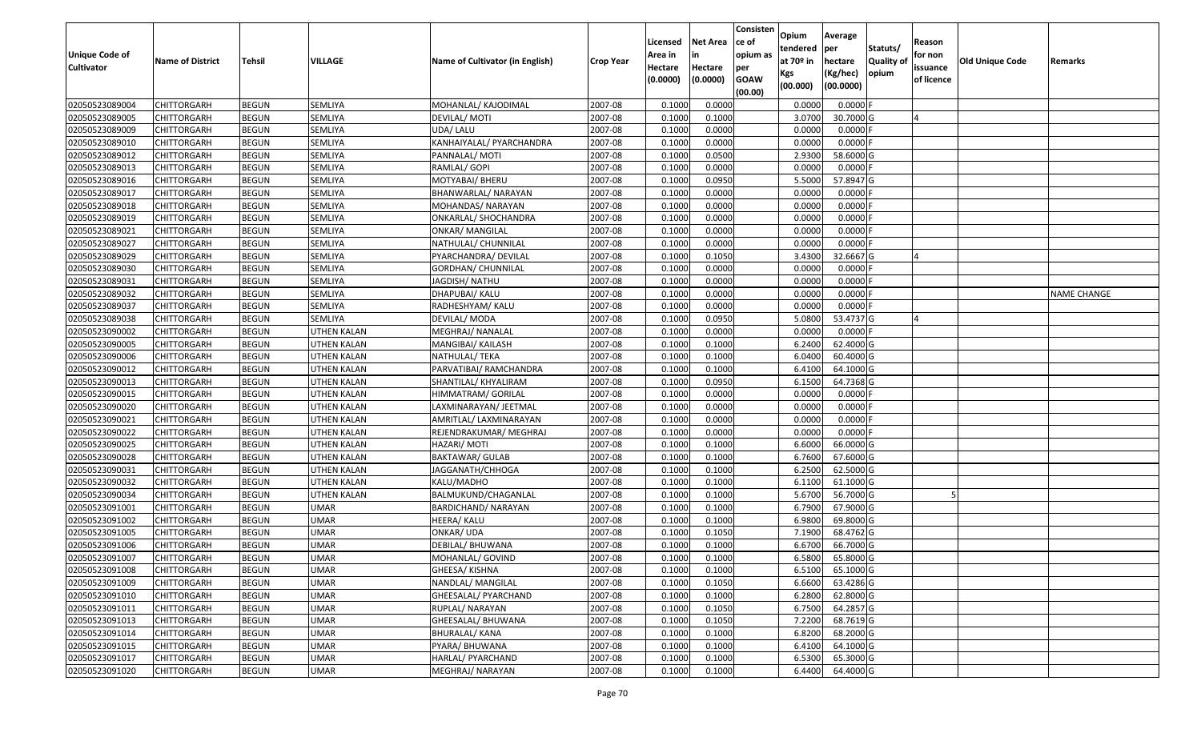| Unique Code of Cultivator | Name of District | Tehsil | VILLAGE | Name of Cultivator (in English) | Crop Year | Licensed Area in Hectare (0.0000) | Net Area in Hectare (0.0000) | Consistence of opium as per GOAW (00.00) | Opium tendered at 70º in Kgs (00.000) | Average per hectare (Kg/hec) (00.0000) | Statuts/ Quality of opium | Reason for non issuance of licence | Old Unique Code | Remarks |
|---|---|---|---|---|---|---|---|---|---|---|---|---|---|---|
| 02050523089004 | CHITTORGARH | BEGUN | SEMLIYA | MOHANLAL/ KAJODIMAL | 2007-08 | 0.1000 | 0.0000 | | 0.0000 | 0.0000 | F | | | |
| 02050523089005 | CHITTORGARH | BEGUN | SEMLIYA | DEVILAL/ MOTI | 2007-08 | 0.1000 | 0.1000 | | 3.0700 | 30.7000 | G | 4 | | |
| 02050523089009 | CHITTORGARH | BEGUN | SEMLIYA | UDA/ LALU | 2007-08 | 0.1000 | 0.0000 | | 0.0000 | 0.0000 | F | | | |
| 02050523089010 | CHITTORGARH | BEGUN | SEMLIYA | KANHAIYALAL/ PYARCHANDRA | 2007-08 | 0.1000 | 0.0000 | | 0.0000 | 0.0000 | F | | | |
| 02050523089012 | CHITTORGARH | BEGUN | SEMLIYA | PANNALAL/ MOTI | 2007-08 | 0.1000 | 0.0500 | | 2.9300 | 58.6000 | G | | | |
| 02050523089013 | CHITTORGARH | BEGUN | SEMLIYA | RAMLAL/ GOPI | 2007-08 | 0.1000 | 0.0000 | | 0.0000 | 0.0000 | F | | | |
| 02050523089016 | CHITTORGARH | BEGUN | SEMLIYA | MOTYABAI/ BHERU | 2007-08 | 0.1000 | 0.0950 | | 5.5000 | 57.8947 | G | | | |
| 02050523089017 | CHITTORGARH | BEGUN | SEMLIYA | BHANWARLAL/ NARAYAN | 2007-08 | 0.1000 | 0.0000 | | 0.0000 | 0.0000 | F | | | |
| 02050523089018 | CHITTORGARH | BEGUN | SEMLIYA | MOHANDAS/ NARAYAN | 2007-08 | 0.1000 | 0.0000 | | 0.0000 | 0.0000 | F | | | |
| 02050523089019 | CHITTORGARH | BEGUN | SEMLIYA | ONKARLAL/ SHOCHANDRA | 2007-08 | 0.1000 | 0.0000 | | 0.0000 | 0.0000 | F | | | |
| 02050523089021 | CHITTORGARH | BEGUN | SEMLIYA | ONKAR/ MANGILAL | 2007-08 | 0.1000 | 0.0000 | | 0.0000 | 0.0000 | F | | | |
| 02050523089027 | CHITTORGARH | BEGUN | SEMLIYA | NATHULAL/ CHUNNILAL | 2007-08 | 0.1000 | 0.0000 | | 0.0000 | 0.0000 | F | | | |
| 02050523089029 | CHITTORGARH | BEGUN | SEMLIYA | PYARCHANDRA/ DEVILAL | 2007-08 | 0.1000 | 0.1050 | | 3.4300 | 32.6667 | G | 4 | | |
| 02050523089030 | CHITTORGARH | BEGUN | SEMLIYA | GORDHAN/ CHUNNILAL | 2007-08 | 0.1000 | 0.0000 | | 0.0000 | 0.0000 | F | | | |
| 02050523089031 | CHITTORGARH | BEGUN | SEMLIYA | JAGDISH/ NATHU | 2007-08 | 0.1000 | 0.0000 | | 0.0000 | 0.0000 | F | | | |
| 02050523089032 | CHITTORGARH | BEGUN | SEMLIYA | DHAPUBAI/ KALU | 2007-08 | 0.1000 | 0.0000 | | 0.0000 | 0.0000 | F | | | NAME CHANGE |
| 02050523089037 | CHITTORGARH | BEGUN | SEMLIYA | RADHESHYAM/ KALU | 2007-08 | 0.1000 | 0.0000 | | 0.0000 | 0.0000 | F | | | |
| 02050523089038 | CHITTORGARH | BEGUN | SEMLIYA | DEVILAL/ MODA | 2007-08 | 0.1000 | 0.0950 | | 5.0800 | 53.4737 | G | 4 | | |
| 02050523090002 | CHITTORGARH | BEGUN | UTHEN KALAN | MEGHRAJ/ NANALAL | 2007-08 | 0.1000 | 0.0000 | | 0.0000 | 0.0000 | F | | | |
| 02050523090005 | CHITTORGARH | BEGUN | UTHEN KALAN | MANGIBAI/ KAILASH | 2007-08 | 0.1000 | 0.1000 | | 6.2400 | 62.4000 | G | | | |
| 02050523090006 | CHITTORGARH | BEGUN | UTHEN KALAN | NATHULAL/ TEKA | 2007-08 | 0.1000 | 0.1000 | | 6.0400 | 60.4000 | G | | | |
| 02050523090012 | CHITTORGARH | BEGUN | UTHEN KALAN | PARVATIBAI/ RAMCHANDRA | 2007-08 | 0.1000 | 0.1000 | | 6.4100 | 64.1000 | G | | | |
| 02050523090013 | CHITTORGARH | BEGUN | UTHEN KALAN | SHANTILAL/ KHYALIRAM | 2007-08 | 0.1000 | 0.0950 | | 6.1500 | 64.7368 | G | | | |
| 02050523090015 | CHITTORGARH | BEGUN | UTHEN KALAN | HIMMATRAM/ GORILAL | 2007-08 | 0.1000 | 0.0000 | | 0.0000 | 0.0000 | F | | | |
| 02050523090020 | CHITTORGARH | BEGUN | UTHEN KALAN | LAXMINARAYAN/ JEETMAL | 2007-08 | 0.1000 | 0.0000 | | 0.0000 | 0.0000 | F | | | |
| 02050523090021 | CHITTORGARH | BEGUN | UTHEN KALAN | AMRITLAL/ LAXMINARAYAN | 2007-08 | 0.1000 | 0.0000 | | 0.0000 | 0.0000 | F | | | |
| 02050523090022 | CHITTORGARH | BEGUN | UTHEN KALAN | REJENDRAKUMAR/ MEGHRAJ | 2007-08 | 0.1000 | 0.0000 | | 0.0000 | 0.0000 | F | | | |
| 02050523090025 | CHITTORGARH | BEGUN | UTHEN KALAN | HAZARI/ MOTI | 2007-08 | 0.1000 | 0.1000 | | 6.6000 | 66.0000 | G | | | |
| 02050523090028 | CHITTORGARH | BEGUN | UTHEN KALAN | BAKTAWAR/ GULAB | 2007-08 | 0.1000 | 0.1000 | | 6.7600 | 67.6000 | G | | | |
| 02050523090031 | CHITTORGARH | BEGUN | UTHEN KALAN | JAGGANATH/CHHOGA | 2007-08 | 0.1000 | 0.1000 | | 6.2500 | 62.5000 | G | | | |
| 02050523090032 | CHITTORGARH | BEGUN | UTHEN KALAN | KALU/MADHO | 2007-08 | 0.1000 | 0.1000 | | 6.1100 | 61.1000 | G | | | |
| 02050523090034 | CHITTORGARH | BEGUN | UTHEN KALAN | BALMUKUND/CHAGANLAL | 2007-08 | 0.1000 | 0.1000 | | 5.6700 | 56.7000 | G | 5 | | |
| 02050523091001 | CHITTORGARH | BEGUN | UMAR | BARDICHAND/ NARAYAN | 2007-08 | 0.1000 | 0.1000 | | 6.7900 | 67.9000 | G | | | |
| 02050523091002 | CHITTORGARH | BEGUN | UMAR | HEERA/ KALU | 2007-08 | 0.1000 | 0.1000 | | 6.9800 | 69.8000 | G | | | |
| 02050523091005 | CHITTORGARH | BEGUN | UMAR | ONKAR/ UDA | 2007-08 | 0.1000 | 0.1050 | | 7.1900 | 68.4762 | G | | | |
| 02050523091006 | CHITTORGARH | BEGUN | UMAR | DEBILAL/ BHUWANA | 2007-08 | 0.1000 | 0.1000 | | 6.6700 | 66.7000 | G | | | |
| 02050523091007 | CHITTORGARH | BEGUN | UMAR | MOHANLAL/ GOVIND | 2007-08 | 0.1000 | 0.1000 | | 6.5800 | 65.8000 | G | | | |
| 02050523091008 | CHITTORGARH | BEGUN | UMAR | GHEESA/ KISHNA | 2007-08 | 0.1000 | 0.1000 | | 6.5100 | 65.1000 | G | | | |
| 02050523091009 | CHITTORGARH | BEGUN | UMAR | NANDLAL/ MANGILAL | 2007-08 | 0.1000 | 0.1050 | | 6.6600 | 63.4286 | G | | | |
| 02050523091010 | CHITTORGARH | BEGUN | UMAR | GHEESALAL/ PYARCHAND | 2007-08 | 0.1000 | 0.1000 | | 6.2800 | 62.8000 | G | | | |
| 02050523091011 | CHITTORGARH | BEGUN | UMAR | RUPLAL/ NARAYAN | 2007-08 | 0.1000 | 0.1050 | | 6.7500 | 64.2857 | G | | | |
| 02050523091013 | CHITTORGARH | BEGUN | UMAR | GHEESALAL/ BHUWANA | 2007-08 | 0.1000 | 0.1050 | | 7.2200 | 68.7619 | G | | | |
| 02050523091014 | CHITTORGARH | BEGUN | UMAR | BHURALAL/ KANA | 2007-08 | 0.1000 | 0.1000 | | 6.8200 | 68.2000 | G | | | |
| 02050523091015 | CHITTORGARH | BEGUN | UMAR | PYARA/ BHUWANA | 2007-08 | 0.1000 | 0.1000 | | 6.4100 | 64.1000 | G | | | |
| 02050523091017 | CHITTORGARH | BEGUN | UMAR | HARLAL/ PYARCHAND | 2007-08 | 0.1000 | 0.1000 | | 6.5300 | 65.3000 | G | | | |
| 02050523091020 | CHITTORGARH | BEGUN | UMAR | MEGHRAJ/ NARAYAN | 2007-08 | 0.1000 | 0.1000 | | 6.4400 | 64.4000 | G | | | |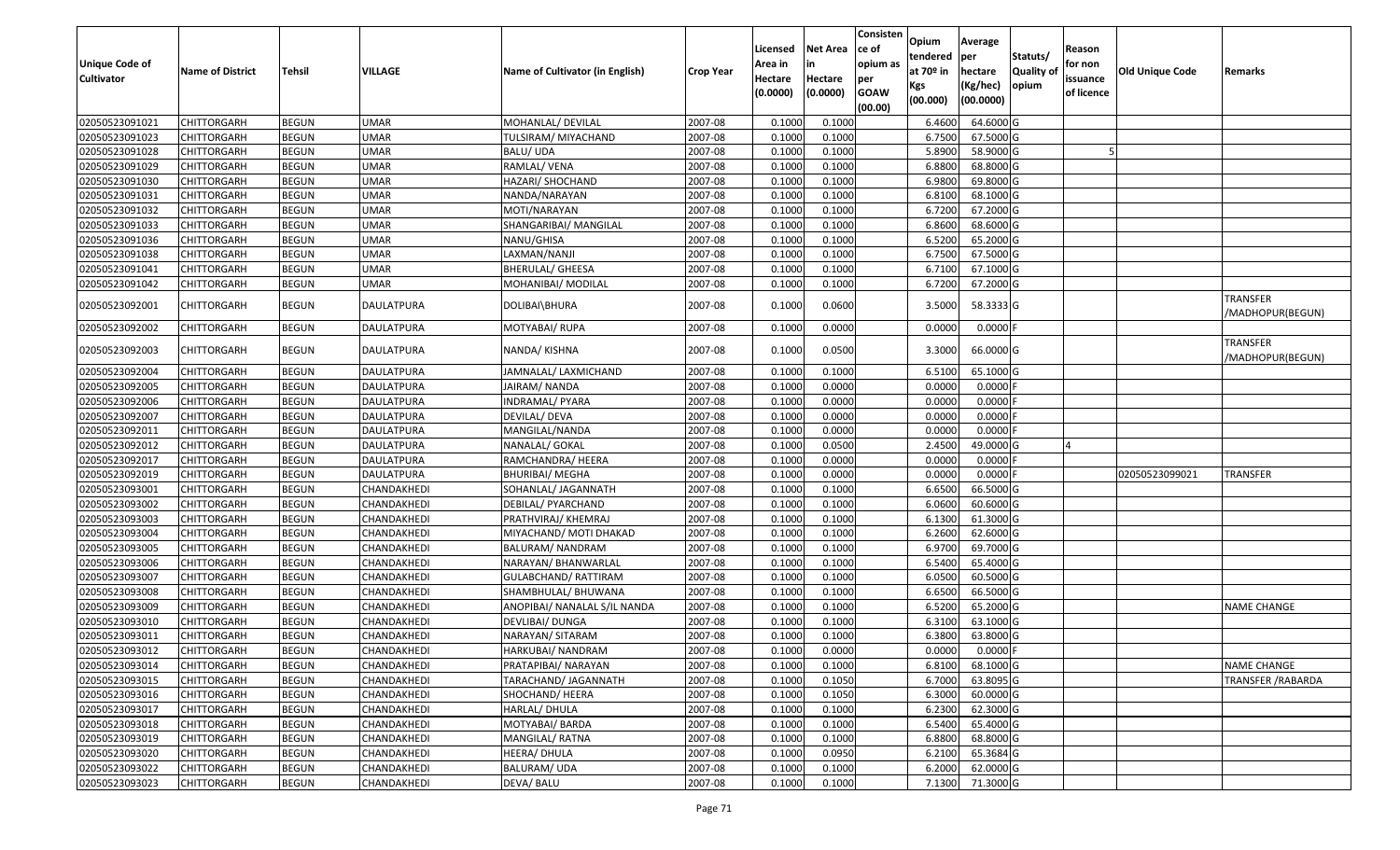| Unique Code of Cultivator | Name of District | Tehsil | VILLAGE | Name of Cultivator (in English) | Crop Year | Licensed Area in Hectare (0.0000) | Net Area in Hectare (0.0000) | Consistence of opium as per GOAW (00.00) | Opium tendered at 70º in Kgs (00.000) | Average per hectare (Kg/hec) (00.0000) | Statuts/ Quality of opium | Reason for non issuance of licence | Old Unique Code | Remarks |
|---|---|---|---|---|---|---|---|---|---|---|---|---|---|---|
| 02050523091021 | CHITTORGARH | BEGUN | UMAR | MOHANLAL/ DEVILAL | 2007-08 | 0.1000 | 0.1000 | | 6.4600 | 64.6000 | G | | | |
| 02050523091023 | CHITTORGARH | BEGUN | UMAR | TULSIRAM/ MIYACHAND | 2007-08 | 0.1000 | 0.1000 | | 6.7500 | 67.5000 | G | | | |
| 02050523091028 | CHITTORGARH | BEGUN | UMAR | BALU/ UDA | 2007-08 | 0.1000 | 0.1000 | | 5.8900 | 58.9000 | G | 5 | | |
| 02050523091029 | CHITTORGARH | BEGUN | UMAR | RAMLAL/ VENA | 2007-08 | 0.1000 | 0.1000 | | 6.8800 | 68.8000 | G | | | |
| 02050523091030 | CHITTORGARH | BEGUN | UMAR | HAZARI/ SHOCHAND | 2007-08 | 0.1000 | 0.1000 | | 6.9800 | 69.8000 | G | | | |
| 02050523091031 | CHITTORGARH | BEGUN | UMAR | NANDA/NARAYAN | 2007-08 | 0.1000 | 0.1000 | | 6.8100 | 68.1000 | G | | | |
| 02050523091032 | CHITTORGARH | BEGUN | UMAR | MOTI/NARAYAN | 2007-08 | 0.1000 | 0.1000 | | 6.7200 | 67.2000 | G | | | |
| 02050523091033 | CHITTORGARH | BEGUN | UMAR | SHANGARIBAI/ MANGILAL | 2007-08 | 0.1000 | 0.1000 | | 6.8600 | 68.6000 | G | | | |
| 02050523091036 | CHITTORGARH | BEGUN | UMAR | NANU/GHISA | 2007-08 | 0.1000 | 0.1000 | | 6.5200 | 65.2000 | G | | | |
| 02050523091038 | CHITTORGARH | BEGUN | UMAR | LAXMAN/NANJI | 2007-08 | 0.1000 | 0.1000 | | 6.7500 | 67.5000 | G | | | |
| 02050523091041 | CHITTORGARH | BEGUN | UMAR | BHERULAL/ GHEESA | 2007-08 | 0.1000 | 0.1000 | | 6.7100 | 67.1000 | G | | | |
| 02050523091042 | CHITTORGARH | BEGUN | UMAR | MOHANIBAI/ MODILAL | 2007-08 | 0.1000 | 0.1000 | | 6.7200 | 67.2000 | G | | | |
| 02050523092001 | CHITTORGARH | BEGUN | DAULATPURA | DOLIBAI\BHURA | 2007-08 | 0.1000 | 0.0600 | | 3.5000 | 58.3333 | G | | | TRANSFER /MADHOPUR(BEGUN) |
| 02050523092002 | CHITTORGARH | BEGUN | DAULATPURA | MOTYABAI/ RUPA | 2007-08 | 0.1000 | 0.0000 | | 0.0000 | 0.0000 | F | | | |
| 02050523092003 | CHITTORGARH | BEGUN | DAULATPURA | NANDA/ KISHNA | 2007-08 | 0.1000 | 0.0500 | | 3.3000 | 66.0000 | G | | | TRANSFER /MADHOPUR(BEGUN) |
| 02050523092004 | CHITTORGARH | BEGUN | DAULATPURA | JAMNALAL/ LAXMICHAND | 2007-08 | 0.1000 | 0.1000 | | 6.5100 | 65.1000 | G | | | |
| 02050523092005 | CHITTORGARH | BEGUN | DAULATPURA | JAIRAM/ NANDA | 2007-08 | 0.1000 | 0.0000 | | 0.0000 | 0.0000 | F | | | |
| 02050523092006 | CHITTORGARH | BEGUN | DAULATPURA | INDRAMAL/ PYARA | 2007-08 | 0.1000 | 0.0000 | | 0.0000 | 0.0000 | F | | | |
| 02050523092007 | CHITTORGARH | BEGUN | DAULATPURA | DEVILAL/ DEVA | 2007-08 | 0.1000 | 0.0000 | | 0.0000 | 0.0000 | F | | | |
| 02050523092011 | CHITTORGARH | BEGUN | DAULATPURA | MANGILAL/NANDA | 2007-08 | 0.1000 | 0.0000 | | 0.0000 | 0.0000 | F | | | |
| 02050523092012 | CHITTORGARH | BEGUN | DAULATPURA | NANALAL/ GOKAL | 2007-08 | 0.1000 | 0.0500 | | 2.4500 | 49.0000 | G | 4 | | |
| 02050523092017 | CHITTORGARH | BEGUN | DAULATPURA | RAMCHANDRA/ HEERA | 2007-08 | 0.1000 | 0.0000 | | 0.0000 | 0.0000 | F | | | |
| 02050523092019 | CHITTORGARH | BEGUN | DAULATPURA | BHURIBAI/ MEGHA | 2007-08 | 0.1000 | 0.0000 | | 0.0000 | 0.0000 | F | | 02050523099021 | TRANSFER |
| 02050523093001 | CHITTORGARH | BEGUN | CHANDAKHEDI | SOHANLAL/ JAGANNATH | 2007-08 | 0.1000 | 0.1000 | | 6.6500 | 66.5000 | G | | | |
| 02050523093002 | CHITTORGARH | BEGUN | CHANDAKHEDI | DEBILAL/ PYARCHAND | 2007-08 | 0.1000 | 0.1000 | | 6.0600 | 60.6000 | G | | | |
| 02050523093003 | CHITTORGARH | BEGUN | CHANDAKHEDI | PRATHVIRAJ/ KHEMRAJ | 2007-08 | 0.1000 | 0.1000 | | 6.1300 | 61.3000 | G | | | |
| 02050523093004 | CHITTORGARH | BEGUN | CHANDAKHEDI | MIYACHAND/ MOTI DHAKAD | 2007-08 | 0.1000 | 0.1000 | | 6.2600 | 62.6000 | G | | | |
| 02050523093005 | CHITTORGARH | BEGUN | CHANDAKHEDI | BALURAM/ NANDRAM | 2007-08 | 0.1000 | 0.1000 | | 6.9700 | 69.7000 | G | | | |
| 02050523093006 | CHITTORGARH | BEGUN | CHANDAKHEDI | NARAYAN/ BHANWARLAL | 2007-08 | 0.1000 | 0.1000 | | 6.5400 | 65.4000 | G | | | |
| 02050523093007 | CHITTORGARH | BEGUN | CHANDAKHEDI | GULABCHAND/ RATTIRAM | 2007-08 | 0.1000 | 0.1000 | | 6.0500 | 60.5000 | G | | | |
| 02050523093008 | CHITTORGARH | BEGUN | CHANDAKHEDI | SHAMBHULAL/ BHUWANA | 2007-08 | 0.1000 | 0.1000 | | 6.6500 | 66.5000 | G | | | |
| 02050523093009 | CHITTORGARH | BEGUN | CHANDAKHEDI | ANOPIBAI/ NANALAL S/IL NANDA | 2007-08 | 0.1000 | 0.1000 | | 6.5200 | 65.2000 | G | | | NAME CHANGE |
| 02050523093010 | CHITTORGARH | BEGUN | CHANDAKHEDI | DEVLIBAI/ DUNGA | 2007-08 | 0.1000 | 0.1000 | | 6.3100 | 63.1000 | G | | | |
| 02050523093011 | CHITTORGARH | BEGUN | CHANDAKHEDI | NARAYAN/ SITARAM | 2007-08 | 0.1000 | 0.1000 | | 6.3800 | 63.8000 | G | | | |
| 02050523093012 | CHITTORGARH | BEGUN | CHANDAKHEDI | HARKUBAI/ NANDRAM | 2007-08 | 0.1000 | 0.0000 | | 0.0000 | 0.0000 | F | | | |
| 02050523093014 | CHITTORGARH | BEGUN | CHANDAKHEDI | PRATAPIBAI/ NARAYAN | 2007-08 | 0.1000 | 0.1000 | | 6.8100 | 68.1000 | G | | | NAME CHANGE |
| 02050523093015 | CHITTORGARH | BEGUN | CHANDAKHEDI | TARACHAND/ JAGANNATH | 2007-08 | 0.1000 | 0.1050 | | 6.7000 | 63.8095 | G | | | TRANSFER /RABARDA |
| 02050523093016 | CHITTORGARH | BEGUN | CHANDAKHEDI | SHOCHAND/ HEERA | 2007-08 | 0.1000 | 0.1050 | | 6.3000 | 60.0000 | G | | | |
| 02050523093017 | CHITTORGARH | BEGUN | CHANDAKHEDI | HARLAL/ DHULA | 2007-08 | 0.1000 | 0.1000 | | 6.2300 | 62.3000 | G | | | |
| 02050523093018 | CHITTORGARH | BEGUN | CHANDAKHEDI | MOTYABAI/ BARDA | 2007-08 | 0.1000 | 0.1000 | | 6.5400 | 65.4000 | G | | | |
| 02050523093019 | CHITTORGARH | BEGUN | CHANDAKHEDI | MANGILAL/ RATNA | 2007-08 | 0.1000 | 0.1000 | | 6.8800 | 68.8000 | G | | | |
| 02050523093020 | CHITTORGARH | BEGUN | CHANDAKHEDI | HEERA/ DHULA | 2007-08 | 0.1000 | 0.0950 | | 6.2100 | 65.3684 | G | | | |
| 02050523093022 | CHITTORGARH | BEGUN | CHANDAKHEDI | BALURAM/ UDA | 2007-08 | 0.1000 | 0.1000 | | 6.2000 | 62.0000 | G | | | |
| 02050523093023 | CHITTORGARH | BEGUN | CHANDAKHEDI | DEVA/ BALU | 2007-08 | 0.1000 | 0.1000 | | 7.1300 | 71.3000 | G | | | |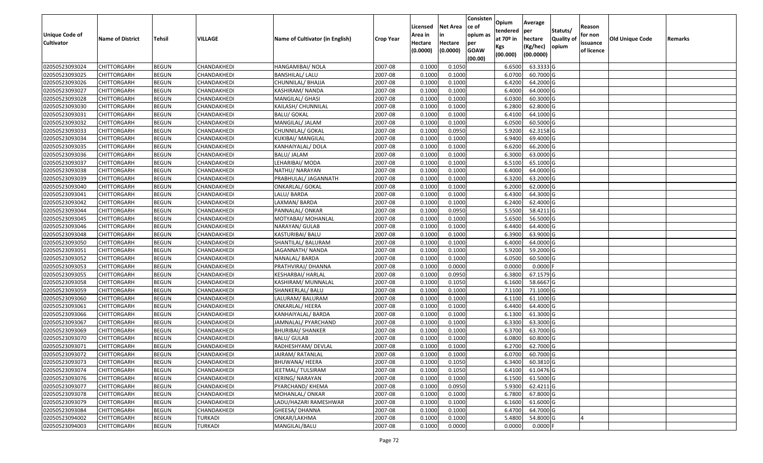| Unique Code of Cultivator | Name of District | Tehsil | VILLAGE | Name of Cultivator (in English) | Crop Year | Licensed Area in Hectare (0.0000) | Net Area in Hectare (0.0000) | Consistence of opium as per GOAW (00.00) | Opium tendered at 70º in Kgs (00.000) | Average per hectare (Kg/hec) (00.0000) | Statuts/ Quality of opium | Reason for non issuance of licence | Old Unique Code | Remarks |
|---|---|---|---|---|---|---|---|---|---|---|---|---|---|---|
| 02050523093024 | CHITTORGARH | BEGUN | CHANDAKHEDI | HANGAMIBAI/ NOLA | 2007-08 | 0.1000 | 0.1050 | | 6.6500 | 63.3333 | G | | | |
| 02050523093025 | CHITTORGARH | BEGUN | CHANDAKHEDI | BANSHILAL/ LALU | 2007-08 | 0.1000 | 0.1000 | | 6.0700 | 60.7000 | G | | | |
| 02050523093026 | CHITTORGARH | BEGUN | CHANDAKHEDI | CHUNNILAL/ BHAJJA | 2007-08 | 0.1000 | 0.1000 | | 6.4200 | 64.2000 | G | | | |
| 02050523093027 | CHITTORGARH | BEGUN | CHANDAKHEDI | KASHIRAM/ NANDA | 2007-08 | 0.1000 | 0.1000 | | 6.4000 | 64.0000 | G | | | |
| 02050523093028 | CHITTORGARH | BEGUN | CHANDAKHEDI | MANGILAL/ GHASI | 2007-08 | 0.1000 | 0.1000 | | 6.0300 | 60.3000 | G | | | |
| 02050523093030 | CHITTORGARH | BEGUN | CHANDAKHEDI | KAILASH/ CHUNNILAL | 2007-08 | 0.1000 | 0.1000 | | 6.2800 | 62.8000 | G | | | |
| 02050523093031 | CHITTORGARH | BEGUN | CHANDAKHEDI | BALU/ GOKAL | 2007-08 | 0.1000 | 0.1000 | | 6.4100 | 64.1000 | G | | | |
| 02050523093032 | CHITTORGARH | BEGUN | CHANDAKHEDI | MANGILAL/ JALAM | 2007-08 | 0.1000 | 0.1000 | | 6.0500 | 60.5000 | G | | | |
| 02050523093033 | CHITTORGARH | BEGUN | CHANDAKHEDI | CHUNNILAL/ GOKAL | 2007-08 | 0.1000 | 0.0950 | | 5.9200 | 62.3158 | G | | | |
| 02050523093034 | CHITTORGARH | BEGUN | CHANDAKHEDI | KUKIBAI/ MANGILAL | 2007-08 | 0.1000 | 0.1000 | | 6.9400 | 69.4000 | G | | | |
| 02050523093035 | CHITTORGARH | BEGUN | CHANDAKHEDI | KANHAIYALAL/ DOLA | 2007-08 | 0.1000 | 0.1000 | | 6.6200 | 66.2000 | G | | | |
| 02050523093036 | CHITTORGARH | BEGUN | CHANDAKHEDI | BALU/ JALAM | 2007-08 | 0.1000 | 0.1000 | | 6.3000 | 63.0000 | G | | | |
| 02050523093037 | CHITTORGARH | BEGUN | CHANDAKHEDI | LEHARIBAI/ MODA | 2007-08 | 0.1000 | 0.1000 | | 6.5100 | 65.1000 | G | | | |
| 02050523093038 | CHITTORGARH | BEGUN | CHANDAKHEDI | NATHU/ NARAYAN | 2007-08 | 0.1000 | 0.1000 | | 6.4000 | 64.0000 | G | | | |
| 02050523093039 | CHITTORGARH | BEGUN | CHANDAKHEDI | PRABHULAL/ JAGANNATH | 2007-08 | 0.1000 | 0.1000 | | 6.3200 | 63.2000 | G | | | |
| 02050523093040 | CHITTORGARH | BEGUN | CHANDAKHEDI | ONKARLAL/ GOKAL | 2007-08 | 0.1000 | 0.1000 | | 6.2000 | 62.0000 | G | | | |
| 02050523093041 | CHITTORGARH | BEGUN | CHANDAKHEDI | LALU/ BARDA | 2007-08 | 0.1000 | 0.1000 | | 6.4300 | 64.3000 | G | | | |
| 02050523093042 | CHITTORGARH | BEGUN | CHANDAKHEDI | LAXMAN/ BARDA | 2007-08 | 0.1000 | 0.1000 | | 6.2400 | 62.4000 | G | | | |
| 02050523093044 | CHITTORGARH | BEGUN | CHANDAKHEDI | PANNALAL/ ONKAR | 2007-08 | 0.1000 | 0.0950 | | 5.5500 | 58.4211 | G | | | |
| 02050523093045 | CHITTORGARH | BEGUN | CHANDAKHEDI | MOTYABAI/ MOHANLAL | 2007-08 | 0.1000 | 0.1000 | | 5.6500 | 56.5000 | G | | | |
| 02050523093046 | CHITTORGARH | BEGUN | CHANDAKHEDI | NARAYAN/ GULAB | 2007-08 | 0.1000 | 0.1000 | | 6.4400 | 64.4000 | G | | | |
| 02050523093048 | CHITTORGARH | BEGUN | CHANDAKHEDI | KASTURIBAI/ BALU | 2007-08 | 0.1000 | 0.1000 | | 6.3900 | 63.9000 | G | | | |
| 02050523093050 | CHITTORGARH | BEGUN | CHANDAKHEDI | SHANTILAL/ BALURAM | 2007-08 | 0.1000 | 0.1000 | | 6.4000 | 64.0000 | G | | | |
| 02050523093051 | CHITTORGARH | BEGUN | CHANDAKHEDI | JAGANNATH/ NANDA | 2007-08 | 0.1000 | 0.1000 | | 5.9200 | 59.2000 | G | | | |
| 02050523093052 | CHITTORGARH | BEGUN | CHANDAKHEDI | NANALAL/ BARDA | 2007-08 | 0.1000 | 0.1000 | | 6.0500 | 60.5000 | G | | | |
| 02050523093053 | CHITTORGARH | BEGUN | CHANDAKHEDI | PRATHVIRAJ/ DHANNA | 2007-08 | 0.1000 | 0.0000 | | 0.0000 | 0.0000 | F | | | |
| 02050523093055 | CHITTORGARH | BEGUN | CHANDAKHEDI | KESHARBAI/ HARLAL | 2007-08 | 0.1000 | 0.0950 | | 6.3800 | 67.1579 | G | | | |
| 02050523093058 | CHITTORGARH | BEGUN | CHANDAKHEDI | KASHIRAM/ MUNNALAL | 2007-08 | 0.1000 | 0.1050 | | 6.1600 | 58.6667 | G | | | |
| 02050523093059 | CHITTORGARH | BEGUN | CHANDAKHEDI | SHANKERLAL/ BALU | 2007-08 | 0.1000 | 0.1000 | | 7.1100 | 71.1000 | G | | | |
| 02050523093060 | CHITTORGARH | BEGUN | CHANDAKHEDI | LALURAM/ BALURAM | 2007-08 | 0.1000 | 0.1000 | | 6.1100 | 61.1000 | G | | | |
| 02050523093061 | CHITTORGARH | BEGUN | CHANDAKHEDI | ONKARLAL/ HEERA | 2007-08 | 0.1000 | 0.1000 | | 6.4400 | 64.4000 | G | | | |
| 02050523093066 | CHITTORGARH | BEGUN | CHANDAKHEDI | KANHAIYALAL/ BARDA | 2007-08 | 0.1000 | 0.1000 | | 6.1300 | 61.3000 | G | | | |
| 02050523093067 | CHITTORGARH | BEGUN | CHANDAKHEDI | JAMNALAL/ PYARCHAND | 2007-08 | 0.1000 | 0.1000 | | 6.3300 | 63.3000 | G | | | |
| 02050523093069 | CHITTORGARH | BEGUN | CHANDAKHEDI | BHURIBAI/ SHANKER | 2007-08 | 0.1000 | 0.1000 | | 6.3700 | 63.7000 | G | | | |
| 02050523093070 | CHITTORGARH | BEGUN | CHANDAKHEDI | BALU/ GULAB | 2007-08 | 0.1000 | 0.1000 | | 6.0800 | 60.8000 | G | | | |
| 02050523093071 | CHITTORGARH | BEGUN | CHANDAKHEDI | RADHESHYAM/ DEVLAL | 2007-08 | 0.1000 | 0.1000 | | 6.2700 | 62.7000 | G | | | |
| 02050523093072 | CHITTORGARH | BEGUN | CHANDAKHEDI | JAIRAM/ RATANLAL | 2007-08 | 0.1000 | 0.1000 | | 6.0700 | 60.7000 | G | | | |
| 02050523093073 | CHITTORGARH | BEGUN | CHANDAKHEDI | BHUWANA/ HEERA | 2007-08 | 0.1000 | 0.1050 | | 6.3400 | 60.3810 | G | | | |
| 02050523093074 | CHITTORGARH | BEGUN | CHANDAKHEDI | JEETMAL/ TULSIRAM | 2007-08 | 0.1000 | 0.1050 | | 6.4100 | 61.0476 | G | | | |
| 02050523093076 | CHITTORGARH | BEGUN | CHANDAKHEDI | KERING/ NARAYAN | 2007-08 | 0.1000 | 0.1000 | | 6.1500 | 61.5000 | G | | | |
| 02050523093077 | CHITTORGARH | BEGUN | CHANDAKHEDI | PYARCHAND/ KHEMA | 2007-08 | 0.1000 | 0.0950 | | 5.9300 | 62.4211 | G | | | |
| 02050523093078 | CHITTORGARH | BEGUN | CHANDAKHEDI | MOHANLAL/ ONKAR | 2007-08 | 0.1000 | 0.1000 | | 6.7800 | 67.8000 | G | | | |
| 02050523093079 | CHITTORGARH | BEGUN | CHANDAKHEDI | LADU/HAZARI RAMESHWAR | 2007-08 | 0.1000 | 0.1000 | | 6.1600 | 61.6000 | G | | | |
| 02050523093084 | CHITTORGARH | BEGUN | CHANDAKHEDI | GHEESA/ DHANNA | 2007-08 | 0.1000 | 0.1000 | | 6.4700 | 64.7000 | G | | | |
| 02050523094002 | CHITTORGARH | BEGUN | TURKADI | ONKAR/LAKHMA | 2007-08 | 0.1000 | 0.1000 | | 5.4800 | 54.8000 | G | 4 | | |
| 02050523094003 | CHITTORGARH | BEGUN | TURKADI | MANGILAL/BALU | 2007-08 | 0.1000 | 0.0000 | | 0.0000 | 0.0000 | F | | | |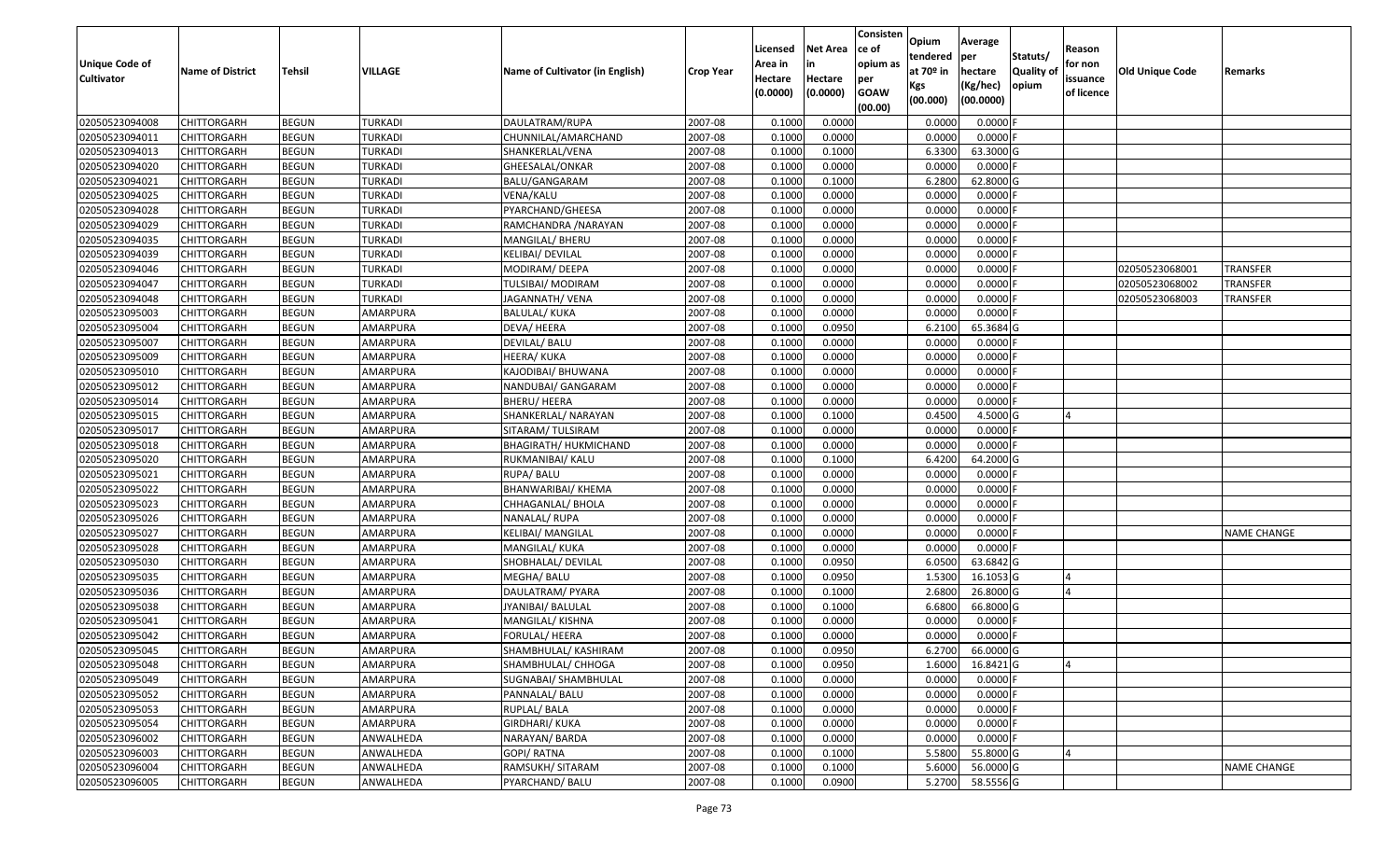| Unique Code of Cultivator | Name of District | Tehsil | VILLAGE | Name of Cultivator (in English) | Crop Year | Licensed Area in Hectare (0.0000) | Net Area in Hectare (0.0000) | Consistence of opium as per GOAW (00.00) | Opium tendered at 70º in Kgs (00.000) | Average per hectare (Kg/hec) (00.0000) | Statuts/ Quality of opium | Reason for non issuance of licence | Old Unique Code | Remarks |
|---|---|---|---|---|---|---|---|---|---|---|---|---|---|---|
| 02050523094008 | CHITTORGARH | BEGUN | TURKADI | DAULATRAM/RUPA | 2007-08 | 0.1000 | 0.0000 | | 0.0000 | 0.0000 | F | | | |
| 02050523094011 | CHITTORGARH | BEGUN | TURKADI | CHUNNILAL/AMARCHAND | 2007-08 | 0.1000 | 0.0000 | | 0.0000 | 0.0000 | F | | | |
| 02050523094013 | CHITTORGARH | BEGUN | TURKADI | SHANKERLAL/VENA | 2007-08 | 0.1000 | 0.1000 | | 6.3300 | 63.3000 | G | | | |
| 02050523094020 | CHITTORGARH | BEGUN | TURKADI | GHEESALAL/ONKAR | 2007-08 | 0.1000 | 0.0000 | | 0.0000 | 0.0000 | F | | | |
| 02050523094021 | CHITTORGARH | BEGUN | TURKADI | BALU/GANGARAM | 2007-08 | 0.1000 | 0.1000 | | 6.2800 | 62.8000 | G | | | |
| 02050523094025 | CHITTORGARH | BEGUN | TURKADI | VENA/KALU | 2007-08 | 0.1000 | 0.0000 | | 0.0000 | 0.0000 | F | | | |
| 02050523094028 | CHITTORGARH | BEGUN | TURKADI | PYARCHAND/GHEESA | 2007-08 | 0.1000 | 0.0000 | | 0.0000 | 0.0000 | F | | | |
| 02050523094029 | CHITTORGARH | BEGUN | TURKADI | RAMCHANDRA /NARAYAN | 2007-08 | 0.1000 | 0.0000 | | 0.0000 | 0.0000 | F | | | |
| 02050523094035 | CHITTORGARH | BEGUN | TURKADI | MANGILAL/ BHERU | 2007-08 | 0.1000 | 0.0000 | | 0.0000 | 0.0000 | F | | | |
| 02050523094039 | CHITTORGARH | BEGUN | TURKADI | KELIBAI/ DEVILAL | 2007-08 | 0.1000 | 0.0000 | | 0.0000 | 0.0000 | F | | | |
| 02050523094046 | CHITTORGARH | BEGUN | TURKADI | MODIRAM/ DEEPA | 2007-08 | 0.1000 | 0.0000 | | 0.0000 | 0.0000 | F | | 02050523068001 | TRANSFER |
| 02050523094047 | CHITTORGARH | BEGUN | TURKADI | TULSIBAI/ MODIRAM | 2007-08 | 0.1000 | 0.0000 | | 0.0000 | 0.0000 | F | | 02050523068002 | TRANSFER |
| 02050523094048 | CHITTORGARH | BEGUN | TURKADI | JAGANNATH/ VENA | 2007-08 | 0.1000 | 0.0000 | | 0.0000 | 0.0000 | F | | 02050523068003 | TRANSFER |
| 02050523095003 | CHITTORGARH | BEGUN | AMARPURA | BALULAL/ KUKA | 2007-08 | 0.1000 | 0.0000 | | 0.0000 | 0.0000 | F | | | |
| 02050523095004 | CHITTORGARH | BEGUN | AMARPURA | DEVA/ HEERA | 2007-08 | 0.1000 | 0.0950 | | 6.2100 | 65.3684 | G | | | |
| 02050523095007 | CHITTORGARH | BEGUN | AMARPURA | DEVILAL/ BALU | 2007-08 | 0.1000 | 0.0000 | | 0.0000 | 0.0000 | F | | | |
| 02050523095009 | CHITTORGARH | BEGUN | AMARPURA | HEERA/ KUKA | 2007-08 | 0.1000 | 0.0000 | | 0.0000 | 0.0000 | F | | | |
| 02050523095010 | CHITTORGARH | BEGUN | AMARPURA | KAJODIBAI/ BHUWANA | 2007-08 | 0.1000 | 0.0000 | | 0.0000 | 0.0000 | F | | | |
| 02050523095012 | CHITTORGARH | BEGUN | AMARPURA | NANDUBAI/ GANGARAM | 2007-08 | 0.1000 | 0.0000 | | 0.0000 | 0.0000 | F | | | |
| 02050523095014 | CHITTORGARH | BEGUN | AMARPURA | BHERU/ HEERA | 2007-08 | 0.1000 | 0.0000 | | 0.0000 | 0.0000 | F | | | |
| 02050523095015 | CHITTORGARH | BEGUN | AMARPURA | SHANKERLAL/ NARAYAN | 2007-08 | 0.1000 | 0.1000 | | 0.4500 | 4.5000 | G | 4 | | |
| 02050523095017 | CHITTORGARH | BEGUN | AMARPURA | SITARAM/ TULSIRAM | 2007-08 | 0.1000 | 0.0000 | | 0.0000 | 0.0000 | F | | | |
| 02050523095018 | CHITTORGARH | BEGUN | AMARPURA | BHAGIRATH/ HUKMICHAND | 2007-08 | 0.1000 | 0.0000 | | 0.0000 | 0.0000 | F | | | |
| 02050523095020 | CHITTORGARH | BEGUN | AMARPURA | RUKMANIBAI/ KALU | 2007-08 | 0.1000 | 0.1000 | | 6.4200 | 64.2000 | G | | | |
| 02050523095021 | CHITTORGARH | BEGUN | AMARPURA | RUPA/ BALU | 2007-08 | 0.1000 | 0.0000 | | 0.0000 | 0.0000 | F | | | |
| 02050523095022 | CHITTORGARH | BEGUN | AMARPURA | BHANWARIBAI/ KHEMA | 2007-08 | 0.1000 | 0.0000 | | 0.0000 | 0.0000 | F | | | |
| 02050523095023 | CHITTORGARH | BEGUN | AMARPURA | CHHAGANLAL/ BHOLA | 2007-08 | 0.1000 | 0.0000 | | 0.0000 | 0.0000 | F | | | |
| 02050523095026 | CHITTORGARH | BEGUN | AMARPURA | NANALAL/ RUPA | 2007-08 | 0.1000 | 0.0000 | | 0.0000 | 0.0000 | F | | | |
| 02050523095027 | CHITTORGARH | BEGUN | AMARPURA | KELIBAI/ MANGILAL | 2007-08 | 0.1000 | 0.0000 | | 0.0000 | 0.0000 | F | | | NAME CHANGE |
| 02050523095028 | CHITTORGARH | BEGUN | AMARPURA | MANGILAL/ KUKA | 2007-08 | 0.1000 | 0.0000 | | 0.0000 | 0.0000 | F | | | |
| 02050523095030 | CHITTORGARH | BEGUN | AMARPURA | SHOBHALAL/ DEVILAL | 2007-08 | 0.1000 | 0.0950 | | 6.0500 | 63.6842 | G | | | |
| 02050523095035 | CHITTORGARH | BEGUN | AMARPURA | MEGHA/ BALU | 2007-08 | 0.1000 | 0.0950 | | 1.5300 | 16.1053 | G | 4 | | |
| 02050523095036 | CHITTORGARH | BEGUN | AMARPURA | DAULATRAM/ PYARA | 2007-08 | 0.1000 | 0.1000 | | 2.6800 | 26.8000 | G | 4 | | |
| 02050523095038 | CHITTORGARH | BEGUN | AMARPURA | JYANIBAI/ BALULAL | 2007-08 | 0.1000 | 0.1000 | | 6.6800 | 66.8000 | G | | | |
| 02050523095041 | CHITTORGARH | BEGUN | AMARPURA | MANGILAL/ KISHNA | 2007-08 | 0.1000 | 0.0000 | | 0.0000 | 0.0000 | F | | | |
| 02050523095042 | CHITTORGARH | BEGUN | AMARPURA | FORULAL/ HEERA | 2007-08 | 0.1000 | 0.0000 | | 0.0000 | 0.0000 | F | | | |
| 02050523095045 | CHITTORGARH | BEGUN | AMARPURA | SHAMBHULAL/ KASHIRAM | 2007-08 | 0.1000 | 0.0950 | | 6.2700 | 66.0000 | G | | | |
| 02050523095048 | CHITTORGARH | BEGUN | AMARPURA | SHAMBHULAL/ CHHOGA | 2007-08 | 0.1000 | 0.0950 | | 1.6000 | 16.8421 | G | 4 | | |
| 02050523095049 | CHITTORGARH | BEGUN | AMARPURA | SUGNABAI/ SHAMBHULAL | 2007-08 | 0.1000 | 0.0000 | | 0.0000 | 0.0000 | F | | | |
| 02050523095052 | CHITTORGARH | BEGUN | AMARPURA | PANNALAL/ BALU | 2007-08 | 0.1000 | 0.0000 | | 0.0000 | 0.0000 | F | | | |
| 02050523095053 | CHITTORGARH | BEGUN | AMARPURA | RUPLAL/ BALA | 2007-08 | 0.1000 | 0.0000 | | 0.0000 | 0.0000 | F | | | |
| 02050523095054 | CHITTORGARH | BEGUN | AMARPURA | GIRDHARI/ KUKA | 2007-08 | 0.1000 | 0.0000 | | 0.0000 | 0.0000 | F | | | |
| 02050523096002 | CHITTORGARH | BEGUN | ANWALHEDA | NARAYAN/ BARDA | 2007-08 | 0.1000 | 0.0000 | | 0.0000 | 0.0000 | F | | | |
| 02050523096003 | CHITTORGARH | BEGUN | ANWALHEDA | GOPI/ RATNA | 2007-08 | 0.1000 | 0.1000 | | 5.5800 | 55.8000 | G | 4 | | |
| 02050523096004 | CHITTORGARH | BEGUN | ANWALHEDA | RAMSUKH/ SITARAM | 2007-08 | 0.1000 | 0.1000 | | 5.6000 | 56.0000 | G | | | NAME CHANGE |
| 02050523096005 | CHITTORGARH | BEGUN | ANWALHEDA | PYARCHAND/ BALU | 2007-08 | 0.1000 | 0.0900 | | 5.2700 | 58.5556 | G | | | |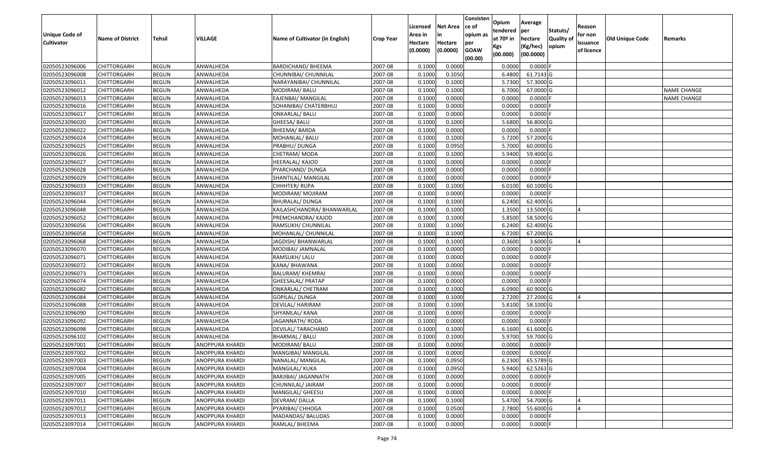| Unique Code of Cultivator | Name of District | Tehsil | VILLAGE | Name of Cultivator (in English) | Crop Year | Licensed Area in Hectare (0.0000) | Net Area in Hectare (0.0000) | Consistence of opium as per GOAW (00.00) | Opium tendered at 70º in Kgs (00.000) | Average per hectare (Kg/hec) (00.0000) | Statuts/ Quality of opium | Reason for non issuance of licence | Old Unique Code | Remarks |
|---|---|---|---|---|---|---|---|---|---|---|---|---|---|---|
| 02050523096006 | CHITTORGARH | BEGUN | ANWALHEDA | BARDICHAND/ BHEEMA | 2007-08 | 0.1000 | 0.0000 | | 0.0000 | 0.0000 | F | | | |
| 02050523096008 | CHITTORGARH | BEGUN | ANWALHEDA | CHUNNIBAI/ CHUNNILAL | 2007-08 | 0.1000 | 0.1050 | | 6.4800 | 61.7143 | G | | | |
| 02050523096011 | CHITTORGARH | BEGUN | ANWALHEDA | NARAYANIBAI/ CHUNNILAL | 2007-08 | 0.1000 | 0.1000 | | 5.7300 | 57.3000 | G | | | |
| 02050523096012 | CHITTORGARH | BEGUN | ANWALHEDA | MODIRAM/ BALU | 2007-08 | 0.1000 | 0.1000 | | 6.7000 | 67.0000 | G | | | NAME CHANGE |
| 02050523096013 | CHITTORGARH | BEGUN | ANWALHEDA | EAJENBAI/ MANGILAL | 2007-08 | 0.1000 | 0.0000 | | 0.0000 | 0.0000 | F | | | NAME CHANGE |
| 02050523096016 | CHITTORGARH | BEGUN | ANWALHEDA | SOHANIBAI/ CHATERBHUJ | 2007-08 | 0.1000 | 0.0000 | | 0.0000 | 0.0000 | F | | | |
| 02050523096017 | CHITTORGARH | BEGUN | ANWALHEDA | ONKARLAL/ BALU | 2007-08 | 0.1000 | 0.0000 | | 0.0000 | 0.0000 | F | | | |
| 02050523096020 | CHITTORGARH | BEGUN | ANWALHEDA | GHEESA/ BALU | 2007-08 | 0.1000 | 0.1000 | | 5.6800 | 56.8000 | G | | | |
| 02050523096022 | CHITTORGARH | BEGUN | ANWALHEDA | BHEEMA/ BARDA | 2007-08 | 0.1000 | 0.0000 | | 0.0000 | 0.0000 | F | | | |
| 02050523096024 | CHITTORGARH | BEGUN | ANWALHEDA | MOHANLAL/ BALU | 2007-08 | 0.1000 | 0.1000 | | 5.7200 | 57.2000 | G | | | |
| 02050523096025 | CHITTORGARH | BEGUN | ANWALHEDA | PRABHU/ DUNGA | 2007-08 | 0.1000 | 0.0950 | | 5.7000 | 60.0000 | G | | | |
| 02050523096026 | CHITTORGARH | BEGUN | ANWALHEDA | CHETRAM/ MODA | 2007-08 | 0.1000 | 0.1000 | | 5.9400 | 59.4000 | G | | | |
| 02050523096027 | CHITTORGARH | BEGUN | ANWALHEDA | HEERALAL/ KAJOD | 2007-08 | 0.1000 | 0.0000 | | 0.0000 | 0.0000 | F | | | |
| 02050523096028 | CHITTORGARH | BEGUN | ANWALHEDA | PYARCHAND/ DUNGA | 2007-08 | 0.1000 | 0.0000 | | 0.0000 | 0.0000 | F | | | |
| 02050523096029 | CHITTORGARH | BEGUN | ANWALHEDA | SHANTILAL/ MANGILAL | 2007-08 | 0.1000 | 0.0000 | | 0.0000 | 0.0000 | F | | | |
| 02050523096033 | CHITTORGARH | BEGUN | ANWALHEDA | CHHHTER/ RUPA | 2007-08 | 0.1000 | 0.1000 | | 6.0100 | 60.1000 | G | | | |
| 02050523096037 | CHITTORGARH | BEGUN | ANWALHEDA | MODIRAM/ MOJIRAM | 2007-08 | 0.1000 | 0.0000 | | 0.0000 | 0.0000 | F | | | |
| 02050523096044 | CHITTORGARH | BEGUN | ANWALHEDA | BHURALAL/ DUNGA | 2007-08 | 0.1000 | 0.1000 | | 6.2400 | 62.4000 | G | | | |
| 02050523096048 | CHITTORGARH | BEGUN | ANWALHEDA | KAILASHCHANDRA/ BHANWARLAL | 2007-08 | 0.1000 | 0.1000 | | 1.3500 | 13.5000 | G | 4 | | |
| 02050523096052 | CHITTORGARH | BEGUN | ANWALHEDA | PREMCHANDRA/ KAJOD | 2007-08 | 0.1000 | 0.1000 | | 5.8500 | 58.5000 | G | | | |
| 02050523096056 | CHITTORGARH | BEGUN | ANWALHEDA | RAMSUKH/ CHUNNILAL | 2007-08 | 0.1000 | 0.1000 | | 6.2400 | 62.4000 | G | | | |
| 02050523096058 | CHITTORGARH | BEGUN | ANWALHEDA | MOHANLAL/ CHUNNILAL | 2007-08 | 0.1000 | 0.1000 | | 6.7200 | 67.2000 | G | | | |
| 02050523096068 | CHITTORGARH | BEGUN | ANWALHEDA | JAGDISH/ BHANWARLAL | 2007-08 | 0.1000 | 0.1000 | | 0.3600 | 3.6000 | G | 4 | | |
| 02050523096070 | CHITTORGARH | BEGUN | ANWALHEDA | MODIBAI/ JAMNALAL | 2007-08 | 0.1000 | 0.0000 | | 0.0000 | 0.0000 | F | | | |
| 02050523096071 | CHITTORGARH | BEGUN | ANWALHEDA | RAMSUKH/ LALU | 2007-08 | 0.1000 | 0.0000 | | 0.0000 | 0.0000 | F | | | |
| 02050523096072 | CHITTORGARH | BEGUN | ANWALHEDA | KANA/ BHAWANA | 2007-08 | 0.1000 | 0.0000 | | 0.0000 | 0.0000 | F | | | |
| 02050523096073 | CHITTORGARH | BEGUN | ANWALHEDA | BALURAM/ KHEMRAJ | 2007-08 | 0.1000 | 0.0000 | | 0.0000 | 0.0000 | F | | | |
| 02050523096074 | CHITTORGARH | BEGUN | ANWALHEDA | GHEESALAL/ PRATAP | 2007-08 | 0.1000 | 0.0000 | | 0.0000 | 0.0000 | F | | | |
| 02050523096082 | CHITTORGARH | BEGUN | ANWALHEDA | ONKARLAL/ CHETRAM | 2007-08 | 0.1000 | 0.1000 | | 6.0900 | 60.9000 | G | | | |
| 02050523096084 | CHITTORGARH | BEGUN | ANWALHEDA | GOPILAL/ DUNGA | 2007-08 | 0.1000 | 0.1000 | | 2.7200 | 27.2000 | G | 4 | | |
| 02050523096088 | CHITTORGARH | BEGUN | ANWALHEDA | DEVILAL/ HARIRAM | 2007-08 | 0.1000 | 0.1000 | | 5.8100 | 58.1000 | G | | | |
| 02050523096090 | CHITTORGARH | BEGUN | ANWALHEDA | SHYAMLAL/ KANA | 2007-08 | 0.1000 | 0.0000 | | 0.0000 | 0.0000 | F | | | |
| 02050523096092 | CHITTORGARH | BEGUN | ANWALHEDA | JAGANNATH/ RODA | 2007-08 | 0.1000 | 0.0000 | | 0.0000 | 0.0000 | F | | | |
| 02050523096098 | CHITTORGARH | BEGUN | ANWALHEDA | DEVILAL/ TARACHAND | 2007-08 | 0.1000 | 0.1000 | | 6.1600 | 61.6000 | G | | | |
| 02050523096102 | CHITTORGARH | BEGUN | ANWALHEDA | BHARMAL / BALU | 2007-08 | 0.1000 | 0.1000 | | 5.9700 | 59.7000 | G | | | |
| 02050523097001 | CHITTORGARH | BEGUN | ANOPPURA KHARDI | MODIRAM/ BALU | 2007-08 | 0.1000 | 0.0000 | | 0.0000 | 0.0000 | F | | | |
| 02050523097002 | CHITTORGARH | BEGUN | ANOPPURA KHARDI | MANGIBAI/ MANGILAL | 2007-08 | 0.1000 | 0.0000 | | 0.0000 | 0.0000 | F | | | |
| 02050523097003 | CHITTORGARH | BEGUN | ANOPPURA KHARDI | NANALAL/ MANGILAL | 2007-08 | 0.1000 | 0.0950 | | 6.2300 | 65.5789 | G | | | |
| 02050523097004 | CHITTORGARH | BEGUN | ANOPPURA KHARDI | MANGILAL/ KUKA | 2007-08 | 0.1000 | 0.0950 | | 5.9400 | 62.5263 | G | | | |
| 02050523097005 | CHITTORGARH | BEGUN | ANOPPURA KHARDI | BARJIBAI/ JAGANNATH | 2007-08 | 0.1000 | 0.0000 | | 0.0000 | 0.0000 | F | | | |
| 02050523097007 | CHITTORGARH | BEGUN | ANOPPURA KHARDI | CHUNNILAL/ JAIRAM | 2007-08 | 0.1000 | 0.0000 | | 0.0000 | 0.0000 | F | | | |
| 02050523097010 | CHITTORGARH | BEGUN | ANOPPURA KHARDI | MANGILAL/ GHEESU | 2007-08 | 0.1000 | 0.0000 | | 0.0000 | 0.0000 | F | | | |
| 02050523097011 | CHITTORGARH | BEGUN | ANOPPURA KHARDI | DEVRAM/ DALLA | 2007-08 | 0.1000 | 0.1000 | | 5.4700 | 54.7000 | G | 4 | | |
| 02050523097012 | CHITTORGARH | BEGUN | ANOPPURA KHARDI | PYARIBAI/ CHHOGA | 2007-08 | 0.1000 | 0.0500 | | 2.7800 | 55.6000 | G | 4 | | |
| 02050523097013 | CHITTORGARH | BEGUN | ANOPPURA KHARDI | MADANDAS/ BALUDAS | 2007-08 | 0.1000 | 0.0000 | | 0.0000 | 0.0000 | F | | | |
| 02050523097014 | CHITTORGARH | BEGUN | ANOPPURA KHARDI | RAMLAL/ BHEEMA | 2007-08 | 0.1000 | 0.0000 | | 0.0000 | 0.0000 | F | | | |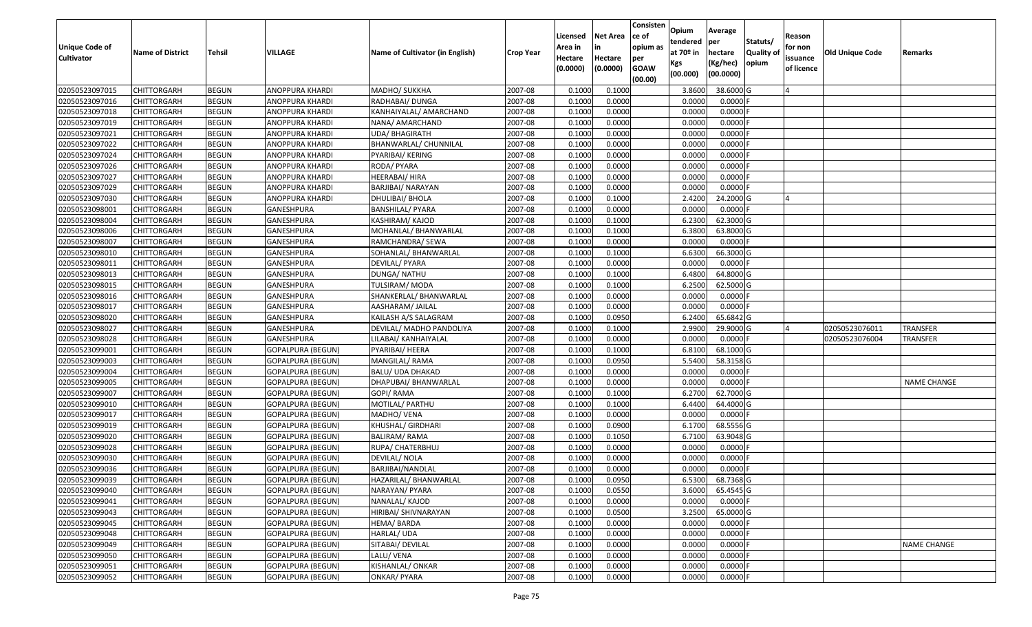| Unique Code of Cultivator | Name of District | Tehsil | VILLAGE | Name of Cultivator (in English) | Crop Year | Licensed Area in Hectare (0.0000) | Net Area in Hectare (0.0000) | Consistence of opium as per GOAW (00.00) | Opium tendered at 70º in Kgs (00.000) | Average per hectare (Kg/hec) (00.0000) | Statuts/ Quality of opium | Reason for non issuance of licence | Old Unique Code | Remarks |
|---|---|---|---|---|---|---|---|---|---|---|---|---|---|---|
| 02050523097015 | CHITTORGARH | BEGUN | ANOPPURA KHARDI | MADHO/ SUKKHA | 2007-08 | 0.1000 | 0.1000 | | 3.8600 | 38.6000 | G | 4 | | |
| 02050523097016 | CHITTORGARH | BEGUN | ANOPPURA KHARDI | RADHABAI/ DUNGA | 2007-08 | 0.1000 | 0.0000 | | 0.0000 | 0.0000 | F | | | |
| 02050523097018 | CHITTORGARH | BEGUN | ANOPPURA KHARDI | KANHAIYALAL/ AMARCHAND | 2007-08 | 0.1000 | 0.0000 | | 0.0000 | 0.0000 | F | | | |
| 02050523097019 | CHITTORGARH | BEGUN | ANOPPURA KHARDI | NANA/ AMARCHAND | 2007-08 | 0.1000 | 0.0000 | | 0.0000 | 0.0000 | F | | | |
| 02050523097021 | CHITTORGARH | BEGUN | ANOPPURA KHARDI | UDA/ BHAGIRATH | 2007-08 | 0.1000 | 0.0000 | | 0.0000 | 0.0000 | F | | | |
| 02050523097022 | CHITTORGARH | BEGUN | ANOPPURA KHARDI | BHANWARLAL/ CHUNNILAL | 2007-08 | 0.1000 | 0.0000 | | 0.0000 | 0.0000 | F | | | |
| 02050523097024 | CHITTORGARH | BEGUN | ANOPPURA KHARDI | PYARIBAI/ KERING | 2007-08 | 0.1000 | 0.0000 | | 0.0000 | 0.0000 | F | | | |
| 02050523097026 | CHITTORGARH | BEGUN | ANOPPURA KHARDI | RODA/ PYARA | 2007-08 | 0.1000 | 0.0000 | | 0.0000 | 0.0000 | F | | | |
| 02050523097027 | CHITTORGARH | BEGUN | ANOPPURA KHARDI | HEERABAI/ HIRA | 2007-08 | 0.1000 | 0.0000 | | 0.0000 | 0.0000 | F | | | |
| 02050523097029 | CHITTORGARH | BEGUN | ANOPPURA KHARDI | BARJIBAI/ NARAYAN | 2007-08 | 0.1000 | 0.0000 | | 0.0000 | 0.0000 | F | | | |
| 02050523097030 | CHITTORGARH | BEGUN | ANOPPURA KHARDI | DHULIBAI/ BHOLA | 2007-08 | 0.1000 | 0.1000 | | 2.4200 | 24.2000 | G | 4 | | |
| 02050523098001 | CHITTORGARH | BEGUN | GANESHPURA | BANSHILAL/ PYARA | 2007-08 | 0.1000 | 0.0000 | | 0.0000 | 0.0000 | F | | | |
| 02050523098004 | CHITTORGARH | BEGUN | GANESHPURA | KASHIRAM/ KAJOD | 2007-08 | 0.1000 | 0.1000 | | 6.2300 | 62.3000 | G | | | |
| 02050523098006 | CHITTORGARH | BEGUN | GANESHPURA | MOHANLAL/ BHANWARLAL | 2007-08 | 0.1000 | 0.1000 | | 6.3800 | 63.8000 | G | | | |
| 02050523098007 | CHITTORGARH | BEGUN | GANESHPURA | RAMCHANDRA/ SEWA | 2007-08 | 0.1000 | 0.0000 | | 0.0000 | 0.0000 | F | | | |
| 02050523098010 | CHITTORGARH | BEGUN | GANESHPURA | SOHANLAL/ BHANWARLAL | 2007-08 | 0.1000 | 0.1000 | | 6.6300 | 66.3000 | G | | | |
| 02050523098011 | CHITTORGARH | BEGUN | GANESHPURA | DEVILAL/ PYARA | 2007-08 | 0.1000 | 0.0000 | | 0.0000 | 0.0000 | F | | | |
| 02050523098013 | CHITTORGARH | BEGUN | GANESHPURA | DUNGA/ NATHU | 2007-08 | 0.1000 | 0.1000 | | 6.4800 | 64.8000 | G | | | |
| 02050523098015 | CHITTORGARH | BEGUN | GANESHPURA | TULSIRAM/ MODA | 2007-08 | 0.1000 | 0.1000 | | 6.2500 | 62.5000 | G | | | |
| 02050523098016 | CHITTORGARH | BEGUN | GANESHPURA | SHANKERLAL/ BHANWARLAL | 2007-08 | 0.1000 | 0.0000 | | 0.0000 | 0.0000 | F | | | |
| 02050523098017 | CHITTORGARH | BEGUN | GANESHPURA | AASHARAM/ JAILAL | 2007-08 | 0.1000 | 0.0000 | | 0.0000 | 0.0000 | F | | | |
| 02050523098020 | CHITTORGARH | BEGUN | GANESHPURA | KAILASH A/S SALAGRAM | 2007-08 | 0.1000 | 0.0950 | | 6.2400 | 65.6842 | G | | | |
| 02050523098027 | CHITTORGARH | BEGUN | GANESHPURA | DEVILAL/ MADHO PANDOLIYA | 2007-08 | 0.1000 | 0.1000 | | 2.9900 | 29.9000 | G | 4 | 02050523076011 | TRANSFER |
| 02050523098028 | CHITTORGARH | BEGUN | GANESHPURA | LILABAI/ KANHAIYALAL | 2007-08 | 0.1000 | 0.0000 | | 0.0000 | 0.0000 | F | | 02050523076004 | TRANSFER |
| 02050523099001 | CHITTORGARH | BEGUN | GOPALPURA (BEGUN) | PYARIBAI/ HEERA | 2007-08 | 0.1000 | 0.1000 | | 6.8100 | 68.1000 | G | | | |
| 02050523099003 | CHITTORGARH | BEGUN | GOPALPURA (BEGUN) | MANGILAL/ RAMA | 2007-08 | 0.1000 | 0.0950 | | 5.5400 | 58.3158 | G | | | |
| 02050523099004 | CHITTORGARH | BEGUN | GOPALPURA (BEGUN) | BALU/ UDA DHAKAD | 2007-08 | 0.1000 | 0.0000 | | 0.0000 | 0.0000 | F | | | |
| 02050523099005 | CHITTORGARH | BEGUN | GOPALPURA (BEGUN) | DHAPUBAI/ BHANWARLAL | 2007-08 | 0.1000 | 0.0000 | | 0.0000 | 0.0000 | F | | | NAME CHANGE |
| 02050523099007 | CHITTORGARH | BEGUN | GOPALPURA (BEGUN) | GOPI/ RAMA | 2007-08 | 0.1000 | 0.1000 | | 6.2700 | 62.7000 | G | | | |
| 02050523099010 | CHITTORGARH | BEGUN | GOPALPURA (BEGUN) | MOTILAL/ PARTHU | 2007-08 | 0.1000 | 0.1000 | | 6.4400 | 64.4000 | G | | | |
| 02050523099017 | CHITTORGARH | BEGUN | GOPALPURA (BEGUN) | MADHO/ VENA | 2007-08 | 0.1000 | 0.0000 | | 0.0000 | 0.0000 | F | | | |
| 02050523099019 | CHITTORGARH | BEGUN | GOPALPURA (BEGUN) | KHUSHAL/ GIRDHARI | 2007-08 | 0.1000 | 0.0900 | | 6.1700 | 68.5556 | G | | | |
| 02050523099020 | CHITTORGARH | BEGUN | GOPALPURA (BEGUN) | BALIRAM/ RAMA | 2007-08 | 0.1000 | 0.1050 | | 6.7100 | 63.9048 | G | | | |
| 02050523099028 | CHITTORGARH | BEGUN | GOPALPURA (BEGUN) | RUPA/ CHATERBHUJ | 2007-08 | 0.1000 | 0.0000 | | 0.0000 | 0.0000 | F | | | |
| 02050523099030 | CHITTORGARH | BEGUN | GOPALPURA (BEGUN) | DEVILAL/ NOLA | 2007-08 | 0.1000 | 0.0000 | | 0.0000 | 0.0000 | F | | | |
| 02050523099036 | CHITTORGARH | BEGUN | GOPALPURA (BEGUN) | BARJIBAI/NANDLAL | 2007-08 | 0.1000 | 0.0000 | | 0.0000 | 0.0000 | F | | | |
| 02050523099039 | CHITTORGARH | BEGUN | GOPALPURA (BEGUN) | HAZARILAL/ BHANWARLAL | 2007-08 | 0.1000 | 0.0950 | | 6.5300 | 68.7368 | G | | | |
| 02050523099040 | CHITTORGARH | BEGUN | GOPALPURA (BEGUN) | NARAYAN/ PYARA | 2007-08 | 0.1000 | 0.0550 | | 3.6000 | 65.4545 | G | | | |
| 02050523099041 | CHITTORGARH | BEGUN | GOPALPURA (BEGUN) | NANALAL/ KAJOD | 2007-08 | 0.1000 | 0.0000 | | 0.0000 | 0.0000 | F | | | |
| 02050523099043 | CHITTORGARH | BEGUN | GOPALPURA (BEGUN) | HIRIBAI/ SHIVNARAYAN | 2007-08 | 0.1000 | 0.0500 | | 3.2500 | 65.0000 | G | | | |
| 02050523099045 | CHITTORGARH | BEGUN | GOPALPURA (BEGUN) | HEMA/ BARDA | 2007-08 | 0.1000 | 0.0000 | | 0.0000 | 0.0000 | F | | | |
| 02050523099048 | CHITTORGARH | BEGUN | GOPALPURA (BEGUN) | HARLAL/ UDA | 2007-08 | 0.1000 | 0.0000 | | 0.0000 | 0.0000 | F | | | |
| 02050523099049 | CHITTORGARH | BEGUN | GOPALPURA (BEGUN) | SITABAI/ DEVILAL | 2007-08 | 0.1000 | 0.0000 | | 0.0000 | 0.0000 | F | | | NAME CHANGE |
| 02050523099050 | CHITTORGARH | BEGUN | GOPALPURA (BEGUN) | LALU/ VENA | 2007-08 | 0.1000 | 0.0000 | | 0.0000 | 0.0000 | F | | | |
| 02050523099051 | CHITTORGARH | BEGUN | GOPALPURA (BEGUN) | KISHANLAL/ ONKAR | 2007-08 | 0.1000 | 0.0000 | | 0.0000 | 0.0000 | F | | | |
| 02050523099052 | CHITTORGARH | BEGUN | GOPALPURA (BEGUN) | ONKAR/ PYARA | 2007-08 | 0.1000 | 0.0000 | | 0.0000 | 0.0000 | F | | | |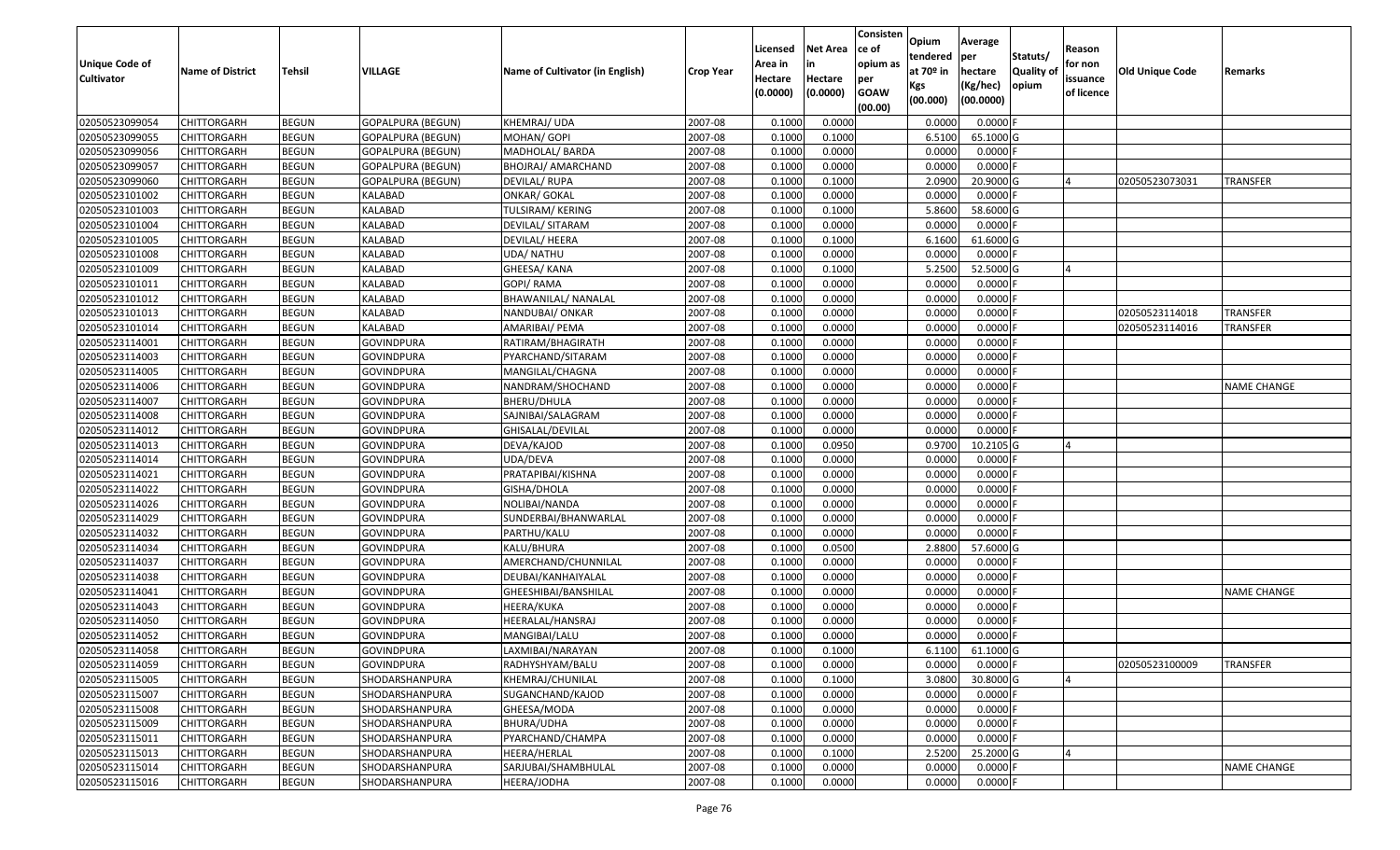| Unique Code of Cultivator | Name of District | Tehsil | VILLAGE | Name of Cultivator (in English) | Crop Year | Licensed Area in Hectare (0.0000) | Net Area in Hectare (0.0000) | Consistence of opium as per GOAW (00.00) | Opium tendered at 70º in Kgs (00.000) | Average per hectare (Kg/hec) (00.0000) | Statuts/ Quality of opium | Reason for non issuance of licence | Old Unique Code | Remarks |
|---|---|---|---|---|---|---|---|---|---|---|---|---|---|---|
| 02050523099054 | CHITTORGARH | BEGUN | GOPALPURA (BEGUN) | KHEMRAJ/ UDA | 2007-08 | 0.1000 | 0.0000 | | 0.0000 | 0.0000 | F | | | |
| 02050523099055 | CHITTORGARH | BEGUN | GOPALPURA (BEGUN) | MOHAN/ GOPI | 2007-08 | 0.1000 | 0.1000 | | 6.5100 | 65.1000 | G | | | |
| 02050523099056 | CHITTORGARH | BEGUN | GOPALPURA (BEGUN) | MADHOLAL/ BARDA | 2007-08 | 0.1000 | 0.0000 | | 0.0000 | 0.0000 | F | | | |
| 02050523099057 | CHITTORGARH | BEGUN | GOPALPURA (BEGUN) | BHOJRAJ/ AMARCHAND | 2007-08 | 0.1000 | 0.0000 | | 0.0000 | 0.0000 | F | | | |
| 02050523099060 | CHITTORGARH | BEGUN | GOPALPURA (BEGUN) | DEVILAL/ RUPA | 2007-08 | 0.1000 | 0.1000 | | 2.0900 | 20.9000 | G | 4 | 02050523073031 | TRANSFER |
| 02050523101002 | CHITTORGARH | BEGUN | KALABAD | ONKAR/ GOKAL | 2007-08 | 0.1000 | 0.0000 | | 0.0000 | 0.0000 | F | | | |
| 02050523101003 | CHITTORGARH | BEGUN | KALABAD | TULSIRAM/ KERING | 2007-08 | 0.1000 | 0.1000 | | 5.8600 | 58.6000 | G | | | |
| 02050523101004 | CHITTORGARH | BEGUN | KALABAD | DEVILAL/ SITARAM | 2007-08 | 0.1000 | 0.0000 | | 0.0000 | 0.0000 | F | | | |
| 02050523101005 | CHITTORGARH | BEGUN | KALABAD | DEVILAL/ HEERA | 2007-08 | 0.1000 | 0.1000 | | 6.1600 | 61.6000 | G | | | |
| 02050523101008 | CHITTORGARH | BEGUN | KALABAD | UDA/ NATHU | 2007-08 | 0.1000 | 0.0000 | | 0.0000 | 0.0000 | F | | | |
| 02050523101009 | CHITTORGARH | BEGUN | KALABAD | GHEESA/ KANA | 2007-08 | 0.1000 | 0.1000 | | 5.2500 | 52.5000 | G | 4 | | |
| 02050523101011 | CHITTORGARH | BEGUN | KALABAD | GOPI/ RAMA | 2007-08 | 0.1000 | 0.0000 | | 0.0000 | 0.0000 | F | | | |
| 02050523101012 | CHITTORGARH | BEGUN | KALABAD | BHAWANILAL/ NANALAL | 2007-08 | 0.1000 | 0.0000 | | 0.0000 | 0.0000 | F | | | |
| 02050523101013 | CHITTORGARH | BEGUN | KALABAD | NANDUBAI/ ONKAR | 2007-08 | 0.1000 | 0.0000 | | 0.0000 | 0.0000 | F | | 02050523114018 | TRANSFER |
| 02050523101014 | CHITTORGARH | BEGUN | KALABAD | AMARIBAI/ PEMA | 2007-08 | 0.1000 | 0.0000 | | 0.0000 | 0.0000 | F | | 02050523114016 | TRANSFER |
| 02050523114001 | CHITTORGARH | BEGUN | GOVINDPURA | RATIRAM/BHAGIRATH | 2007-08 | 0.1000 | 0.0000 | | 0.0000 | 0.0000 | F | | | |
| 02050523114003 | CHITTORGARH | BEGUN | GOVINDPURA | PYARCHAND/SITARAM | 2007-08 | 0.1000 | 0.0000 | | 0.0000 | 0.0000 | F | | | |
| 02050523114005 | CHITTORGARH | BEGUN | GOVINDPURA | MANGILAL/CHAGNA | 2007-08 | 0.1000 | 0.0000 | | 0.0000 | 0.0000 | F | | | |
| 02050523114006 | CHITTORGARH | BEGUN | GOVINDPURA | NANDRAM/SHOCHAND | 2007-08 | 0.1000 | 0.0000 | | 0.0000 | 0.0000 | F | | | NAME CHANGE |
| 02050523114007 | CHITTORGARH | BEGUN | GOVINDPURA | BHERU/DHULA | 2007-08 | 0.1000 | 0.0000 | | 0.0000 | 0.0000 | F | | | |
| 02050523114008 | CHITTORGARH | BEGUN | GOVINDPURA | SAJNIBAI/SALAGRAM | 2007-08 | 0.1000 | 0.0000 | | 0.0000 | 0.0000 | F | | | |
| 02050523114012 | CHITTORGARH | BEGUN | GOVINDPURA | GHISALAL/DEVILAL | 2007-08 | 0.1000 | 0.0000 | | 0.0000 | 0.0000 | F | | | |
| 02050523114013 | CHITTORGARH | BEGUN | GOVINDPURA | DEVA/KAJOD | 2007-08 | 0.1000 | 0.0950 | | 0.9700 | 10.2105 | G | 4 | | |
| 02050523114014 | CHITTORGARH | BEGUN | GOVINDPURA | UDA/DEVA | 2007-08 | 0.1000 | 0.0000 | | 0.0000 | 0.0000 | F | | | |
| 02050523114021 | CHITTORGARH | BEGUN | GOVINDPURA | PRATAPIBAI/KISHNA | 2007-08 | 0.1000 | 0.0000 | | 0.0000 | 0.0000 | F | | | |
| 02050523114022 | CHITTORGARH | BEGUN | GOVINDPURA | GISHA/DHOLA | 2007-08 | 0.1000 | 0.0000 | | 0.0000 | 0.0000 | F | | | |
| 02050523114026 | CHITTORGARH | BEGUN | GOVINDPURA | NOLIBAI/NANDA | 2007-08 | 0.1000 | 0.0000 | | 0.0000 | 0.0000 | F | | | |
| 02050523114029 | CHITTORGARH | BEGUN | GOVINDPURA | SUNDERBAI/BHANWARLAL | 2007-08 | 0.1000 | 0.0000 | | 0.0000 | 0.0000 | F | | | |
| 02050523114032 | CHITTORGARH | BEGUN | GOVINDPURA | PARTHU/KALU | 2007-08 | 0.1000 | 0.0000 | | 0.0000 | 0.0000 | F | | | |
| 02050523114034 | CHITTORGARH | BEGUN | GOVINDPURA | KALU/BHURA | 2007-08 | 0.1000 | 0.0500 | | 2.8800 | 57.6000 | G | | | |
| 02050523114037 | CHITTORGARH | BEGUN | GOVINDPURA | AMERCHAND/CHUNNILAL | 2007-08 | 0.1000 | 0.0000 | | 0.0000 | 0.0000 | F | | | |
| 02050523114038 | CHITTORGARH | BEGUN | GOVINDPURA | DEUBAI/KANHAIYALAL | 2007-08 | 0.1000 | 0.0000 | | 0.0000 | 0.0000 | F | | | |
| 02050523114041 | CHITTORGARH | BEGUN | GOVINDPURA | GHEESHIBAI/BANSHILAL | 2007-08 | 0.1000 | 0.0000 | | 0.0000 | 0.0000 | F | | | NAME CHANGE |
| 02050523114043 | CHITTORGARH | BEGUN | GOVINDPURA | HEERA/KUKA | 2007-08 | 0.1000 | 0.0000 | | 0.0000 | 0.0000 | F | | | |
| 02050523114050 | CHITTORGARH | BEGUN | GOVINDPURA | HEERALAL/HANSRAJ | 2007-08 | 0.1000 | 0.0000 | | 0.0000 | 0.0000 | F | | | |
| 02050523114052 | CHITTORGARH | BEGUN | GOVINDPURA | MANGIBAI/LALU | 2007-08 | 0.1000 | 0.0000 | | 0.0000 | 0.0000 | F | | | |
| 02050523114058 | CHITTORGARH | BEGUN | GOVINDPURA | LAXMIBAI/NARAYAN | 2007-08 | 0.1000 | 0.1000 | | 6.1100 | 61.1000 | G | | | |
| 02050523114059 | CHITTORGARH | BEGUN | GOVINDPURA | RADHYSHYAM/BALU | 2007-08 | 0.1000 | 0.0000 | | 0.0000 | 0.0000 | F | | 02050523100009 | TRANSFER |
| 02050523115005 | CHITTORGARH | BEGUN | SHODARSHANPURA | KHEMRAJ/CHUNILAL | 2007-08 | 0.1000 | 0.1000 | | 3.0800 | 30.8000 | G | 4 | | |
| 02050523115007 | CHITTORGARH | BEGUN | SHODARSHANPURA | SUGANCHAND/KAJOD | 2007-08 | 0.1000 | 0.0000 | | 0.0000 | 0.0000 | F | | | |
| 02050523115008 | CHITTORGARH | BEGUN | SHODARSHANPURA | GHEESA/MODA | 2007-08 | 0.1000 | 0.0000 | | 0.0000 | 0.0000 | F | | | |
| 02050523115009 | CHITTORGARH | BEGUN | SHODARSHANPURA | BHURA/UDHA | 2007-08 | 0.1000 | 0.0000 | | 0.0000 | 0.0000 | F | | | |
| 02050523115011 | CHITTORGARH | BEGUN | SHODARSHANPURA | PYARCHAND/CHAMPA | 2007-08 | 0.1000 | 0.0000 | | 0.0000 | 0.0000 | F | | | |
| 02050523115013 | CHITTORGARH | BEGUN | SHODARSHANPURA | HEERA/HERLAL | 2007-08 | 0.1000 | 0.1000 | | 2.5200 | 25.2000 | G | 4 | | |
| 02050523115014 | CHITTORGARH | BEGUN | SHODARSHANPURA | SARJUBAI/SHAMBHULAL | 2007-08 | 0.1000 | 0.0000 | | 0.0000 | 0.0000 | F | | | NAME CHANGE |
| 02050523115016 | CHITTORGARH | BEGUN | SHODARSHANPURA | HEERA/JODHA | 2007-08 | 0.1000 | 0.0000 | | 0.0000 | 0.0000 | F | | | |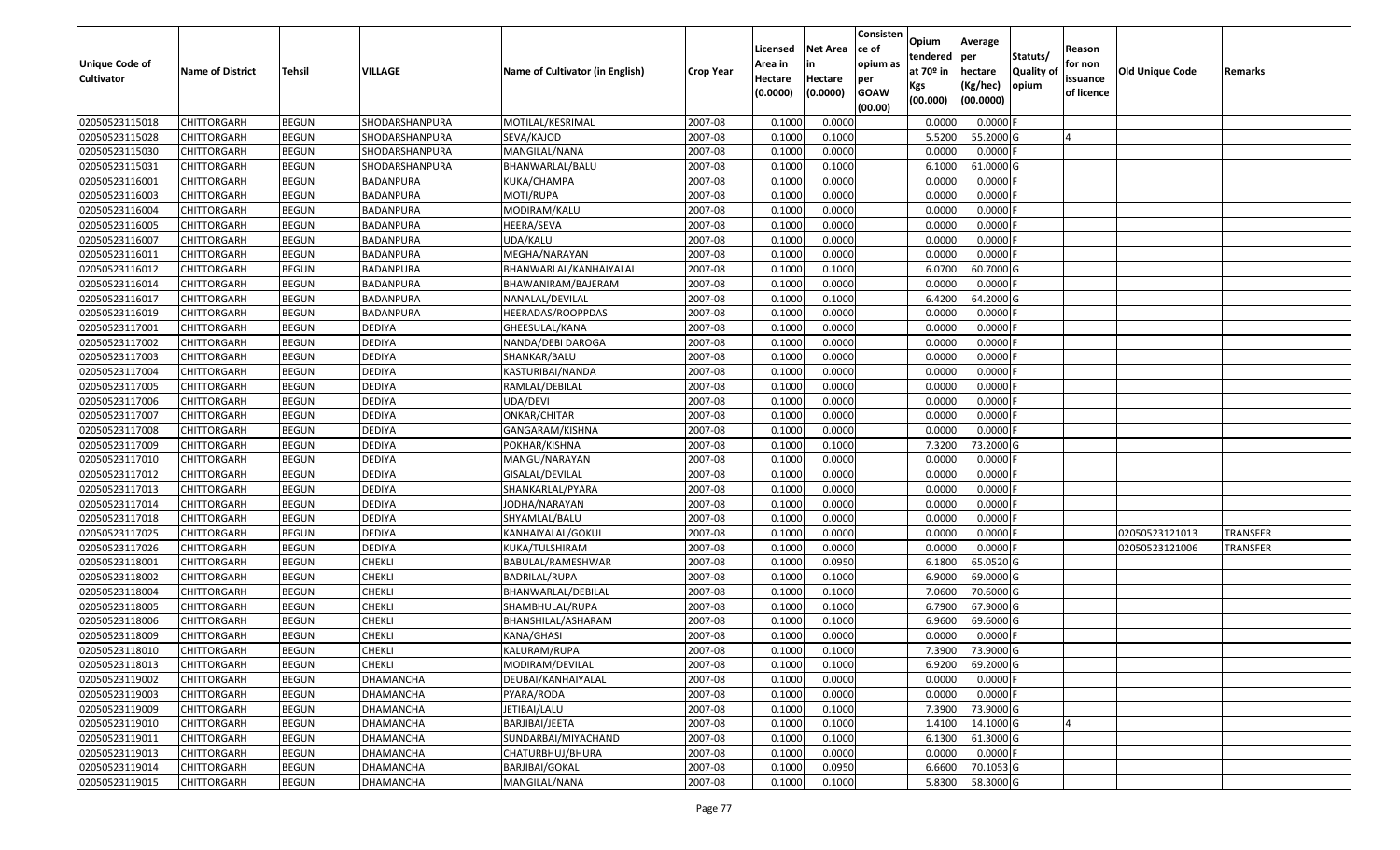| Unique Code of Cultivator | Name of District | Tehsil | VILLAGE | Name of Cultivator (in English) | Crop Year | Licensed Area in Hectare (0.0000) | Net Area in Hectare (0.0000) | Consistence of opium as per GOAW (00.00) | Opium tendered at 70º in Kgs (00.000) | Average per hectare (Kg/hec) (00.0000) | Statuts/ Quality of opium | Reason for non issuance of licence | Old Unique Code | Remarks |
|---|---|---|---|---|---|---|---|---|---|---|---|---|---|---|
| 02050523115018 | CHITTORGARH | BEGUN | SHODARSHANPURA | MOTILAL/KESRIMAL | 2007-08 | 0.1000 | 0.0000 | | 0.0000 | 0.0000 | F | | | |
| 02050523115028 | CHITTORGARH | BEGUN | SHODARSHANPURA | SEVA/KAJOD | 2007-08 | 0.1000 | 0.1000 | | 5.5200 | 55.2000 | G | 4 | | |
| 02050523115030 | CHITTORGARH | BEGUN | SHODARSHANPURA | MANGILAL/NANA | 2007-08 | 0.1000 | 0.0000 | | 0.0000 | 0.0000 | F | | | |
| 02050523115031 | CHITTORGARH | BEGUN | SHODARSHANPURA | BHANWARLAL/BALU | 2007-08 | 0.1000 | 0.1000 | | 6.1000 | 61.0000 | G | | | |
| 02050523116001 | CHITTORGARH | BEGUN | BADANPURA | KUKA/CHAMPA | 2007-08 | 0.1000 | 0.0000 | | 0.0000 | 0.0000 | F | | | |
| 02050523116003 | CHITTORGARH | BEGUN | BADANPURA | MOTI/RUPA | 2007-08 | 0.1000 | 0.0000 | | 0.0000 | 0.0000 | F | | | |
| 02050523116004 | CHITTORGARH | BEGUN | BADANPURA | MODIRAM/KALU | 2007-08 | 0.1000 | 0.0000 | | 0.0000 | 0.0000 | F | | | |
| 02050523116005 | CHITTORGARH | BEGUN | BADANPURA | HEERA/SEVA | 2007-08 | 0.1000 | 0.0000 | | 0.0000 | 0.0000 | F | | | |
| 02050523116007 | CHITTORGARH | BEGUN | BADANPURA | UDA/KALU | 2007-08 | 0.1000 | 0.0000 | | 0.0000 | 0.0000 | F | | | |
| 02050523116011 | CHITTORGARH | BEGUN | BADANPURA | MEGHA/NARAYAN | 2007-08 | 0.1000 | 0.0000 | | 0.0000 | 0.0000 | F | | | |
| 02050523116012 | CHITTORGARH | BEGUN | BADANPURA | BHANWARLAL/KANHAIYALAL | 2007-08 | 0.1000 | 0.1000 | | 6.0700 | 60.7000 | G | | | |
| 02050523116014 | CHITTORGARH | BEGUN | BADANPURA | BHAWANIRAM/BAJERAM | 2007-08 | 0.1000 | 0.0000 | | 0.0000 | 0.0000 | F | | | |
| 02050523116017 | CHITTORGARH | BEGUN | BADANPURA | NANALAL/DEVILAL | 2007-08 | 0.1000 | 0.1000 | | 6.4200 | 64.2000 | G | | | |
| 02050523116019 | CHITTORGARH | BEGUN | BADANPURA | HEERADAS/ROOPPDAS | 2007-08 | 0.1000 | 0.0000 | | 0.0000 | 0.0000 | F | | | |
| 02050523117001 | CHITTORGARH | BEGUN | DEDIYA | GHEESULAL/KANA | 2007-08 | 0.1000 | 0.0000 | | 0.0000 | 0.0000 | F | | | |
| 02050523117002 | CHITTORGARH | BEGUN | DEDIYA | NANDA/DEBI DAROGA | 2007-08 | 0.1000 | 0.0000 | | 0.0000 | 0.0000 | F | | | |
| 02050523117003 | CHITTORGARH | BEGUN | DEDIYA | SHANKAR/BALU | 2007-08 | 0.1000 | 0.0000 | | 0.0000 | 0.0000 | F | | | |
| 02050523117004 | CHITTORGARH | BEGUN | DEDIYA | KASTURIBAI/NANDA | 2007-08 | 0.1000 | 0.0000 | | 0.0000 | 0.0000 | F | | | |
| 02050523117005 | CHITTORGARH | BEGUN | DEDIYA | RAMLAL/DEBILAL | 2007-08 | 0.1000 | 0.0000 | | 0.0000 | 0.0000 | F | | | |
| 02050523117006 | CHITTORGARH | BEGUN | DEDIYA | UDA/DEVI | 2007-08 | 0.1000 | 0.0000 | | 0.0000 | 0.0000 | F | | | |
| 02050523117007 | CHITTORGARH | BEGUN | DEDIYA | ONKAR/CHITAR | 2007-08 | 0.1000 | 0.0000 | | 0.0000 | 0.0000 | F | | | |
| 02050523117008 | CHITTORGARH | BEGUN | DEDIYA | GANGARAM/KISHNA | 2007-08 | 0.1000 | 0.0000 | | 0.0000 | 0.0000 | F | | | |
| 02050523117009 | CHITTORGARH | BEGUN | DEDIYA | POKHAR/KISHNA | 2007-08 | 0.1000 | 0.1000 | | 7.3200 | 73.2000 | G | | | |
| 02050523117010 | CHITTORGARH | BEGUN | DEDIYA | MANGU/NARAYAN | 2007-08 | 0.1000 | 0.0000 | | 0.0000 | 0.0000 | F | | | |
| 02050523117012 | CHITTORGARH | BEGUN | DEDIYA | GISALAL/DEVILAL | 2007-08 | 0.1000 | 0.0000 | | 0.0000 | 0.0000 | F | | | |
| 02050523117013 | CHITTORGARH | BEGUN | DEDIYA | SHANKARLAL/PYARA | 2007-08 | 0.1000 | 0.0000 | | 0.0000 | 0.0000 | F | | | |
| 02050523117014 | CHITTORGARH | BEGUN | DEDIYA | JODHA/NARAYAN | 2007-08 | 0.1000 | 0.0000 | | 0.0000 | 0.0000 | F | | | |
| 02050523117018 | CHITTORGARH | BEGUN | DEDIYA | SHYAMLAL/BALU | 2007-08 | 0.1000 | 0.0000 | | 0.0000 | 0.0000 | F | | | |
| 02050523117025 | CHITTORGARH | BEGUN | DEDIYA | KANHAIYALAL/GOKUL | 2007-08 | 0.1000 | 0.0000 | | 0.0000 | 0.0000 | F | | 02050523121013 | TRANSFER |
| 02050523117026 | CHITTORGARH | BEGUN | DEDIYA | KUKA/TULSHIRAM | 2007-08 | 0.1000 | 0.0000 | | 0.0000 | 0.0000 | F | | 02050523121006 | TRANSFER |
| 02050523118001 | CHITTORGARH | BEGUN | CHEKLI | BABULAL/RAMESHWAR | 2007-08 | 0.1000 | 0.0950 | | 6.1800 | 65.0520 | G | | | |
| 02050523118002 | CHITTORGARH | BEGUN | CHEKLI | BADRILAL/RUPA | 2007-08 | 0.1000 | 0.1000 | | 6.9000 | 69.0000 | G | | | |
| 02050523118004 | CHITTORGARH | BEGUN | CHEKLI | BHANWARLAL/DEBILAL | 2007-08 | 0.1000 | 0.1000 | | 7.0600 | 70.6000 | G | | | |
| 02050523118005 | CHITTORGARH | BEGUN | CHEKLI | SHAMBHULAL/RUPA | 2007-08 | 0.1000 | 0.1000 | | 6.7900 | 67.9000 | G | | | |
| 02050523118006 | CHITTORGARH | BEGUN | CHEKLI | BHANSHILAL/ASHARAM | 2007-08 | 0.1000 | 0.1000 | | 6.9600 | 69.6000 | G | | | |
| 02050523118009 | CHITTORGARH | BEGUN | CHEKLI | KANA/GHASI | 2007-08 | 0.1000 | 0.0000 | | 0.0000 | 0.0000 | F | | | |
| 02050523118010 | CHITTORGARH | BEGUN | CHEKLI | KALURAM/RUPA | 2007-08 | 0.1000 | 0.1000 | | 7.3900 | 73.9000 | G | | | |
| 02050523118013 | CHITTORGARH | BEGUN | CHEKLI | MODIRAM/DEVILAL | 2007-08 | 0.1000 | 0.1000 | | 6.9200 | 69.2000 | G | | | |
| 02050523119002 | CHITTORGARH | BEGUN | DHAMANCHA | DEUBAI/KANHAIYALAL | 2007-08 | 0.1000 | 0.0000 | | 0.0000 | 0.0000 | F | | | |
| 02050523119003 | CHITTORGARH | BEGUN | DHAMANCHA | PYARA/RODA | 2007-08 | 0.1000 | 0.0000 | | 0.0000 | 0.0000 | F | | | |
| 02050523119009 | CHITTORGARH | BEGUN | DHAMANCHA | JETIBAI/LALU | 2007-08 | 0.1000 | 0.1000 | | 7.3900 | 73.9000 | G | | | |
| 02050523119010 | CHITTORGARH | BEGUN | DHAMANCHA | BARJIBAI/JEETA | 2007-08 | 0.1000 | 0.1000 | | 1.4100 | 14.1000 | G | 4 | | |
| 02050523119011 | CHITTORGARH | BEGUN | DHAMANCHA | SUNDARBAI/MIYACHAND | 2007-08 | 0.1000 | 0.1000 | | 6.1300 | 61.3000 | G | | | |
| 02050523119013 | CHITTORGARH | BEGUN | DHAMANCHA | CHATURBHUJ/BHURA | 2007-08 | 0.1000 | 0.0000 | | 0.0000 | 0.0000 | F | | | |
| 02050523119014 | CHITTORGARH | BEGUN | DHAMANCHA | BARJIBAI/GOKAL | 2007-08 | 0.1000 | 0.0950 | | 6.6600 | 70.1053 | G | | | |
| 02050523119015 | CHITTORGARH | BEGUN | DHAMANCHA | MANGILAL/NANA | 2007-08 | 0.1000 | 0.1000 | | 5.8300 | 58.3000 | G | | | |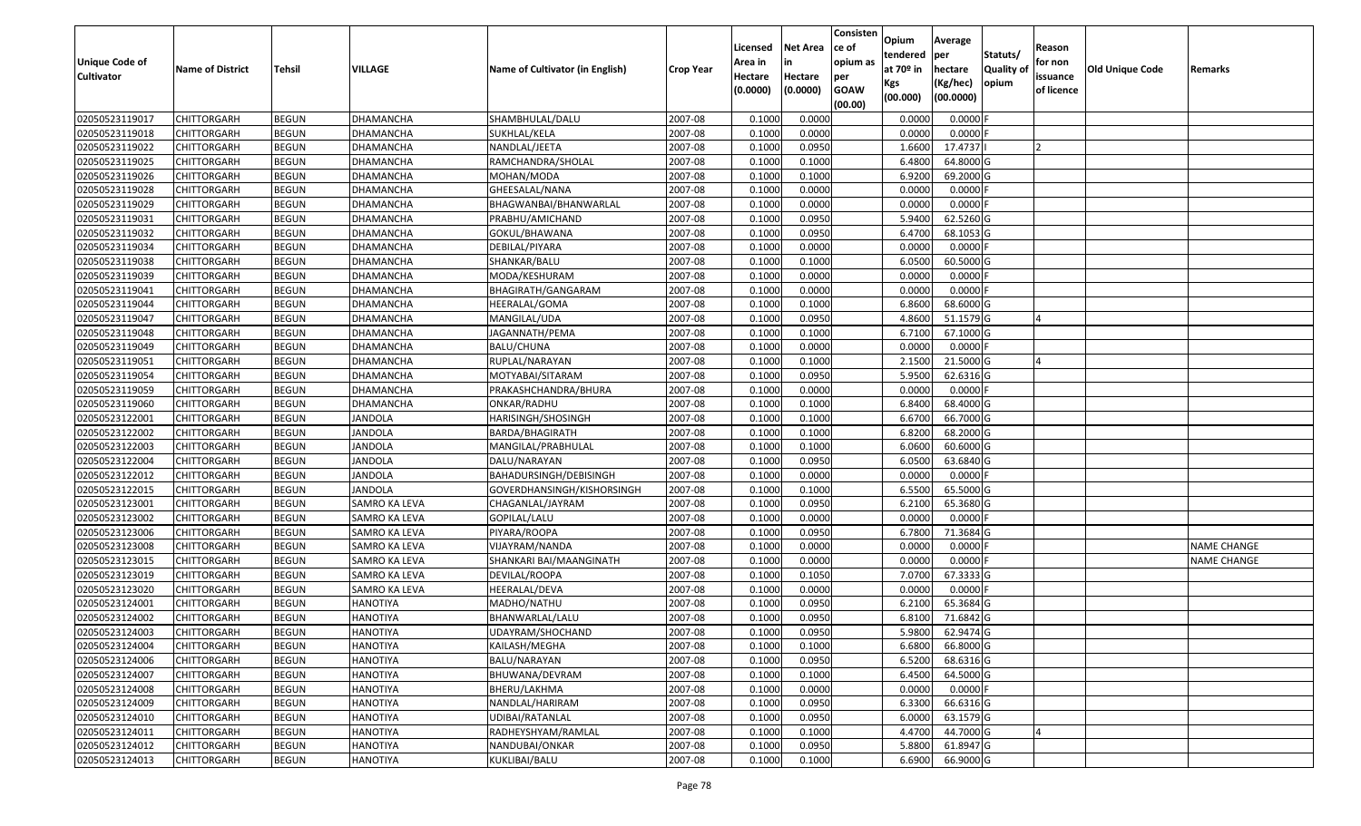| Unique Code of Cultivator | Name of District | Tehsil | VILLAGE | Name of Cultivator (in English) | Crop Year | Licensed Area in Hectare (0.0000) | Net Area in Hectare (0.0000) | Consistence of opium as per GOAW (00.00) | Opium tendered at 70º in Kgs (00.000) | Average per hectare (Kg/hec) (00.0000) | Statuts/ Quality of opium | Reason for non issuance of licence | Old Unique Code | Remarks |
|---|---|---|---|---|---|---|---|---|---|---|---|---|---|---|
| 02050523119017 | CHITTORGARH | BEGUN | DHAMANCHA | SHAMBHULAL/DALU | 2007-08 | 0.1000 | 0.0000 | | 0.0000 | 0.0000 | F | | | |
| 02050523119018 | CHITTORGARH | BEGUN | DHAMANCHA | SUKHLAL/KELA | 2007-08 | 0.1000 | 0.0000 | | 0.0000 | 0.0000 | F | | | |
| 02050523119022 | CHITTORGARH | BEGUN | DHAMANCHA | NANDLAL/JEETA | 2007-08 | 0.1000 | 0.0950 | | 1.6600 | 17.4737 | I | 2 | | |
| 02050523119025 | CHITTORGARH | BEGUN | DHAMANCHA | RAMCHANDRA/SHOLAL | 2007-08 | 0.1000 | 0.1000 | | 6.4800 | 64.8000 | G | | | |
| 02050523119026 | CHITTORGARH | BEGUN | DHAMANCHA | MOHAN/MODA | 2007-08 | 0.1000 | 0.1000 | | 6.9200 | 69.2000 | G | | | |
| 02050523119028 | CHITTORGARH | BEGUN | DHAMANCHA | GHEESALAL/NANA | 2007-08 | 0.1000 | 0.0000 | | 0.0000 | 0.0000 | F | | | |
| 02050523119029 | CHITTORGARH | BEGUN | DHAMANCHA | BHAGWANBAI/BHANWARLAL | 2007-08 | 0.1000 | 0.0000 | | 0.0000 | 0.0000 | F | | | |
| 02050523119031 | CHITTORGARH | BEGUN | DHAMANCHA | PRABHU/AMICHAND | 2007-08 | 0.1000 | 0.0950 | | 5.9400 | 62.5260 | G | | | |
| 02050523119032 | CHITTORGARH | BEGUN | DHAMANCHA | GOKUL/BHAWANA | 2007-08 | 0.1000 | 0.0950 | | 6.4700 | 68.1053 | G | | | |
| 02050523119034 | CHITTORGARH | BEGUN | DHAMANCHA | DEBILAL/PIYARA | 2007-08 | 0.1000 | 0.0000 | | 0.0000 | 0.0000 | F | | | |
| 02050523119038 | CHITTORGARH | BEGUN | DHAMANCHA | SHANKAR/BALU | 2007-08 | 0.1000 | 0.1000 | | 6.0500 | 60.5000 | G | | | |
| 02050523119039 | CHITTORGARH | BEGUN | DHAMANCHA | MODA/KESHURAM | 2007-08 | 0.1000 | 0.0000 | | 0.0000 | 0.0000 | F | | | |
| 02050523119041 | CHITTORGARH | BEGUN | DHAMANCHA | BHAGIRATH/GANGARAM | 2007-08 | 0.1000 | 0.0000 | | 0.0000 | 0.0000 | F | | | |
| 02050523119044 | CHITTORGARH | BEGUN | DHAMANCHA | HEERALAL/GOMA | 2007-08 | 0.1000 | 0.1000 | | 6.8600 | 68.6000 | G | | | |
| 02050523119047 | CHITTORGARH | BEGUN | DHAMANCHA | MANGILAL/UDA | 2007-08 | 0.1000 | 0.0950 | | 4.8600 | 51.1579 | G | 4 | | |
| 02050523119048 | CHITTORGARH | BEGUN | DHAMANCHA | JAGANNATH/PEMA | 2007-08 | 0.1000 | 0.1000 | | 6.7100 | 67.1000 | G | | | |
| 02050523119049 | CHITTORGARH | BEGUN | DHAMANCHA | BALU/CHUNA | 2007-08 | 0.1000 | 0.0000 | | 0.0000 | 0.0000 | F | | | |
| 02050523119051 | CHITTORGARH | BEGUN | DHAMANCHA | RUPLAL/NARAYAN | 2007-08 | 0.1000 | 0.1000 | | 2.1500 | 21.5000 | G | 4 | | |
| 02050523119054 | CHITTORGARH | BEGUN | DHAMANCHA | MOTYABAI/SITARAM | 2007-08 | 0.1000 | 0.0950 | | 5.9500 | 62.6316 | G | | | |
| 02050523119059 | CHITTORGARH | BEGUN | DHAMANCHA | PRAKASHCHANDRA/BHURA | 2007-08 | 0.1000 | 0.0000 | | 0.0000 | 0.0000 | F | | | |
| 02050523119060 | CHITTORGARH | BEGUN | DHAMANCHA | ONKAR/RADHU | 2007-08 | 0.1000 | 0.1000 | | 6.8400 | 68.4000 | G | | | |
| 02050523122001 | CHITTORGARH | BEGUN | JANDOLA | HARISINGH/SHOSINGH | 2007-08 | 0.1000 | 0.1000 | | 6.6700 | 66.7000 | G | | | |
| 02050523122002 | CHITTORGARH | BEGUN | JANDOLA | BARDA/BHAGIRATH | 2007-08 | 0.1000 | 0.1000 | | 6.8200 | 68.2000 | G | | | |
| 02050523122003 | CHITTORGARH | BEGUN | JANDOLA | MANGILAL/PRABHULAL | 2007-08 | 0.1000 | 0.1000 | | 6.0600 | 60.6000 | G | | | |
| 02050523122004 | CHITTORGARH | BEGUN | JANDOLA | DALU/NARAYAN | 2007-08 | 0.1000 | 0.0950 | | 6.0500 | 63.6840 | G | | | |
| 02050523122012 | CHITTORGARH | BEGUN | JANDOLA | BAHADURSINGH/DEBISINGH | 2007-08 | 0.1000 | 0.0000 | | 0.0000 | 0.0000 | F | | | |
| 02050523122015 | CHITTORGARH | BEGUN | JANDOLA | GOVERDHANSINGH/KISHORSINGH | 2007-08 | 0.1000 | 0.1000 | | 6.5500 | 65.5000 | G | | | |
| 02050523123001 | CHITTORGARH | BEGUN | SAMRO KA LEVA | CHAGANLAL/JAYRAM | 2007-08 | 0.1000 | 0.0950 | | 6.2100 | 65.3680 | G | | | |
| 02050523123002 | CHITTORGARH | BEGUN | SAMRO KA LEVA | GOPILAL/LALU | 2007-08 | 0.1000 | 0.0000 | | 0.0000 | 0.0000 | F | | | |
| 02050523123006 | CHITTORGARH | BEGUN | SAMRO KA LEVA | PIYARA/ROOPA | 2007-08 | 0.1000 | 0.0950 | | 6.7800 | 71.3684 | G | | | |
| 02050523123008 | CHITTORGARH | BEGUN | SAMRO KA LEVA | VIJAYRAM/NANDA | 2007-08 | 0.1000 | 0.0000 | | 0.0000 | 0.0000 | F | | | NAME CHANGE |
| 02050523123015 | CHITTORGARH | BEGUN | SAMRO KA LEVA | SHANKARI BAI/MAANGINATH | 2007-08 | 0.1000 | 0.0000 | | 0.0000 | 0.0000 | F | | | NAME CHANGE |
| 02050523123019 | CHITTORGARH | BEGUN | SAMRO KA LEVA | DEVILAL/ROOPA | 2007-08 | 0.1000 | 0.1050 | | 7.0700 | 67.3333 | G | | | |
| 02050523123020 | CHITTORGARH | BEGUN | SAMRO KA LEVA | HEERALAL/DEVA | 2007-08 | 0.1000 | 0.0000 | | 0.0000 | 0.0000 | F | | | |
| 02050523124001 | CHITTORGARH | BEGUN | HANOTIYA | MADHO/NATHU | 2007-08 | 0.1000 | 0.0950 | | 6.2100 | 65.3684 | G | | | |
| 02050523124002 | CHITTORGARH | BEGUN | HANOTIYA | BHANWARLAL/LALU | 2007-08 | 0.1000 | 0.0950 | | 6.8100 | 71.6842 | G | | | |
| 02050523124003 | CHITTORGARH | BEGUN | HANOTIYA | UDAYRAM/SHOCHAND | 2007-08 | 0.1000 | 0.0950 | | 5.9800 | 62.9474 | G | | | |
| 02050523124004 | CHITTORGARH | BEGUN | HANOTIYA | KAILASH/MEGHA | 2007-08 | 0.1000 | 0.1000 | | 6.6800 | 66.8000 | G | | | |
| 02050523124006 | CHITTORGARH | BEGUN | HANOTIYA | BALU/NARAYAN | 2007-08 | 0.1000 | 0.0950 | | 6.5200 | 68.6316 | G | | | |
| 02050523124007 | CHITTORGARH | BEGUN | HANOTIYA | BHUWANA/DEVRAM | 2007-08 | 0.1000 | 0.1000 | | 6.4500 | 64.5000 | G | | | |
| 02050523124008 | CHITTORGARH | BEGUN | HANOTIYA | BHERU/LAKHMA | 2007-08 | 0.1000 | 0.0000 | | 0.0000 | 0.0000 | F | | | |
| 02050523124009 | CHITTORGARH | BEGUN | HANOTIYA | NANDLAL/HARIRAM | 2007-08 | 0.1000 | 0.0950 | | 6.3300 | 66.6316 | G | | | |
| 02050523124010 | CHITTORGARH | BEGUN | HANOTIYA | UDIBAI/RATANLAL | 2007-08 | 0.1000 | 0.0950 | | 6.0000 | 63.1579 | G | | | |
| 02050523124011 | CHITTORGARH | BEGUN | HANOTIYA | RADHEYSHYAM/RAMLAL | 2007-08 | 0.1000 | 0.1000 | | 4.4700 | 44.7000 | G | 4 | | |
| 02050523124012 | CHITTORGARH | BEGUN | HANOTIYA | NANDUBAI/ONKAR | 2007-08 | 0.1000 | 0.0950 | | 5.8800 | 61.8947 | G | | | |
| 02050523124013 | CHITTORGARH | BEGUN | HANOTIYA | KUKLIBAI/BALU | 2007-08 | 0.1000 | 0.1000 | | 6.6900 | 66.9000 | G | | | |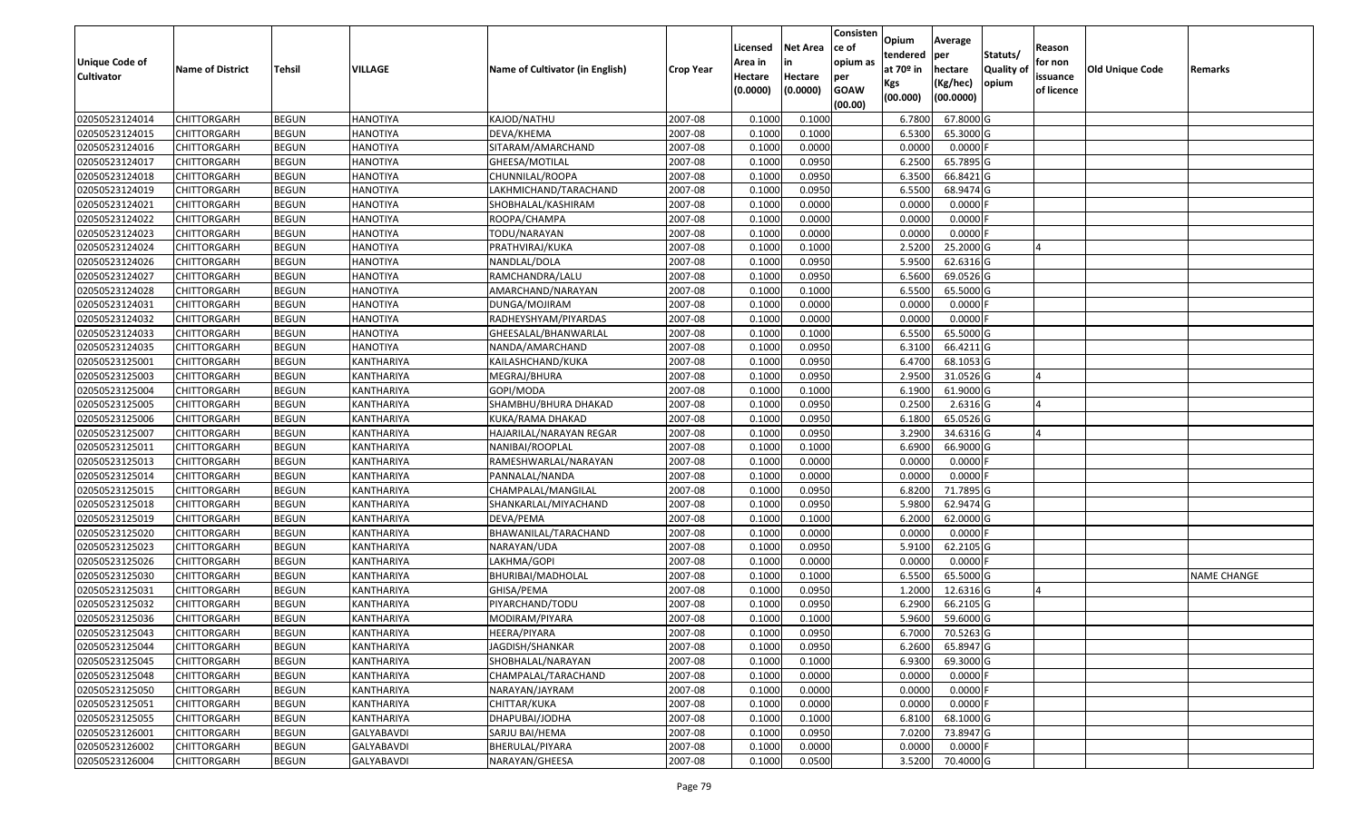| Unique Code of Cultivator | Name of District | Tehsil | VILLAGE | Name of Cultivator (in English) | Crop Year | Licensed Area in Hectare (0.0000) | Net Area in Hectare (0.0000) | Consistence of opium as per GOAW (00.00) | Opium tendered at 70º in Kgs (00.000) | Average per hectare (Kg/hec) (00.0000) | Statuts/ Quality of opium | Reason for non issuance of licence | Old Unique Code | Remarks |
|---|---|---|---|---|---|---|---|---|---|---|---|---|---|---|
| 02050523124014 | CHITTORGARH | BEGUN | HANOTIYA | KAJOD/NATHU | 2007-08 | 0.1000 | 0.1000 | | 6.7800 | 67.8000 | G | | | |
| 02050523124015 | CHITTORGARH | BEGUN | HANOTIYA | DEVA/KHEMA | 2007-08 | 0.1000 | 0.1000 | | 6.5300 | 65.3000 | G | | | |
| 02050523124016 | CHITTORGARH | BEGUN | HANOTIYA | SITARAM/AMARCHAND | 2007-08 | 0.1000 | 0.0000 | | 0.0000 | 0.0000 | F | | | |
| 02050523124017 | CHITTORGARH | BEGUN | HANOTIYA | GHEESA/MOTILAL | 2007-08 | 0.1000 | 0.0950 | | 6.2500 | 65.7895 | G | | | |
| 02050523124018 | CHITTORGARH | BEGUN | HANOTIYA | CHUNNILAL/ROOPA | 2007-08 | 0.1000 | 0.0950 | | 6.3500 | 66.8421 | G | | | |
| 02050523124019 | CHITTORGARH | BEGUN | HANOTIYA | LAKHMICHAND/TARACHAND | 2007-08 | 0.1000 | 0.0950 | | 6.5500 | 68.9474 | G | | | |
| 02050523124021 | CHITTORGARH | BEGUN | HANOTIYA | SHOBHALAL/KASHIRAM | 2007-08 | 0.1000 | 0.0000 | | 0.0000 | 0.0000 | F | | | |
| 02050523124022 | CHITTORGARH | BEGUN | HANOTIYA | ROOPA/CHAMPA | 2007-08 | 0.1000 | 0.0000 | | 0.0000 | 0.0000 | F | | | |
| 02050523124023 | CHITTORGARH | BEGUN | HANOTIYA | TODU/NARAYAN | 2007-08 | 0.1000 | 0.0000 | | 0.0000 | 0.0000 | F | | | |
| 02050523124024 | CHITTORGARH | BEGUN | HANOTIYA | PRATHVIRAJ/KUKA | 2007-08 | 0.1000 | 0.1000 | | 2.5200 | 25.2000 | G | 4 | | |
| 02050523124026 | CHITTORGARH | BEGUN | HANOTIYA | NANDLAL/DOLA | 2007-08 | 0.1000 | 0.0950 | | 5.9500 | 62.6316 | G | | | |
| 02050523124027 | CHITTORGARH | BEGUN | HANOTIYA | RAMCHANDRA/LALU | 2007-08 | 0.1000 | 0.0950 | | 6.5600 | 69.0526 | G | | | |
| 02050523124028 | CHITTORGARH | BEGUN | HANOTIYA | AMARCHAND/NARAYAN | 2007-08 | 0.1000 | 0.1000 | | 6.5500 | 65.5000 | G | | | |
| 02050523124031 | CHITTORGARH | BEGUN | HANOTIYA | DUNGA/MOJIRAM | 2007-08 | 0.1000 | 0.0000 | | 0.0000 | 0.0000 | F | | | |
| 02050523124032 | CHITTORGARH | BEGUN | HANOTIYA | RADHEYSHYAM/PIYARDAS | 2007-08 | 0.1000 | 0.0000 | | 0.0000 | 0.0000 | F | | | |
| 02050523124033 | CHITTORGARH | BEGUN | HANOTIYA | GHEESALAL/BHANWARLAL | 2007-08 | 0.1000 | 0.1000 | | 6.5500 | 65.5000 | G | | | |
| 02050523124035 | CHITTORGARH | BEGUN | HANOTIYA | NANDA/AMARCHAND | 2007-08 | 0.1000 | 0.0950 | | 6.3100 | 66.4211 | G | | | |
| 02050523125001 | CHITTORGARH | BEGUN | KANTHARIYA | KAILASHCHAND/KUKA | 2007-08 | 0.1000 | 0.0950 | | 6.4700 | 68.1053 | G | | | |
| 02050523125003 | CHITTORGARH | BEGUN | KANTHARIYA | MEGRAJ/BHURA | 2007-08 | 0.1000 | 0.0950 | | 2.9500 | 31.0526 | G | 4 | | |
| 02050523125004 | CHITTORGARH | BEGUN | KANTHARIYA | GOPI/MODA | 2007-08 | 0.1000 | 0.1000 | | 6.1900 | 61.9000 | G | | | |
| 02050523125005 | CHITTORGARH | BEGUN | KANTHARIYA | SHAMBHU/BHURA DHAKAD | 2007-08 | 0.1000 | 0.0950 | | 0.2500 | 2.6316 | G | 4 | | |
| 02050523125006 | CHITTORGARH | BEGUN | KANTHARIYA | KUKA/RAMA DHAKAD | 2007-08 | 0.1000 | 0.0950 | | 6.1800 | 65.0526 | G | | | |
| 02050523125007 | CHITTORGARH | BEGUN | KANTHARIYA | HAJARILAL/NARAYAN REGAR | 2007-08 | 0.1000 | 0.0950 | | 3.2900 | 34.6316 | G | 4 | | |
| 02050523125011 | CHITTORGARH | BEGUN | KANTHARIYA | NANIBAI/ROOPLAL | 2007-08 | 0.1000 | 0.1000 | | 6.6900 | 66.9000 | G | | | |
| 02050523125013 | CHITTORGARH | BEGUN | KANTHARIYA | RAMESHWARLAL/NARAYAN | 2007-08 | 0.1000 | 0.0000 | | 0.0000 | 0.0000 | F | | | |
| 02050523125014 | CHITTORGARH | BEGUN | KANTHARIYA | PANNALAL/NANDA | 2007-08 | 0.1000 | 0.0000 | | 0.0000 | 0.0000 | F | | | |
| 02050523125015 | CHITTORGARH | BEGUN | KANTHARIYA | CHAMPALAL/MANGILAL | 2007-08 | 0.1000 | 0.0950 | | 6.8200 | 71.7895 | G | | | |
| 02050523125018 | CHITTORGARH | BEGUN | KANTHARIYA | SHANKARLAL/MIYACHAND | 2007-08 | 0.1000 | 0.0950 | | 5.9800 | 62.9474 | G | | | |
| 02050523125019 | CHITTORGARH | BEGUN | KANTHARIYA | DEVA/PEMA | 2007-08 | 0.1000 | 0.1000 | | 6.2000 | 62.0000 | G | | | |
| 02050523125020 | CHITTORGARH | BEGUN | KANTHARIYA | BHAWANILAL/TARACHAND | 2007-08 | 0.1000 | 0.0000 | | 0.0000 | 0.0000 | F | | | |
| 02050523125023 | CHITTORGARH | BEGUN | KANTHARIYA | NARAYAN/UDA | 2007-08 | 0.1000 | 0.0950 | | 5.9100 | 62.2105 | G | | | |
| 02050523125026 | CHITTORGARH | BEGUN | KANTHARIYA | LAKHMA/GOPI | 2007-08 | 0.1000 | 0.0000 | | 0.0000 | 0.0000 | F | | | |
| 02050523125030 | CHITTORGARH | BEGUN | KANTHARIYA | BHURIBAI/MADHOLAL | 2007-08 | 0.1000 | 0.1000 | | 6.5500 | 65.5000 | G | | | NAME CHANGE |
| 02050523125031 | CHITTORGARH | BEGUN | KANTHARIYA | GHISA/PEMA | 2007-08 | 0.1000 | 0.0950 | | 1.2000 | 12.6316 | G | 4 | | |
| 02050523125032 | CHITTORGARH | BEGUN | KANTHARIYA | PIYARCHAND/TODU | 2007-08 | 0.1000 | 0.0950 | | 6.2900 | 66.2105 | G | | | |
| 02050523125036 | CHITTORGARH | BEGUN | KANTHARIYA | MODIRAM/PIYARA | 2007-08 | 0.1000 | 0.1000 | | 5.9600 | 59.6000 | G | | | |
| 02050523125043 | CHITTORGARH | BEGUN | KANTHARIYA | HEERA/PIYARA | 2007-08 | 0.1000 | 0.0950 | | 6.7000 | 70.5263 | G | | | |
| 02050523125044 | CHITTORGARH | BEGUN | KANTHARIYA | JAGDISH/SHANKAR | 2007-08 | 0.1000 | 0.0950 | | 6.2600 | 65.8947 | G | | | |
| 02050523125045 | CHITTORGARH | BEGUN | KANTHARIYA | SHOBHALAL/NARAYAN | 2007-08 | 0.1000 | 0.1000 | | 6.9300 | 69.3000 | G | | | |
| 02050523125048 | CHITTORGARH | BEGUN | KANTHARIYA | CHAMPALAL/TARACHAND | 2007-08 | 0.1000 | 0.0000 | | 0.0000 | 0.0000 | F | | | |
| 02050523125050 | CHITTORGARH | BEGUN | KANTHARIYA | NARAYAN/JAYRAM | 2007-08 | 0.1000 | 0.0000 | | 0.0000 | 0.0000 | F | | | |
| 02050523125051 | CHITTORGARH | BEGUN | KANTHARIYA | CHITTAR/KUKA | 2007-08 | 0.1000 | 0.0000 | | 0.0000 | 0.0000 | F | | | |
| 02050523125055 | CHITTORGARH | BEGUN | KANTHARIYA | DHAPUBAI/JODHA | 2007-08 | 0.1000 | 0.1000 | | 6.8100 | 68.1000 | G | | | |
| 02050523126001 | CHITTORGARH | BEGUN | GALYABAVDI | SARJU BAI/HEMA | 2007-08 | 0.1000 | 0.0950 | | 7.0200 | 73.8947 | G | | | |
| 02050523126002 | CHITTORGARH | BEGUN | GALYABAVDI | BHERULAL/PIYARA | 2007-08 | 0.1000 | 0.0000 | | 0.0000 | 0.0000 | F | | | |
| 02050523126004 | CHITTORGARH | BEGUN | GALYABAVDI | NARAYAN/GHEESA | 2007-08 | 0.1000 | 0.0500 | | 3.5200 | 70.4000 | G | | | |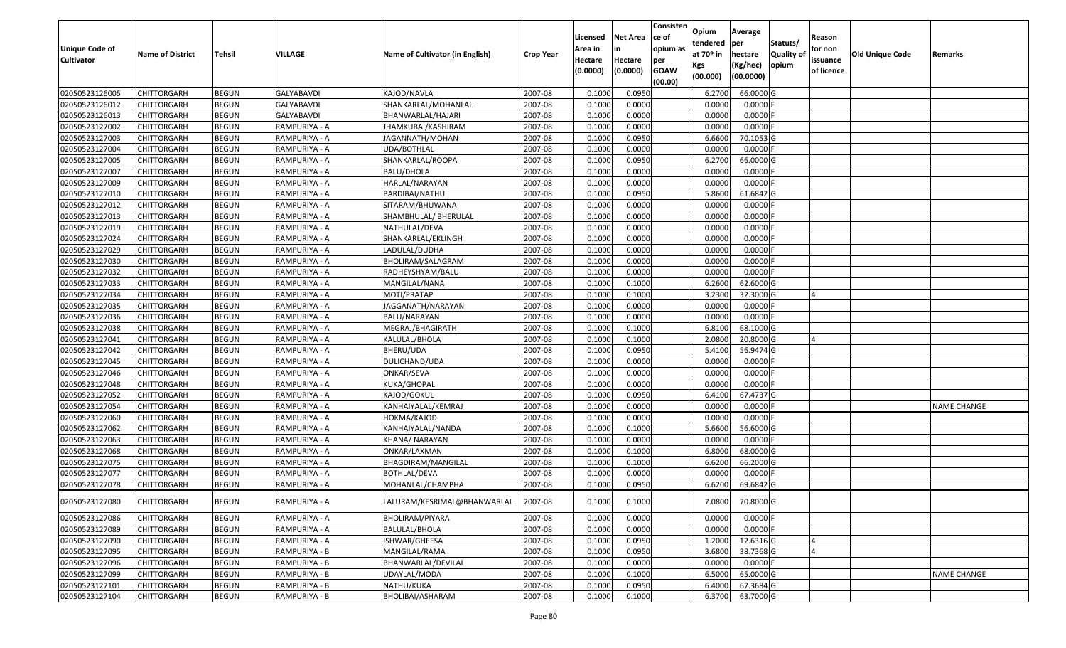| Unique Code of Cultivator | Name of District | Tehsil | VILLAGE | Name of Cultivator (in English) | Crop Year | Licensed Area in Hectare (0.0000) | Net Area in Hectare (0.0000) | Consistence of opium as per GOAW (00.00) | Opium tendered at 70º in Kgs (00.000) | Average per hectare (Kg/hec) (00.0000) | Statuts/ Quality of opium | Reason for non issuance of licence | Old Unique Code | Remarks |
|---|---|---|---|---|---|---|---|---|---|---|---|---|---|---|
| 02050523126005 | CHITTORGARH | BEGUN | GALYABAVDI | KAJOD/NAVLA | 2007-08 | 0.1000 | 0.0950 | | 6.2700 | 66.0000 | G | | | |
| 02050523126012 | CHITTORGARH | BEGUN | GALYABAVDI | SHANKARLAL/MOHANLAL | 2007-08 | 0.1000 | 0.0000 | | 0.0000 | 0.0000 | F | | | |
| 02050523126013 | CHITTORGARH | BEGUN | GALYABAVDI | BHANWARLAL/HAJARI | 2007-08 | 0.1000 | 0.0000 | | 0.0000 | 0.0000 | F | | | |
| 02050523127002 | CHITTORGARH | BEGUN | RAMPURIYA - A | JHAMKUBAI/KASHIRAM | 2007-08 | 0.1000 | 0.0000 | | 0.0000 | 0.0000 | F | | | |
| 02050523127003 | CHITTORGARH | BEGUN | RAMPURIYA - A | JAGANNATH/MOHAN | 2007-08 | 0.1000 | 0.0950 | | 6.6600 | 70.1053 | G | | | |
| 02050523127004 | CHITTORGARH | BEGUN | RAMPURIYA - A | UDA/BOTHLAL | 2007-08 | 0.1000 | 0.0000 | | 0.0000 | 0.0000 | F | | | |
| 02050523127005 | CHITTORGARH | BEGUN | RAMPURIYA - A | SHANKARLAL/ROOPA | 2007-08 | 0.1000 | 0.0950 | | 6.2700 | 66.0000 | G | | | |
| 02050523127007 | CHITTORGARH | BEGUN | RAMPURIYA - A | BALU/DHOLA | 2007-08 | 0.1000 | 0.0000 | | 0.0000 | 0.0000 | F | | | |
| 02050523127009 | CHITTORGARH | BEGUN | RAMPURIYA - A | HARLAL/NARAYAN | 2007-08 | 0.1000 | 0.0000 | | 0.0000 | 0.0000 | F | | | |
| 02050523127010 | CHITTORGARH | BEGUN | RAMPURIYA - A | BARDIBAI/NATHU | 2007-08 | 0.1000 | 0.0950 | | 5.8600 | 61.6842 | G | | | |
| 02050523127012 | CHITTORGARH | BEGUN | RAMPURIYA - A | SITARAM/BHUWANA | 2007-08 | 0.1000 | 0.0000 | | 0.0000 | 0.0000 | F | | | |
| 02050523127013 | CHITTORGARH | BEGUN | RAMPURIYA - A | SHAMBHULAL/ BHERULAL | 2007-08 | 0.1000 | 0.0000 | | 0.0000 | 0.0000 | F | | | |
| 02050523127019 | CHITTORGARH | BEGUN | RAMPURIYA - A | NATHULAL/DEVA | 2007-08 | 0.1000 | 0.0000 | | 0.0000 | 0.0000 | F | | | |
| 02050523127024 | CHITTORGARH | BEGUN | RAMPURIYA - A | SHANKARLAL/EKLINGH | 2007-08 | 0.1000 | 0.0000 | | 0.0000 | 0.0000 | F | | | |
| 02050523127029 | CHITTORGARH | BEGUN | RAMPURIYA - A | LADULAL/DUDHA | 2007-08 | 0.1000 | 0.0000 | | 0.0000 | 0.0000 | F | | | |
| 02050523127030 | CHITTORGARH | BEGUN | RAMPURIYA - A | BHOLIRAM/SALAGRAM | 2007-08 | 0.1000 | 0.0000 | | 0.0000 | 0.0000 | F | | | |
| 02050523127032 | CHITTORGARH | BEGUN | RAMPURIYA - A | RADHEYSHYAM/BALU | 2007-08 | 0.1000 | 0.0000 | | 0.0000 | 0.0000 | F | | | |
| 02050523127033 | CHITTORGARH | BEGUN | RAMPURIYA - A | MANGILAL/NANA | 2007-08 | 0.1000 | 0.1000 | | 6.2600 | 62.6000 | G | | | |
| 02050523127034 | CHITTORGARH | BEGUN | RAMPURIYA - A | MOTI/PRATAP | 2007-08 | 0.1000 | 0.1000 | | 3.2300 | 32.3000 | G | 4 | | |
| 02050523127035 | CHITTORGARH | BEGUN | RAMPURIYA - A | JAGGANATH/NARAYAN | 2007-08 | 0.1000 | 0.0000 | | 0.0000 | 0.0000 | F | | | |
| 02050523127036 | CHITTORGARH | BEGUN | RAMPURIYA - A | BALU/NARAYAN | 2007-08 | 0.1000 | 0.0000 | | 0.0000 | 0.0000 | F | | | |
| 02050523127038 | CHITTORGARH | BEGUN | RAMPURIYA - A | MEGRAJ/BHAGIRATH | 2007-08 | 0.1000 | 0.1000 | | 6.8100 | 68.1000 | G | | | |
| 02050523127041 | CHITTORGARH | BEGUN | RAMPURIYA - A | KALULAL/BHOLA | 2007-08 | 0.1000 | 0.1000 | | 2.0800 | 20.8000 | G | 4 | | |
| 02050523127042 | CHITTORGARH | BEGUN | RAMPURIYA - A | BHERU/UDA | 2007-08 | 0.1000 | 0.0950 | | 5.4100 | 56.9474 | G | | | |
| 02050523127045 | CHITTORGARH | BEGUN | RAMPURIYA - A | DULICHAND/UDA | 2007-08 | 0.1000 | 0.0000 | | 0.0000 | 0.0000 | F | | | |
| 02050523127046 | CHITTORGARH | BEGUN | RAMPURIYA - A | ONKAR/SEVA | 2007-08 | 0.1000 | 0.0000 | | 0.0000 | 0.0000 | F | | | |
| 02050523127048 | CHITTORGARH | BEGUN | RAMPURIYA - A | KUKA/GHOPAL | 2007-08 | 0.1000 | 0.0000 | | 0.0000 | 0.0000 | F | | | |
| 02050523127052 | CHITTORGARH | BEGUN | RAMPURIYA - A | KAJOD/GOKUL | 2007-08 | 0.1000 | 0.0950 | | 6.4100 | 67.4737 | G | | | |
| 02050523127054 | CHITTORGARH | BEGUN | RAMPURIYA - A | KANHAIYALAL/KEMRAJ | 2007-08 | 0.1000 | 0.0000 | | 0.0000 | 0.0000 | F | | | NAME CHANGE |
| 02050523127060 | CHITTORGARH | BEGUN | RAMPURIYA - A | HOKMA/KAJOD | 2007-08 | 0.1000 | 0.0000 | | 0.0000 | 0.0000 | F | | | |
| 02050523127062 | CHITTORGARH | BEGUN | RAMPURIYA - A | KANHAIYALAL/NANDA | 2007-08 | 0.1000 | 0.1000 | | 5.6600 | 56.6000 | G | | | |
| 02050523127063 | CHITTORGARH | BEGUN | RAMPURIYA - A | KHANA/ NARAYAN | 2007-08 | 0.1000 | 0.0000 | | 0.0000 | 0.0000 | F | | | |
| 02050523127068 | CHITTORGARH | BEGUN | RAMPURIYA - A | ONKAR/LAXMAN | 2007-08 | 0.1000 | 0.1000 | | 6.8000 | 68.0000 | G | | | |
| 02050523127075 | CHITTORGARH | BEGUN | RAMPURIYA - A | BHAGDIRAM/MANGILAL | 2007-08 | 0.1000 | 0.1000 | | 6.6200 | 66.2000 | G | | | |
| 02050523127077 | CHITTORGARH | BEGUN | RAMPURIYA - A | BOTHLAL/DEVA | 2007-08 | 0.1000 | 0.0000 | | 0.0000 | 0.0000 | F | | | |
| 02050523127078 | CHITTORGARH | BEGUN | RAMPURIYA - A | MOHANLAL/CHAMPHA | 2007-08 | 0.1000 | 0.0950 | | 6.6200 | 69.6842 | G | | | |
| 02050523127080 | CHITTORGARH | BEGUN | RAMPURIYA - A | LALURAM/KESRIMAL@BHANWARLAL | 2007-08 | 0.1000 | 0.1000 | | 7.0800 | 70.8000 | G | | | |
| 02050523127086 | CHITTORGARH | BEGUN | RAMPURIYA - A | BHOLIRAM/PIYARA | 2007-08 | 0.1000 | 0.0000 | | 0.0000 | 0.0000 | F | | | |
| 02050523127089 | CHITTORGARH | BEGUN | RAMPURIYA - A | BALULAL/BHOLA | 2007-08 | 0.1000 | 0.0000 | | 0.0000 | 0.0000 | F | | | |
| 02050523127090 | CHITTORGARH | BEGUN | RAMPURIYA - A | ISHWAR/GHEESA | 2007-08 | 0.1000 | 0.0950 | | 1.2000 | 12.6316 | G | 4 | | |
| 02050523127095 | CHITTORGARH | BEGUN | RAMPURIYA - B | MANGILAL/RAMA | 2007-08 | 0.1000 | 0.0950 | | 3.6800 | 38.7368 | G | 4 | | |
| 02050523127096 | CHITTORGARH | BEGUN | RAMPURIYA - B | BHANWARLAL/DEVILAL | 2007-08 | 0.1000 | 0.0000 | | 0.0000 | 0.0000 | F | | | |
| 02050523127099 | CHITTORGARH | BEGUN | RAMPURIYA - B | UDAYLAL/MODA | 2007-08 | 0.1000 | 0.1000 | | 6.5000 | 65.0000 | G | | | NAME CHANGE |
| 02050523127101 | CHITTORGARH | BEGUN | RAMPURIYA - B | NATHU/KUKA | 2007-08 | 0.1000 | 0.0950 | | 6.4000 | 67.3684 | G | | | |
| 02050523127104 | CHITTORGARH | BEGUN | RAMPURIYA - B | BHOLIBAI/ASHARAM | 2007-08 | 0.1000 | 0.1000 | | 6.3700 | 63.7000 | G | | | |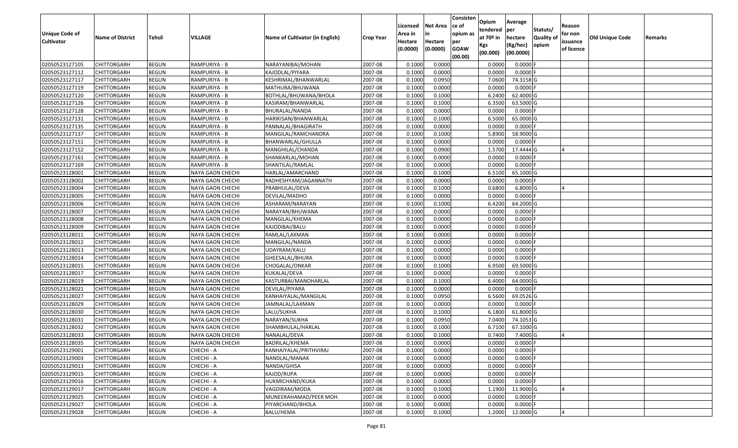| Unique Code of Cultivator | Name of District | Tehsil | VILLAGE | Name of Cultivator (in English) | Crop Year | Licensed Area in Hectare (0.0000) | Net Area in Hectare (0.0000) | Consistence of opium as per GOAW (00.00) | Opium tendered at 70º in Kgs (00.000) | Average per hectare (Kg/hec) (00.0000) | Statuts/ Quality of opium | Reason for non issuance of licence | Old Unique Code | Remarks |
|---|---|---|---|---|---|---|---|---|---|---|---|---|---|---|
| 02050523127105 | CHITTORGARH | BEGUN | RAMPURIYA - B | NARAYANIBAI/MOHAN | 2007-08 | 0.1000 | 0.0000 | | 0.0000 | 0.0000 | F | | | |
| 02050523127112 | CHITTORGARH | BEGUN | RAMPURIYA - B | KAJODLAL/PIYARA | 2007-08 | 0.1000 | 0.0000 | | 0.0000 | 0.0000 | F | | | |
| 02050523127117 | CHITTORGARH | BEGUN | RAMPURIYA - B | KESHRIMAL/BHANWARLAL | 2007-08 | 0.1000 | 0.0950 | | 7.0600 | 74.3158 | G | | | |
| 02050523127119 | CHITTORGARH | BEGUN | RAMPURIYA - B | MATHURA/BHUWANA | 2007-08 | 0.1000 | 0.0000 | | 0.0000 | 0.0000 | F | | | |
| 02050523127120 | CHITTORGARH | BEGUN | RAMPURIYA - B | BOTHLAL/BHUWANA/BHOLA | 2007-08 | 0.1000 | 0.1000 | | 6.2400 | 62.4000 | G | | | |
| 02050523127126 | CHITTORGARH | BEGUN | RAMPURIYA - B | KASIRAM/BHANWARLAL | 2007-08 | 0.1000 | 0.1000 | | 6.3500 | 63.5000 | G | | | |
| 02050523127128 | CHITTORGARH | BEGUN | RAMPURIYA - B | BHURALAL/NANDA | 2007-08 | 0.1000 | 0.0000 | | 0.0000 | 0.0000 | F | | | |
| 02050523127131 | CHITTORGARH | BEGUN | RAMPURIYA - B | HARIKISAN/BHANWARLAL | 2007-08 | 0.1000 | 0.1000 | | 6.5000 | 65.0000 | G | | | |
| 02050523127135 | CHITTORGARH | BEGUN | RAMPURIYA - B | PANNALAL/BHAGIRATH | 2007-08 | 0.1000 | 0.0000 | | 0.0000 | 0.0000 | F | | | |
| 02050523127137 | CHITTORGARH | BEGUN | RAMPURIYA - B | MANGILAL/RAMCHANDRA | 2007-08 | 0.1000 | 0.1000 | | 5.8900 | 58.9000 | G | | | |
| 02050523127151 | CHITTORGARH | BEGUN | RAMPURIYA - B | BHANWARLAL/GHULLA | 2007-08 | 0.1000 | 0.0000 | | 0.0000 | 0.0000 | F | | | |
| 02050523127152 | CHITTORGARH | BEGUN | RAMPURIYA - B | MANGHILAL/CHANDA | 2007-08 | 0.1000 | 0.0900 | | 1.5700 | 17.4444 | G | 4 | | |
| 02050523127161 | CHITTORGARH | BEGUN | RAMPURIYA - B | SHANKARLAL/MOHAN | 2007-08 | 0.1000 | 0.0000 | | 0.0000 | 0.0000 | F | | | |
| 02050523127169 | CHITTORGARH | BEGUN | RAMPURIYA - B | SHANTILAL/RAMLAL | 2007-08 | 0.1000 | 0.0000 | | 0.0000 | 0.0000 | F | | | |
| 02050523128001 | CHITTORGARH | BEGUN | NAYA GAON CHECHI | HARLAL/AMARCHAND | 2007-08 | 0.1000 | 0.1000 | | 6.5100 | 65.1000 | G | | | |
| 02050523128002 | CHITTORGARH | BEGUN | NAYA GAON CHECHI | RADHESHYAM/JAGANNATH | 2007-08 | 0.1000 | 0.0000 | | 0.0000 | 0.0000 | F | | | |
| 02050523128004 | CHITTORGARH | BEGUN | NAYA GAON CHECHI | PRABHULAL/DEVA | 2007-08 | 0.1000 | 0.1000 | | 0.6800 | 6.8000 | G | 4 | | |
| 02050523128005 | CHITTORGARH | BEGUN | NAYA GAON CHECHI | DEVILAL/MADHO | 2007-08 | 0.1000 | 0.0000 | | 0.0000 | 0.0000 | F | | | |
| 02050523128006 | CHITTORGARH | BEGUN | NAYA GAON CHECHI | ASHARAM/NARAYAN | 2007-08 | 0.1000 | 0.1000 | | 6.4200 | 64.2000 | G | | | |
| 02050523128007 | CHITTORGARH | BEGUN | NAYA GAON CHECHI | NARAYAN/BHUWANA | 2007-08 | 0.1000 | 0.0000 | | 0.0000 | 0.0000 | F | | | |
| 02050523128008 | CHITTORGARH | BEGUN | NAYA GAON CHECHI | MANGILAL/KHEMA | 2007-08 | 0.1000 | 0.0000 | | 0.0000 | 0.0000 | F | | | |
| 02050523128009 | CHITTORGARH | BEGUN | NAYA GAON CHECHI | KAJODIBAI/BALU | 2007-08 | 0.1000 | 0.0000 | | 0.0000 | 0.0000 | F | | | |
| 02050523128011 | CHITTORGARH | BEGUN | NAYA GAON CHECHI | RAMLAL/LAXMAN | 2007-08 | 0.1000 | 0.0000 | | 0.0000 | 0.0000 | F | | | |
| 02050523128012 | CHITTORGARH | BEGUN | NAYA GAON CHECHI | MANGILAL/NANDA | 2007-08 | 0.1000 | 0.0000 | | 0.0000 | 0.0000 | F | | | |
| 02050523128013 | CHITTORGARH | BEGUN | NAYA GAON CHECHI | UDAYRAM/KALU | 2007-08 | 0.1000 | 0.0000 | | 0.0000 | 0.0000 | F | | | |
| 02050523128014 | CHITTORGARH | BEGUN | NAYA GAON CHECHI | GHEESALAL/BHURA | 2007-08 | 0.1000 | 0.0000 | | 0.0000 | 0.0000 | F | | | |
| 02050523128015 | CHITTORGARH | BEGUN | NAYA GAON CHECHI | CHOGALAL/ONKAR | 2007-08 | 0.1000 | 0.1000 | | 6.9500 | 69.5000 | G | | | |
| 02050523128017 | CHITTORGARH | BEGUN | NAYA GAON CHECHI | KUKALAL/DEVA | 2007-08 | 0.1000 | 0.0000 | | 0.0000 | 0.0000 | F | | | |
| 02050523128019 | CHITTORGARH | BEGUN | NAYA GAON CHECHI | KASTURBAI/MANOHARLAL | 2007-08 | 0.1000 | 0.1000 | | 6.4000 | 64.0000 | G | | | |
| 02050523128021 | CHITTORGARH | BEGUN | NAYA GAON CHECHI | DEVILAL/PIYARA | 2007-08 | 0.1000 | 0.0000 | | 0.0000 | 0.0000 | F | | | |
| 02050523128027 | CHITTORGARH | BEGUN | NAYA GAON CHECHI | KANHAIYALAL/MANGILAL | 2007-08 | 0.1000 | 0.0950 | | 6.5600 | 69.0526 | G | | | |
| 02050523128029 | CHITTORGARH | BEGUN | NAYA GAON CHECHI | JAMNALAL/LAXMAN | 2007-08 | 0.1000 | 0.0000 | | 0.0000 | 0.0000 | F | | | |
| 02050523128030 | CHITTORGARH | BEGUN | NAYA GAON CHECHI | LALU/SUKHA | 2007-08 | 0.1000 | 0.1000 | | 6.1800 | 61.8000 | G | | | |
| 02050523128031 | CHITTORGARH | BEGUN | NAYA GAON CHECHI | NARAYAN/SUKHA | 2007-08 | 0.1000 | 0.0950 | | 7.0400 | 74.1053 | G | | | |
| 02050523128032 | CHITTORGARH | BEGUN | NAYA GAON CHECHI | SHAMBHULAL/HARLAL | 2007-08 | 0.1000 | 0.1000 | | 6.7100 | 67.1000 | G | | | |
| 02050523128033 | CHITTORGARH | BEGUN | NAYA GAON CHECHI | NANALAL/DEVA | 2007-08 | 0.1000 | 0.1000 | | 0.7400 | 7.4000 | G | 4 | | |
| 02050523128035 | CHITTORGARH | BEGUN | NAYA GAON CHECHI | BADRILAL/KHEMA | 2007-08 | 0.1000 | 0.0000 | | 0.0000 | 0.0000 | F | | | |
| 02050523129001 | CHITTORGARH | BEGUN | CHECHI - A | KANHAIYALAL/PRITHVIRAJ | 2007-08 | 0.1000 | 0.0000 | | 0.0000 | 0.0000 | F | | | |
| 02050523129003 | CHITTORGARH | BEGUN | CHECHI - A | NANDLAL/MANAK | 2007-08 | 0.1000 | 0.0000 | | 0.0000 | 0.0000 | F | | | |
| 02050523129013 | CHITTORGARH | BEGUN | CHECHI - A | NANDA/GHISA | 2007-08 | 0.1000 | 0.0000 | | 0.0000 | 0.0000 | F | | | |
| 02050523129015 | CHITTORGARH | BEGUN | CHECHI - A | KAJOD/RUPA | 2007-08 | 0.1000 | 0.0000 | | 0.0000 | 0.0000 | F | | | |
| 02050523129016 | CHITTORGARH | BEGUN | CHECHI - A | HUKMICHAND/KUKA | 2007-08 | 0.1000 | 0.0000 | | 0.0000 | 0.0000 | F | | | |
| 02050523129017 | CHITTORGARH | BEGUN | CHECHI - A | VAGDIRAM/MODA | 2007-08 | 0.1000 | 0.1000 | | 1.1900 | 11.9000 | G | 4 | | |
| 02050523129025 | CHITTORGARH | BEGUN | CHECHI - A | MUNEERAHAMAD/PEER MOH. | 2007-08 | 0.1000 | 0.0000 | | 0.0000 | 0.0000 | F | | | |
| 02050523129027 | CHITTORGARH | BEGUN | CHECHI - A | PIYARCHAND/BHOLA | 2007-08 | 0.1000 | 0.0000 | | 0.0000 | 0.0000 | F | | | |
| 02050523129028 | CHITTORGARH | BEGUN | CHECHI - A | BALU/HEMA | 2007-08 | 0.1000 | 0.1000 | | 1.2000 | 12.0000 | G | 4 | | |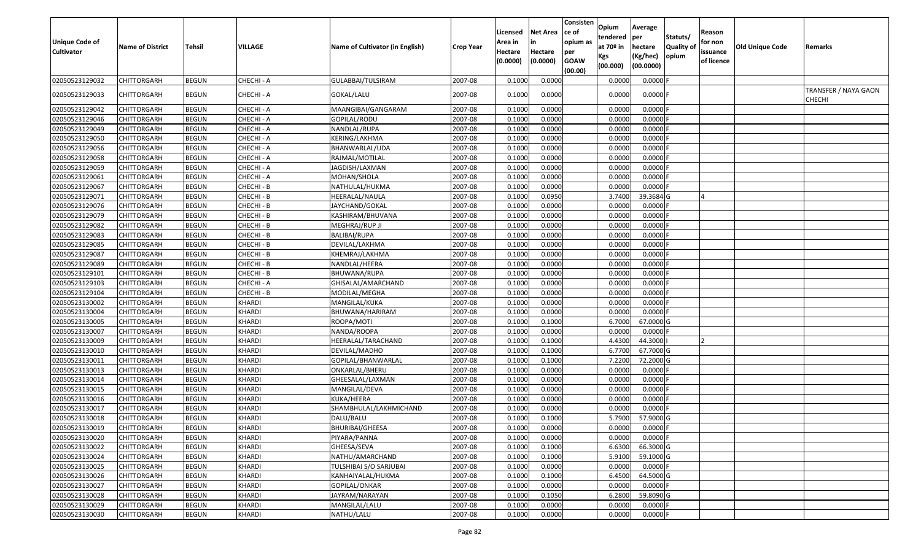| Unique Code of Cultivator | Name of District | Tehsil | VILLAGE | Name of Cultivator (in English) | Crop Year | Licensed Area in Hectare (0.0000) | Net Area in Hectare (0.0000) | Consistence of opium as per GOAW (00.00) | Opium tendered at 70º in Kgs (00.000) | Average per hectare (Kg/hec) (00.0000) | Statuts/ Quality of opium | Reason for non issuance of licence | Old Unique Code | Remarks |
|---|---|---|---|---|---|---|---|---|---|---|---|---|---|---|
| 02050523129032 | CHITTORGARH | BEGUN | CHECHI - A | GULABBAI/TULSIRAM | 2007-08 | 0.1000 | 0.0000 | | 0.0000 | 0.0000 | F | | | |
| 02050523129033 | CHITTORGARH | BEGUN | CHECHI - A | GOKAL/LALU | 2007-08 | 0.1000 | 0.0000 | | 0.0000 | 0.0000 | F | | | TRANSFER / NAYA GAON CHECHI |
| 02050523129042 | CHITTORGARH | BEGUN | CHECHI - A | MAANGIBAI/GANGARAM | 2007-08 | 0.1000 | 0.0000 | | 0.0000 | 0.0000 | F | | | |
| 02050523129046 | CHITTORGARH | BEGUN | CHECHI - A | GOPILAL/RODU | 2007-08 | 0.1000 | 0.0000 | | 0.0000 | 0.0000 | F | | | |
| 02050523129049 | CHITTORGARH | BEGUN | CHECHI - A | NANDLAL/RUPA | 2007-08 | 0.1000 | 0.0000 | | 0.0000 | 0.0000 | F | | | |
| 02050523129050 | CHITTORGARH | BEGUN | CHECHI - A | KERING/LAKHMA | 2007-08 | 0.1000 | 0.0000 | | 0.0000 | 0.0000 | F | | | |
| 02050523129056 | CHITTORGARH | BEGUN | CHECHI - A | BHANWARLAL/UDA | 2007-08 | 0.1000 | 0.0000 | | 0.0000 | 0.0000 | F | | | |
| 02050523129058 | CHITTORGARH | BEGUN | CHECHI - A | RAJMAL/MOTILAL | 2007-08 | 0.1000 | 0.0000 | | 0.0000 | 0.0000 | F | | | |
| 02050523129059 | CHITTORGARH | BEGUN | CHECHI - A | JAGDISH/LAXMAN | 2007-08 | 0.1000 | 0.0000 | | 0.0000 | 0.0000 | F | | | |
| 02050523129061 | CHITTORGARH | BEGUN | CHECHI - A | MOHAN/SHOLA | 2007-08 | 0.1000 | 0.0000 | | 0.0000 | 0.0000 | F | | | |
| 02050523129067 | CHITTORGARH | BEGUN | CHECHI - B | NATHULAL/HUKMA | 2007-08 | 0.1000 | 0.0000 | | 0.0000 | 0.0000 | F | | | |
| 02050523129071 | CHITTORGARH | BEGUN | CHECHI - B | HEERALAL/NAULA | 2007-08 | 0.1000 | 0.0950 | | 3.7400 | 39.3684 | G | 4 | | |
| 02050523129076 | CHITTORGARH | BEGUN | CHECHI - B | JAYCHAND/GOKAL | 2007-08 | 0.1000 | 0.0000 | | 0.0000 | 0.0000 | F | | | |
| 02050523129079 | CHITTORGARH | BEGUN | CHECHI - B | KASHIRAM/BHUVANA | 2007-08 | 0.1000 | 0.0000 | | 0.0000 | 0.0000 | F | | | |
| 02050523129082 | CHITTORGARH | BEGUN | CHECHI - B | MEGHRAJ/RUP JI | 2007-08 | 0.1000 | 0.0000 | | 0.0000 | 0.0000 | F | | | |
| 02050523129083 | CHITTORGARH | BEGUN | CHECHI - B | BALIBAI/RUPA | 2007-08 | 0.1000 | 0.0000 | | 0.0000 | 0.0000 | F | | | |
| 02050523129085 | CHITTORGARH | BEGUN | CHECHI - B | DEVILAL/LAKHMA | 2007-08 | 0.1000 | 0.0000 | | 0.0000 | 0.0000 | F | | | |
| 02050523129087 | CHITTORGARH | BEGUN | CHECHI - B | KHEMRAJ/LAKHMA | 2007-08 | 0.1000 | 0.0000 | | 0.0000 | 0.0000 | F | | | |
| 02050523129089 | CHITTORGARH | BEGUN | CHECHI - B | NANDLAL/HEERA | 2007-08 | 0.1000 | 0.0000 | | 0.0000 | 0.0000 | F | | | |
| 02050523129101 | CHITTORGARH | BEGUN | CHECHI - B | BHUWANA/RUPA | 2007-08 | 0.1000 | 0.0000 | | 0.0000 | 0.0000 | F | | | |
| 02050523129103 | CHITTORGARH | BEGUN | CHECHI - A | GHISALAL/AMARCHAND | 2007-08 | 0.1000 | 0.0000 | | 0.0000 | 0.0000 | F | | | |
| 02050523129104 | CHITTORGARH | BEGUN | CHECHI - B | MODILAL/MEGHA | 2007-08 | 0.1000 | 0.0000 | | 0.0000 | 0.0000 | F | | | |
| 02050523130002 | CHITTORGARH | BEGUN | KHARDI | MANGILAL/KUKA | 2007-08 | 0.1000 | 0.0000 | | 0.0000 | 0.0000 | F | | | |
| 02050523130004 | CHITTORGARH | BEGUN | KHARDI | BHUWANA/HARIRAM | 2007-08 | 0.1000 | 0.0000 | | 0.0000 | 0.0000 | F | | | |
| 02050523130005 | CHITTORGARH | BEGUN | KHARDI | ROOPA/MOTI | 2007-08 | 0.1000 | 0.1000 | | 6.7000 | 67.0000 | G | | | |
| 02050523130007 | CHITTORGARH | BEGUN | KHARDI | NANDA/ROOPA | 2007-08 | 0.1000 | 0.0000 | | 0.0000 | 0.0000 | F | | | |
| 02050523130009 | CHITTORGARH | BEGUN | KHARDI | HEERALAL/TARACHAND | 2007-08 | 0.1000 | 0.1000 | | 4.4300 | 44.3000 | I | 2 | | |
| 02050523130010 | CHITTORGARH | BEGUN | KHARDI | DEVILAL/MADHO | 2007-08 | 0.1000 | 0.1000 | | 6.7700 | 67.7000 | G | | | |
| 02050523130011 | CHITTORGARH | BEGUN | KHARDI | GOPILAL/BHANWARLAL | 2007-08 | 0.1000 | 0.1000 | | 7.2200 | 72.2000 | G | | | |
| 02050523130013 | CHITTORGARH | BEGUN | KHARDI | ONKARLAL/BHERU | 2007-08 | 0.1000 | 0.0000 | | 0.0000 | 0.0000 | F | | | |
| 02050523130014 | CHITTORGARH | BEGUN | KHARDI | GHEESALAL/LAXMAN | 2007-08 | 0.1000 | 0.0000 | | 0.0000 | 0.0000 | F | | | |
| 02050523130015 | CHITTORGARH | BEGUN | KHARDI | MANGILAL/DEVA | 2007-08 | 0.1000 | 0.0000 | | 0.0000 | 0.0000 | F | | | |
| 02050523130016 | CHITTORGARH | BEGUN | KHARDI | KUKA/HEERA | 2007-08 | 0.1000 | 0.0000 | | 0.0000 | 0.0000 | F | | | |
| 02050523130017 | CHITTORGARH | BEGUN | KHARDI | SHAMBHULAL/LAKHMICHAND | 2007-08 | 0.1000 | 0.0000 | | 0.0000 | 0.0000 | F | | | |
| 02050523130018 | CHITTORGARH | BEGUN | KHARDI | DALU/BALU | 2007-08 | 0.1000 | 0.1000 | | 5.7900 | 57.9000 | G | | | |
| 02050523130019 | CHITTORGARH | BEGUN | KHARDI | BHURIBAI/GHEESA | 2007-08 | 0.1000 | 0.0000 | | 0.0000 | 0.0000 | F | | | |
| 02050523130020 | CHITTORGARH | BEGUN | KHARDI | PIYARA/PANNA | 2007-08 | 0.1000 | 0.0000 | | 0.0000 | 0.0000 | F | | | |
| 02050523130022 | CHITTORGARH | BEGUN | KHARDI | GHEESA/SEVA | 2007-08 | 0.1000 | 0.1000 | | 6.6300 | 66.3000 | G | | | |
| 02050523130024 | CHITTORGARH | BEGUN | KHARDI | NATHU/AMARCHAND | 2007-08 | 0.1000 | 0.1000 | | 5.9100 | 59.1000 | G | | | |
| 02050523130025 | CHITTORGARH | BEGUN | KHARDI | TULSHIBAI S/O SARJUBAI | 2007-08 | 0.1000 | 0.0000 | | 0.0000 | 0.0000 | F | | | |
| 02050523130026 | CHITTORGARH | BEGUN | KHARDI | KANHAIYALAL/HUKMA | 2007-08 | 0.1000 | 0.1000 | | 6.4500 | 64.5000 | G | | | |
| 02050523130027 | CHITTORGARH | BEGUN | KHARDI | GOPILAL/ONKAR | 2007-08 | 0.1000 | 0.0000 | | 0.0000 | 0.0000 | F | | | |
| 02050523130028 | CHITTORGARH | BEGUN | KHARDI | JAYRAM/NARAYAN | 2007-08 | 0.1000 | 0.1050 | | 6.2800 | 59.8090 | G | | | |
| 02050523130029 | CHITTORGARH | BEGUN | KHARDI | MANGILAL/LALU | 2007-08 | 0.1000 | 0.0000 | | 0.0000 | 0.0000 | F | | | |
| 02050523130030 | CHITTORGARH | BEGUN | KHARDI | NATHU/LALU | 2007-08 | 0.1000 | 0.0000 | | 0.0000 | 0.0000 | F | | | |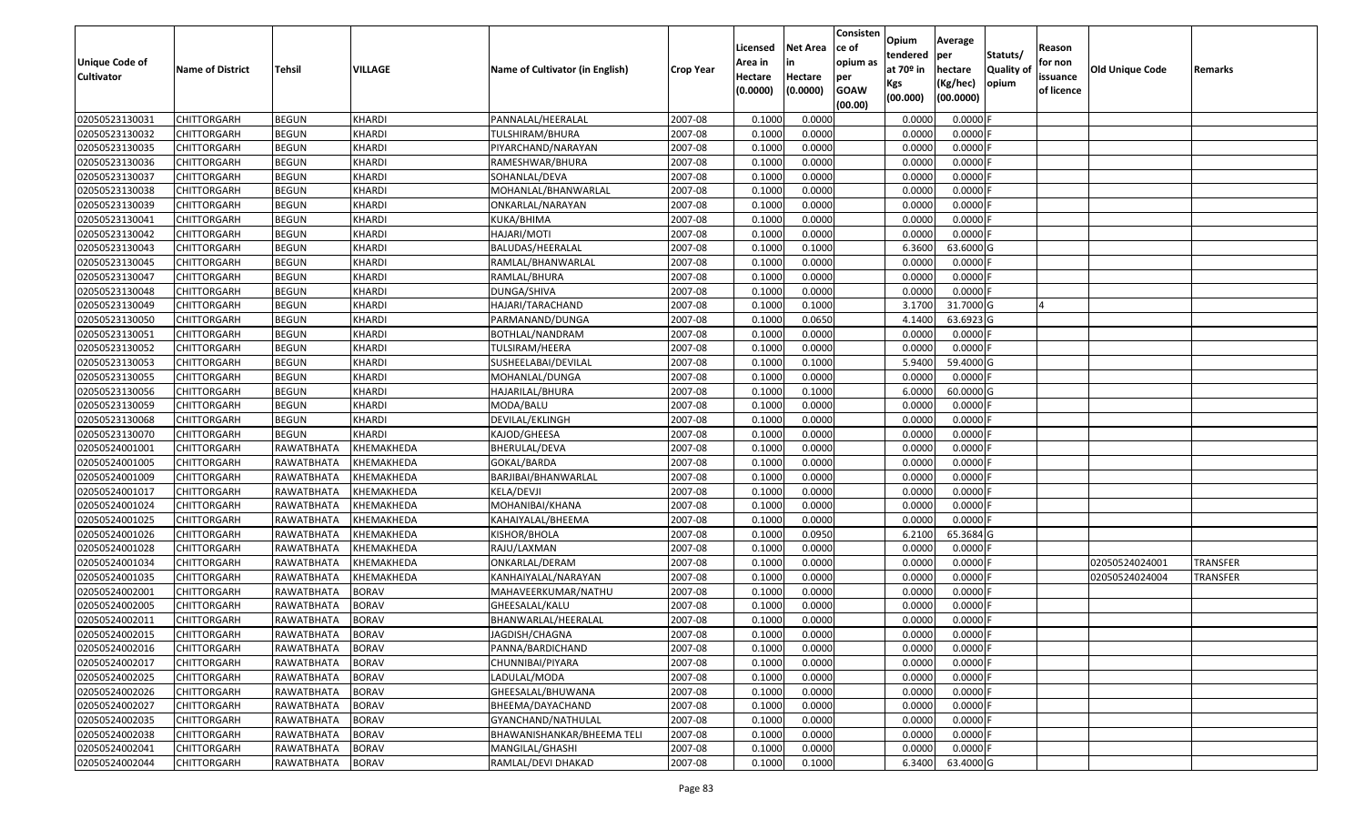| Unique Code of Cultivator | Name of District | Tehsil | VILLAGE | Name of Cultivator (in English) | Crop Year | Licensed Area in Hectare (0.0000) | Net Area in Hectare (0.0000) | Consistence of opium as per GOAW (00.00) | Opium tendered at 70º in Kgs (00.000) | Average per hectare (Kg/hec) (00.0000) | Statuts/ Quality of opium | Reason for non issuance of licence | Old Unique Code | Remarks |
|---|---|---|---|---|---|---|---|---|---|---|---|---|---|---|
| 02050523130031 | CHITTORGARH | BEGUN | KHARDI | PANNALAL/HEERALAL | 2007-08 | 0.1000 | 0.0000 | | 0.0000 | 0.0000 | F | | | |
| 02050523130032 | CHITTORGARH | BEGUN | KHARDI | TULSHIRAM/BHURA | 2007-08 | 0.1000 | 0.0000 | | 0.0000 | 0.0000 | F | | | |
| 02050523130035 | CHITTORGARH | BEGUN | KHARDI | PIYARCHAND/NARAYAN | 2007-08 | 0.1000 | 0.0000 | | 0.0000 | 0.0000 | F | | | |
| 02050523130036 | CHITTORGARH | BEGUN | KHARDI | RAMESHWAR/BHURA | 2007-08 | 0.1000 | 0.0000 | | 0.0000 | 0.0000 | F | | | |
| 02050523130037 | CHITTORGARH | BEGUN | KHARDI | SOHANLAL/DEVA | 2007-08 | 0.1000 | 0.0000 | | 0.0000 | 0.0000 | F | | | |
| 02050523130038 | CHITTORGARH | BEGUN | KHARDI | MOHANLAL/BHANWARLAL | 2007-08 | 0.1000 | 0.0000 | | 0.0000 | 0.0000 | F | | | |
| 02050523130039 | CHITTORGARH | BEGUN | KHARDI | ONKARLAL/NARAYAN | 2007-08 | 0.1000 | 0.0000 | | 0.0000 | 0.0000 | F | | | |
| 02050523130041 | CHITTORGARH | BEGUN | KHARDI | KUKA/BHIMA | 2007-08 | 0.1000 | 0.0000 | | 0.0000 | 0.0000 | F | | | |
| 02050523130042 | CHITTORGARH | BEGUN | KHARDI | HAJARI/MOTI | 2007-08 | 0.1000 | 0.0000 | | 0.0000 | 0.0000 | F | | | |
| 02050523130043 | CHITTORGARH | BEGUN | KHARDI | BALUDAS/HEERALAL | 2007-08 | 0.1000 | 0.1000 | | 6.3600 | 63.6000 | G | | | |
| 02050523130045 | CHITTORGARH | BEGUN | KHARDI | RAMLAL/BHANWARLAL | 2007-08 | 0.1000 | 0.0000 | | 0.0000 | 0.0000 | F | | | |
| 02050523130047 | CHITTORGARH | BEGUN | KHARDI | RAMLAL/BHURA | 2007-08 | 0.1000 | 0.0000 | | 0.0000 | 0.0000 | F | | | |
| 02050523130048 | CHITTORGARH | BEGUN | KHARDI | DUNGA/SHIVA | 2007-08 | 0.1000 | 0.0000 | | 0.0000 | 0.0000 | F | | | |
| 02050523130049 | CHITTORGARH | BEGUN | KHARDI | HAJARI/TARACHAND | 2007-08 | 0.1000 | 0.1000 | | 3.1700 | 31.7000 | G | 4 | | |
| 02050523130050 | CHITTORGARH | BEGUN | KHARDI | PARMANAND/DUNGA | 2007-08 | 0.1000 | 0.0650 | | 4.1400 | 63.6923 | G | | | |
| 02050523130051 | CHITTORGARH | BEGUN | KHARDI | BOTHLAL/NANDRAM | 2007-08 | 0.1000 | 0.0000 | | 0.0000 | 0.0000 | F | | | |
| 02050523130052 | CHITTORGARH | BEGUN | KHARDI | TULSIRAM/HEERA | 2007-08 | 0.1000 | 0.0000 | | 0.0000 | 0.0000 | F | | | |
| 02050523130053 | CHITTORGARH | BEGUN | KHARDI | SUSHEELABAI/DEVILAL | 2007-08 | 0.1000 | 0.1000 | | 5.9400 | 59.4000 | G | | | |
| 02050523130055 | CHITTORGARH | BEGUN | KHARDI | MOHANLAL/DUNGA | 2007-08 | 0.1000 | 0.0000 | | 0.0000 | 0.0000 | F | | | |
| 02050523130056 | CHITTORGARH | BEGUN | KHARDI | HAJARILAL/BHURA | 2007-08 | 0.1000 | 0.1000 | | 6.0000 | 60.0000 | G | | | |
| 02050523130059 | CHITTORGARH | BEGUN | KHARDI | MODA/BALU | 2007-08 | 0.1000 | 0.0000 | | 0.0000 | 0.0000 | F | | | |
| 02050523130068 | CHITTORGARH | BEGUN | KHARDI | DEVILAL/EKLINGH | 2007-08 | 0.1000 | 0.0000 | | 0.0000 | 0.0000 | F | | | |
| 02050523130070 | CHITTORGARH | BEGUN | KHARDI | KAJOD/GHEESA | 2007-08 | 0.1000 | 0.0000 | | 0.0000 | 0.0000 | F | | | |
| 02050524001001 | CHITTORGARH | RAWATBHATA | KHEMAKHEDA | BHERULAL/DEVA | 2007-08 | 0.1000 | 0.0000 | | 0.0000 | 0.0000 | F | | | |
| 02050524001005 | CHITTORGARH | RAWATBHATA | KHEMAKHEDA | GOKAL/BARDA | 2007-08 | 0.1000 | 0.0000 | | 0.0000 | 0.0000 | F | | | |
| 02050524001009 | CHITTORGARH | RAWATBHATA | KHEMAKHEDA | BARJIBAI/BHANWARLAL | 2007-08 | 0.1000 | 0.0000 | | 0.0000 | 0.0000 | F | | | |
| 02050524001017 | CHITTORGARH | RAWATBHATA | KHEMAKHEDA | KELA/DEVJI | 2007-08 | 0.1000 | 0.0000 | | 0.0000 | 0.0000 | F | | | |
| 02050524001024 | CHITTORGARH | RAWATBHATA | KHEMAKHEDA | MOHANIBAI/KHANA | 2007-08 | 0.1000 | 0.0000 | | 0.0000 | 0.0000 | F | | | |
| 02050524001025 | CHITTORGARH | RAWATBHATA | KHEMAKHEDA | KAHAIYALAL/BHEEMA | 2007-08 | 0.1000 | 0.0000 | | 0.0000 | 0.0000 | F | | | |
| 02050524001026 | CHITTORGARH | RAWATBHATA | KHEMAKHEDA | KISHOR/BHOLA | 2007-08 | 0.1000 | 0.0950 | | 6.2100 | 65.3684 | G | | | |
| 02050524001028 | CHITTORGARH | RAWATBHATA | KHEMAKHEDA | RAJU/LAXMAN | 2007-08 | 0.1000 | 0.0000 | | 0.0000 | 0.0000 | F | | | |
| 02050524001034 | CHITTORGARH | RAWATBHATA | KHEMAKHEDA | ONKARLAL/DERAM | 2007-08 | 0.1000 | 0.0000 | | 0.0000 | 0.0000 | F | | 02050524024001 | TRANSFER |
| 02050524001035 | CHITTORGARH | RAWATBHATA | KHEMAKHEDA | KANHAIYALAL/NARAYAN | 2007-08 | 0.1000 | 0.0000 | | 0.0000 | 0.0000 | F | | 02050524024004 | TRANSFER |
| 02050524002001 | CHITTORGARH | RAWATBHATA | BORAV | MAHAVEERKUMAR/NATHU | 2007-08 | 0.1000 | 0.0000 | | 0.0000 | 0.0000 | F | | | |
| 02050524002005 | CHITTORGARH | RAWATBHATA | BORAV | GHEESALAL/KALU | 2007-08 | 0.1000 | 0.0000 | | 0.0000 | 0.0000 | F | | | |
| 02050524002011 | CHITTORGARH | RAWATBHATA | BORAV | BHANWARLAL/HEERALAL | 2007-08 | 0.1000 | 0.0000 | | 0.0000 | 0.0000 | F | | | |
| 02050524002015 | CHITTORGARH | RAWATBHATA | BORAV | JAGDISH/CHAGNA | 2007-08 | 0.1000 | 0.0000 | | 0.0000 | 0.0000 | F | | | |
| 02050524002016 | CHITTORGARH | RAWATBHATA | BORAV | PANNA/BARDICHAND | 2007-08 | 0.1000 | 0.0000 | | 0.0000 | 0.0000 | F | | | |
| 02050524002017 | CHITTORGARH | RAWATBHATA | BORAV | CHUNNIBAI/PIYARA | 2007-08 | 0.1000 | 0.0000 | | 0.0000 | 0.0000 | F | | | |
| 02050524002025 | CHITTORGARH | RAWATBHATA | BORAV | LADULAL/MODA | 2007-08 | 0.1000 | 0.0000 | | 0.0000 | 0.0000 | F | | | |
| 02050524002026 | CHITTORGARH | RAWATBHATA | BORAV | GHEESALAL/BHUWANA | 2007-08 | 0.1000 | 0.0000 | | 0.0000 | 0.0000 | F | | | |
| 02050524002027 | CHITTORGARH | RAWATBHATA | BORAV | BHEEMA/DAYACHAND | 2007-08 | 0.1000 | 0.0000 | | 0.0000 | 0.0000 | F | | | |
| 02050524002035 | CHITTORGARH | RAWATBHATA | BORAV | GYANCHAND/NATHULAL | 2007-08 | 0.1000 | 0.0000 | | 0.0000 | 0.0000 | F | | | |
| 02050524002038 | CHITTORGARH | RAWATBHATA | BORAV | BHAWANISHANKAR/BHEEMA TELI | 2007-08 | 0.1000 | 0.0000 | | 0.0000 | 0.0000 | F | | | |
| 02050524002041 | CHITTORGARH | RAWATBHATA | BORAV | MANGILAL/GHASHI | 2007-08 | 0.1000 | 0.0000 | | 0.0000 | 0.0000 | F | | | |
| 02050524002044 | CHITTORGARH | RAWATBHATA | BORAV | RAMLAL/DEVI DHAKAD | 2007-08 | 0.1000 | 0.1000 | | 6.3400 | 63.4000 | G | | | |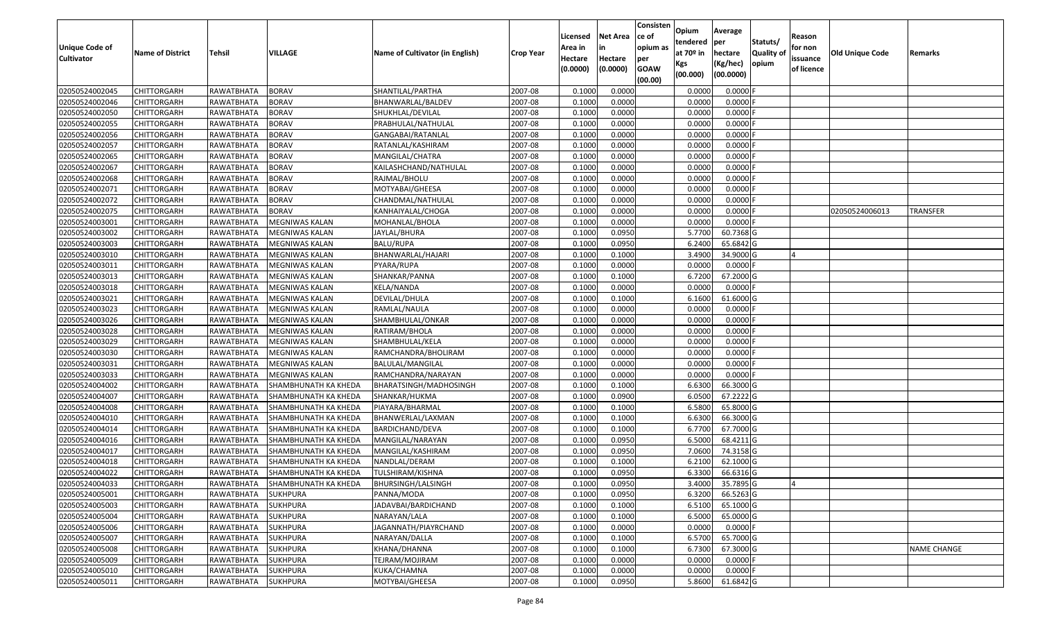| Unique Code of Cultivator | Name of District | Tehsil | VILLAGE | Name of Cultivator (in English) | Crop Year | Licensed Area in Hectare (0.0000) | Net Area in Hectare (0.0000) | Consistence of opium as per GOAW (00.00) | Opium tendered at 70º in Kgs (00.000) | Average per hectare (Kg/hec) (00.0000) | Statuts/ Quality of opium | Reason for non issuance of licence | Old Unique Code | Remarks |
|---|---|---|---|---|---|---|---|---|---|---|---|---|---|---|
| 02050524002045 | CHITTORGARH | RAWATBHATA | BORAV | SHANTILAL/PARTHA | 2007-08 | 0.1000 | 0.0000 | | 0.0000 | 0.0000 | F | | | |
| 02050524002046 | CHITTORGARH | RAWATBHATA | BORAV | BHANWARLAL/BALDEV | 2007-08 | 0.1000 | 0.0000 | | 0.0000 | 0.0000 | F | | | |
| 02050524002050 | CHITTORGARH | RAWATBHATA | BORAV | SHUKHLAL/DEVILAL | 2007-08 | 0.1000 | 0.0000 | | 0.0000 | 0.0000 | F | | | |
| 02050524002055 | CHITTORGARH | RAWATBHATA | BORAV | PRABHULAL/NATHULAL | 2007-08 | 0.1000 | 0.0000 | | 0.0000 | 0.0000 | F | | | |
| 02050524002056 | CHITTORGARH | RAWATBHATA | BORAV | GANGABAI/RATANLAL | 2007-08 | 0.1000 | 0.0000 | | 0.0000 | 0.0000 | F | | | |
| 02050524002057 | CHITTORGARH | RAWATBHATA | BORAV | RATANLAL/KASHIRAM | 2007-08 | 0.1000 | 0.0000 | | 0.0000 | 0.0000 | F | | | |
| 02050524002065 | CHITTORGARH | RAWATBHATA | BORAV | MANGILAL/CHATRA | 2007-08 | 0.1000 | 0.0000 | | 0.0000 | 0.0000 | F | | | |
| 02050524002067 | CHITTORGARH | RAWATBHATA | BORAV | KAILASHCHAND/NATHULAL | 2007-08 | 0.1000 | 0.0000 | | 0.0000 | 0.0000 | F | | | |
| 02050524002068 | CHITTORGARH | RAWATBHATA | BORAV | RAJMAL/BHOLU | 2007-08 | 0.1000 | 0.0000 | | 0.0000 | 0.0000 | F | | | |
| 02050524002071 | CHITTORGARH | RAWATBHATA | BORAV | MOTYABAI/GHEESA | 2007-08 | 0.1000 | 0.0000 | | 0.0000 | 0.0000 | F | | | |
| 02050524002072 | CHITTORGARH | RAWATBHATA | BORAV | CHANDMAL/NATHULAL | 2007-08 | 0.1000 | 0.0000 | | 0.0000 | 0.0000 | F | | | |
| 02050524002075 | CHITTORGARH | RAWATBHATA | BORAV | KANHAIYALAL/CHOGA | 2007-08 | 0.1000 | 0.0000 | | 0.0000 | 0.0000 | F | | 02050524006013 | TRANSFER |
| 02050524003001 | CHITTORGARH | RAWATBHATA | MEGNIWAS KALAN | MOHANLAL/BHOLA | 2007-08 | 0.1000 | 0.0000 | | 0.0000 | 0.0000 | F | | | |
| 02050524003002 | CHITTORGARH | RAWATBHATA | MEGNIWAS KALAN | JAYLAL/BHURA | 2007-08 | 0.1000 | 0.0950 | | 5.7700 | 60.7368 | G | | | |
| 02050524003003 | CHITTORGARH | RAWATBHATA | MEGNIWAS KALAN | BALU/RUPA | 2007-08 | 0.1000 | 0.0950 | | 6.2400 | 65.6842 | G | | | |
| 02050524003010 | CHITTORGARH | RAWATBHATA | MEGNIWAS KALAN | BHANWARLAL/HAJARI | 2007-08 | 0.1000 | 0.1000 | | 3.4900 | 34.9000 | G | 4 | | |
| 02050524003011 | CHITTORGARH | RAWATBHATA | MEGNIWAS KALAN | PYARA/RUPA | 2007-08 | 0.1000 | 0.0000 | | 0.0000 | 0.0000 | F | | | |
| 02050524003013 | CHITTORGARH | RAWATBHATA | MEGNIWAS KALAN | SHANKAR/PANNA | 2007-08 | 0.1000 | 0.1000 | | 6.7200 | 67.2000 | G | | | |
| 02050524003018 | CHITTORGARH | RAWATBHATA | MEGNIWAS KALAN | KELA/NANDA | 2007-08 | 0.1000 | 0.0000 | | 0.0000 | 0.0000 | F | | | |
| 02050524003021 | CHITTORGARH | RAWATBHATA | MEGNIWAS KALAN | DEVILAL/DHULA | 2007-08 | 0.1000 | 0.1000 | | 6.1600 | 61.6000 | G | | | |
| 02050524003023 | CHITTORGARH | RAWATBHATA | MEGNIWAS KALAN | RAMLAL/NAULA | 2007-08 | 0.1000 | 0.0000 | | 0.0000 | 0.0000 | F | | | |
| 02050524003026 | CHITTORGARH | RAWATBHATA | MEGNIWAS KALAN | SHAMBHULAL/ONKAR | 2007-08 | 0.1000 | 0.0000 | | 0.0000 | 0.0000 | F | | | |
| 02050524003028 | CHITTORGARH | RAWATBHATA | MEGNIWAS KALAN | RATIRAM/BHOLA | 2007-08 | 0.1000 | 0.0000 | | 0.0000 | 0.0000 | F | | | |
| 02050524003029 | CHITTORGARH | RAWATBHATA | MEGNIWAS KALAN | SHAMBHULAL/KELA | 2007-08 | 0.1000 | 0.0000 | | 0.0000 | 0.0000 | F | | | |
| 02050524003030 | CHITTORGARH | RAWATBHATA | MEGNIWAS KALAN | RAMCHANDRA/BHOLIRAM | 2007-08 | 0.1000 | 0.0000 | | 0.0000 | 0.0000 | F | | | |
| 02050524003031 | CHITTORGARH | RAWATBHATA | MEGNIWAS KALAN | BALULAL/MANGILAL | 2007-08 | 0.1000 | 0.0000 | | 0.0000 | 0.0000 | F | | | |
| 02050524003033 | CHITTORGARH | RAWATBHATA | MEGNIWAS KALAN | RAMCHANDRA/NARAYAN | 2007-08 | 0.1000 | 0.0000 | | 0.0000 | 0.0000 | F | | | |
| 02050524004002 | CHITTORGARH | RAWATBHATA | SHAMBHUNATH KA KHEDA | BHARATSINGH/MADHOSINGH | 2007-08 | 0.1000 | 0.1000 | | 6.6300 | 66.3000 | G | | | |
| 02050524004007 | CHITTORGARH | RAWATBHATA | SHAMBHUNATH KA KHEDA | SHANKAR/HUKMA | 2007-08 | 0.1000 | 0.0900 | | 6.0500 | 67.2222 | G | | | |
| 02050524004008 | CHITTORGARH | RAWATBHATA | SHAMBHUNATH KA KHEDA | PIAYARA/BHARMAL | 2007-08 | 0.1000 | 0.1000 | | 6.5800 | 65.8000 | G | | | |
| 02050524004010 | CHITTORGARH | RAWATBHATA | SHAMBHUNATH KA KHEDA | BHANWERLAL/LAXMAN | 2007-08 | 0.1000 | 0.1000 | | 6.6300 | 66.3000 | G | | | |
| 02050524004014 | CHITTORGARH | RAWATBHATA | SHAMBHUNATH KA KHEDA | BARDICHAND/DEVA | 2007-08 | 0.1000 | 0.1000 | | 6.7700 | 67.7000 | G | | | |
| 02050524004016 | CHITTORGARH | RAWATBHATA | SHAMBHUNATH KA KHEDA | MANGILAL/NARAYAN | 2007-08 | 0.1000 | 0.0950 | | 6.5000 | 68.4211 | G | | | |
| 02050524004017 | CHITTORGARH | RAWATBHATA | SHAMBHUNATH KA KHEDA | MANGILAL/KASHIRAM | 2007-08 | 0.1000 | 0.0950 | | 7.0600 | 74.3158 | G | | | |
| 02050524004018 | CHITTORGARH | RAWATBHATA | SHAMBHUNATH KA KHEDA | NANDLAL/DERAM | 2007-08 | 0.1000 | 0.1000 | | 6.2100 | 62.1000 | G | | | |
| 02050524004022 | CHITTORGARH | RAWATBHATA | SHAMBHUNATH KA KHEDA | TULSHIRAM/KISHNA | 2007-08 | 0.1000 | 0.0950 | | 6.3300 | 66.6316 | G | | | |
| 02050524004033 | CHITTORGARH | RAWATBHATA | SHAMBHUNATH KA KHEDA | BHURSINGH/LALSINGH | 2007-08 | 0.1000 | 0.0950 | | 3.4000 | 35.7895 | G | 4 | | |
| 02050524005001 | CHITTORGARH | RAWATBHATA | SUKHPURA | PANNA/MODA | 2007-08 | 0.1000 | 0.0950 | | 6.3200 | 66.5263 | G | | | |
| 02050524005003 | CHITTORGARH | RAWATBHATA | SUKHPURA | JADAVBAI/BARDICHAND | 2007-08 | 0.1000 | 0.1000 | | 6.5100 | 65.1000 | G | | | |
| 02050524005004 | CHITTORGARH | RAWATBHATA | SUKHPURA | NARAYAN/LALA | 2007-08 | 0.1000 | 0.1000 | | 6.5000 | 65.0000 | G | | | |
| 02050524005006 | CHITTORGARH | RAWATBHATA | SUKHPURA | JAGANNATH/PIAYRCHAND | 2007-08 | 0.1000 | 0.0000 | | 0.0000 | 0.0000 | F | | | |
| 02050524005007 | CHITTORGARH | RAWATBHATA | SUKHPURA | NARAYAN/DALLA | 2007-08 | 0.1000 | 0.1000 | | 6.5700 | 65.7000 | G | | | |
| 02050524005008 | CHITTORGARH | RAWATBHATA | SUKHPURA | KHANA/DHANNA | 2007-08 | 0.1000 | 0.1000 | | 6.7300 | 67.3000 | G | | | NAME CHANGE |
| 02050524005009 | CHITTORGARH | RAWATBHATA | SUKHPURA | TEJRAM/MOJIRAM | 2007-08 | 0.1000 | 0.0000 | | 0.0000 | 0.0000 | F | | | |
| 02050524005010 | CHITTORGARH | RAWATBHATA | SUKHPURA | KUKA/CHAMNA | 2007-08 | 0.1000 | 0.0000 | | 0.0000 | 0.0000 | F | | | |
| 02050524005011 | CHITTORGARH | RAWATBHATA | SUKHPURA | MOTYBAI/GHEESA | 2007-08 | 0.1000 | 0.0950 | | 5.8600 | 61.6842 | G | | | |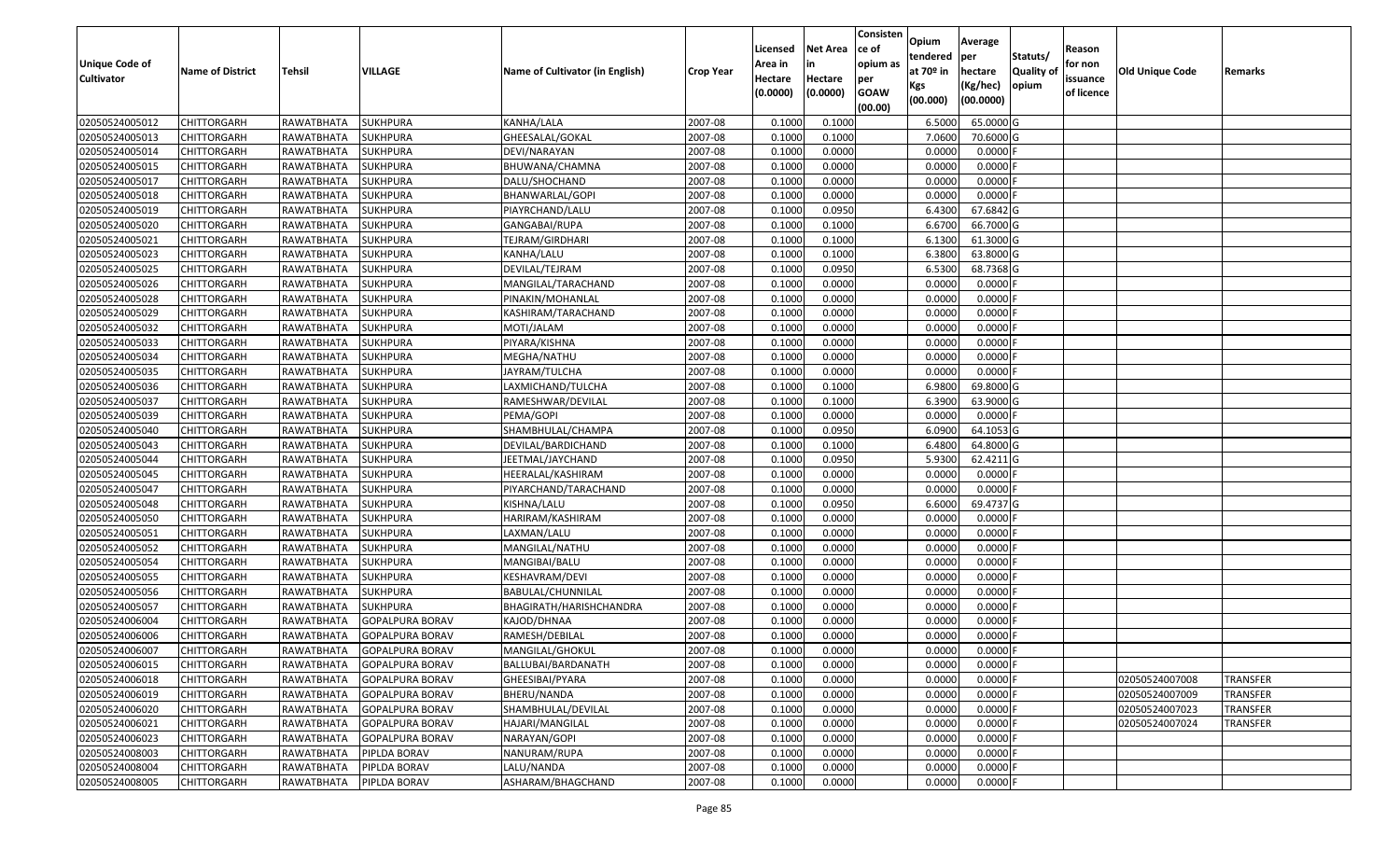| Unique Code of Cultivator | Name of District | Tehsil | VILLAGE | Name of Cultivator (in English) | Crop Year | Licensed Area in Hectare (0.0000) | Net Area in Hectare (0.0000) | Consistence of opium as per GOAW (00.00) | Opium tendered at 70º in Kgs (00.000) | Average per hectare (Kg/hec) (00.0000) | Statuts/ Quality of opium | Reason for non issuance of licence | Old Unique Code | Remarks |
|---|---|---|---|---|---|---|---|---|---|---|---|---|---|---|
| 02050524005012 | CHITTORGARH | RAWATBHATA | SUKHPURA | KANHA/LALA | 2007-08 | 0.1000 | 0.1000 | | 6.5000 | 65.0000 | G | | | |
| 02050524005013 | CHITTORGARH | RAWATBHATA | SUKHPURA | GHEESALAL/GOKAL | 2007-08 | 0.1000 | 0.1000 | | 7.0600 | 70.6000 | G | | | |
| 02050524005014 | CHITTORGARH | RAWATBHATA | SUKHPURA | DEVI/NARAYAN | 2007-08 | 0.1000 | 0.0000 | | 0.0000 | 0.0000 | F | | | |
| 02050524005015 | CHITTORGARH | RAWATBHATA | SUKHPURA | BHUWANA/CHAMNA | 2007-08 | 0.1000 | 0.0000 | | 0.0000 | 0.0000 | F | | | |
| 02050524005017 | CHITTORGARH | RAWATBHATA | SUKHPURA | DALU/SHOCHAND | 2007-08 | 0.1000 | 0.0000 | | 0.0000 | 0.0000 | F | | | |
| 02050524005018 | CHITTORGARH | RAWATBHATA | SUKHPURA | BHANWARLAL/GOPI | 2007-08 | 0.1000 | 0.0000 | | 0.0000 | 0.0000 | F | | | |
| 02050524005019 | CHITTORGARH | RAWATBHATA | SUKHPURA | PIAYRCHAND/LALU | 2007-08 | 0.1000 | 0.0950 | | 6.4300 | 67.6842 | G | | | |
| 02050524005020 | CHITTORGARH | RAWATBHATA | SUKHPURA | GANGABAI/RUPA | 2007-08 | 0.1000 | 0.1000 | | 6.6700 | 66.7000 | G | | | |
| 02050524005021 | CHITTORGARH | RAWATBHATA | SUKHPURA | TEJRAM/GIRDHARI | 2007-08 | 0.1000 | 0.1000 | | 6.1300 | 61.3000 | G | | | |
| 02050524005023 | CHITTORGARH | RAWATBHATA | SUKHPURA | KANHA/LALU | 2007-08 | 0.1000 | 0.1000 | | 6.3800 | 63.8000 | G | | | |
| 02050524005025 | CHITTORGARH | RAWATBHATA | SUKHPURA | DEVILAL/TEJRAM | 2007-08 | 0.1000 | 0.0950 | | 6.5300 | 68.7368 | G | | | |
| 02050524005026 | CHITTORGARH | RAWATBHATA | SUKHPURA | MANGILAL/TARACHAND | 2007-08 | 0.1000 | 0.0000 | | 0.0000 | 0.0000 | F | | | |
| 02050524005028 | CHITTORGARH | RAWATBHATA | SUKHPURA | PINAKIN/MOHANLAL | 2007-08 | 0.1000 | 0.0000 | | 0.0000 | 0.0000 | F | | | |
| 02050524005029 | CHITTORGARH | RAWATBHATA | SUKHPURA | KASHIRAM/TARACHAND | 2007-08 | 0.1000 | 0.0000 | | 0.0000 | 0.0000 | F | | | |
| 02050524005032 | CHITTORGARH | RAWATBHATA | SUKHPURA | MOTI/JALAM | 2007-08 | 0.1000 | 0.0000 | | 0.0000 | 0.0000 | F | | | |
| 02050524005033 | CHITTORGARH | RAWATBHATA | SUKHPURA | PIYARA/KISHNA | 2007-08 | 0.1000 | 0.0000 | | 0.0000 | 0.0000 | F | | | |
| 02050524005034 | CHITTORGARH | RAWATBHATA | SUKHPURA | MEGHA/NATHU | 2007-08 | 0.1000 | 0.0000 | | 0.0000 | 0.0000 | F | | | |
| 02050524005035 | CHITTORGARH | RAWATBHATA | SUKHPURA | JAYRAM/TULCHA | 2007-08 | 0.1000 | 0.0000 | | 0.0000 | 0.0000 | F | | | |
| 02050524005036 | CHITTORGARH | RAWATBHATA | SUKHPURA | LAXMICHAND/TULCHA | 2007-08 | 0.1000 | 0.1000 | | 6.9800 | 69.8000 | G | | | |
| 02050524005037 | CHITTORGARH | RAWATBHATA | SUKHPURA | RAMESHWAR/DEVILAL | 2007-08 | 0.1000 | 0.1000 | | 6.3900 | 63.9000 | G | | | |
| 02050524005039 | CHITTORGARH | RAWATBHATA | SUKHPURA | PEMA/GOPI | 2007-08 | 0.1000 | 0.0000 | | 0.0000 | 0.0000 | F | | | |
| 02050524005040 | CHITTORGARH | RAWATBHATA | SUKHPURA | SHAMBHULAL/CHAMPA | 2007-08 | 0.1000 | 0.0950 | | 6.0900 | 64.1053 | G | | | |
| 02050524005043 | CHITTORGARH | RAWATBHATA | SUKHPURA | DEVILAL/BARDICHAND | 2007-08 | 0.1000 | 0.1000 | | 6.4800 | 64.8000 | G | | | |
| 02050524005044 | CHITTORGARH | RAWATBHATA | SUKHPURA | JEETMAL/JAYCHAND | 2007-08 | 0.1000 | 0.0950 | | 5.9300 | 62.4211 | G | | | |
| 02050524005045 | CHITTORGARH | RAWATBHATA | SUKHPURA | HEERALAL/KASHIRAM | 2007-08 | 0.1000 | 0.0000 | | 0.0000 | 0.0000 | F | | | |
| 02050524005047 | CHITTORGARH | RAWATBHATA | SUKHPURA | PIYARCHAND/TARACHAND | 2007-08 | 0.1000 | 0.0000 | | 0.0000 | 0.0000 | F | | | |
| 02050524005048 | CHITTORGARH | RAWATBHATA | SUKHPURA | KISHNA/LALU | 2007-08 | 0.1000 | 0.0950 | | 6.6000 | 69.4737 | G | | | |
| 02050524005050 | CHITTORGARH | RAWATBHATA | SUKHPURA | HARIRAM/KASHIRAM | 2007-08 | 0.1000 | 0.0000 | | 0.0000 | 0.0000 | F | | | |
| 02050524005051 | CHITTORGARH | RAWATBHATA | SUKHPURA | LAXMAN/LALU | 2007-08 | 0.1000 | 0.0000 | | 0.0000 | 0.0000 | F | | | |
| 02050524005052 | CHITTORGARH | RAWATBHATA | SUKHPURA | MANGILAL/NATHU | 2007-08 | 0.1000 | 0.0000 | | 0.0000 | 0.0000 | F | | | |
| 02050524005054 | CHITTORGARH | RAWATBHATA | SUKHPURA | MANGIBAI/BALU | 2007-08 | 0.1000 | 0.0000 | | 0.0000 | 0.0000 | F | | | |
| 02050524005055 | CHITTORGARH | RAWATBHATA | SUKHPURA | KESHAVRAM/DEVI | 2007-08 | 0.1000 | 0.0000 | | 0.0000 | 0.0000 | F | | | |
| 02050524005056 | CHITTORGARH | RAWATBHATA | SUKHPURA | BABULAL/CHUNNILAL | 2007-08 | 0.1000 | 0.0000 | | 0.0000 | 0.0000 | F | | | |
| 02050524005057 | CHITTORGARH | RAWATBHATA | SUKHPURA | BHAGIRATH/HARISHCHANDRA | 2007-08 | 0.1000 | 0.0000 | | 0.0000 | 0.0000 | F | | | |
| 02050524006004 | CHITTORGARH | RAWATBHATA | GOPALPURA BORAV | KAJOD/DHNAA | 2007-08 | 0.1000 | 0.0000 | | 0.0000 | 0.0000 | F | | | |
| 02050524006006 | CHITTORGARH | RAWATBHATA | GOPALPURA BORAV | RAMESH/DEBILAL | 2007-08 | 0.1000 | 0.0000 | | 0.0000 | 0.0000 | F | | | |
| 02050524006007 | CHITTORGARH | RAWATBHATA | GOPALPURA BORAV | MANGILAL/GHOKUL | 2007-08 | 0.1000 | 0.0000 | | 0.0000 | 0.0000 | F | | | |
| 02050524006015 | CHITTORGARH | RAWATBHATA | GOPALPURA BORAV | BALLUBAI/BARDANATH | 2007-08 | 0.1000 | 0.0000 | | 0.0000 | 0.0000 | F | | | |
| 02050524006018 | CHITTORGARH | RAWATBHATA | GOPALPURA BORAV | GHEESIBAI/PYARA | 2007-08 | 0.1000 | 0.0000 | | 0.0000 | 0.0000 | F | | 02050524007008 | TRANSFER |
| 02050524006019 | CHITTORGARH | RAWATBHATA | GOPALPURA BORAV | BHERU/NANDA | 2007-08 | 0.1000 | 0.0000 | | 0.0000 | 0.0000 | F | | 02050524007009 | TRANSFER |
| 02050524006020 | CHITTORGARH | RAWATBHATA | GOPALPURA BORAV | SHAMBHULAL/DEVILAL | 2007-08 | 0.1000 | 0.0000 | | 0.0000 | 0.0000 | F | | 02050524007023 | TRANSFER |
| 02050524006021 | CHITTORGARH | RAWATBHATA | GOPALPURA BORAV | HAJARI/MANGILAL | 2007-08 | 0.1000 | 0.0000 | | 0.0000 | 0.0000 | F | | 02050524007024 | TRANSFER |
| 02050524006023 | CHITTORGARH | RAWATBHATA | GOPALPURA BORAV | NARAYAN/GOPI | 2007-08 | 0.1000 | 0.0000 | | 0.0000 | 0.0000 | F | | | |
| 02050524008003 | CHITTORGARH | RAWATBHATA | PIPLDA BORAV | NANURAM/RUPA | 2007-08 | 0.1000 | 0.0000 | | 0.0000 | 0.0000 | F | | | |
| 02050524008004 | CHITTORGARH | RAWATBHATA | PIPLDA BORAV | LALU/NANDA | 2007-08 | 0.1000 | 0.0000 | | 0.0000 | 0.0000 | F | | | |
| 02050524008005 | CHITTORGARH | RAWATBHATA | PIPLDA BORAV | ASHARAM/BHAGCHAND | 2007-08 | 0.1000 | 0.0000 | | 0.0000 | 0.0000 | F | | | |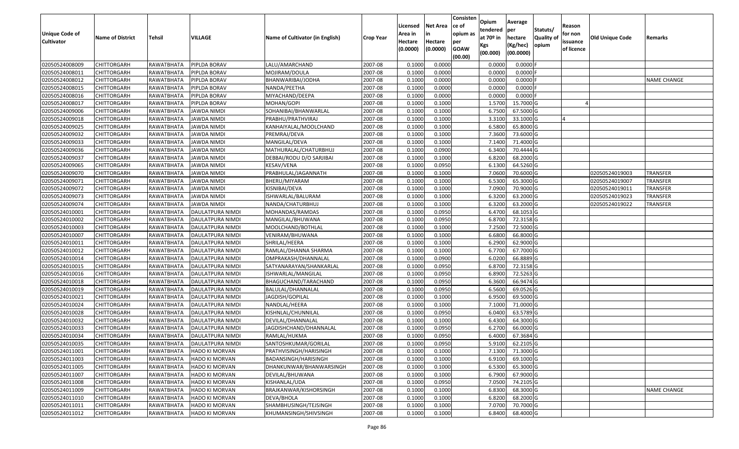| Unique Code of Cultivator | Name of District | Tehsil | VILLAGE | Name of Cultivator (in English) | Crop Year | Licensed Area in Hectare (0.0000) | Net Area in Hectare (0.0000) | Consistence of opium as per GOAW (00.00) | Opium tendered at 70º in Kgs (00.000) | Average per hectare (Kg/hec) (00.0000) | Statuts/ Quality of opium | Reason for non issuance of licence | Old Unique Code | Remarks |
|---|---|---|---|---|---|---|---|---|---|---|---|---|---|---|
| 02050524008009 | CHITTORGARH | RAWATBHATA | PIPLDA BORAV | LALU/AMARCHAND | 2007-08 | 0.1000 | 0.0000 | | 0.0000 | 0.0000 | F | | | |
| 02050524008011 | CHITTORGARH | RAWATBHATA | PIPLDA BORAV | MOJIRAM/DOULA | 2007-08 | 0.1000 | 0.0000 | | 0.0000 | 0.0000 | F | | | |
| 02050524008012 | CHITTORGARH | RAWATBHATA | PIPLDA BORAV | BHANWARIBAI/JODHA | 2007-08 | 0.1000 | 0.0000 | | 0.0000 | 0.0000 | F | | | NAME CHANGE |
| 02050524008015 | CHITTORGARH | RAWATBHATA | PIPLDA BORAV | NANDA/PEETHA | 2007-08 | 0.1000 | 0.0000 | | 0.0000 | 0.0000 | F | | | |
| 02050524008016 | CHITTORGARH | RAWATBHATA | PIPLDA BORAV | MIYACHAND/DEEPA | 2007-08 | 0.1000 | 0.0000 | | 0.0000 | 0.0000 | F | | | |
| 02050524008017 | CHITTORGARH | RAWATBHATA | PIPLDA BORAV | MOHAN/GOPI | 2007-08 | 0.1000 | 0.1000 | | 1.5700 | 15.7000 | G | 4 | | |
| 02050524009006 | CHITTORGARH | RAWATBHATA | JAWDA NIMDI | SOHANIBAI/BHANWARLAL | 2007-08 | 0.1000 | 0.1000 | | 6.7500 | 67.5000 | G | | | |
| 02050524009018 | CHITTORGARH | RAWATBHATA | JAWDA NIMDI | PRABHU/PRATHVIRAJ | 2007-08 | 0.1000 | 0.1000 | | 3.3100 | 33.1000 | G | 4 | | |
| 02050524009025 | CHITTORGARH | RAWATBHATA | JAWDA NIMDI | KANHAIYALAL/MOOLCHAND | 2007-08 | 0.1000 | 0.1000 | | 6.5800 | 65.8000 | G | | | |
| 02050524009032 | CHITTORGARH | RAWATBHATA | JAWDA NIMDI | PREMRAJ/DEVA | 2007-08 | 0.1000 | 0.1000 | | 7.3600 | 73.6000 | G | | | |
| 02050524009033 | CHITTORGARH | RAWATBHATA | JAWDA NIMDI | MANGILAL/DEVA | 2007-08 | 0.1000 | 0.1000 | | 7.1400 | 71.4000 | G | | | |
| 02050524009036 | CHITTORGARH | RAWATBHATA | JAWDA NIMDI | MATHURALAL/CHATURBHUJ | 2007-08 | 0.1000 | 0.0900 | | 6.3400 | 70.4444 | G | | | |
| 02050524009037 | CHITTORGARH | RAWATBHATA | JAWDA NIMDI | DEBBAI/RODU D/O SARJIBAI | 2007-08 | 0.1000 | 0.1000 | | 6.8200 | 68.2000 | G | | | |
| 02050524009065 | CHITTORGARH | RAWATBHATA | JAWDA NIMDI | KESAV/VENA | 2007-08 | 0.1000 | 0.0950 | | 6.1300 | 64.5260 | G | | | |
| 02050524009070 | CHITTORGARH | RAWATBHATA | JAWDA NIMDI | PRABHULAL/JAGANNATH | 2007-08 | 0.1000 | 0.1000 | | 7.0600 | 70.6000 | G | | 02050524019003 | TRANSFER |
| 02050524009071 | CHITTORGARH | RAWATBHATA | JAWDA NIMDI | BHERU/MIYARAM | 2007-08 | 0.1000 | 0.1000 | | 6.5300 | 65.3000 | G | | 02050524019007 | TRANSFER |
| 02050524009072 | CHITTORGARH | RAWATBHATA | JAWDA NIMDI | KISNIBAI/DEVA | 2007-08 | 0.1000 | 0.1000 | | 7.0900 | 70.9000 | G | | 02050524019011 | TRANSFER |
| 02050524009073 | CHITTORGARH | RAWATBHATA | JAWDA NIMDI | ISHWARLAL/BALURAM | 2007-08 | 0.1000 | 0.1000 | | 6.3200 | 63.2000 | G | | 02050524019023 | TRANSFER |
| 02050524009074 | CHITTORGARH | RAWATBHATA | JAWDA NIMDI | NANDA/CHATURBHUJ | 2007-08 | 0.1000 | 0.1000 | | 6.3200 | 63.2000 | G | | 02050524019022 | TRANSFER |
| 02050524010001 | CHITTORGARH | RAWATBHATA | DAULATPURA NIMDI | MOHANDAS/RAMDAS | 2007-08 | 0.1000 | 0.0950 | | 6.4700 | 68.1053 | G | | | |
| 02050524010002 | CHITTORGARH | RAWATBHATA | DAULATPURA NIMDI | MANGILAL/BHUWANA | 2007-08 | 0.1000 | 0.0950 | | 6.8700 | 72.3158 | G | | | |
| 02050524010003 | CHITTORGARH | RAWATBHATA | DAULATPURA NIMDI | MOOLCHAND/BOTHLAL | 2007-08 | 0.1000 | 0.1000 | | 7.2500 | 72.5000 | G | | | |
| 02050524010007 | CHITTORGARH | RAWATBHATA | DAULATPURA NIMDI | VENIRAM/BHUWANA | 2007-08 | 0.1000 | 0.1000 | | 6.6800 | 66.8000 | G | | | |
| 02050524010011 | CHITTORGARH | RAWATBHATA | DAULATPURA NIMDI | SHRILAL/HEERA | 2007-08 | 0.1000 | 0.1000 | | 6.2900 | 62.9000 | G | | | |
| 02050524010012 | CHITTORGARH | RAWATBHATA | DAULATPURA NIMDI | RAMLAL/DHANNA SHARMA | 2007-08 | 0.1000 | 0.1000 | | 6.7700 | 67.7000 | G | | | |
| 02050524010014 | CHITTORGARH | RAWATBHATA | DAULATPURA NIMDI | OMPRAKASH/DHANNALAL | 2007-08 | 0.1000 | 0.0900 | | 6.0200 | 66.8889 | G | | | |
| 02050524010015 | CHITTORGARH | RAWATBHATA | DAULATPURA NIMDI | SATYANARAYAN/SHANKARLAL | 2007-08 | 0.1000 | 0.0950 | | 6.8700 | 72.3158 | G | | | |
| 02050524010016 | CHITTORGARH | RAWATBHATA | DAULATPURA NIMDI | ISHWARLAL/MANGILAL | 2007-08 | 0.1000 | 0.0950 | | 6.8900 | 72.5263 | G | | | |
| 02050524010018 | CHITTORGARH | RAWATBHATA | DAULATPURA NIMDI | BHAGUCHAND/TARACHAND | 2007-08 | 0.1000 | 0.0950 | | 6.3600 | 66.9474 | G | | | |
| 02050524010019 | CHITTORGARH | RAWATBHATA | DAULATPURA NIMDI | BALULAL/DHANNALAL | 2007-08 | 0.1000 | 0.0950 | | 6.5600 | 69.0526 | G | | | |
| 02050524010021 | CHITTORGARH | RAWATBHATA | DAULATPURA NIMDI | JAGDISH/GOPILAL | 2007-08 | 0.1000 | 0.1000 | | 6.9500 | 69.5000 | G | | | |
| 02050524010024 | CHITTORGARH | RAWATBHATA | DAULATPURA NIMDI | NANDLAL/HEERA | 2007-08 | 0.1000 | 0.1000 | | 7.1000 | 71.0000 | G | | | |
| 02050524010028 | CHITTORGARH | RAWATBHATA | DAULATPURA NIMDI | KISHNLAL/CHUNNILAL | 2007-08 | 0.1000 | 0.0950 | | 6.0400 | 63.5789 | G | | | |
| 02050524010032 | CHITTORGARH | RAWATBHATA | DAULATPURA NIMDI | DEVILAL/DHANNALAL | 2007-08 | 0.1000 | 0.1000 | | 6.4300 | 64.3000 | G | | | |
| 02050524010033 | CHITTORGARH | RAWATBHATA | DAULATPURA NIMDI | JAGDISHCHAND/DHANNALAL | 2007-08 | 0.1000 | 0.0950 | | 6.2700 | 66.0000 | G | | | |
| 02050524010034 | CHITTORGARH | RAWATBHATA | DAULATPURA NIMDI | RAMLAL/HUKMA | 2007-08 | 0.1000 | 0.0950 | | 6.4000 | 67.3684 | G | | | |
| 02050524010035 | CHITTORGARH | RAWATBHATA | DAULATPURA NIMDI | SANTOSHKUMAR/GORILAL | 2007-08 | 0.1000 | 0.0950 | | 5.9100 | 62.2105 | G | | | |
| 02050524011001 | CHITTORGARH | RAWATBHATA | HADO KI MORVAN | PRATHVISINGH/HARISINGH | 2007-08 | 0.1000 | 0.1000 | | 7.1300 | 71.3000 | G | | | |
| 02050524011003 | CHITTORGARH | RAWATBHATA | HADO KI MORVAN | BADANSINGH/HARISINGH | 2007-08 | 0.1000 | 0.1000 | | 6.9100 | 69.1000 | G | | | |
| 02050524011005 | CHITTORGARH | RAWATBHATA | HADO KI MORVAN | DHANKUNWAR/BHANWARSINGH | 2007-08 | 0.1000 | 0.1000 | | 6.5300 | 65.3000 | G | | | |
| 02050524011007 | CHITTORGARH | RAWATBHATA | HADO KI MORVAN | DEVILAL/BHUWANA | 2007-08 | 0.1000 | 0.1000 | | 6.7900 | 67.9000 | G | | | |
| 02050524011008 | CHITTORGARH | RAWATBHATA | HADO KI MORVAN | KISHANLAL/UDA | 2007-08 | 0.1000 | 0.0950 | | 7.0500 | 74.2105 | G | | | |
| 02050524011009 | CHITTORGARH | RAWATBHATA | HADO KI MORVAN | BRAJKANWAR/KISHORSINGH | 2007-08 | 0.1000 | 0.1000 | | 6.8300 | 68.3000 | G | | | NAME CHANGE |
| 02050524011010 | CHITTORGARH | RAWATBHATA | HADO KI MORVAN | DEVA/BHOLA | 2007-08 | 0.1000 | 0.1000 | | 6.8200 | 68.2000 | G | | | |
| 02050524011011 | CHITTORGARH | RAWATBHATA | HADO KI MORVAN | SHAMBHUSINGH/TEJSINGH | 2007-08 | 0.1000 | 0.1000 | | 7.0700 | 70.7000 | G | | | |
| 02050524011012 | CHITTORGARH | RAWATBHATA | HADO KI MORVAN | KHUMANSINGH/SHIVSINGH | 2007-08 | 0.1000 | 0.1000 | | 6.8400 | 68.4000 | G | | | |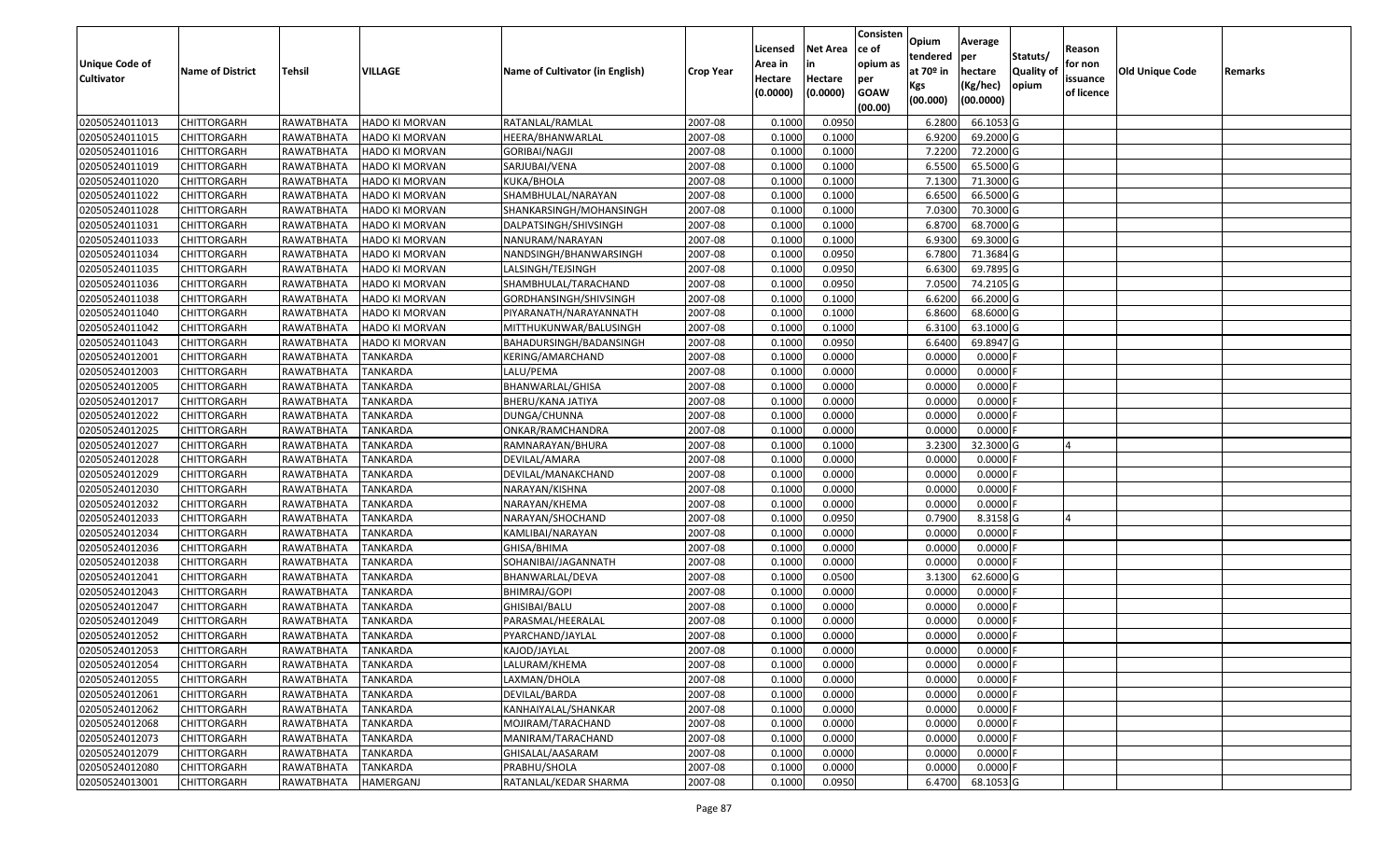| Unique Code of Cultivator | Name of District | Tehsil | VILLAGE | Name of Cultivator (in English) | Crop Year | Licensed Area in Hectare (0.0000) | Net Area in Hectare (0.0000) | Consistence of opium as per GOAW (00.00) | Opium tendered at 70º in Kgs (00.000) | Average per hectare (Kg/hec) (00.0000) | Statuts/ Quality of opium | Reason for non issuance of licence | Old Unique Code | Remarks |
|---|---|---|---|---|---|---|---|---|---|---|---|---|---|---|
| 02050524011013 | CHITTORGARH | RAWATBHATA | HADO KI MORVAN | RATANLAL/RAMLAL | 2007-08 | 0.1000 | 0.0950 | | 6.2800 | 66.1053 | G | | | |
| 02050524011015 | CHITTORGARH | RAWATBHATA | HADO KI MORVAN | HEERA/BHANWARLAL | 2007-08 | 0.1000 | 0.1000 | | 6.9200 | 69.2000 | G | | | |
| 02050524011016 | CHITTORGARH | RAWATBHATA | HADO KI MORVAN | GORIBAI/NAGJI | 2007-08 | 0.1000 | 0.1000 | | 7.2200 | 72.2000 | G | | | |
| 02050524011019 | CHITTORGARH | RAWATBHATA | HADO KI MORVAN | SARJUBAI/VENA | 2007-08 | 0.1000 | 0.1000 | | 6.5500 | 65.5000 | G | | | |
| 02050524011020 | CHITTORGARH | RAWATBHATA | HADO KI MORVAN | KUKA/BHOLA | 2007-08 | 0.1000 | 0.1000 | | 7.1300 | 71.3000 | G | | | |
| 02050524011022 | CHITTORGARH | RAWATBHATA | HADO KI MORVAN | SHAMBHULAL/NARAYAN | 2007-08 | 0.1000 | 0.1000 | | 6.6500 | 66.5000 | G | | | |
| 02050524011028 | CHITTORGARH | RAWATBHATA | HADO KI MORVAN | SHANKARSINGH/MOHANSINGH | 2007-08 | 0.1000 | 0.1000 | | 7.0300 | 70.3000 | G | | | |
| 02050524011031 | CHITTORGARH | RAWATBHATA | HADO KI MORVAN | DALPATSINGH/SHIVSINGH | 2007-08 | 0.1000 | 0.1000 | | 6.8700 | 68.7000 | G | | | |
| 02050524011033 | CHITTORGARH | RAWATBHATA | HADO KI MORVAN | NANURAM/NARAYAN | 2007-08 | 0.1000 | 0.1000 | | 6.9300 | 69.3000 | G | | | |
| 02050524011034 | CHITTORGARH | RAWATBHATA | HADO KI MORVAN | NANDSINGH/BHANWARSINGH | 2007-08 | 0.1000 | 0.0950 | | 6.7800 | 71.3684 | G | | | |
| 02050524011035 | CHITTORGARH | RAWATBHATA | HADO KI MORVAN | LALSINGH/TEJSINGH | 2007-08 | 0.1000 | 0.0950 | | 6.6300 | 69.7895 | G | | | |
| 02050524011036 | CHITTORGARH | RAWATBHATA | HADO KI MORVAN | SHAMBHULAL/TARACHAND | 2007-08 | 0.1000 | 0.0950 | | 7.0500 | 74.2105 | G | | | |
| 02050524011038 | CHITTORGARH | RAWATBHATA | HADO KI MORVAN | GORDHANSINGH/SHIVSINGH | 2007-08 | 0.1000 | 0.1000 | | 6.6200 | 66.2000 | G | | | |
| 02050524011040 | CHITTORGARH | RAWATBHATA | HADO KI MORVAN | PIYARANATH/NARAYANNATH | 2007-08 | 0.1000 | 0.1000 | | 6.8600 | 68.6000 | G | | | |
| 02050524011042 | CHITTORGARH | RAWATBHATA | HADO KI MORVAN | MITTHUKUNWAR/BALUSINGH | 2007-08 | 0.1000 | 0.1000 | | 6.3100 | 63.1000 | G | | | |
| 02050524011043 | CHITTORGARH | RAWATBHATA | HADO KI MORVAN | BAHADURSINGH/BADANSINGH | 2007-08 | 0.1000 | 0.0950 | | 6.6400 | 69.8947 | G | | | |
| 02050524012001 | CHITTORGARH | RAWATBHATA | TANKARDA | KERING/AMARCHAND | 2007-08 | 0.1000 | 0.0000 | | 0.0000 | 0.0000 | F | | | |
| 02050524012003 | CHITTORGARH | RAWATBHATA | TANKARDA | LALU/PEMA | 2007-08 | 0.1000 | 0.0000 | | 0.0000 | 0.0000 | F | | | |
| 02050524012005 | CHITTORGARH | RAWATBHATA | TANKARDA | BHANWARLAL/GHISA | 2007-08 | 0.1000 | 0.0000 | | 0.0000 | 0.0000 | F | | | |
| 02050524012017 | CHITTORGARH | RAWATBHATA | TANKARDA | BHERU/KANA JATIYA | 2007-08 | 0.1000 | 0.0000 | | 0.0000 | 0.0000 | F | | | |
| 02050524012022 | CHITTORGARH | RAWATBHATA | TANKARDA | DUNGA/CHUNNA | 2007-08 | 0.1000 | 0.0000 | | 0.0000 | 0.0000 | F | | | |
| 02050524012025 | CHITTORGARH | RAWATBHATA | TANKARDA | ONKAR/RAMCHANDRA | 2007-08 | 0.1000 | 0.0000 | | 0.0000 | 0.0000 | F | | | |
| 02050524012027 | CHITTORGARH | RAWATBHATA | TANKARDA | RAMNARAYAN/BHURA | 2007-08 | 0.1000 | 0.1000 | | 3.2300 | 32.3000 | G | 4 | | |
| 02050524012028 | CHITTORGARH | RAWATBHATA | TANKARDA | DEVILAL/AMARA | 2007-08 | 0.1000 | 0.0000 | | 0.0000 | 0.0000 | F | | | |
| 02050524012029 | CHITTORGARH | RAWATBHATA | TANKARDA | DEVILAL/MANAKCHAND | 2007-08 | 0.1000 | 0.0000 | | 0.0000 | 0.0000 | F | | | |
| 02050524012030 | CHITTORGARH | RAWATBHATA | TANKARDA | NARAYAN/KISHNA | 2007-08 | 0.1000 | 0.0000 | | 0.0000 | 0.0000 | F | | | |
| 02050524012032 | CHITTORGARH | RAWATBHATA | TANKARDA | NARAYAN/KHEMA | 2007-08 | 0.1000 | 0.0000 | | 0.0000 | 0.0000 | F | | | |
| 02050524012033 | CHITTORGARH | RAWATBHATA | TANKARDA | NARAYAN/SHOCHAND | 2007-08 | 0.1000 | 0.0950 | | 0.7900 | 8.3158 | G | 4 | | |
| 02050524012034 | CHITTORGARH | RAWATBHATA | TANKARDA | KAMLIBAI/NARAYAN | 2007-08 | 0.1000 | 0.0000 | | 0.0000 | 0.0000 | F | | | |
| 02050524012036 | CHITTORGARH | RAWATBHATA | TANKARDA | GHISA/BHIMA | 2007-08 | 0.1000 | 0.0000 | | 0.0000 | 0.0000 | F | | | |
| 02050524012038 | CHITTORGARH | RAWATBHATA | TANKARDA | SOHANIBAI/JAGANNATH | 2007-08 | 0.1000 | 0.0000 | | 0.0000 | 0.0000 | F | | | |
| 02050524012041 | CHITTORGARH | RAWATBHATA | TANKARDA | BHANWARLAL/DEVA | 2007-08 | 0.1000 | 0.0500 | | 3.1300 | 62.6000 | G | | | |
| 02050524012043 | CHITTORGARH | RAWATBHATA | TANKARDA | BHIMRAJ/GOPI | 2007-08 | 0.1000 | 0.0000 | | 0.0000 | 0.0000 | F | | | |
| 02050524012047 | CHITTORGARH | RAWATBHATA | TANKARDA | GHISIBAI/BALU | 2007-08 | 0.1000 | 0.0000 | | 0.0000 | 0.0000 | F | | | |
| 02050524012049 | CHITTORGARH | RAWATBHATA | TANKARDA | PARASMAL/HEERALAL | 2007-08 | 0.1000 | 0.0000 | | 0.0000 | 0.0000 | F | | | |
| 02050524012052 | CHITTORGARH | RAWATBHATA | TANKARDA | PYARCHAND/JAYLAL | 2007-08 | 0.1000 | 0.0000 | | 0.0000 | 0.0000 | F | | | |
| 02050524012053 | CHITTORGARH | RAWATBHATA | TANKARDA | KAJOD/JAYLAL | 2007-08 | 0.1000 | 0.0000 | | 0.0000 | 0.0000 | F | | | |
| 02050524012054 | CHITTORGARH | RAWATBHATA | TANKARDA | LALURAM/KHEMA | 2007-08 | 0.1000 | 0.0000 | | 0.0000 | 0.0000 | F | | | |
| 02050524012055 | CHITTORGARH | RAWATBHATA | TANKARDA | LAXMAN/DHOLA | 2007-08 | 0.1000 | 0.0000 | | 0.0000 | 0.0000 | F | | | |
| 02050524012061 | CHITTORGARH | RAWATBHATA | TANKARDA | DEVILAL/BARDA | 2007-08 | 0.1000 | 0.0000 | | 0.0000 | 0.0000 | F | | | |
| 02050524012062 | CHITTORGARH | RAWATBHATA | TANKARDA | KANHAIYALAL/SHANKAR | 2007-08 | 0.1000 | 0.0000 | | 0.0000 | 0.0000 | F | | | |
| 02050524012068 | CHITTORGARH | RAWATBHATA | TANKARDA | MOJIRAM/TARACHAND | 2007-08 | 0.1000 | 0.0000 | | 0.0000 | 0.0000 | F | | | |
| 02050524012073 | CHITTORGARH | RAWATBHATA | TANKARDA | MANIRAM/TARACHAND | 2007-08 | 0.1000 | 0.0000 | | 0.0000 | 0.0000 | F | | | |
| 02050524012079 | CHITTORGARH | RAWATBHATA | TANKARDA | GHISALAL/AASARAM | 2007-08 | 0.1000 | 0.0000 | | 0.0000 | 0.0000 | F | | | |
| 02050524012080 | CHITTORGARH | RAWATBHATA | TANKARDA | PRABHU/SHOLA | 2007-08 | 0.1000 | 0.0000 | | 0.0000 | 0.0000 | F | | | |
| 02050524013001 | CHITTORGARH | RAWATBHATA | HAMERGANJ | RATANLAL/KEDAR SHARMA | 2007-08 | 0.1000 | 0.0950 | | 6.4700 | 68.1053 | G | | | |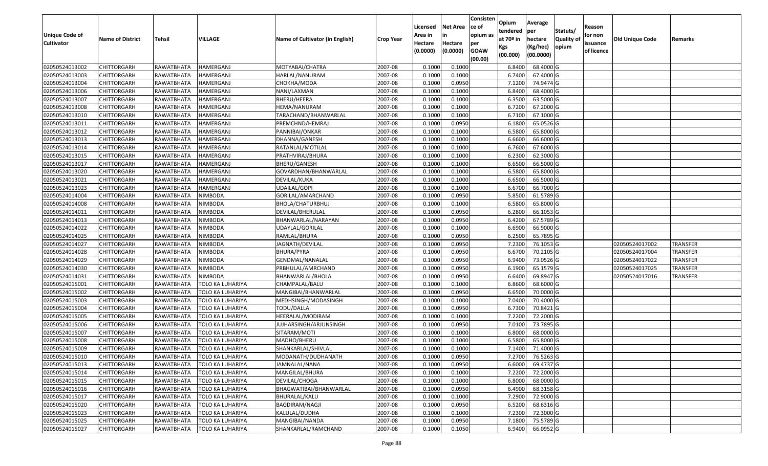| Unique Code of Cultivator | Name of District | Tehsil | VILLAGE | Name of Cultivator (in English) | Crop Year | Licensed Area in Hectare (0.0000) | Net Area in Hectare (0.0000) | Consistence of opium as per GOAW (00.00) | Opium tendered at 70º in Kgs (00.000) | Average per hectare (Kg/hec) (00.0000) | Statuts/ Quality of opium | Reason for non issuance of licence | Old Unique Code | Remarks |
|---|---|---|---|---|---|---|---|---|---|---|---|---|---|---|
| 02050524013002 | CHITTORGARH | RAWATBHATA | HAMERGANJ | MOTYABAI/CHATRA | 2007-08 | 0.1000 | 0.1000 | | 6.8400 | 68.4000 | G | | | |
| 02050524013003 | CHITTORGARH | RAWATBHATA | HAMERGANJ | HARLAL/NANURAM | 2007-08 | 0.1000 | 0.1000 | | 6.7400 | 67.4000 | G | | | |
| 02050524013004 | CHITTORGARH | RAWATBHATA | HAMERGANJ | CHOKHA/MODA | 2007-08 | 0.1000 | 0.0950 | | 7.1200 | 74.9474 | G | | | |
| 02050524013006 | CHITTORGARH | RAWATBHATA | HAMERGANJ | NANI/LAXMAN | 2007-08 | 0.1000 | 0.1000 | | 6.8400 | 68.4000 | G | | | |
| 02050524013007 | CHITTORGARH | RAWATBHATA | HAMERGANJ | BHERU/HEERA | 2007-08 | 0.1000 | 0.1000 | | 6.3500 | 63.5000 | G | | | |
| 02050524013008 | CHITTORGARH | RAWATBHATA | HAMERGANJ | HEMA/NANURAM | 2007-08 | 0.1000 | 0.1000 | | 6.7200 | 67.2000 | G | | | |
| 02050524013010 | CHITTORGARH | RAWATBHATA | HAMERGANJ | TARACHAND/BHANWARLAL | 2007-08 | 0.1000 | 0.1000 | | 6.7100 | 67.1000 | G | | | |
| 02050524013011 | CHITTORGARH | RAWATBHATA | HAMERGANJ | PREMCHND/HEMRAJ | 2007-08 | 0.1000 | 0.0950 | | 6.1800 | 65.0526 | G | | | |
| 02050524013012 | CHITTORGARH | RAWATBHATA | HAMERGANJ | PANNIBAI/ONKAR | 2007-08 | 0.1000 | 0.1000 | | 6.5800 | 65.8000 | G | | | |
| 02050524013013 | CHITTORGARH | RAWATBHATA | HAMERGANJ | DHANNA/GANESH | 2007-08 | 0.1000 | 0.1000 | | 6.6600 | 66.6000 | G | | | |
| 02050524013014 | CHITTORGARH | RAWATBHATA | HAMERGANJ | RATANLAL/MOTILAL | 2007-08 | 0.1000 | 0.1000 | | 6.7600 | 67.6000 | G | | | |
| 02050524013015 | CHITTORGARH | RAWATBHATA | HAMERGANJ | PRATHVIRAJ/BHURA | 2007-08 | 0.1000 | 0.1000 | | 6.2300 | 62.3000 | G | | | |
| 02050524013017 | CHITTORGARH | RAWATBHATA | HAMERGANJ | BHERU/GANESH | 2007-08 | 0.1000 | 0.1000 | | 6.6500 | 66.5000 | G | | | |
| 02050524013020 | CHITTORGARH | RAWATBHATA | HAMERGANJ | GOVARDHAN/BHANWARLAL | 2007-08 | 0.1000 | 0.1000 | | 6.5800 | 65.8000 | G | | | |
| 02050524013021 | CHITTORGARH | RAWATBHATA | HAMERGANJ | DEVILAL/KUKA | 2007-08 | 0.1000 | 0.1000 | | 6.6500 | 66.5000 | G | | | |
| 02050524013023 | CHITTORGARH | RAWATBHATA | HAMERGANJ | UDAILAL/GOPI | 2007-08 | 0.1000 | 0.1000 | | 6.6700 | 66.7000 | G | | | |
| 02050524014004 | CHITTORGARH | RAWATBHATA | NIMBODA | GORILAL/AMARCHAND | 2007-08 | 0.1000 | 0.0950 | | 5.8500 | 61.5789 | G | | | |
| 02050524014008 | CHITTORGARH | RAWATBHATA | NIMBODA | BHOLA/CHATURBHUJ | 2007-08 | 0.1000 | 0.1000 | | 6.5800 | 65.8000 | G | | | |
| 02050524014011 | CHITTORGARH | RAWATBHATA | NIMBODA | DEVILAL/BHERULAL | 2007-08 | 0.1000 | 0.0950 | | 6.2800 | 66.1053 | G | | | |
| 02050524014013 | CHITTORGARH | RAWATBHATA | NIMBODA | BHANWARLAL/NARAYAN | 2007-08 | 0.1000 | 0.0950 | | 6.4200 | 67.5789 | G | | | |
| 02050524014022 | CHITTORGARH | RAWATBHATA | NIMBODA | UDAYLAL/GORILAL | 2007-08 | 0.1000 | 0.1000 | | 6.6900 | 66.9000 | G | | | |
| 02050524014025 | CHITTORGARH | RAWATBHATA | NIMBODA | RAMLAL/BHURA | 2007-08 | 0.1000 | 0.0950 | | 6.2500 | 65.7895 | G | | | |
| 02050524014027 | CHITTORGARH | RAWATBHATA | NIMBODA | JAGNATH/DEVILAL | 2007-08 | 0.1000 | 0.0950 | | 7.2300 | 76.1053 | G | | 02050524017002 | TRANSFER |
| 02050524014028 | CHITTORGARH | RAWATBHATA | NIMBODA | BHURA/PYRA | 2007-08 | 0.1000 | 0.0950 | | 6.6700 | 70.2105 | G | | 02050524017004 | TRANSFER |
| 02050524014029 | CHITTORGARH | RAWATBHATA | NIMBODA | GENDMAL/NANALAL | 2007-08 | 0.1000 | 0.0950 | | 6.9400 | 73.0526 | G | | 02050524017022 | TRANSFER |
| 02050524014030 | CHITTORGARH | RAWATBHATA | NIMBODA | PRBHULAL/AMRCHAND | 2007-08 | 0.1000 | 0.0950 | | 6.1900 | 65.1579 | G | | 02050524017025 | TRANSFER |
| 02050524014031 | CHITTORGARH | RAWATBHATA | NIMBODA | BHANWARLAL/BHOLA | 2007-08 | 0.1000 | 0.0950 | | 6.6400 | 69.8947 | G | | 02050524017016 | TRANSFER |
| 02050524015001 | CHITTORGARH | RAWATBHATA | TOLO KA LUHARIYA | CHAMPALAL/BALU | 2007-08 | 0.1000 | 0.1000 | | 6.8600 | 68.6000 | G | | | |
| 02050524015002 | CHITTORGARH | RAWATBHATA | TOLO KA LUHARIYA | MANGIBAI/BHANWARLAL | 2007-08 | 0.1000 | 0.0950 | | 6.6500 | 70.0000 | G | | | |
| 02050524015003 | CHITTORGARH | RAWATBHATA | TOLO KA LUHARIYA | MEDHSINGH/MODASINGH | 2007-08 | 0.1000 | 0.1000 | | 7.0400 | 70.4000 | G | | | |
| 02050524015004 | CHITTORGARH | RAWATBHATA | TOLO KA LUHARIYA | TODU/DALLA | 2007-08 | 0.1000 | 0.0950 | | 6.7300 | 70.8421 | G | | | |
| 02050524015005 | CHITTORGARH | RAWATBHATA | TOLO KA LUHARIYA | HEERALAL/MODIRAM | 2007-08 | 0.1000 | 0.1000 | | 7.2200 | 72.2000 | G | | | |
| 02050524015006 | CHITTORGARH | RAWATBHATA | TOLO KA LUHARIYA | JUJHARSINGH/ARJUNSINGH | 2007-08 | 0.1000 | 0.0950 | | 7.0100 | 73.7895 | G | | | |
| 02050524015007 | CHITTORGARH | RAWATBHATA | TOLO KA LUHARIYA | SITARAM/MOTI | 2007-08 | 0.1000 | 0.1000 | | 6.8000 | 68.0000 | G | | | |
| 02050524015008 | CHITTORGARH | RAWATBHATA | TOLO KA LUHARIYA | MADHO/BHERU | 2007-08 | 0.1000 | 0.1000 | | 6.5800 | 65.8000 | G | | | |
| 02050524015009 | CHITTORGARH | RAWATBHATA | TOLO KA LUHARIYA | SHANKARLAL/SHIVLAL | 2007-08 | 0.1000 | 0.1000 | | 7.1400 | 71.4000 | G | | | |
| 02050524015010 | CHITTORGARH | RAWATBHATA | TOLO KA LUHARIYA | MODANATH/DUDHANATH | 2007-08 | 0.1000 | 0.0950 | | 7.2700 | 76.5263 | G | | | |
| 02050524015013 | CHITTORGARH | RAWATBHATA | TOLO KA LUHARIYA | JAMNALAL/NANA | 2007-08 | 0.1000 | 0.0950 | | 6.6000 | 69.4737 | G | | | |
| 02050524015014 | CHITTORGARH | RAWATBHATA | TOLO KA LUHARIYA | MANGILAL/BHURA | 2007-08 | 0.1000 | 0.1000 | | 7.2200 | 72.2000 | G | | | |
| 02050524015015 | CHITTORGARH | RAWATBHATA | TOLO KA LUHARIYA | DEVILAL/CHOGA | 2007-08 | 0.1000 | 0.1000 | | 6.8000 | 68.0000 | G | | | |
| 02050524015016 | CHITTORGARH | RAWATBHATA | TOLO KA LUHARIYA | BHAGWATIBAI/BHANWARLAL | 2007-08 | 0.1000 | 0.0950 | | 6.4900 | 68.3158 | G | | | |
| 02050524015017 | CHITTORGARH | RAWATBHATA | TOLO KA LUHARIYA | BHURALAL/KALU | 2007-08 | 0.1000 | 0.1000 | | 7.2900 | 72.9000 | G | | | |
| 02050524015020 | CHITTORGARH | RAWATBHATA | TOLO KA LUHARIYA | BAGDIRAM/NAGJI | 2007-08 | 0.1000 | 0.0950 | | 6.5200 | 68.6316 | G | | | |
| 02050524015023 | CHITTORGARH | RAWATBHATA | TOLO KA LUHARIYA | KALULAL/DUDHA | 2007-08 | 0.1000 | 0.1000 | | 7.2300 | 72.3000 | G | | | |
| 02050524015025 | CHITTORGARH | RAWATBHATA | TOLO KA LUHARIYA | MANGIBAI/NANDA | 2007-08 | 0.1000 | 0.0950 | | 7.1800 | 75.5789 | G | | | |
| 02050524015027 | CHITTORGARH | RAWATBHATA | TOLO KA LUHARIYA | SHANKARLAL/RAMCHAND | 2007-08 | 0.1000 | 0.1050 | | 6.9400 | 66.0952 | G | | | |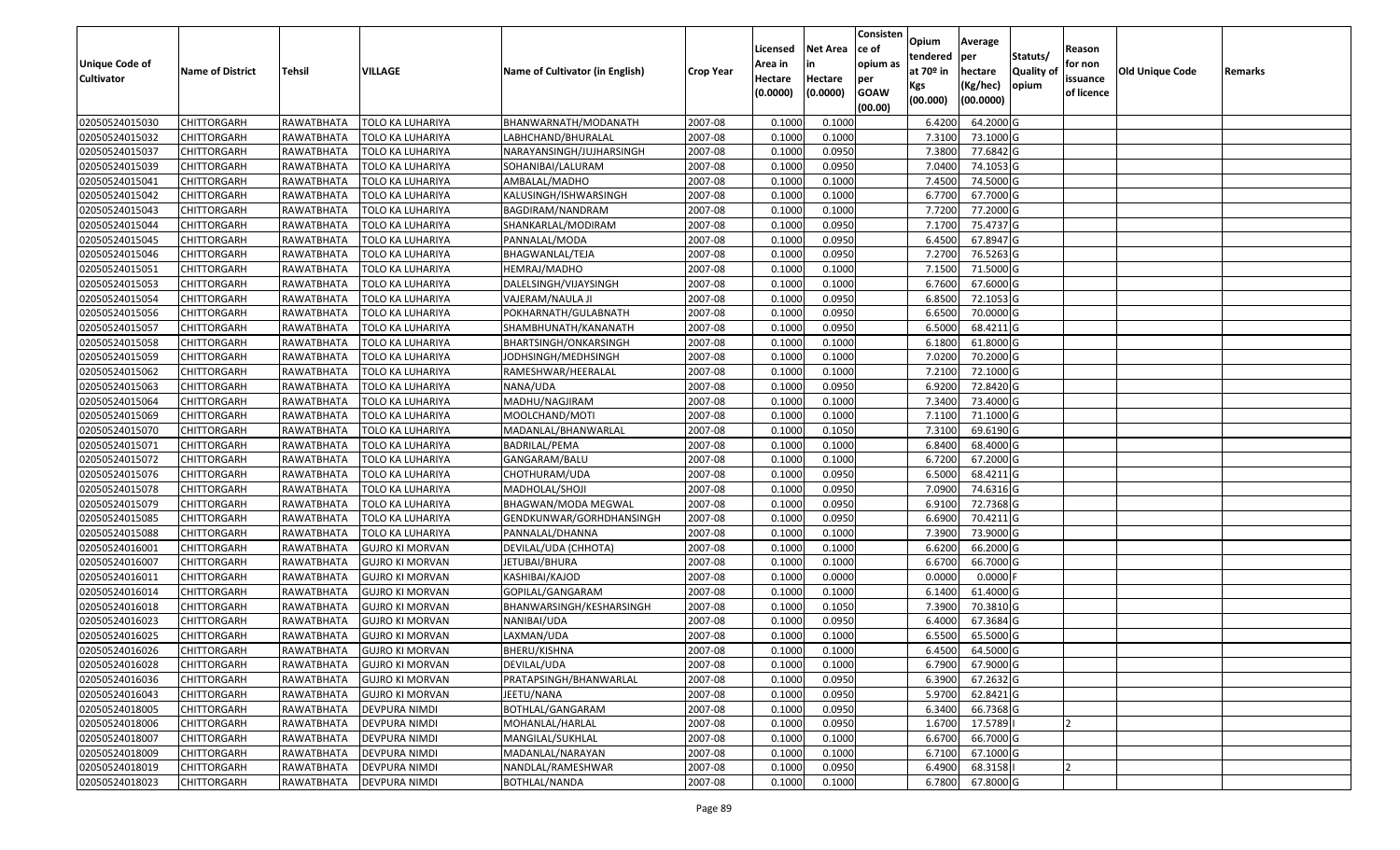| Unique Code of Cultivator | Name of District | Tehsil | VILLAGE | Name of Cultivator (in English) | Crop Year | Licensed Area in Hectare (0.0000) | Net Area in Hectare (0.0000) | Consistence of opium as per GOAW (00.00) | Opium tendered at 70º in Kgs (00.000) | Average per hectare (Kg/hec) (00.0000) | Statuts/ Quality of opium | Reason for non issuance of licence | Old Unique Code | Remarks |
|---|---|---|---|---|---|---|---|---|---|---|---|---|---|---|
| 02050524015030 | CHITTORGARH | RAWATBHATA | TOLO KA LUHARIYA | BHANWARNATH/MODANATH | 2007-08 | 0.1000 | 0.1000 | | 6.4200 | 64.2000 | G | | | |
| 02050524015032 | CHITTORGARH | RAWATBHATA | TOLO KA LUHARIYA | LABHCHAND/BHURALAL | 2007-08 | 0.1000 | 0.1000 | | 7.3100 | 73.1000 | G | | | |
| 02050524015037 | CHITTORGARH | RAWATBHATA | TOLO KA LUHARIYA | NARAYANSINGH/JUJHARSINGH | 2007-08 | 0.1000 | 0.0950 | | 7.3800 | 77.6842 | G | | | |
| 02050524015039 | CHITTORGARH | RAWATBHATA | TOLO KA LUHARIYA | SOHANIBAI/LALURAM | 2007-08 | 0.1000 | 0.0950 | | 7.0400 | 74.1053 | G | | | |
| 02050524015041 | CHITTORGARH | RAWATBHATA | TOLO KA LUHARIYA | AMBALAL/MADHO | 2007-08 | 0.1000 | 0.1000 | | 7.4500 | 74.5000 | G | | | |
| 02050524015042 | CHITTORGARH | RAWATBHATA | TOLO KA LUHARIYA | KALUSINGH/ISHWARSINGH | 2007-08 | 0.1000 | 0.1000 | | 6.7700 | 67.7000 | G | | | |
| 02050524015043 | CHITTORGARH | RAWATBHATA | TOLO KA LUHARIYA | BAGDIRAM/NANDRAM | 2007-08 | 0.1000 | 0.1000 | | 7.7200 | 77.2000 | G | | | |
| 02050524015044 | CHITTORGARH | RAWATBHATA | TOLO KA LUHARIYA | SHANKARLAL/MODIRAM | 2007-08 | 0.1000 | 0.0950 | | 7.1700 | 75.4737 | G | | | |
| 02050524015045 | CHITTORGARH | RAWATBHATA | TOLO KA LUHARIYA | PANNALAL/MODA | 2007-08 | 0.1000 | 0.0950 | | 6.4500 | 67.8947 | G | | | |
| 02050524015046 | CHITTORGARH | RAWATBHATA | TOLO KA LUHARIYA | BHAGWANLAL/TEJA | 2007-08 | 0.1000 | 0.0950 | | 7.2700 | 76.5263 | G | | | |
| 02050524015051 | CHITTORGARH | RAWATBHATA | TOLO KA LUHARIYA | HEMRAJ/MADHO | 2007-08 | 0.1000 | 0.1000 | | 7.1500 | 71.5000 | G | | | |
| 02050524015053 | CHITTORGARH | RAWATBHATA | TOLO KA LUHARIYA | DALELSINGH/VIJAYSINGH | 2007-08 | 0.1000 | 0.1000 | | 6.7600 | 67.6000 | G | | | |
| 02050524015054 | CHITTORGARH | RAWATBHATA | TOLO KA LUHARIYA | VAJERAM/NAULA JI | 2007-08 | 0.1000 | 0.0950 | | 6.8500 | 72.1053 | G | | | |
| 02050524015056 | CHITTORGARH | RAWATBHATA | TOLO KA LUHARIYA | POKHARNATH/GULABNATH | 2007-08 | 0.1000 | 0.0950 | | 6.6500 | 70.0000 | G | | | |
| 02050524015057 | CHITTORGARH | RAWATBHATA | TOLO KA LUHARIYA | SHAMBHUNATH/KANANATH | 2007-08 | 0.1000 | 0.0950 | | 6.5000 | 68.4211 | G | | | |
| 02050524015058 | CHITTORGARH | RAWATBHATA | TOLO KA LUHARIYA | BHARTSINGH/ONKARSINGH | 2007-08 | 0.1000 | 0.1000 | | 6.1800 | 61.8000 | G | | | |
| 02050524015059 | CHITTORGARH | RAWATBHATA | TOLO KA LUHARIYA | JODHSINGH/MEDHSINGH | 2007-08 | 0.1000 | 0.1000 | | 7.0200 | 70.2000 | G | | | |
| 02050524015062 | CHITTORGARH | RAWATBHATA | TOLO KA LUHARIYA | RAMESHWAR/HEERALAL | 2007-08 | 0.1000 | 0.1000 | | 7.2100 | 72.1000 | G | | | |
| 02050524015063 | CHITTORGARH | RAWATBHATA | TOLO KA LUHARIYA | NANA/UDA | 2007-08 | 0.1000 | 0.0950 | | 6.9200 | 72.8420 | G | | | |
| 02050524015064 | CHITTORGARH | RAWATBHATA | TOLO KA LUHARIYA | MADHU/NAGJIRAM | 2007-08 | 0.1000 | 0.1000 | | 7.3400 | 73.4000 | G | | | |
| 02050524015069 | CHITTORGARH | RAWATBHATA | TOLO KA LUHARIYA | MOOLCHAND/MOTI | 2007-08 | 0.1000 | 0.1000 | | 7.1100 | 71.1000 | G | | | |
| 02050524015070 | CHITTORGARH | RAWATBHATA | TOLO KA LUHARIYA | MADANLAL/BHANWARLAL | 2007-08 | 0.1000 | 0.1050 | | 7.3100 | 69.6190 | G | | | |
| 02050524015071 | CHITTORGARH | RAWATBHATA | TOLO KA LUHARIYA | BADRILAL/PEMA | 2007-08 | 0.1000 | 0.1000 | | 6.8400 | 68.4000 | G | | | |
| 02050524015072 | CHITTORGARH | RAWATBHATA | TOLO KA LUHARIYA | GANGARAM/BALU | 2007-08 | 0.1000 | 0.1000 | | 6.7200 | 67.2000 | G | | | |
| 02050524015076 | CHITTORGARH | RAWATBHATA | TOLO KA LUHARIYA | CHOTHURAM/UDA | 2007-08 | 0.1000 | 0.0950 | | 6.5000 | 68.4211 | G | | | |
| 02050524015078 | CHITTORGARH | RAWATBHATA | TOLO KA LUHARIYA | MADHOLAL/SHOJI | 2007-08 | 0.1000 | 0.0950 | | 7.0900 | 74.6316 | G | | | |
| 02050524015079 | CHITTORGARH | RAWATBHATA | TOLO KA LUHARIYA | BHAGWAN/MODA MEGWAL | 2007-08 | 0.1000 | 0.0950 | | 6.9100 | 72.7368 | G | | | |
| 02050524015085 | CHITTORGARH | RAWATBHATA | TOLO KA LUHARIYA | GENDKUNWAR/GORHDHANSINGH | 2007-08 | 0.1000 | 0.0950 | | 6.6900 | 70.4211 | G | | | |
| 02050524015088 | CHITTORGARH | RAWATBHATA | TOLO KA LUHARIYA | PANNALAL/DHANNA | 2007-08 | 0.1000 | 0.1000 | | 7.3900 | 73.9000 | G | | | |
| 02050524016001 | CHITTORGARH | RAWATBHATA | GUJRO KI MORVAN | DEVILAL/UDA (CHHOTA) | 2007-08 | 0.1000 | 0.1000 | | 6.6200 | 66.2000 | G | | | |
| 02050524016007 | CHITTORGARH | RAWATBHATA | GUJRO KI MORVAN | JETUBAI/BHURA | 2007-08 | 0.1000 | 0.1000 | | 6.6700 | 66.7000 | G | | | |
| 02050524016011 | CHITTORGARH | RAWATBHATA | GUJRO KI MORVAN | KASHIBAI/KAJOD | 2007-08 | 0.1000 | 0.0000 | | 0.0000 | 0.0000 | F | | | |
| 02050524016014 | CHITTORGARH | RAWATBHATA | GUJRO KI MORVAN | GOPILAL/GANGARAM | 2007-08 | 0.1000 | 0.1000 | | 6.1400 | 61.4000 | G | | | |
| 02050524016018 | CHITTORGARH | RAWATBHATA | GUJRO KI MORVAN | BHANWARSINGH/KESHARSINGH | 2007-08 | 0.1000 | 0.1050 | | 7.3900 | 70.3810 | G | | | |
| 02050524016023 | CHITTORGARH | RAWATBHATA | GUJRO KI MORVAN | NANIBAI/UDA | 2007-08 | 0.1000 | 0.0950 | | 6.4000 | 67.3684 | G | | | |
| 02050524016025 | CHITTORGARH | RAWATBHATA | GUJRO KI MORVAN | LAXMAN/UDA | 2007-08 | 0.1000 | 0.1000 | | 6.5500 | 65.5000 | G | | | |
| 02050524016026 | CHITTORGARH | RAWATBHATA | GUJRO KI MORVAN | BHERU/KISHNA | 2007-08 | 0.1000 | 0.1000 | | 6.4500 | 64.5000 | G | | | |
| 02050524016028 | CHITTORGARH | RAWATBHATA | GUJRO KI MORVAN | DEVILAL/UDA | 2007-08 | 0.1000 | 0.1000 | | 6.7900 | 67.9000 | G | | | |
| 02050524016036 | CHITTORGARH | RAWATBHATA | GUJRO KI MORVAN | PRATAPSINGH/BHANWARLAL | 2007-08 | 0.1000 | 0.0950 | | 6.3900 | 67.2632 | G | | | |
| 02050524016043 | CHITTORGARH | RAWATBHATA | GUJRO KI MORVAN | JEETU/NANA | 2007-08 | 0.1000 | 0.0950 | | 5.9700 | 62.8421 | G | | | |
| 02050524018005 | CHITTORGARH | RAWATBHATA | DEVPURA NIMDI | BOTHLAL/GANGARAM | 2007-08 | 0.1000 | 0.0950 | | 6.3400 | 66.7368 | G | | | |
| 02050524018006 | CHITTORGARH | RAWATBHATA | DEVPURA NIMDI | MOHANLAL/HARLAL | 2007-08 | 0.1000 | 0.0950 | | 1.6700 | 17.5789 | I | 2 | | |
| 02050524018007 | CHITTORGARH | RAWATBHATA | DEVPURA NIMDI | MANGILAL/SUKHLAL | 2007-08 | 0.1000 | 0.1000 | | 6.6700 | 66.7000 | G | | | |
| 02050524018009 | CHITTORGARH | RAWATBHATA | DEVPURA NIMDI | MADANLAL/NARAYAN | 2007-08 | 0.1000 | 0.1000 | | 6.7100 | 67.1000 | G | | | |
| 02050524018019 | CHITTORGARH | RAWATBHATA | DEVPURA NIMDI | NANDLAL/RAMESHWAR | 2007-08 | 0.1000 | 0.0950 | | 6.4900 | 68.3158 | I | 2 | | |
| 02050524018023 | CHITTORGARH | RAWATBHATA | DEVPURA NIMDI | BOTHLAL/NANDA | 2007-08 | 0.1000 | 0.1000 | | 6.7800 | 67.8000 | G | | | |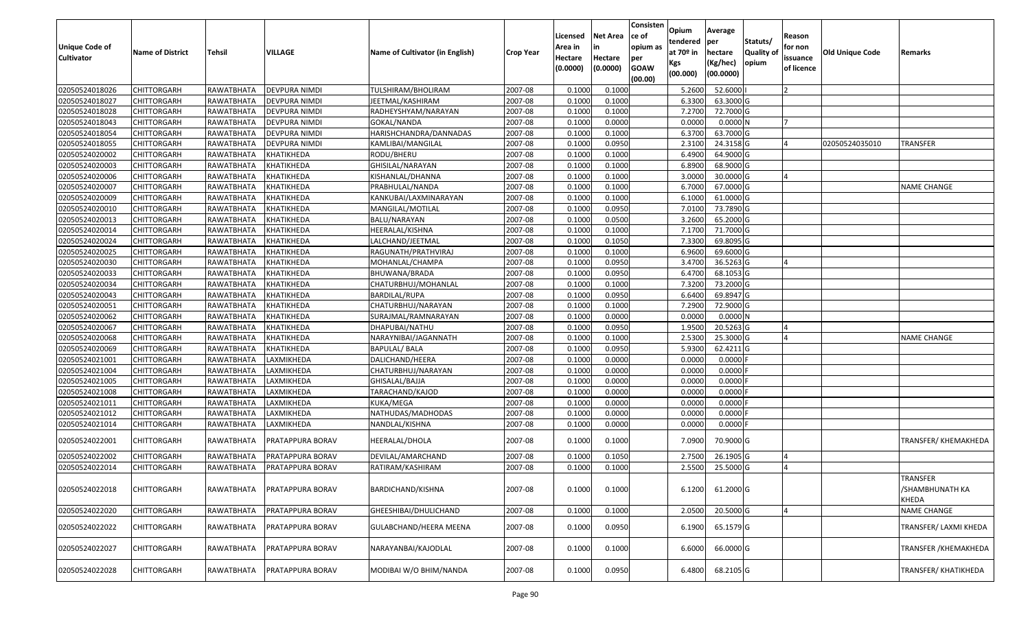| Unique Code of Cultivator | Name of District | Tehsil | VILLAGE | Name of Cultivator (in English) | Crop Year | Licensed Area in Hectare (0.0000) | Net Area in Hectare (0.0000) | Consistence of opium as per GOAW (00.00) | Opium tendered at 70º in Kgs (00.000) | Average per hectare (Kg/hec) (00.0000) | Statuts/ Quality of opium | Reason for non issuance of licence | Old Unique Code | Remarks |
|---|---|---|---|---|---|---|---|---|---|---|---|---|---|---|
| 02050524018026 | CHITTORGARH | RAWATBHATA | DEVPURA NIMDI | TULSHIRAM/BHOLIRAM | 2007-08 | 0.1000 | 0.1000 | | 5.2600 | 52.6000 | I | 2 | | |
| 02050524018027 | CHITTORGARH | RAWATBHATA | DEVPURA NIMDI | JEETMAL/KASHIRAM | 2007-08 | 0.1000 | 0.1000 | | 6.3300 | 63.3000 | G | | | |
| 02050524018028 | CHITTORGARH | RAWATBHATA | DEVPURA NIMDI | RADHEYSHYAM/NARAYAN | 2007-08 | 0.1000 | 0.1000 | | 7.2700 | 72.7000 | G | | | |
| 02050524018043 | CHITTORGARH | RAWATBHATA | DEVPURA NIMDI | GOKAL/NANDA | 2007-08 | 0.1000 | 0.0000 | | 0.0000 | 0.0000 | N | 7 | | |
| 02050524018054 | CHITTORGARH | RAWATBHATA | DEVPURA NIMDI | HARISHCHANDRA/DANNADAS | 2007-08 | 0.1000 | 0.1000 | | 6.3700 | 63.7000 | G | | | |
| 02050524018055 | CHITTORGARH | RAWATBHATA | DEVPURA NIMDI | KAMLIBAI/MANGILAL | 2007-08 | 0.1000 | 0.0950 | | 2.3100 | 24.3158 | G | 4 | 02050524035010 | TRANSFER |
| 02050524020002 | CHITTORGARH | RAWATBHATA | KHATIKHEDA | RODU/BHERU | 2007-08 | 0.1000 | 0.1000 | | 6.4900 | 64.9000 | G | | | |
| 02050524020003 | CHITTORGARH | RAWATBHATA | KHATIKHEDA | GHISILAL/NARAYAN | 2007-08 | 0.1000 | 0.1000 | | 6.8900 | 68.9000 | G | | | |
| 02050524020006 | CHITTORGARH | RAWATBHATA | KHATIKHEDA | KISHANLAL/DHANNA | 2007-08 | 0.1000 | 0.1000 | | 3.0000 | 30.0000 | G | 4 | | |
| 02050524020007 | CHITTORGARH | RAWATBHATA | KHATIKHEDA | PRABHULAL/NANDA | 2007-08 | 0.1000 | 0.1000 | | 6.7000 | 67.0000 | G | | | NAME CHANGE |
| 02050524020009 | CHITTORGARH | RAWATBHATA | KHATIKHEDA | KANKUBAI/LAXMINARAYAN | 2007-08 | 0.1000 | 0.1000 | | 6.1000 | 61.0000 | G | | | |
| 02050524020010 | CHITTORGARH | RAWATBHATA | KHATIKHEDA | MANGILAL/MOTILAL | 2007-08 | 0.1000 | 0.0950 | | 7.0100 | 73.7890 | G | | | |
| 02050524020013 | CHITTORGARH | RAWATBHATA | KHATIKHEDA | BALU/NARAYAN | 2007-08 | 0.1000 | 0.0500 | | 3.2600 | 65.2000 | G | | | |
| 02050524020014 | CHITTORGARH | RAWATBHATA | KHATIKHEDA | HEERALAL/KISHNA | 2007-08 | 0.1000 | 0.1000 | | 7.1700 | 71.7000 | G | | | |
| 02050524020024 | CHITTORGARH | RAWATBHATA | KHATIKHEDA | LALCHAND/JEETMAL | 2007-08 | 0.1000 | 0.1050 | | 7.3300 | 69.8095 | G | | | |
| 02050524020025 | CHITTORGARH | RAWATBHATA | KHATIKHEDA | RAGUNATH/PRATHVIRAJ | 2007-08 | 0.1000 | 0.1000 | | 6.9600 | 69.6000 | G | | | |
| 02050524020030 | CHITTORGARH | RAWATBHATA | KHATIKHEDA | MOHANLAL/CHAMPA | 2007-08 | 0.1000 | 0.0950 | | 3.4700 | 36.5263 | G | 4 | | |
| 02050524020033 | CHITTORGARH | RAWATBHATA | KHATIKHEDA | BHUWANA/BRADA | 2007-08 | 0.1000 | 0.0950 | | 6.4700 | 68.1053 | G | | | |
| 02050524020034 | CHITTORGARH | RAWATBHATA | KHATIKHEDA | CHATURBHUJ/MOHANLAL | 2007-08 | 0.1000 | 0.1000 | | 7.3200 | 73.2000 | G | | | |
| 02050524020043 | CHITTORGARH | RAWATBHATA | KHATIKHEDA | BARDILAL/RUPA | 2007-08 | 0.1000 | 0.0950 | | 6.6400 | 69.8947 | G | | | |
| 02050524020051 | CHITTORGARH | RAWATBHATA | KHATIKHEDA | CHATURBHUJ/NARAYAN | 2007-08 | 0.1000 | 0.1000 | | 7.2900 | 72.9000 | G | | | |
| 02050524020062 | CHITTORGARH | RAWATBHATA | KHATIKHEDA | SURAJMAL/RAMNARAYAN | 2007-08 | 0.1000 | 0.0000 | | 0.0000 | 0.0000 | N | | | |
| 02050524020067 | CHITTORGARH | RAWATBHATA | KHATIKHEDA | DHAPUBAI/NATHU | 2007-08 | 0.1000 | 0.0950 | | 1.9500 | 20.5263 | G | 4 | | |
| 02050524020068 | CHITTORGARH | RAWATBHATA | KHATIKHEDA | NARAYNIBAI/JAGANNATH | 2007-08 | 0.1000 | 0.1000 | | 2.5300 | 25.3000 | G | 4 | | NAME CHANGE |
| 02050524020069 | CHITTORGARH | RAWATBHATA | KHATIKHEDA | BAPULAL/ BALA | 2007-08 | 0.1000 | 0.0950 | | 5.9300 | 62.4211 | G | | | |
| 02050524021001 | CHITTORGARH | RAWATBHATA | LAXMIKHEDA | DALICHAND/HEERA | 2007-08 | 0.1000 | 0.0000 | | 0.0000 | 0.0000 | F | | | |
| 02050524021004 | CHITTORGARH | RAWATBHATA | LAXMIKHEDA | CHATURBHUJ/NARAYAN | 2007-08 | 0.1000 | 0.0000 | | 0.0000 | 0.0000 | F | | | |
| 02050524021005 | CHITTORGARH | RAWATBHATA | LAXMIKHEDA | GHISALAL/BAJJA | 2007-08 | 0.1000 | 0.0000 | | 0.0000 | 0.0000 | F | | | |
| 02050524021008 | CHITTORGARH | RAWATBHATA | LAXMIKHEDA | TARACHAND/KAJOD | 2007-08 | 0.1000 | 0.0000 | | 0.0000 | 0.0000 | F | | | |
| 02050524021011 | CHITTORGARH | RAWATBHATA | LAXMIKHEDA | KUKA/MEGA | 2007-08 | 0.1000 | 0.0000 | | 0.0000 | 0.0000 | F | | | |
| 02050524021012 | CHITTORGARH | RAWATBHATA | LAXMIKHEDA | NATHUDAS/MADHODAS | 2007-08 | 0.1000 | 0.0000 | | 0.0000 | 0.0000 | F | | | |
| 02050524021014 | CHITTORGARH | RAWATBHATA | LAXMIKHEDA | NANDLAL/KISHNA | 2007-08 | 0.1000 | 0.0000 | | 0.0000 | 0.0000 | F | | | |
| 02050524022001 | CHITTORGARH | RAWATBHATA | PRATAPPURA BORAV | HEERALAL/DHOLA | 2007-08 | 0.1000 | 0.1000 | | 7.0900 | 70.9000 | G | | | TRANSFER/ KHEMAKHEDA |
| 02050524022002 | CHITTORGARH | RAWATBHATA | PRATAPPURA BORAV | DEVILAL/AMARCHAND | 2007-08 | 0.1000 | 0.1050 | | 2.7500 | 26.1905 | G | 4 | | |
| 02050524022014 | CHITTORGARH | RAWATBHATA | PRATAPPURA BORAV | RATIRAM/KASHIRAM | 2007-08 | 0.1000 | 0.1000 | | 2.5500 | 25.5000 | G | 4 | | |
| 02050524022018 | CHITTORGARH | RAWATBHATA | PRATAPPURA BORAV | BARDICHAND/KISHNA | 2007-08 | 0.1000 | 0.1000 | | 6.1200 | 61.2000 | G | | | TRANSFER /SHAMBHUNATH KA KHEDA |
| 02050524022020 | CHITTORGARH | RAWATBHATA | PRATAPPURA BORAV | GHEESHIBAI/DHULICHAND | 2007-08 | 0.1000 | 0.1000 | | 2.0500 | 20.5000 | G | 4 | | NAME CHANGE |
| 02050524022022 | CHITTORGARH | RAWATBHATA | PRATAPPURA BORAV | GULABCHAND/HEERA MEENA | 2007-08 | 0.1000 | 0.0950 | | 6.1900 | 65.1579 | G | | | TRANSFER/ LAXMI KHEDA |
| 02050524022027 | CHITTORGARH | RAWATBHATA | PRATAPPURA BORAV | NARAYANBAI/KAJODLAL | 2007-08 | 0.1000 | 0.1000 | | 6.6000 | 66.0000 | G | | | TRANSFER /KHEMAKHEDA |
| 02050524022028 | CHITTORGARH | RAWATBHATA | PRATAPPURA BORAV | MODIBAI W/O BHIM/NANDA | 2007-08 | 0.1000 | 0.0950 | | 6.4800 | 68.2105 | G | | | TRANSFER/ KHATIKHEDA |